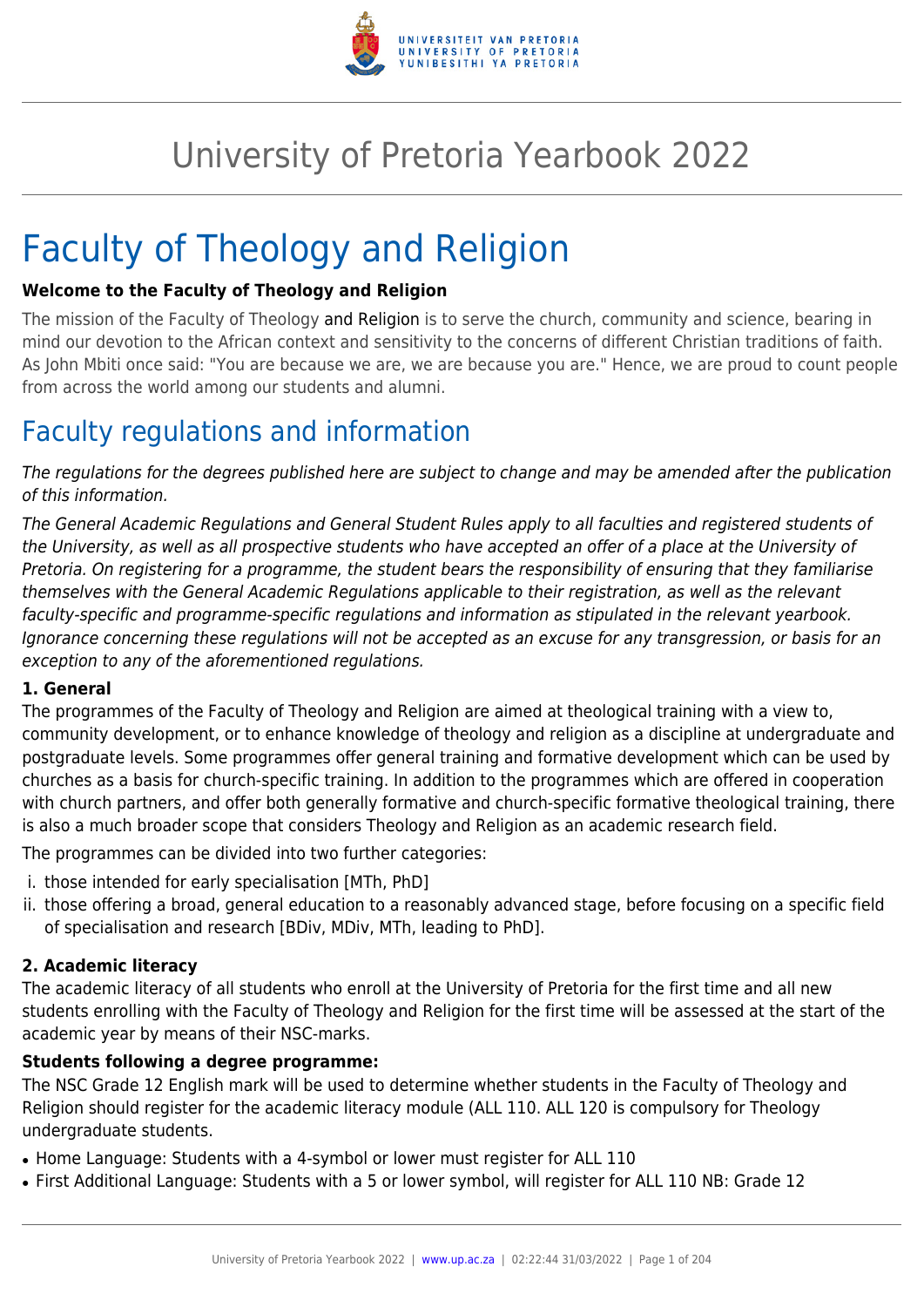# University of Pretoria Yearbook 2022

# Faculty of Theology and Religion

**Welcome to the Faculty of Theology and Religion**

The mission of the Faculty of Theology and Religion is to serve the church, community and science, bearing in mind our devotion to the African context and sensitivity to the concerns of different Christian traditions of faith. As John Mbiti once said: "You are because we are, we are because you are." Hence, we are proud to count people from across the world among our students and alumni.

## Faculty regulations and information

*The regulations for the degrees published here are subject to change and may be amended after the publication of this information.*

*The General Academic Regulations and General Student Rules apply to all faculties and registered students of the University, as well as all prospective students who have accepted an offer of a place at the University of Pretoria. On registering for a programme, the student bears the responsibility of ensuring that they familiarise themselves with the General Academic Regulations applicable to their registration, as well as the relevant faculty-specific and programme-specific regulations and information as stipulated in the relevant yearbook. Ignorance concerning these regulations will not be accepted as an excuse for any transgression, or basis for an exception to any of the aforementioned regulations.*

**1. General**

The programmes of the Faculty of Theology and Religion are aimed at theological training with a view to, community development, or to enhance knowledge of theology and religion as a discipline at undergraduate and postgraduate levels. Some programmes offer general training and formative development which can be used by churches as a basis for church-specific training. In addition to the programmes which are offered in cooperation with church partners, and offer both generally formative and church-specific formative theological training, there is also a much broader scope that considers Theology and Religion as an academic research field.

The programmes can be divided into two further categories:

i. those intended for early specialisation [MTh, PhD]
ii. those offering a broad, general education to a reasonably advanced stage, before focusing on a specific field of specialisation and research [BDiv, MDiv, MTh, leading to PhD].

**2. Academic literacy**

The academic literacy of all students who enroll at the University of Pretoria for the first time and all new students enrolling with the Faculty of Theology and Religion for the first time will be assessed at the start of the academic year by means of their NSC-marks.

**Students following a degree programme:**

The NSC Grade 12 English mark will be used to determine whether students in the Faculty of Theology and Religion should register for the academic literacy module (ALL 110. ALL 120 is compulsory for Theology undergraduate students.

- Home Language: Students with a 4-symbol or lower must register for ALL 110
- First Additional Language: Students with a 5 or lower symbol, will register for ALL 110 NB: Grade 12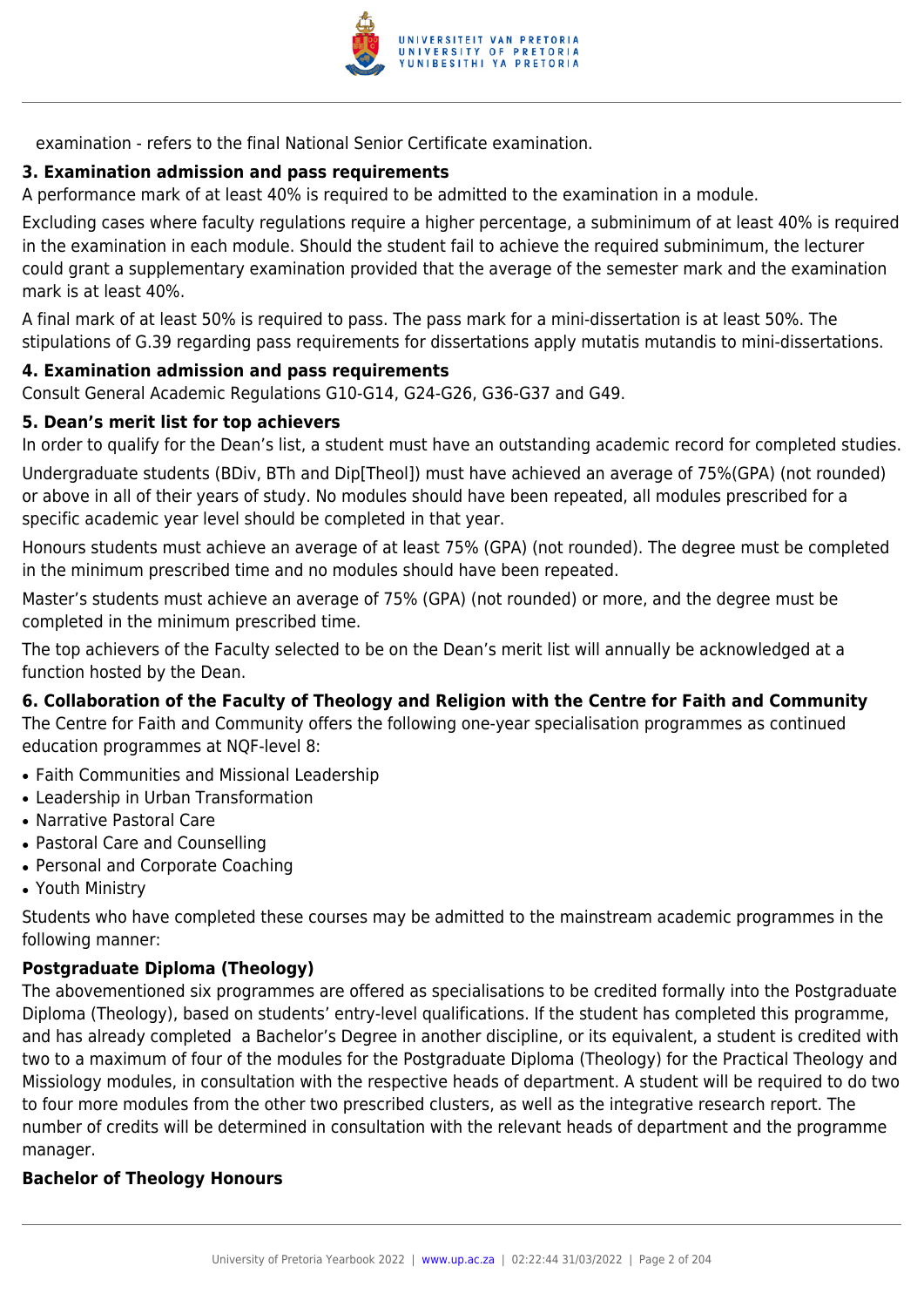examination - refers to the final National Senior Certificate examination.

**3. Examination admission and pass requirements**

A performance mark of at least 40% is required to be admitted to the examination in a module.

Excluding cases where faculty regulations require a higher percentage, a subminimum of at least 40% is required in the examination in each module. Should the student fail to achieve the required subminimum, the lecturer could grant a supplementary examination provided that the average of the semester mark and the examination mark is at least 40%.

A final mark of at least 50% is required to pass. The pass mark for a mini-dissertation is at least 50%. The stipulations of G.39 regarding pass requirements for dissertations apply mutatis mutandis to mini-dissertations.

**4. Examination admission and pass requirements**

Consult General Academic Regulations G10-G14, G24-G26, G36-G37 and G49.

**5. Dean's merit list for top achievers**

In order to qualify for the Dean's list, a student must have an outstanding academic record for completed studies.

Undergraduate students (BDiv, BTh and Dip[Theol]) must have achieved an average of 75%(GPA) (not rounded) or above in all of their years of study. No modules should have been repeated, all modules prescribed for a specific academic year level should be completed in that year.

Honours students must achieve an average of at least 75% (GPA) (not rounded). The degree must be completed in the minimum prescribed time and no modules should have been repeated.

Master's students must achieve an average of 75% (GPA) (not rounded) or more, and the degree must be completed in the minimum prescribed time.

The top achievers of the Faculty selected to be on the Dean's merit list will annually be acknowledged at a function hosted by the Dean.

**6. Collaboration of the Faculty of Theology and Religion with the Centre for Faith and Community**

The Centre for Faith and Community offers the following one-year specialisation programmes as continued education programmes at NQF-level 8:

- Faith Communities and Missional Leadership
- Leadership in Urban Transformation
- Narrative Pastoral Care
- Pastoral Care and Counselling
- Personal and Corporate Coaching
- Youth Ministry

Students who have completed these courses may be admitted to the mainstream academic programmes in the following manner:

**Postgraduate Diploma (Theology)**

The abovementioned six programmes are offered as specialisations to be credited formally into the Postgraduate Diploma (Theology), based on students' entry-level qualifications. If the student has completed this programme, and has already completed a Bachelor's Degree in another discipline, or its equivalent, a student is credited with two to a maximum of four of the modules for the Postgraduate Diploma (Theology) for the Practical Theology and Missiology modules, in consultation with the respective heads of department. A student will be required to do two to four more modules from the other two prescribed clusters, as well as the integrative research report. The number of credits will be determined in consultation with the relevant heads of department and the programme manager.

**Bachelor of Theology Honours**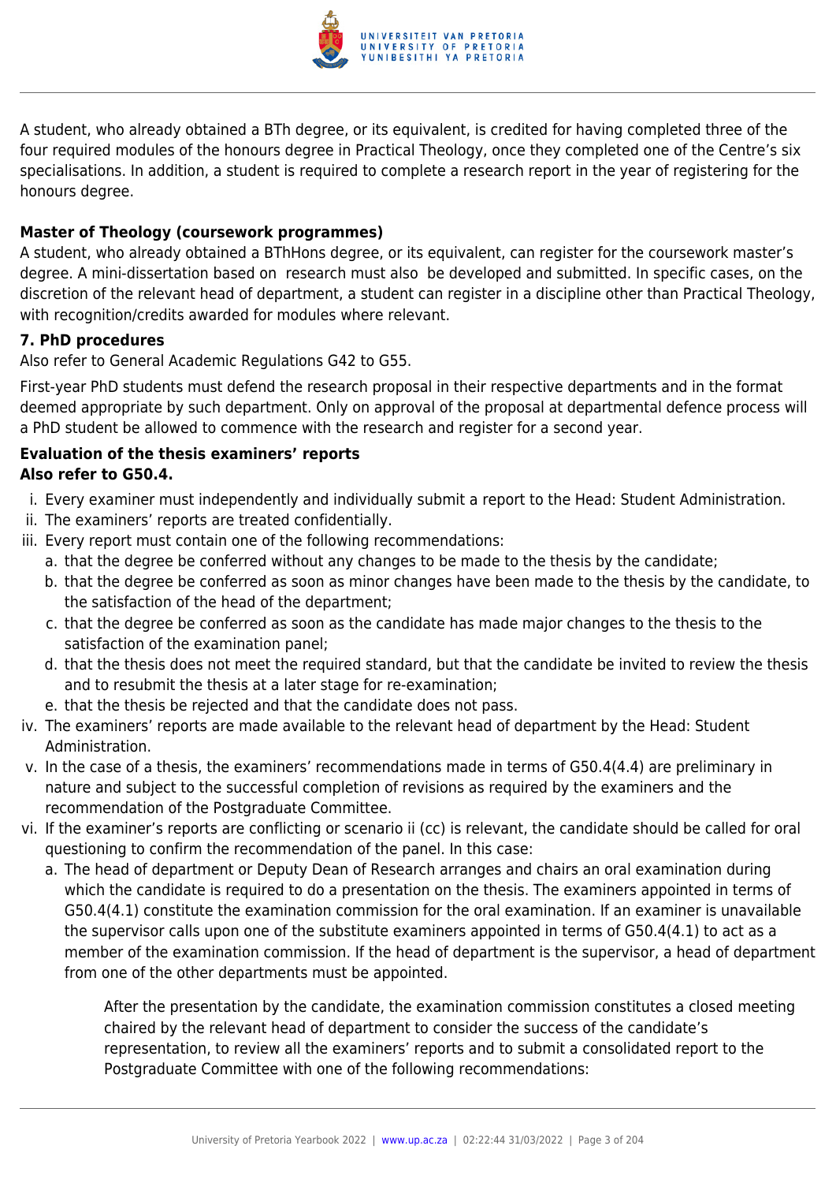A student, who already obtained a BTh degree, or its equivalent, is credited for having completed three of the four required modules of the honours degree in Practical Theology, once they completed one of the Centre's six specialisations. In addition, a student is required to complete a research report in the year of registering for the honours degree.

**Master of Theology (coursework programmes)**

A student, who already obtained a BThHons degree, or its equivalent, can register for the coursework master's degree. A mini-dissertation based on research must also be developed and submitted. In specific cases, on the discretion of the relevant head of department, a student can register in a discipline other than Practical Theology, with recognition/credits awarded for modules where relevant.

**7. PhD procedures**

Also refer to General Academic Regulations G42 to G55.

First-year PhD students must defend the research proposal in their respective departments and in the format deemed appropriate by such department. Only on approval of the proposal at departmental defence process will a PhD student be allowed to commence with the research and register for a second year.

**Evaluation of the thesis examiners' reports**
**Also refer to G50.4.**

i. Every examiner must independently and individually submit a report to the Head: Student Administration.
ii. The examiners' reports are treated confidentially.
iii. Every report must contain one of the following recommendations:
    a. that the degree be conferred without any changes to be made to the thesis by the candidate;
    b. that the degree be conferred as soon as minor changes have been made to the thesis by the candidate, to the satisfaction of the head of the department;
    c. that the degree be conferred as soon as the candidate has made major changes to the thesis to the satisfaction of the examination panel;
    d. that the thesis does not meet the required standard, but that the candidate be invited to review the thesis and to resubmit the thesis at a later stage for re-examination;
    e. that the thesis be rejected and that the candidate does not pass.
iv. The examiners' reports are made available to the relevant head of department by the Head: Student Administration.
v. In the case of a thesis, the examiners' recommendations made in terms of G50.4(4.4) are preliminary in nature and subject to the successful completion of revisions as required by the examiners and the recommendation of the Postgraduate Committee.
vi. If the examiner's reports are conflicting or scenario ii (cc) is relevant, the candidate should be called for oral questioning to confirm the recommendation of the panel. In this case:
    a. The head of department or Deputy Dean of Research arranges and chairs an oral examination during which the candidate is required to do a presentation on the thesis. The examiners appointed in terms of G50.4(4.1) constitute the examination commission for the oral examination. If an examiner is unavailable the supervisor calls upon one of the substitute examiners appointed in terms of G50.4(4.1) to act as a member of the examination commission. If the head of department is the supervisor, a head of department from one of the other departments must be appointed.

       After the presentation by the candidate, the examination commission constitutes a closed meeting chaired by the relevant head of department to consider the success of the candidate's representation, to review all the examiners' reports and to submit a consolidated report to the Postgraduate Committee with one of the following recommendations: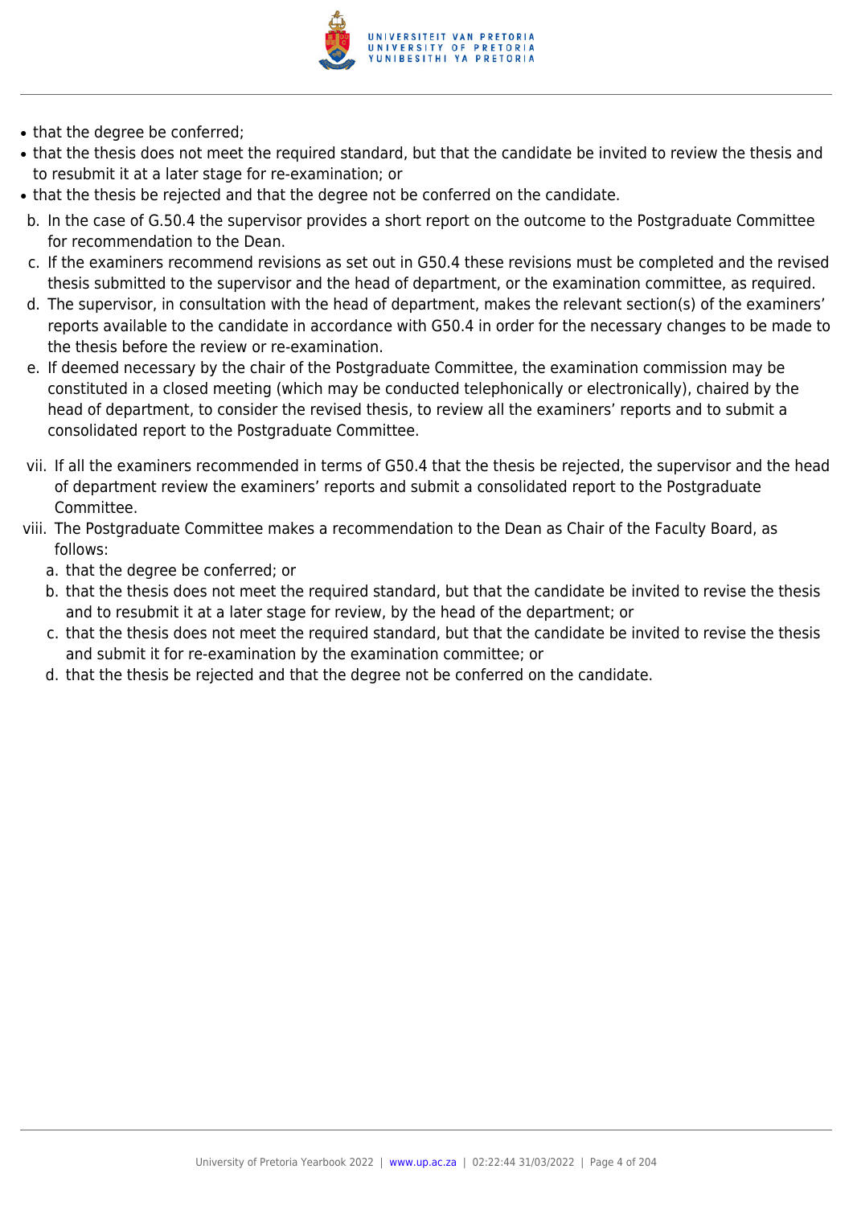- that the degree be conferred;
- that the thesis does not meet the required standard, but that the candidate be invited to review the thesis and to resubmit it at a later stage for re-examination; or
- that the thesis be rejected and that the degree not be conferred on the candidate.

b. In the case of G.50.4 the supervisor provides a short report on the outcome to the Postgraduate Committee for recommendation to the Dean.

c. If the examiners recommend revisions as set out in G50.4 these revisions must be completed and the revised thesis submitted to the supervisor and the head of department, or the examination committee, as required.

d. The supervisor, in consultation with the head of department, makes the relevant section(s) of the examiners' reports available to the candidate in accordance with G50.4 in order for the necessary changes to be made to the thesis before the review or re-examination.

e. If deemed necessary by the chair of the Postgraduate Committee, the examination commission may be constituted in a closed meeting (which may be conducted telephonically or electronically), chaired by the head of department, to consider the revised thesis, to review all the examiners' reports and to submit a consolidated report to the Postgraduate Committee.

vii. If all the examiners recommended in terms of G50.4 that the thesis be rejected, the supervisor and the head of department review the examiners' reports and submit a consolidated report to the Postgraduate Committee.

viii. The Postgraduate Committee makes a recommendation to the Dean as Chair of the Faculty Board, as follows:

   a. that the degree be conferred; or
   b. that the thesis does not meet the required standard, but that the candidate be invited to revise the thesis and to resubmit it at a later stage for review, by the head of the department; or
   c. that the thesis does not meet the required standard, but that the candidate be invited to revise the thesis and submit it for re-examination by the examination committee; or
   d. that the thesis be rejected and that the degree not be conferred on the candidate.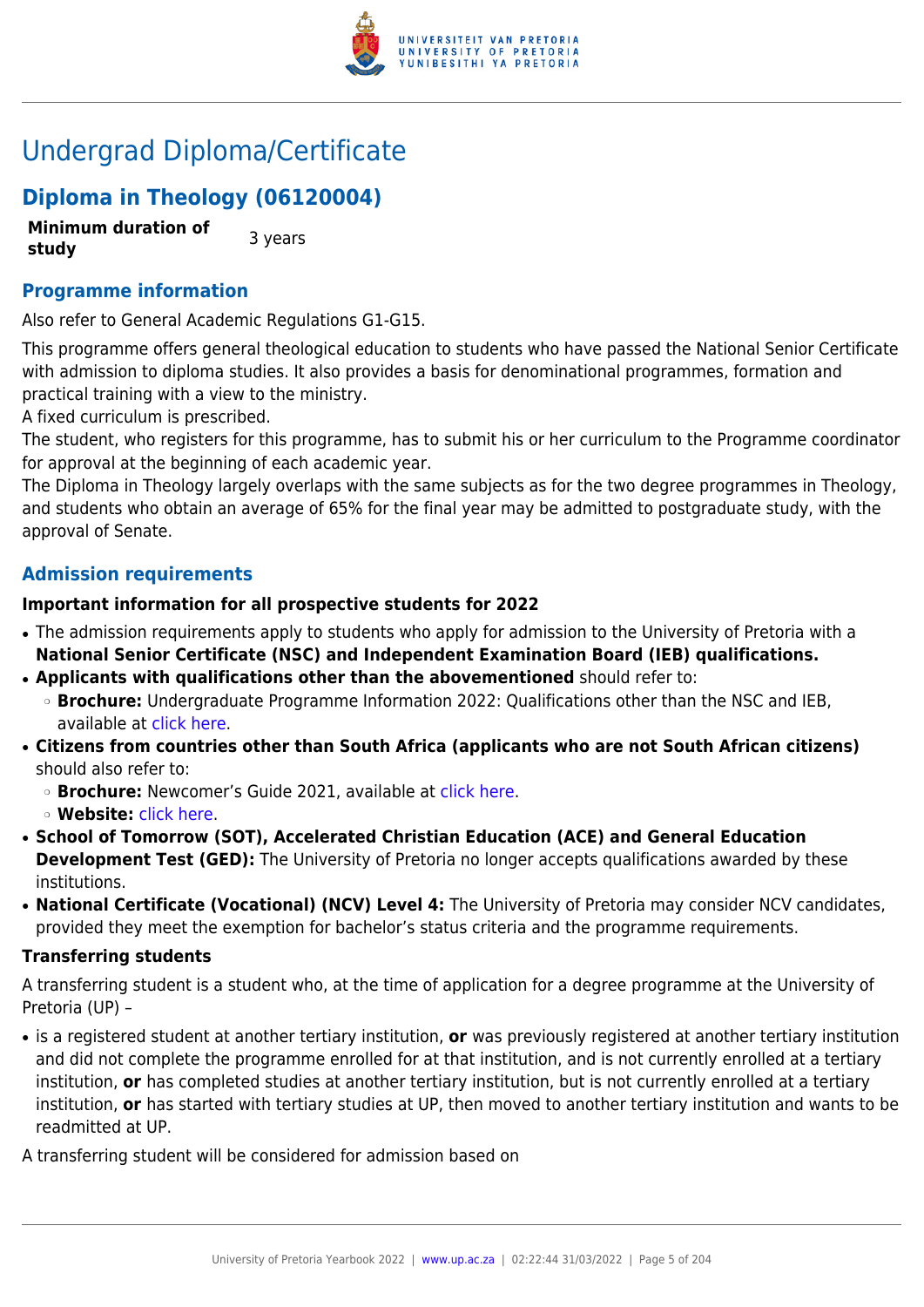# Undergrad Diploma/Certificate

## Diploma in Theology (06120004)

| **Minimum duration of study** | 3 years |
| --- | --- |

### Programme information

Also refer to General Academic Regulations G1-G15.

This programme offers general theological education to students who have passed the National Senior Certificate with admission to diploma studies. It also provides a basis for denominational programmes, formation and practical training with a view to the ministry.
A fixed curriculum is prescribed.
The student, who registers for this programme, has to submit his or her curriculum to the Programme coordinator for approval at the beginning of each academic year.
The Diploma in Theology largely overlaps with the same subjects as for the two degree programmes in Theology, and students who obtain an average of 65% for the final year may be admitted to postgraduate study, with the approval of Senate.

### Admission requirements

**Important information for all prospective students for 2022**

- The admission requirements apply to students who apply for admission to the University of Pretoria with a **National Senior Certificate (NSC) and Independent Examination Board (IEB) qualifications.**
- **Applicants with qualifications other than the abovementioned** should refer to:
  - **Brochure:** Undergraduate Programme Information 2022: Qualifications other than the NSC and IEB, available at click here.
- **Citizens from countries other than South Africa (applicants who are not South African citizens)** should also refer to:
  - **Brochure:** Newcomer's Guide 2021, available at click here.
  - **Website:** click here.
- **School of Tomorrow (SOT), Accelerated Christian Education (ACE) and General Education Development Test (GED):** The University of Pretoria no longer accepts qualifications awarded by these institutions.
- **National Certificate (Vocational) (NCV) Level 4:** The University of Pretoria may consider NCV candidates, provided they meet the exemption for bachelor's status criteria and the programme requirements.

**Transferring students**

A transferring student is a student who, at the time of application for a degree programme at the University of Pretoria (UP) –

- is a registered student at another tertiary institution, **or** was previously registered at another tertiary institution and did not complete the programme enrolled for at that institution, and is not currently enrolled at a tertiary institution, **or** has completed studies at another tertiary institution, but is not currently enrolled at a tertiary institution, **or** has started with tertiary studies at UP, then moved to another tertiary institution and wants to be readmitted at UP.

A transferring student will be considered for admission based on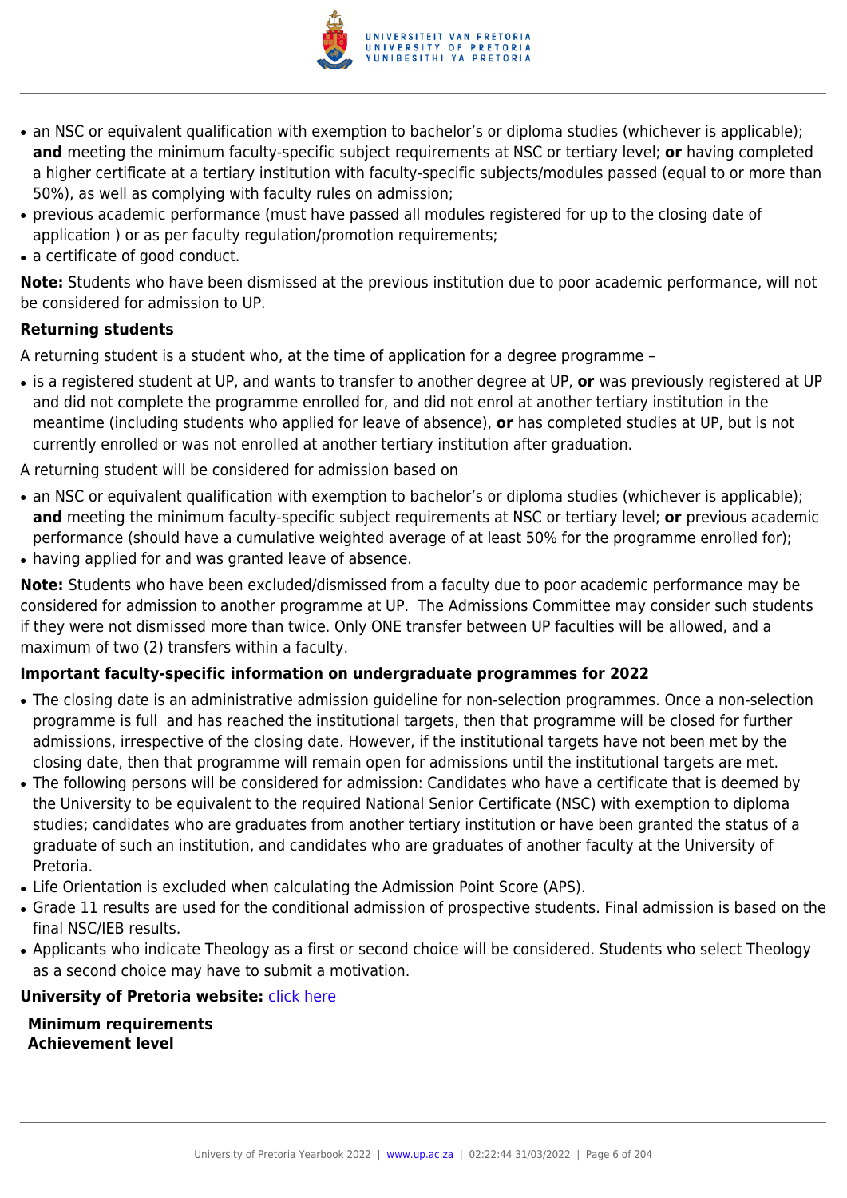- an NSC or equivalent qualification with exemption to bachelor's or diploma studies (whichever is applicable); **and** meeting the minimum faculty-specific subject requirements at NSC or tertiary level; **or** having completed a higher certificate at a tertiary institution with faculty-specific subjects/modules passed (equal to or more than 50%), as well as complying with faculty rules on admission;
- previous academic performance (must have passed all modules registered for up to the closing date of application ) or as per faculty regulation/promotion requirements;
- a certificate of good conduct.

**Note:** Students who have been dismissed at the previous institution due to poor academic performance, will not be considered for admission to UP.

**Returning students**

A returning student is a student who, at the time of application for a degree programme –

- is a registered student at UP, and wants to transfer to another degree at UP, **or** was previously registered at UP and did not complete the programme enrolled for, and did not enrol at another tertiary institution in the meantime (including students who applied for leave of absence), **or** has completed studies at UP, but is not currently enrolled or was not enrolled at another tertiary institution after graduation.

A returning student will be considered for admission based on

- an NSC or equivalent qualification with exemption to bachelor's or diploma studies (whichever is applicable); **and** meeting the minimum faculty-specific subject requirements at NSC or tertiary level; **or** previous academic performance (should have a cumulative weighted average of at least 50% for the programme enrolled for);
- having applied for and was granted leave of absence.

**Note:** Students who have been excluded/dismissed from a faculty due to poor academic performance may be considered for admission to another programme at UP. The Admissions Committee may consider such students if they were not dismissed more than twice. Only ONE transfer between UP faculties will be allowed, and a maximum of two (2) transfers within a faculty.

**Important faculty-specific information on undergraduate programmes for 2022**

- The closing date is an administrative admission guideline for non-selection programmes. Once a non-selection programme is full and has reached the institutional targets, then that programme will be closed for further admissions, irrespective of the closing date. However, if the institutional targets have not been met by the closing date, then that programme will remain open for admissions until the institutional targets are met.
- The following persons will be considered for admission: Candidates who have a certificate that is deemed by the University to be equivalent to the required National Senior Certificate (NSC) with exemption to diploma studies; candidates who are graduates from another tertiary institution or have been granted the status of a graduate of such an institution, and candidates who are graduates of another faculty at the University of Pretoria.
- Life Orientation is excluded when calculating the Admission Point Score (APS).
- Grade 11 results are used for the conditional admission of prospective students. Final admission is based on the final NSC/IEB results.
- Applicants who indicate Theology as a first or second choice will be considered. Students who select Theology as a second choice may have to submit a motivation.

**University of Pretoria website:** click here

**Minimum requirements**
**Achievement level**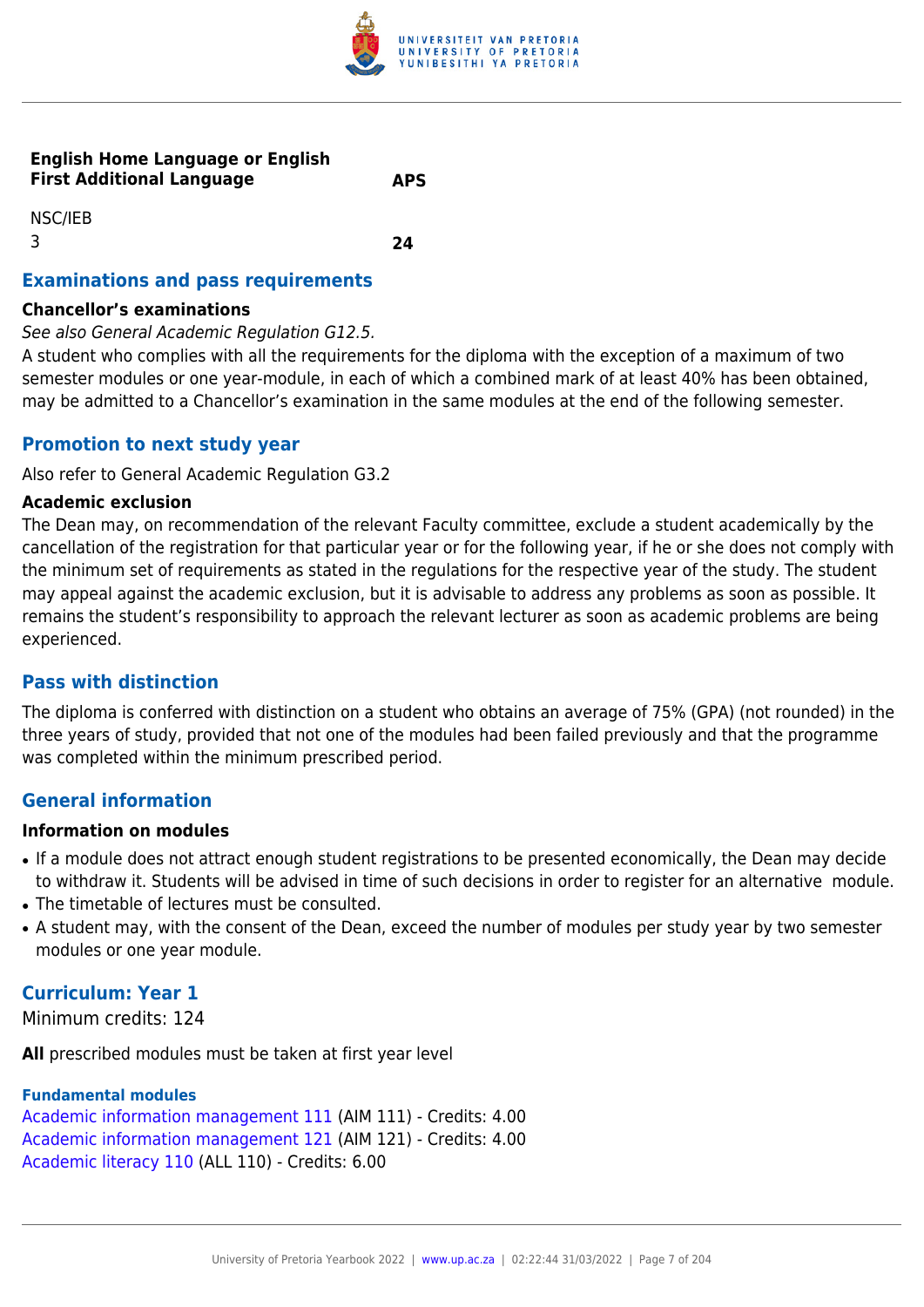| English Home Language or English First Additional Language | APS |
| --- | --- |
| NSC/IEB | |
| 3 | **24** |

## Examinations and pass requirements

### Chancellor's examinations

*See also General Academic Regulation G12.5.*

A student who complies with all the requirements for the diploma with the exception of a maximum of two semester modules or one year-module, in each of which a combined mark of at least 40% has been obtained, may be admitted to a Chancellor's examination in the same modules at the end of the following semester.

## Promotion to next study year

Also refer to General Academic Regulation G3.2

### Academic exclusion

The Dean may, on recommendation of the relevant Faculty committee, exclude a student academically by the cancellation of the registration for that particular year or for the following year, if he or she does not comply with the minimum set of requirements as stated in the regulations for the respective year of the study. The student may appeal against the academic exclusion, but it is advisable to address any problems as soon as possible. It remains the student's responsibility to approach the relevant lecturer as soon as academic problems are being experienced.

## Pass with distinction

The diploma is conferred with distinction on a student who obtains an average of 75% (GPA) (not rounded) in the three years of study, provided that not one of the modules had been failed previously and that the programme was completed within the minimum prescribed period.

## General information

### Information on modules

- If a module does not attract enough student registrations to be presented economically, the Dean may decide to withdraw it. Students will be advised in time of such decisions in order to register for an alternative module.
- The timetable of lectures must be consulted.
- A student may, with the consent of the Dean, exceed the number of modules per study year by two semester modules or one year module.

## Curriculum: Year 1

Minimum credits: 124

**All** prescribed modules must be taken at first year level

#### Fundamental modules

Academic information management 111 (AIM 111) - Credits: 4.00
Academic information management 121 (AIM 121) - Credits: 4.00
Academic literacy 110 (ALL 110) - Credits: 6.00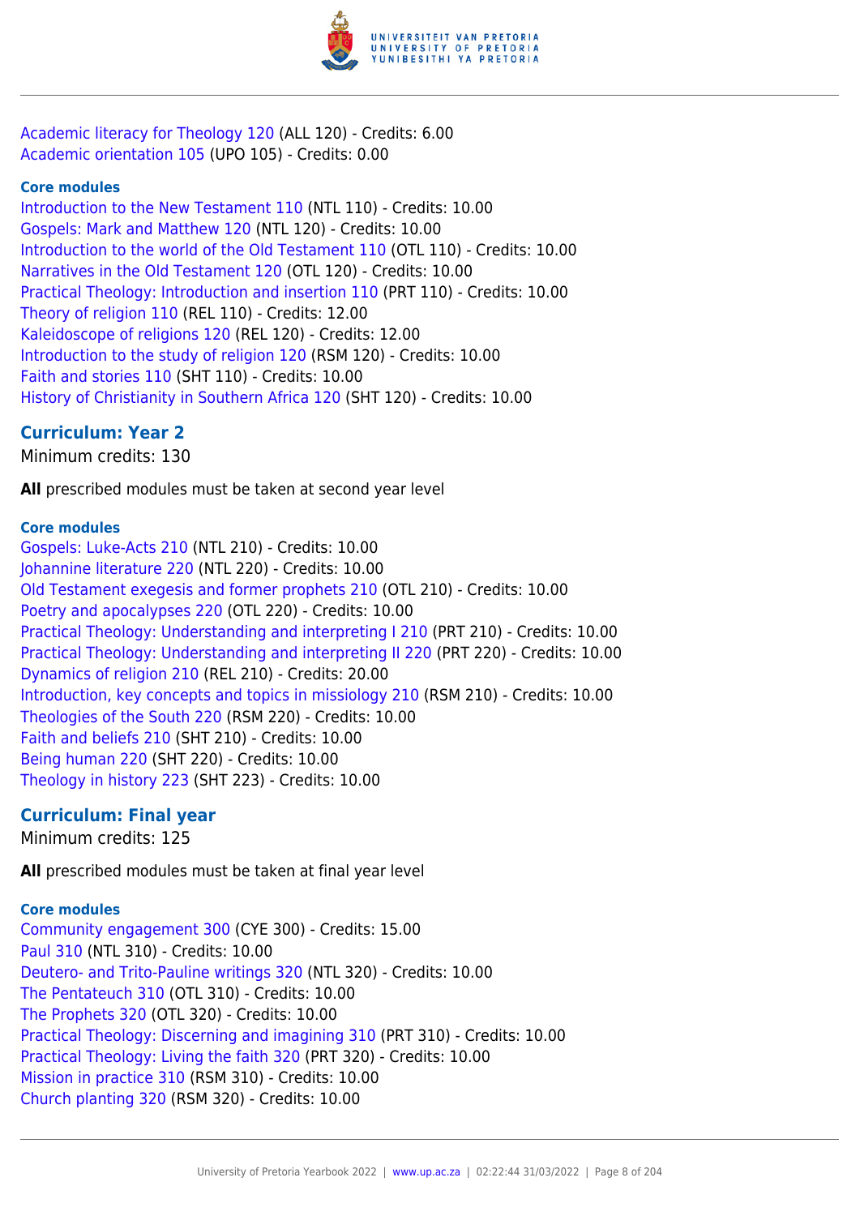Academic literacy for Theology 120 (ALL 120) - Credits: 6.00
Academic orientation 105 (UPO 105) - Credits: 0.00

#### Core modules

Introduction to the New Testament 110 (NTL 110) - Credits: 10.00
Gospels: Mark and Matthew 120 (NTL 120) - Credits: 10.00
Introduction to the world of the Old Testament 110 (OTL 110) - Credits: 10.00
Narratives in the Old Testament 120 (OTL 120) - Credits: 10.00
Practical Theology: Introduction and insertion 110 (PRT 110) - Credits: 10.00
Theory of religion 110 (REL 110) - Credits: 12.00
Kaleidoscope of religions 120 (REL 120) - Credits: 12.00
Introduction to the study of religion 120 (RSM 120) - Credits: 10.00
Faith and stories 110 (SHT 110) - Credits: 10.00
History of Christianity in Southern Africa 120 (SHT 120) - Credits: 10.00

### Curriculum: Year 2

Minimum credits: 130

**All** prescribed modules must be taken at second year level

#### Core modules

Gospels: Luke-Acts 210 (NTL 210) - Credits: 10.00
Johannine literature 220 (NTL 220) - Credits: 10.00
Old Testament exegesis and former prophets 210 (OTL 210) - Credits: 10.00
Poetry and apocalypses 220 (OTL 220) - Credits: 10.00
Practical Theology: Understanding and interpreting I 210 (PRT 210) - Credits: 10.00
Practical Theology: Understanding and interpreting II 220 (PRT 220) - Credits: 10.00
Dynamics of religion 210 (REL 210) - Credits: 20.00
Introduction, key concepts and topics in missiology 210 (RSM 210) - Credits: 10.00
Theologies of the South 220 (RSM 220) - Credits: 10.00
Faith and beliefs 210 (SHT 210) - Credits: 10.00
Being human 220 (SHT 220) - Credits: 10.00
Theology in history 223 (SHT 223) - Credits: 10.00

### Curriculum: Final year

Minimum credits: 125

**All** prescribed modules must be taken at final year level

#### Core modules

Community engagement 300 (CYE 300) - Credits: 15.00
Paul 310 (NTL 310) - Credits: 10.00
Deutero- and Trito-Pauline writings 320 (NTL 320) - Credits: 10.00
The Pentateuch 310 (OTL 310) - Credits: 10.00
The Prophets 320 (OTL 320) - Credits: 10.00
Practical Theology: Discerning and imagining 310 (PRT 310) - Credits: 10.00
Practical Theology: Living the faith 320 (PRT 320) - Credits: 10.00
Mission in practice 310 (RSM 310) - Credits: 10.00
Church planting 320 (RSM 320) - Credits: 10.00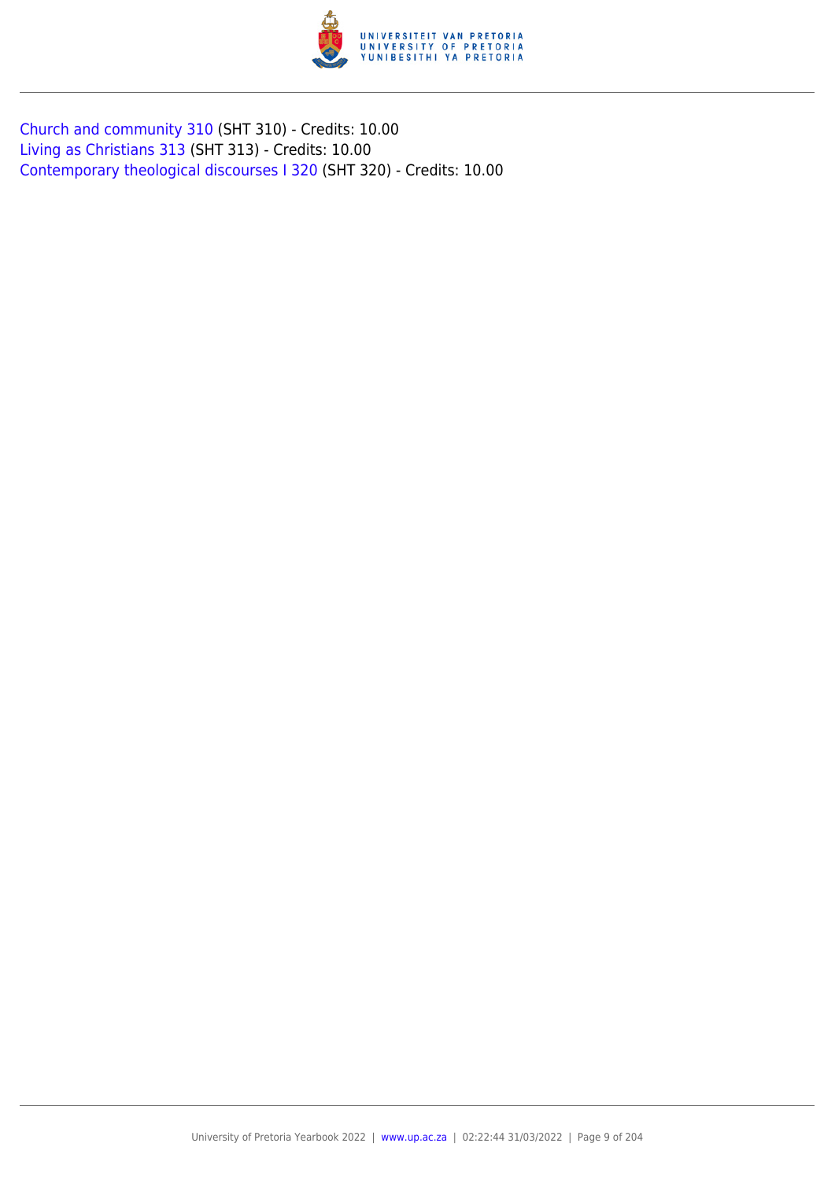Church and community 310 (SHT 310) - Credits: 10.00
Living as Christians 313 (SHT 313) - Credits: 10.00
Contemporary theological discourses I 320 (SHT 320) - Credits: 10.00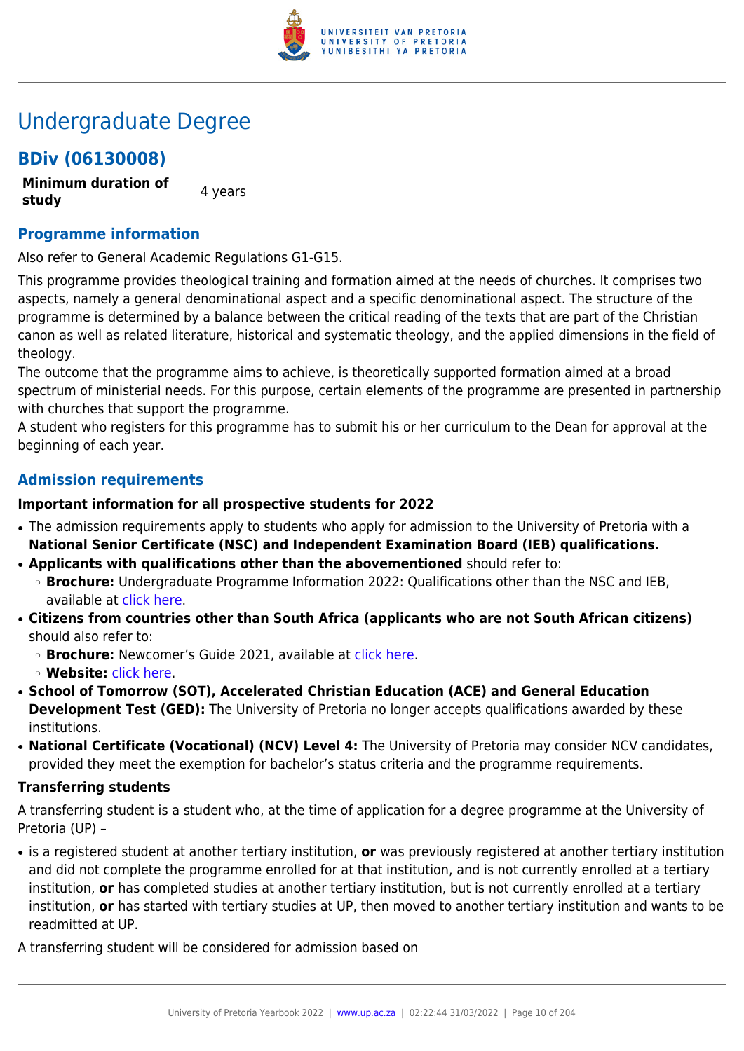# Undergraduate Degree

## BDiv (06130008)

**Minimum duration of study** 4 years

### Programme information

Also refer to General Academic Regulations G1-G15.

This programme provides theological training and formation aimed at the needs of churches. It comprises two aspects, namely a general denominational aspect and a specific denominational aspect. The structure of the programme is determined by a balance between the critical reading of the texts that are part of the Christian canon as well as related literature, historical and systematic theology, and the applied dimensions in the field of theology.
The outcome that the programme aims to achieve, is theoretically supported formation aimed at a broad spectrum of ministerial needs. For this purpose, certain elements of the programme are presented in partnership with churches that support the programme.
A student who registers for this programme has to submit his or her curriculum to the Dean for approval at the beginning of each year.

### Admission requirements

**Important information for all prospective students for 2022**

- The admission requirements apply to students who apply for admission to the University of Pretoria with a **National Senior Certificate (NSC) and Independent Examination Board (IEB) qualifications.**
- **Applicants with qualifications other than the abovementioned** should refer to:
  - **Brochure:** Undergraduate Programme Information 2022: Qualifications other than the NSC and IEB, available at click here.
- **Citizens from countries other than South Africa (applicants who are not South African citizens)** should also refer to:
  - **Brochure:** Newcomer's Guide 2021, available at click here.
  - **Website:** click here.
- **School of Tomorrow (SOT), Accelerated Christian Education (ACE) and General Education Development Test (GED):** The University of Pretoria no longer accepts qualifications awarded by these institutions.
- **National Certificate (Vocational) (NCV) Level 4:** The University of Pretoria may consider NCV candidates, provided they meet the exemption for bachelor's status criteria and the programme requirements.

**Transferring students**

A transferring student is a student who, at the time of application for a degree programme at the University of Pretoria (UP) –

- is a registered student at another tertiary institution, **or** was previously registered at another tertiary institution and did not complete the programme enrolled for at that institution, and is not currently enrolled at a tertiary institution, **or** has completed studies at another tertiary institution, but is not currently enrolled at a tertiary institution, **or** has started with tertiary studies at UP, then moved to another tertiary institution and wants to be readmitted at UP.

A transferring student will be considered for admission based on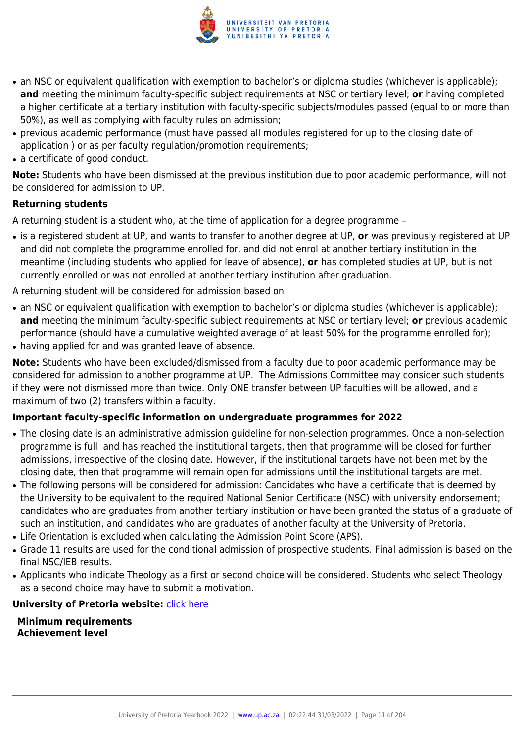- an NSC or equivalent qualification with exemption to bachelor's or diploma studies (whichever is applicable); **and** meeting the minimum faculty-specific subject requirements at NSC or tertiary level; **or** having completed a higher certificate at a tertiary institution with faculty-specific subjects/modules passed (equal to or more than 50%), as well as complying with faculty rules on admission;
- previous academic performance (must have passed all modules registered for up to the closing date of application ) or as per faculty regulation/promotion requirements;
- a certificate of good conduct.

**Note:** Students who have been dismissed at the previous institution due to poor academic performance, will not be considered for admission to UP.

**Returning students**

A returning student is a student who, at the time of application for a degree programme –

- is a registered student at UP, and wants to transfer to another degree at UP, **or** was previously registered at UP and did not complete the programme enrolled for, and did not enrol at another tertiary institution in the meantime (including students who applied for leave of absence), **or** has completed studies at UP, but is not currently enrolled or was not enrolled at another tertiary institution after graduation.

A returning student will be considered for admission based on

- an NSC or equivalent qualification with exemption to bachelor's or diploma studies (whichever is applicable); **and** meeting the minimum faculty-specific subject requirements at NSC or tertiary level; **or** previous academic performance (should have a cumulative weighted average of at least 50% for the programme enrolled for);
- having applied for and was granted leave of absence.

**Note:** Students who have been excluded/dismissed from a faculty due to poor academic performance may be considered for admission to another programme at UP. The Admissions Committee may consider such students if they were not dismissed more than twice. Only ONE transfer between UP faculties will be allowed, and a maximum of two (2) transfers within a faculty.

**Important faculty-specific information on undergraduate programmes for 2022**

- The closing date is an administrative admission guideline for non-selection programmes. Once a non-selection programme is full and has reached the institutional targets, then that programme will be closed for further admissions, irrespective of the closing date. However, if the institutional targets have not been met by the closing date, then that programme will remain open for admissions until the institutional targets are met.
- The following persons will be considered for admission: Candidates who have a certificate that is deemed by the University to be equivalent to the required National Senior Certificate (NSC) with university endorsement; candidates who are graduates from another tertiary institution or have been granted the status of a graduate of such an institution, and candidates who are graduates of another faculty at the University of Pretoria.
- Life Orientation is excluded when calculating the Admission Point Score (APS).
- Grade 11 results are used for the conditional admission of prospective students. Final admission is based on the final NSC/IEB results.
- Applicants who indicate Theology as a first or second choice will be considered. Students who select Theology as a second choice may have to submit a motivation.

**University of Pretoria website:** click here

**Minimum requirements**
**Achievement level**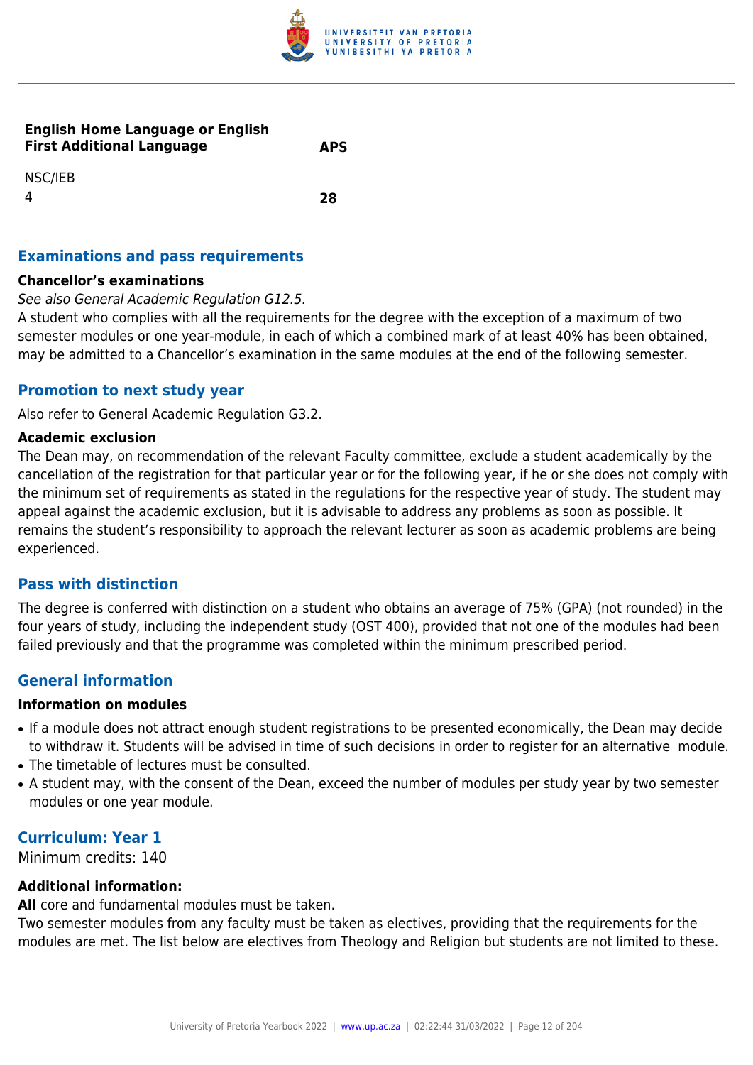| English Home Language or English First Additional Language | APS |
| --- | --- |
| NSC/IEB | |
| 4 | **28** |

## Examinations and pass requirements

### Chancellor's examinations

*See also General Academic Regulation G12.5.*

A student who complies with all the requirements for the degree with the exception of a maximum of two semester modules or one year-module, in each of which a combined mark of at least 40% has been obtained, may be admitted to a Chancellor's examination in the same modules at the end of the following semester.

## Promotion to next study year

Also refer to General Academic Regulation G3.2.

### Academic exclusion

The Dean may, on recommendation of the relevant Faculty committee, exclude a student academically by the cancellation of the registration for that particular year or for the following year, if he or she does not comply with the minimum set of requirements as stated in the regulations for the respective year of study. The student may appeal against the academic exclusion, but it is advisable to address any problems as soon as possible. It remains the student's responsibility to approach the relevant lecturer as soon as academic problems are being experienced.

## Pass with distinction

The degree is conferred with distinction on a student who obtains an average of 75% (GPA) (not rounded) in the four years of study, including the independent study (OST 400), provided that not one of the modules had been failed previously and that the programme was completed within the minimum prescribed period.

## General information

### Information on modules

- If a module does not attract enough student registrations to be presented economically, the Dean may decide to withdraw it. Students will be advised in time of such decisions in order to register for an alternative module.
- The timetable of lectures must be consulted.
- A student may, with the consent of the Dean, exceed the number of modules per study year by two semester modules or one year module.

## Curriculum: Year 1

Minimum credits: 140

### Additional information:

**All** core and fundamental modules must be taken.

Two semester modules from any faculty must be taken as electives, providing that the requirements for the modules are met. The list below are electives from Theology and Religion but students are not limited to these.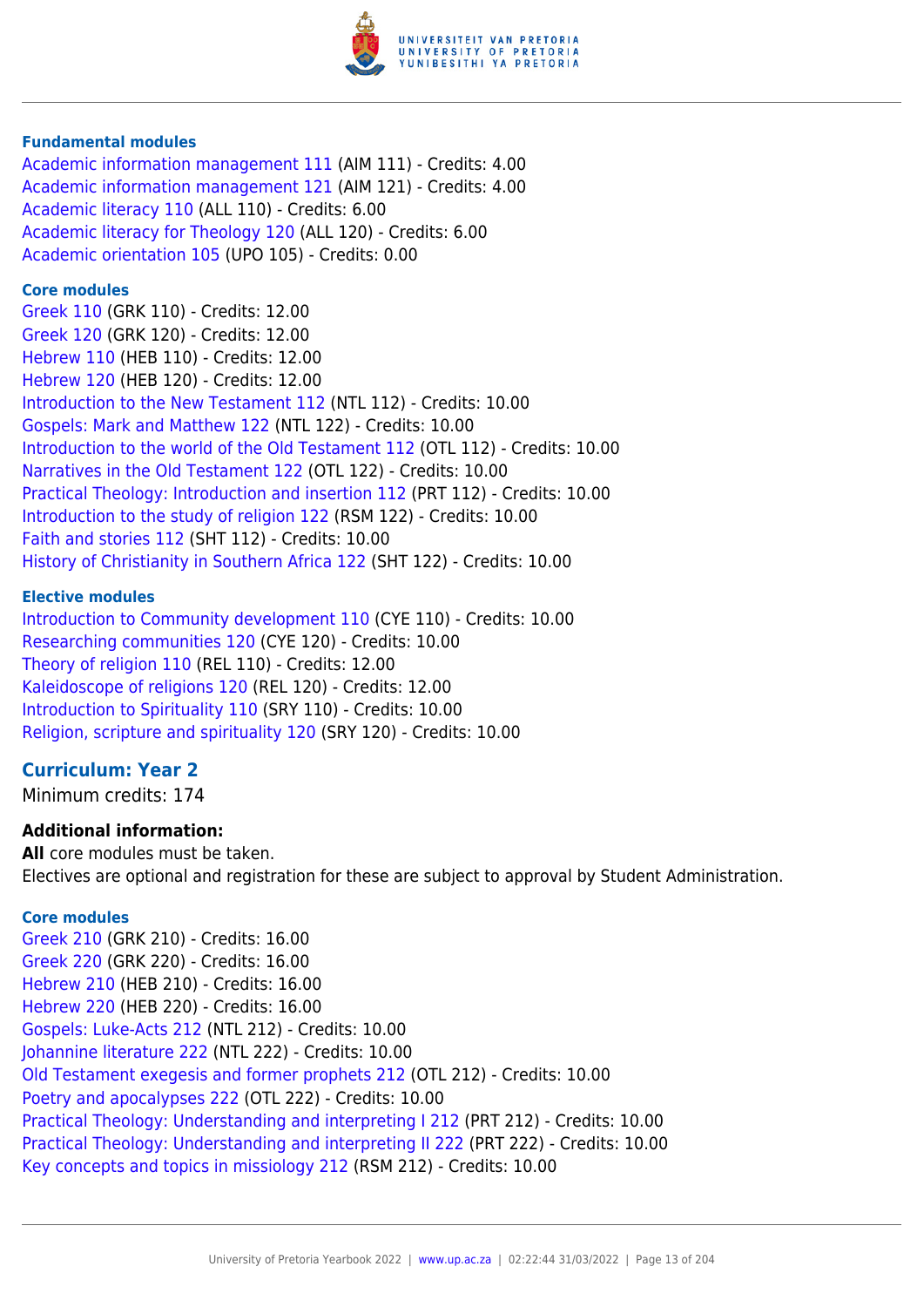#### Fundamental modules

Academic information management 111 (AIM 111) - Credits: 4.00
Academic information management 121 (AIM 121) - Credits: 4.00
Academic literacy 110 (ALL 110) - Credits: 6.00
Academic literacy for Theology 120 (ALL 120) - Credits: 6.00
Academic orientation 105 (UPO 105) - Credits: 0.00

#### Core modules

Greek 110 (GRK 110) - Credits: 12.00
Greek 120 (GRK 120) - Credits: 12.00
Hebrew 110 (HEB 110) - Credits: 12.00
Hebrew 120 (HEB 120) - Credits: 12.00
Introduction to the New Testament 112 (NTL 112) - Credits: 10.00
Gospels: Mark and Matthew 122 (NTL 122) - Credits: 10.00
Introduction to the world of the Old Testament 112 (OTL 112) - Credits: 10.00
Narratives in the Old Testament 122 (OTL 122) - Credits: 10.00
Practical Theology: Introduction and insertion 112 (PRT 112) - Credits: 10.00
Introduction to the study of religion 122 (RSM 122) - Credits: 10.00
Faith and stories 112 (SHT 112) - Credits: 10.00
History of Christianity in Southern Africa 122 (SHT 122) - Credits: 10.00

#### Elective modules

Introduction to Community development 110 (CYE 110) - Credits: 10.00
Researching communities 120 (CYE 120) - Credits: 10.00
Theory of religion 110 (REL 110) - Credits: 12.00
Kaleidoscope of religions 120 (REL 120) - Credits: 12.00
Introduction to Spirituality 110 (SRY 110) - Credits: 10.00
Religion, scripture and spirituality 120 (SRY 120) - Credits: 10.00

### Curriculum: Year 2

Minimum credits: 174

**Additional information:**

**All** core modules must be taken.
Electives are optional and registration for these are subject to approval by Student Administration.

#### Core modules

Greek 210 (GRK 210) - Credits: 16.00
Greek 220 (GRK 220) - Credits: 16.00
Hebrew 210 (HEB 210) - Credits: 16.00
Hebrew 220 (HEB 220) - Credits: 16.00
Gospels: Luke-Acts 212 (NTL 212) - Credits: 10.00
Johannine literature 222 (NTL 222) - Credits: 10.00
Old Testament exegesis and former prophets 212 (OTL 212) - Credits: 10.00
Poetry and apocalypses 222 (OTL 222) - Credits: 10.00
Practical Theology: Understanding and interpreting I 212 (PRT 212) - Credits: 10.00
Practical Theology: Understanding and interpreting II 222 (PRT 222) - Credits: 10.00
Key concepts and topics in missiology 212 (RSM 212) - Credits: 10.00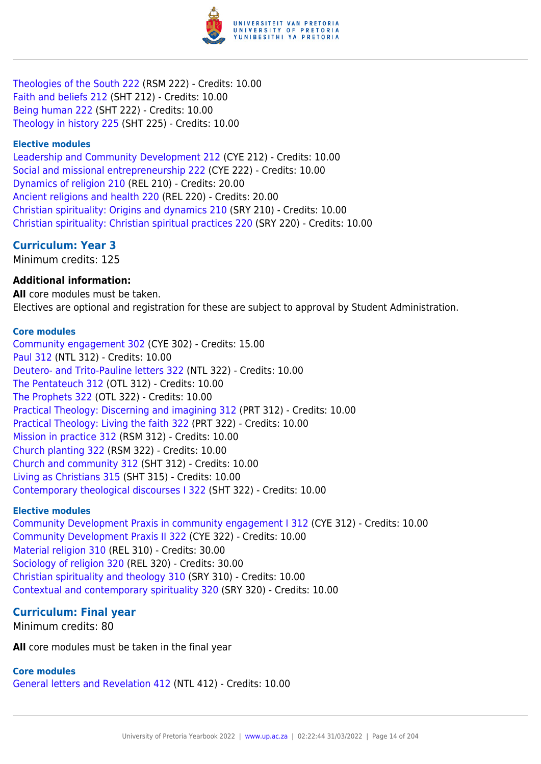Theologies of the South 222 (RSM 222) - Credits: 10.00
Faith and beliefs 212 (SHT 212) - Credits: 10.00
Being human 222 (SHT 222) - Credits: 10.00
Theology in history 225 (SHT 225) - Credits: 10.00

#### Elective modules

Leadership and Community Development 212 (CYE 212) - Credits: 10.00
Social and missional entrepreneurship 222 (CYE 222) - Credits: 10.00
Dynamics of religion 210 (REL 210) - Credits: 20.00
Ancient religions and health 220 (REL 220) - Credits: 20.00
Christian spirituality: Origins and dynamics 210 (SRY 210) - Credits: 10.00
Christian spirituality: Christian spiritual practices 220 (SRY 220) - Credits: 10.00

### Curriculum: Year 3

Minimum credits: 125

**Additional information:**
**All** core modules must be taken.
Electives are optional and registration for these are subject to approval by Student Administration.

#### Core modules

Community engagement 302 (CYE 302) - Credits: 15.00
Paul 312 (NTL 312) - Credits: 10.00
Deutero- and Trito-Pauline letters 322 (NTL 322) - Credits: 10.00
The Pentateuch 312 (OTL 312) - Credits: 10.00
The Prophets 322 (OTL 322) - Credits: 10.00
Practical Theology: Discerning and imagining 312 (PRT 312) - Credits: 10.00
Practical Theology: Living the faith 322 (PRT 322) - Credits: 10.00
Mission in practice 312 (RSM 312) - Credits: 10.00
Church planting 322 (RSM 322) - Credits: 10.00
Church and community 312 (SHT 312) - Credits: 10.00
Living as Christians 315 (SHT 315) - Credits: 10.00
Contemporary theological discourses I 322 (SHT 322) - Credits: 10.00

#### Elective modules

Community Development Praxis in community engagement I 312 (CYE 312) - Credits: 10.00
Community Development Praxis II 322 (CYE 322) - Credits: 10.00
Material religion 310 (REL 310) - Credits: 30.00
Sociology of religion 320 (REL 320) - Credits: 30.00
Christian spirituality and theology 310 (SRY 310) - Credits: 10.00
Contextual and contemporary spirituality 320 (SRY 320) - Credits: 10.00

### Curriculum: Final year

Minimum credits: 80

**All** core modules must be taken in the final year

#### Core modules

General letters and Revelation 412 (NTL 412) - Credits: 10.00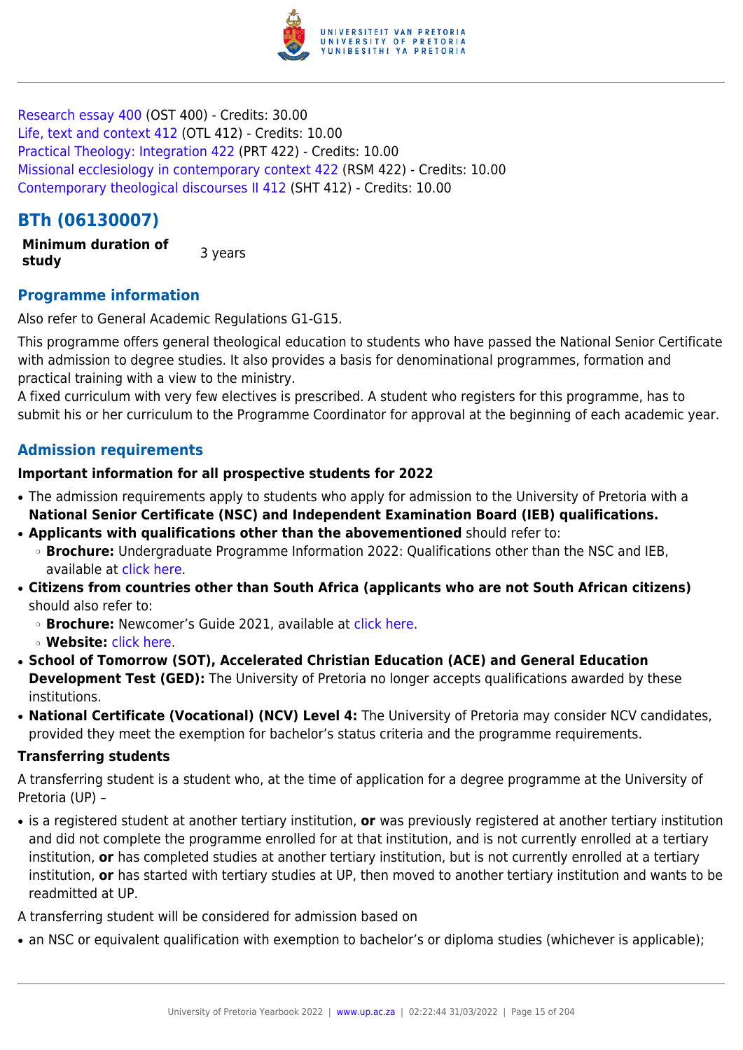Research essay 400 (OST 400) - Credits: 30.00
Life, text and context 412 (OTL 412) - Credits: 10.00
Practical Theology: Integration 422 (PRT 422) - Credits: 10.00
Missional ecclesiology in contemporary context 422 (RSM 422) - Credits: 10.00
Contemporary theological discourses II 412 (SHT 412) - Credits: 10.00

## BTh (06130007)

| **Minimum duration of study** | 3 years |
|---|---|

### Programme information

Also refer to General Academic Regulations G1-G15.

This programme offers general theological education to students who have passed the National Senior Certificate with admission to degree studies. It also provides a basis for denominational programmes, formation and practical training with a view to the ministry.
A fixed curriculum with very few electives is prescribed. A student who registers for this programme, has to submit his or her curriculum to the Programme Coordinator for approval at the beginning of each academic year.

### Admission requirements

**Important information for all prospective students for 2022**

- The admission requirements apply to students who apply for admission to the University of Pretoria with a **National Senior Certificate (NSC) and Independent Examination Board (IEB) qualifications.**
- **Applicants with qualifications other than the abovementioned** should refer to:
  - **Brochure:** Undergraduate Programme Information 2022: Qualifications other than the NSC and IEB, available at click here.
- **Citizens from countries other than South Africa (applicants who are not South African citizens)** should also refer to:
  - **Brochure:** Newcomer's Guide 2021, available at click here.
  - **Website:** click here.
- **School of Tomorrow (SOT), Accelerated Christian Education (ACE) and General Education Development Test (GED):** The University of Pretoria no longer accepts qualifications awarded by these institutions.
- **National Certificate (Vocational) (NCV) Level 4:** The University of Pretoria may consider NCV candidates, provided they meet the exemption for bachelor's status criteria and the programme requirements.

**Transferring students**

A transferring student is a student who, at the time of application for a degree programme at the University of Pretoria (UP) –

- is a registered student at another tertiary institution, **or** was previously registered at another tertiary institution and did not complete the programme enrolled for at that institution, and is not currently enrolled at a tertiary institution, **or** has completed studies at another tertiary institution, but is not currently enrolled at a tertiary institution, **or** has started with tertiary studies at UP, then moved to another tertiary institution and wants to be readmitted at UP.

A transferring student will be considered for admission based on

- an NSC or equivalent qualification with exemption to bachelor's or diploma studies (whichever is applicable);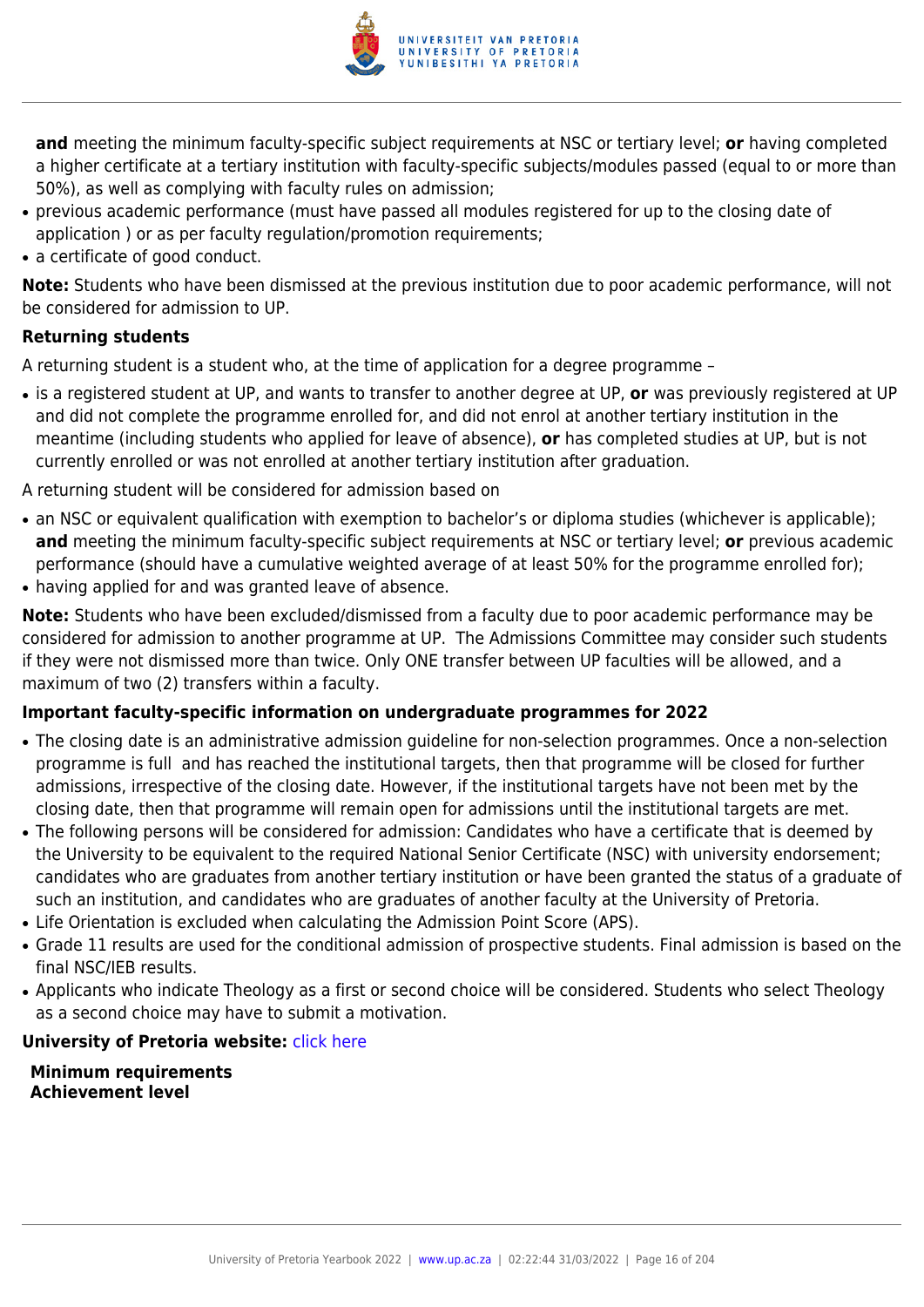**and** meeting the minimum faculty-specific subject requirements at NSC or tertiary level; **or** having completed a higher certificate at a tertiary institution with faculty-specific subjects/modules passed (equal to or more than 50%), as well as complying with faculty rules on admission;
- previous academic performance (must have passed all modules registered for up to the closing date of application ) or as per faculty regulation/promotion requirements;
- a certificate of good conduct.

**Note:** Students who have been dismissed at the previous institution due to poor academic performance, will not be considered for admission to UP.

**Returning students**

A returning student is a student who, at the time of application for a degree programme –

- is a registered student at UP, and wants to transfer to another degree at UP, **or** was previously registered at UP and did not complete the programme enrolled for, and did not enrol at another tertiary institution in the meantime (including students who applied for leave of absence), **or** has completed studies at UP, but is not currently enrolled or was not enrolled at another tertiary institution after graduation.

A returning student will be considered for admission based on

- an NSC or equivalent qualification with exemption to bachelor's or diploma studies (whichever is applicable); **and** meeting the minimum faculty-specific subject requirements at NSC or tertiary level; **or** previous academic performance (should have a cumulative weighted average of at least 50% for the programme enrolled for);
- having applied for and was granted leave of absence.

**Note:** Students who have been excluded/dismissed from a faculty due to poor academic performance may be considered for admission to another programme at UP. The Admissions Committee may consider such students if they were not dismissed more than twice. Only ONE transfer between UP faculties will be allowed, and a maximum of two (2) transfers within a faculty.

**Important faculty-specific information on undergraduate programmes for 2022**

- The closing date is an administrative admission guideline for non-selection programmes. Once a non-selection programme is full and has reached the institutional targets, then that programme will be closed for further admissions, irrespective of the closing date. However, if the institutional targets have not been met by the closing date, then that programme will remain open for admissions until the institutional targets are met.
- The following persons will be considered for admission: Candidates who have a certificate that is deemed by the University to be equivalent to the required National Senior Certificate (NSC) with university endorsement; candidates who are graduates from another tertiary institution or have been granted the status of a graduate of such an institution, and candidates who are graduates of another faculty at the University of Pretoria.
- Life Orientation is excluded when calculating the Admission Point Score (APS).
- Grade 11 results are used for the conditional admission of prospective students. Final admission is based on the final NSC/IEB results.
- Applicants who indicate Theology as a first or second choice will be considered. Students who select Theology as a second choice may have to submit a motivation.

**University of Pretoria website:** click here

**Minimum requirements**
**Achievement level**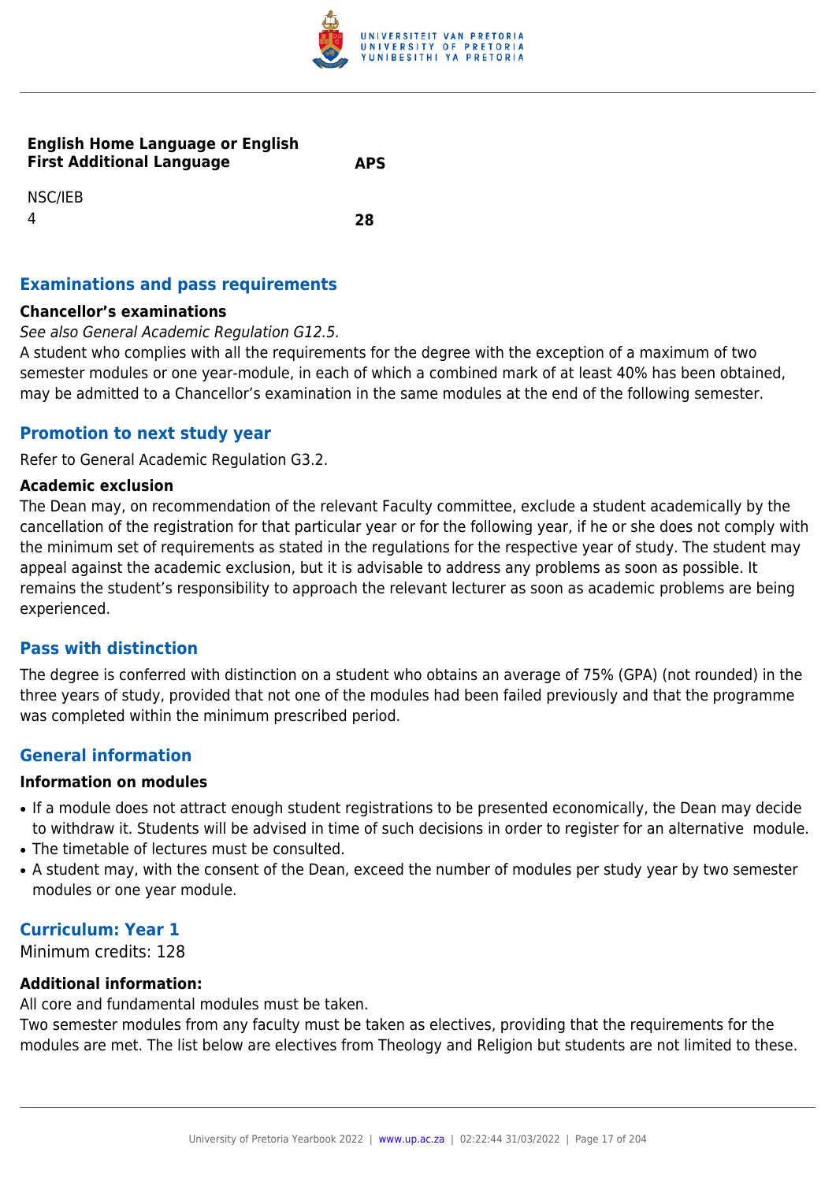| English Home Language or English First Additional Language | APS |
|---|---|
| NSC/IEB | |
| 4 | **28** |

## Examinations and pass requirements

### Chancellor's examinations

*See also General Academic Regulation G12.5.*

A student who complies with all the requirements for the degree with the exception of a maximum of two semester modules or one year-module, in each of which a combined mark of at least 40% has been obtained, may be admitted to a Chancellor's examination in the same modules at the end of the following semester.

## Promotion to next study year

Refer to General Academic Regulation G3.2.

### Academic exclusion

The Dean may, on recommendation of the relevant Faculty committee, exclude a student academically by the cancellation of the registration for that particular year or for the following year, if he or she does not comply with the minimum set of requirements as stated in the regulations for the respective year of study. The student may appeal against the academic exclusion, but it is advisable to address any problems as soon as possible. It remains the student's responsibility to approach the relevant lecturer as soon as academic problems are being experienced.

## Pass with distinction

The degree is conferred with distinction on a student who obtains an average of 75% (GPA) (not rounded) in the three years of study, provided that not one of the modules had been failed previously and that the programme was completed within the minimum prescribed period.

## General information

### Information on modules

- If a module does not attract enough student registrations to be presented economically, the Dean may decide to withdraw it. Students will be advised in time of such decisions in order to register for an alternative module.
- The timetable of lectures must be consulted.
- A student may, with the consent of the Dean, exceed the number of modules per study year by two semester modules or one year module.

## Curriculum: Year 1

Minimum credits: 128

### Additional information:

All core and fundamental modules must be taken.

Two semester modules from any faculty must be taken as electives, providing that the requirements for the modules are met. The list below are electives from Theology and Religion but students are not limited to these.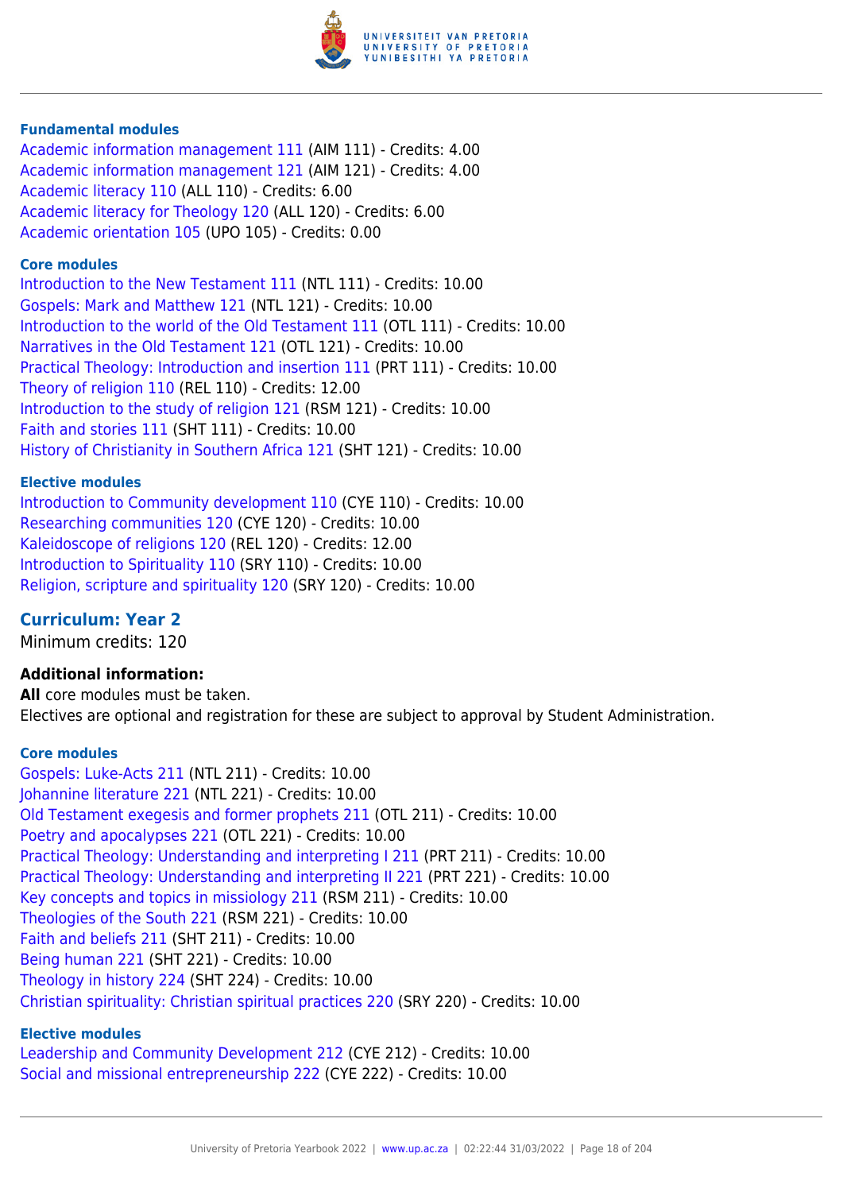#### Fundamental modules

Academic information management 111 (AIM 111) - Credits: 4.00
Academic information management 121 (AIM 121) - Credits: 4.00
Academic literacy 110 (ALL 110) - Credits: 6.00
Academic literacy for Theology 120 (ALL 120) - Credits: 6.00
Academic orientation 105 (UPO 105) - Credits: 0.00

#### Core modules

Introduction to the New Testament 111 (NTL 111) - Credits: 10.00
Gospels: Mark and Matthew 121 (NTL 121) - Credits: 10.00
Introduction to the world of the Old Testament 111 (OTL 111) - Credits: 10.00
Narratives in the Old Testament 121 (OTL 121) - Credits: 10.00
Practical Theology: Introduction and insertion 111 (PRT 111) - Credits: 10.00
Theory of religion 110 (REL 110) - Credits: 12.00
Introduction to the study of religion 121 (RSM 121) - Credits: 10.00
Faith and stories 111 (SHT 111) - Credits: 10.00
History of Christianity in Southern Africa 121 (SHT 121) - Credits: 10.00

#### Elective modules

Introduction to Community development 110 (CYE 110) - Credits: 10.00
Researching communities 120 (CYE 120) - Credits: 10.00
Kaleidoscope of religions 120 (REL 120) - Credits: 12.00
Introduction to Spirituality 110 (SRY 110) - Credits: 10.00
Religion, scripture and spirituality 120 (SRY 120) - Credits: 10.00

### Curriculum: Year 2

Minimum credits: 120

**Additional information:**

**All** core modules must be taken.
Electives are optional and registration for these are subject to approval by Student Administration.

#### Core modules

Gospels: Luke-Acts 211 (NTL 211) - Credits: 10.00
Johannine literature 221 (NTL 221) - Credits: 10.00
Old Testament exegesis and former prophets 211 (OTL 211) - Credits: 10.00
Poetry and apocalypses 221 (OTL 221) - Credits: 10.00
Practical Theology: Understanding and interpreting I 211 (PRT 211) - Credits: 10.00
Practical Theology: Understanding and interpreting II 221 (PRT 221) - Credits: 10.00
Key concepts and topics in missiology 211 (RSM 211) - Credits: 10.00
Theologies of the South 221 (RSM 221) - Credits: 10.00
Faith and beliefs 211 (SHT 211) - Credits: 10.00
Being human 221 (SHT 221) - Credits: 10.00
Theology in history 224 (SHT 224) - Credits: 10.00
Christian spirituality: Christian spiritual practices 220 (SRY 220) - Credits: 10.00

#### Elective modules

Leadership and Community Development 212 (CYE 212) - Credits: 10.00
Social and missional entrepreneurship 222 (CYE 222) - Credits: 10.00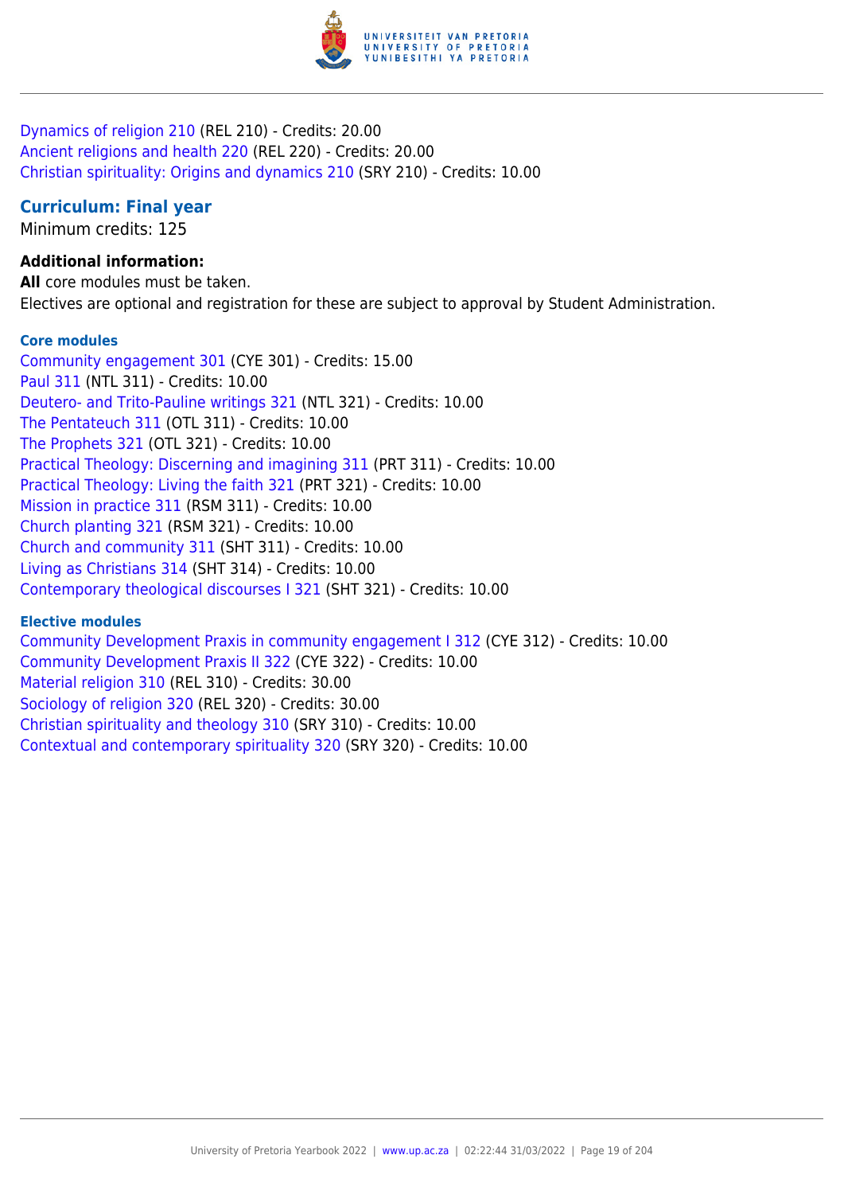Dynamics of religion 210 (REL 210) - Credits: 20.00
Ancient religions and health 220 (REL 220) - Credits: 20.00
Christian spirituality: Origins and dynamics 210 (SRY 210) - Credits: 10.00

## Curriculum: Final year

Minimum credits: 125

**Additional information:**

**All** core modules must be taken.
Electives are optional and registration for these are subject to approval by Student Administration.

### Core modules

Community engagement 301 (CYE 301) - Credits: 15.00
Paul 311 (NTL 311) - Credits: 10.00
Deutero- and Trito-Pauline writings 321 (NTL 321) - Credits: 10.00
The Pentateuch 311 (OTL 311) - Credits: 10.00
The Prophets 321 (OTL 321) - Credits: 10.00
Practical Theology: Discerning and imagining 311 (PRT 311) - Credits: 10.00
Practical Theology: Living the faith 321 (PRT 321) - Credits: 10.00
Mission in practice 311 (RSM 311) - Credits: 10.00
Church planting 321 (RSM 321) - Credits: 10.00
Church and community 311 (SHT 311) - Credits: 10.00
Living as Christians 314 (SHT 314) - Credits: 10.00
Contemporary theological discourses I 321 (SHT 321) - Credits: 10.00

### Elective modules

Community Development Praxis in community engagement I 312 (CYE 312) - Credits: 10.00
Community Development Praxis II 322 (CYE 322) - Credits: 10.00
Material religion 310 (REL 310) - Credits: 30.00
Sociology of religion 320 (REL 320) - Credits: 30.00
Christian spirituality and theology 310 (SRY 310) - Credits: 10.00
Contextual and contemporary spirituality 320 (SRY 320) - Credits: 10.00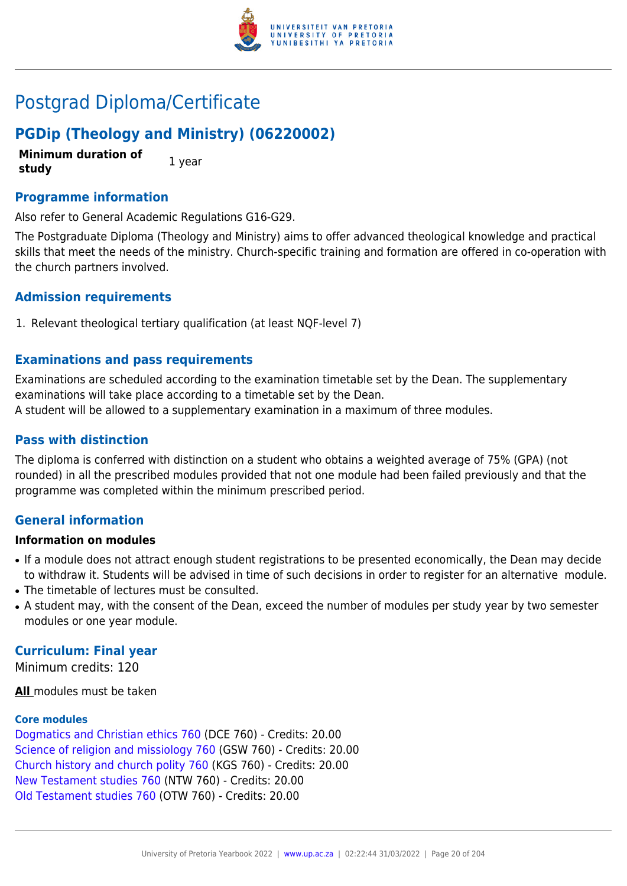# Postgrad Diploma/Certificate

## PGDip (Theology and Ministry) (06220002)

| **Minimum duration of study** | 1 year |
|---|---|

### Programme information

Also refer to General Academic Regulations G16-G29.

The Postgraduate Diploma (Theology and Ministry) aims to offer advanced theological knowledge and practical skills that meet the needs of the ministry. Church-specific training and formation are offered in co-operation with the church partners involved.

### Admission requirements

1. Relevant theological tertiary qualification (at least NQF-level 7)

### Examinations and pass requirements

Examinations are scheduled according to the examination timetable set by the Dean. The supplementary examinations will take place according to a timetable set by the Dean.
A student will be allowed to a supplementary examination in a maximum of three modules.

### Pass with distinction

The diploma is conferred with distinction on a student who obtains a weighted average of 75% (GPA) (not rounded) in all the prescribed modules provided that not one module had been failed previously and that the programme was completed within the minimum prescribed period.

### General information

**Information on modules**

- If a module does not attract enough student registrations to be presented economically, the Dean may decide to withdraw it. Students will be advised in time of such decisions in order to register for an alternative module.
- The timetable of lectures must be consulted.
- A student may, with the consent of the Dean, exceed the number of modules per study year by two semester modules or one year module.

### Curriculum: Final year

Minimum credits: 120

**All** modules must be taken

**Core modules**

Dogmatics and Christian ethics 760 (DCE 760) - Credits: 20.00
Science of religion and missiology 760 (GSW 760) - Credits: 20.00
Church history and church polity 760 (KGS 760) - Credits: 20.00
New Testament studies 760 (NTW 760) - Credits: 20.00
Old Testament studies 760 (OTW 760) - Credits: 20.00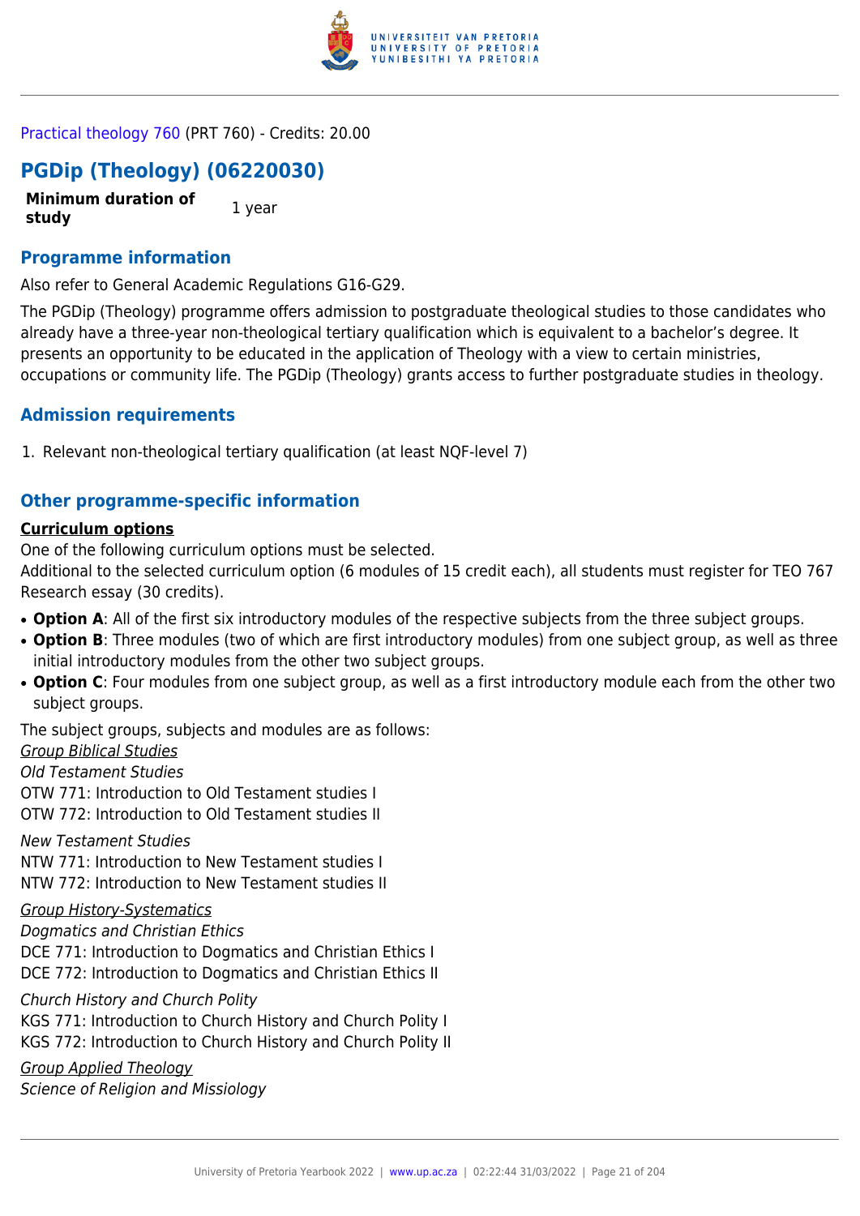Practical theology 760 (PRT 760) - Credits: 20.00

## PGDip (Theology) (06220030)

| **Minimum duration of study** | 1 year |
|---|---|

### Programme information

Also refer to General Academic Regulations G16-G29.

The PGDip (Theology) programme offers admission to postgraduate theological studies to those candidates who already have a three-year non-theological tertiary qualification which is equivalent to a bachelor's degree. It presents an opportunity to be educated in the application of Theology with a view to certain ministries, occupations or community life. The PGDip (Theology) grants access to further postgraduate studies in theology.

### Admission requirements

1. Relevant non-theological tertiary qualification (at least NQF-level 7)

### Other programme-specific information

**Curriculum options**

One of the following curriculum options must be selected.
Additional to the selected curriculum option (6 modules of 15 credit each), all students must register for TEO 767 Research essay (30 credits).

- **Option A**: All of the first six introductory modules of the respective subjects from the three subject groups.
- **Option B**: Three modules (two of which are first introductory modules) from one subject group, as well as three initial introductory modules from the other two subject groups.
- **Option C**: Four modules from one subject group, as well as a first introductory module each from the other two subject groups.

The subject groups, subjects and modules are as follows:

*Group Biblical Studies*

*Old Testament Studies*
OTW 771: Introduction to Old Testament studies I
OTW 772: Introduction to Old Testament studies II

*New Testament Studies*
NTW 771: Introduction to New Testament studies I
NTW 772: Introduction to New Testament studies II

*Group History-Systematics*

*Dogmatics and Christian Ethics*
DCE 771: Introduction to Dogmatics and Christian Ethics I
DCE 772: Introduction to Dogmatics and Christian Ethics II

*Church History and Church Polity*
KGS 771: Introduction to Church History and Church Polity I
KGS 772: Introduction to Church History and Church Polity II

*Group Applied Theology*

*Science of Religion and Missiology*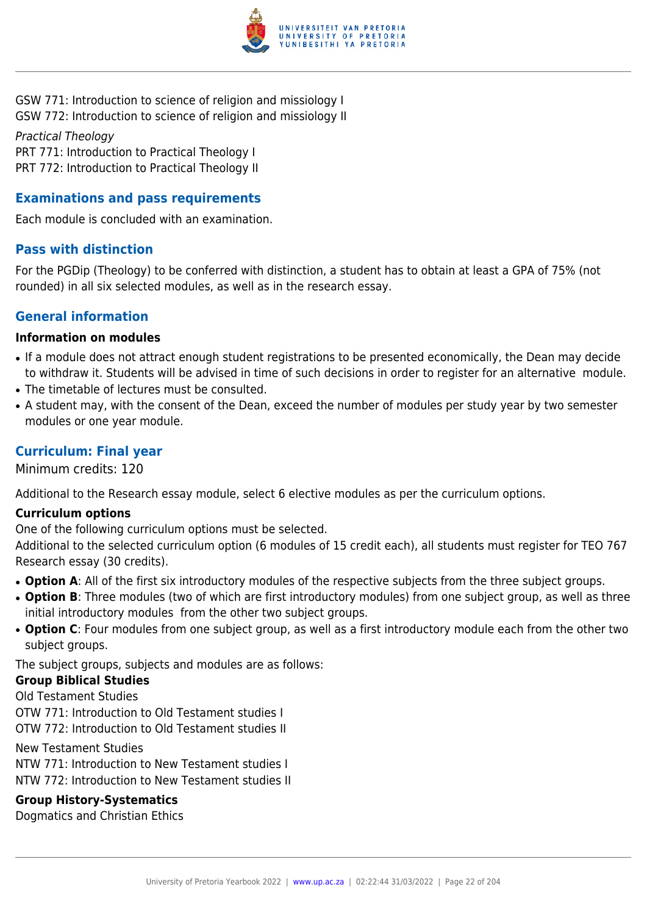GSW 771: Introduction to science of religion and missiology I
GSW 772: Introduction to science of religion and missiology II

*Practical Theology*
PRT 771: Introduction to Practical Theology I
PRT 772: Introduction to Practical Theology II

## Examinations and pass requirements

Each module is concluded with an examination.

## Pass with distinction

For the PGDip (Theology) to be conferred with distinction, a student has to obtain at least a GPA of 75% (not rounded) in all six selected modules, as well as in the research essay.

## General information

### Information on modules

- If a module does not attract enough student registrations to be presented economically, the Dean may decide to withdraw it. Students will be advised in time of such decisions in order to register for an alternative module.
- The timetable of lectures must be consulted.
- A student may, with the consent of the Dean, exceed the number of modules per study year by two semester modules or one year module.

## Curriculum: Final year

Minimum credits: 120

Additional to the Research essay module, select 6 elective modules as per the curriculum options.

### Curriculum options

One of the following curriculum options must be selected.
Additional to the selected curriculum option (6 modules of 15 credit each), all students must register for TEO 767 Research essay (30 credits).

- **Option A**: All of the first six introductory modules of the respective subjects from the three subject groups.
- **Option B**: Three modules (two of which are first introductory modules) from one subject group, as well as three initial introductory modules from the other two subject groups.
- **Option C**: Four modules from one subject group, as well as a first introductory module each from the other two subject groups.

The subject groups, subjects and modules are as follows:

**Group Biblical Studies**
Old Testament Studies
OTW 771: Introduction to Old Testament studies I
OTW 772: Introduction to Old Testament studies II

New Testament Studies
NTW 771: Introduction to New Testament studies I
NTW 772: Introduction to New Testament studies II

**Group History-Systematics**
Dogmatics and Christian Ethics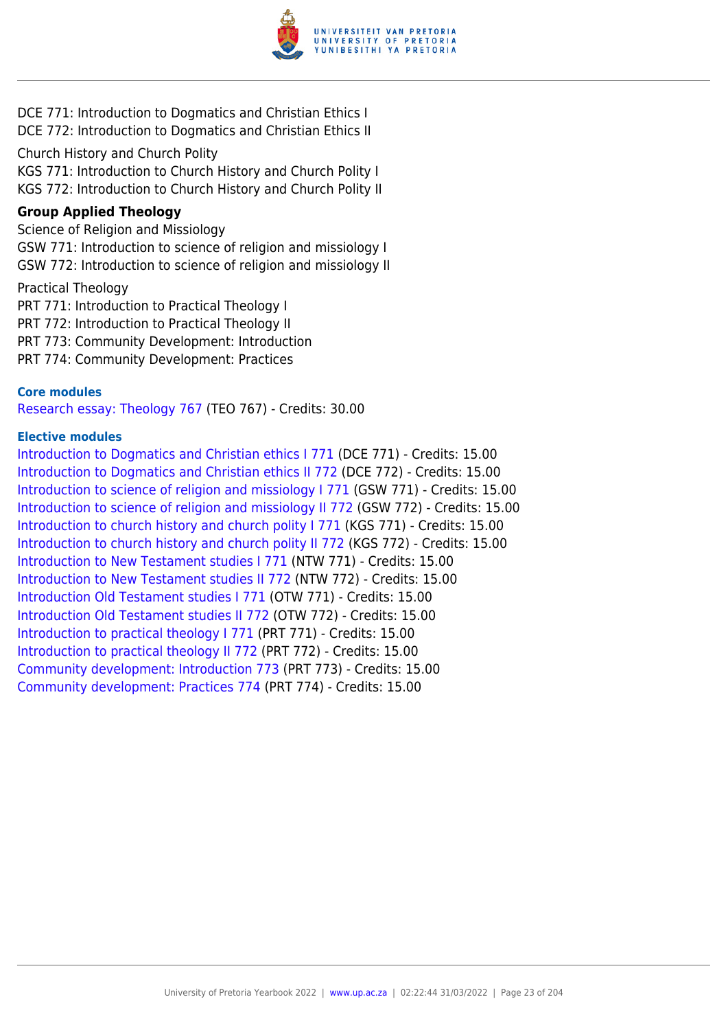DCE 771: Introduction to Dogmatics and Christian Ethics I
DCE 772: Introduction to Dogmatics and Christian Ethics II

Church History and Church Polity
KGS 771: Introduction to Church History and Church Polity I
KGS 772: Introduction to Church History and Church Polity II

**Group Applied Theology**

Science of Religion and Missiology
GSW 771: Introduction to science of religion and missiology I
GSW 772: Introduction to science of religion and missiology II

Practical Theology
PRT 771: Introduction to Practical Theology I
PRT 772: Introduction to Practical Theology II
PRT 773: Community Development: Introduction
PRT 774: Community Development: Practices

**Core modules**

Research essay: Theology 767 (TEO 767) - Credits: 30.00

**Elective modules**

Introduction to Dogmatics and Christian ethics I 771 (DCE 771) - Credits: 15.00
Introduction to Dogmatics and Christian ethics II 772 (DCE 772) - Credits: 15.00
Introduction to science of religion and missiology I 771 (GSW 771) - Credits: 15.00
Introduction to science of religion and missiology II 772 (GSW 772) - Credits: 15.00
Introduction to church history and church polity I 771 (KGS 771) - Credits: 15.00
Introduction to church history and church polity II 772 (KGS 772) - Credits: 15.00
Introduction to New Testament studies I 771 (NTW 771) - Credits: 15.00
Introduction to New Testament studies II 772 (NTW 772) - Credits: 15.00
Introduction Old Testament studies I 771 (OTW 771) - Credits: 15.00
Introduction Old Testament studies II 772 (OTW 772) - Credits: 15.00
Introduction to practical theology I 771 (PRT 771) - Credits: 15.00
Introduction to practical theology II 772 (PRT 772) - Credits: 15.00
Community development: Introduction 773 (PRT 773) - Credits: 15.00
Community development: Practices 774 (PRT 774) - Credits: 15.00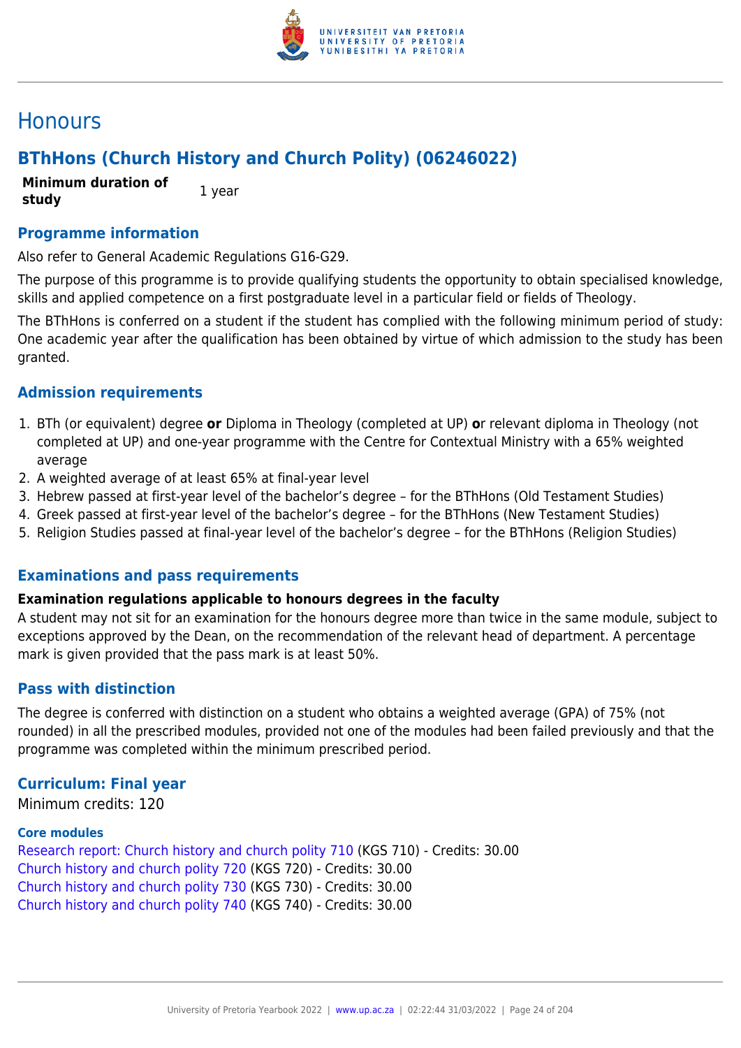# Honours

## BThHons (Church History and Church Polity) (06246022)

**Minimum duration of study** 1 year

### Programme information

Also refer to General Academic Regulations G16-G29.

The purpose of this programme is to provide qualifying students the opportunity to obtain specialised knowledge, skills and applied competence on a first postgraduate level in a particular field or fields of Theology.

The BThHons is conferred on a student if the student has complied with the following minimum period of study: One academic year after the qualification has been obtained by virtue of which admission to the study has been granted.

### Admission requirements

1. BTh (or equivalent) degree **or** Diploma in Theology (completed at UP) **o**r relevant diploma in Theology (not completed at UP) and one-year programme with the Centre for Contextual Ministry with a 65% weighted average
2. A weighted average of at least 65% at final-year level
3. Hebrew passed at first-year level of the bachelor's degree – for the BThHons (Old Testament Studies)
4. Greek passed at first-year level of the bachelor's degree – for the BThHons (New Testament Studies)
5. Religion Studies passed at final-year level of the bachelor's degree – for the BThHons (Religion Studies)

### Examinations and pass requirements

**Examination regulations applicable to honours degrees in the faculty**

A student may not sit for an examination for the honours degree more than twice in the same module, subject to exceptions approved by the Dean, on the recommendation of the relevant head of department. A percentage mark is given provided that the pass mark is at least 50%.

### Pass with distinction

The degree is conferred with distinction on a student who obtains a weighted average (GPA) of 75% (not rounded) in all the prescribed modules, provided not one of the modules had been failed previously and that the programme was completed within the minimum prescribed period.

### Curriculum: Final year

Minimum credits: 120

#### Core modules

Research report: Church history and church polity 710 (KGS 710) - Credits: 30.00
Church history and church polity 720 (KGS 720) - Credits: 30.00
Church history and church polity 730 (KGS 730) - Credits: 30.00
Church history and church polity 740 (KGS 740) - Credits: 30.00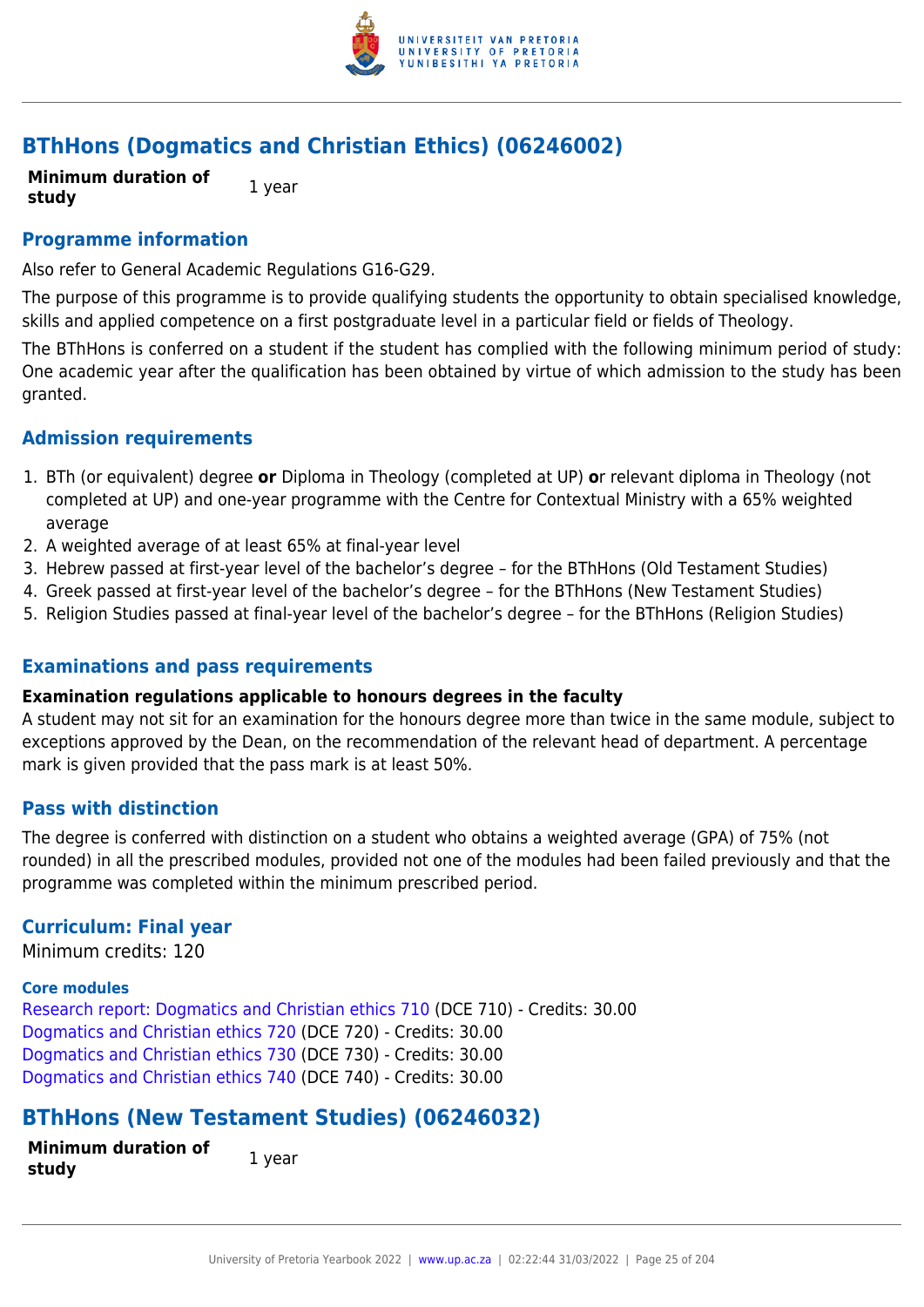## BThHons (Dogmatics and Christian Ethics) (06246002)

**Minimum duration of study** 1 year

### Programme information

Also refer to General Academic Regulations G16-G29.

The purpose of this programme is to provide qualifying students the opportunity to obtain specialised knowledge, skills and applied competence on a first postgraduate level in a particular field or fields of Theology.

The BThHons is conferred on a student if the student has complied with the following minimum period of study: One academic year after the qualification has been obtained by virtue of which admission to the study has been granted.

### Admission requirements

1. BTh (or equivalent) degree **or** Diploma in Theology (completed at UP) **o**r relevant diploma in Theology (not completed at UP) and one-year programme with the Centre for Contextual Ministry with a 65% weighted average
2. A weighted average of at least 65% at final-year level
3. Hebrew passed at first-year level of the bachelor's degree – for the BThHons (Old Testament Studies)
4. Greek passed at first-year level of the bachelor's degree – for the BThHons (New Testament Studies)
5. Religion Studies passed at final-year level of the bachelor's degree – for the BThHons (Religion Studies)

### Examinations and pass requirements

**Examination regulations applicable to honours degrees in the faculty**

A student may not sit for an examination for the honours degree more than twice in the same module, subject to exceptions approved by the Dean, on the recommendation of the relevant head of department. A percentage mark is given provided that the pass mark is at least 50%.

### Pass with distinction

The degree is conferred with distinction on a student who obtains a weighted average (GPA) of 75% (not rounded) in all the prescribed modules, provided not one of the modules had been failed previously and that the programme was completed within the minimum prescribed period.

### Curriculum: Final year

Minimum credits: 120

**Core modules**

Research report: Dogmatics and Christian ethics 710 (DCE 710) - Credits: 30.00
Dogmatics and Christian ethics 720 (DCE 720) - Credits: 30.00
Dogmatics and Christian ethics 730 (DCE 730) - Credits: 30.00
Dogmatics and Christian ethics 740 (DCE 740) - Credits: 30.00

## BThHons (New Testament Studies) (06246032)

**Minimum duration of study** 1 year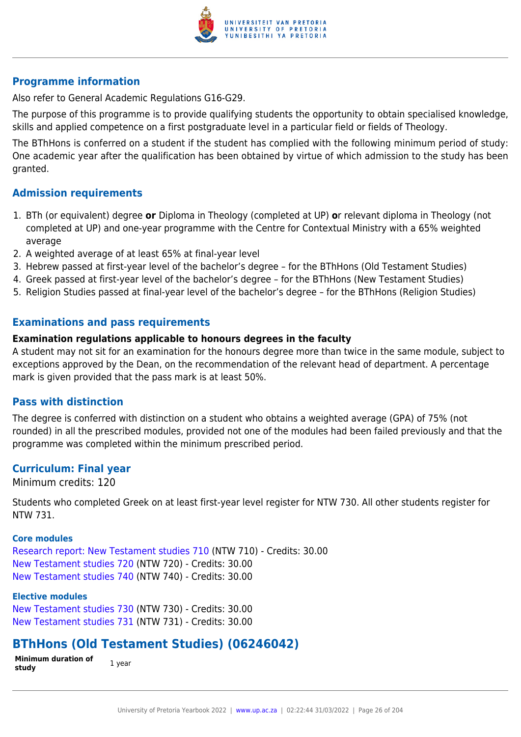### Programme information

Also refer to General Academic Regulations G16-G29.

The purpose of this programme is to provide qualifying students the opportunity to obtain specialised knowledge, skills and applied competence on a first postgraduate level in a particular field or fields of Theology.

The BThHons is conferred on a student if the student has complied with the following minimum period of study: One academic year after the qualification has been obtained by virtue of which admission to the study has been granted.

### Admission requirements

1. BTh (or equivalent) degree **or** Diploma in Theology (completed at UP) **o**r relevant diploma in Theology (not completed at UP) and one-year programme with the Centre for Contextual Ministry with a 65% weighted average
2. A weighted average of at least 65% at final-year level
3. Hebrew passed at first-year level of the bachelor's degree – for the BThHons (Old Testament Studies)
4. Greek passed at first-year level of the bachelor's degree – for the BThHons (New Testament Studies)
5. Religion Studies passed at final-year level of the bachelor's degree – for the BThHons (Religion Studies)

### Examinations and pass requirements

**Examination regulations applicable to honours degrees in the faculty**

A student may not sit for an examination for the honours degree more than twice in the same module, subject to exceptions approved by the Dean, on the recommendation of the relevant head of department. A percentage mark is given provided that the pass mark is at least 50%.

### Pass with distinction

The degree is conferred with distinction on a student who obtains a weighted average (GPA) of 75% (not rounded) in all the prescribed modules, provided not one of the modules had been failed previously and that the programme was completed within the minimum prescribed period.

### Curriculum: Final year

Minimum credits: 120

Students who completed Greek on at least first-year level register for NTW 730. All other students register for NTW 731.

#### Core modules

Research report: New Testament studies 710 (NTW 710) - Credits: 30.00
New Testament studies 720 (NTW 720) - Credits: 30.00
New Testament studies 740 (NTW 740) - Credits: 30.00

#### Elective modules

New Testament studies 730 (NTW 730) - Credits: 30.00
New Testament studies 731 (NTW 731) - Credits: 30.00

## BThHons (Old Testament Studies) (06246042)

| **Minimum duration of study** | 1 year |
|---|---|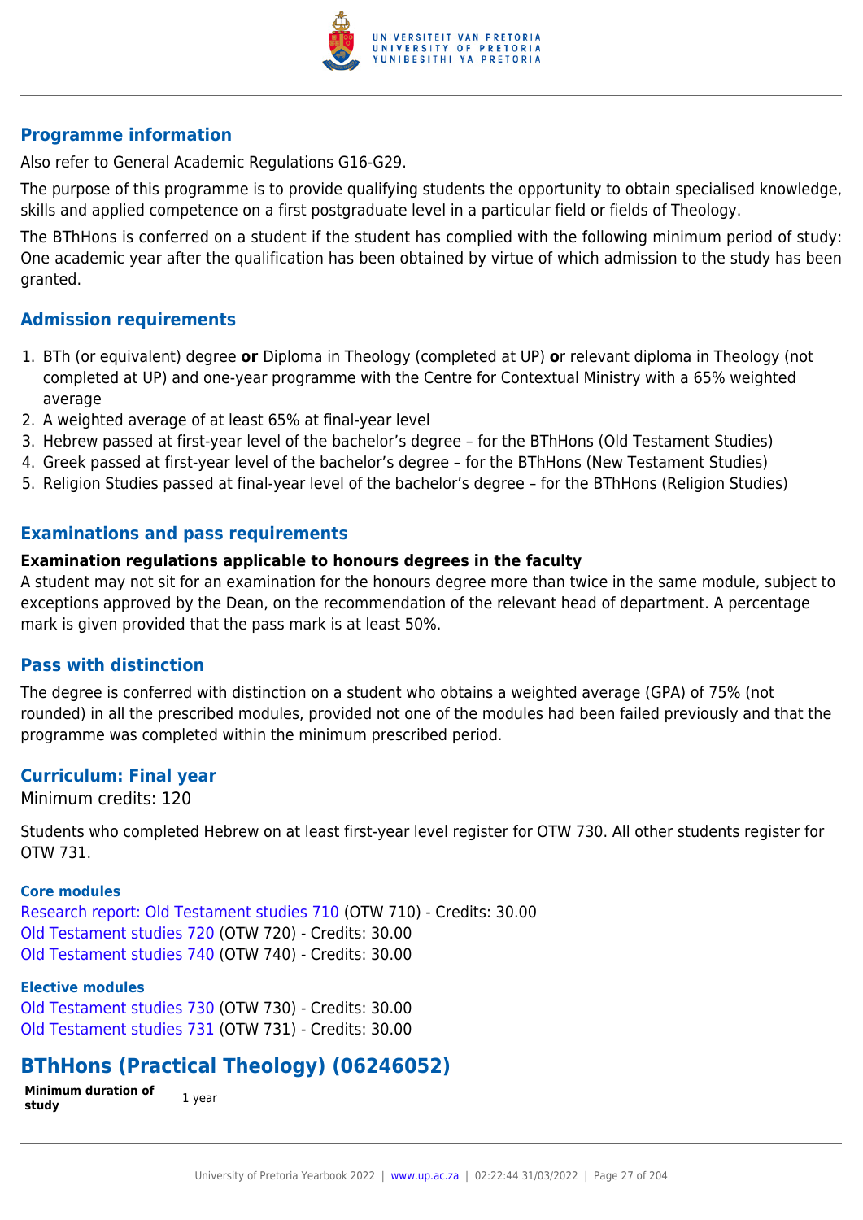## Programme information

Also refer to General Academic Regulations G16-G29.

The purpose of this programme is to provide qualifying students the opportunity to obtain specialised knowledge, skills and applied competence on a first postgraduate level in a particular field or fields of Theology.

The BThHons is conferred on a student if the student has complied with the following minimum period of study: One academic year after the qualification has been obtained by virtue of which admission to the study has been granted.

## Admission requirements

1. BTh (or equivalent) degree **or** Diploma in Theology (completed at UP) **o**r relevant diploma in Theology (not completed at UP) and one-year programme with the Centre for Contextual Ministry with a 65% weighted average
2. A weighted average of at least 65% at final-year level
3. Hebrew passed at first-year level of the bachelor's degree – for the BThHons (Old Testament Studies)
4. Greek passed at first-year level of the bachelor's degree – for the BThHons (New Testament Studies)
5. Religion Studies passed at final-year level of the bachelor's degree – for the BThHons (Religion Studies)

## Examinations and pass requirements

**Examination regulations applicable to honours degrees in the faculty**

A student may not sit for an examination for the honours degree more than twice in the same module, subject to exceptions approved by the Dean, on the recommendation of the relevant head of department. A percentage mark is given provided that the pass mark is at least 50%.

## Pass with distinction

The degree is conferred with distinction on a student who obtains a weighted average (GPA) of 75% (not rounded) in all the prescribed modules, provided not one of the modules had been failed previously and that the programme was completed within the minimum prescribed period.

## Curriculum: Final year

Minimum credits: 120

Students who completed Hebrew on at least first-year level register for OTW 730. All other students register for OTW 731.

#### Core modules

Research report: Old Testament studies 710 (OTW 710) - Credits: 30.00
Old Testament studies 720 (OTW 720) - Credits: 30.00
Old Testament studies 740 (OTW 740) - Credits: 30.00

#### Elective modules

Old Testament studies 730 (OTW 730) - Credits: 30.00
Old Testament studies 731 (OTW 731) - Credits: 30.00

# BThHons (Practical Theology) (06246052)

**Minimum duration of study** 1 year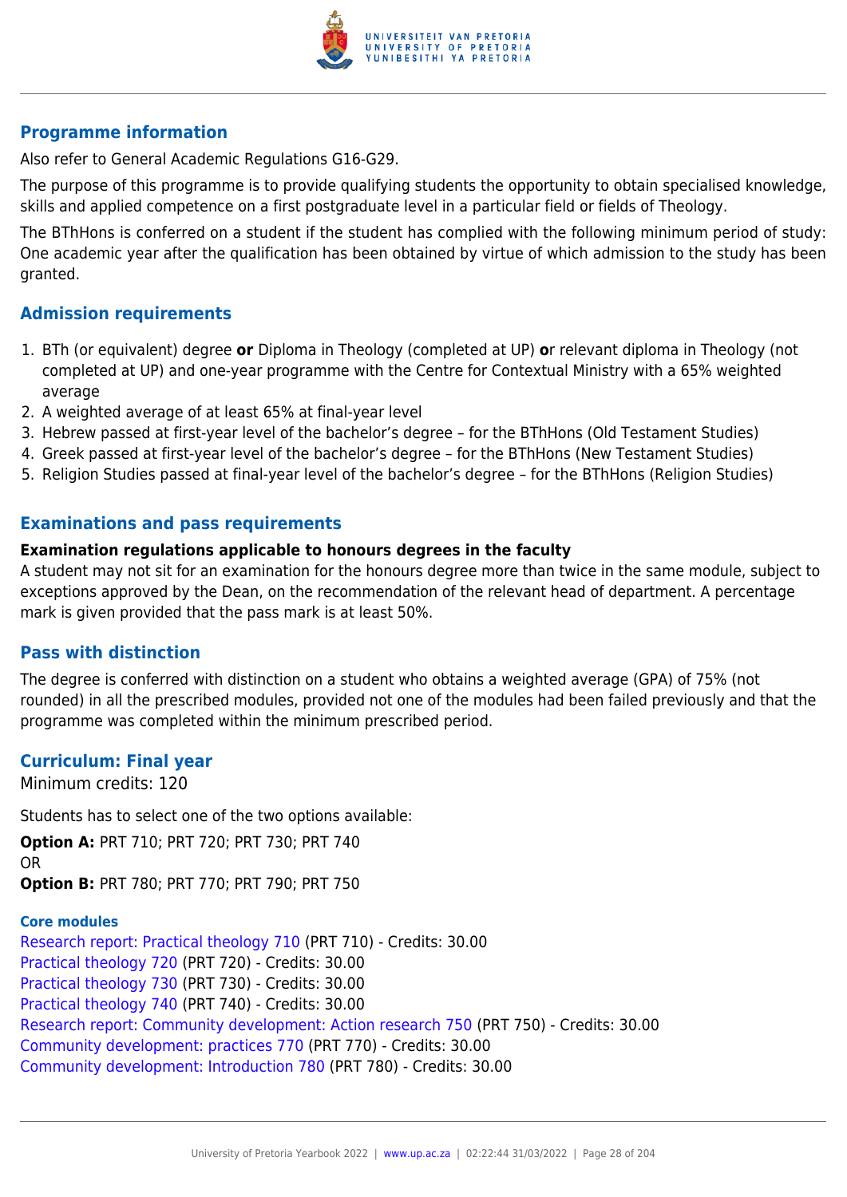## Programme information

Also refer to General Academic Regulations G16-G29.

The purpose of this programme is to provide qualifying students the opportunity to obtain specialised knowledge, skills and applied competence on a first postgraduate level in a particular field or fields of Theology.

The BThHons is conferred on a student if the student has complied with the following minimum period of study: One academic year after the qualification has been obtained by virtue of which admission to the study has been granted.

## Admission requirements

1. BTh (or equivalent) degree **or** Diploma in Theology (completed at UP) **o**r relevant diploma in Theology (not completed at UP) and one-year programme with the Centre for Contextual Ministry with a 65% weighted average
2. A weighted average of at least 65% at final-year level
3. Hebrew passed at first-year level of the bachelor's degree – for the BThHons (Old Testament Studies)
4. Greek passed at first-year level of the bachelor's degree – for the BThHons (New Testament Studies)
5. Religion Studies passed at final-year level of the bachelor's degree – for the BThHons (Religion Studies)

## Examinations and pass requirements

**Examination regulations applicable to honours degrees in the faculty**

A student may not sit for an examination for the honours degree more than twice in the same module, subject to exceptions approved by the Dean, on the recommendation of the relevant head of department. A percentage mark is given provided that the pass mark is at least 50%.

## Pass with distinction

The degree is conferred with distinction on a student who obtains a weighted average (GPA) of 75% (not rounded) in all the prescribed modules, provided not one of the modules had been failed previously and that the programme was completed within the minimum prescribed period.

## Curriculum: Final year

Minimum credits: 120

Students has to select one of the two options available:

**Option A:** PRT 710; PRT 720; PRT 730; PRT 740
OR
**Option B:** PRT 780; PRT 770; PRT 790; PRT 750

### Core modules

Research report: Practical theology 710 (PRT 710) - Credits: 30.00
Practical theology 720 (PRT 720) - Credits: 30.00
Practical theology 730 (PRT 730) - Credits: 30.00
Practical theology 740 (PRT 740) - Credits: 30.00
Research report: Community development: Action research 750 (PRT 750) - Credits: 30.00
Community development: practices 770 (PRT 770) - Credits: 30.00
Community development: Introduction 780 (PRT 780) - Credits: 30.00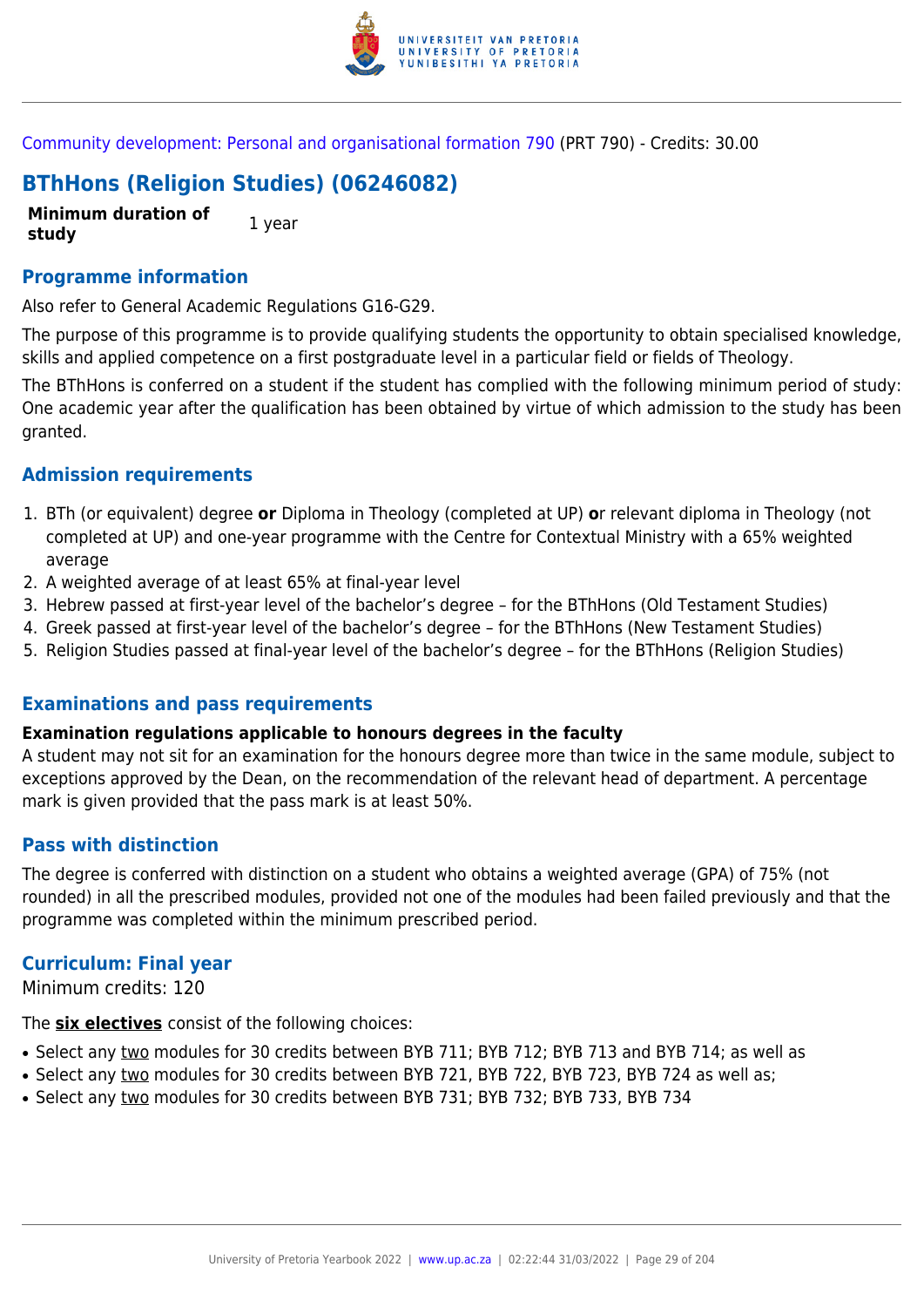Community development: Personal and organisational formation 790 (PRT 790) - Credits: 30.00

## BThHons (Religion Studies) (06246082)

| **Minimum duration of study** | 1 year |
| --- | --- |

### Programme information

Also refer to General Academic Regulations G16-G29.

The purpose of this programme is to provide qualifying students the opportunity to obtain specialised knowledge, skills and applied competence on a first postgraduate level in a particular field or fields of Theology.

The BThHons is conferred on a student if the student has complied with the following minimum period of study: One academic year after the qualification has been obtained by virtue of which admission to the study has been granted.

### Admission requirements

1. BTh (or equivalent) degree **or** Diploma in Theology (completed at UP) **o**r relevant diploma in Theology (not completed at UP) and one-year programme with the Centre for Contextual Ministry with a 65% weighted average
2. A weighted average of at least 65% at final-year level
3. Hebrew passed at first-year level of the bachelor's degree – for the BThHons (Old Testament Studies)
4. Greek passed at first-year level of the bachelor's degree – for the BThHons (New Testament Studies)
5. Religion Studies passed at final-year level of the bachelor's degree – for the BThHons (Religion Studies)

### Examinations and pass requirements

**Examination regulations applicable to honours degrees in the faculty**

A student may not sit for an examination for the honours degree more than twice in the same module, subject to exceptions approved by the Dean, on the recommendation of the relevant head of department. A percentage mark is given provided that the pass mark is at least 50%.

### Pass with distinction

The degree is conferred with distinction on a student who obtains a weighted average (GPA) of 75% (not rounded) in all the prescribed modules, provided not one of the modules had been failed previously and that the programme was completed within the minimum prescribed period.

### Curriculum: Final year

Minimum credits: 120

The **six electives** consist of the following choices:

- Select any two modules for 30 credits between BYB 711; BYB 712; BYB 713 and BYB 714; as well as
- Select any two modules for 30 credits between BYB 721, BYB 722, BYB 723, BYB 724 as well as;
- Select any two modules for 30 credits between BYB 731; BYB 732; BYB 733, BYB 734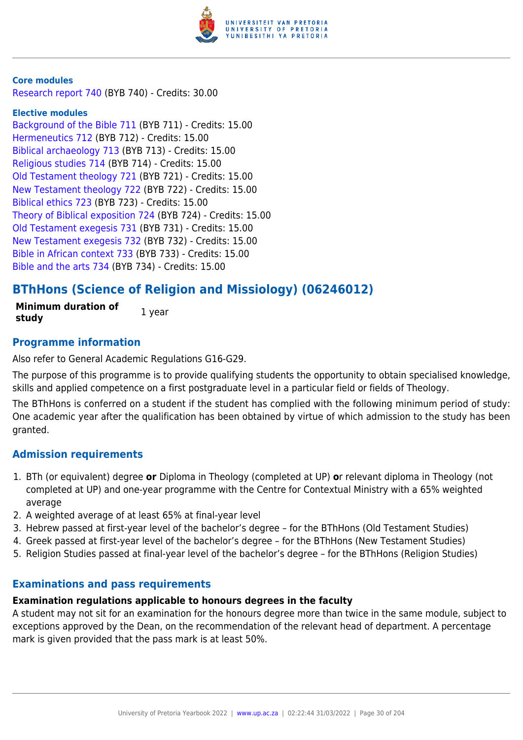**Core modules**

Research report 740 (BYB 740) - Credits: 30.00

**Elective modules**

Background of the Bible 711 (BYB 711) - Credits: 15.00
Hermeneutics 712 (BYB 712) - Credits: 15.00
Biblical archaeology 713 (BYB 713) - Credits: 15.00
Religious studies 714 (BYB 714) - Credits: 15.00
Old Testament theology 721 (BYB 721) - Credits: 15.00
New Testament theology 722 (BYB 722) - Credits: 15.00
Biblical ethics 723 (BYB 723) - Credits: 15.00
Theory of Biblical exposition 724 (BYB 724) - Credits: 15.00
Old Testament exegesis 731 (BYB 731) - Credits: 15.00
New Testament exegesis 732 (BYB 732) - Credits: 15.00
Bible in African context 733 (BYB 733) - Credits: 15.00
Bible and the arts 734 (BYB 734) - Credits: 15.00

## BThHons (Science of Religion and Missiology) (06246012)

| **Minimum duration of study** | 1 year |
|---|---|

### Programme information

Also refer to General Academic Regulations G16-G29.

The purpose of this programme is to provide qualifying students the opportunity to obtain specialised knowledge, skills and applied competence on a first postgraduate level in a particular field or fields of Theology.

The BThHons is conferred on a student if the student has complied with the following minimum period of study: One academic year after the qualification has been obtained by virtue of which admission to the study has been granted.

### Admission requirements

1. BTh (or equivalent) degree **or** Diploma in Theology (completed at UP) **o**r relevant diploma in Theology (not completed at UP) and one-year programme with the Centre for Contextual Ministry with a 65% weighted average
2. A weighted average of at least 65% at final-year level
3. Hebrew passed at first-year level of the bachelor's degree – for the BThHons (Old Testament Studies)
4. Greek passed at first-year level of the bachelor's degree – for the BThHons (New Testament Studies)
5. Religion Studies passed at final-year level of the bachelor's degree – for the BThHons (Religion Studies)

### Examinations and pass requirements

**Examination regulations applicable to honours degrees in the faculty**

A student may not sit for an examination for the honours degree more than twice in the same module, subject to exceptions approved by the Dean, on the recommendation of the relevant head of department. A percentage mark is given provided that the pass mark is at least 50%.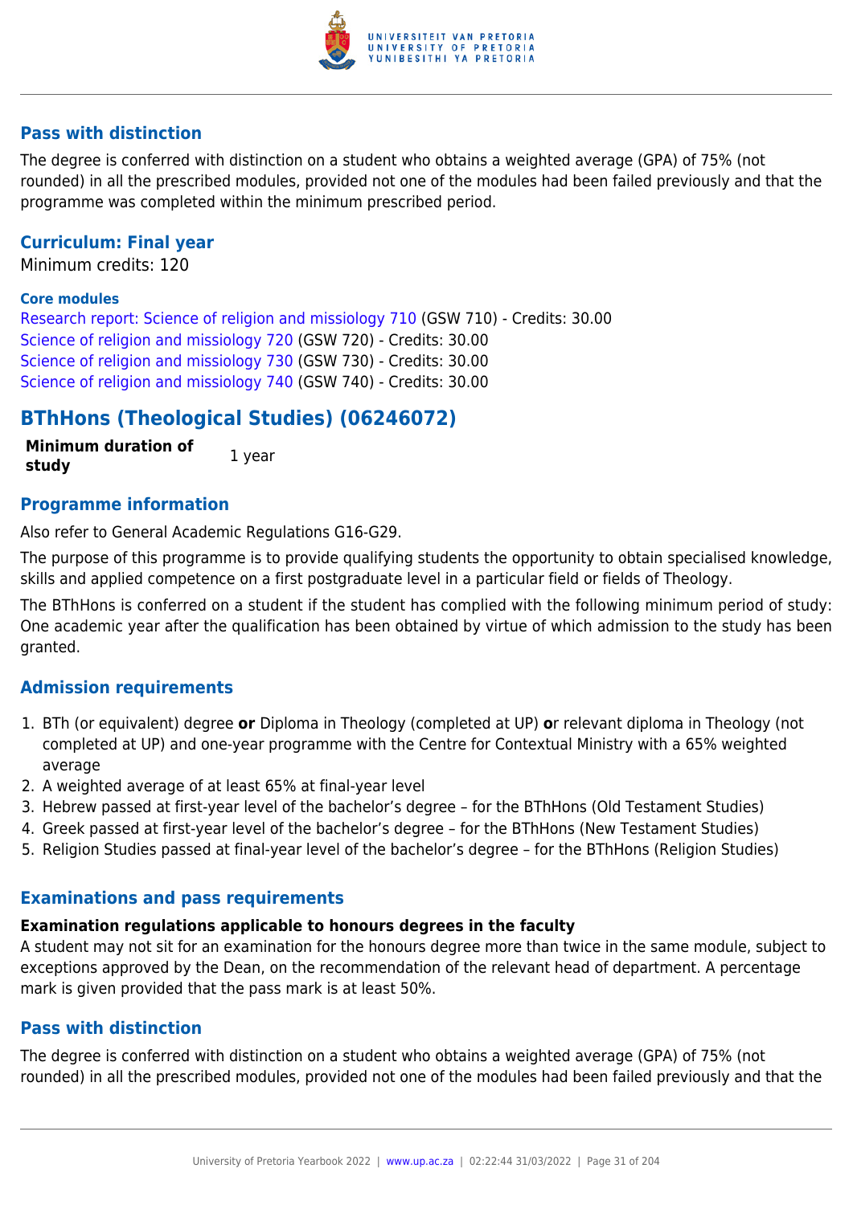### Pass with distinction

The degree is conferred with distinction on a student who obtains a weighted average (GPA) of 75% (not rounded) in all the prescribed modules, provided not one of the modules had been failed previously and that the programme was completed within the minimum prescribed period.

### Curriculum: Final year

Minimum credits: 120

#### Core modules

Research report: Science of religion and missiology 710 (GSW 710) - Credits: 30.00
Science of religion and missiology 720 (GSW 720) - Credits: 30.00
Science of religion and missiology 730 (GSW 730) - Credits: 30.00
Science of religion and missiology 740 (GSW 740) - Credits: 30.00

## BThHons (Theological Studies) (06246072)

| **Minimum duration of study** | 1 year |
|---|---|

### Programme information

Also refer to General Academic Regulations G16-G29.

The purpose of this programme is to provide qualifying students the opportunity to obtain specialised knowledge, skills and applied competence on a first postgraduate level in a particular field or fields of Theology.

The BThHons is conferred on a student if the student has complied with the following minimum period of study: One academic year after the qualification has been obtained by virtue of which admission to the study has been granted.

### Admission requirements

1. BTh (or equivalent) degree **or** Diploma in Theology (completed at UP) **o**r relevant diploma in Theology (not completed at UP) and one-year programme with the Centre for Contextual Ministry with a 65% weighted average
2. A weighted average of at least 65% at final-year level
3. Hebrew passed at first-year level of the bachelor's degree – for the BThHons (Old Testament Studies)
4. Greek passed at first-year level of the bachelor's degree – for the BThHons (New Testament Studies)
5. Religion Studies passed at final-year level of the bachelor's degree – for the BThHons (Religion Studies)

### Examinations and pass requirements

**Examination regulations applicable to honours degrees in the faculty**

A student may not sit for an examination for the honours degree more than twice in the same module, subject to exceptions approved by the Dean, on the recommendation of the relevant head of department. A percentage mark is given provided that the pass mark is at least 50%.

### Pass with distinction

The degree is conferred with distinction on a student who obtains a weighted average (GPA) of 75% (not rounded) in all the prescribed modules, provided not one of the modules had been failed previously and that the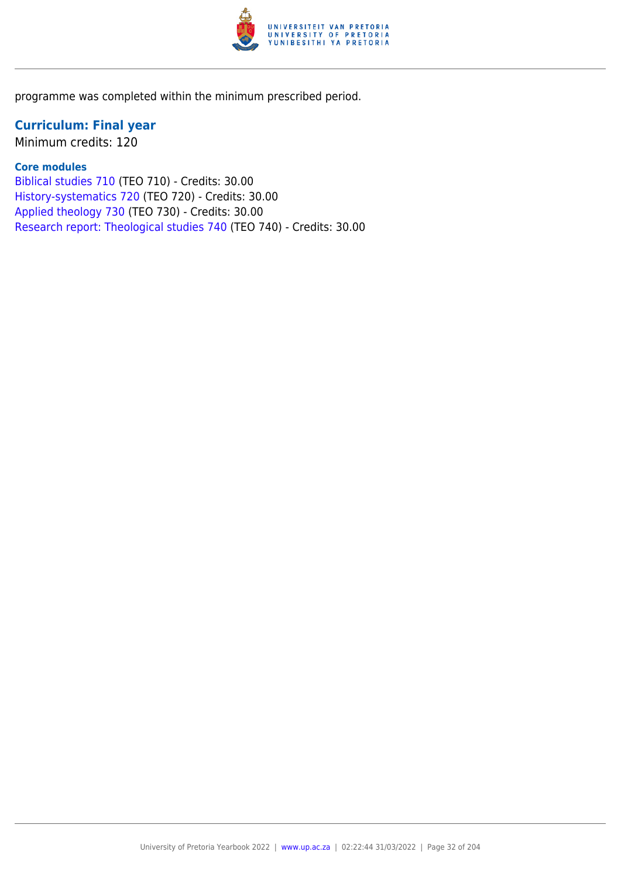programme was completed within the minimum prescribed period.

## Curriculum: Final year

Minimum credits: 120

### Core modules

Biblical studies 710 (TEO 710) - Credits: 30.00
History-systematics 720 (TEO 720) - Credits: 30.00
Applied theology 730 (TEO 730) - Credits: 30.00
Research report: Theological studies 740 (TEO 740) - Credits: 30.00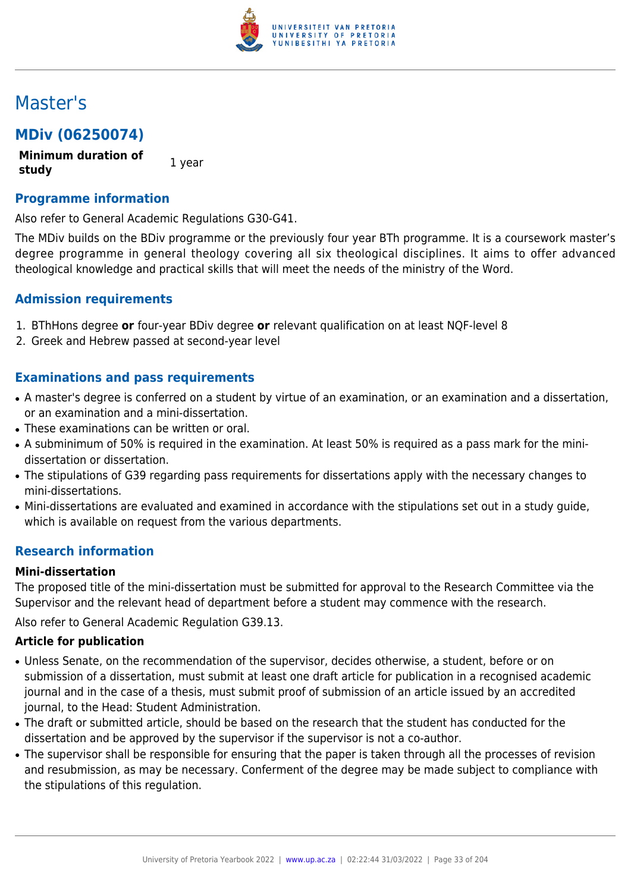# Master's

## MDiv (06250074)

| **Minimum duration of study** | 1 year |
| --- | --- |

### Programme information

Also refer to General Academic Regulations G30-G41.

The MDiv builds on the BDiv programme or the previously four year BTh programme. It is a coursework master's degree programme in general theology covering all six theological disciplines. It aims to offer advanced theological knowledge and practical skills that will meet the needs of the ministry of the Word.

### Admission requirements

1. BThHons degree **or** four-year BDiv degree **or** relevant qualification on at least NQF-level 8
2. Greek and Hebrew passed at second-year level

### Examinations and pass requirements

- A master's degree is conferred on a student by virtue of an examination, or an examination and a dissertation, or an examination and a mini-dissertation.
- These examinations can be written or oral.
- A subminimum of 50% is required in the examination. At least 50% is required as a pass mark for the mini-dissertation or dissertation.
- The stipulations of G39 regarding pass requirements for dissertations apply with the necessary changes to mini-dissertations.
- Mini-dissertations are evaluated and examined in accordance with the stipulations set out in a study guide, which is available on request from the various departments.

### Research information

**Mini-dissertation**

The proposed title of the mini-dissertation must be submitted for approval to the Research Committee via the Supervisor and the relevant head of department before a student may commence with the research.

Also refer to General Academic Regulation G39.13.

**Article for publication**

- Unless Senate, on the recommendation of the supervisor, decides otherwise, a student, before or on submission of a dissertation, must submit at least one draft article for publication in a recognised academic journal and in the case of a thesis, must submit proof of submission of an article issued by an accredited journal, to the Head: Student Administration.
- The draft or submitted article, should be based on the research that the student has conducted for the dissertation and be approved by the supervisor if the supervisor is not a co-author.
- The supervisor shall be responsible for ensuring that the paper is taken through all the processes of revision and resubmission, as may be necessary. Conferment of the degree may be made subject to compliance with the stipulations of this regulation.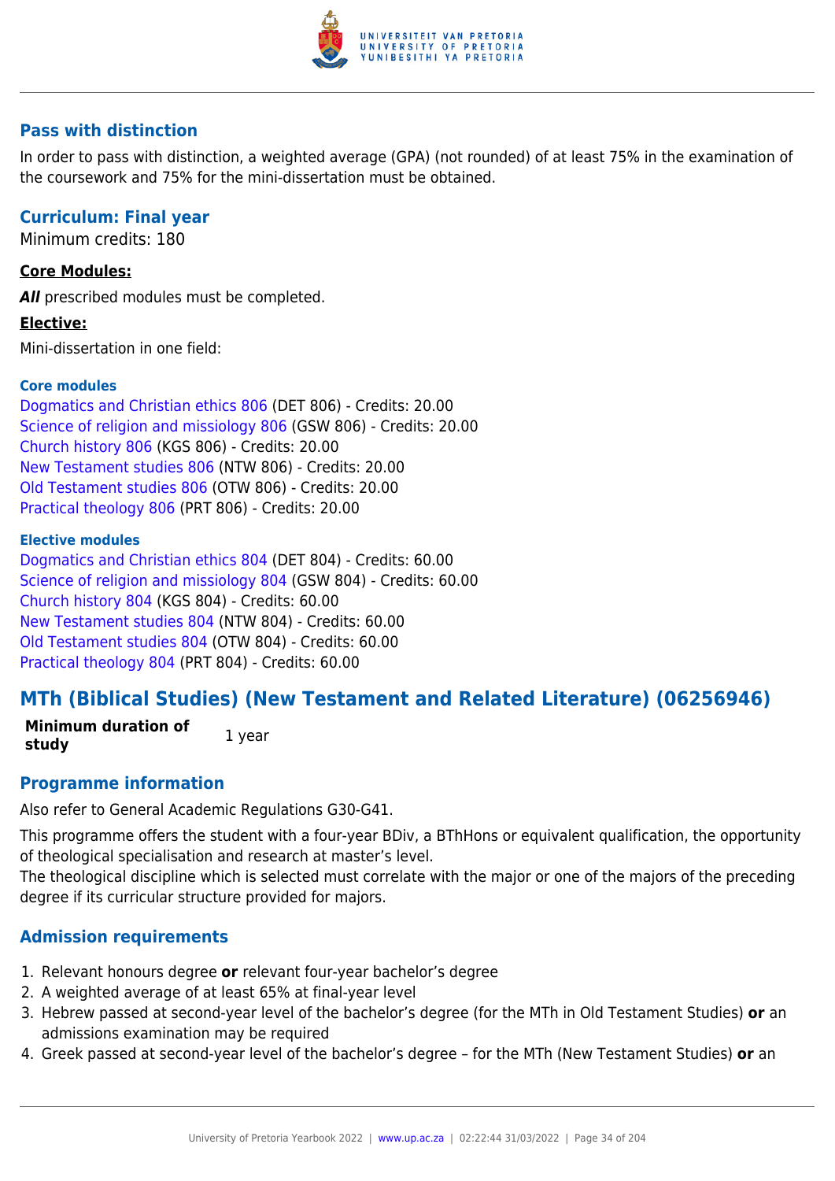## Pass with distinction

In order to pass with distinction, a weighted average (GPA) (not rounded) of at least 75% in the examination of the coursework and 75% for the mini-dissertation must be obtained.

## Curriculum: Final year

Minimum credits: 180

**Core Modules:**

***All*** prescribed modules must be completed.

**Elective:**

Mini-dissertation in one field:

#### Core modules

Dogmatics and Christian ethics 806 (DET 806) - Credits: 20.00
Science of religion and missiology 806 (GSW 806) - Credits: 20.00
Church history 806 (KGS 806) - Credits: 20.00
New Testament studies 806 (NTW 806) - Credits: 20.00
Old Testament studies 806 (OTW 806) - Credits: 20.00
Practical theology 806 (PRT 806) - Credits: 20.00

#### Elective modules

Dogmatics and Christian ethics 804 (DET 804) - Credits: 60.00
Science of religion and missiology 804 (GSW 804) - Credits: 60.00
Church history 804 (KGS 804) - Credits: 60.00
New Testament studies 804 (NTW 804) - Credits: 60.00
Old Testament studies 804 (OTW 804) - Credits: 60.00
Practical theology 804 (PRT 804) - Credits: 60.00

# MTh (Biblical Studies) (New Testament and Related Literature) (06256946)

| **Minimum duration of study** | 1 year |
| --- | --- |

## Programme information

Also refer to General Academic Regulations G30-G41.

This programme offers the student with a four-year BDiv, a BThHons or equivalent qualification, the opportunity of theological specialisation and research at master's level.
The theological discipline which is selected must correlate with the major or one of the majors of the preceding degree if its curricular structure provided for majors.

## Admission requirements

1. Relevant honours degree **or** relevant four-year bachelor's degree
2. A weighted average of at least 65% at final-year level
3. Hebrew passed at second-year level of the bachelor's degree (for the MTh in Old Testament Studies) **or** an admissions examination may be required
4. Greek passed at second-year level of the bachelor's degree – for the MTh (New Testament Studies) **or** an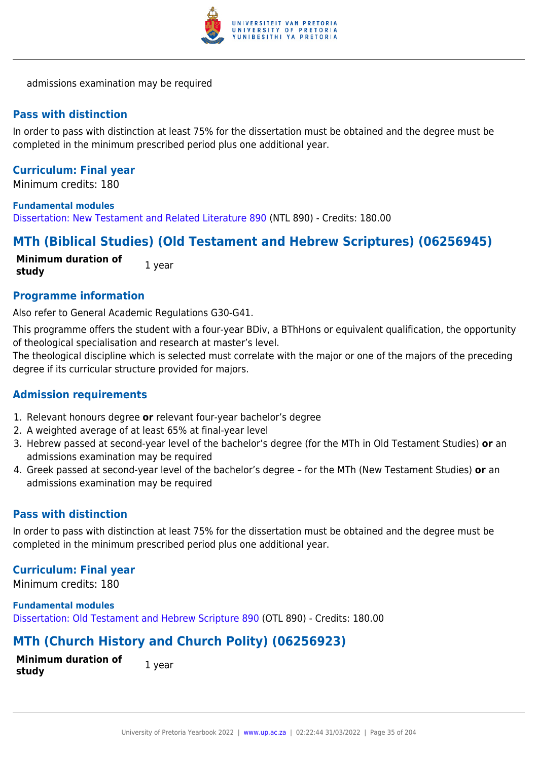admissions examination may be required

### Pass with distinction

In order to pass with distinction at least 75% for the dissertation must be obtained and the degree must be completed in the minimum prescribed period plus one additional year.

### Curriculum: Final year

Minimum credits: 180

**Fundamental modules**

Dissertation: New Testament and Related Literature 890 (NTL 890) - Credits: 180.00

## MTh (Biblical Studies) (Old Testament and Hebrew Scriptures) (06256945)

| **Minimum duration of study** | 1 year |
|---|---|

### Programme information

Also refer to General Academic Regulations G30-G41.

This programme offers the student with a four-year BDiv, a BThHons or equivalent qualification, the opportunity of theological specialisation and research at master's level.
The theological discipline which is selected must correlate with the major or one of the majors of the preceding degree if its curricular structure provided for majors.

### Admission requirements

1. Relevant honours degree **or** relevant four-year bachelor's degree
2. A weighted average of at least 65% at final-year level
3. Hebrew passed at second-year level of the bachelor's degree (for the MTh in Old Testament Studies) **or** an admissions examination may be required
4. Greek passed at second-year level of the bachelor's degree – for the MTh (New Testament Studies) **or** an admissions examination may be required

### Pass with distinction

In order to pass with distinction at least 75% for the dissertation must be obtained and the degree must be completed in the minimum prescribed period plus one additional year.

### Curriculum: Final year

Minimum credits: 180

**Fundamental modules**

Dissertation: Old Testament and Hebrew Scripture 890 (OTL 890) - Credits: 180.00

## MTh (Church History and Church Polity) (06256923)

| **Minimum duration of study** | 1 year |
|---|---|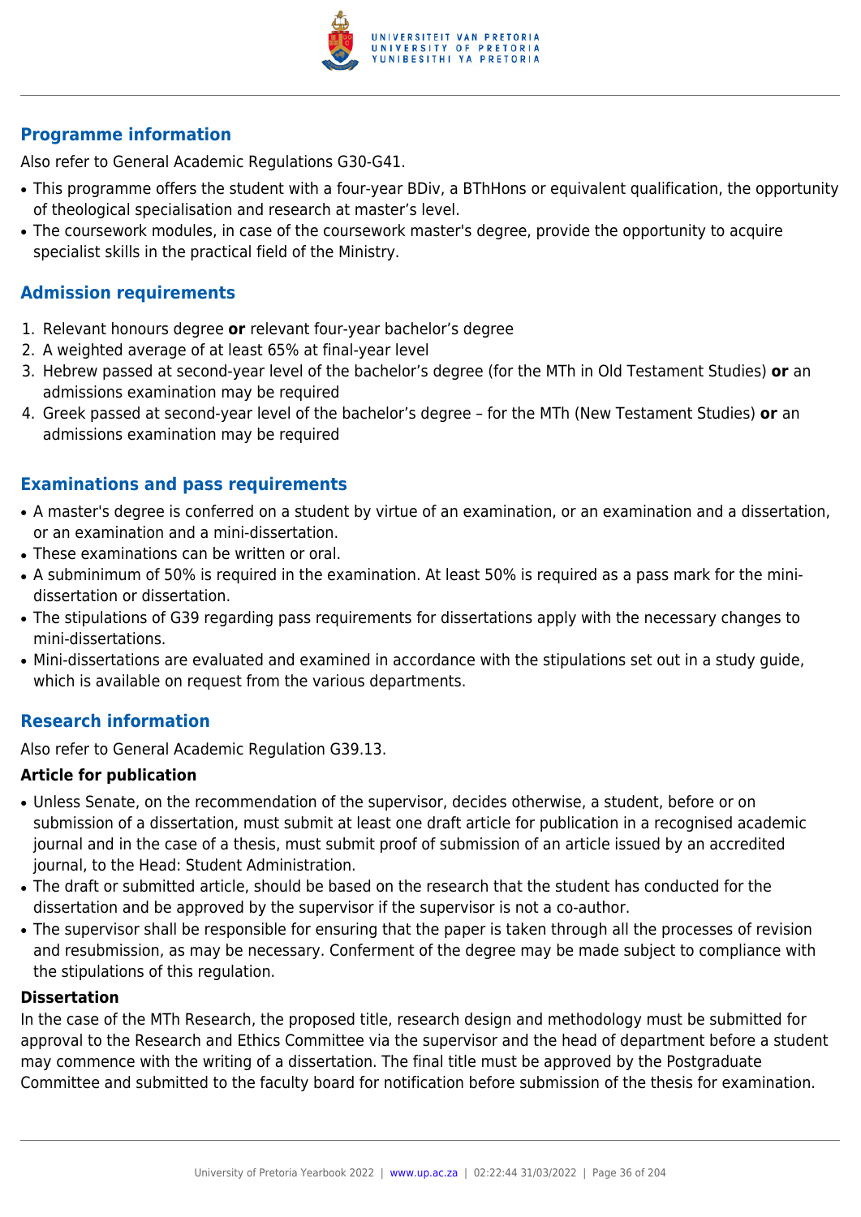## Programme information

Also refer to General Academic Regulations G30-G41.

- This programme offers the student with a four-year BDiv, a BThHons or equivalent qualification, the opportunity of theological specialisation and research at master's level.
- The coursework modules, in case of the coursework master's degree, provide the opportunity to acquire specialist skills in the practical field of the Ministry.

## Admission requirements

1. Relevant honours degree **or** relevant four-year bachelor's degree
2. A weighted average of at least 65% at final-year level
3. Hebrew passed at second-year level of the bachelor's degree (for the MTh in Old Testament Studies) **or** an admissions examination may be required
4. Greek passed at second-year level of the bachelor's degree – for the MTh (New Testament Studies) **or** an admissions examination may be required

## Examinations and pass requirements

- A master's degree is conferred on a student by virtue of an examination, or an examination and a dissertation, or an examination and a mini-dissertation.
- These examinations can be written or oral.
- A subminimum of 50% is required in the examination. At least 50% is required as a pass mark for the mini-dissertation or dissertation.
- The stipulations of G39 regarding pass requirements for dissertations apply with the necessary changes to mini-dissertations.
- Mini-dissertations are evaluated and examined in accordance with the stipulations set out in a study guide, which is available on request from the various departments.

## Research information

Also refer to General Academic Regulation G39.13.

### Article for publication

- Unless Senate, on the recommendation of the supervisor, decides otherwise, a student, before or on submission of a dissertation, must submit at least one draft article for publication in a recognised academic journal and in the case of a thesis, must submit proof of submission of an article issued by an accredited journal, to the Head: Student Administration.
- The draft or submitted article, should be based on the research that the student has conducted for the dissertation and be approved by the supervisor if the supervisor is not a co-author.
- The supervisor shall be responsible for ensuring that the paper is taken through all the processes of revision and resubmission, as may be necessary. Conferment of the degree may be made subject to compliance with the stipulations of this regulation.

### Dissertation

In the case of the MTh Research, the proposed title, research design and methodology must be submitted for approval to the Research and Ethics Committee via the supervisor and the head of department before a student may commence with the writing of a dissertation. The final title must be approved by the Postgraduate Committee and submitted to the faculty board for notification before submission of the thesis for examination.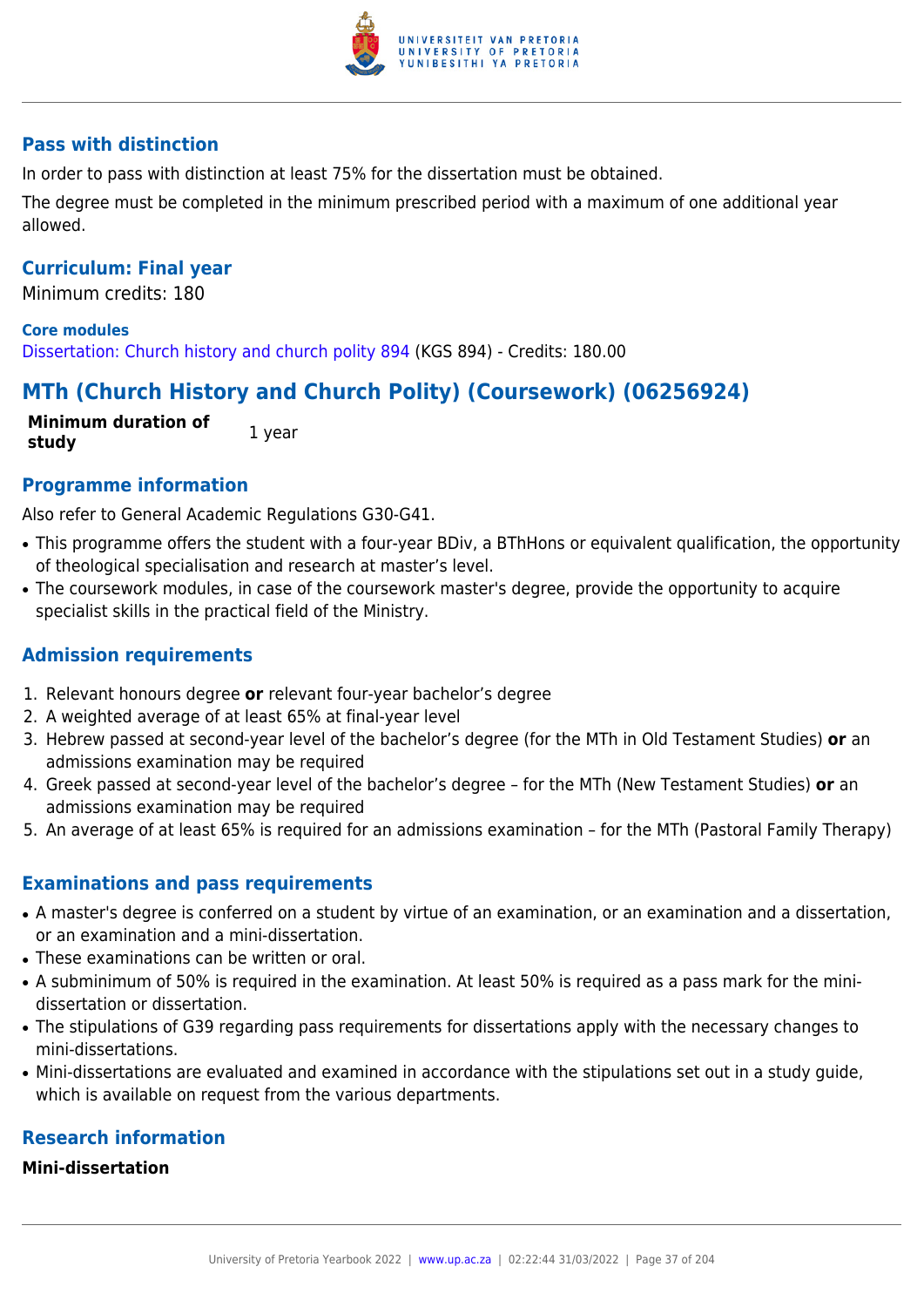### Pass with distinction

In order to pass with distinction at least 75% for the dissertation must be obtained.

The degree must be completed in the minimum prescribed period with a maximum of one additional year allowed.

### Curriculum: Final year

Minimum credits: 180

**Core modules**

Dissertation: Church history and church polity 894 (KGS 894) - Credits: 180.00

## MTh (Church History and Church Polity) (Coursework) (06256924)

| **Minimum duration of study** | 1 year |
|---|---|

### Programme information

Also refer to General Academic Regulations G30-G41.

- This programme offers the student with a four-year BDiv, a BThHons or equivalent qualification, the opportunity of theological specialisation and research at master's level.
- The coursework modules, in case of the coursework master's degree, provide the opportunity to acquire specialist skills in the practical field of the Ministry.

### Admission requirements

1. Relevant honours degree **or** relevant four-year bachelor's degree
2. A weighted average of at least 65% at final-year level
3. Hebrew passed at second-year level of the bachelor's degree (for the MTh in Old Testament Studies) **or** an admissions examination may be required
4. Greek passed at second-year level of the bachelor's degree – for the MTh (New Testament Studies) **or** an admissions examination may be required
5. An average of at least 65% is required for an admissions examination – for the MTh (Pastoral Family Therapy)

### Examinations and pass requirements

- A master's degree is conferred on a student by virtue of an examination, or an examination and a dissertation, or an examination and a mini-dissertation.
- These examinations can be written or oral.
- A subminimum of 50% is required in the examination. At least 50% is required as a pass mark for the mini-dissertation or dissertation.
- The stipulations of G39 regarding pass requirements for dissertations apply with the necessary changes to mini-dissertations.
- Mini-dissertations are evaluated and examined in accordance with the stipulations set out in a study guide, which is available on request from the various departments.

### Research information

**Mini-dissertation**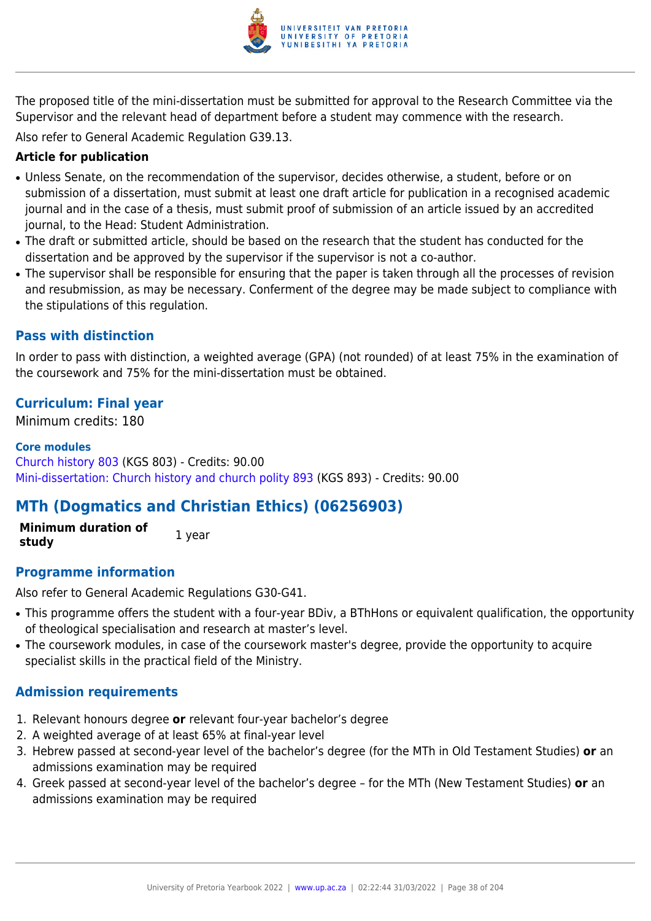The proposed title of the mini-dissertation must be submitted for approval to the Research Committee via the Supervisor and the relevant head of department before a student may commence with the research.

Also refer to General Academic Regulation G39.13.

**Article for publication**

- Unless Senate, on the recommendation of the supervisor, decides otherwise, a student, before or on submission of a dissertation, must submit at least one draft article for publication in a recognised academic journal and in the case of a thesis, must submit proof of submission of an article issued by an accredited journal, to the Head: Student Administration.
- The draft or submitted article, should be based on the research that the student has conducted for the dissertation and be approved by the supervisor if the supervisor is not a co-author.
- The supervisor shall be responsible for ensuring that the paper is taken through all the processes of revision and resubmission, as may be necessary. Conferment of the degree may be made subject to compliance with the stipulations of this regulation.

### Pass with distinction

In order to pass with distinction, a weighted average (GPA) (not rounded) of at least 75% in the examination of the coursework and 75% for the mini-dissertation must be obtained.

### Curriculum: Final year

Minimum credits: 180

**Core modules**

Church history 803 (KGS 803) - Credits: 90.00
Mini-dissertation: Church history and church polity 893 (KGS 893) - Credits: 90.00

## MTh (Dogmatics and Christian Ethics) (06256903)

| **Minimum duration of study** | 1 year |
|---|---|

### Programme information

Also refer to General Academic Regulations G30-G41.

- This programme offers the student with a four-year BDiv, a BThHons or equivalent qualification, the opportunity of theological specialisation and research at master's level.
- The coursework modules, in case of the coursework master's degree, provide the opportunity to acquire specialist skills in the practical field of the Ministry.

### Admission requirements

1. Relevant honours degree **or** relevant four-year bachelor's degree
2. A weighted average of at least 65% at final-year level
3. Hebrew passed at second-year level of the bachelor's degree (for the MTh in Old Testament Studies) **or** an admissions examination may be required
4. Greek passed at second-year level of the bachelor's degree – for the MTh (New Testament Studies) **or** an admissions examination may be required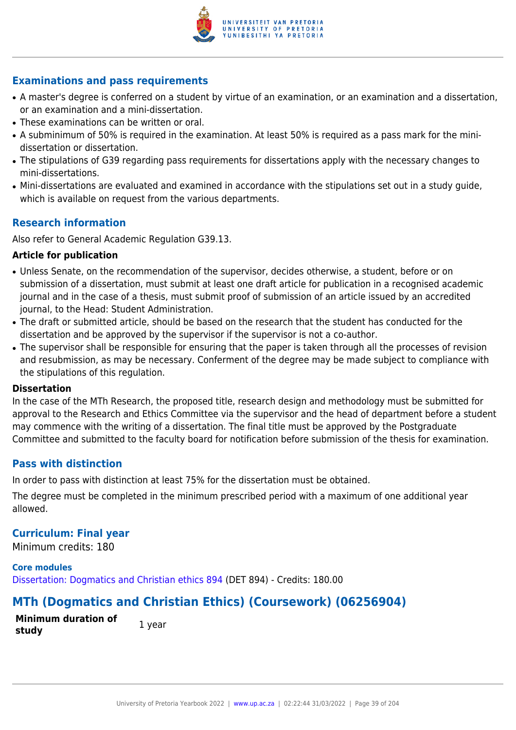### Examinations and pass requirements

- A master's degree is conferred on a student by virtue of an examination, or an examination and a dissertation, or an examination and a mini-dissertation.
- These examinations can be written or oral.
- A subminimum of 50% is required in the examination. At least 50% is required as a pass mark for the mini-dissertation or dissertation.
- The stipulations of G39 regarding pass requirements for dissertations apply with the necessary changes to mini-dissertations.
- Mini-dissertations are evaluated and examined in accordance with the stipulations set out in a study guide, which is available on request from the various departments.

### Research information

Also refer to General Academic Regulation G39.13.

**Article for publication**

- Unless Senate, on the recommendation of the supervisor, decides otherwise, a student, before or on submission of a dissertation, must submit at least one draft article for publication in a recognised academic journal and in the case of a thesis, must submit proof of submission of an article issued by an accredited journal, to the Head: Student Administration.
- The draft or submitted article, should be based on the research that the student has conducted for the dissertation and be approved by the supervisor if the supervisor is not a co-author.
- The supervisor shall be responsible for ensuring that the paper is taken through all the processes of revision and resubmission, as may be necessary. Conferment of the degree may be made subject to compliance with the stipulations of this regulation.

**Dissertation**

In the case of the MTh Research, the proposed title, research design and methodology must be submitted for approval to the Research and Ethics Committee via the supervisor and the head of department before a student may commence with the writing of a dissertation. The final title must be approved by the Postgraduate Committee and submitted to the faculty board for notification before submission of the thesis for examination.

### Pass with distinction

In order to pass with distinction at least 75% for the dissertation must be obtained.

The degree must be completed in the minimum prescribed period with a maximum of one additional year allowed.

### Curriculum: Final year

Minimum credits: 180

**Core modules**

Dissertation: Dogmatics and Christian ethics 894 (DET 894) - Credits: 180.00

## MTh (Dogmatics and Christian Ethics) (Coursework) (06256904)

| **Minimum duration of study** | 1 year |
|---|---|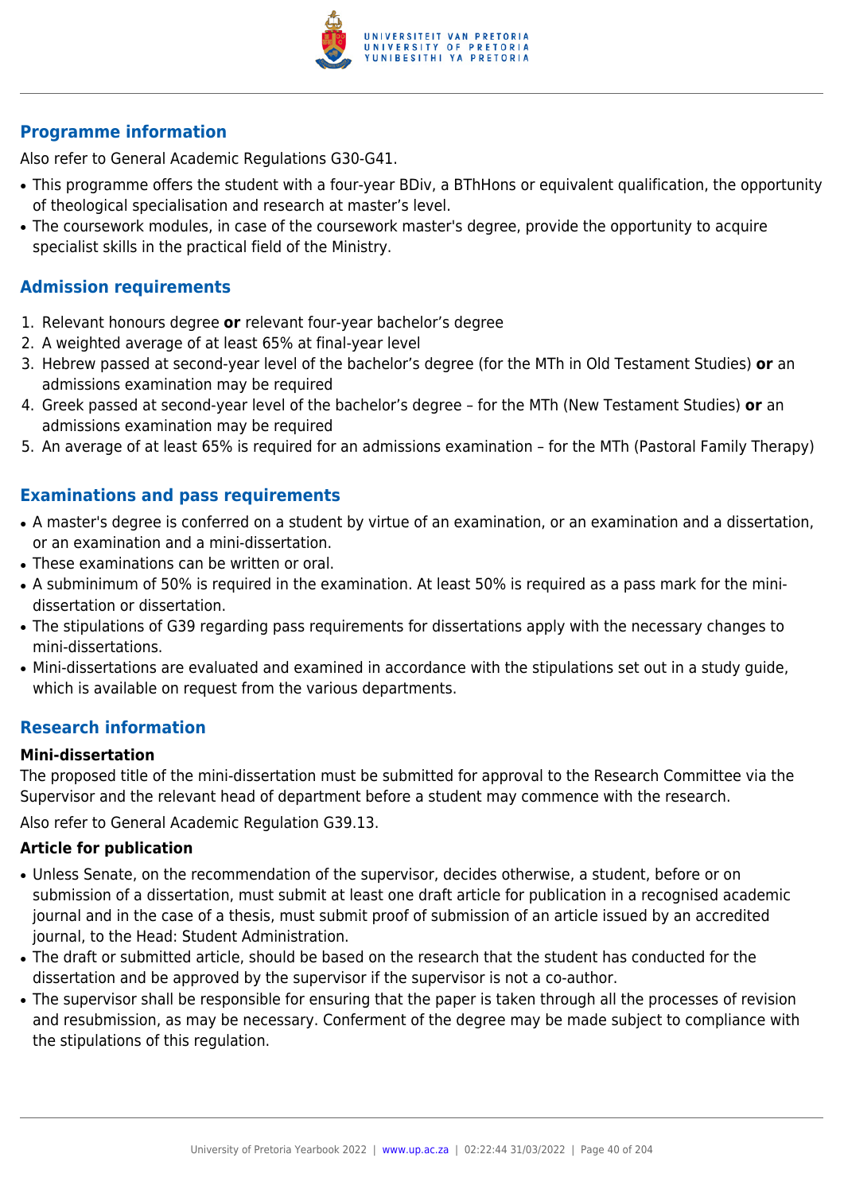## Programme information

Also refer to General Academic Regulations G30-G41.

- This programme offers the student with a four-year BDiv, a BThHons or equivalent qualification, the opportunity of theological specialisation and research at master's level.
- The coursework modules, in case of the coursework master's degree, provide the opportunity to acquire specialist skills in the practical field of the Ministry.

## Admission requirements

1. Relevant honours degree **or** relevant four-year bachelor's degree
2. A weighted average of at least 65% at final-year level
3. Hebrew passed at second-year level of the bachelor's degree (for the MTh in Old Testament Studies) **or** an admissions examination may be required
4. Greek passed at second-year level of the bachelor's degree – for the MTh (New Testament Studies) **or** an admissions examination may be required
5. An average of at least 65% is required for an admissions examination – for the MTh (Pastoral Family Therapy)

## Examinations and pass requirements

- A master's degree is conferred on a student by virtue of an examination, or an examination and a dissertation, or an examination and a mini-dissertation.
- These examinations can be written or oral.
- A subminimum of 50% is required in the examination. At least 50% is required as a pass mark for the mini-dissertation or dissertation.
- The stipulations of G39 regarding pass requirements for dissertations apply with the necessary changes to mini-dissertations.
- Mini-dissertations are evaluated and examined in accordance with the stipulations set out in a study guide, which is available on request from the various departments.

## Research information

### Mini-dissertation

The proposed title of the mini-dissertation must be submitted for approval to the Research Committee via the Supervisor and the relevant head of department before a student may commence with the research.

Also refer to General Academic Regulation G39.13.

### Article for publication

- Unless Senate, on the recommendation of the supervisor, decides otherwise, a student, before or on submission of a dissertation, must submit at least one draft article for publication in a recognised academic journal and in the case of a thesis, must submit proof of submission of an article issued by an accredited journal, to the Head: Student Administration.
- The draft or submitted article, should be based on the research that the student has conducted for the dissertation and be approved by the supervisor if the supervisor is not a co-author.
- The supervisor shall be responsible for ensuring that the paper is taken through all the processes of revision and resubmission, as may be necessary. Conferment of the degree may be made subject to compliance with the stipulations of this regulation.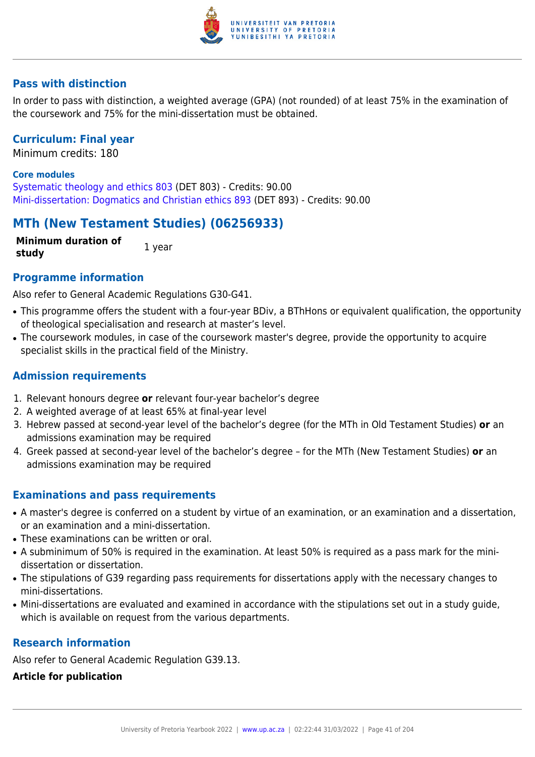### Pass with distinction

In order to pass with distinction, a weighted average (GPA) (not rounded) of at least 75% in the examination of the coursework and 75% for the mini-dissertation must be obtained.

### Curriculum: Final year

Minimum credits: 180

**Core modules**

Systematic theology and ethics 803 (DET 803) - Credits: 90.00
Mini-dissertation: Dogmatics and Christian ethics 893 (DET 893) - Credits: 90.00

## MTh (New Testament Studies) (06256933)

| **Minimum duration of study** | 1 year |
| --- | --- |

### Programme information

Also refer to General Academic Regulations G30-G41.

- This programme offers the student with a four-year BDiv, a BThHons or equivalent qualification, the opportunity of theological specialisation and research at master's level.
- The coursework modules, in case of the coursework master's degree, provide the opportunity to acquire specialist skills in the practical field of the Ministry.

### Admission requirements

1. Relevant honours degree **or** relevant four-year bachelor's degree
2. A weighted average of at least 65% at final-year level
3. Hebrew passed at second-year level of the bachelor's degree (for the MTh in Old Testament Studies) **or** an admissions examination may be required
4. Greek passed at second-year level of the bachelor's degree – for the MTh (New Testament Studies) **or** an admissions examination may be required

### Examinations and pass requirements

- A master's degree is conferred on a student by virtue of an examination, or an examination and a dissertation, or an examination and a mini-dissertation.
- These examinations can be written or oral.
- A subminimum of 50% is required in the examination. At least 50% is required as a pass mark for the mini-dissertation or dissertation.
- The stipulations of G39 regarding pass requirements for dissertations apply with the necessary changes to mini-dissertations.
- Mini-dissertations are evaluated and examined in accordance with the stipulations set out in a study guide, which is available on request from the various departments.

### Research information

Also refer to General Academic Regulation G39.13.

**Article for publication**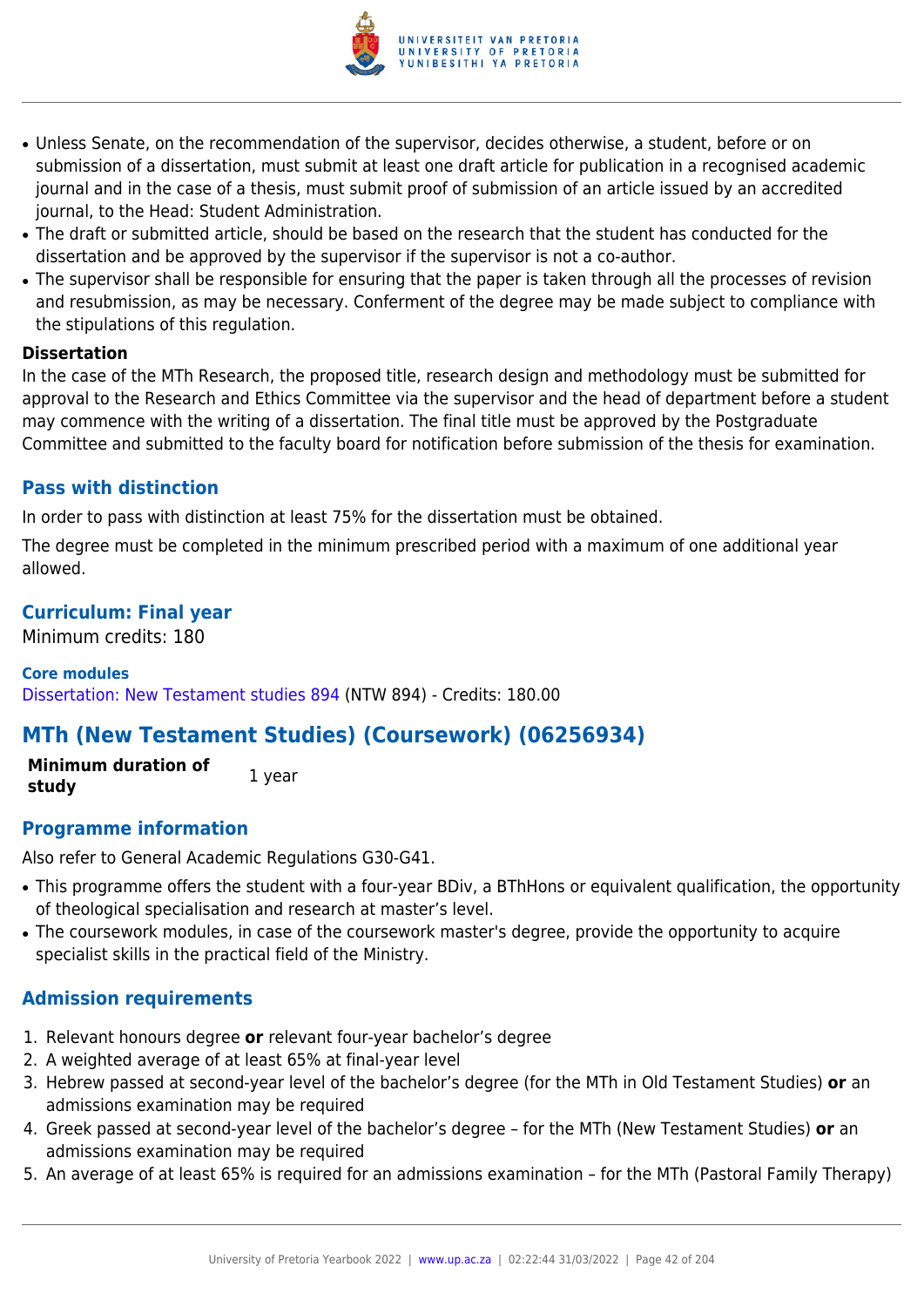- Unless Senate, on the recommendation of the supervisor, decides otherwise, a student, before or on submission of a dissertation, must submit at least one draft article for publication in a recognised academic journal and in the case of a thesis, must submit proof of submission of an article issued by an accredited journal, to the Head: Student Administration.
- The draft or submitted article, should be based on the research that the student has conducted for the dissertation and be approved by the supervisor if the supervisor is not a co-author.
- The supervisor shall be responsible for ensuring that the paper is taken through all the processes of revision and resubmission, as may be necessary. Conferment of the degree may be made subject to compliance with the stipulations of this regulation.

**Dissertation**

In the case of the MTh Research, the proposed title, research design and methodology must be submitted for approval to the Research and Ethics Committee via the supervisor and the head of department before a student may commence with the writing of a dissertation. The final title must be approved by the Postgraduate Committee and submitted to the faculty board for notification before submission of the thesis for examination.

### Pass with distinction

In order to pass with distinction at least 75% for the dissertation must be obtained.

The degree must be completed in the minimum prescribed period with a maximum of one additional year allowed.

### Curriculum: Final year

Minimum credits: 180

**Core modules**

Dissertation: New Testament studies 894 (NTW 894) - Credits: 180.00

## MTh (New Testament Studies) (Coursework) (06256934)

| **Minimum duration of study** | 1 year |
|---|---|

### Programme information

Also refer to General Academic Regulations G30-G41.

- This programme offers the student with a four-year BDiv, a BThHons or equivalent qualification, the opportunity of theological specialisation and research at master's level.
- The coursework modules, in case of the coursework master's degree, provide the opportunity to acquire specialist skills in the practical field of the Ministry.

### Admission requirements

1. Relevant honours degree **or** relevant four-year bachelor's degree
2. A weighted average of at least 65% at final-year level
3. Hebrew passed at second-year level of the bachelor's degree (for the MTh in Old Testament Studies) **or** an admissions examination may be required
4. Greek passed at second-year level of the bachelor's degree – for the MTh (New Testament Studies) **or** an admissions examination may be required
5. An average of at least 65% is required for an admissions examination – for the MTh (Pastoral Family Therapy)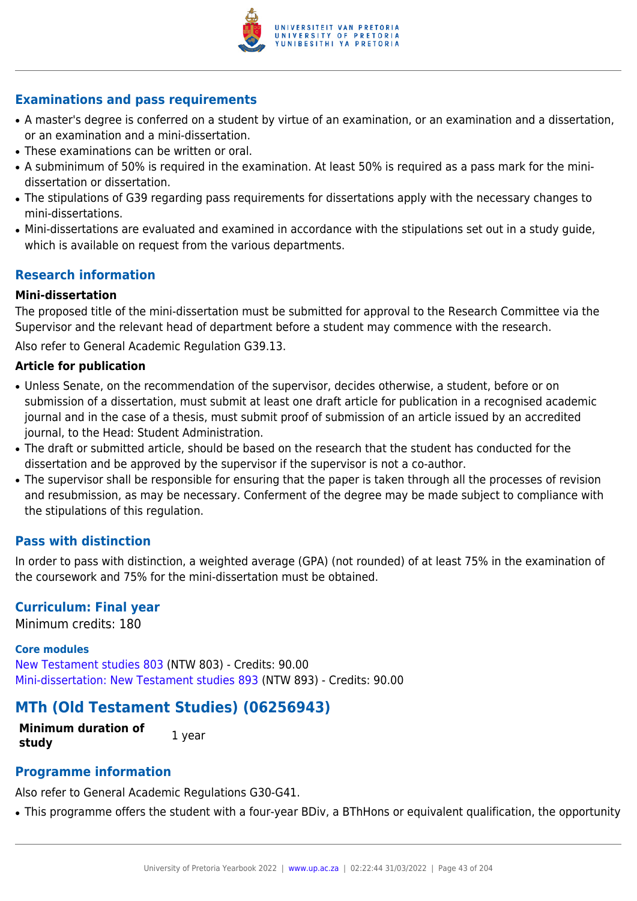### Examinations and pass requirements

- A master's degree is conferred on a student by virtue of an examination, or an examination and a dissertation, or an examination and a mini-dissertation.
- These examinations can be written or oral.
- A subminimum of 50% is required in the examination. At least 50% is required as a pass mark for the mini-dissertation or dissertation.
- The stipulations of G39 regarding pass requirements for dissertations apply with the necessary changes to mini-dissertations.
- Mini-dissertations are evaluated and examined in accordance with the stipulations set out in a study guide, which is available on request from the various departments.

### Research information

**Mini-dissertation**

The proposed title of the mini-dissertation must be submitted for approval to the Research Committee via the Supervisor and the relevant head of department before a student may commence with the research.

Also refer to General Academic Regulation G39.13.

**Article for publication**

- Unless Senate, on the recommendation of the supervisor, decides otherwise, a student, before or on submission of a dissertation, must submit at least one draft article for publication in a recognised academic journal and in the case of a thesis, must submit proof of submission of an article issued by an accredited journal, to the Head: Student Administration.
- The draft or submitted article, should be based on the research that the student has conducted for the dissertation and be approved by the supervisor if the supervisor is not a co-author.
- The supervisor shall be responsible for ensuring that the paper is taken through all the processes of revision and resubmission, as may be necessary. Conferment of the degree may be made subject to compliance with the stipulations of this regulation.

### Pass with distinction

In order to pass with distinction, a weighted average (GPA) (not rounded) of at least 75% in the examination of the coursework and 75% for the mini-dissertation must be obtained.

### Curriculum: Final year

Minimum credits: 180

**Core modules**

New Testament studies 803 (NTW 803) - Credits: 90.00
Mini-dissertation: New Testament studies 893 (NTW 893) - Credits: 90.00

## MTh (Old Testament Studies) (06256943)

| **Minimum duration of study** | 1 year |
|---|---|

### Programme information

Also refer to General Academic Regulations G30-G41.

- This programme offers the student with a four-year BDiv, a BThHons or equivalent qualification, the opportunity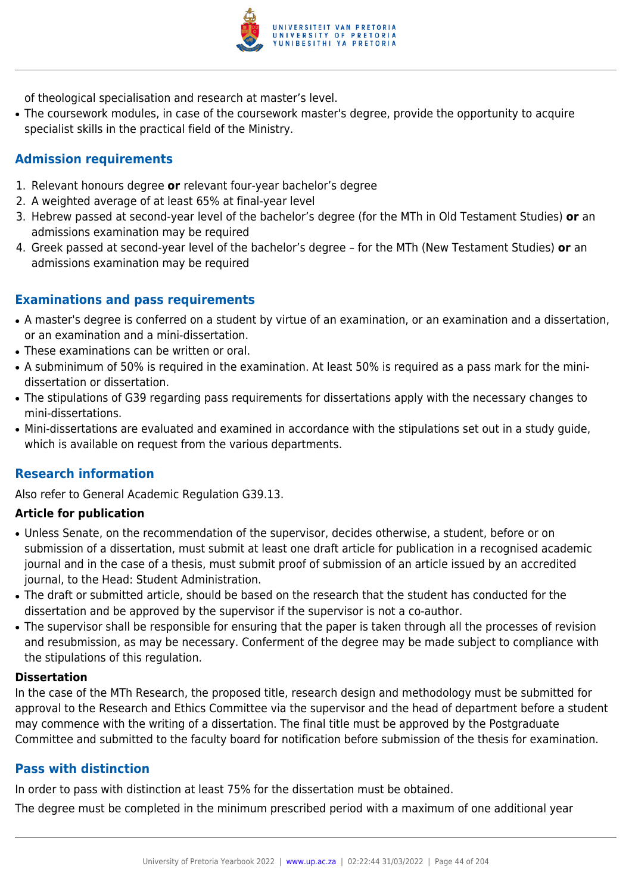of theological specialisation and research at master's level.

- The coursework modules, in case of the coursework master's degree, provide the opportunity to acquire specialist skills in the practical field of the Ministry.

## Admission requirements

1. Relevant honours degree **or** relevant four-year bachelor's degree
2. A weighted average of at least 65% at final-year level
3. Hebrew passed at second-year level of the bachelor's degree (for the MTh in Old Testament Studies) **or** an admissions examination may be required
4. Greek passed at second-year level of the bachelor's degree – for the MTh (New Testament Studies) **or** an admissions examination may be required

## Examinations and pass requirements

- A master's degree is conferred on a student by virtue of an examination, or an examination and a dissertation, or an examination and a mini-dissertation.
- These examinations can be written or oral.
- A subminimum of 50% is required in the examination. At least 50% is required as a pass mark for the mini-dissertation or dissertation.
- The stipulations of G39 regarding pass requirements for dissertations apply with the necessary changes to mini-dissertations.
- Mini-dissertations are evaluated and examined in accordance with the stipulations set out in a study guide, which is available on request from the various departments.

## Research information

Also refer to General Academic Regulation G39.13.

### Article for publication

- Unless Senate, on the recommendation of the supervisor, decides otherwise, a student, before or on submission of a dissertation, must submit at least one draft article for publication in a recognised academic journal and in the case of a thesis, must submit proof of submission of an article issued by an accredited journal, to the Head: Student Administration.
- The draft or submitted article, should be based on the research that the student has conducted for the dissertation and be approved by the supervisor if the supervisor is not a co-author.
- The supervisor shall be responsible for ensuring that the paper is taken through all the processes of revision and resubmission, as may be necessary. Conferment of the degree may be made subject to compliance with the stipulations of this regulation.

### Dissertation

In the case of the MTh Research, the proposed title, research design and methodology must be submitted for approval to the Research and Ethics Committee via the supervisor and the head of department before a student may commence with the writing of a dissertation. The final title must be approved by the Postgraduate Committee and submitted to the faculty board for notification before submission of the thesis for examination.

## Pass with distinction

In order to pass with distinction at least 75% for the dissertation must be obtained.

The degree must be completed in the minimum prescribed period with a maximum of one additional year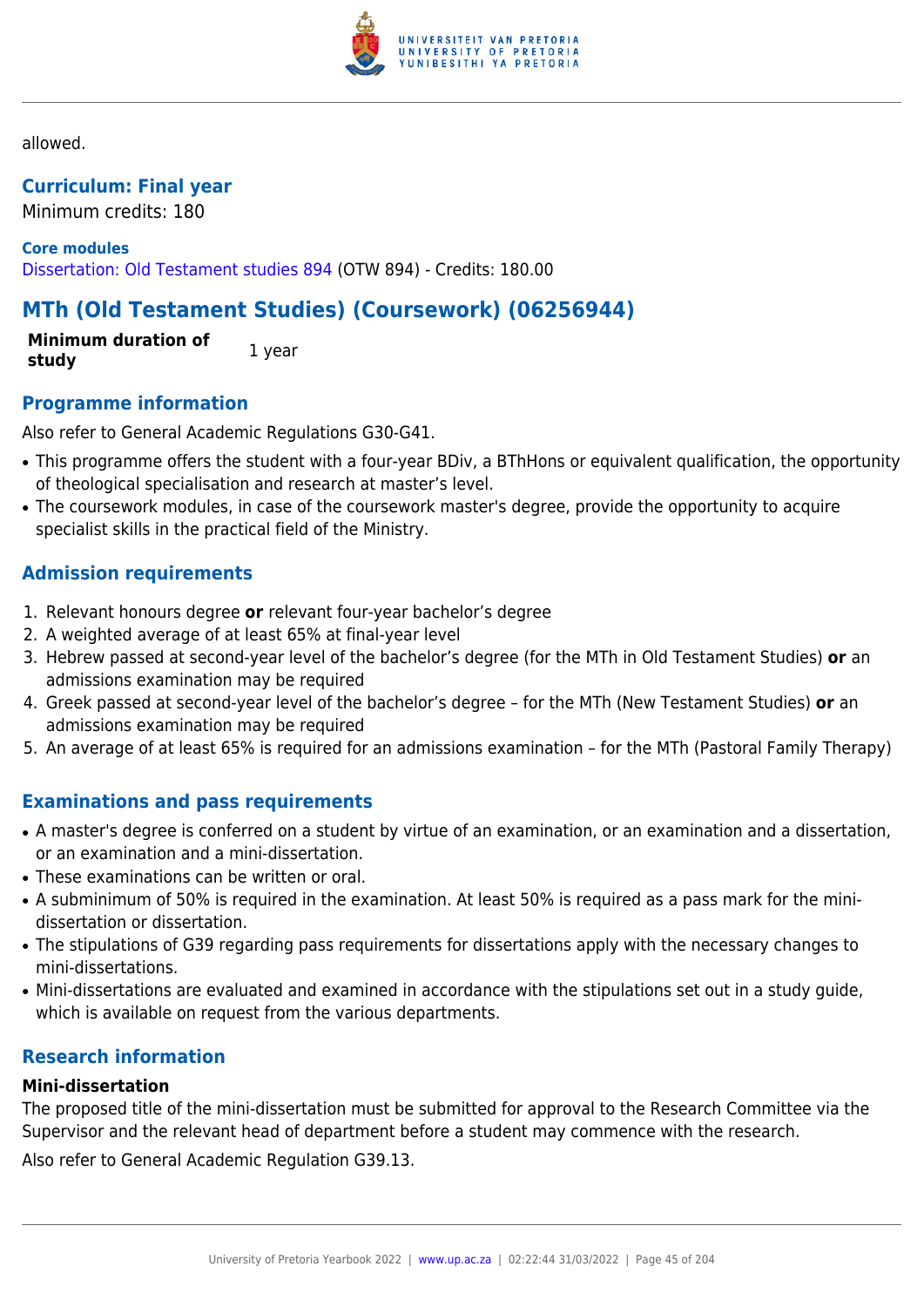allowed.

### Curriculum: Final year

Minimum credits: 180

**Core modules**

Dissertation: Old Testament studies 894 (OTW 894) - Credits: 180.00

## MTh (Old Testament Studies) (Coursework) (06256944)

| **Minimum duration of study** | 1 year |
|---|---|

### Programme information

Also refer to General Academic Regulations G30-G41.

- This programme offers the student with a four-year BDiv, a BThHons or equivalent qualification, the opportunity of theological specialisation and research at master's level.
- The coursework modules, in case of the coursework master's degree, provide the opportunity to acquire specialist skills in the practical field of the Ministry.

### Admission requirements

1. Relevant honours degree **or** relevant four-year bachelor's degree
2. A weighted average of at least 65% at final-year level
3. Hebrew passed at second-year level of the bachelor's degree (for the MTh in Old Testament Studies) **or** an admissions examination may be required
4. Greek passed at second-year level of the bachelor's degree – for the MTh (New Testament Studies) **or** an admissions examination may be required
5. An average of at least 65% is required for an admissions examination – for the MTh (Pastoral Family Therapy)

### Examinations and pass requirements

- A master's degree is conferred on a student by virtue of an examination, or an examination and a dissertation, or an examination and a mini-dissertation.
- These examinations can be written or oral.
- A subminimum of 50% is required in the examination. At least 50% is required as a pass mark for the mini-dissertation or dissertation.
- The stipulations of G39 regarding pass requirements for dissertations apply with the necessary changes to mini-dissertations.
- Mini-dissertations are evaluated and examined in accordance with the stipulations set out in a study guide, which is available on request from the various departments.

### Research information

**Mini-dissertation**

The proposed title of the mini-dissertation must be submitted for approval to the Research Committee via the Supervisor and the relevant head of department before a student may commence with the research.

Also refer to General Academic Regulation G39.13.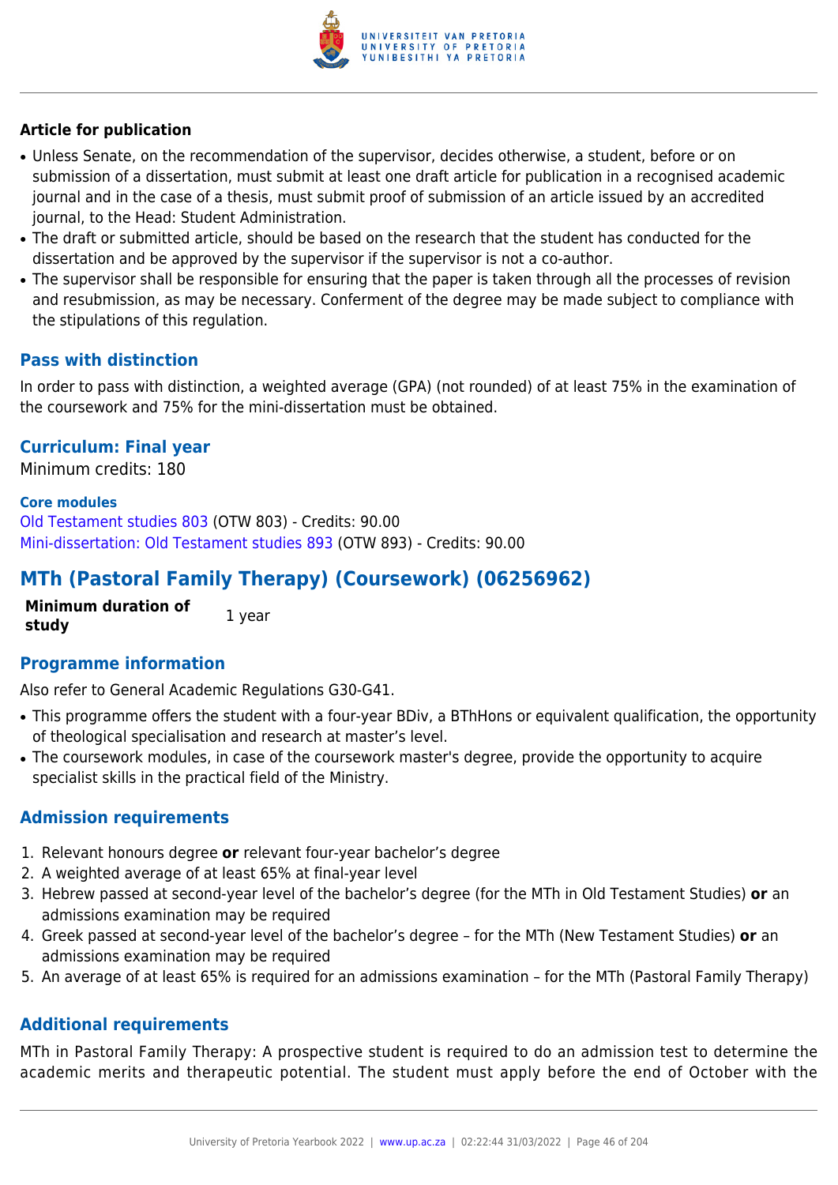### Article for publication

- Unless Senate, on the recommendation of the supervisor, decides otherwise, a student, before or on submission of a dissertation, must submit at least one draft article for publication in a recognised academic journal and in the case of a thesis, must submit proof of submission of an article issued by an accredited journal, to the Head: Student Administration.
- The draft or submitted article, should be based on the research that the student has conducted for the dissertation and be approved by the supervisor if the supervisor is not a co-author.
- The supervisor shall be responsible for ensuring that the paper is taken through all the processes of revision and resubmission, as may be necessary. Conferment of the degree may be made subject to compliance with the stipulations of this regulation.

### Pass with distinction

In order to pass with distinction, a weighted average (GPA) (not rounded) of at least 75% in the examination of the coursework and 75% for the mini-dissertation must be obtained.

### Curriculum: Final year

Minimum credits: 180

**Core modules**

Old Testament studies 803 (OTW 803) - Credits: 90.00
Mini-dissertation: Old Testament studies 893 (OTW 893) - Credits: 90.00

## MTh (Pastoral Family Therapy) (Coursework) (06256962)

| **Minimum duration of study** | 1 year |
|---|---|

### Programme information

Also refer to General Academic Regulations G30-G41.

- This programme offers the student with a four-year BDiv, a BThHons or equivalent qualification, the opportunity of theological specialisation and research at master's level.
- The coursework modules, in case of the coursework master's degree, provide the opportunity to acquire specialist skills in the practical field of the Ministry.

### Admission requirements

1. Relevant honours degree **or** relevant four-year bachelor's degree
2. A weighted average of at least 65% at final-year level
3. Hebrew passed at second-year level of the bachelor's degree (for the MTh in Old Testament Studies) **or** an admissions examination may be required
4. Greek passed at second-year level of the bachelor's degree – for the MTh (New Testament Studies) **or** an admissions examination may be required
5. An average of at least 65% is required for an admissions examination – for the MTh (Pastoral Family Therapy)

### Additional requirements

MTh in Pastoral Family Therapy: A prospective student is required to do an admission test to determine the academic merits and therapeutic potential. The student must apply before the end of October with the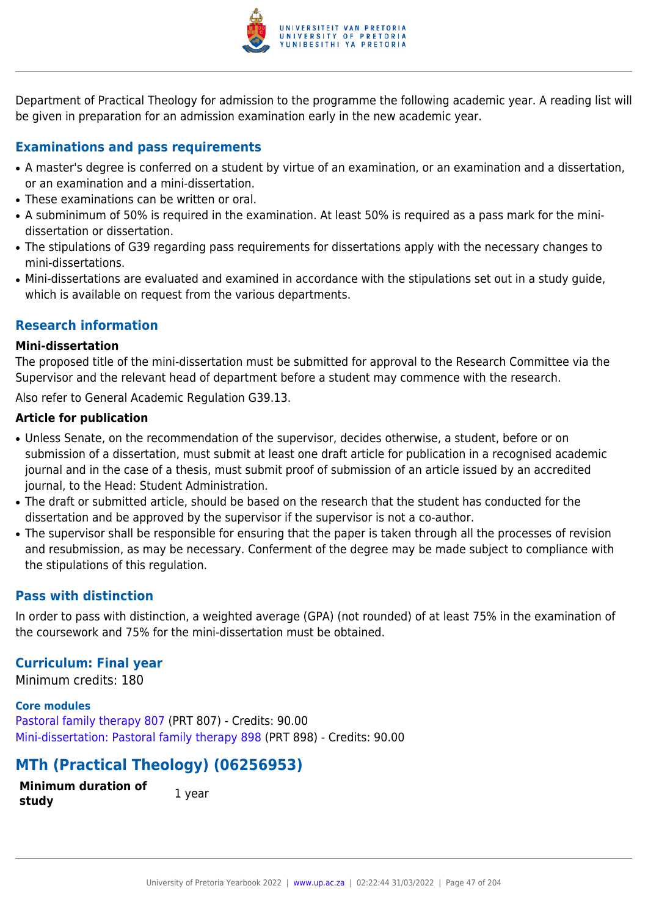Department of Practical Theology for admission to the programme the following academic year. A reading list will be given in preparation for an admission examination early in the new academic year.

## Examinations and pass requirements

- A master's degree is conferred on a student by virtue of an examination, or an examination and a dissertation, or an examination and a mini-dissertation.
- These examinations can be written or oral.
- A subminimum of 50% is required in the examination. At least 50% is required as a pass mark for the mini-dissertation or dissertation.
- The stipulations of G39 regarding pass requirements for dissertations apply with the necessary changes to mini-dissertations.
- Mini-dissertations are evaluated and examined in accordance with the stipulations set out in a study guide, which is available on request from the various departments.

## Research information

**Mini-dissertation**

The proposed title of the mini-dissertation must be submitted for approval to the Research Committee via the Supervisor and the relevant head of department before a student may commence with the research.

Also refer to General Academic Regulation G39.13.

**Article for publication**

- Unless Senate, on the recommendation of the supervisor, decides otherwise, a student, before or on submission of a dissertation, must submit at least one draft article for publication in a recognised academic journal and in the case of a thesis, must submit proof of submission of an article issued by an accredited journal, to the Head: Student Administration.
- The draft or submitted article, should be based on the research that the student has conducted for the dissertation and be approved by the supervisor if the supervisor is not a co-author.
- The supervisor shall be responsible for ensuring that the paper is taken through all the processes of revision and resubmission, as may be necessary. Conferment of the degree may be made subject to compliance with the stipulations of this regulation.

## Pass with distinction

In order to pass with distinction, a weighted average (GPA) (not rounded) of at least 75% in the examination of the coursework and 75% for the mini-dissertation must be obtained.

## Curriculum: Final year

Minimum credits: 180

**Core modules**

Pastoral family therapy 807 (PRT 807) - Credits: 90.00
Mini-dissertation: Pastoral family therapy 898 (PRT 898) - Credits: 90.00

# MTh (Practical Theology) (06256953)

| **Minimum duration of study** | 1 year |
|---|---|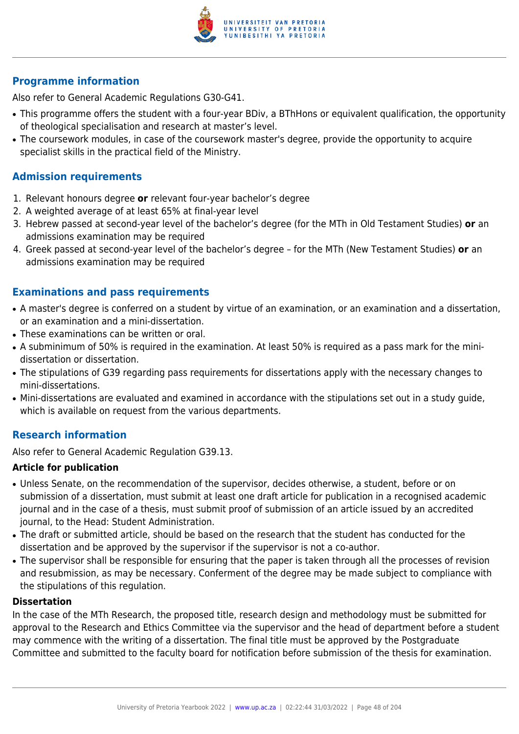## Programme information

Also refer to General Academic Regulations G30-G41.

- This programme offers the student with a four-year BDiv, a BThHons or equivalent qualification, the opportunity of theological specialisation and research at master's level.
- The coursework modules, in case of the coursework master's degree, provide the opportunity to acquire specialist skills in the practical field of the Ministry.

## Admission requirements

1. Relevant honours degree **or** relevant four-year bachelor's degree
2. A weighted average of at least 65% at final-year level
3. Hebrew passed at second-year level of the bachelor's degree (for the MTh in Old Testament Studies) **or** an admissions examination may be required
4. Greek passed at second-year level of the bachelor's degree – for the MTh (New Testament Studies) **or** an admissions examination may be required

## Examinations and pass requirements

- A master's degree is conferred on a student by virtue of an examination, or an examination and a dissertation, or an examination and a mini-dissertation.
- These examinations can be written or oral.
- A subminimum of 50% is required in the examination. At least 50% is required as a pass mark for the mini-dissertation or dissertation.
- The stipulations of G39 regarding pass requirements for dissertations apply with the necessary changes to mini-dissertations.
- Mini-dissertations are evaluated and examined in accordance with the stipulations set out in a study guide, which is available on request from the various departments.

## Research information

Also refer to General Academic Regulation G39.13.

### Article for publication

- Unless Senate, on the recommendation of the supervisor, decides otherwise, a student, before or on submission of a dissertation, must submit at least one draft article for publication in a recognised academic journal and in the case of a thesis, must submit proof of submission of an article issued by an accredited journal, to the Head: Student Administration.
- The draft or submitted article, should be based on the research that the student has conducted for the dissertation and be approved by the supervisor if the supervisor is not a co-author.
- The supervisor shall be responsible for ensuring that the paper is taken through all the processes of revision and resubmission, as may be necessary. Conferment of the degree may be made subject to compliance with the stipulations of this regulation.

### Dissertation

In the case of the MTh Research, the proposed title, research design and methodology must be submitted for approval to the Research and Ethics Committee via the supervisor and the head of department before a student may commence with the writing of a dissertation. The final title must be approved by the Postgraduate Committee and submitted to the faculty board for notification before submission of the thesis for examination.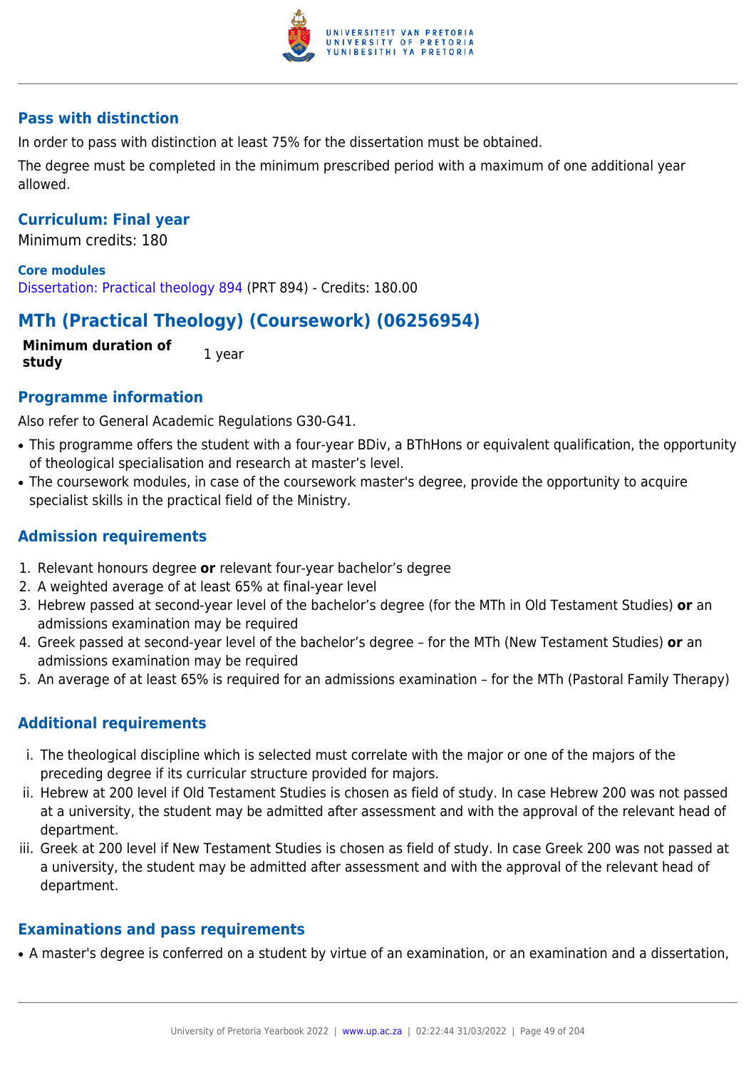### Pass with distinction

In order to pass with distinction at least 75% for the dissertation must be obtained.

The degree must be completed in the minimum prescribed period with a maximum of one additional year allowed.

### Curriculum: Final year

Minimum credits: 180

**Core modules**

Dissertation: Practical theology 894 (PRT 894) - Credits: 180.00

## MTh (Practical Theology) (Coursework) (06256954)

| **Minimum duration of study** | 1 year |
|---|---|

### Programme information

Also refer to General Academic Regulations G30-G41.

- This programme offers the student with a four-year BDiv, a BThHons or equivalent qualification, the opportunity of theological specialisation and research at master's level.
- The coursework modules, in case of the coursework master's degree, provide the opportunity to acquire specialist skills in the practical field of the Ministry.

### Admission requirements

1. Relevant honours degree **or** relevant four-year bachelor's degree
2. A weighted average of at least 65% at final-year level
3. Hebrew passed at second-year level of the bachelor's degree (for the MTh in Old Testament Studies) **or** an admissions examination may be required
4. Greek passed at second-year level of the bachelor's degree – for the MTh (New Testament Studies) **or** an admissions examination may be required
5. An average of at least 65% is required for an admissions examination – for the MTh (Pastoral Family Therapy)

### Additional requirements

i. The theological discipline which is selected must correlate with the major or one of the majors of the preceding degree if its curricular structure provided for majors.
ii. Hebrew at 200 level if Old Testament Studies is chosen as field of study. In case Hebrew 200 was not passed at a university, the student may be admitted after assessment and with the approval of the relevant head of department.
iii. Greek at 200 level if New Testament Studies is chosen as field of study. In case Greek 200 was not passed at a university, the student may be admitted after assessment and with the approval of the relevant head of department.

### Examinations and pass requirements

- A master's degree is conferred on a student by virtue of an examination, or an examination and a dissertation,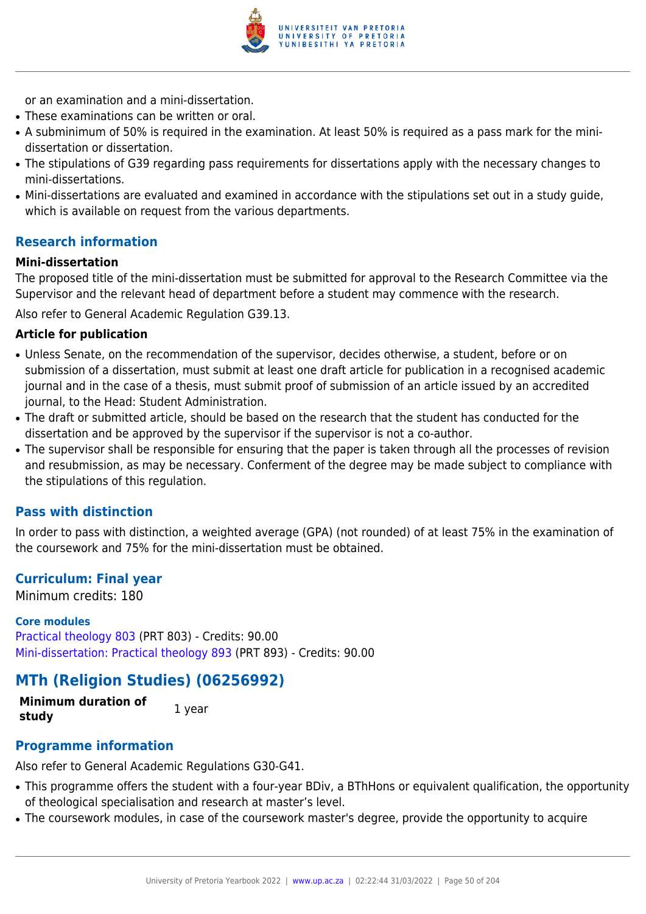or an examination and a mini-dissertation.

- These examinations can be written or oral.
- A subminimum of 50% is required in the examination. At least 50% is required as a pass mark for the mini-dissertation or dissertation.
- The stipulations of G39 regarding pass requirements for dissertations apply with the necessary changes to mini-dissertations.
- Mini-dissertations are evaluated and examined in accordance with the stipulations set out in a study guide, which is available on request from the various departments.

## Research information

**Mini-dissertation**

The proposed title of the mini-dissertation must be submitted for approval to the Research Committee via the Supervisor and the relevant head of department before a student may commence with the research.

Also refer to General Academic Regulation G39.13.

**Article for publication**

- Unless Senate, on the recommendation of the supervisor, decides otherwise, a student, before or on submission of a dissertation, must submit at least one draft article for publication in a recognised academic journal and in the case of a thesis, must submit proof of submission of an article issued by an accredited journal, to the Head: Student Administration.
- The draft or submitted article, should be based on the research that the student has conducted for the dissertation and be approved by the supervisor if the supervisor is not a co-author.
- The supervisor shall be responsible for ensuring that the paper is taken through all the processes of revision and resubmission, as may be necessary. Conferment of the degree may be made subject to compliance with the stipulations of this regulation.

## Pass with distinction

In order to pass with distinction, a weighted average (GPA) (not rounded) of at least 75% in the examination of the coursework and 75% for the mini-dissertation must be obtained.

## Curriculum: Final year

Minimum credits: 180

**Core modules**

Practical theology 803 (PRT 803) - Credits: 90.00
Mini-dissertation: Practical theology 893 (PRT 893) - Credits: 90.00

# MTh (Religion Studies) (06256992)

| **Minimum duration of study** | 1 year |
|---|---|

## Programme information

Also refer to General Academic Regulations G30-G41.

- This programme offers the student with a four-year BDiv, a BThHons or equivalent qualification, the opportunity of theological specialisation and research at master's level.
- The coursework modules, in case of the coursework master's degree, provide the opportunity to acquire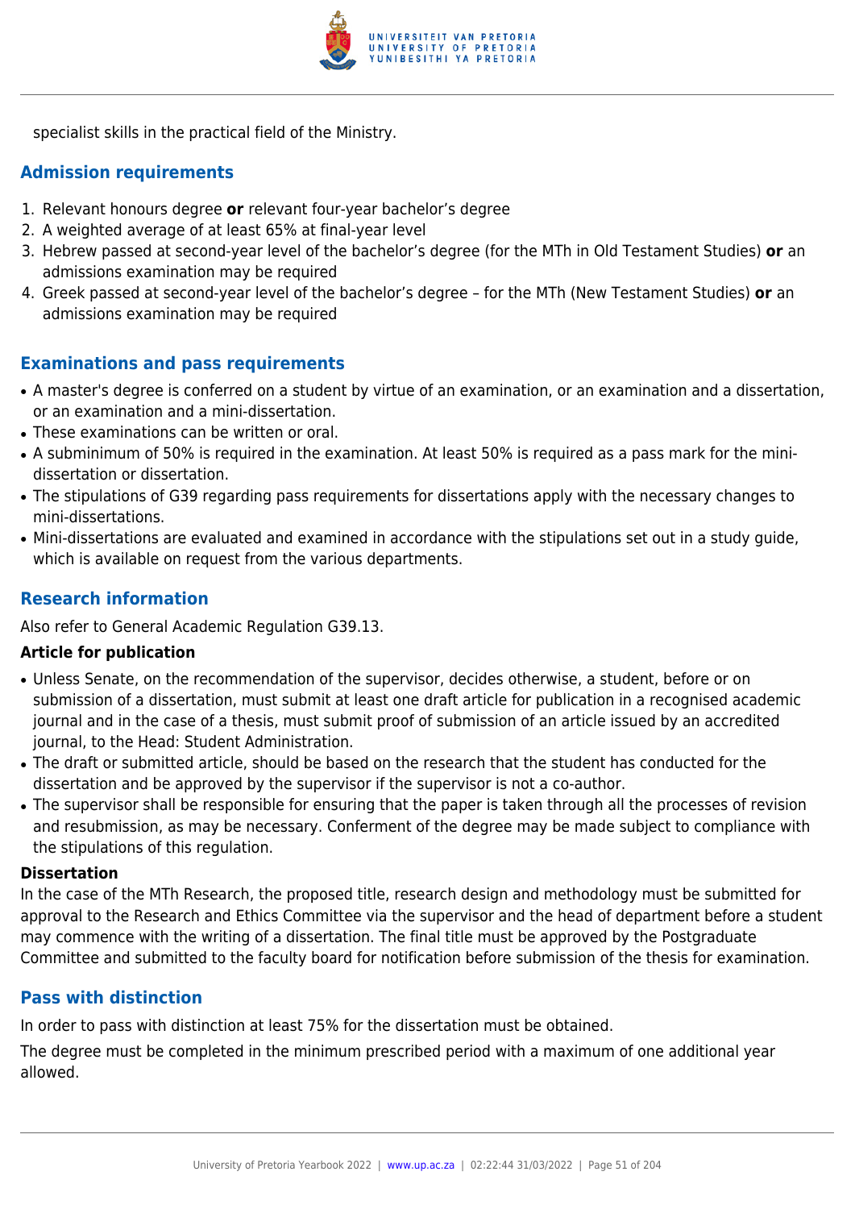specialist skills in the practical field of the Ministry.

## Admission requirements

1. Relevant honours degree **or** relevant four-year bachelor's degree
2. A weighted average of at least 65% at final-year level
3. Hebrew passed at second-year level of the bachelor's degree (for the MTh in Old Testament Studies) **or** an admissions examination may be required
4. Greek passed at second-year level of the bachelor's degree – for the MTh (New Testament Studies) **or** an admissions examination may be required

## Examinations and pass requirements

- A master's degree is conferred on a student by virtue of an examination, or an examination and a dissertation, or an examination and a mini-dissertation.
- These examinations can be written or oral.
- A subminimum of 50% is required in the examination. At least 50% is required as a pass mark for the mini-dissertation or dissertation.
- The stipulations of G39 regarding pass requirements for dissertations apply with the necessary changes to mini-dissertations.
- Mini-dissertations are evaluated and examined in accordance with the stipulations set out in a study guide, which is available on request from the various departments.

## Research information

Also refer to General Academic Regulation G39.13.

**Article for publication**

- Unless Senate, on the recommendation of the supervisor, decides otherwise, a student, before or on submission of a dissertation, must submit at least one draft article for publication in a recognised academic journal and in the case of a thesis, must submit proof of submission of an article issued by an accredited journal, to the Head: Student Administration.
- The draft or submitted article, should be based on the research that the student has conducted for the dissertation and be approved by the supervisor if the supervisor is not a co-author.
- The supervisor shall be responsible for ensuring that the paper is taken through all the processes of revision and resubmission, as may be necessary. Conferment of the degree may be made subject to compliance with the stipulations of this regulation.

**Dissertation**

In the case of the MTh Research, the proposed title, research design and methodology must be submitted for approval to the Research and Ethics Committee via the supervisor and the head of department before a student may commence with the writing of a dissertation. The final title must be approved by the Postgraduate Committee and submitted to the faculty board for notification before submission of the thesis for examination.

## Pass with distinction

In order to pass with distinction at least 75% for the dissertation must be obtained.

The degree must be completed in the minimum prescribed period with a maximum of one additional year allowed.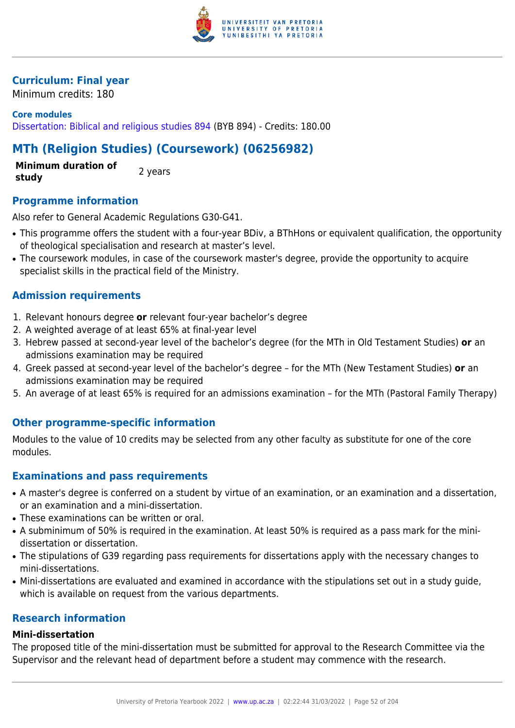### Curriculum: Final year

Minimum credits: 180

**Core modules**

Dissertation: Biblical and religious studies 894 (BYB 894) - Credits: 180.00

## MTh (Religion Studies) (Coursework) (06256982)

| **Minimum duration of study** | 2 years |
|---|---|

### Programme information

Also refer to General Academic Regulations G30-G41.

- This programme offers the student with a four-year BDiv, a BThHons or equivalent qualification, the opportunity of theological specialisation and research at master's level.
- The coursework modules, in case of the coursework master's degree, provide the opportunity to acquire specialist skills in the practical field of the Ministry.

### Admission requirements

1. Relevant honours degree **or** relevant four-year bachelor's degree
2. A weighted average of at least 65% at final-year level
3. Hebrew passed at second-year level of the bachelor's degree (for the MTh in Old Testament Studies) **or** an admissions examination may be required
4. Greek passed at second-year level of the bachelor's degree – for the MTh (New Testament Studies) **or** an admissions examination may be required
5. An average of at least 65% is required for an admissions examination – for the MTh (Pastoral Family Therapy)

### Other programme-specific information

Modules to the value of 10 credits may be selected from any other faculty as substitute for one of the core modules.

### Examinations and pass requirements

- A master's degree is conferred on a student by virtue of an examination, or an examination and a dissertation, or an examination and a mini-dissertation.
- These examinations can be written or oral.
- A subminimum of 50% is required in the examination. At least 50% is required as a pass mark for the mini-dissertation or dissertation.
- The stipulations of G39 regarding pass requirements for dissertations apply with the necessary changes to mini-dissertations.
- Mini-dissertations are evaluated and examined in accordance with the stipulations set out in a study guide, which is available on request from the various departments.

### Research information

**Mini-dissertation**

The proposed title of the mini-dissertation must be submitted for approval to the Research Committee via the Supervisor and the relevant head of department before a student may commence with the research.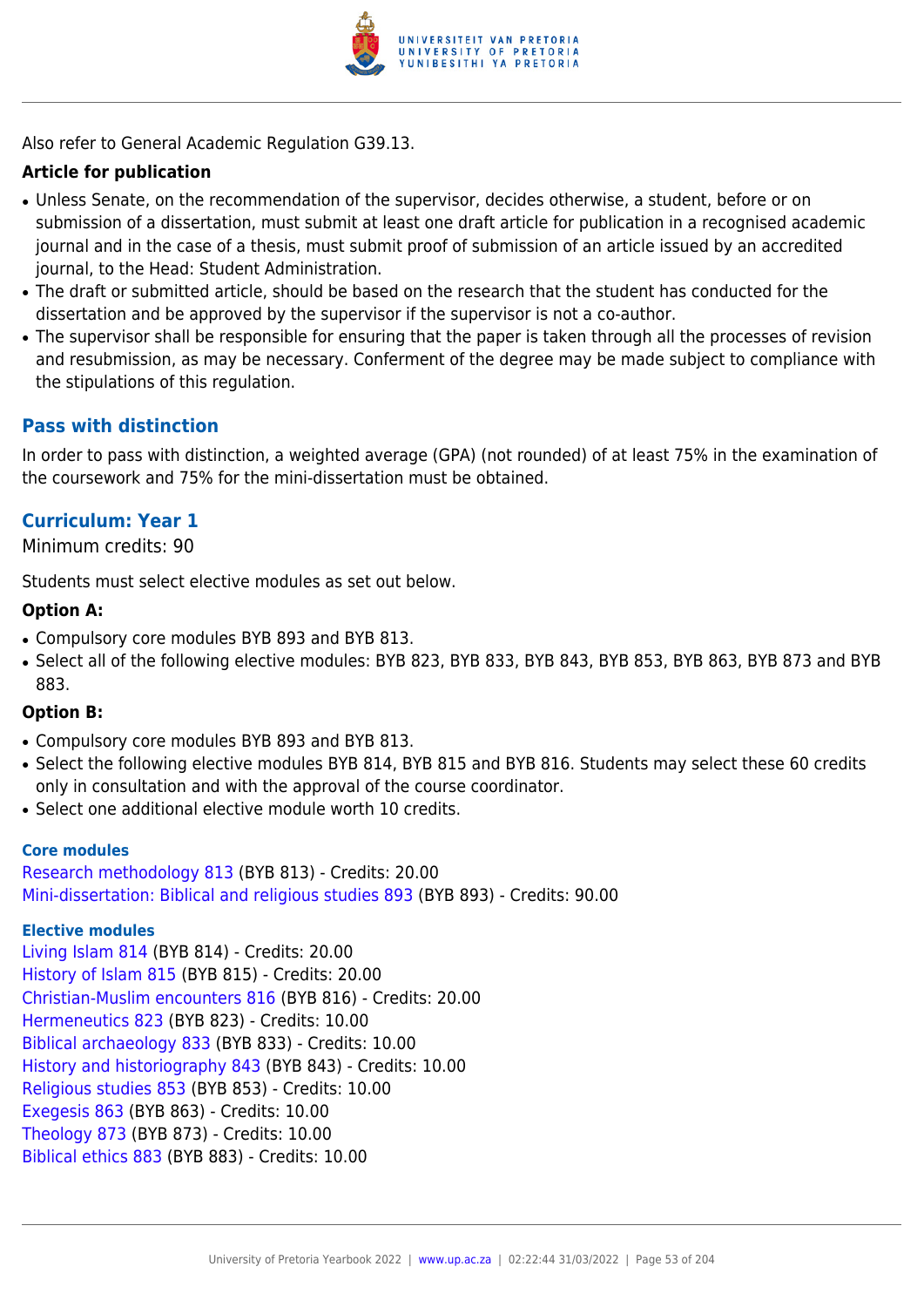Also refer to General Academic Regulation G39.13.

**Article for publication**

- Unless Senate, on the recommendation of the supervisor, decides otherwise, a student, before or on submission of a dissertation, must submit at least one draft article for publication in a recognised academic journal and in the case of a thesis, must submit proof of submission of an article issued by an accredited journal, to the Head: Student Administration.
- The draft or submitted article, should be based on the research that the student has conducted for the dissertation and be approved by the supervisor if the supervisor is not a co-author.
- The supervisor shall be responsible for ensuring that the paper is taken through all the processes of revision and resubmission, as may be necessary. Conferment of the degree may be made subject to compliance with the stipulations of this regulation.

## Pass with distinction

In order to pass with distinction, a weighted average (GPA) (not rounded) of at least 75% in the examination of the coursework and 75% for the mini-dissertation must be obtained.

## Curriculum: Year 1

Minimum credits: 90

Students must select elective modules as set out below.

**Option A:**

- Compulsory core modules BYB 893 and BYB 813.
- Select all of the following elective modules: BYB 823, BYB 833, BYB 843, BYB 853, BYB 863, BYB 873 and BYB 883.

**Option B:**

- Compulsory core modules BYB 893 and BYB 813.
- Select the following elective modules BYB 814, BYB 815 and BYB 816. Students may select these 60 credits only in consultation and with the approval of the course coordinator.
- Select one additional elective module worth 10 credits.

#### Core modules

Research methodology 813 (BYB 813) - Credits: 20.00
Mini-dissertation: Biblical and religious studies 893 (BYB 893) - Credits: 90.00

#### Elective modules

Living Islam 814 (BYB 814) - Credits: 20.00
History of Islam 815 (BYB 815) - Credits: 20.00
Christian-Muslim encounters 816 (BYB 816) - Credits: 20.00
Hermeneutics 823 (BYB 823) - Credits: 10.00
Biblical archaeology 833 (BYB 833) - Credits: 10.00
History and historiography 843 (BYB 843) - Credits: 10.00
Religious studies 853 (BYB 853) - Credits: 10.00
Exegesis 863 (BYB 863) - Credits: 10.00
Theology 873 (BYB 873) - Credits: 10.00
Biblical ethics 883 (BYB 883) - Credits: 10.00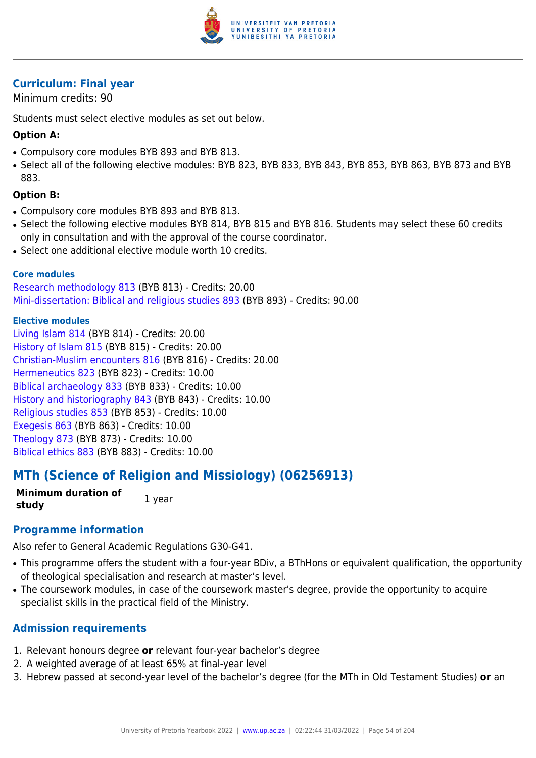### Curriculum: Final year

Minimum credits: 90

Students must select elective modules as set out below.

**Option A:**

- Compulsory core modules BYB 893 and BYB 813.
- Select all of the following elective modules: BYB 823, BYB 833, BYB 843, BYB 853, BYB 863, BYB 873 and BYB 883.

**Option B:**

- Compulsory core modules BYB 893 and BYB 813.
- Select the following elective modules BYB 814, BYB 815 and BYB 816. Students may select these 60 credits only in consultation and with the approval of the course coordinator.
- Select one additional elective module worth 10 credits.

#### Core modules

Research methodology 813 (BYB 813) - Credits: 20.00
Mini-dissertation: Biblical and religious studies 893 (BYB 893) - Credits: 90.00

#### Elective modules

Living Islam 814 (BYB 814) - Credits: 20.00
History of Islam 815 (BYB 815) - Credits: 20.00
Christian-Muslim encounters 816 (BYB 816) - Credits: 20.00
Hermeneutics 823 (BYB 823) - Credits: 10.00
Biblical archaeology 833 (BYB 833) - Credits: 10.00
History and historiography 843 (BYB 843) - Credits: 10.00
Religious studies 853 (BYB 853) - Credits: 10.00
Exegesis 863 (BYB 863) - Credits: 10.00
Theology 873 (BYB 873) - Credits: 10.00
Biblical ethics 883 (BYB 883) - Credits: 10.00

## MTh (Science of Religion and Missiology) (06256913)

| **Minimum duration of study** | 1 year |
|---|---|

### Programme information

Also refer to General Academic Regulations G30-G41.

- This programme offers the student with a four-year BDiv, a BThHons or equivalent qualification, the opportunity of theological specialisation and research at master's level.
- The coursework modules, in case of the coursework master's degree, provide the opportunity to acquire specialist skills in the practical field of the Ministry.

### Admission requirements

1. Relevant honours degree **or** relevant four-year bachelor's degree
2. A weighted average of at least 65% at final-year level
3. Hebrew passed at second-year level of the bachelor's degree (for the MTh in Old Testament Studies) **or** an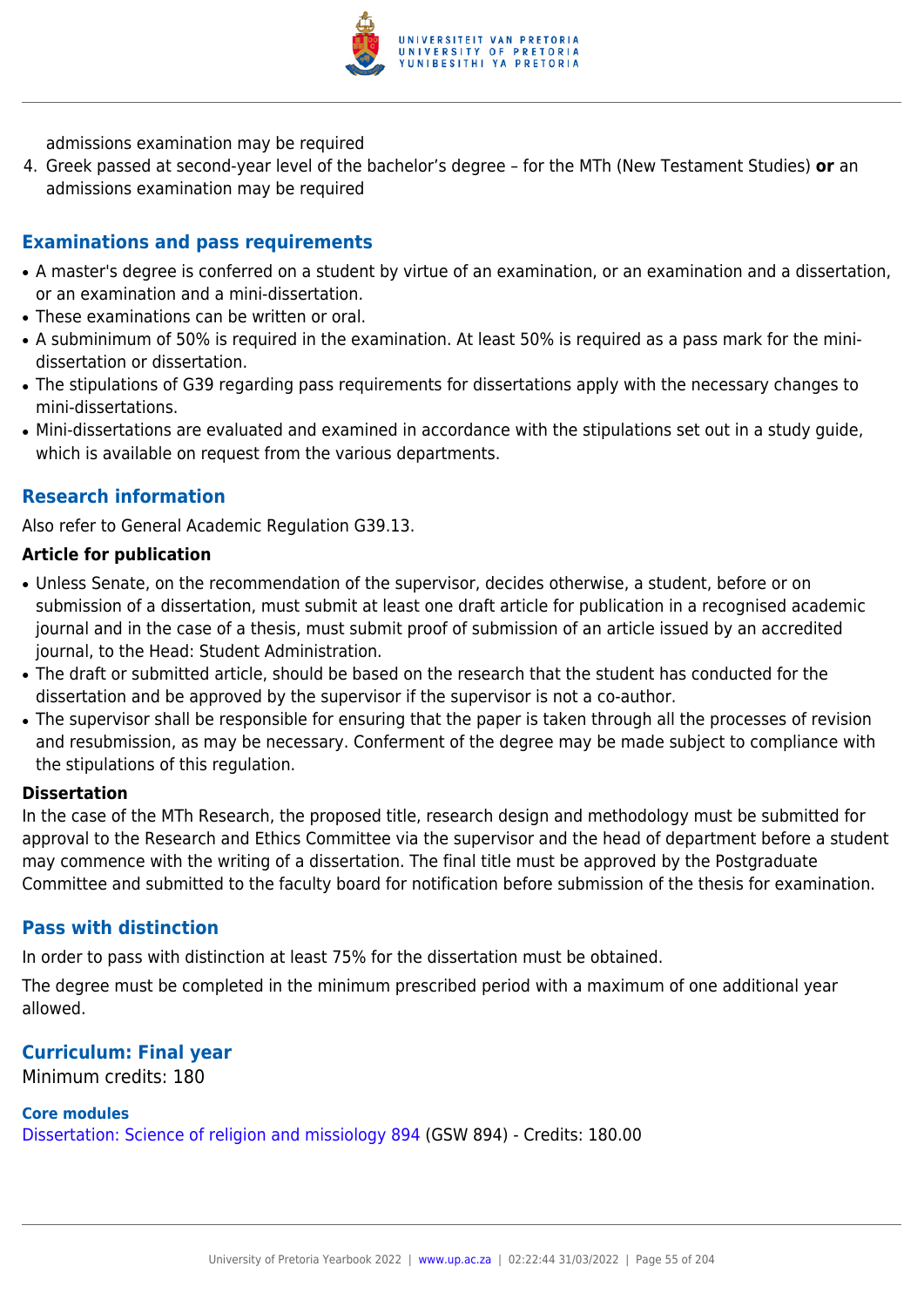admissions examination may be required

4. Greek passed at second-year level of the bachelor's degree – for the MTh (New Testament Studies) **or** an admissions examination may be required

## Examinations and pass requirements

- A master's degree is conferred on a student by virtue of an examination, or an examination and a dissertation, or an examination and a mini-dissertation.
- These examinations can be written or oral.
- A subminimum of 50% is required in the examination. At least 50% is required as a pass mark for the mini-dissertation or dissertation.
- The stipulations of G39 regarding pass requirements for dissertations apply with the necessary changes to mini-dissertations.
- Mini-dissertations are evaluated and examined in accordance with the stipulations set out in a study guide, which is available on request from the various departments.

## Research information

Also refer to General Academic Regulation G39.13.

### Article for publication

- Unless Senate, on the recommendation of the supervisor, decides otherwise, a student, before or on submission of a dissertation, must submit at least one draft article for publication in a recognised academic journal and in the case of a thesis, must submit proof of submission of an article issued by an accredited journal, to the Head: Student Administration.
- The draft or submitted article, should be based on the research that the student has conducted for the dissertation and be approved by the supervisor if the supervisor is not a co-author.
- The supervisor shall be responsible for ensuring that the paper is taken through all the processes of revision and resubmission, as may be necessary. Conferment of the degree may be made subject to compliance with the stipulations of this regulation.

### Dissertation

In the case of the MTh Research, the proposed title, research design and methodology must be submitted for approval to the Research and Ethics Committee via the supervisor and the head of department before a student may commence with the writing of a dissertation. The final title must be approved by the Postgraduate Committee and submitted to the faculty board for notification before submission of the thesis for examination.

## Pass with distinction

In order to pass with distinction at least 75% for the dissertation must be obtained.

The degree must be completed in the minimum prescribed period with a maximum of one additional year allowed.

## Curriculum: Final year

Minimum credits: 180

### Core modules

Dissertation: Science of religion and missiology 894 (GSW 894) - Credits: 180.00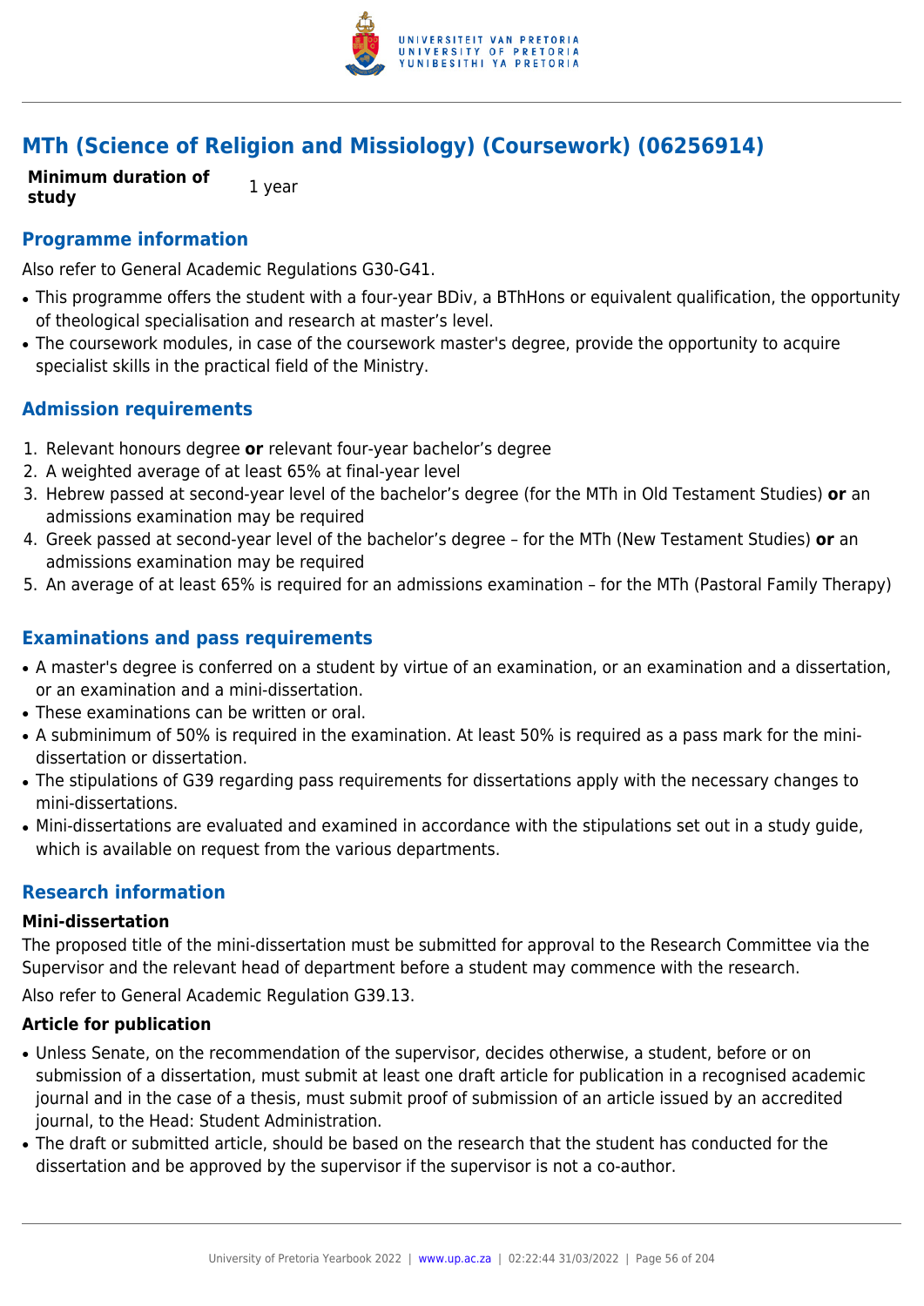## MTh (Science of Religion and Missiology) (Coursework) (06256914)

| **Minimum duration of study** | 1 year |
|---|---|

### Programme information

Also refer to General Academic Regulations G30-G41.

- This programme offers the student with a four-year BDiv, a BThHons or equivalent qualification, the opportunity of theological specialisation and research at master's level.
- The coursework modules, in case of the coursework master's degree, provide the opportunity to acquire specialist skills in the practical field of the Ministry.

### Admission requirements

1. Relevant honours degree **or** relevant four-year bachelor's degree
2. A weighted average of at least 65% at final-year level
3. Hebrew passed at second-year level of the bachelor's degree (for the MTh in Old Testament Studies) **or** an admissions examination may be required
4. Greek passed at second-year level of the bachelor's degree – for the MTh (New Testament Studies) **or** an admissions examination may be required
5. An average of at least 65% is required for an admissions examination – for the MTh (Pastoral Family Therapy)

### Examinations and pass requirements

- A master's degree is conferred on a student by virtue of an examination, or an examination and a dissertation, or an examination and a mini-dissertation.
- These examinations can be written or oral.
- A subminimum of 50% is required in the examination. At least 50% is required as a pass mark for the mini-dissertation or dissertation.
- The stipulations of G39 regarding pass requirements for dissertations apply with the necessary changes to mini-dissertations.
- Mini-dissertations are evaluated and examined in accordance with the stipulations set out in a study guide, which is available on request from the various departments.

### Research information

#### Mini-dissertation

The proposed title of the mini-dissertation must be submitted for approval to the Research Committee via the Supervisor and the relevant head of department before a student may commence with the research.

Also refer to General Academic Regulation G39.13.

#### Article for publication

- Unless Senate, on the recommendation of the supervisor, decides otherwise, a student, before or on submission of a dissertation, must submit at least one draft article for publication in a recognised academic journal and in the case of a thesis, must submit proof of submission of an article issued by an accredited journal, to the Head: Student Administration.
- The draft or submitted article, should be based on the research that the student has conducted for the dissertation and be approved by the supervisor if the supervisor is not a co-author.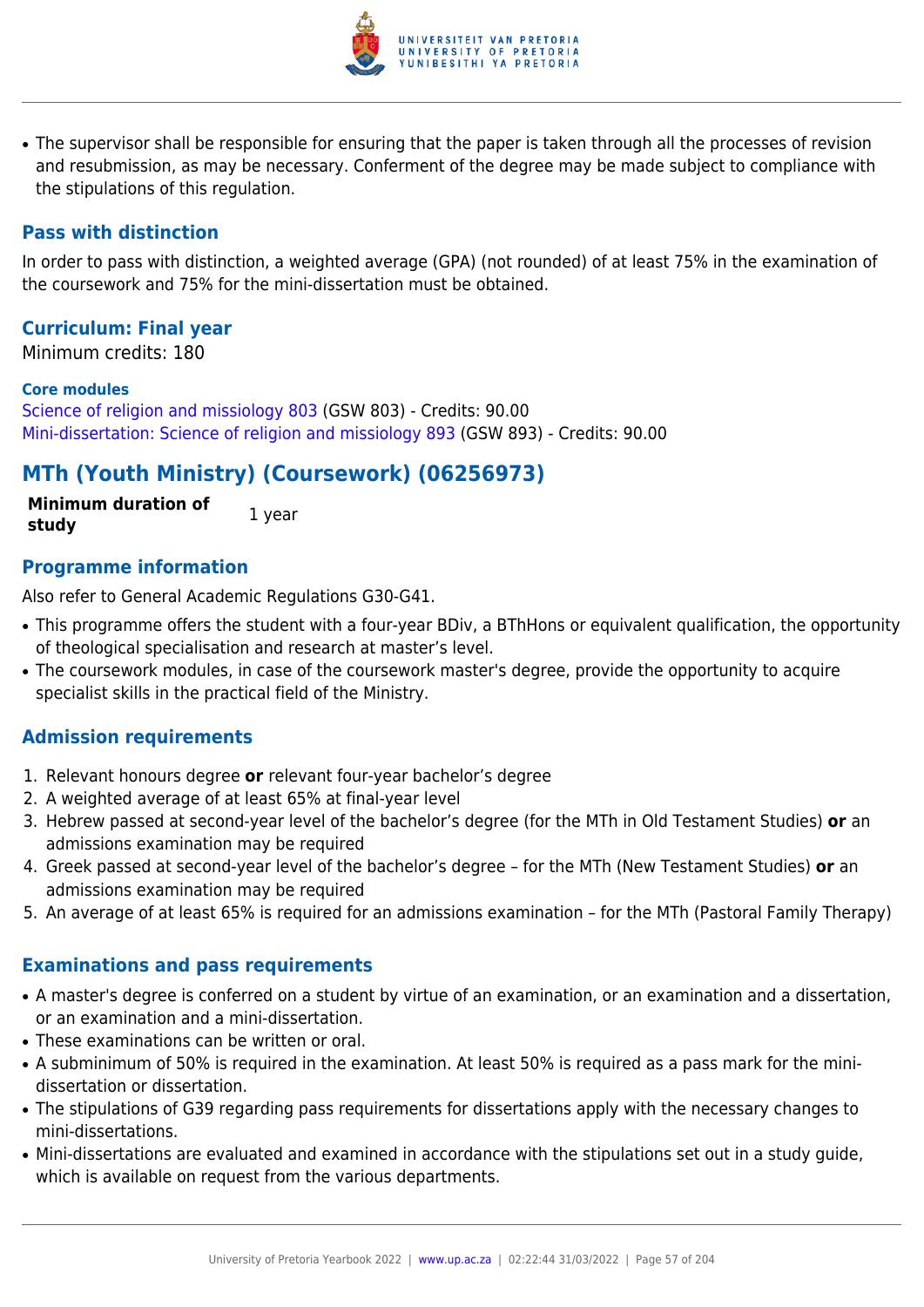- The supervisor shall be responsible for ensuring that the paper is taken through all the processes of revision and resubmission, as may be necessary. Conferment of the degree may be made subject to compliance with the stipulations of this regulation.

### Pass with distinction

In order to pass with distinction, a weighted average (GPA) (not rounded) of at least 75% in the examination of the coursework and 75% for the mini-dissertation must be obtained.

### Curriculum: Final year

Minimum credits: 180

**Core modules**

Science of religion and missiology 803 (GSW 803) - Credits: 90.00
Mini-dissertation: Science of religion and missiology 893 (GSW 893) - Credits: 90.00

## MTh (Youth Ministry) (Coursework) (06256973)

| **Minimum duration of study** | 1 year |
| --- | --- |

### Programme information

Also refer to General Academic Regulations G30-G41.

- This programme offers the student with a four-year BDiv, a BThHons or equivalent qualification, the opportunity of theological specialisation and research at master's level.
- The coursework modules, in case of the coursework master's degree, provide the opportunity to acquire specialist skills in the practical field of the Ministry.

### Admission requirements

1. Relevant honours degree **or** relevant four-year bachelor's degree
2. A weighted average of at least 65% at final-year level
3. Hebrew passed at second-year level of the bachelor's degree (for the MTh in Old Testament Studies) **or** an admissions examination may be required
4. Greek passed at second-year level of the bachelor's degree – for the MTh (New Testament Studies) **or** an admissions examination may be required
5. An average of at least 65% is required for an admissions examination – for the MTh (Pastoral Family Therapy)

### Examinations and pass requirements

- A master's degree is conferred on a student by virtue of an examination, or an examination and a dissertation, or an examination and a mini-dissertation.
- These examinations can be written or oral.
- A subminimum of 50% is required in the examination. At least 50% is required as a pass mark for the mini-dissertation or dissertation.
- The stipulations of G39 regarding pass requirements for dissertations apply with the necessary changes to mini-dissertations.
- Mini-dissertations are evaluated and examined in accordance with the stipulations set out in a study guide, which is available on request from the various departments.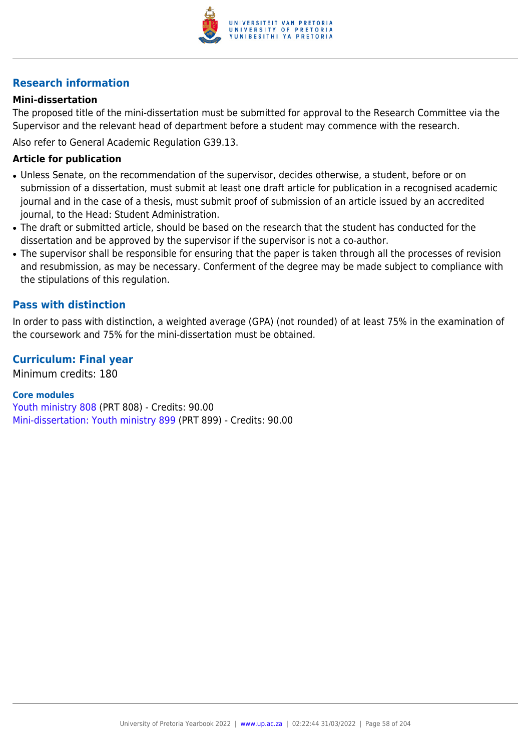## Research information

### Mini-dissertation

The proposed title of the mini-dissertation must be submitted for approval to the Research Committee via the Supervisor and the relevant head of department before a student may commence with the research.

Also refer to General Academic Regulation G39.13.

### Article for publication

- Unless Senate, on the recommendation of the supervisor, decides otherwise, a student, before or on submission of a dissertation, must submit at least one draft article for publication in a recognised academic journal and in the case of a thesis, must submit proof of submission of an article issued by an accredited journal, to the Head: Student Administration.
- The draft or submitted article, should be based on the research that the student has conducted for the dissertation and be approved by the supervisor if the supervisor is not a co-author.
- The supervisor shall be responsible for ensuring that the paper is taken through all the processes of revision and resubmission, as may be necessary. Conferment of the degree may be made subject to compliance with the stipulations of this regulation.

## Pass with distinction

In order to pass with distinction, a weighted average (GPA) (not rounded) of at least 75% in the examination of the coursework and 75% for the mini-dissertation must be obtained.

## Curriculum: Final year

Minimum credits: 180

### Core modules

Youth ministry 808 (PRT 808) - Credits: 90.00
Mini-dissertation: Youth ministry 899 (PRT 899) - Credits: 90.00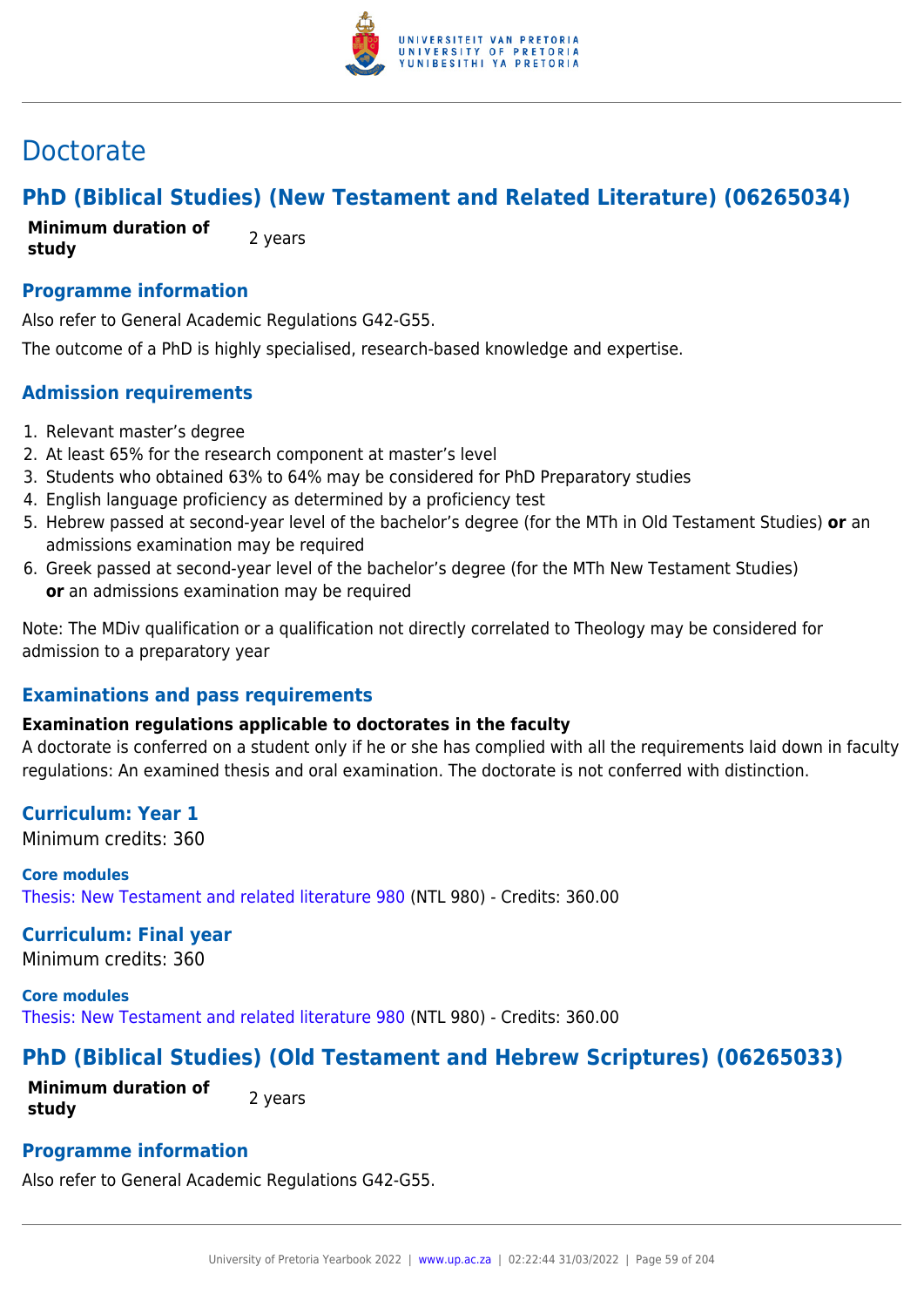# Doctorate

## PhD (Biblical Studies) (New Testament and Related Literature) (06265034)

| **Minimum duration of study** | 2 years |
| --- | --- |

### Programme information

Also refer to General Academic Regulations G42-G55.

The outcome of a PhD is highly specialised, research-based knowledge and expertise.

### Admission requirements

1. Relevant master's degree
2. At least 65% for the research component at master's level
3. Students who obtained 63% to 64% may be considered for PhD Preparatory studies
4. English language proficiency as determined by a proficiency test
5. Hebrew passed at second-year level of the bachelor's degree (for the MTh in Old Testament Studies) **or** an admissions examination may be required
6. Greek passed at second-year level of the bachelor's degree (for the MTh New Testament Studies) **or** an admissions examination may be required

Note: The MDiv qualification or a qualification not directly correlated to Theology may be considered for admission to a preparatory year

### Examinations and pass requirements

**Examination regulations applicable to doctorates in the faculty**

A doctorate is conferred on a student only if he or she has complied with all the requirements laid down in faculty regulations: An examined thesis and oral examination. The doctorate is not conferred with distinction.

### Curriculum: Year 1

Minimum credits: 360

**Core modules**

Thesis: New Testament and related literature 980 (NTL 980) - Credits: 360.00

### Curriculum: Final year

Minimum credits: 360

**Core modules**

Thesis: New Testament and related literature 980 (NTL 980) - Credits: 360.00

## PhD (Biblical Studies) (Old Testament and Hebrew Scriptures) (06265033)

| **Minimum duration of study** | 2 years |
| --- | --- |

### Programme information

Also refer to General Academic Regulations G42-G55.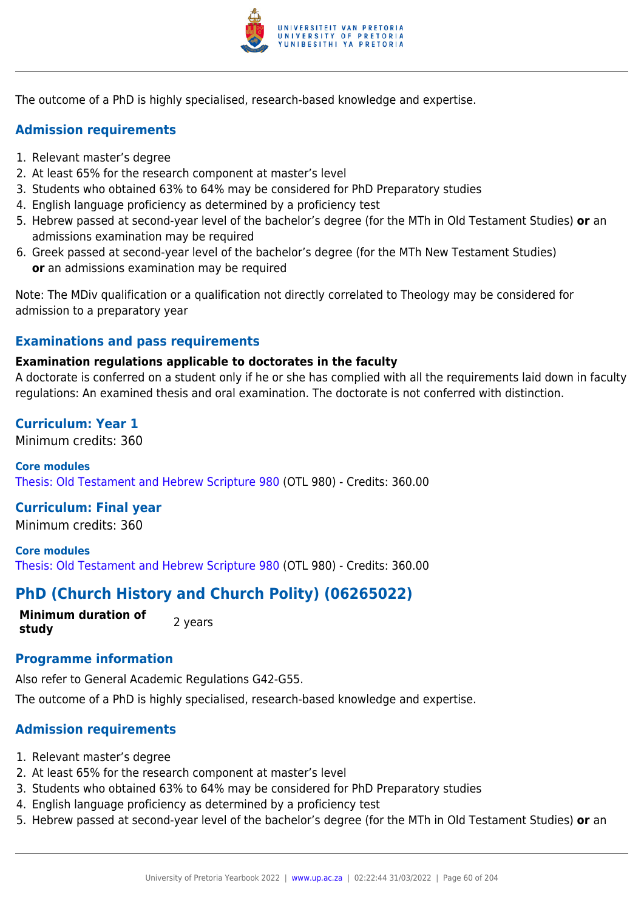The outcome of a PhD is highly specialised, research-based knowledge and expertise.

### Admission requirements

1. Relevant master's degree
2. At least 65% for the research component at master's level
3. Students who obtained 63% to 64% may be considered for PhD Preparatory studies
4. English language proficiency as determined by a proficiency test
5. Hebrew passed at second-year level of the bachelor's degree (for the MTh in Old Testament Studies) **or** an admissions examination may be required
6. Greek passed at second-year level of the bachelor's degree (for the MTh New Testament Studies) **or** an admissions examination may be required

Note: The MDiv qualification or a qualification not directly correlated to Theology may be considered for admission to a preparatory year

### Examinations and pass requirements

**Examination regulations applicable to doctorates in the faculty**
A doctorate is conferred on a student only if he or she has complied with all the requirements laid down in faculty regulations: An examined thesis and oral examination. The doctorate is not conferred with distinction.

### Curriculum: Year 1

Minimum credits: 360

**Core modules**
Thesis: Old Testament and Hebrew Scripture 980 (OTL 980) - Credits: 360.00

### Curriculum: Final year

Minimum credits: 360

**Core modules**
Thesis: Old Testament and Hebrew Scripture 980 (OTL 980) - Credits: 360.00

## PhD (Church History and Church Polity) (06265022)

| **Minimum duration of study** | 2 years |
|---|---|

### Programme information

Also refer to General Academic Regulations G42-G55.

The outcome of a PhD is highly specialised, research-based knowledge and expertise.

### Admission requirements

1. Relevant master's degree
2. At least 65% for the research component at master's level
3. Students who obtained 63% to 64% may be considered for PhD Preparatory studies
4. English language proficiency as determined by a proficiency test
5. Hebrew passed at second-year level of the bachelor's degree (for the MTh in Old Testament Studies) **or** an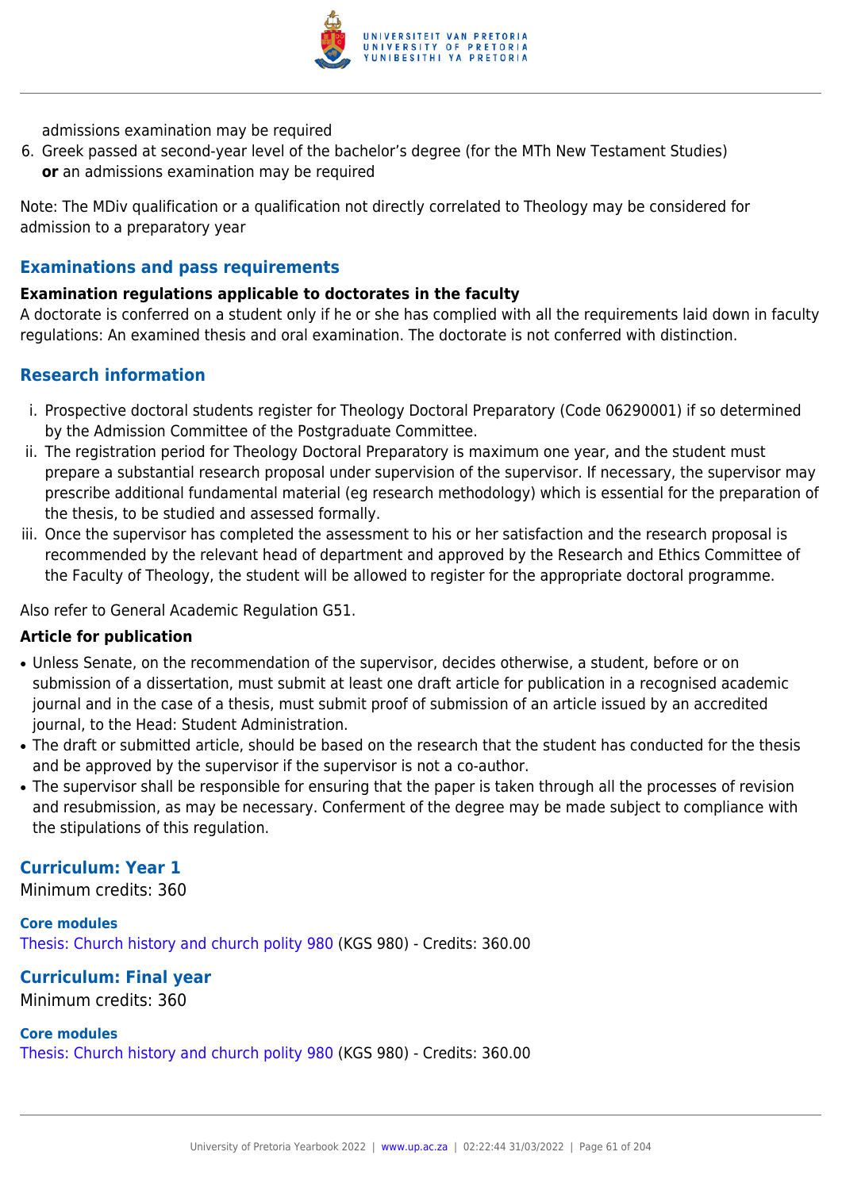admissions examination may be required

6. Greek passed at second-year level of the bachelor's degree (for the MTh New Testament Studies) **or** an admissions examination may be required

Note: The MDiv qualification or a qualification not directly correlated to Theology may be considered for admission to a preparatory year

## Examinations and pass requirements

**Examination regulations applicable to doctorates in the faculty**

A doctorate is conferred on a student only if he or she has complied with all the requirements laid down in faculty regulations: An examined thesis and oral examination. The doctorate is not conferred with distinction.

## Research information

i. Prospective doctoral students register for Theology Doctoral Preparatory (Code 06290001) if so determined by the Admission Committee of the Postgraduate Committee.
ii. The registration period for Theology Doctoral Preparatory is maximum one year, and the student must prepare a substantial research proposal under supervision of the supervisor. If necessary, the supervisor may prescribe additional fundamental material (eg research methodology) which is essential for the preparation of the thesis, to be studied and assessed formally.
iii. Once the supervisor has completed the assessment to his or her satisfaction and the research proposal is recommended by the relevant head of department and approved by the Research and Ethics Committee of the Faculty of Theology, the student will be allowed to register for the appropriate doctoral programme.

Also refer to General Academic Regulation G51.

**Article for publication**

- Unless Senate, on the recommendation of the supervisor, decides otherwise, a student, before or on submission of a dissertation, must submit at least one draft article for publication in a recognised academic journal and in the case of a thesis, must submit proof of submission of an article issued by an accredited journal, to the Head: Student Administration.
- The draft or submitted article, should be based on the research that the student has conducted for the thesis and be approved by the supervisor if the supervisor is not a co-author.
- The supervisor shall be responsible for ensuring that the paper is taken through all the processes of revision and resubmission, as may be necessary. Conferment of the degree may be made subject to compliance with the stipulations of this regulation.

## Curriculum: Year 1

Minimum credits: 360

**Core modules**

Thesis: Church history and church polity 980 (KGS 980) - Credits: 360.00

## Curriculum: Final year

Minimum credits: 360

**Core modules**

Thesis: Church history and church polity 980 (KGS 980) - Credits: 360.00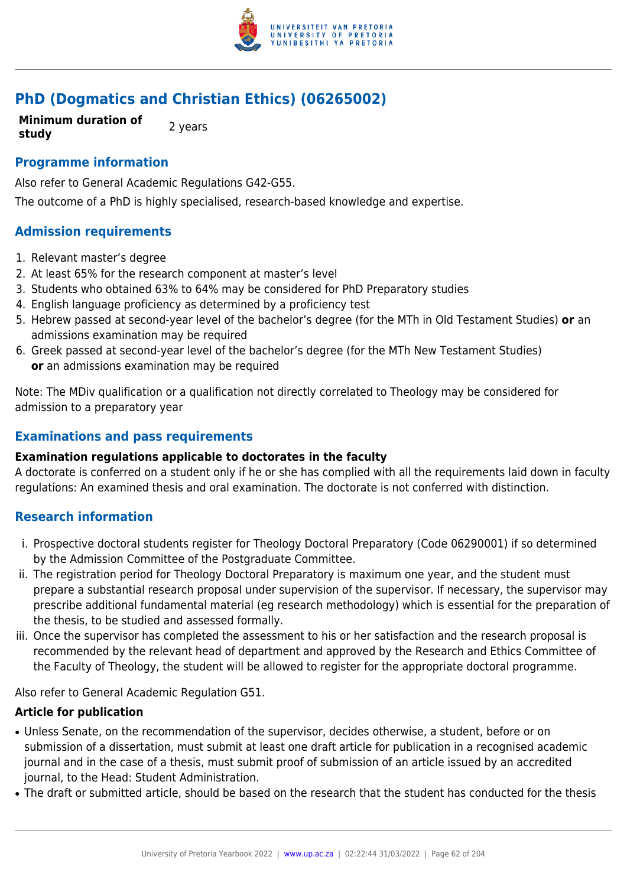## PhD (Dogmatics and Christian Ethics) (06265002)

| **Minimum duration of study** | 2 years |
|---|---|

### Programme information

Also refer to General Academic Regulations G42-G55.

The outcome of a PhD is highly specialised, research-based knowledge and expertise.

### Admission requirements

1. Relevant master's degree
2. At least 65% for the research component at master's level
3. Students who obtained 63% to 64% may be considered for PhD Preparatory studies
4. English language proficiency as determined by a proficiency test
5. Hebrew passed at second-year level of the bachelor's degree (for the MTh in Old Testament Studies) **or** an admissions examination may be required
6. Greek passed at second-year level of the bachelor's degree (for the MTh New Testament Studies) **or** an admissions examination may be required

Note: The MDiv qualification or a qualification not directly correlated to Theology may be considered for admission to a preparatory year

### Examinations and pass requirements

**Examination regulations applicable to doctorates in the faculty**

A doctorate is conferred on a student only if he or she has complied with all the requirements laid down in faculty regulations: An examined thesis and oral examination. The doctorate is not conferred with distinction.

### Research information

i. Prospective doctoral students register for Theology Doctoral Preparatory (Code 06290001) if so determined by the Admission Committee of the Postgraduate Committee.
ii. The registration period for Theology Doctoral Preparatory is maximum one year, and the student must prepare a substantial research proposal under supervision of the supervisor. If necessary, the supervisor may prescribe additional fundamental material (eg research methodology) which is essential for the preparation of the thesis, to be studied and assessed formally.
iii. Once the supervisor has completed the assessment to his or her satisfaction and the research proposal is recommended by the relevant head of department and approved by the Research and Ethics Committee of the Faculty of Theology, the student will be allowed to register for the appropriate doctoral programme.

Also refer to General Academic Regulation G51.

**Article for publication**

- Unless Senate, on the recommendation of the supervisor, decides otherwise, a student, before or on submission of a dissertation, must submit at least one draft article for publication in a recognised academic journal and in the case of a thesis, must submit proof of submission of an article issued by an accredited journal, to the Head: Student Administration.
- The draft or submitted article, should be based on the research that the student has conducted for the thesis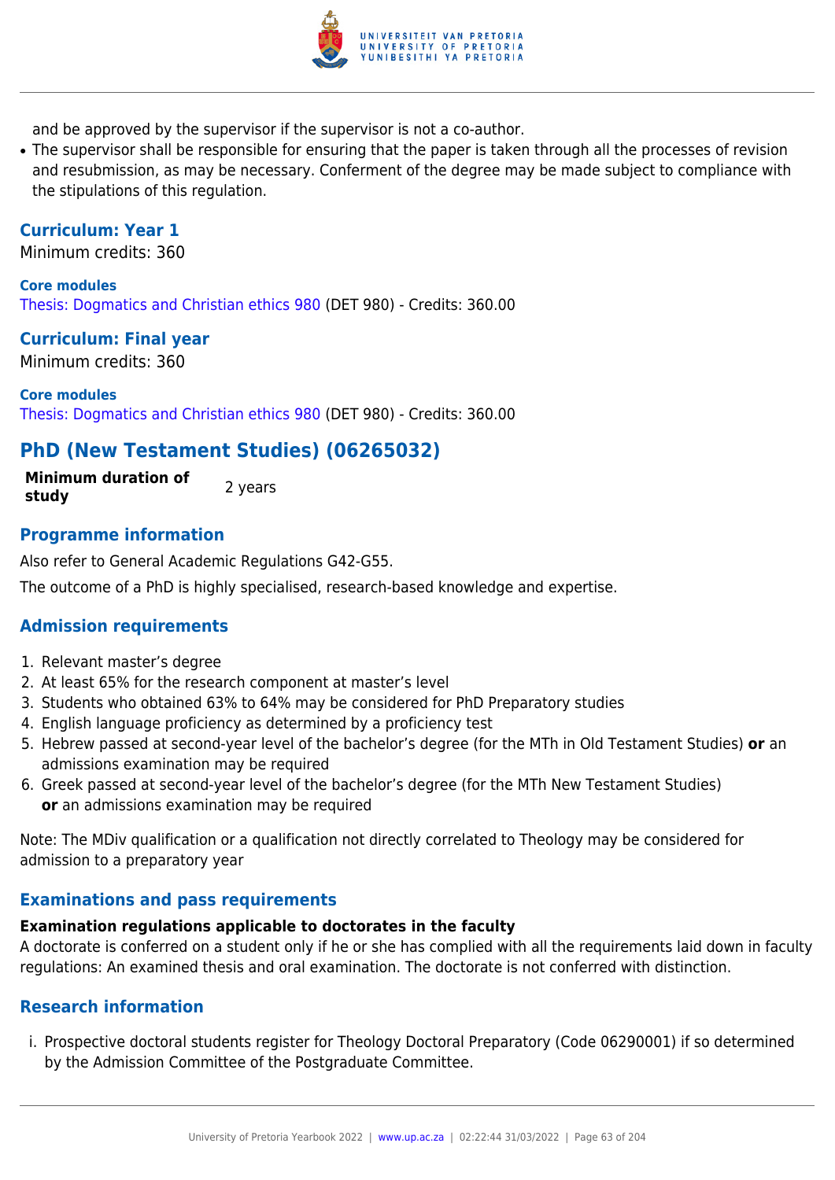and be approved by the supervisor if the supervisor is not a co-author.

- The supervisor shall be responsible for ensuring that the paper is taken through all the processes of revision and resubmission, as may be necessary. Conferment of the degree may be made subject to compliance with the stipulations of this regulation.

### Curriculum: Year 1

Minimum credits: 360

**Core modules**

Thesis: Dogmatics and Christian ethics 980 (DET 980) - Credits: 360.00

### Curriculum: Final year

Minimum credits: 360

**Core modules**

Thesis: Dogmatics and Christian ethics 980 (DET 980) - Credits: 360.00

## PhD (New Testament Studies) (06265032)

| **Minimum duration of study** | 2 years |
|---|---|

### Programme information

Also refer to General Academic Regulations G42-G55.

The outcome of a PhD is highly specialised, research-based knowledge and expertise.

### Admission requirements

1. Relevant master's degree
2. At least 65% for the research component at master's level
3. Students who obtained 63% to 64% may be considered for PhD Preparatory studies
4. English language proficiency as determined by a proficiency test
5. Hebrew passed at second-year level of the bachelor's degree (for the MTh in Old Testament Studies) **or** an admissions examination may be required
6. Greek passed at second-year level of the bachelor's degree (for the MTh New Testament Studies) **or** an admissions examination may be required

Note: The MDiv qualification or a qualification not directly correlated to Theology may be considered for admission to a preparatory year

### Examinations and pass requirements

**Examination regulations applicable to doctorates in the faculty**

A doctorate is conferred on a student only if he or she has complied with all the requirements laid down in faculty regulations: An examined thesis and oral examination. The doctorate is not conferred with distinction.

### Research information

i. Prospective doctoral students register for Theology Doctoral Preparatory (Code 06290001) if so determined by the Admission Committee of the Postgraduate Committee.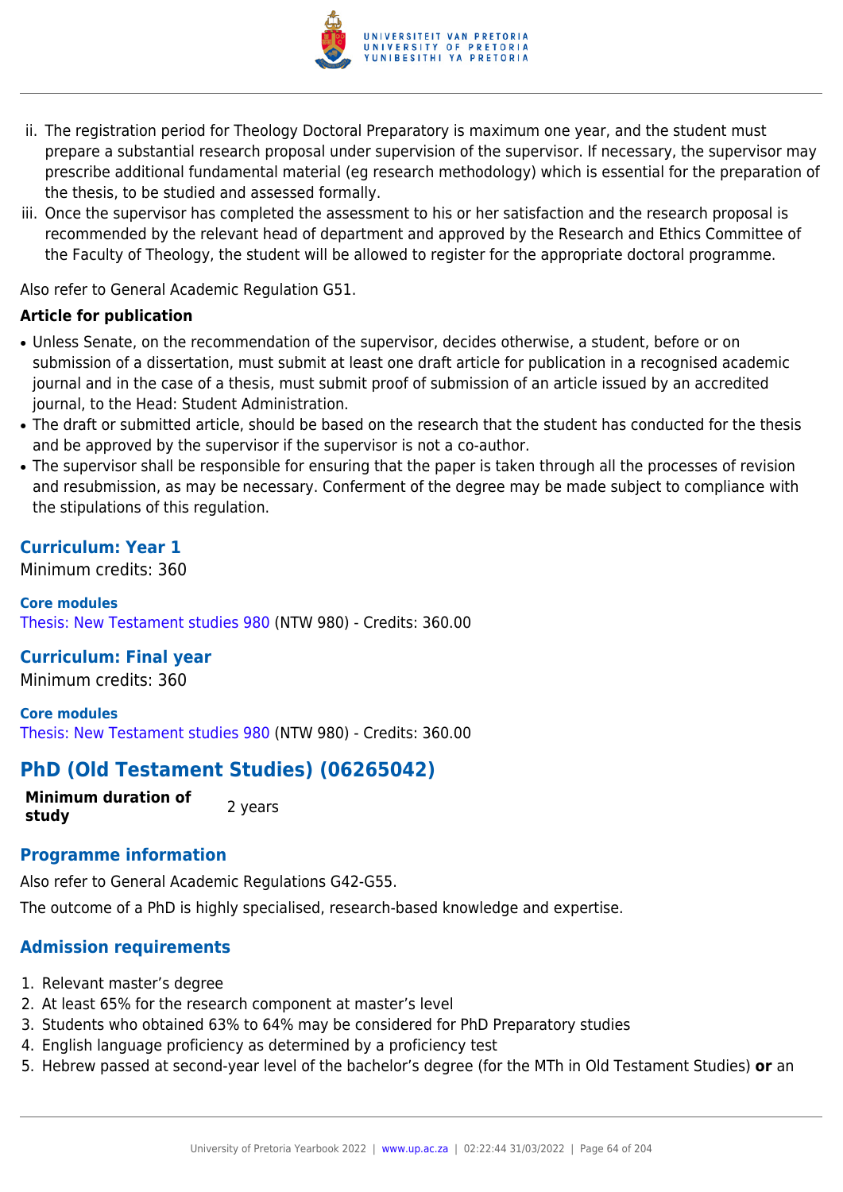ii. The registration period for Theology Doctoral Preparatory is maximum one year, and the student must prepare a substantial research proposal under supervision of the supervisor. If necessary, the supervisor may prescribe additional fundamental material (eg research methodology) which is essential for the preparation of the thesis, to be studied and assessed formally.
iii. Once the supervisor has completed the assessment to his or her satisfaction and the research proposal is recommended by the relevant head of department and approved by the Research and Ethics Committee of the Faculty of Theology, the student will be allowed to register for the appropriate doctoral programme.

Also refer to General Academic Regulation G51.

**Article for publication**

- Unless Senate, on the recommendation of the supervisor, decides otherwise, a student, before or on submission of a dissertation, must submit at least one draft article for publication in a recognised academic journal and in the case of a thesis, must submit proof of submission of an article issued by an accredited journal, to the Head: Student Administration.
- The draft or submitted article, should be based on the research that the student has conducted for the thesis and be approved by the supervisor if the supervisor is not a co-author.
- The supervisor shall be responsible for ensuring that the paper is taken through all the processes of revision and resubmission, as may be necessary. Conferment of the degree may be made subject to compliance with the stipulations of this regulation.

### Curriculum: Year 1

Minimum credits: 360

**Core modules**

Thesis: New Testament studies 980 (NTW 980) - Credits: 360.00

### Curriculum: Final year

Minimum credits: 360

**Core modules**

Thesis: New Testament studies 980 (NTW 980) - Credits: 360.00

## PhD (Old Testament Studies) (06265042)

| **Minimum duration of study** | 2 years |
|---|---|

### Programme information

Also refer to General Academic Regulations G42-G55.

The outcome of a PhD is highly specialised, research-based knowledge and expertise.

### Admission requirements

1. Relevant master's degree
2. At least 65% for the research component at master's level
3. Students who obtained 63% to 64% may be considered for PhD Preparatory studies
4. English language proficiency as determined by a proficiency test
5. Hebrew passed at second-year level of the bachelor's degree (for the MTh in Old Testament Studies) **or** an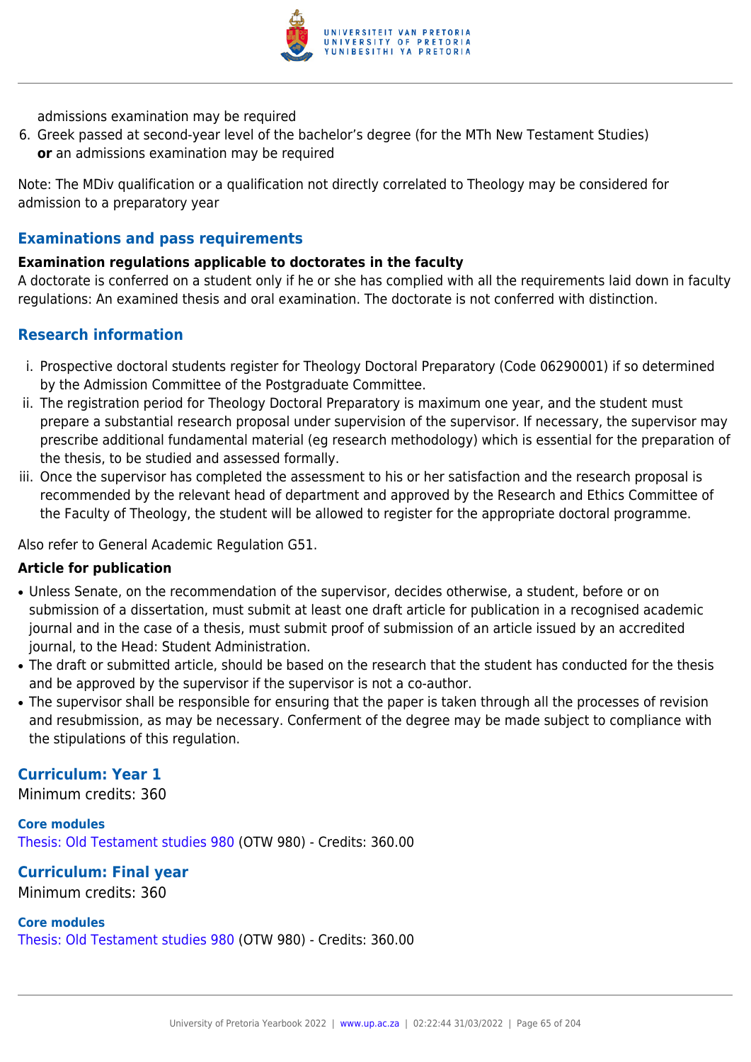admissions examination may be required

6. Greek passed at second-year level of the bachelor's degree (for the MTh New Testament Studies) **or** an admissions examination may be required

Note: The MDiv qualification or a qualification not directly correlated to Theology may be considered for admission to a preparatory year

## Examinations and pass requirements

**Examination regulations applicable to doctorates in the faculty**

A doctorate is conferred on a student only if he or she has complied with all the requirements laid down in faculty regulations: An examined thesis and oral examination. The doctorate is not conferred with distinction.

## Research information

i. Prospective doctoral students register for Theology Doctoral Preparatory (Code 06290001) if so determined by the Admission Committee of the Postgraduate Committee.
ii. The registration period for Theology Doctoral Preparatory is maximum one year, and the student must prepare a substantial research proposal under supervision of the supervisor. If necessary, the supervisor may prescribe additional fundamental material (eg research methodology) which is essential for the preparation of the thesis, to be studied and assessed formally.
iii. Once the supervisor has completed the assessment to his or her satisfaction and the research proposal is recommended by the relevant head of department and approved by the Research and Ethics Committee of the Faculty of Theology, the student will be allowed to register for the appropriate doctoral programme.

Also refer to General Academic Regulation G51.

**Article for publication**

- Unless Senate, on the recommendation of the supervisor, decides otherwise, a student, before or on submission of a dissertation, must submit at least one draft article for publication in a recognised academic journal and in the case of a thesis, must submit proof of submission of an article issued by an accredited journal, to the Head: Student Administration.
- The draft or submitted article, should be based on the research that the student has conducted for the thesis and be approved by the supervisor if the supervisor is not a co-author.
- The supervisor shall be responsible for ensuring that the paper is taken through all the processes of revision and resubmission, as may be necessary. Conferment of the degree may be made subject to compliance with the stipulations of this regulation.

## Curriculum: Year 1

Minimum credits: 360

**Core modules**

Thesis: Old Testament studies 980 (OTW 980) - Credits: 360.00

## Curriculum: Final year

Minimum credits: 360

**Core modules**

Thesis: Old Testament studies 980 (OTW 980) - Credits: 360.00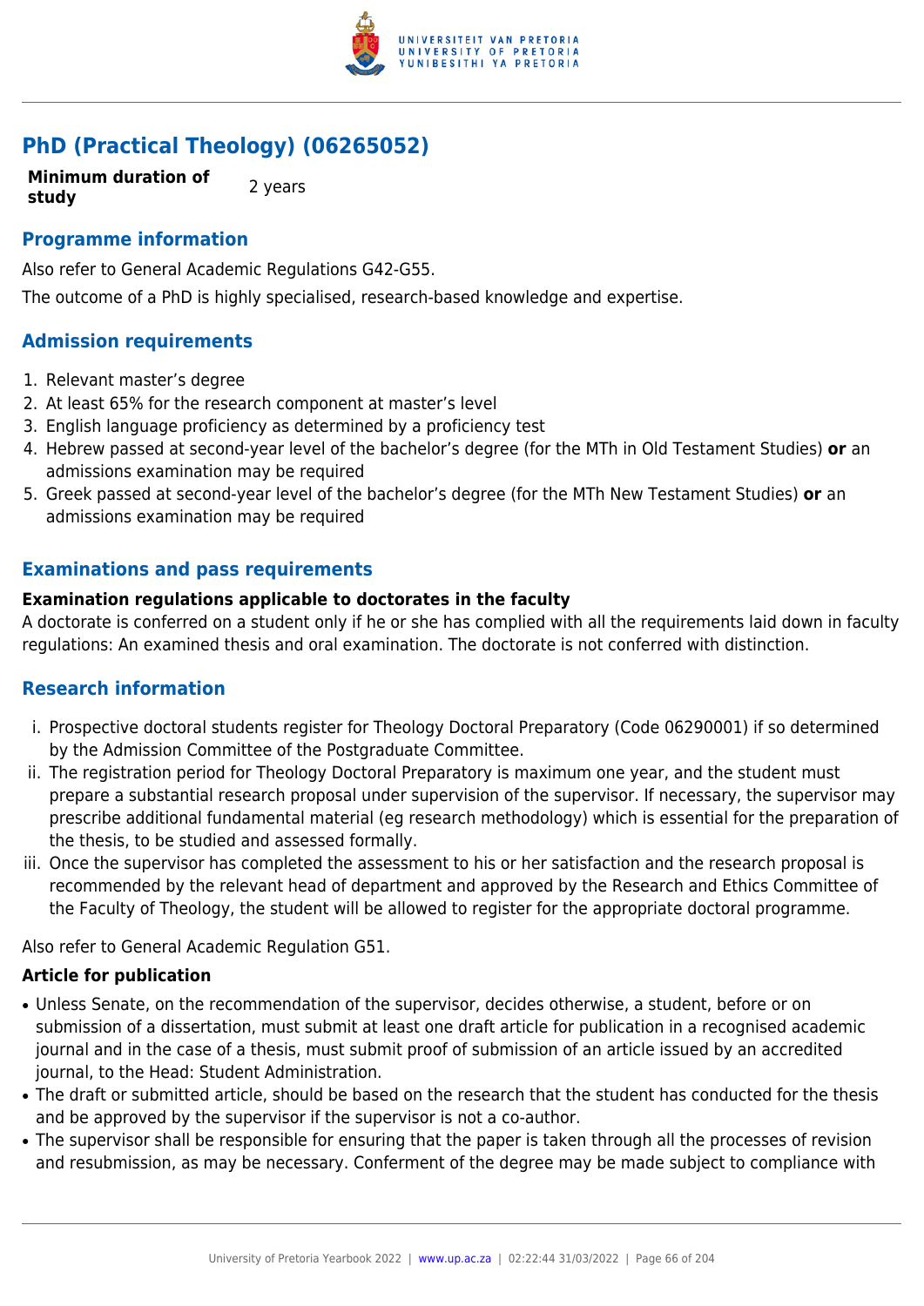## PhD (Practical Theology) (06265052)

| **Minimum duration of study** | 2 years |
|---|---|

### Programme information

Also refer to General Academic Regulations G42-G55.

The outcome of a PhD is highly specialised, research-based knowledge and expertise.

### Admission requirements

1. Relevant master's degree
2. At least 65% for the research component at master's level
3. English language proficiency as determined by a proficiency test
4. Hebrew passed at second-year level of the bachelor's degree (for the MTh in Old Testament Studies) **or** an admissions examination may be required
5. Greek passed at second-year level of the bachelor's degree (for the MTh New Testament Studies) **or** an admissions examination may be required

### Examinations and pass requirements

**Examination regulations applicable to doctorates in the faculty**

A doctorate is conferred on a student only if he or she has complied with all the requirements laid down in faculty regulations: An examined thesis and oral examination. The doctorate is not conferred with distinction.

### Research information

i. Prospective doctoral students register for Theology Doctoral Preparatory (Code 06290001) if so determined by the Admission Committee of the Postgraduate Committee.
ii. The registration period for Theology Doctoral Preparatory is maximum one year, and the student must prepare a substantial research proposal under supervision of the supervisor. If necessary, the supervisor may prescribe additional fundamental material (eg research methodology) which is essential for the preparation of the thesis, to be studied and assessed formally.
iii. Once the supervisor has completed the assessment to his or her satisfaction and the research proposal is recommended by the relevant head of department and approved by the Research and Ethics Committee of the Faculty of Theology, the student will be allowed to register for the appropriate doctoral programme.

Also refer to General Academic Regulation G51.

**Article for publication**

- Unless Senate, on the recommendation of the supervisor, decides otherwise, a student, before or on submission of a dissertation, must submit at least one draft article for publication in a recognised academic journal and in the case of a thesis, must submit proof of submission of an article issued by an accredited journal, to the Head: Student Administration.
- The draft or submitted article, should be based on the research that the student has conducted for the thesis and be approved by the supervisor if the supervisor is not a co-author.
- The supervisor shall be responsible for ensuring that the paper is taken through all the processes of revision and resubmission, as may be necessary. Conferment of the degree may be made subject to compliance with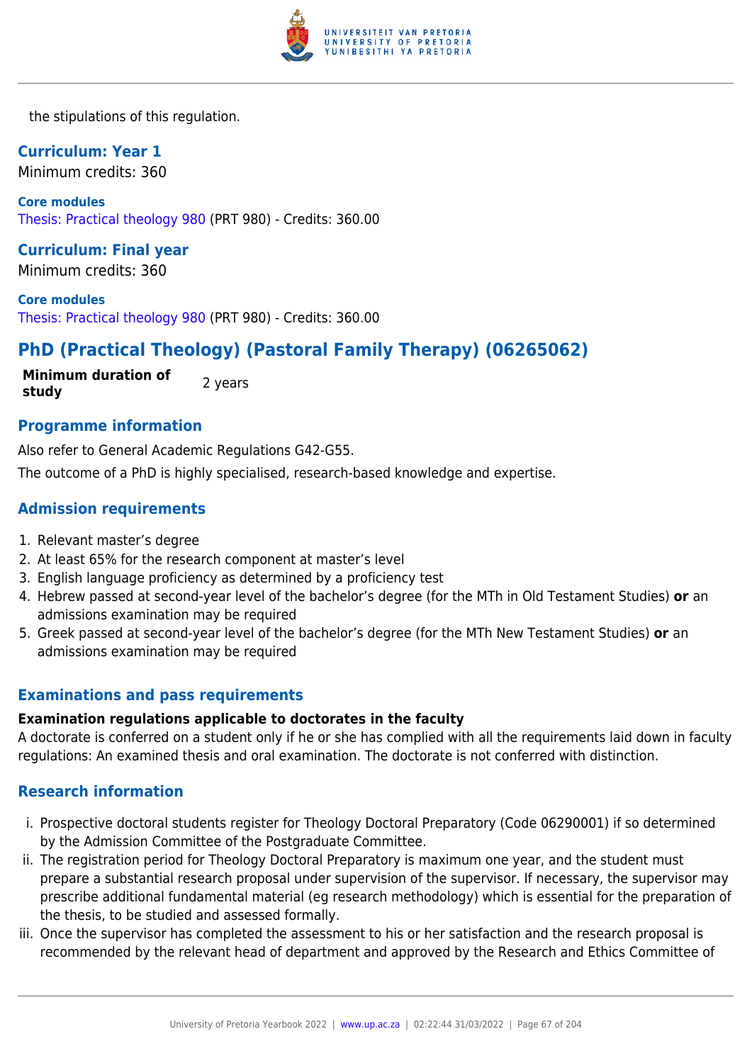the stipulations of this regulation.

### Curriculum: Year 1

Minimum credits: 360

**Core modules**

Thesis: Practical theology 980 (PRT 980) - Credits: 360.00

### Curriculum: Final year

Minimum credits: 360

**Core modules**

Thesis: Practical theology 980 (PRT 980) - Credits: 360.00

## PhD (Practical Theology) (Pastoral Family Therapy) (06265062)

| **Minimum duration of study** | 2 years |
|---|---|

### Programme information

Also refer to General Academic Regulations G42-G55.

The outcome of a PhD is highly specialised, research-based knowledge and expertise.

### Admission requirements

1. Relevant master's degree
2. At least 65% for the research component at master's level
3. English language proficiency as determined by a proficiency test
4. Hebrew passed at second-year level of the bachelor's degree (for the MTh in Old Testament Studies) **or** an admissions examination may be required
5. Greek passed at second-year level of the bachelor's degree (for the MTh New Testament Studies) **or** an admissions examination may be required

### Examinations and pass requirements

**Examination regulations applicable to doctorates in the faculty**

A doctorate is conferred on a student only if he or she has complied with all the requirements laid down in faculty regulations: An examined thesis and oral examination. The doctorate is not conferred with distinction.

### Research information

i. Prospective doctoral students register for Theology Doctoral Preparatory (Code 06290001) if so determined by the Admission Committee of the Postgraduate Committee.
ii. The registration period for Theology Doctoral Preparatory is maximum one year, and the student must prepare a substantial research proposal under supervision of the supervisor. If necessary, the supervisor may prescribe additional fundamental material (eg research methodology) which is essential for the preparation of the thesis, to be studied and assessed formally.
iii. Once the supervisor has completed the assessment to his or her satisfaction and the research proposal is recommended by the relevant head of department and approved by the Research and Ethics Committee of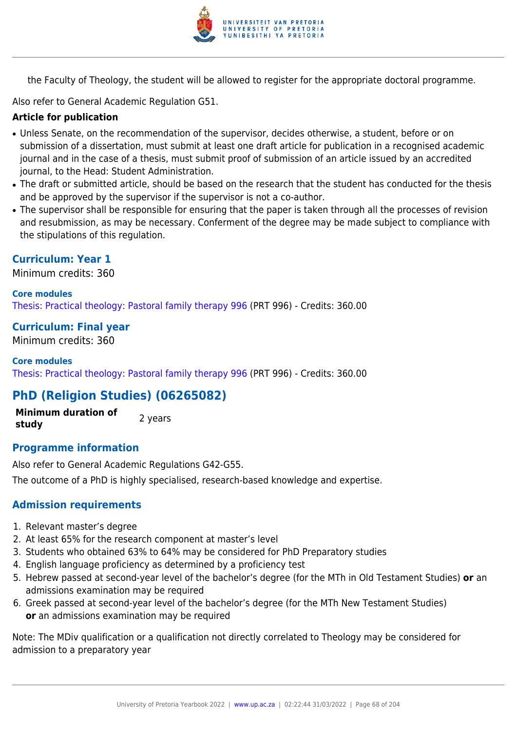the Faculty of Theology, the student will be allowed to register for the appropriate doctoral programme.

Also refer to General Academic Regulation G51.

**Article for publication**

- Unless Senate, on the recommendation of the supervisor, decides otherwise, a student, before or on submission of a dissertation, must submit at least one draft article for publication in a recognised academic journal and in the case of a thesis, must submit proof of submission of an article issued by an accredited journal, to the Head: Student Administration.
- The draft or submitted article, should be based on the research that the student has conducted for the thesis and be approved by the supervisor if the supervisor is not a co-author.
- The supervisor shall be responsible for ensuring that the paper is taken through all the processes of revision and resubmission, as may be necessary. Conferment of the degree may be made subject to compliance with the stipulations of this regulation.

### Curriculum: Year 1

Minimum credits: 360

**Core modules**

Thesis: Practical theology: Pastoral family therapy 996 (PRT 996) - Credits: 360.00

### Curriculum: Final year

Minimum credits: 360

**Core modules**

Thesis: Practical theology: Pastoral family therapy 996 (PRT 996) - Credits: 360.00

## PhD (Religion Studies) (06265082)

| **Minimum duration of study** | 2 years |
|---|---|

### Programme information

Also refer to General Academic Regulations G42-G55.

The outcome of a PhD is highly specialised, research-based knowledge and expertise.

### Admission requirements

1. Relevant master's degree
2. At least 65% for the research component at master's level
3. Students who obtained 63% to 64% may be considered for PhD Preparatory studies
4. English language proficiency as determined by a proficiency test
5. Hebrew passed at second-year level of the bachelor's degree (for the MTh in Old Testament Studies) **or** an admissions examination may be required
6. Greek passed at second-year level of the bachelor's degree (for the MTh New Testament Studies) **or** an admissions examination may be required

Note: The MDiv qualification or a qualification not directly correlated to Theology may be considered for admission to a preparatory year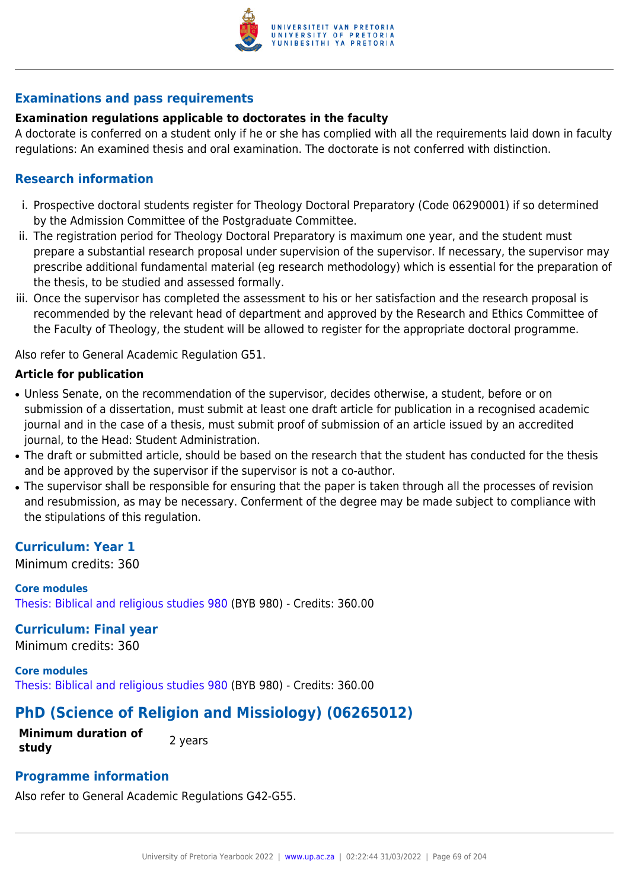### Examinations and pass requirements

**Examination regulations applicable to doctorates in the faculty**

A doctorate is conferred on a student only if he or she has complied with all the requirements laid down in faculty regulations: An examined thesis and oral examination. The doctorate is not conferred with distinction.

### Research information

i. Prospective doctoral students register for Theology Doctoral Preparatory (Code 06290001) if so determined by the Admission Committee of the Postgraduate Committee.
ii. The registration period for Theology Doctoral Preparatory is maximum one year, and the student must prepare a substantial research proposal under supervision of the supervisor. If necessary, the supervisor may prescribe additional fundamental material (eg research methodology) which is essential for the preparation of the thesis, to be studied and assessed formally.
iii. Once the supervisor has completed the assessment to his or her satisfaction and the research proposal is recommended by the relevant head of department and approved by the Research and Ethics Committee of the Faculty of Theology, the student will be allowed to register for the appropriate doctoral programme.

Also refer to General Academic Regulation G51.

**Article for publication**

- Unless Senate, on the recommendation of the supervisor, decides otherwise, a student, before or on submission of a dissertation, must submit at least one draft article for publication in a recognised academic journal and in the case of a thesis, must submit proof of submission of an article issued by an accredited journal, to the Head: Student Administration.
- The draft or submitted article, should be based on the research that the student has conducted for the thesis and be approved by the supervisor if the supervisor is not a co-author.
- The supervisor shall be responsible for ensuring that the paper is taken through all the processes of revision and resubmission, as may be necessary. Conferment of the degree may be made subject to compliance with the stipulations of this regulation.

### Curriculum: Year 1

Minimum credits: 360

**Core modules**

Thesis: Biblical and religious studies 980 (BYB 980) - Credits: 360.00

### Curriculum: Final year

Minimum credits: 360

**Core modules**

Thesis: Biblical and religious studies 980 (BYB 980) - Credits: 360.00

## PhD (Science of Religion and Missiology) (06265012)

| **Minimum duration of study** | 2 years |
|---|---|

### Programme information

Also refer to General Academic Regulations G42-G55.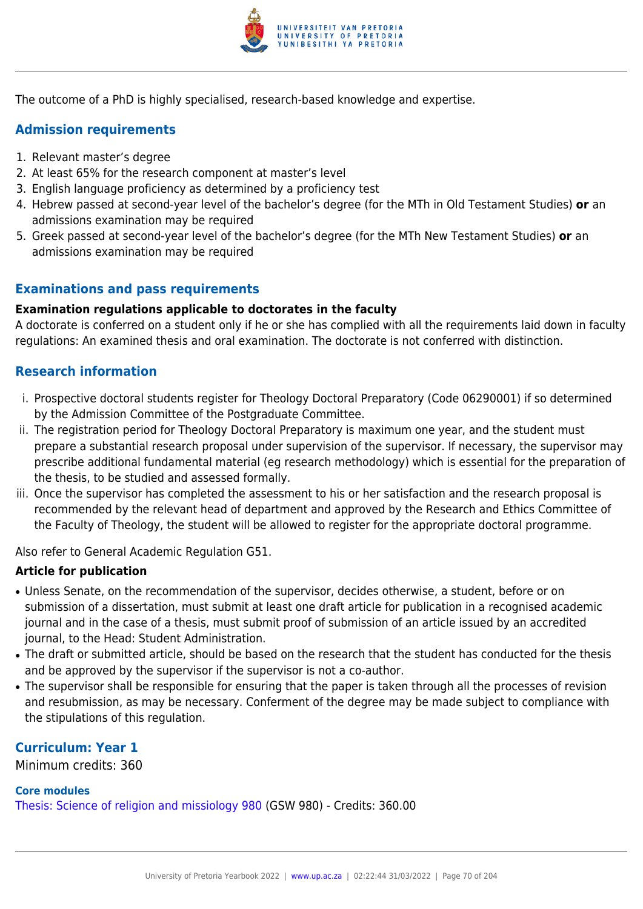The outcome of a PhD is highly specialised, research-based knowledge and expertise.

## Admission requirements

1. Relevant master's degree
2. At least 65% for the research component at master's level
3. English language proficiency as determined by a proficiency test
4. Hebrew passed at second-year level of the bachelor's degree (for the MTh in Old Testament Studies) **or** an admissions examination may be required
5. Greek passed at second-year level of the bachelor's degree (for the MTh New Testament Studies) **or** an admissions examination may be required

## Examinations and pass requirements

**Examination regulations applicable to doctorates in the faculty**

A doctorate is conferred on a student only if he or she has complied with all the requirements laid down in faculty regulations: An examined thesis and oral examination. The doctorate is not conferred with distinction.

## Research information

i. Prospective doctoral students register for Theology Doctoral Preparatory (Code 06290001) if so determined by the Admission Committee of the Postgraduate Committee.

ii. The registration period for Theology Doctoral Preparatory is maximum one year, and the student must prepare a substantial research proposal under supervision of the supervisor. If necessary, the supervisor may prescribe additional fundamental material (eg research methodology) which is essential for the preparation of the thesis, to be studied and assessed formally.

iii. Once the supervisor has completed the assessment to his or her satisfaction and the research proposal is recommended by the relevant head of department and approved by the Research and Ethics Committee of the Faculty of Theology, the student will be allowed to register for the appropriate doctoral programme.

Also refer to General Academic Regulation G51.

**Article for publication**

- Unless Senate, on the recommendation of the supervisor, decides otherwise, a student, before or on submission of a dissertation, must submit at least one draft article for publication in a recognised academic journal and in the case of a thesis, must submit proof of submission of an article issued by an accredited journal, to the Head: Student Administration.
- The draft or submitted article, should be based on the research that the student has conducted for the thesis and be approved by the supervisor if the supervisor is not a co-author.
- The supervisor shall be responsible for ensuring that the paper is taken through all the processes of revision and resubmission, as may be necessary. Conferment of the degree may be made subject to compliance with the stipulations of this regulation.

## Curriculum: Year 1

Minimum credits: 360

**Core modules**

Thesis: Science of religion and missiology 980 (GSW 980) - Credits: 360.00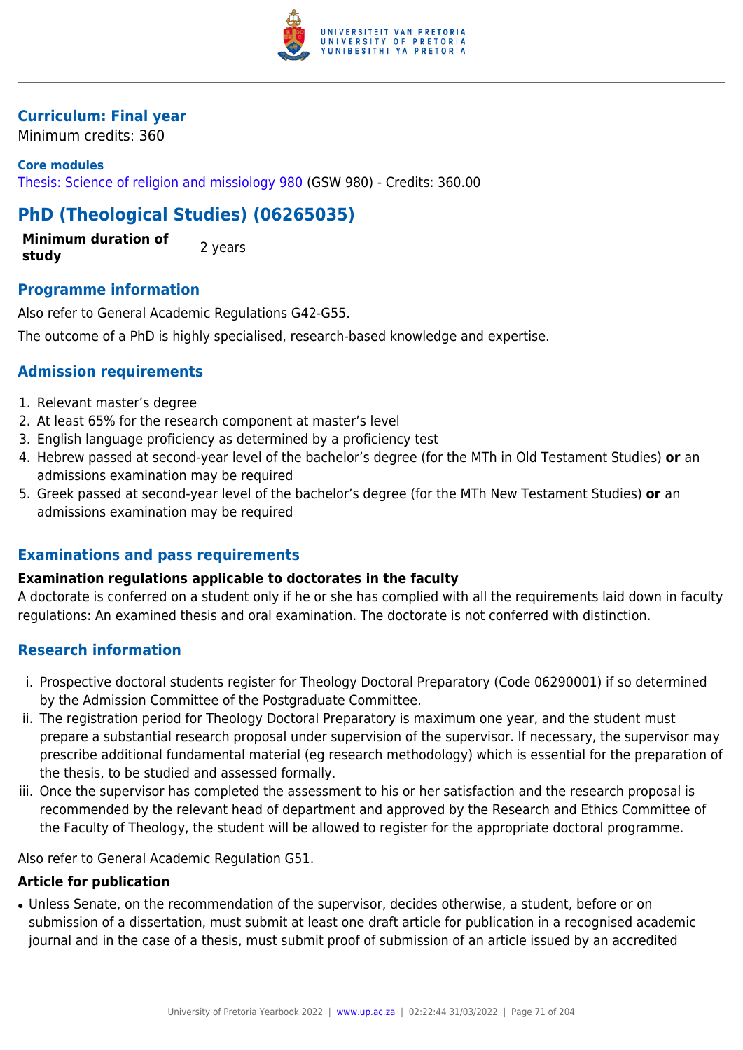### Curriculum: Final year

Minimum credits: 360

**Core modules**

Thesis: Science of religion and missiology 980 (GSW 980) - Credits: 360.00

## PhD (Theological Studies) (06265035)

| **Minimum duration of study** | 2 years |
|---|---|

### Programme information

Also refer to General Academic Regulations G42-G55.

The outcome of a PhD is highly specialised, research-based knowledge and expertise.

### Admission requirements

1. Relevant master's degree
2. At least 65% for the research component at master's level
3. English language proficiency as determined by a proficiency test
4. Hebrew passed at second-year level of the bachelor's degree (for the MTh in Old Testament Studies) **or** an admissions examination may be required
5. Greek passed at second-year level of the bachelor's degree (for the MTh New Testament Studies) **or** an admissions examination may be required

### Examinations and pass requirements

**Examination regulations applicable to doctorates in the faculty**

A doctorate is conferred on a student only if he or she has complied with all the requirements laid down in faculty regulations: An examined thesis and oral examination. The doctorate is not conferred with distinction.

### Research information

i. Prospective doctoral students register for Theology Doctoral Preparatory (Code 06290001) if so determined by the Admission Committee of the Postgraduate Committee.
ii. The registration period for Theology Doctoral Preparatory is maximum one year, and the student must prepare a substantial research proposal under supervision of the supervisor. If necessary, the supervisor may prescribe additional fundamental material (eg research methodology) which is essential for the preparation of the thesis, to be studied and assessed formally.
iii. Once the supervisor has completed the assessment to his or her satisfaction and the research proposal is recommended by the relevant head of department and approved by the Research and Ethics Committee of the Faculty of Theology, the student will be allowed to register for the appropriate doctoral programme.

Also refer to General Academic Regulation G51.

**Article for publication**

- Unless Senate, on the recommendation of the supervisor, decides otherwise, a student, before or on submission of a dissertation, must submit at least one draft article for publication in a recognised academic journal and in the case of a thesis, must submit proof of submission of an article issued by an accredited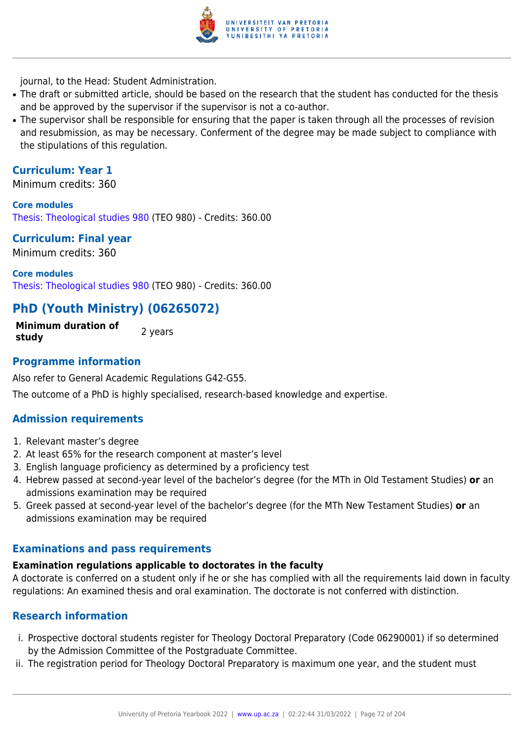journal, to the Head: Student Administration.

- The draft or submitted article, should be based on the research that the student has conducted for the thesis and be approved by the supervisor if the supervisor is not a co-author.
- The supervisor shall be responsible for ensuring that the paper is taken through all the processes of revision and resubmission, as may be necessary. Conferment of the degree may be made subject to compliance with the stipulations of this regulation.

### Curriculum: Year 1

Minimum credits: 360

**Core modules**

Thesis: Theological studies 980 (TEO 980) - Credits: 360.00

### Curriculum: Final year

Minimum credits: 360

**Core modules**

Thesis: Theological studies 980 (TEO 980) - Credits: 360.00

## PhD (Youth Ministry) (06265072)

| **Minimum duration of study** | 2 years |
|---|---|

### Programme information

Also refer to General Academic Regulations G42-G55.

The outcome of a PhD is highly specialised, research-based knowledge and expertise.

### Admission requirements

1. Relevant master's degree
2. At least 65% for the research component at master's level
3. English language proficiency as determined by a proficiency test
4. Hebrew passed at second-year level of the bachelor's degree (for the MTh in Old Testament Studies) **or** an admissions examination may be required
5. Greek passed at second-year level of the bachelor's degree (for the MTh New Testament Studies) **or** an admissions examination may be required

### Examinations and pass requirements

**Examination regulations applicable to doctorates in the faculty**

A doctorate is conferred on a student only if he or she has complied with all the requirements laid down in faculty regulations: An examined thesis and oral examination. The doctorate is not conferred with distinction.

### Research information

i. Prospective doctoral students register for Theology Doctoral Preparatory (Code 06290001) if so determined by the Admission Committee of the Postgraduate Committee.

ii. The registration period for Theology Doctoral Preparatory is maximum one year, and the student must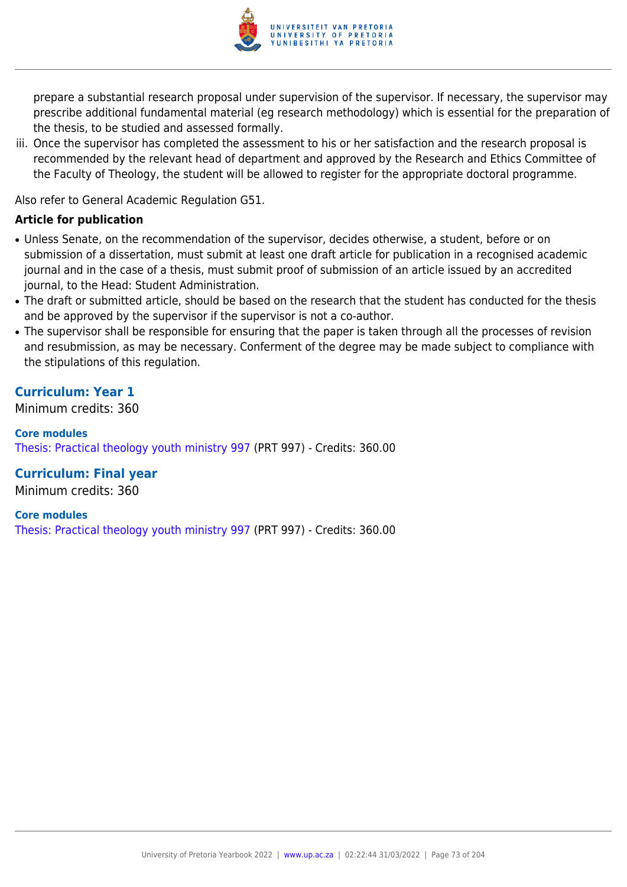prepare a substantial research proposal under supervision of the supervisor. If necessary, the supervisor may prescribe additional fundamental material (eg research methodology) which is essential for the preparation of the thesis, to be studied and assessed formally.

iii. Once the supervisor has completed the assessment to his or her satisfaction and the research proposal is recommended by the relevant head of department and approved by the Research and Ethics Committee of the Faculty of Theology, the student will be allowed to register for the appropriate doctoral programme.

Also refer to General Academic Regulation G51.

**Article for publication**

- Unless Senate, on the recommendation of the supervisor, decides otherwise, a student, before or on submission of a dissertation, must submit at least one draft article for publication in a recognised academic journal and in the case of a thesis, must submit proof of submission of an article issued by an accredited journal, to the Head: Student Administration.
- The draft or submitted article, should be based on the research that the student has conducted for the thesis and be approved by the supervisor if the supervisor is not a co-author.
- The supervisor shall be responsible for ensuring that the paper is taken through all the processes of revision and resubmission, as may be necessary. Conferment of the degree may be made subject to compliance with the stipulations of this regulation.

## Curriculum: Year 1

Minimum credits: 360

**Core modules**

Thesis: Practical theology youth ministry 997 (PRT 997) - Credits: 360.00

## Curriculum: Final year

Minimum credits: 360

**Core modules**

Thesis: Practical theology youth ministry 997 (PRT 997) - Credits: 360.00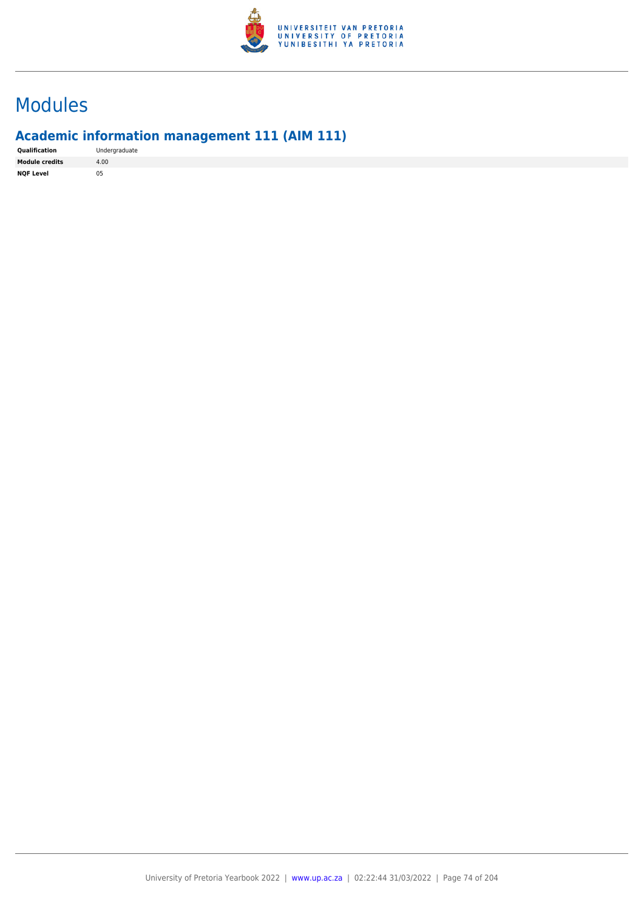# Modules

## Academic information management 111 (AIM 111)

| | |
|---|---|
| **Qualification** | Undergraduate |
| **Module credits** | 4.00 |
| **NQF Level** | 05 |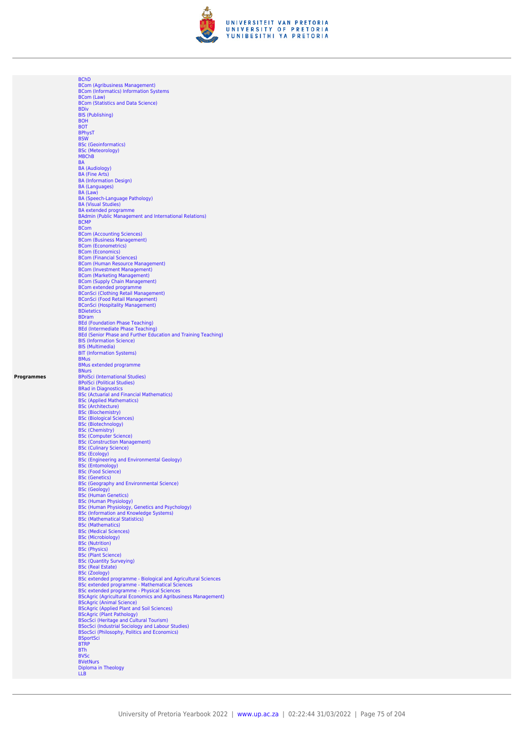| | |
|---|---|
| **Programmes** | BChD<br>BCom (Agribusiness Management)<br>BCom (Informatics) Information Systems<br>BCom (Law)<br>BCom (Statistics and Data Science)<br>BDiv<br>BIS (Publishing)<br>BOH<br>BOT<br>BPhysT<br>BSW<br>BSc (Geoinformatics)<br>BSc (Meteorology)<br>MBChB<br>BA<br>BA (Audiology)<br>BA (Fine Arts)<br>BA (Information Design)<br>BA (Languages)<br>BA (Law)<br>BA (Speech-Language Pathology)<br>BA (Visual Studies)<br>BA extended programme<br>BAdmin (Public Management and International Relations)<br>BCMP<br>BCom<br>BCom (Accounting Sciences)<br>BCom (Business Management)<br>BCom (Econometrics)<br>BCom (Economics)<br>BCom (Financial Sciences)<br>BCom (Human Resource Management)<br>BCom (Investment Management)<br>BCom (Marketing Management)<br>BCom (Supply Chain Management)<br>BCom extended programme<br>BConSci (Clothing Retail Management)<br>BConSci (Food Retail Management)<br>BConSci (Hospitality Management)<br>BDietetics<br>BDram<br>BEd (Foundation Phase Teaching)<br>BEd (Intermediate Phase Teaching)<br>BEd (Senior Phase and Further Education and Training Teaching)<br>BIS (Information Science)<br>BIS (Multimedia)<br>BIT (Information Systems)<br>BMus<br>BMus extended programme<br>BNurs<br>BPolSci (International Studies)<br>BPolSci (Political Studies)<br>BRad in Diagnostics<br>BSc (Actuarial and Financial Mathematics)<br>BSc (Applied Mathematics)<br>BSc (Architecture)<br>BSc (Biochemistry)<br>BSc (Biological Sciences)<br>BSc (Biotechnology)<br>BSc (Chemistry)<br>BSc (Computer Science)<br>BSc (Construction Management)<br>BSc (Culinary Science)<br>BSc (Ecology)<br>BSc (Engineering and Environmental Geology)<br>BSc (Entomology)<br>BSc (Food Science)<br>BSc (Genetics)<br>BSc (Geography and Environmental Science)<br>BSc (Geology)<br>BSc (Human Genetics)<br>BSc (Human Physiology)<br>BSc (Human Physiology, Genetics and Psychology)<br>BSc (Information and Knowledge Systems)<br>BSc (Mathematical Statistics)<br>BSc (Mathematics)<br>BSc (Medical Sciences)<br>BSc (Microbiology)<br>BSc (Nutrition)<br>BSc (Physics)<br>BSc (Plant Science)<br>BSc (Quantity Surveying)<br>BSc (Real Estate)<br>BSc (Zoology)<br>BSc extended programme - Biological and Agricultural Sciences<br>BSc extended programme - Mathematical Sciences<br>BSc extended programme - Physical Sciences<br>BScAgric (Agricultural Economics and Agribusiness Management)<br>BScAgric (Animal Science)<br>BScAgric (Applied Plant and Soil Sciences)<br>BScAgric (Plant Pathology)<br>BSocSci (Heritage and Cultural Tourism)<br>BSocSci (Industrial Sociology and Labour Studies)<br>BSocSci (Philosophy, Politics and Economics)<br>BSportSci<br>BTRP<br>BTh<br>BVSc<br>BVetNurs<br>Diploma in Theology<br>LLB |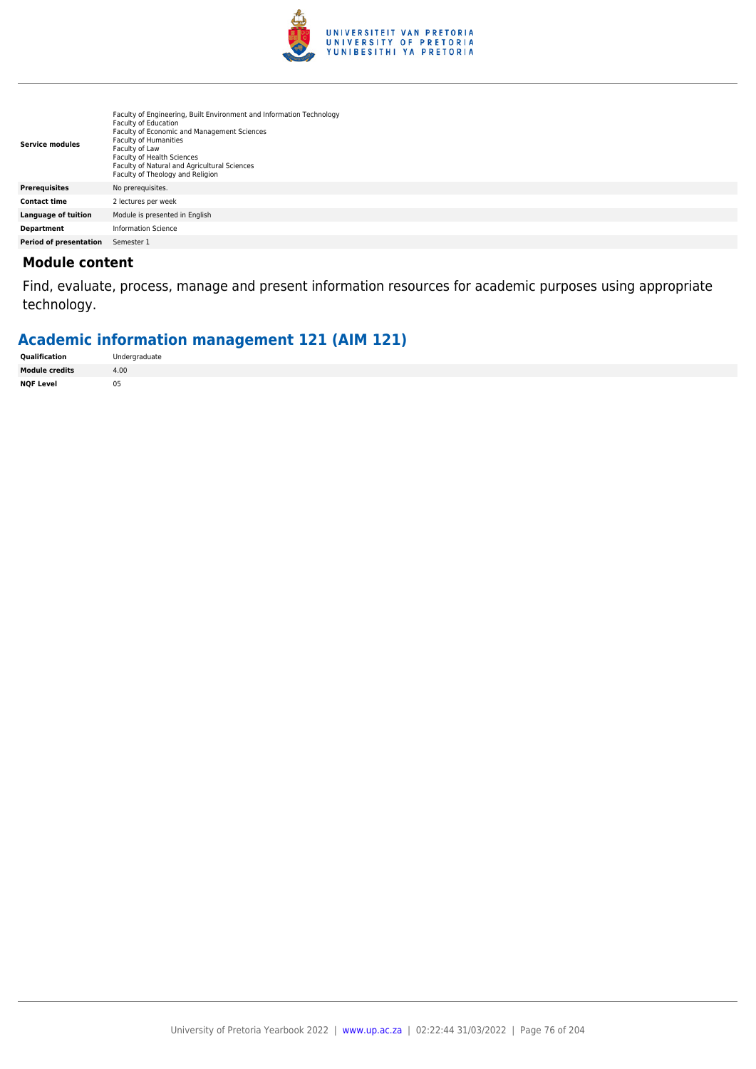| | |
|---|---|
| **Service modules** | Faculty of Engineering, Built Environment and Information Technology<br>Faculty of Education<br>Faculty of Economic and Management Sciences<br>Faculty of Humanities<br>Faculty of Law<br>Faculty of Health Sciences<br>Faculty of Natural and Agricultural Sciences<br>Faculty of Theology and Religion |
| **Prerequisites** | No prerequisites. |
| **Contact time** | 2 lectures per week |
| **Language of tuition** | Module is presented in English |
| **Department** | Information Science |
| **Period of presentation** | Semester 1 |

### Module content

Find, evaluate, process, manage and present information resources for academic purposes using appropriate technology.

## Academic information management 121 (AIM 121)

| | |
|---|---|
| **Qualification** | Undergraduate |
| **Module credits** | 4.00 |
| **NQF Level** | 05 |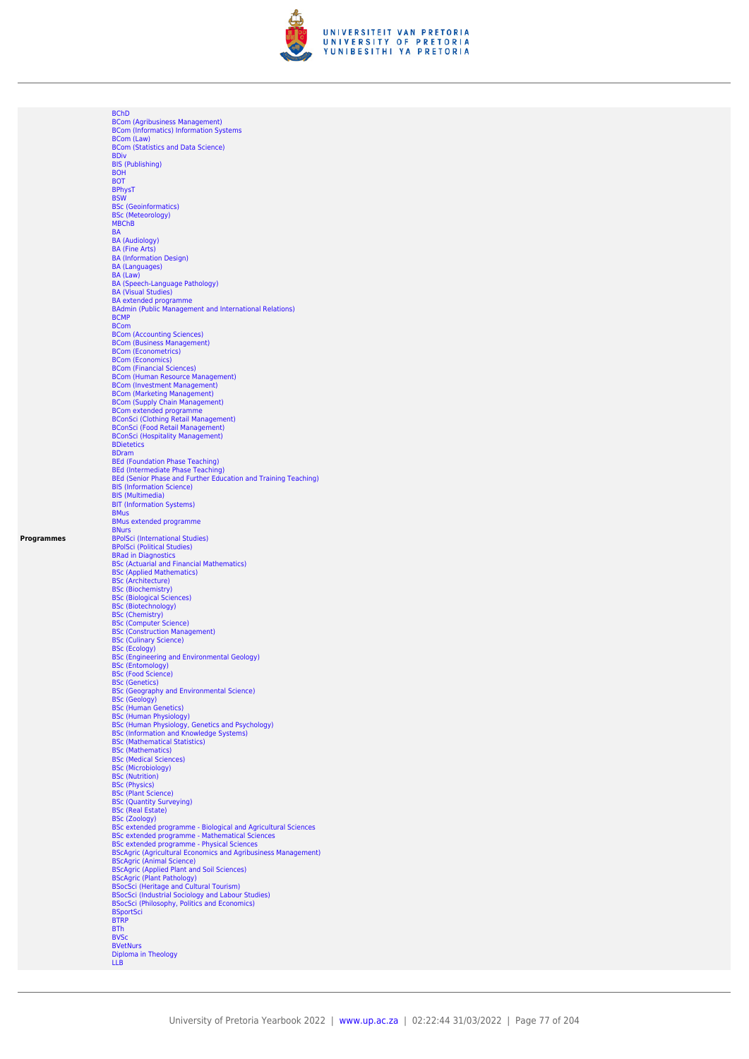| | |
|---|---|
| **Programmes** | BChD<br>BCom (Agribusiness Management)<br>BCom (Informatics) Information Systems<br>BCom (Law)<br>BCom (Statistics and Data Science)<br>BDiv<br>BIS (Publishing)<br>BOH<br>BOT<br>BPhysT<br>BSW<br>BSc (Geoinformatics)<br>BSc (Meteorology)<br>MBChB<br>BA<br>BA (Audiology)<br>BA (Fine Arts)<br>BA (Information Design)<br>BA (Languages)<br>BA (Law)<br>BA (Speech-Language Pathology)<br>BA (Visual Studies)<br>BA extended programme<br>BAdmin (Public Management and International Relations)<br>BCMP<br>BCom<br>BCom (Accounting Sciences)<br>BCom (Business Management)<br>BCom (Econometrics)<br>BCom (Economics)<br>BCom (Financial Sciences)<br>BCom (Human Resource Management)<br>BCom (Investment Management)<br>BCom (Marketing Management)<br>BCom (Supply Chain Management)<br>BCom extended programme<br>BConSci (Clothing Retail Management)<br>BConSci (Food Retail Management)<br>BConSci (Hospitality Management)<br>BDietetics<br>BDram<br>BEd (Foundation Phase Teaching)<br>BEd (Intermediate Phase Teaching)<br>BEd (Senior Phase and Further Education and Training Teaching)<br>BIS (Information Science)<br>BIS (Multimedia)<br>BIT (Information Systems)<br>BMus<br>BMus extended programme<br>BNurs<br>BPolSci (International Studies)<br>BPolSci (Political Studies)<br>BRad in Diagnostics<br>BSc (Actuarial and Financial Mathematics)<br>BSc (Applied Mathematics)<br>BSc (Architecture)<br>BSc (Biochemistry)<br>BSc (Biological Sciences)<br>BSc (Biotechnology)<br>BSc (Chemistry)<br>BSc (Computer Science)<br>BSc (Construction Management)<br>BSc (Culinary Science)<br>BSc (Ecology)<br>BSc (Engineering and Environmental Geology)<br>BSc (Entomology)<br>BSc (Food Science)<br>BSc (Genetics)<br>BSc (Geography and Environmental Science)<br>BSc (Geology)<br>BSc (Human Genetics)<br>BSc (Human Physiology)<br>BSc (Human Physiology, Genetics and Psychology)<br>BSc (Information and Knowledge Systems)<br>BSc (Mathematical Statistics)<br>BSc (Mathematics)<br>BSc (Medical Sciences)<br>BSc (Microbiology)<br>BSc (Nutrition)<br>BSc (Physics)<br>BSc (Plant Science)<br>BSc (Quantity Surveying)<br>BSc (Real Estate)<br>BSc (Zoology)<br>BSc extended programme - Biological and Agricultural Sciences<br>BSc extended programme - Mathematical Sciences<br>BSc extended programme - Physical Sciences<br>BScAgric (Agricultural Economics and Agribusiness Management)<br>BScAgric (Animal Science)<br>BScAgric (Applied Plant and Soil Sciences)<br>BScAgric (Plant Pathology)<br>BSocSci (Heritage and Cultural Tourism)<br>BSocSci (Industrial Sociology and Labour Studies)<br>BSocSci (Philosophy, Politics and Economics)<br>BSportSci<br>BTRP<br>BTh<br>BVSc<br>BVetNurs<br>Diploma in Theology<br>LLB |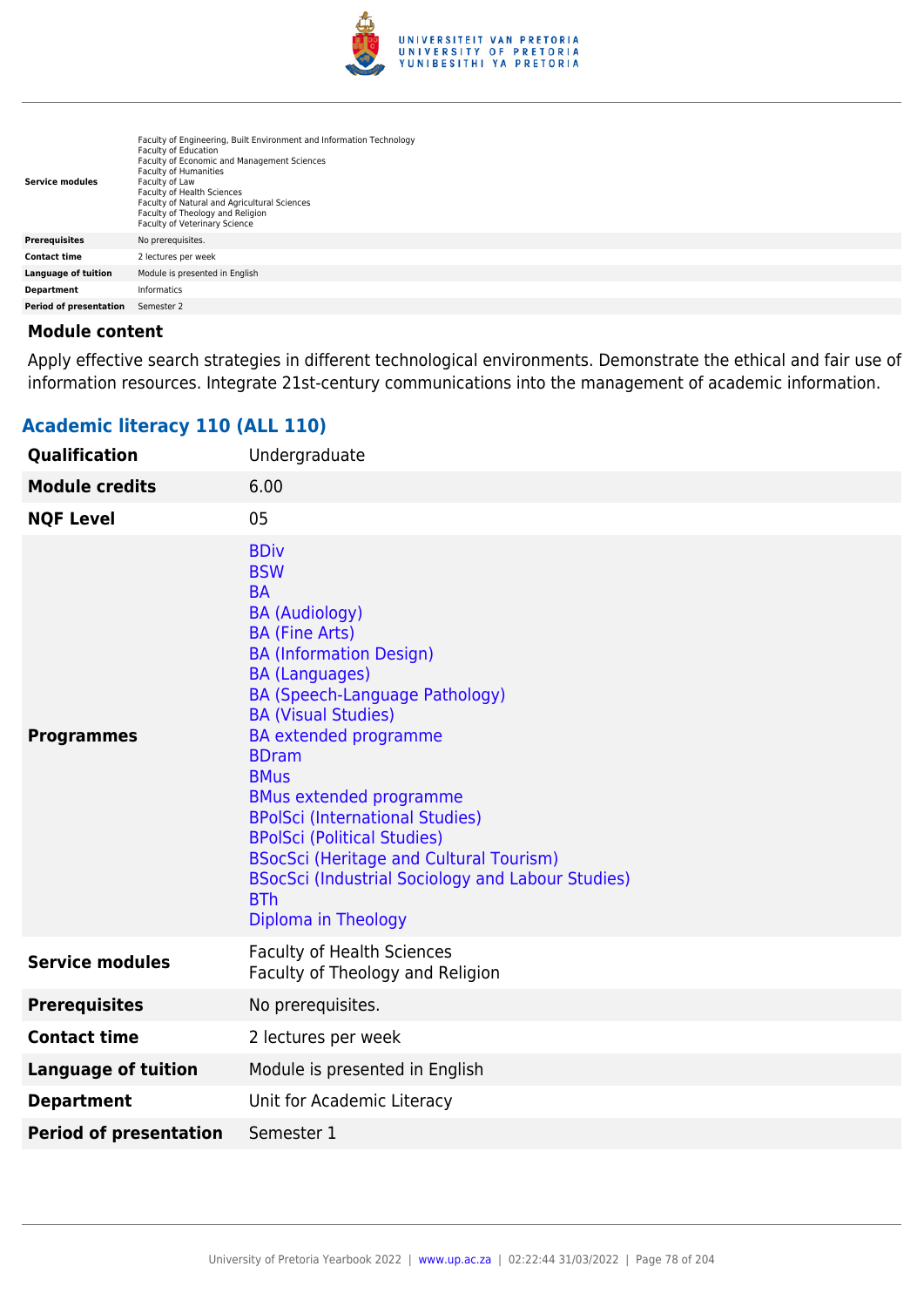| | |
|---|---|
| **Service modules** | Faculty of Engineering, Built Environment and Information Technology<br>Faculty of Education<br>Faculty of Economic and Management Sciences<br>Faculty of Humanities<br>Faculty of Law<br>Faculty of Health Sciences<br>Faculty of Natural and Agricultural Sciences<br>Faculty of Theology and Religion<br>Faculty of Veterinary Science |
| **Prerequisites** | No prerequisites. |
| **Contact time** | 2 lectures per week |
| **Language of tuition** | Module is presented in English |
| **Department** | Informatics |
| **Period of presentation** | Semester 2 |

#### Module content

Apply effective search strategies in different technological environments. Demonstrate the ethical and fair use of information resources. Integrate 21st-century communications into the management of academic information.

### Academic literacy 110 (ALL 110)

| | |
|---|---|
| **Qualification** | Undergraduate |
| **Module credits** | 6.00 |
| **NQF Level** | 05 |
| **Programmes** | BDiv<br>BSW<br>BA<br>BA (Audiology)<br>BA (Fine Arts)<br>BA (Information Design)<br>BA (Languages)<br>BA (Speech-Language Pathology)<br>BA (Visual Studies)<br>BA extended programme<br>BDram<br>BMus<br>BMus extended programme<br>BPolSci (International Studies)<br>BPolSci (Political Studies)<br>BSocSci (Heritage and Cultural Tourism)<br>BSocSci (Industrial Sociology and Labour Studies)<br>BTh<br>Diploma in Theology |
| **Service modules** | Faculty of Health Sciences<br>Faculty of Theology and Religion |
| **Prerequisites** | No prerequisites. |
| **Contact time** | 2 lectures per week |
| **Language of tuition** | Module is presented in English |
| **Department** | Unit for Academic Literacy |
| **Period of presentation** | Semester 1 |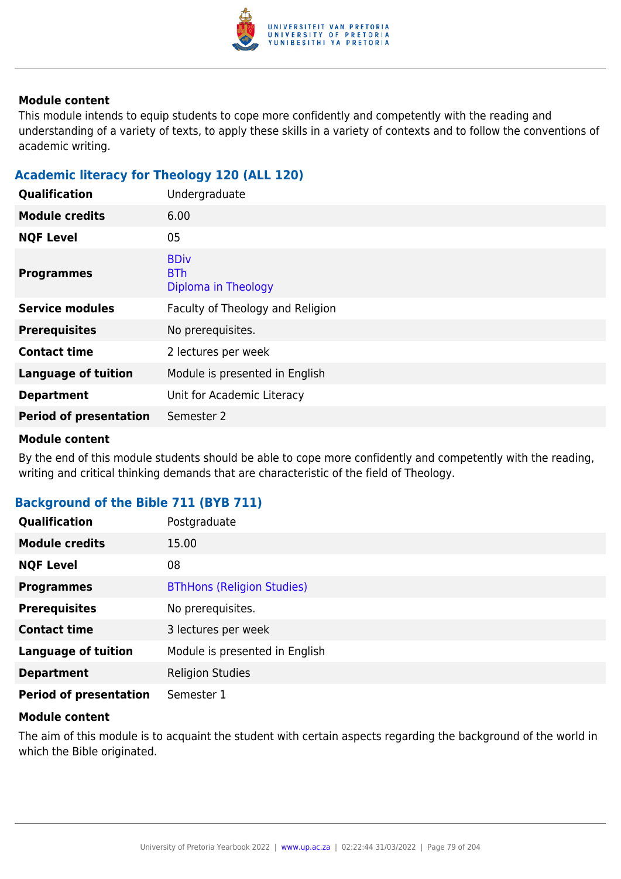#### Module content

This module intends to equip students to cope more confidently and competently with the reading and understanding of a variety of texts, to apply these skills in a variety of contexts and to follow the conventions of academic writing.

### Academic literacy for Theology 120 (ALL 120)

| | |
|---|---|
| **Qualification** | Undergraduate |
| **Module credits** | 6.00 |
| **NQF Level** | 05 |
| **Programmes** | BDiv<br>BTh<br>Diploma in Theology |
| **Service modules** | Faculty of Theology and Religion |
| **Prerequisites** | No prerequisites. |
| **Contact time** | 2 lectures per week |
| **Language of tuition** | Module is presented in English |
| **Department** | Unit for Academic Literacy |
| **Period of presentation** | Semester 2 |

#### Module content

By the end of this module students should be able to cope more confidently and competently with the reading, writing and critical thinking demands that are characteristic of the field of Theology.

### Background of the Bible 711 (BYB 711)

| | |
|---|---|
| **Qualification** | Postgraduate |
| **Module credits** | 15.00 |
| **NQF Level** | 08 |
| **Programmes** | BThHons (Religion Studies) |
| **Prerequisites** | No prerequisites. |
| **Contact time** | 3 lectures per week |
| **Language of tuition** | Module is presented in English |
| **Department** | Religion Studies |
| **Period of presentation** | Semester 1 |

#### Module content

The aim of this module is to acquaint the student with certain aspects regarding the background of the world in which the Bible originated.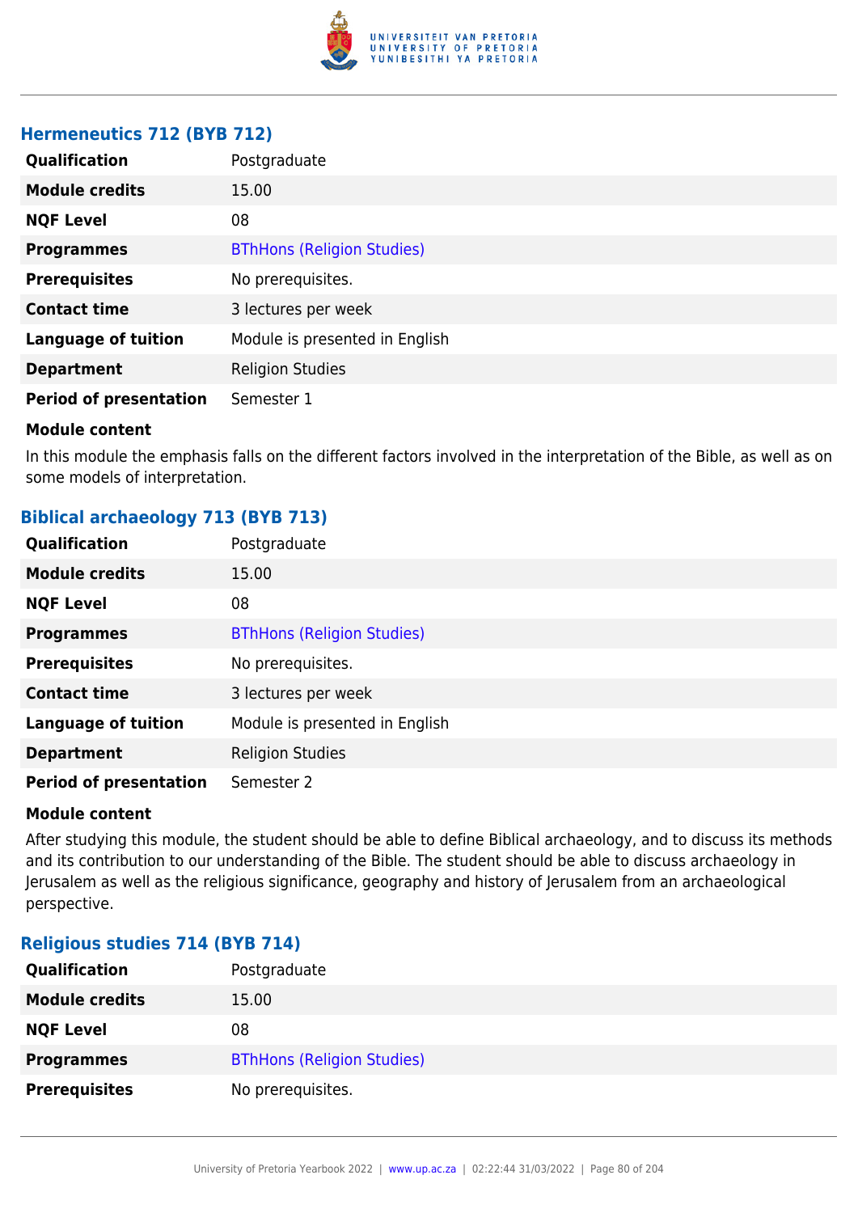### Hermeneutics 712 (BYB 712)

| | |
|---|---|
| **Qualification** | Postgraduate |
| **Module credits** | 15.00 |
| **NQF Level** | 08 |
| **Programmes** | BThHons (Religion Studies) |
| **Prerequisites** | No prerequisites. |
| **Contact time** | 3 lectures per week |
| **Language of tuition** | Module is presented in English |
| **Department** | Religion Studies |
| **Period of presentation** | Semester 1 |

**Module content**

In this module the emphasis falls on the different factors involved in the interpretation of the Bible, as well as on some models of interpretation.

### Biblical archaeology 713 (BYB 713)

| | |
|---|---|
| **Qualification** | Postgraduate |
| **Module credits** | 15.00 |
| **NQF Level** | 08 |
| **Programmes** | BThHons (Religion Studies) |
| **Prerequisites** | No prerequisites. |
| **Contact time** | 3 lectures per week |
| **Language of tuition** | Module is presented in English |
| **Department** | Religion Studies |
| **Period of presentation** | Semester 2 |

**Module content**

After studying this module, the student should be able to define Biblical archaeology, and to discuss its methods and its contribution to our understanding of the Bible. The student should be able to discuss archaeology in Jerusalem as well as the religious significance, geography and history of Jerusalem from an archaeological perspective.

### Religious studies 714 (BYB 714)

| | |
|---|---|
| **Qualification** | Postgraduate |
| **Module credits** | 15.00 |
| **NQF Level** | 08 |
| **Programmes** | BThHons (Religion Studies) |
| **Prerequisites** | No prerequisites. |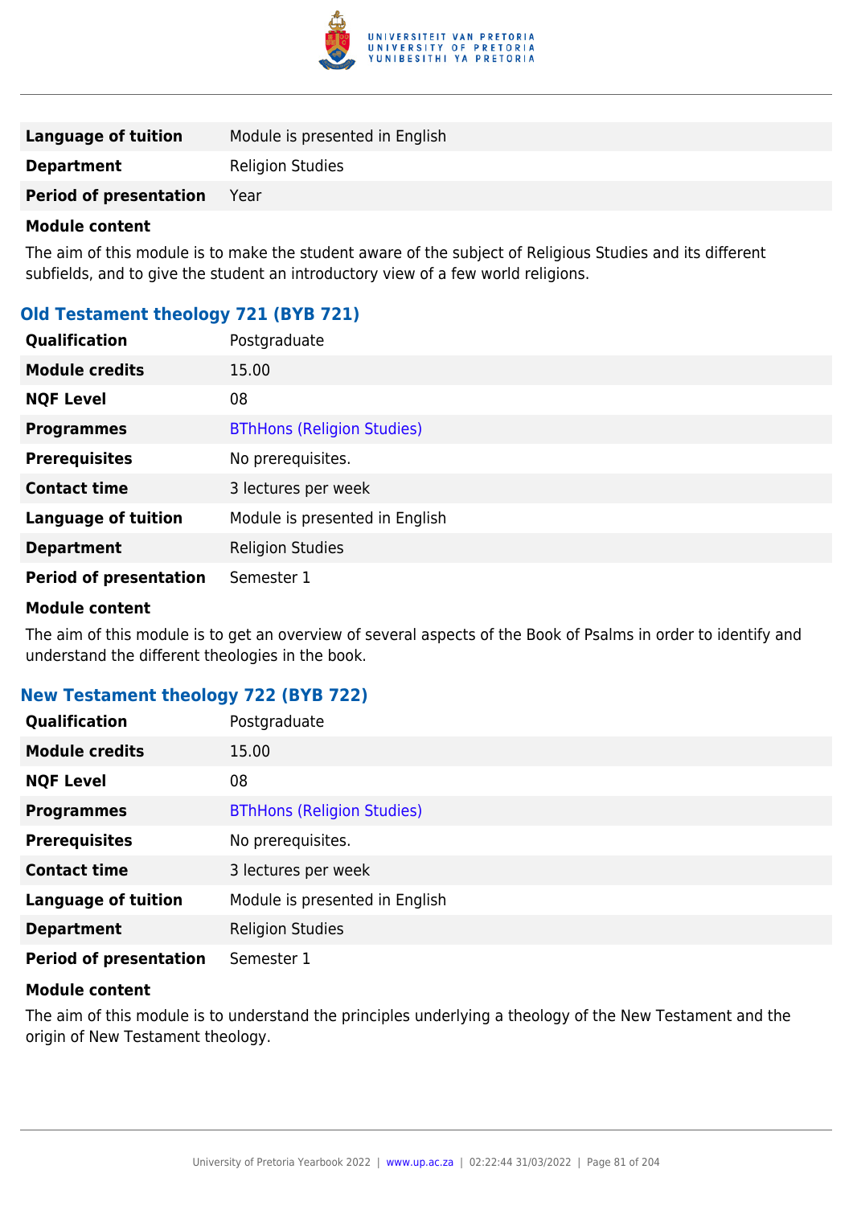| | |
|---|---|
| **Language of tuition** | Module is presented in English |
| **Department** | Religion Studies |
| **Period of presentation** | Year |

**Module content**

The aim of this module is to make the student aware of the subject of Religious Studies and its different subfields, and to give the student an introductory view of a few world religions.

### Old Testament theology 721 (BYB 721)

| | |
|---|---|
| **Qualification** | Postgraduate |
| **Module credits** | 15.00 |
| **NQF Level** | 08 |
| **Programmes** | BThHons (Religion Studies) |
| **Prerequisites** | No prerequisites. |
| **Contact time** | 3 lectures per week |
| **Language of tuition** | Module is presented in English |
| **Department** | Religion Studies |
| **Period of presentation** | Semester 1 |

**Module content**

The aim of this module is to get an overview of several aspects of the Book of Psalms in order to identify and understand the different theologies in the book.

### New Testament theology 722 (BYB 722)

| | |
|---|---|
| **Qualification** | Postgraduate |
| **Module credits** | 15.00 |
| **NQF Level** | 08 |
| **Programmes** | BThHons (Religion Studies) |
| **Prerequisites** | No prerequisites. |
| **Contact time** | 3 lectures per week |
| **Language of tuition** | Module is presented in English |
| **Department** | Religion Studies |
| **Period of presentation** | Semester 1 |

**Module content**

The aim of this module is to understand the principles underlying a theology of the New Testament and the origin of New Testament theology.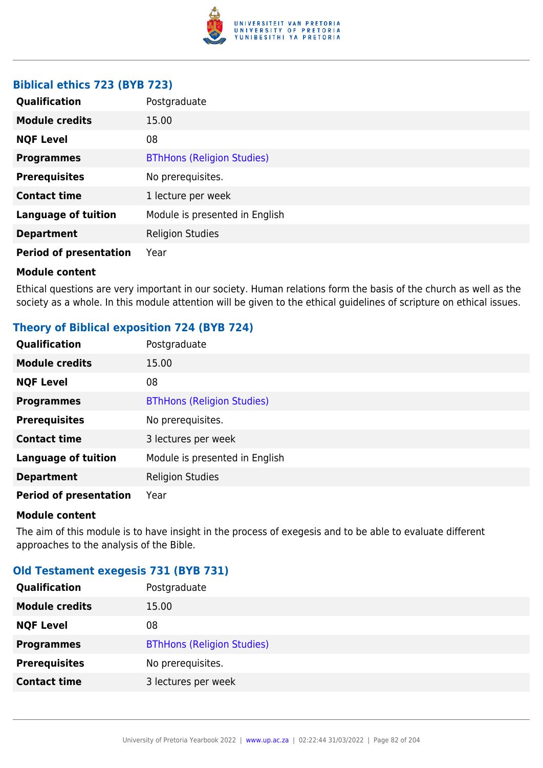### Biblical ethics 723 (BYB 723)

| | |
|---|---|
| **Qualification** | Postgraduate |
| **Module credits** | 15.00 |
| **NQF Level** | 08 |
| **Programmes** | BThHons (Religion Studies) |
| **Prerequisites** | No prerequisites. |
| **Contact time** | 1 lecture per week |
| **Language of tuition** | Module is presented in English |
| **Department** | Religion Studies |
| **Period of presentation** | Year |

**Module content**

Ethical questions are very important in our society. Human relations form the basis of the church as well as the society as a whole. In this module attention will be given to the ethical guidelines of scripture on ethical issues.

### Theory of Biblical exposition 724 (BYB 724)

| | |
|---|---|
| **Qualification** | Postgraduate |
| **Module credits** | 15.00 |
| **NQF Level** | 08 |
| **Programmes** | BThHons (Religion Studies) |
| **Prerequisites** | No prerequisites. |
| **Contact time** | 3 lectures per week |
| **Language of tuition** | Module is presented in English |
| **Department** | Religion Studies |
| **Period of presentation** | Year |

**Module content**

The aim of this module is to have insight in the process of exegesis and to be able to evaluate different approaches to the analysis of the Bible.

### Old Testament exegesis 731 (BYB 731)

| | |
|---|---|
| **Qualification** | Postgraduate |
| **Module credits** | 15.00 |
| **NQF Level** | 08 |
| **Programmes** | BThHons (Religion Studies) |
| **Prerequisites** | No prerequisites. |
| **Contact time** | 3 lectures per week |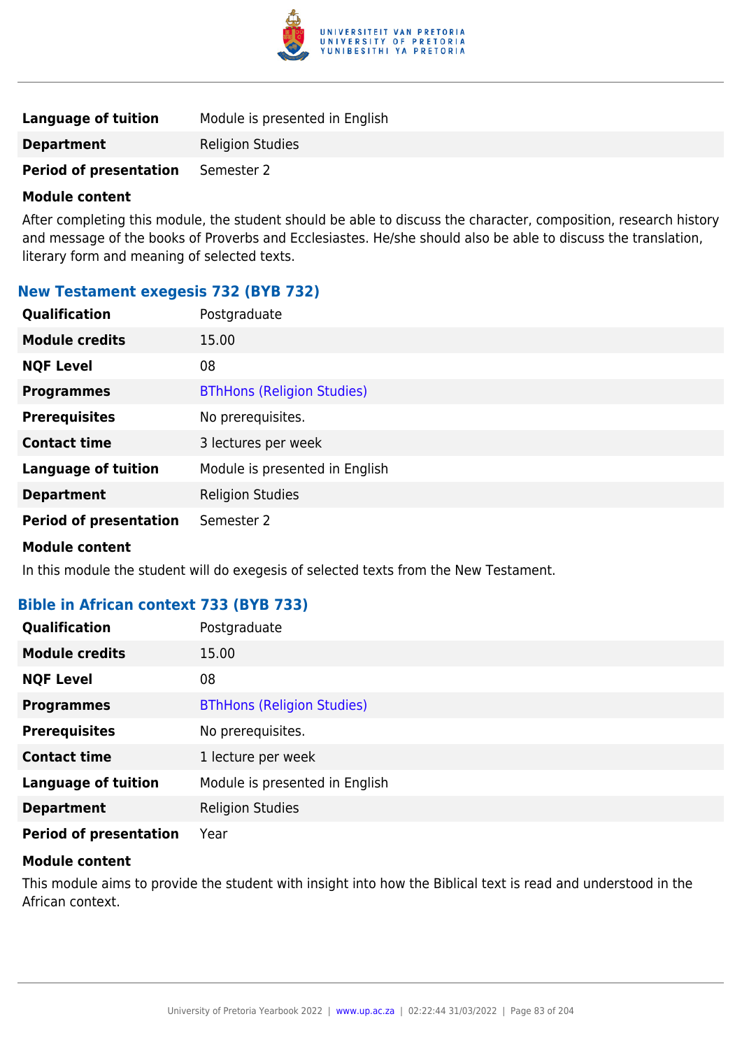| | |
|---|---|
| **Language of tuition** | Module is presented in English |
| **Department** | Religion Studies |
| **Period of presentation** | Semester 2 |

**Module content**

After completing this module, the student should be able to discuss the character, composition, research history and message of the books of Proverbs and Ecclesiastes. He/she should also be able to discuss the translation, literary form and meaning of selected texts.

### New Testament exegesis 732 (BYB 732)

| | |
|---|---|
| **Qualification** | Postgraduate |
| **Module credits** | 15.00 |
| **NQF Level** | 08 |
| **Programmes** | BThHons (Religion Studies) |
| **Prerequisites** | No prerequisites. |
| **Contact time** | 3 lectures per week |
| **Language of tuition** | Module is presented in English |
| **Department** | Religion Studies |
| **Period of presentation** | Semester 2 |

**Module content**

In this module the student will do exegesis of selected texts from the New Testament.

### Bible in African context 733 (BYB 733)

| | |
|---|---|
| **Qualification** | Postgraduate |
| **Module credits** | 15.00 |
| **NQF Level** | 08 |
| **Programmes** | BThHons (Religion Studies) |
| **Prerequisites** | No prerequisites. |
| **Contact time** | 1 lecture per week |
| **Language of tuition** | Module is presented in English |
| **Department** | Religion Studies |
| **Period of presentation** | Year |

**Module content**

This module aims to provide the student with insight into how the Biblical text is read and understood in the African context.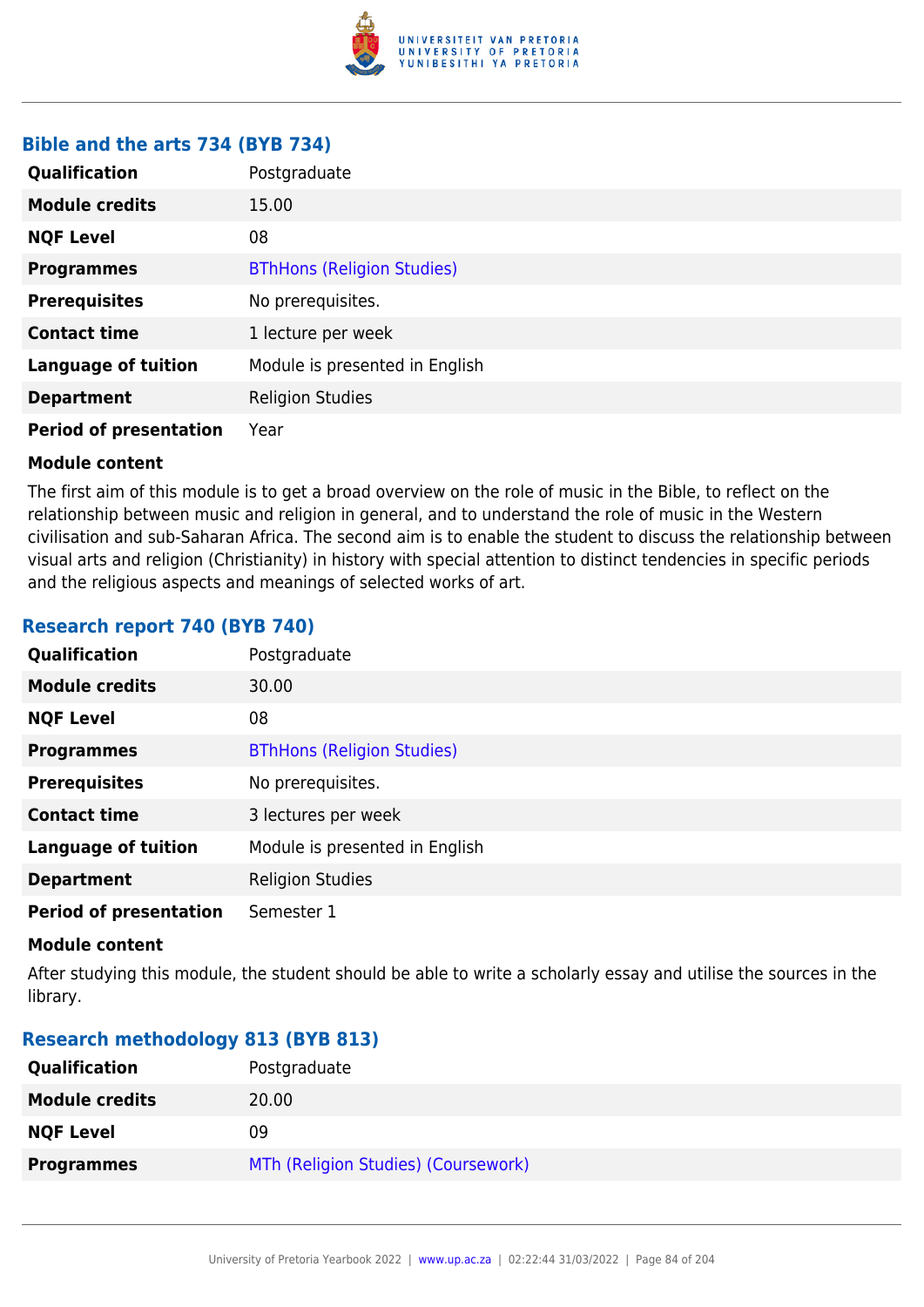### Bible and the arts 734 (BYB 734)

| | |
|---|---|
| **Qualification** | Postgraduate |
| **Module credits** | 15.00 |
| **NQF Level** | 08 |
| **Programmes** | BThHons (Religion Studies) |
| **Prerequisites** | No prerequisites. |
| **Contact time** | 1 lecture per week |
| **Language of tuition** | Module is presented in English |
| **Department** | Religion Studies |
| **Period of presentation** | Year |

**Module content**

The first aim of this module is to get a broad overview on the role of music in the Bible, to reflect on the relationship between music and religion in general, and to understand the role of music in the Western civilisation and sub-Saharan Africa. The second aim is to enable the student to discuss the relationship between visual arts and religion (Christianity) in history with special attention to distinct tendencies in specific periods and the religious aspects and meanings of selected works of art.

### Research report 740 (BYB 740)

| | |
|---|---|
| **Qualification** | Postgraduate |
| **Module credits** | 30.00 |
| **NQF Level** | 08 |
| **Programmes** | BThHons (Religion Studies) |
| **Prerequisites** | No prerequisites. |
| **Contact time** | 3 lectures per week |
| **Language of tuition** | Module is presented in English |
| **Department** | Religion Studies |
| **Period of presentation** | Semester 1 |

**Module content**

After studying this module, the student should be able to write a scholarly essay and utilise the sources in the library.

### Research methodology 813 (BYB 813)

| | |
|---|---|
| **Qualification** | Postgraduate |
| **Module credits** | 20.00 |
| **NQF Level** | 09 |
| **Programmes** | MTh (Religion Studies) (Coursework) |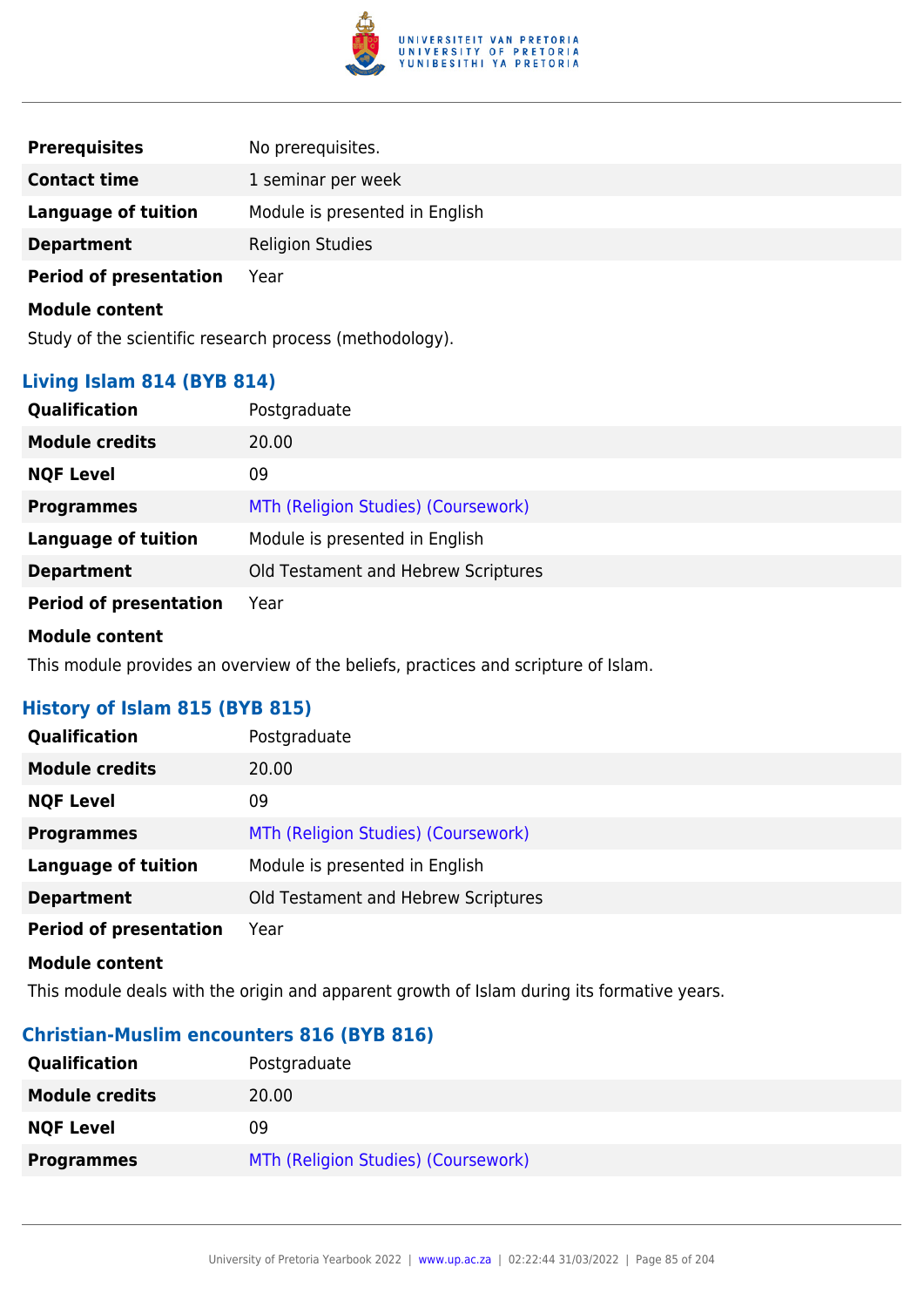| | |
|---|---|
| **Prerequisites** | No prerequisites. |
| **Contact time** | 1 seminar per week |
| **Language of tuition** | Module is presented in English |
| **Department** | Religion Studies |
| **Period of presentation** | Year |

**Module content**

Study of the scientific research process (methodology).

### Living Islam 814 (BYB 814)

| | |
|---|---|
| **Qualification** | Postgraduate |
| **Module credits** | 20.00 |
| **NQF Level** | 09 |
| **Programmes** | MTh (Religion Studies) (Coursework) |
| **Language of tuition** | Module is presented in English |
| **Department** | Old Testament and Hebrew Scriptures |
| **Period of presentation** | Year |

**Module content**

This module provides an overview of the beliefs, practices and scripture of Islam.

### History of Islam 815 (BYB 815)

| | |
|---|---|
| **Qualification** | Postgraduate |
| **Module credits** | 20.00 |
| **NQF Level** | 09 |
| **Programmes** | MTh (Religion Studies) (Coursework) |
| **Language of tuition** | Module is presented in English |
| **Department** | Old Testament and Hebrew Scriptures |
| **Period of presentation** | Year |

**Module content**

This module deals with the origin and apparent growth of Islam during its formative years.

### Christian-Muslim encounters 816 (BYB 816)

| | |
|---|---|
| **Qualification** | Postgraduate |
| **Module credits** | 20.00 |
| **NQF Level** | 09 |
| **Programmes** | MTh (Religion Studies) (Coursework) |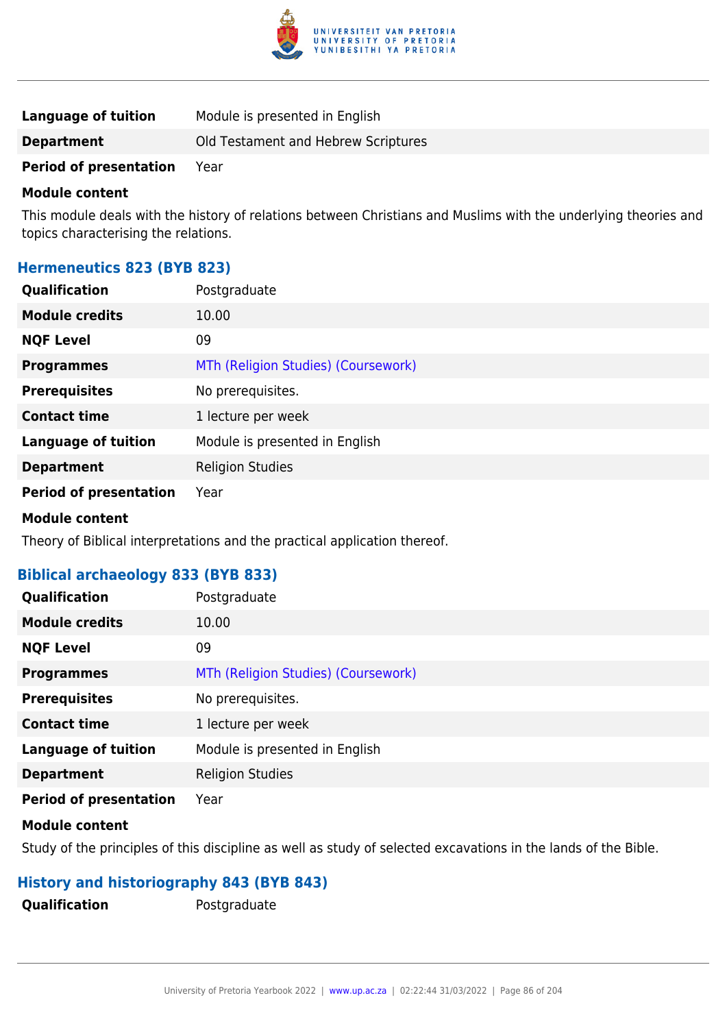| | |
|---|---|
| **Language of tuition** | Module is presented in English |
| **Department** | Old Testament and Hebrew Scriptures |
| **Period of presentation** | Year |

**Module content**

This module deals with the history of relations between Christians and Muslims with the underlying theories and topics characterising the relations.

### Hermeneutics 823 (BYB 823)

| | |
|---|---|
| **Qualification** | Postgraduate |
| **Module credits** | 10.00 |
| **NQF Level** | 09 |
| **Programmes** | MTh (Religion Studies) (Coursework) |
| **Prerequisites** | No prerequisites. |
| **Contact time** | 1 lecture per week |
| **Language of tuition** | Module is presented in English |
| **Department** | Religion Studies |
| **Period of presentation** | Year |

**Module content**

Theory of Biblical interpretations and the practical application thereof.

### Biblical archaeology 833 (BYB 833)

| | |
|---|---|
| **Qualification** | Postgraduate |
| **Module credits** | 10.00 |
| **NQF Level** | 09 |
| **Programmes** | MTh (Religion Studies) (Coursework) |
| **Prerequisites** | No prerequisites. |
| **Contact time** | 1 lecture per week |
| **Language of tuition** | Module is presented in English |
| **Department** | Religion Studies |
| **Period of presentation** | Year |

**Module content**

Study of the principles of this discipline as well as study of selected excavations in the lands of the Bible.

### History and historiography 843 (BYB 843)

| | |
|---|---|
| **Qualification** | Postgraduate |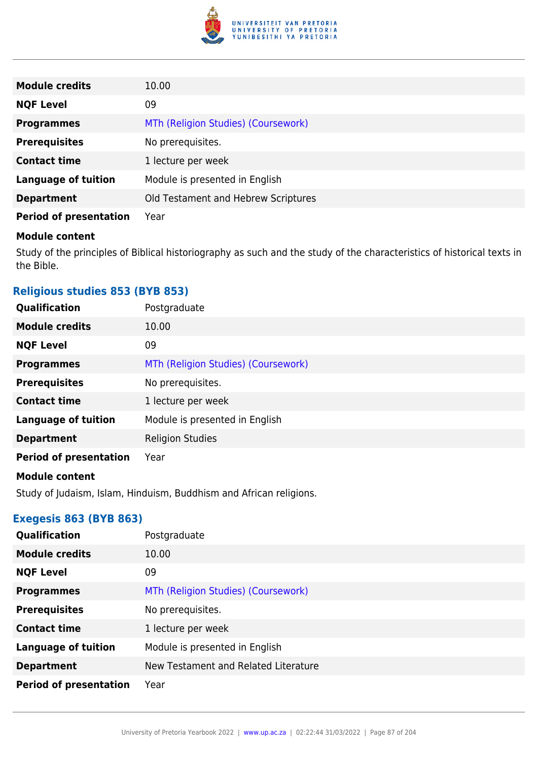| | |
|---|---|
| **Module credits** | 10.00 |
| **NQF Level** | 09 |
| **Programmes** | MTh (Religion Studies) (Coursework) |
| **Prerequisites** | No prerequisites. |
| **Contact time** | 1 lecture per week |
| **Language of tuition** | Module is presented in English |
| **Department** | Old Testament and Hebrew Scriptures |
| **Period of presentation** | Year |

**Module content**

Study of the principles of Biblical historiography as such and the study of the characteristics of historical texts in the Bible.

### Religious studies 853 (BYB 853)

| | |
|---|---|
| **Qualification** | Postgraduate |
| **Module credits** | 10.00 |
| **NQF Level** | 09 |
| **Programmes** | MTh (Religion Studies) (Coursework) |
| **Prerequisites** | No prerequisites. |
| **Contact time** | 1 lecture per week |
| **Language of tuition** | Module is presented in English |
| **Department** | Religion Studies |
| **Period of presentation** | Year |

**Module content**

Study of Judaism, Islam, Hinduism, Buddhism and African religions.

### Exegesis 863 (BYB 863)

| | |
|---|---|
| **Qualification** | Postgraduate |
| **Module credits** | 10.00 |
| **NQF Level** | 09 |
| **Programmes** | MTh (Religion Studies) (Coursework) |
| **Prerequisites** | No prerequisites. |
| **Contact time** | 1 lecture per week |
| **Language of tuition** | Module is presented in English |
| **Department** | New Testament and Related Literature |
| **Period of presentation** | Year |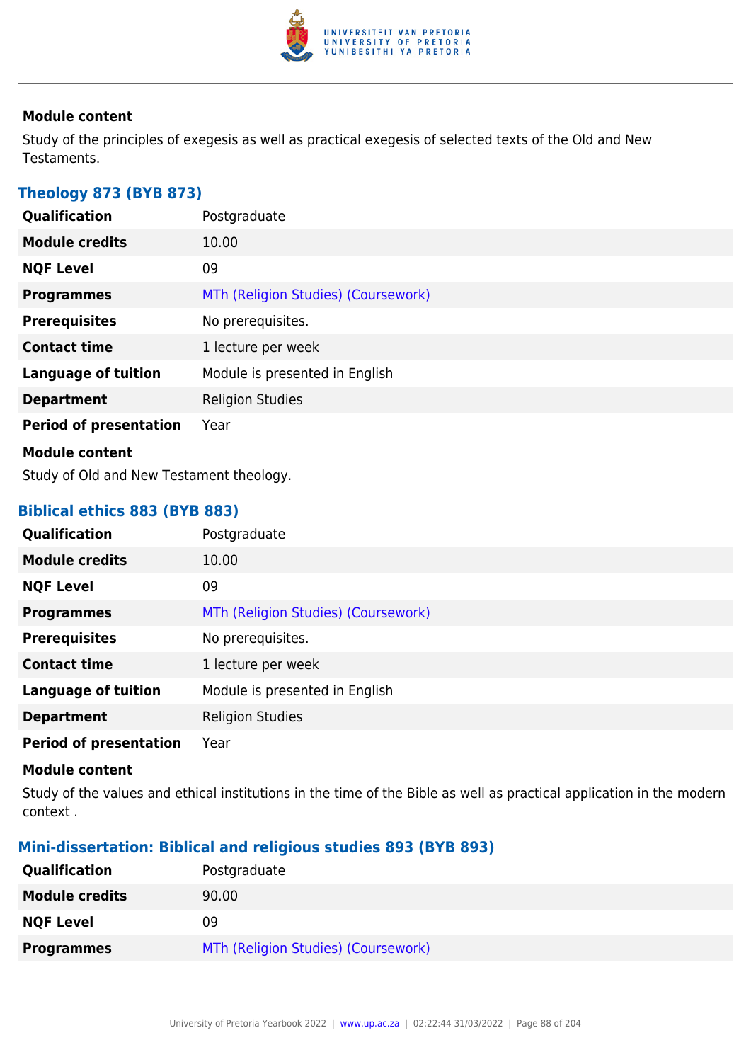#### Module content

Study of the principles of exegesis as well as practical exegesis of selected texts of the Old and New Testaments.

### Theology 873 (BYB 873)

| | |
|---|---|
| **Qualification** | Postgraduate |
| **Module credits** | 10.00 |
| **NQF Level** | 09 |
| **Programmes** | MTh (Religion Studies) (Coursework) |
| **Prerequisites** | No prerequisites. |
| **Contact time** | 1 lecture per week |
| **Language of tuition** | Module is presented in English |
| **Department** | Religion Studies |
| **Period of presentation** | Year |

#### Module content

Study of Old and New Testament theology.

### Biblical ethics 883 (BYB 883)

| | |
|---|---|
| **Qualification** | Postgraduate |
| **Module credits** | 10.00 |
| **NQF Level** | 09 |
| **Programmes** | MTh (Religion Studies) (Coursework) |
| **Prerequisites** | No prerequisites. |
| **Contact time** | 1 lecture per week |
| **Language of tuition** | Module is presented in English |
| **Department** | Religion Studies |
| **Period of presentation** | Year |

#### Module content

Study of the values and ethical institutions in the time of the Bible as well as practical application in the modern context .

### Mini-dissertation: Biblical and religious studies 893 (BYB 893)

| | |
|---|---|
| **Qualification** | Postgraduate |
| **Module credits** | 90.00 |
| **NQF Level** | 09 |
| **Programmes** | MTh (Religion Studies) (Coursework) |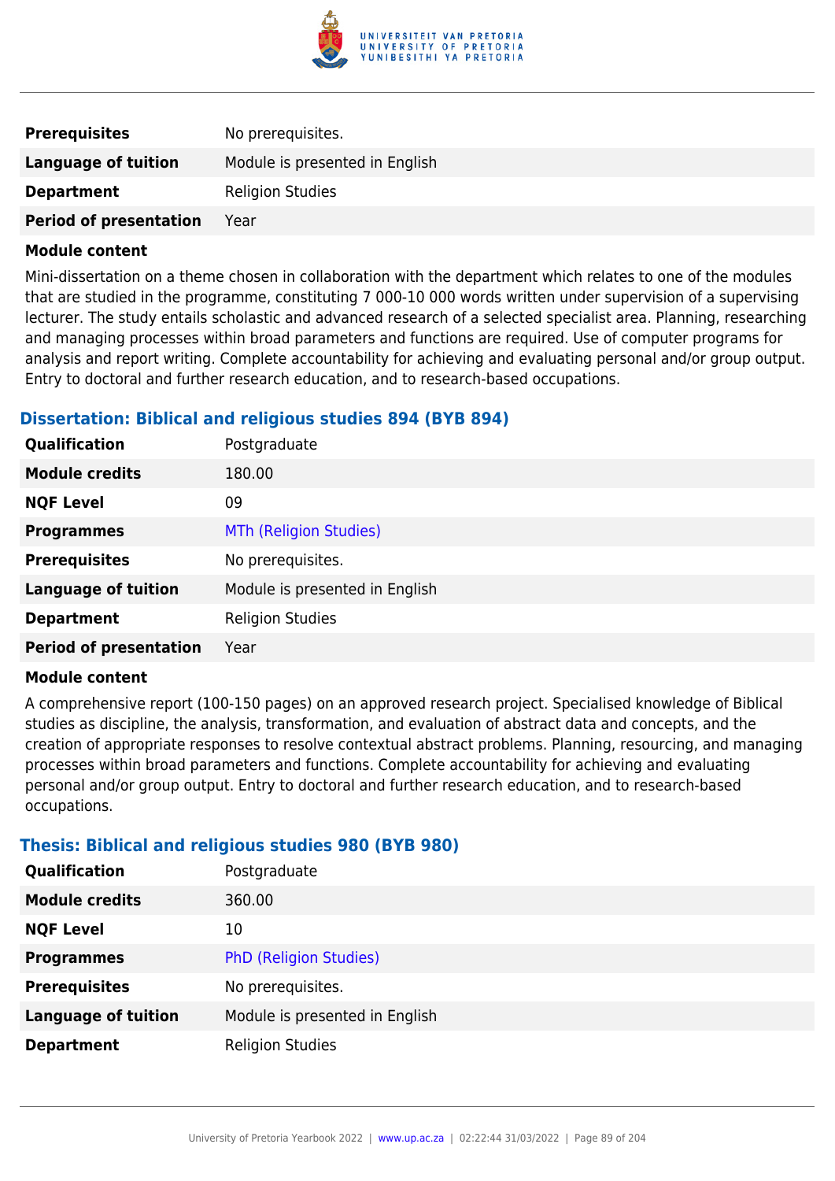| | |
|---|---|
| **Prerequisites** | No prerequisites. |
| **Language of tuition** | Module is presented in English |
| **Department** | Religion Studies |
| **Period of presentation** | Year |

**Module content**

Mini-dissertation on a theme chosen in collaboration with the department which relates to one of the modules that are studied in the programme, constituting 7 000-10 000 words written under supervision of a supervising lecturer. The study entails scholastic and advanced research of a selected specialist area. Planning, researching and managing processes within broad parameters and functions are required. Use of computer programs for analysis and report writing. Complete accountability for achieving and evaluating personal and/or group output. Entry to doctoral and further research education, and to research-based occupations.

### Dissertation: Biblical and religious studies 894 (BYB 894)

| | |
|---|---|
| **Qualification** | Postgraduate |
| **Module credits** | 180.00 |
| **NQF Level** | 09 |
| **Programmes** | MTh (Religion Studies) |
| **Prerequisites** | No prerequisites. |
| **Language of tuition** | Module is presented in English |
| **Department** | Religion Studies |
| **Period of presentation** | Year |

**Module content**

A comprehensive report (100-150 pages) on an approved research project. Specialised knowledge of Biblical studies as discipline, the analysis, transformation, and evaluation of abstract data and concepts, and the creation of appropriate responses to resolve contextual abstract problems. Planning, resourcing, and managing processes within broad parameters and functions. Complete accountability for achieving and evaluating personal and/or group output. Entry to doctoral and further research education, and to research-based occupations.

### Thesis: Biblical and religious studies 980 (BYB 980)

| | |
|---|---|
| **Qualification** | Postgraduate |
| **Module credits** | 360.00 |
| **NQF Level** | 10 |
| **Programmes** | PhD (Religion Studies) |
| **Prerequisites** | No prerequisites. |
| **Language of tuition** | Module is presented in English |
| **Department** | Religion Studies |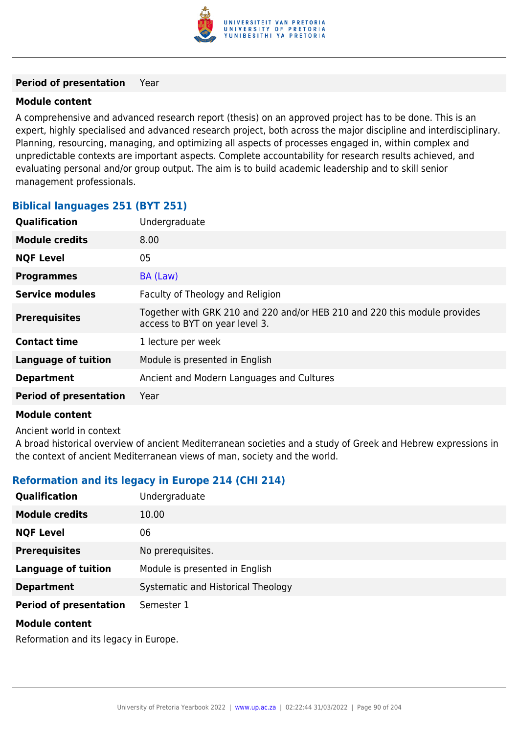| | |
|---|---|
| **Period of presentation** | Year |

**Module content**

A comprehensive and advanced research report (thesis) on an approved project has to be done. This is an expert, highly specialised and advanced research project, both across the major discipline and interdisciplinary. Planning, resourcing, managing, and optimizing all aspects of processes engaged in, within complex and unpredictable contexts are important aspects. Complete accountability for research results achieved, and evaluating personal and/or group output. The aim is to build academic leadership and to skill senior management professionals.

### Biblical languages 251 (BYT 251)

| | |
|---|---|
| **Qualification** | Undergraduate |
| **Module credits** | 8.00 |
| **NQF Level** | 05 |
| **Programmes** | BA (Law) |
| **Service modules** | Faculty of Theology and Religion |
| **Prerequisites** | Together with GRK 210 and 220 and/or HEB 210 and 220 this module provides access to BYT on year level 3. |
| **Contact time** | 1 lecture per week |
| **Language of tuition** | Module is presented in English |
| **Department** | Ancient and Modern Languages and Cultures |
| **Period of presentation** | Year |

**Module content**

Ancient world in context
A broad historical overview of ancient Mediterranean societies and a study of Greek and Hebrew expressions in the context of ancient Mediterranean views of man, society and the world.

### Reformation and its legacy in Europe 214 (CHI 214)

| | |
|---|---|
| **Qualification** | Undergraduate |
| **Module credits** | 10.00 |
| **NQF Level** | 06 |
| **Prerequisites** | No prerequisites. |
| **Language of tuition** | Module is presented in English |
| **Department** | Systematic and Historical Theology |
| **Period of presentation** | Semester 1 |

**Module content**

Reformation and its legacy in Europe.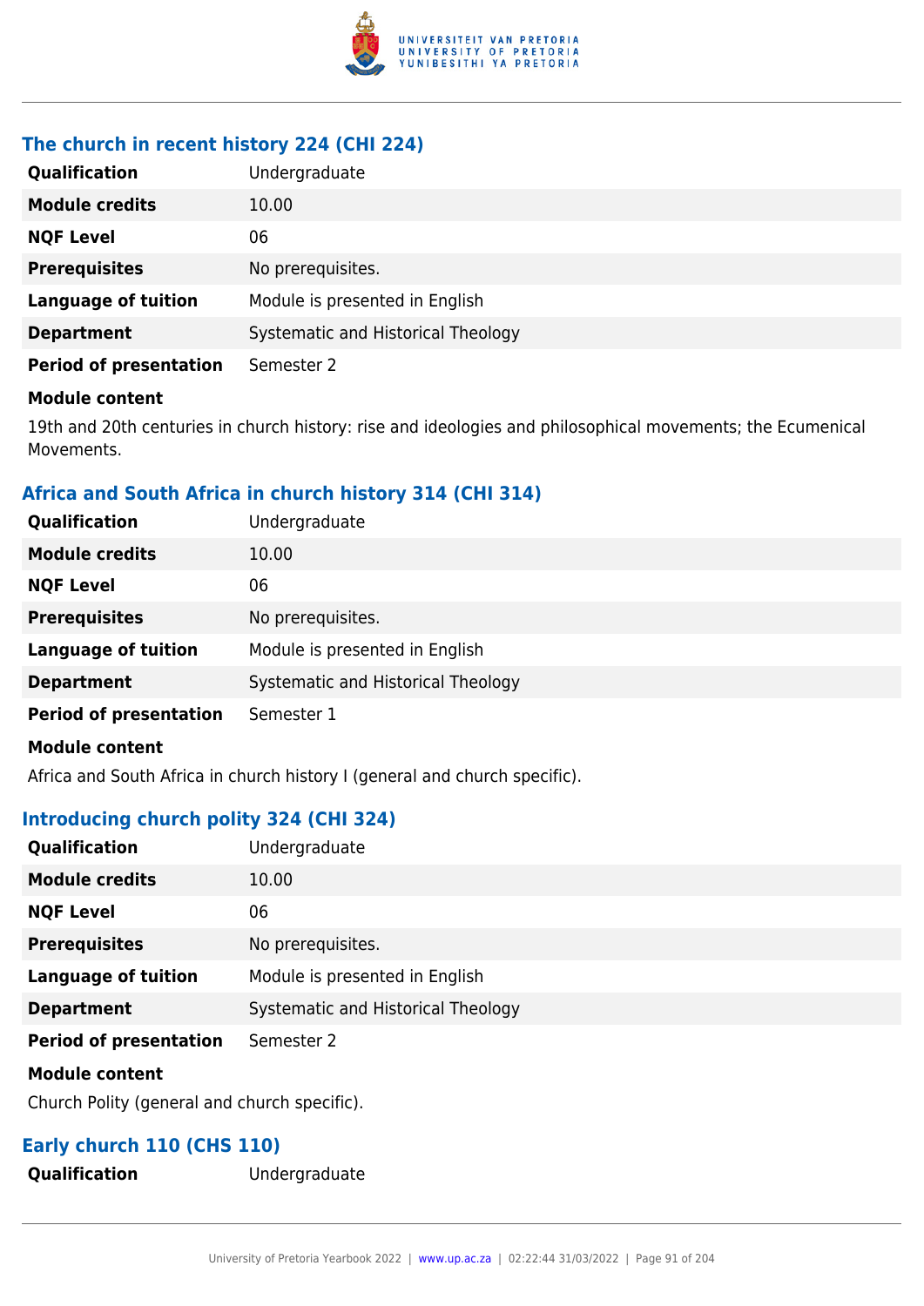### The church in recent history 224 (CHI 224)

| | |
|---|---|
| **Qualification** | Undergraduate |
| **Module credits** | 10.00 |
| **NQF Level** | 06 |
| **Prerequisites** | No prerequisites. |
| **Language of tuition** | Module is presented in English |
| **Department** | Systematic and Historical Theology |
| **Period of presentation** | Semester 2 |

**Module content**

19th and 20th centuries in church history: rise and ideologies and philosophical movements; the Ecumenical Movements.

### Africa and South Africa in church history 314 (CHI 314)

| | |
|---|---|
| **Qualification** | Undergraduate |
| **Module credits** | 10.00 |
| **NQF Level** | 06 |
| **Prerequisites** | No prerequisites. |
| **Language of tuition** | Module is presented in English |
| **Department** | Systematic and Historical Theology |
| **Period of presentation** | Semester 1 |

**Module content**

Africa and South Africa in church history I (general and church specific).

### Introducing church polity 324 (CHI 324)

| | |
|---|---|
| **Qualification** | Undergraduate |
| **Module credits** | 10.00 |
| **NQF Level** | 06 |
| **Prerequisites** | No prerequisites. |
| **Language of tuition** | Module is presented in English |
| **Department** | Systematic and Historical Theology |
| **Period of presentation** | Semester 2 |

**Module content**

Church Polity (general and church specific).

### Early church 110 (CHS 110)

| | |
|---|---|
| **Qualification** | Undergraduate |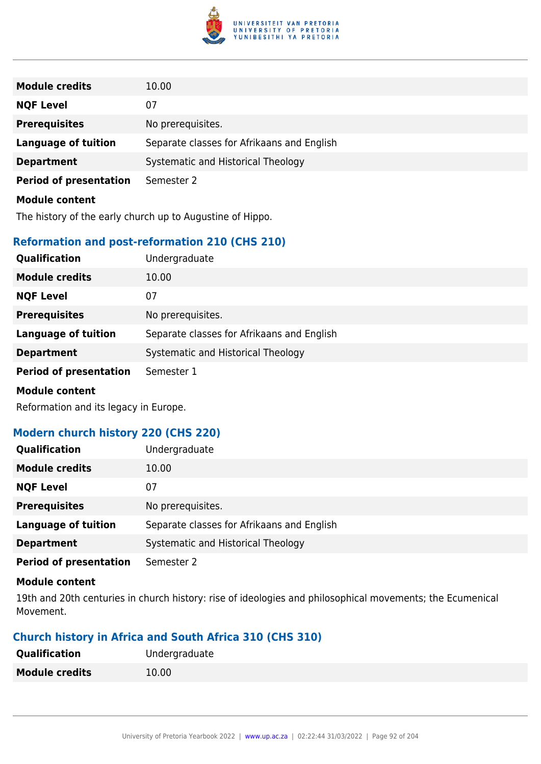| | |
|---|---|
| **Module credits** | 10.00 |
| **NQF Level** | 07 |
| **Prerequisites** | No prerequisites. |
| **Language of tuition** | Separate classes for Afrikaans and English |
| **Department** | Systematic and Historical Theology |
| **Period of presentation** | Semester 2 |

**Module content**

The history of the early church up to Augustine of Hippo.

### Reformation and post-reformation 210 (CHS 210)

| | |
|---|---|
| **Qualification** | Undergraduate |
| **Module credits** | 10.00 |
| **NQF Level** | 07 |
| **Prerequisites** | No prerequisites. |
| **Language of tuition** | Separate classes for Afrikaans and English |
| **Department** | Systematic and Historical Theology |
| **Period of presentation** | Semester 1 |

**Module content**

Reformation and its legacy in Europe.

### Modern church history 220 (CHS 220)

| | |
|---|---|
| **Qualification** | Undergraduate |
| **Module credits** | 10.00 |
| **NQF Level** | 07 |
| **Prerequisites** | No prerequisites. |
| **Language of tuition** | Separate classes for Afrikaans and English |
| **Department** | Systematic and Historical Theology |
| **Period of presentation** | Semester 2 |

**Module content**

19th and 20th centuries in church history: rise of ideologies and philosophical movements; the Ecumenical Movement.

### Church history in Africa and South Africa 310 (CHS 310)

| | |
|---|---|
| **Qualification** | Undergraduate |
| **Module credits** | 10.00 |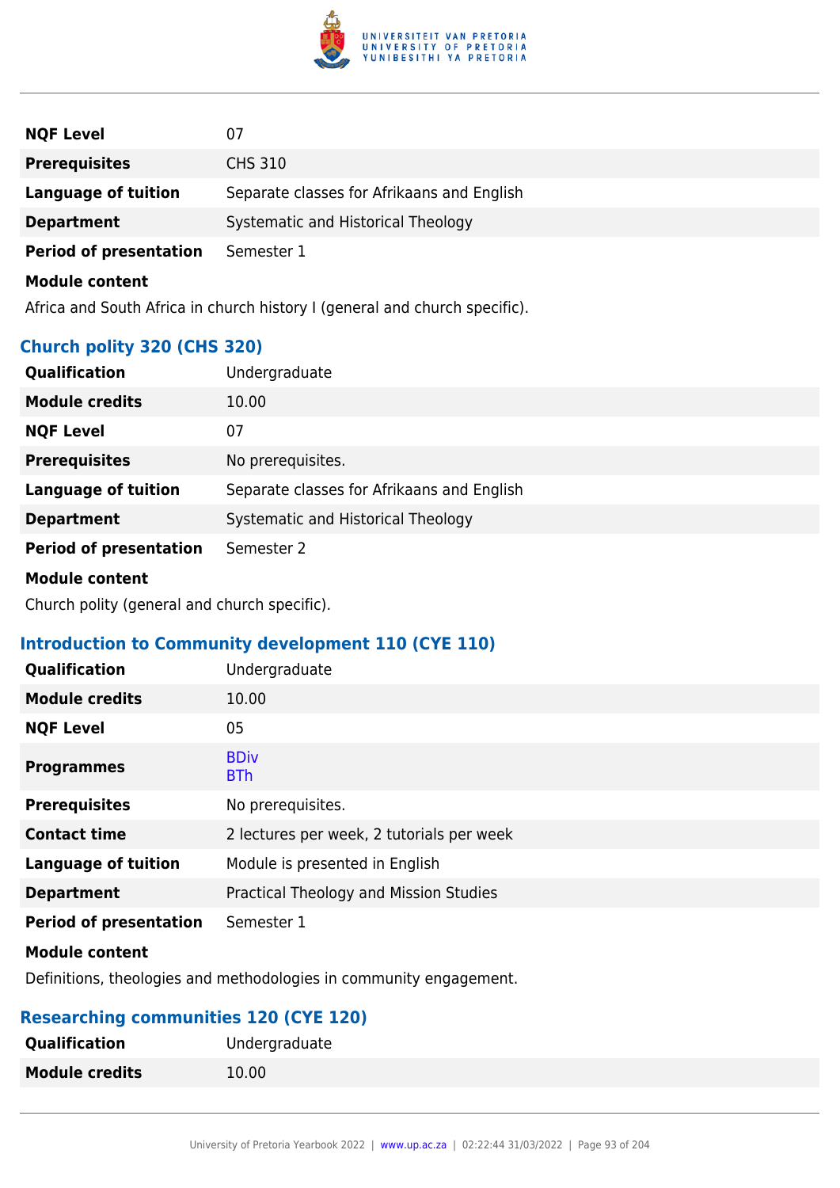| | |
|---|---|
| **NQF Level** | 07 |
| **Prerequisites** | CHS 310 |
| **Language of tuition** | Separate classes for Afrikaans and English |
| **Department** | Systematic and Historical Theology |
| **Period of presentation** | Semester 1 |

**Module content**

Africa and South Africa in church history I (general and church specific).

### Church polity 320 (CHS 320)

| | |
|---|---|
| **Qualification** | Undergraduate |
| **Module credits** | 10.00 |
| **NQF Level** | 07 |
| **Prerequisites** | No prerequisites. |
| **Language of tuition** | Separate classes for Afrikaans and English |
| **Department** | Systematic and Historical Theology |
| **Period of presentation** | Semester 2 |

**Module content**

Church polity (general and church specific).

### Introduction to Community development 110 (CYE 110)

| | |
|---|---|
| **Qualification** | Undergraduate |
| **Module credits** | 10.00 |
| **NQF Level** | 05 |
| **Programmes** | BDiv<br>BTh |
| **Prerequisites** | No prerequisites. |
| **Contact time** | 2 lectures per week, 2 tutorials per week |
| **Language of tuition** | Module is presented in English |
| **Department** | Practical Theology and Mission Studies |
| **Period of presentation** | Semester 1 |

**Module content**

Definitions, theologies and methodologies in community engagement.

### Researching communities 120 (CYE 120)

| | |
|---|---|
| **Qualification** | Undergraduate |
| **Module credits** | 10.00 |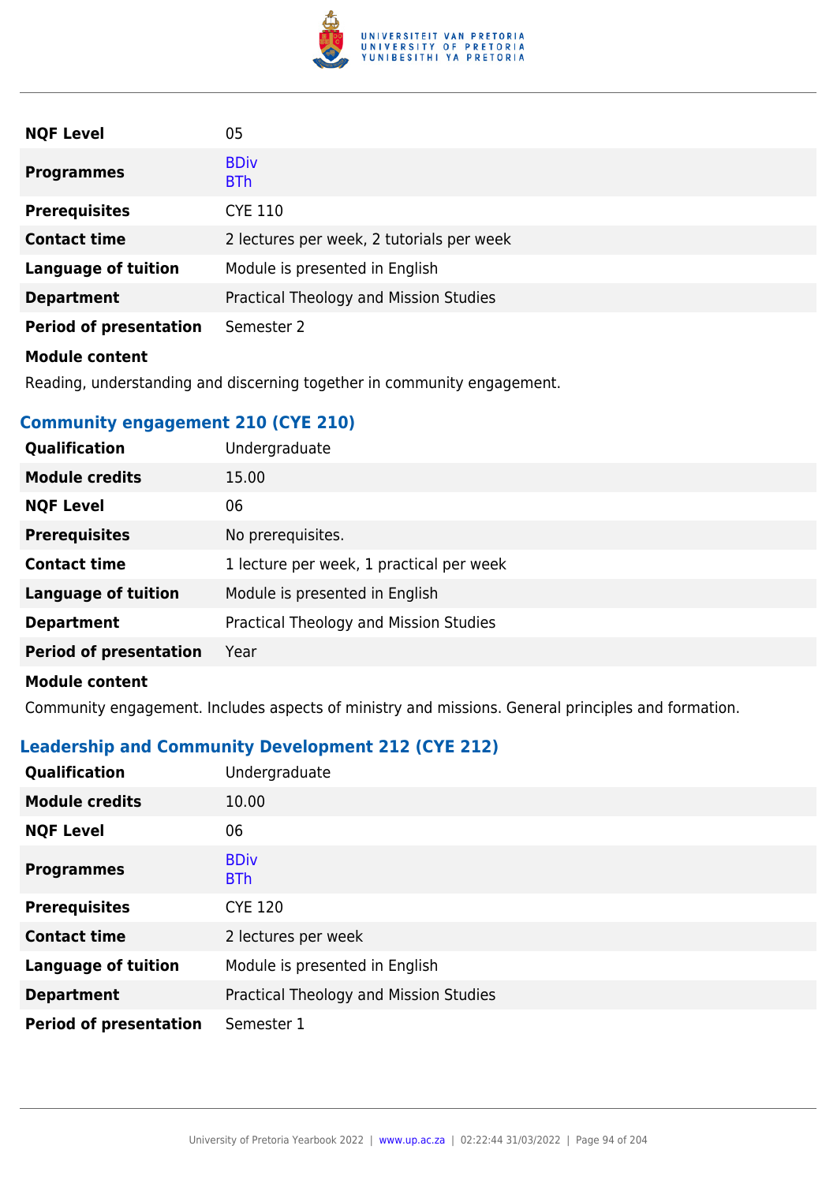| | |
|---|---|
| **NQF Level** | 05 |
| **Programmes** | BDiv<br>BTh |
| **Prerequisites** | CYE 110 |
| **Contact time** | 2 lectures per week, 2 tutorials per week |
| **Language of tuition** | Module is presented in English |
| **Department** | Practical Theology and Mission Studies |
| **Period of presentation** | Semester 2 |

**Module content**

Reading, understanding and discerning together in community engagement.

### Community engagement 210 (CYE 210)

| | |
|---|---|
| **Qualification** | Undergraduate |
| **Module credits** | 15.00 |
| **NQF Level** | 06 |
| **Prerequisites** | No prerequisites. |
| **Contact time** | 1 lecture per week, 1 practical per week |
| **Language of tuition** | Module is presented in English |
| **Department** | Practical Theology and Mission Studies |
| **Period of presentation** | Year |

**Module content**

Community engagement. Includes aspects of ministry and missions. General principles and formation.

### Leadership and Community Development 212 (CYE 212)

| | |
|---|---|
| **Qualification** | Undergraduate |
| **Module credits** | 10.00 |
| **NQF Level** | 06 |
| **Programmes** | BDiv<br>BTh |
| **Prerequisites** | CYE 120 |
| **Contact time** | 2 lectures per week |
| **Language of tuition** | Module is presented in English |
| **Department** | Practical Theology and Mission Studies |
| **Period of presentation** | Semester 1 |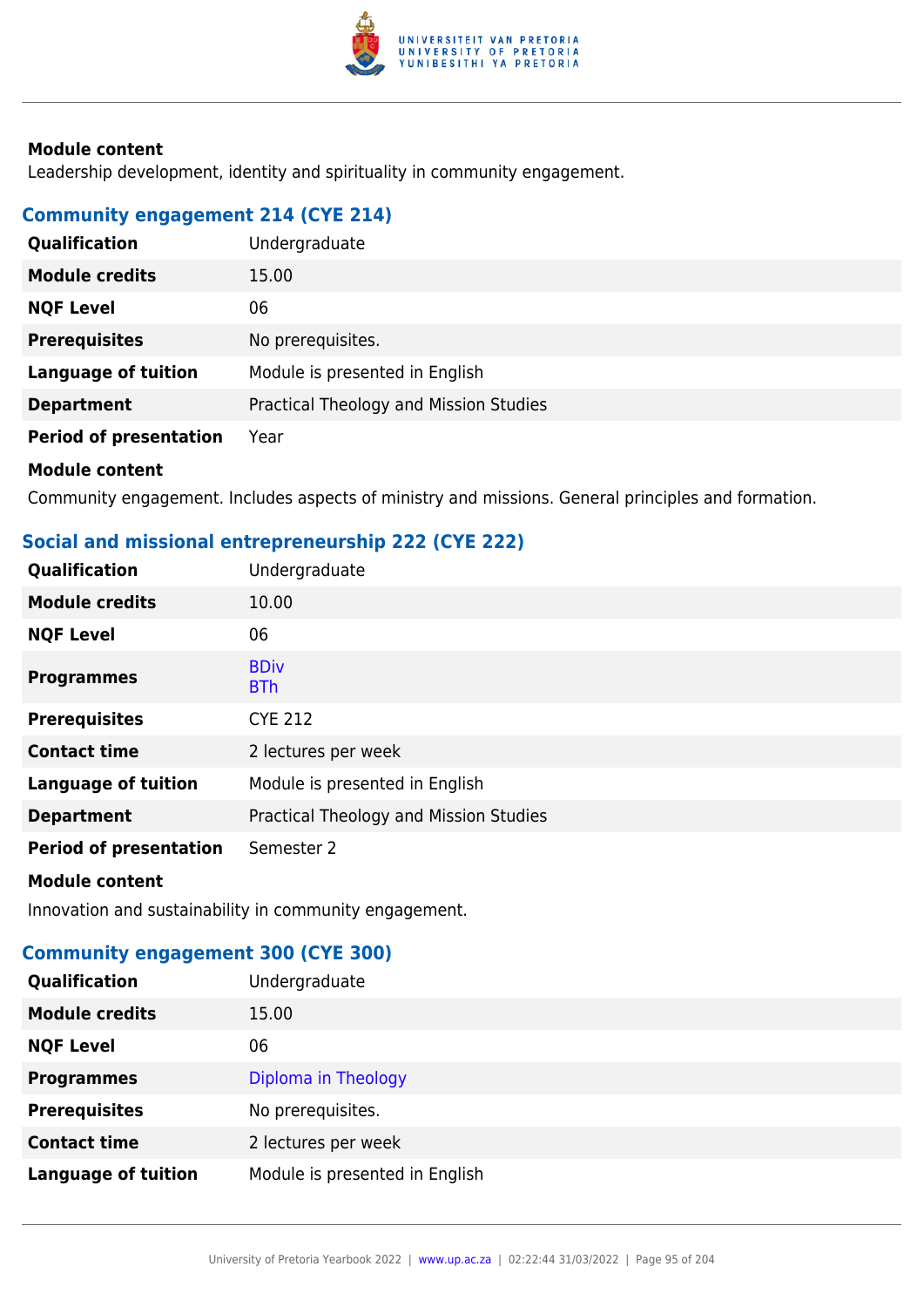**Module content**

Leadership development, identity and spirituality in community engagement.

### Community engagement 214 (CYE 214)

| | |
|---|---|
| **Qualification** | Undergraduate |
| **Module credits** | 15.00 |
| **NQF Level** | 06 |
| **Prerequisites** | No prerequisites. |
| **Language of tuition** | Module is presented in English |
| **Department** | Practical Theology and Mission Studies |
| **Period of presentation** | Year |

**Module content**

Community engagement. Includes aspects of ministry and missions. General principles and formation.

### Social and missional entrepreneurship 222 (CYE 222)

| | |
|---|---|
| **Qualification** | Undergraduate |
| **Module credits** | 10.00 |
| **NQF Level** | 06 |
| **Programmes** | BDiv<br>BTh |
| **Prerequisites** | CYE 212 |
| **Contact time** | 2 lectures per week |
| **Language of tuition** | Module is presented in English |
| **Department** | Practical Theology and Mission Studies |
| **Period of presentation** | Semester 2 |

**Module content**

Innovation and sustainability in community engagement.

### Community engagement 300 (CYE 300)

| | |
|---|---|
| **Qualification** | Undergraduate |
| **Module credits** | 15.00 |
| **NQF Level** | 06 |
| **Programmes** | Diploma in Theology |
| **Prerequisites** | No prerequisites. |
| **Contact time** | 2 lectures per week |
| **Language of tuition** | Module is presented in English |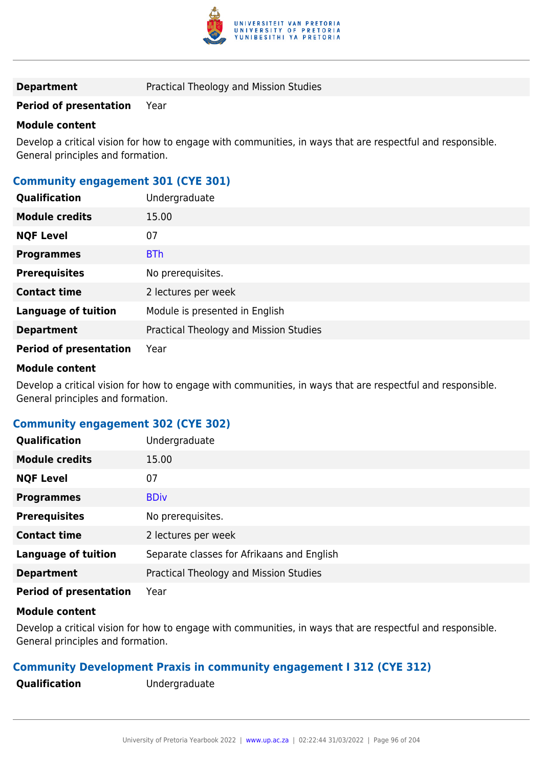| | |
|---|---|
| **Department** | Practical Theology and Mission Studies |
| **Period of presentation** | Year |

**Module content**

Develop a critical vision for how to engage with communities, in ways that are respectful and responsible. General principles and formation.

### Community engagement 301 (CYE 301)

| | |
|---|---|
| **Qualification** | Undergraduate |
| **Module credits** | 15.00 |
| **NQF Level** | 07 |
| **Programmes** | BTh |
| **Prerequisites** | No prerequisites. |
| **Contact time** | 2 lectures per week |
| **Language of tuition** | Module is presented in English |
| **Department** | Practical Theology and Mission Studies |
| **Period of presentation** | Year |

**Module content**

Develop a critical vision for how to engage with communities, in ways that are respectful and responsible. General principles and formation.

### Community engagement 302 (CYE 302)

| | |
|---|---|
| **Qualification** | Undergraduate |
| **Module credits** | 15.00 |
| **NQF Level** | 07 |
| **Programmes** | BDiv |
| **Prerequisites** | No prerequisites. |
| **Contact time** | 2 lectures per week |
| **Language of tuition** | Separate classes for Afrikaans and English |
| **Department** | Practical Theology and Mission Studies |
| **Period of presentation** | Year |

**Module content**

Develop a critical vision for how to engage with communities, in ways that are respectful and responsible. General principles and formation.

### Community Development Praxis in community engagement I 312 (CYE 312)

| | |
|---|---|
| **Qualification** | Undergraduate |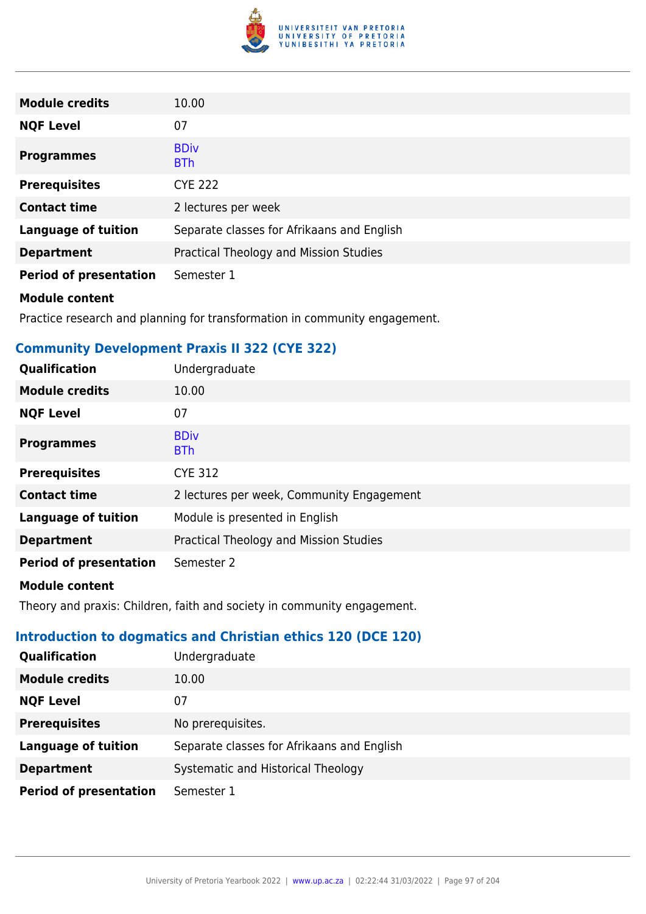| | |
|---|---|
| **Module credits** | 10.00 |
| **NQF Level** | 07 |
| **Programmes** | BDiv<br>BTh |
| **Prerequisites** | CYE 222 |
| **Contact time** | 2 lectures per week |
| **Language of tuition** | Separate classes for Afrikaans and English |
| **Department** | Practical Theology and Mission Studies |
| **Period of presentation** | Semester 1 |

**Module content**

Practice research and planning for transformation in community engagement.

### Community Development Praxis II 322 (CYE 322)

| | |
|---|---|
| **Qualification** | Undergraduate |
| **Module credits** | 10.00 |
| **NQF Level** | 07 |
| **Programmes** | BDiv<br>BTh |
| **Prerequisites** | CYE 312 |
| **Contact time** | 2 lectures per week, Community Engagement |
| **Language of tuition** | Module is presented in English |
| **Department** | Practical Theology and Mission Studies |
| **Period of presentation** | Semester 2 |

**Module content**

Theory and praxis: Children, faith and society in community engagement.

### Introduction to dogmatics and Christian ethics 120 (DCE 120)

| | |
|---|---|
| **Qualification** | Undergraduate |
| **Module credits** | 10.00 |
| **NQF Level** | 07 |
| **Prerequisites** | No prerequisites. |
| **Language of tuition** | Separate classes for Afrikaans and English |
| **Department** | Systematic and Historical Theology |
| **Period of presentation** | Semester 1 |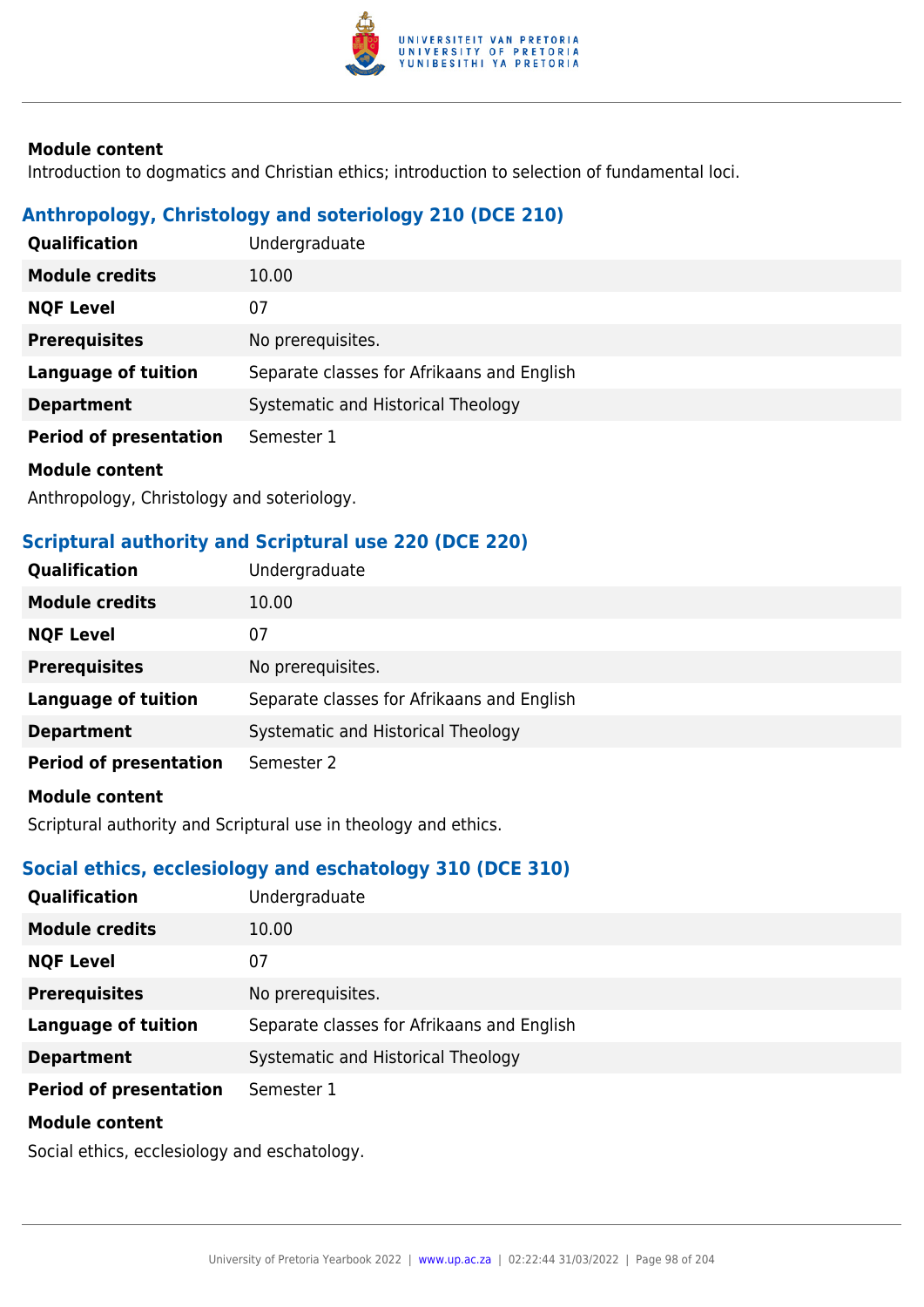**Module content**

Introduction to dogmatics and Christian ethics; introduction to selection of fundamental loci.

### Anthropology, Christology and soteriology 210 (DCE 210)

| | |
|---|---|
| **Qualification** | Undergraduate |
| **Module credits** | 10.00 |
| **NQF Level** | 07 |
| **Prerequisites** | No prerequisites. |
| **Language of tuition** | Separate classes for Afrikaans and English |
| **Department** | Systematic and Historical Theology |
| **Period of presentation** | Semester 1 |

**Module content**

Anthropology, Christology and soteriology.

### Scriptural authority and Scriptural use 220 (DCE 220)

| | |
|---|---|
| **Qualification** | Undergraduate |
| **Module credits** | 10.00 |
| **NQF Level** | 07 |
| **Prerequisites** | No prerequisites. |
| **Language of tuition** | Separate classes for Afrikaans and English |
| **Department** | Systematic and Historical Theology |
| **Period of presentation** | Semester 2 |

**Module content**

Scriptural authority and Scriptural use in theology and ethics.

### Social ethics, ecclesiology and eschatology 310 (DCE 310)

| | |
|---|---|
| **Qualification** | Undergraduate |
| **Module credits** | 10.00 |
| **NQF Level** | 07 |
| **Prerequisites** | No prerequisites. |
| **Language of tuition** | Separate classes for Afrikaans and English |
| **Department** | Systematic and Historical Theology |
| **Period of presentation** | Semester 1 |

**Module content**

Social ethics, ecclesiology and eschatology.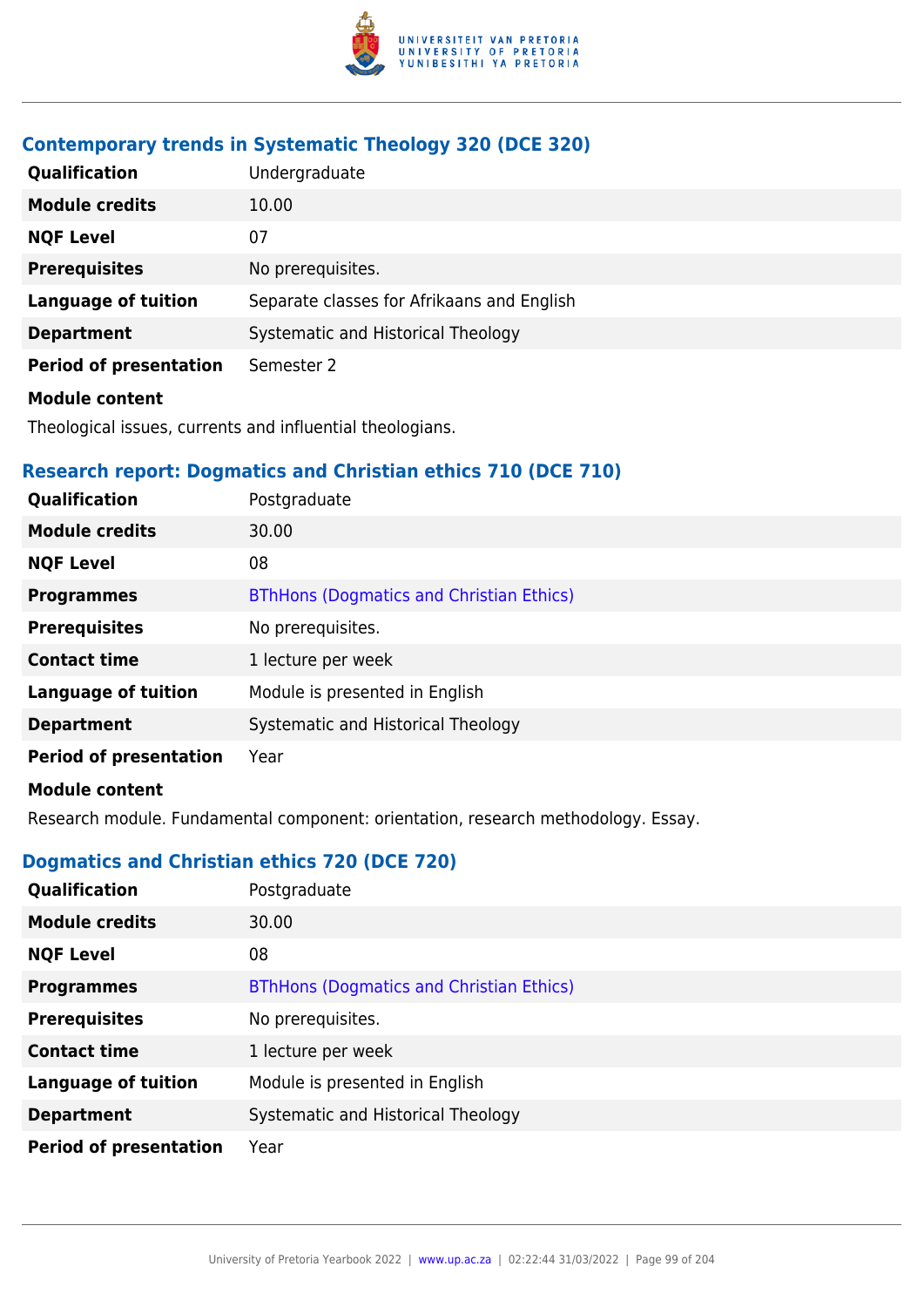### Contemporary trends in Systematic Theology 320 (DCE 320)

| | |
|---|---|
| **Qualification** | Undergraduate |
| **Module credits** | 10.00 |
| **NQF Level** | 07 |
| **Prerequisites** | No prerequisites. |
| **Language of tuition** | Separate classes for Afrikaans and English |
| **Department** | Systematic and Historical Theology |
| **Period of presentation** | Semester 2 |

**Module content**

Theological issues, currents and influential theologians.

### Research report: Dogmatics and Christian ethics 710 (DCE 710)

| | |
|---|---|
| **Qualification** | Postgraduate |
| **Module credits** | 30.00 |
| **NQF Level** | 08 |
| **Programmes** | BThHons (Dogmatics and Christian Ethics) |
| **Prerequisites** | No prerequisites. |
| **Contact time** | 1 lecture per week |
| **Language of tuition** | Module is presented in English |
| **Department** | Systematic and Historical Theology |
| **Period of presentation** | Year |

**Module content**

Research module. Fundamental component: orientation, research methodology. Essay.

### Dogmatics and Christian ethics 720 (DCE 720)

| | |
|---|---|
| **Qualification** | Postgraduate |
| **Module credits** | 30.00 |
| **NQF Level** | 08 |
| **Programmes** | BThHons (Dogmatics and Christian Ethics) |
| **Prerequisites** | No prerequisites. |
| **Contact time** | 1 lecture per week |
| **Language of tuition** | Module is presented in English |
| **Department** | Systematic and Historical Theology |
| **Period of presentation** | Year |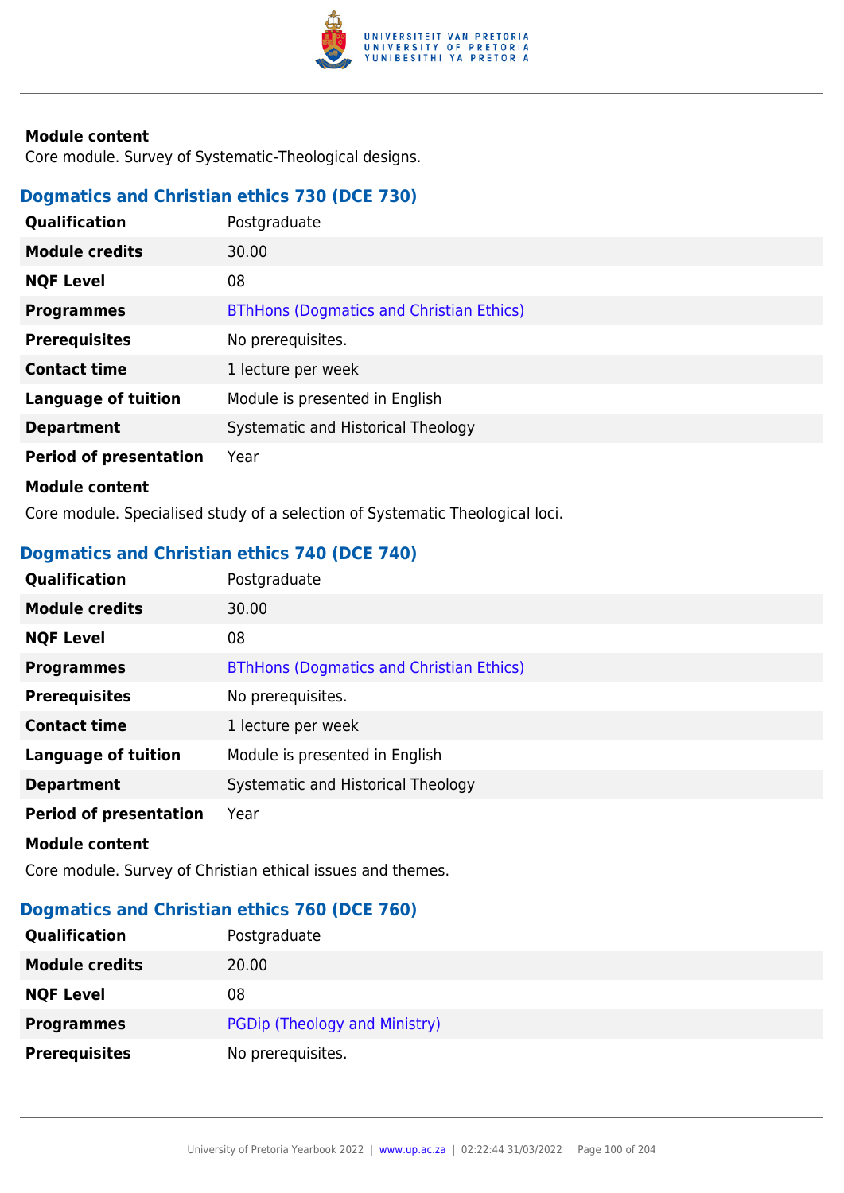**Module content**

Core module. Survey of Systematic-Theological designs.

### Dogmatics and Christian ethics 730 (DCE 730)

| | |
|---|---|
| **Qualification** | Postgraduate |
| **Module credits** | 30.00 |
| **NQF Level** | 08 |
| **Programmes** | BThHons (Dogmatics and Christian Ethics) |
| **Prerequisites** | No prerequisites. |
| **Contact time** | 1 lecture per week |
| **Language of tuition** | Module is presented in English |
| **Department** | Systematic and Historical Theology |
| **Period of presentation** | Year |

**Module content**

Core module. Specialised study of a selection of Systematic Theological loci.

### Dogmatics and Christian ethics 740 (DCE 740)

| | |
|---|---|
| **Qualification** | Postgraduate |
| **Module credits** | 30.00 |
| **NQF Level** | 08 |
| **Programmes** | BThHons (Dogmatics and Christian Ethics) |
| **Prerequisites** | No prerequisites. |
| **Contact time** | 1 lecture per week |
| **Language of tuition** | Module is presented in English |
| **Department** | Systematic and Historical Theology |
| **Period of presentation** | Year |

**Module content**

Core module. Survey of Christian ethical issues and themes.

### Dogmatics and Christian ethics 760 (DCE 760)

| | |
|---|---|
| **Qualification** | Postgraduate |
| **Module credits** | 20.00 |
| **NQF Level** | 08 |
| **Programmes** | PGDip (Theology and Ministry) |
| **Prerequisites** | No prerequisites. |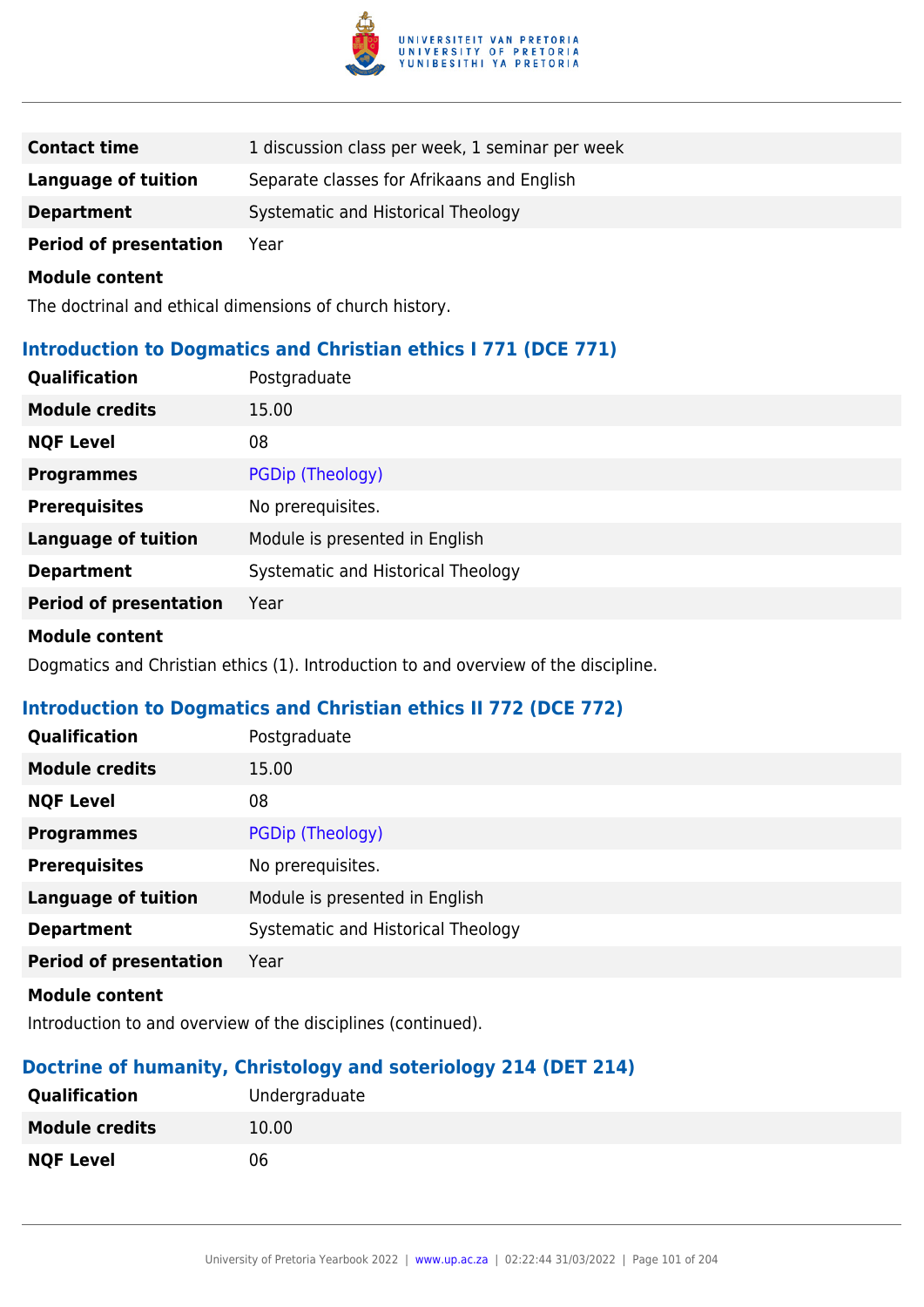| | |
|---|---|
| **Contact time** | 1 discussion class per week, 1 seminar per week |
| **Language of tuition** | Separate classes for Afrikaans and English |
| **Department** | Systematic and Historical Theology |
| **Period of presentation** | Year |

**Module content**

The doctrinal and ethical dimensions of church history.

### Introduction to Dogmatics and Christian ethics I 771 (DCE 771)

| | |
|---|---|
| **Qualification** | Postgraduate |
| **Module credits** | 15.00 |
| **NQF Level** | 08 |
| **Programmes** | PGDip (Theology) |
| **Prerequisites** | No prerequisites. |
| **Language of tuition** | Module is presented in English |
| **Department** | Systematic and Historical Theology |
| **Period of presentation** | Year |

**Module content**

Dogmatics and Christian ethics (1). Introduction to and overview of the discipline.

### Introduction to Dogmatics and Christian ethics II 772 (DCE 772)

| | |
|---|---|
| **Qualification** | Postgraduate |
| **Module credits** | 15.00 |
| **NQF Level** | 08 |
| **Programmes** | PGDip (Theology) |
| **Prerequisites** | No prerequisites. |
| **Language of tuition** | Module is presented in English |
| **Department** | Systematic and Historical Theology |
| **Period of presentation** | Year |

**Module content**

Introduction to and overview of the disciplines (continued).

### Doctrine of humanity, Christology and soteriology 214 (DET 214)

| | |
|---|---|
| **Qualification** | Undergraduate |
| **Module credits** | 10.00 |
| **NQF Level** | 06 |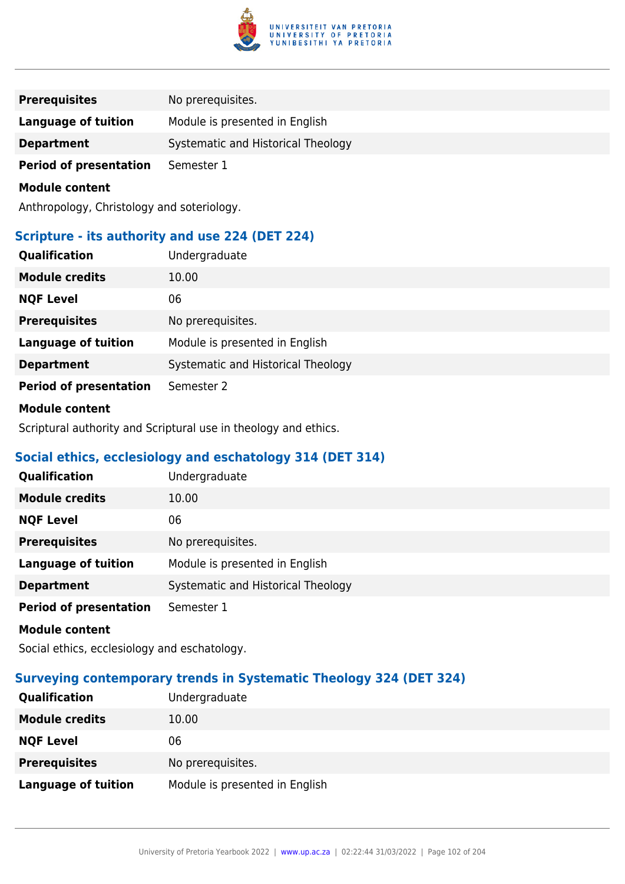| | |
|---|---|
| **Prerequisites** | No prerequisites. |
| **Language of tuition** | Module is presented in English |
| **Department** | Systematic and Historical Theology |
| **Period of presentation** | Semester 1 |

**Module content**

Anthropology, Christology and soteriology.

## Scripture - its authority and use 224 (DET 224)

| | |
|---|---|
| **Qualification** | Undergraduate |
| **Module credits** | 10.00 |
| **NQF Level** | 06 |
| **Prerequisites** | No prerequisites. |
| **Language of tuition** | Module is presented in English |
| **Department** | Systematic and Historical Theology |
| **Period of presentation** | Semester 2 |

**Module content**

Scriptural authority and Scriptural use in theology and ethics.

## Social ethics, ecclesiology and eschatology 314 (DET 314)

| | |
|---|---|
| **Qualification** | Undergraduate |
| **Module credits** | 10.00 |
| **NQF Level** | 06 |
| **Prerequisites** | No prerequisites. |
| **Language of tuition** | Module is presented in English |
| **Department** | Systematic and Historical Theology |
| **Period of presentation** | Semester 1 |

**Module content**

Social ethics, ecclesiology and eschatology.

## Surveying contemporary trends in Systematic Theology 324 (DET 324)

| | |
|---|---|
| **Qualification** | Undergraduate |
| **Module credits** | 10.00 |
| **NQF Level** | 06 |
| **Prerequisites** | No prerequisites. |
| **Language of tuition** | Module is presented in English |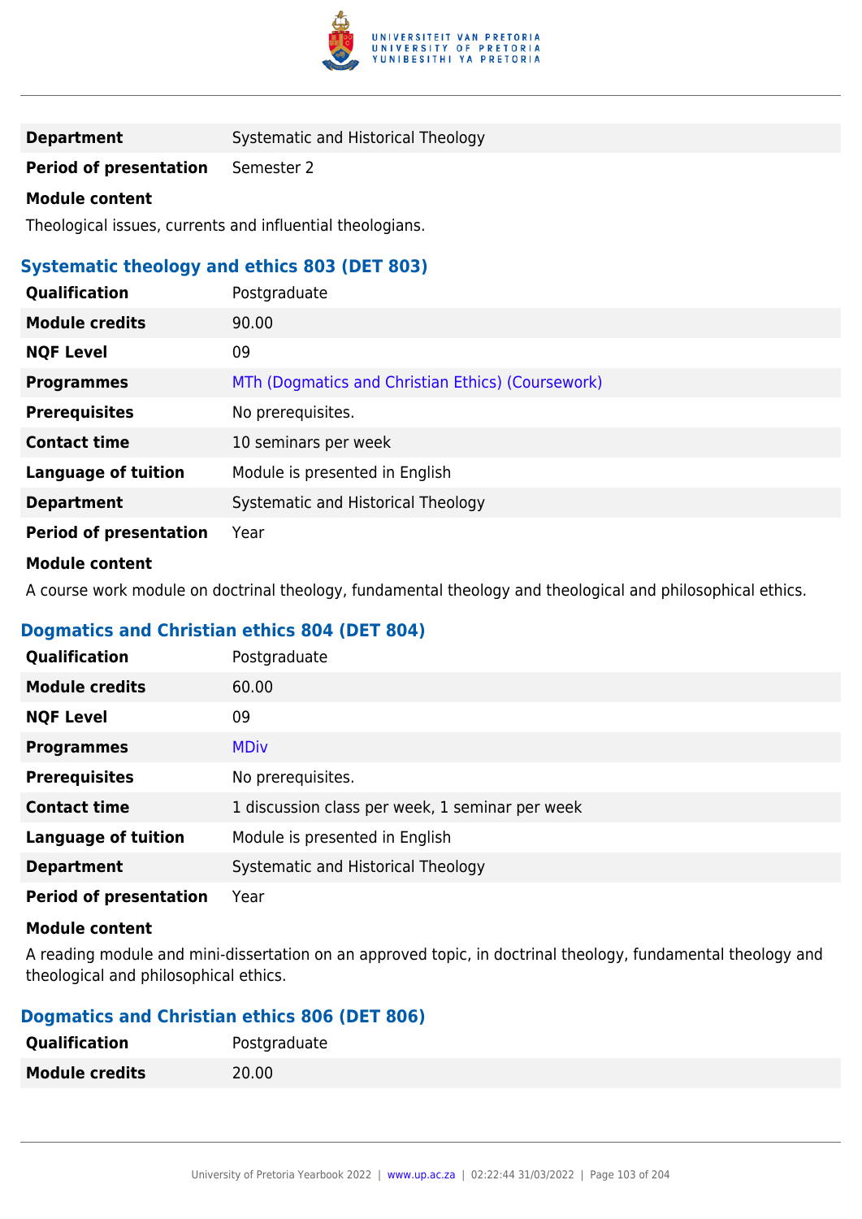| | |
|---|---|
| **Department** | Systematic and Historical Theology |
| **Period of presentation** | Semester 2 |

**Module content**

Theological issues, currents and influential theologians.

### Systematic theology and ethics 803 (DET 803)

| | |
|---|---|
| **Qualification** | Postgraduate |
| **Module credits** | 90.00 |
| **NQF Level** | 09 |
| **Programmes** | MTh (Dogmatics and Christian Ethics) (Coursework) |
| **Prerequisites** | No prerequisites. |
| **Contact time** | 10 seminars per week |
| **Language of tuition** | Module is presented in English |
| **Department** | Systematic and Historical Theology |
| **Period of presentation** | Year |

**Module content**

A course work module on doctrinal theology, fundamental theology and theological and philosophical ethics.

### Dogmatics and Christian ethics 804 (DET 804)

| | |
|---|---|
| **Qualification** | Postgraduate |
| **Module credits** | 60.00 |
| **NQF Level** | 09 |
| **Programmes** | MDiv |
| **Prerequisites** | No prerequisites. |
| **Contact time** | 1 discussion class per week, 1 seminar per week |
| **Language of tuition** | Module is presented in English |
| **Department** | Systematic and Historical Theology |
| **Period of presentation** | Year |

**Module content**

A reading module and mini-dissertation on an approved topic, in doctrinal theology, fundamental theology and theological and philosophical ethics.

### Dogmatics and Christian ethics 806 (DET 806)

| | |
|---|---|
| **Qualification** | Postgraduate |
| **Module credits** | 20.00 |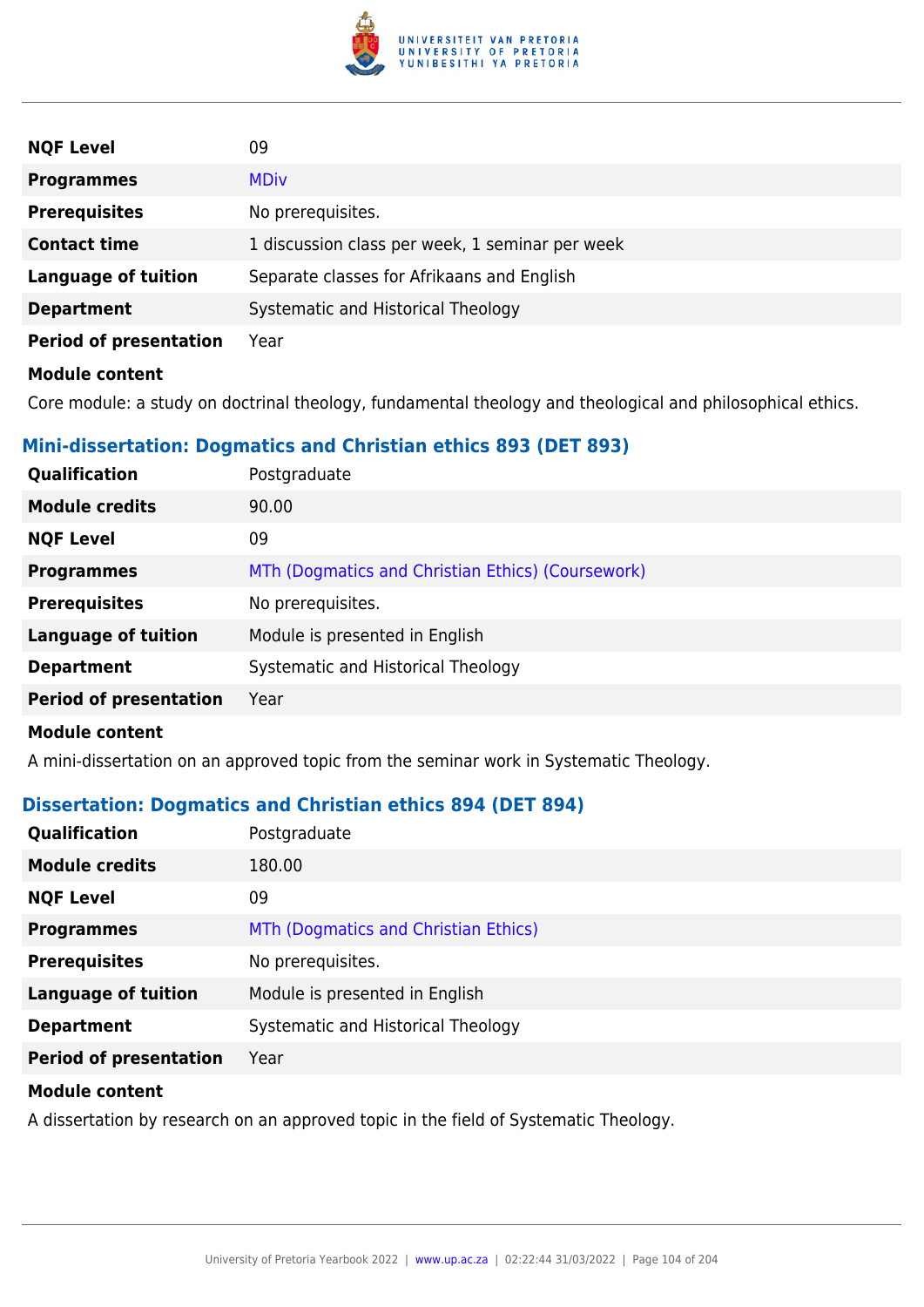| | |
|---|---|
| **NQF Level** | 09 |
| **Programmes** | MDiv |
| **Prerequisites** | No prerequisites. |
| **Contact time** | 1 discussion class per week, 1 seminar per week |
| **Language of tuition** | Separate classes for Afrikaans and English |
| **Department** | Systematic and Historical Theology |
| **Period of presentation** | Year |

**Module content**

Core module: a study on doctrinal theology, fundamental theology and theological and philosophical ethics.

### Mini-dissertation: Dogmatics and Christian ethics 893 (DET 893)

| | |
|---|---|
| **Qualification** | Postgraduate |
| **Module credits** | 90.00 |
| **NQF Level** | 09 |
| **Programmes** | MTh (Dogmatics and Christian Ethics) (Coursework) |
| **Prerequisites** | No prerequisites. |
| **Language of tuition** | Module is presented in English |
| **Department** | Systematic and Historical Theology |
| **Period of presentation** | Year |

**Module content**

A mini-dissertation on an approved topic from the seminar work in Systematic Theology.

### Dissertation: Dogmatics and Christian ethics 894 (DET 894)

| | |
|---|---|
| **Qualification** | Postgraduate |
| **Module credits** | 180.00 |
| **NQF Level** | 09 |
| **Programmes** | MTh (Dogmatics and Christian Ethics) |
| **Prerequisites** | No prerequisites. |
| **Language of tuition** | Module is presented in English |
| **Department** | Systematic and Historical Theology |
| **Period of presentation** | Year |

**Module content**

A dissertation by research on an approved topic in the field of Systematic Theology.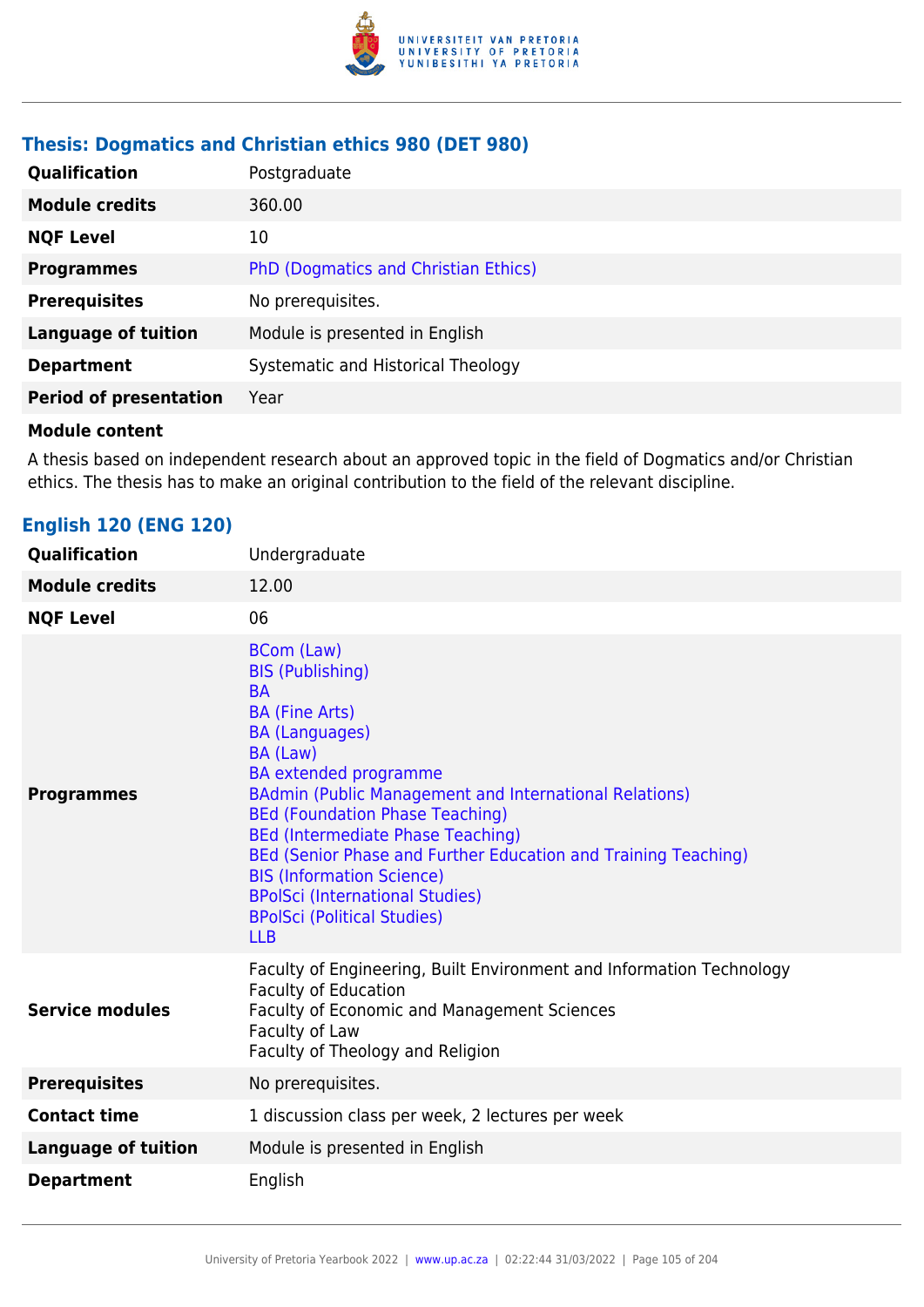### Thesis: Dogmatics and Christian ethics 980 (DET 980)

| | |
|---|---|
| **Qualification** | Postgraduate |
| **Module credits** | 360.00 |
| **NQF Level** | 10 |
| **Programmes** | PhD (Dogmatics and Christian Ethics) |
| **Prerequisites** | No prerequisites. |
| **Language of tuition** | Module is presented in English |
| **Department** | Systematic and Historical Theology |
| **Period of presentation** | Year |

**Module content**

A thesis based on independent research about an approved topic in the field of Dogmatics and/or Christian ethics. The thesis has to make an original contribution to the field of the relevant discipline.

### English 120 (ENG 120)

| | |
|---|---|
| **Qualification** | Undergraduate |
| **Module credits** | 12.00 |
| **NQF Level** | 06 |
| **Programmes** | BCom (Law)<br>BIS (Publishing)<br>BA<br>BA (Fine Arts)<br>BA (Languages)<br>BA (Law)<br>BA extended programme<br>BAdmin (Public Management and International Relations)<br>BEd (Foundation Phase Teaching)<br>BEd (Intermediate Phase Teaching)<br>BEd (Senior Phase and Further Education and Training Teaching)<br>BIS (Information Science)<br>BPolSci (International Studies)<br>BPolSci (Political Studies)<br>LLB |
| **Service modules** | Faculty of Engineering, Built Environment and Information Technology<br>Faculty of Education<br>Faculty of Economic and Management Sciences<br>Faculty of Law<br>Faculty of Theology and Religion |
| **Prerequisites** | No prerequisites. |
| **Contact time** | 1 discussion class per week, 2 lectures per week |
| **Language of tuition** | Module is presented in English |
| **Department** | English |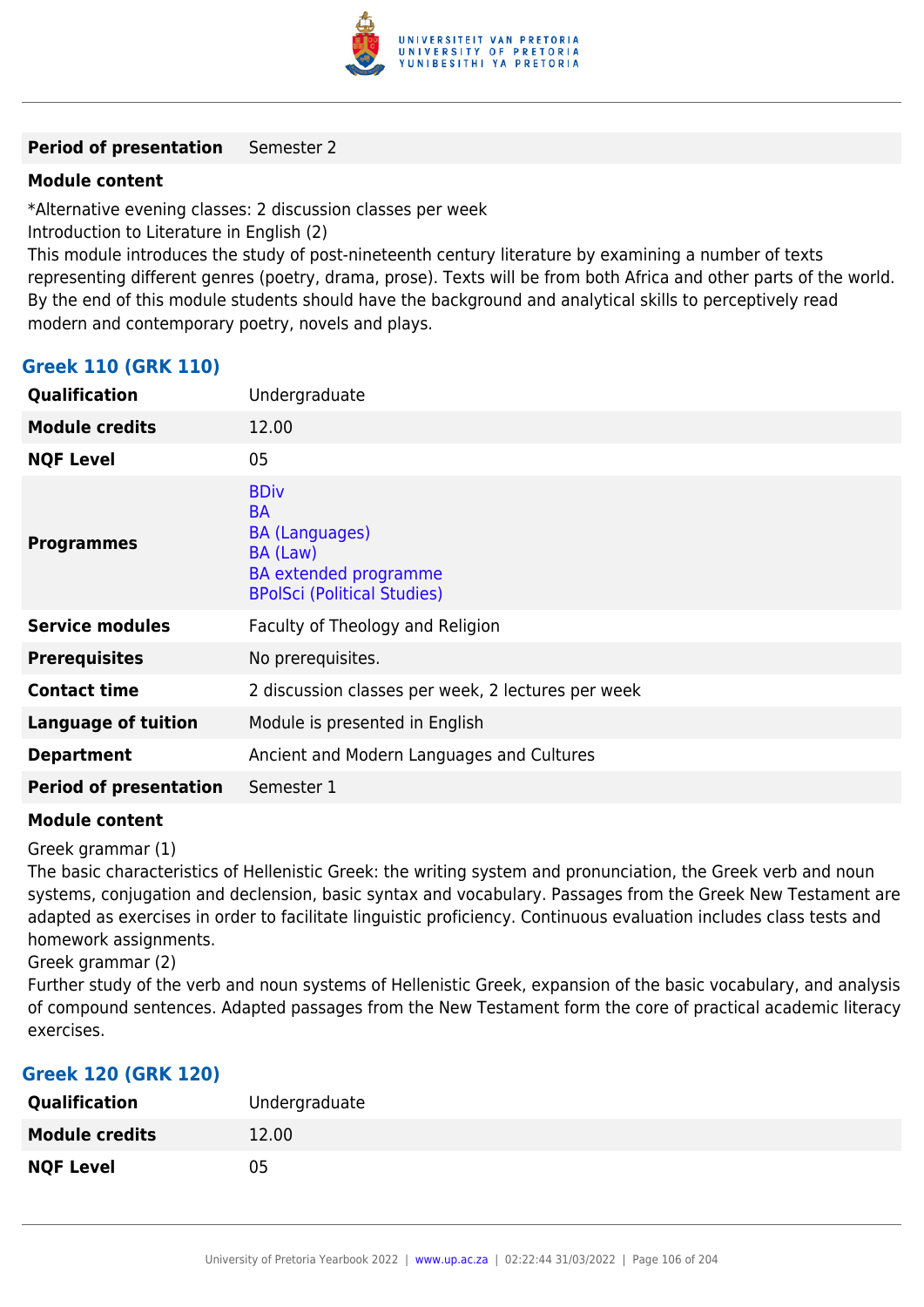| | |
|---|---|
| **Period of presentation** | Semester 2 |

**Module content**

*Alternative evening classes: 2 discussion classes per week
Introduction to Literature in English (2)
This module introduces the study of post-nineteenth century literature by examining a number of texts representing different genres (poetry, drama, prose). Texts will be from both Africa and other parts of the world. By the end of this module students should have the background and analytical skills to perceptively read modern and contemporary poetry, novels and plays.

### Greek 110 (GRK 110)

| | |
|---|---|
| **Qualification** | Undergraduate |
| **Module credits** | 12.00 |
| **NQF Level** | 05 |
| **Programmes** | BDiv<br>BA<br>BA (Languages)<br>BA (Law)<br>BA extended programme<br>BPolSci (Political Studies) |
| **Service modules** | Faculty of Theology and Religion |
| **Prerequisites** | No prerequisites. |
| **Contact time** | 2 discussion classes per week, 2 lectures per week |
| **Language of tuition** | Module is presented in English |
| **Department** | Ancient and Modern Languages and Cultures |
| **Period of presentation** | Semester 1 |

**Module content**

Greek grammar (1)
The basic characteristics of Hellenistic Greek: the writing system and pronunciation, the Greek verb and noun systems, conjugation and declension, basic syntax and vocabulary. Passages from the Greek New Testament are adapted as exercises in order to facilitate linguistic proficiency. Continuous evaluation includes class tests and homework assignments.
Greek grammar (2)
Further study of the verb and noun systems of Hellenistic Greek, expansion of the basic vocabulary, and analysis of compound sentences. Adapted passages from the New Testament form the core of practical academic literacy exercises.

### Greek 120 (GRK 120)

| | |
|---|---|
| **Qualification** | Undergraduate |
| **Module credits** | 12.00 |
| **NQF Level** | 05 |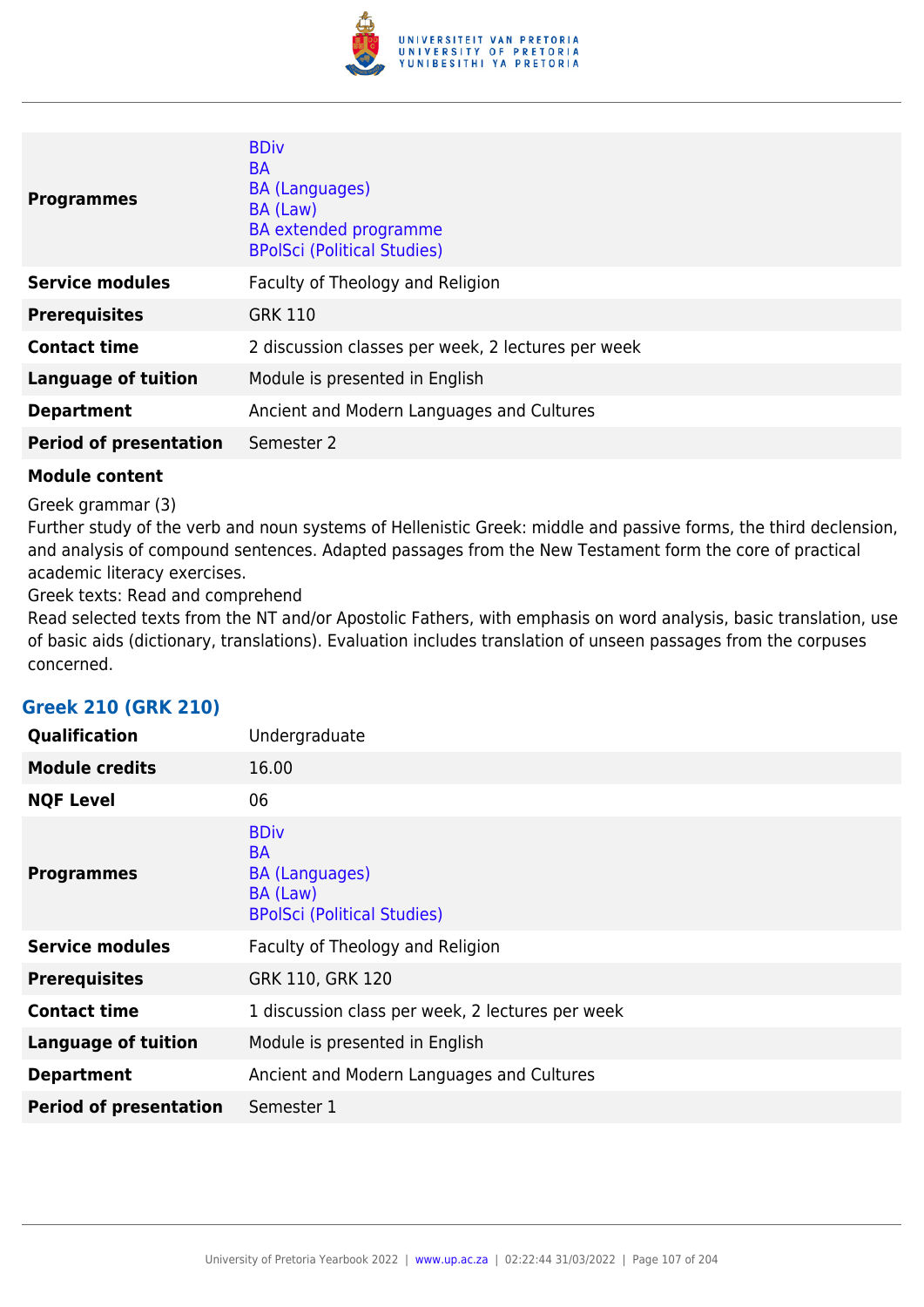| | |
|---|---|
| **Programmes** | BDiv<br>BA<br>BA (Languages)<br>BA (Law)<br>BA extended programme<br>BPolSci (Political Studies) |
| **Service modules** | Faculty of Theology and Religion |
| **Prerequisites** | GRK 110 |
| **Contact time** | 2 discussion classes per week, 2 lectures per week |
| **Language of tuition** | Module is presented in English |
| **Department** | Ancient and Modern Languages and Cultures |
| **Period of presentation** | Semester 2 |

**Module content**

Greek grammar (3)
Further study of the verb and noun systems of Hellenistic Greek: middle and passive forms, the third declension, and analysis of compound sentences. Adapted passages from the New Testament form the core of practical academic literacy exercises.
Greek texts: Read and comprehend
Read selected texts from the NT and/or Apostolic Fathers, with emphasis on word analysis, basic translation, use of basic aids (dictionary, translations). Evaluation includes translation of unseen passages from the corpuses concerned.

### Greek 210 (GRK 210)

| | |
|---|---|
| **Qualification** | Undergraduate |
| **Module credits** | 16.00 |
| **NQF Level** | 06 |
| **Programmes** | BDiv<br>BA<br>BA (Languages)<br>BA (Law)<br>BPolSci (Political Studies) |
| **Service modules** | Faculty of Theology and Religion |
| **Prerequisites** | GRK 110, GRK 120 |
| **Contact time** | 1 discussion class per week, 2 lectures per week |
| **Language of tuition** | Module is presented in English |
| **Department** | Ancient and Modern Languages and Cultures |
| **Period of presentation** | Semester 1 |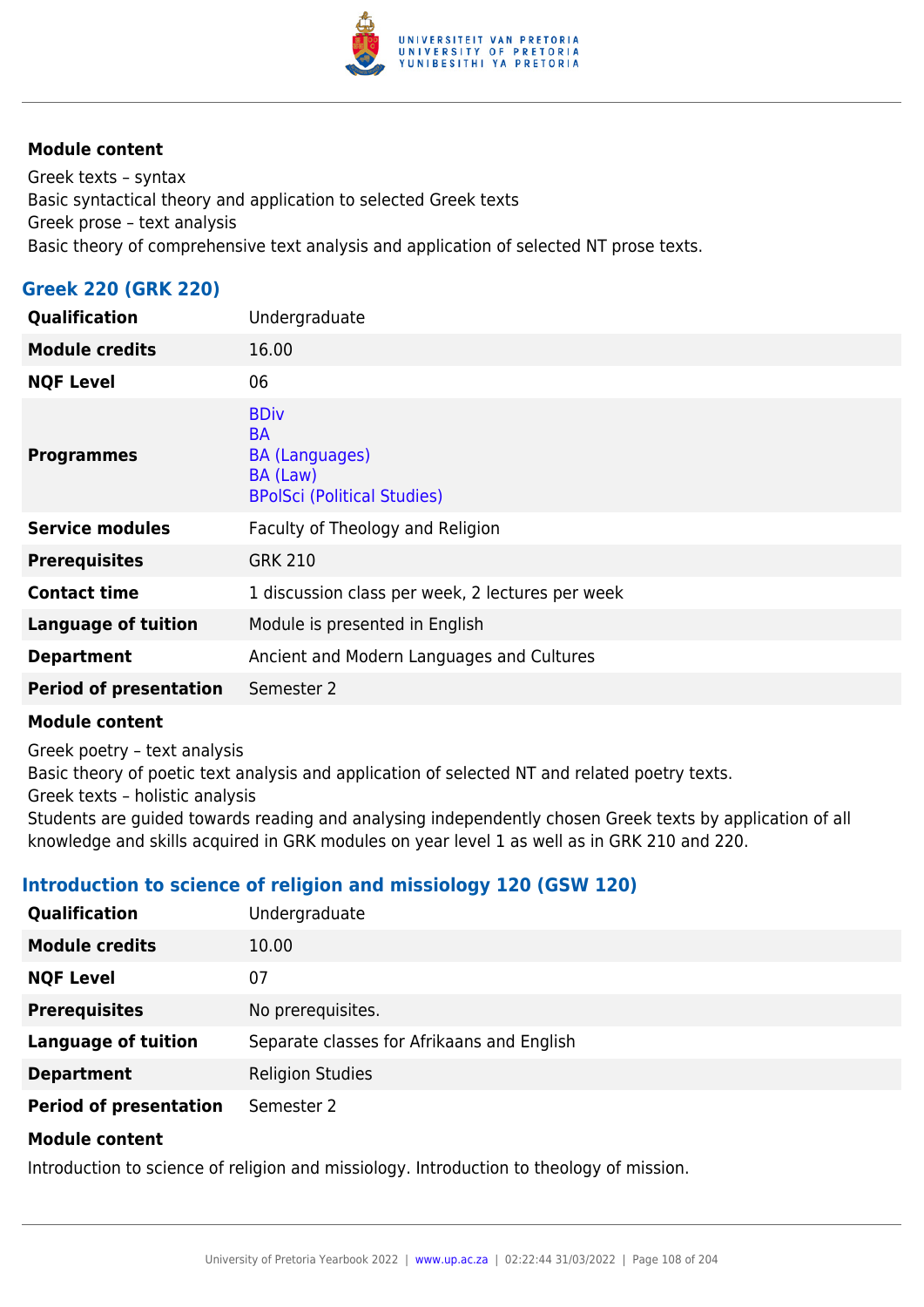#### Module content

Greek texts – syntax
Basic syntactical theory and application to selected Greek texts
Greek prose – text analysis
Basic theory of comprehensive text analysis and application of selected NT prose texts.

### Greek 220 (GRK 220)

| | |
|---|---|
| **Qualification** | Undergraduate |
| **Module credits** | 16.00 |
| **NQF Level** | 06 |
| **Programmes** | BDiv<br>BA<br>BA (Languages)<br>BA (Law)<br>BPolSci (Political Studies) |
| **Service modules** | Faculty of Theology and Religion |
| **Prerequisites** | GRK 210 |
| **Contact time** | 1 discussion class per week, 2 lectures per week |
| **Language of tuition** | Module is presented in English |
| **Department** | Ancient and Modern Languages and Cultures |
| **Period of presentation** | Semester 2 |

#### Module content

Greek poetry – text analysis
Basic theory of poetic text analysis and application of selected NT and related poetry texts.
Greek texts – holistic analysis
Students are guided towards reading and analysing independently chosen Greek texts by application of all knowledge and skills acquired in GRK modules on year level 1 as well as in GRK 210 and 220.

### Introduction to science of religion and missiology 120 (GSW 120)

| | |
|---|---|
| **Qualification** | Undergraduate |
| **Module credits** | 10.00 |
| **NQF Level** | 07 |
| **Prerequisites** | No prerequisites. |
| **Language of tuition** | Separate classes for Afrikaans and English |
| **Department** | Religion Studies |
| **Period of presentation** | Semester 2 |

#### Module content

Introduction to science of religion and missiology. Introduction to theology of mission.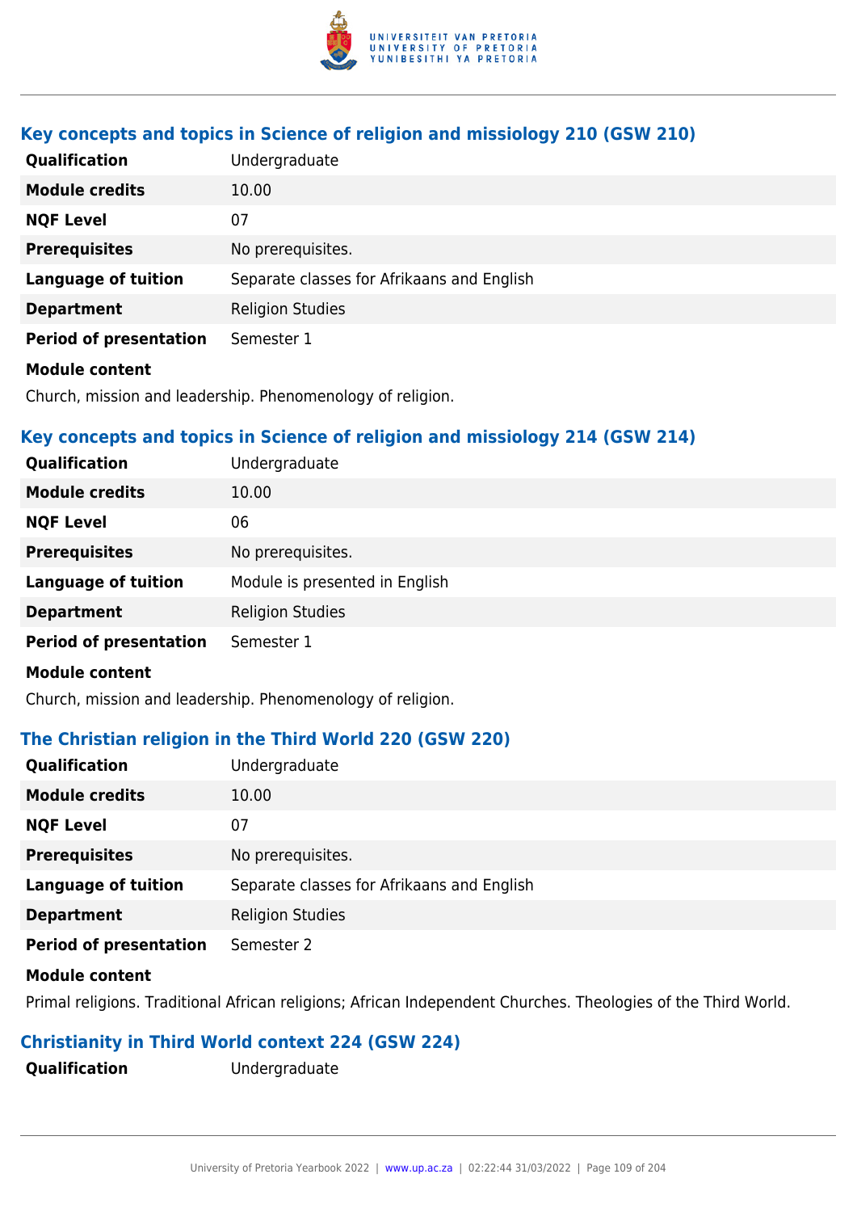### Key concepts and topics in Science of religion and missiology 210 (GSW 210)

| | |
|---|---|
| **Qualification** | Undergraduate |
| **Module credits** | 10.00 |
| **NQF Level** | 07 |
| **Prerequisites** | No prerequisites. |
| **Language of tuition** | Separate classes for Afrikaans and English |
| **Department** | Religion Studies |
| **Period of presentation** | Semester 1 |

**Module content**

Church, mission and leadership. Phenomenology of religion.

### Key concepts and topics in Science of religion and missiology 214 (GSW 214)

| | |
|---|---|
| **Qualification** | Undergraduate |
| **Module credits** | 10.00 |
| **NQF Level** | 06 |
| **Prerequisites** | No prerequisites. |
| **Language of tuition** | Module is presented in English |
| **Department** | Religion Studies |
| **Period of presentation** | Semester 1 |

**Module content**

Church, mission and leadership. Phenomenology of religion.

### The Christian religion in the Third World 220 (GSW 220)

| | |
|---|---|
| **Qualification** | Undergraduate |
| **Module credits** | 10.00 |
| **NQF Level** | 07 |
| **Prerequisites** | No prerequisites. |
| **Language of tuition** | Separate classes for Afrikaans and English |
| **Department** | Religion Studies |
| **Period of presentation** | Semester 2 |

**Module content**

Primal religions. Traditional African religions; African Independent Churches. Theologies of the Third World.

### Christianity in Third World context 224 (GSW 224)

| | |
|---|---|
| **Qualification** | Undergraduate |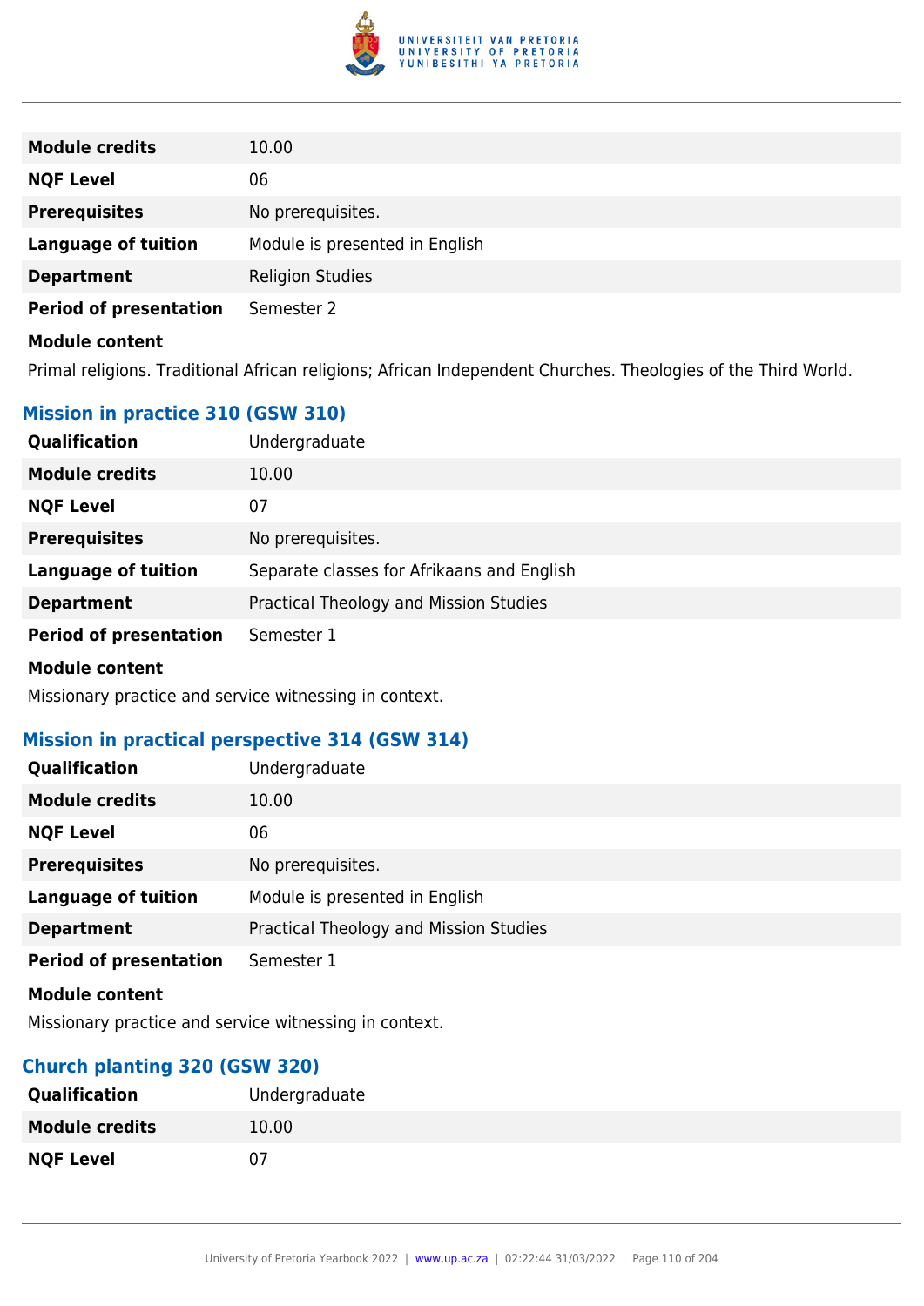| | |
|---|---|
| **Module credits** | 10.00 |
| **NQF Level** | 06 |
| **Prerequisites** | No prerequisites. |
| **Language of tuition** | Module is presented in English |
| **Department** | Religion Studies |
| **Period of presentation** | Semester 2 |

**Module content**

Primal religions. Traditional African religions; African Independent Churches. Theologies of the Third World.

### Mission in practice 310 (GSW 310)

| | |
|---|---|
| **Qualification** | Undergraduate |
| **Module credits** | 10.00 |
| **NQF Level** | 07 |
| **Prerequisites** | No prerequisites. |
| **Language of tuition** | Separate classes for Afrikaans and English |
| **Department** | Practical Theology and Mission Studies |
| **Period of presentation** | Semester 1 |

**Module content**

Missionary practice and service witnessing in context.

### Mission in practical perspective 314 (GSW 314)

| | |
|---|---|
| **Qualification** | Undergraduate |
| **Module credits** | 10.00 |
| **NQF Level** | 06 |
| **Prerequisites** | No prerequisites. |
| **Language of tuition** | Module is presented in English |
| **Department** | Practical Theology and Mission Studies |
| **Period of presentation** | Semester 1 |

**Module content**

Missionary practice and service witnessing in context.

### Church planting 320 (GSW 320)

| | |
|---|---|
| **Qualification** | Undergraduate |
| **Module credits** | 10.00 |
| **NQF Level** | 07 |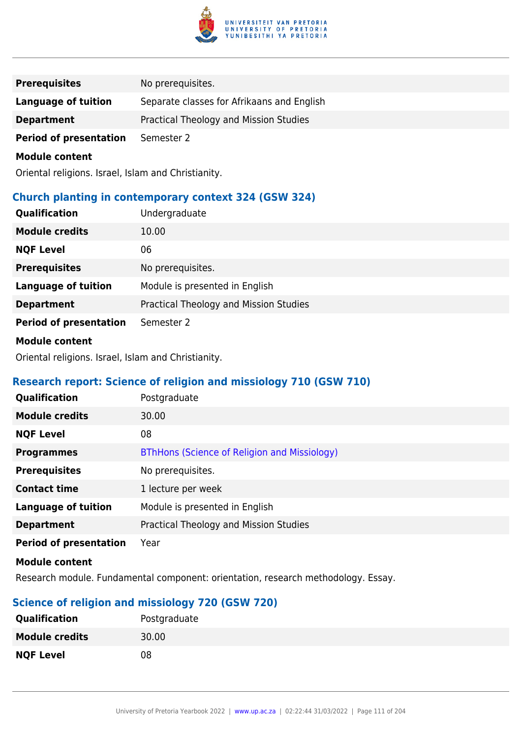| | |
|---|---|
| **Prerequisites** | No prerequisites. |
| **Language of tuition** | Separate classes for Afrikaans and English |
| **Department** | Practical Theology and Mission Studies |
| **Period of presentation** | Semester 2 |

**Module content**

Oriental religions. Israel, Islam and Christianity.

### Church planting in contemporary context 324 (GSW 324)

| | |
|---|---|
| **Qualification** | Undergraduate |
| **Module credits** | 10.00 |
| **NQF Level** | 06 |
| **Prerequisites** | No prerequisites. |
| **Language of tuition** | Module is presented in English |
| **Department** | Practical Theology and Mission Studies |
| **Period of presentation** | Semester 2 |

**Module content**

Oriental religions. Israel, Islam and Christianity.

### Research report: Science of religion and missiology 710 (GSW 710)

| | |
|---|---|
| **Qualification** | Postgraduate |
| **Module credits** | 30.00 |
| **NQF Level** | 08 |
| **Programmes** | BThHons (Science of Religion and Missiology) |
| **Prerequisites** | No prerequisites. |
| **Contact time** | 1 lecture per week |
| **Language of tuition** | Module is presented in English |
| **Department** | Practical Theology and Mission Studies |
| **Period of presentation** | Year |

**Module content**

Research module. Fundamental component: orientation, research methodology. Essay.

### Science of religion and missiology 720 (GSW 720)

| | |
|---|---|
| **Qualification** | Postgraduate |
| **Module credits** | 30.00 |
| **NQF Level** | 08 |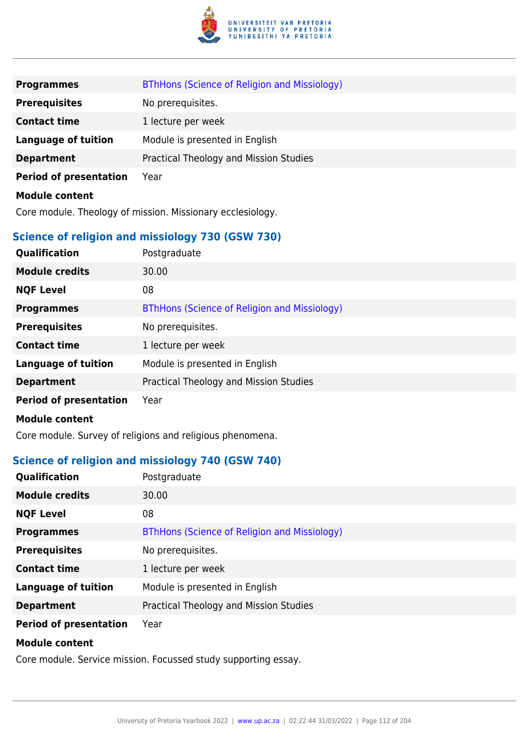| | |
|---|---|
| **Programmes** | BThHons (Science of Religion and Missiology) |
| **Prerequisites** | No prerequisites. |
| **Contact time** | 1 lecture per week |
| **Language of tuition** | Module is presented in English |
| **Department** | Practical Theology and Mission Studies |
| **Period of presentation** | Year |

**Module content**

Core module. Theology of mission. Missionary ecclesiology.

### Science of religion and missiology 730 (GSW 730)

| | |
|---|---|
| **Qualification** | Postgraduate |
| **Module credits** | 30.00 |
| **NQF Level** | 08 |
| **Programmes** | BThHons (Science of Religion and Missiology) |
| **Prerequisites** | No prerequisites. |
| **Contact time** | 1 lecture per week |
| **Language of tuition** | Module is presented in English |
| **Department** | Practical Theology and Mission Studies |
| **Period of presentation** | Year |

**Module content**

Core module. Survey of religions and religious phenomena.

### Science of religion and missiology 740 (GSW 740)

| | |
|---|---|
| **Qualification** | Postgraduate |
| **Module credits** | 30.00 |
| **NQF Level** | 08 |
| **Programmes** | BThHons (Science of Religion and Missiology) |
| **Prerequisites** | No prerequisites. |
| **Contact time** | 1 lecture per week |
| **Language of tuition** | Module is presented in English |
| **Department** | Practical Theology and Mission Studies |
| **Period of presentation** | Year |

**Module content**

Core module. Service mission. Focussed study supporting essay.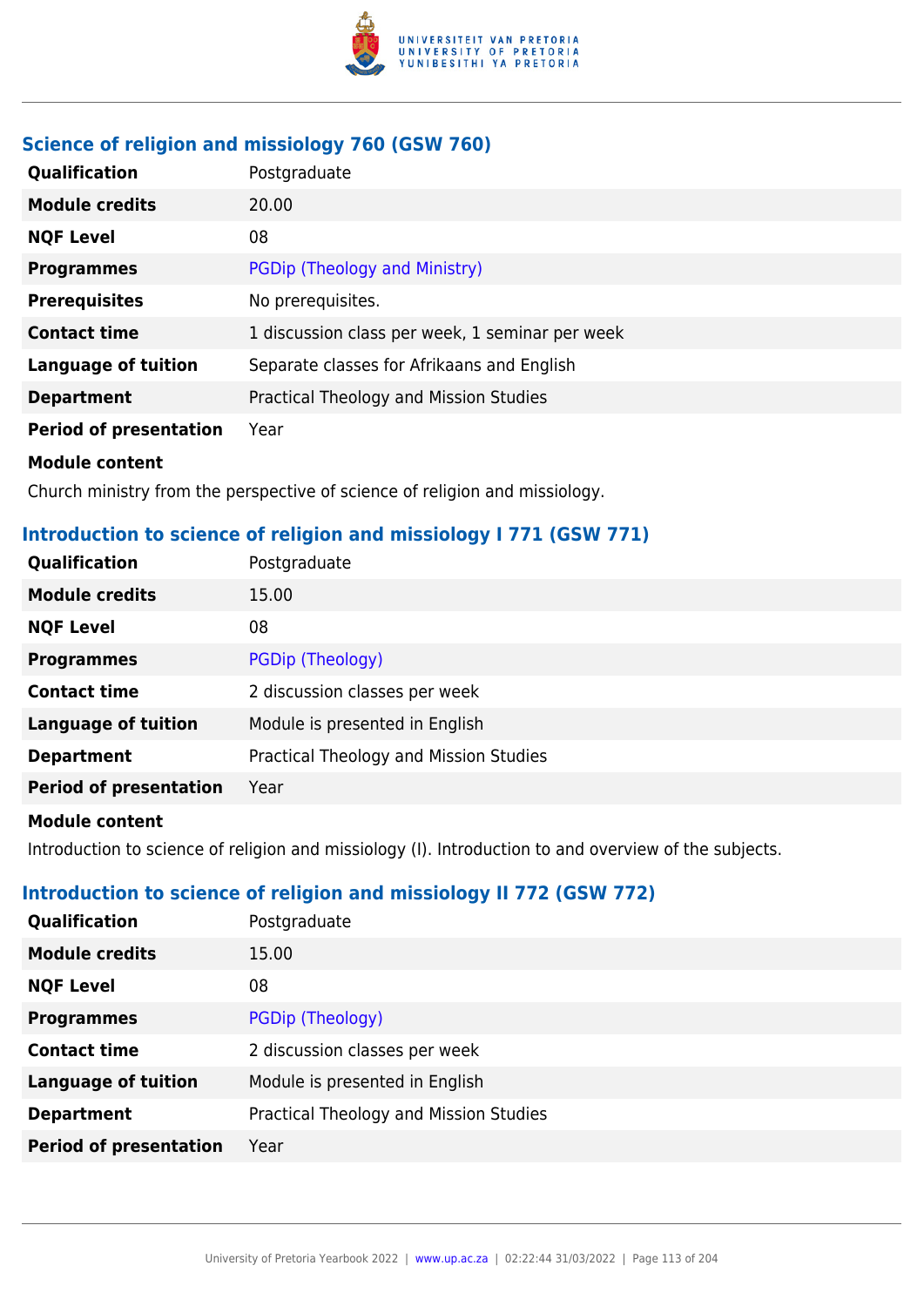### Science of religion and missiology 760 (GSW 760)

| | |
|---|---|
| **Qualification** | Postgraduate |
| **Module credits** | 20.00 |
| **NQF Level** | 08 |
| **Programmes** | PGDip (Theology and Ministry) |
| **Prerequisites** | No prerequisites. |
| **Contact time** | 1 discussion class per week, 1 seminar per week |
| **Language of tuition** | Separate classes for Afrikaans and English |
| **Department** | Practical Theology and Mission Studies |
| **Period of presentation** | Year |

**Module content**

Church ministry from the perspective of science of religion and missiology.

### Introduction to science of religion and missiology I 771 (GSW 771)

| | |
|---|---|
| **Qualification** | Postgraduate |
| **Module credits** | 15.00 |
| **NQF Level** | 08 |
| **Programmes** | PGDip (Theology) |
| **Contact time** | 2 discussion classes per week |
| **Language of tuition** | Module is presented in English |
| **Department** | Practical Theology and Mission Studies |
| **Period of presentation** | Year |

**Module content**

Introduction to science of religion and missiology (I). Introduction to and overview of the subjects.

### Introduction to science of religion and missiology II 772 (GSW 772)

| | |
|---|---|
| **Qualification** | Postgraduate |
| **Module credits** | 15.00 |
| **NQF Level** | 08 |
| **Programmes** | PGDip (Theology) |
| **Contact time** | 2 discussion classes per week |
| **Language of tuition** | Module is presented in English |
| **Department** | Practical Theology and Mission Studies |
| **Period of presentation** | Year |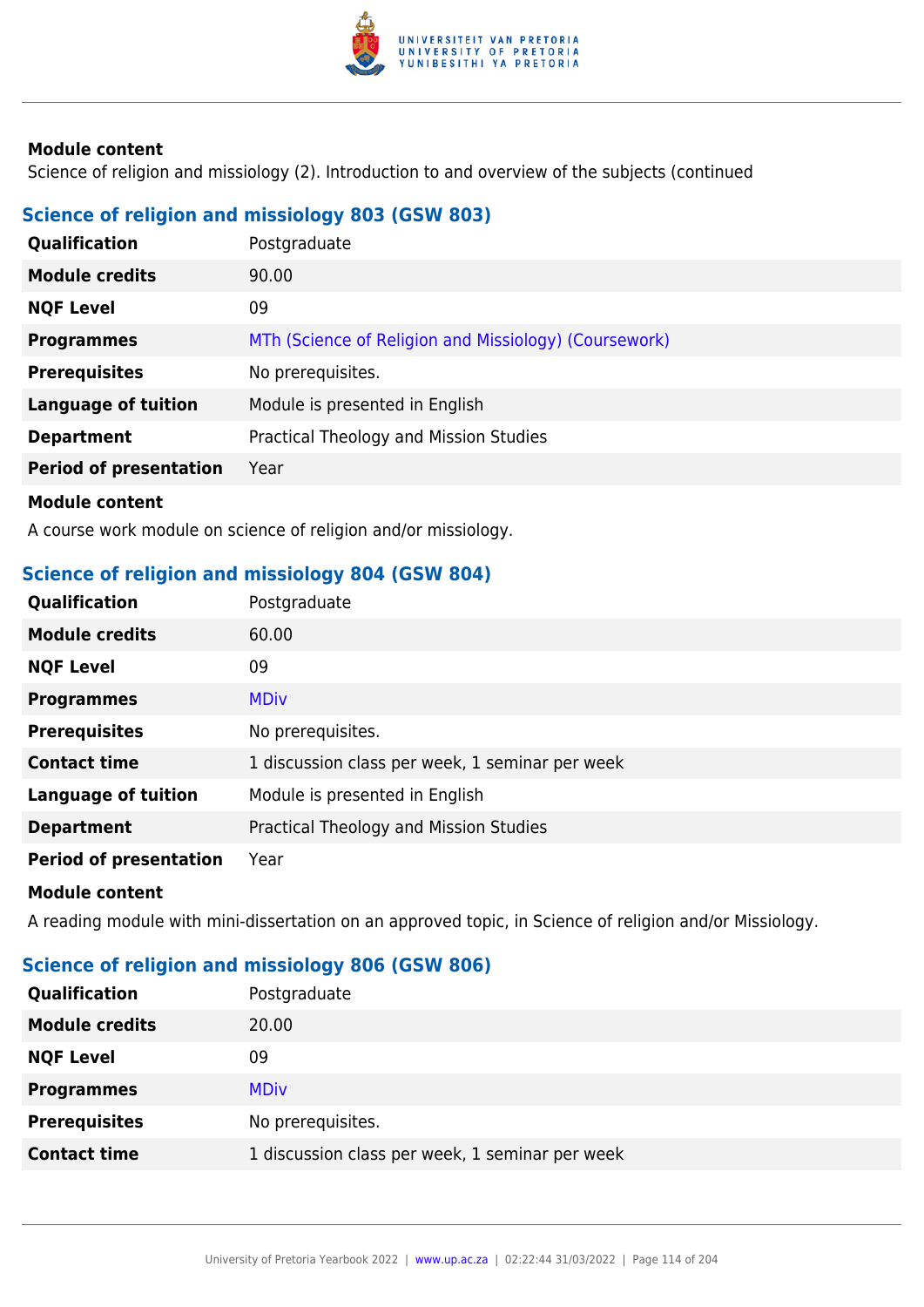**Module content**

Science of religion and missiology (2). Introduction to and overview of the subjects (continued

### Science of religion and missiology 803 (GSW 803)

| | |
|---|---|
| **Qualification** | Postgraduate |
| **Module credits** | 90.00 |
| **NQF Level** | 09 |
| **Programmes** | MTh (Science of Religion and Missiology) (Coursework) |
| **Prerequisites** | No prerequisites. |
| **Language of tuition** | Module is presented in English |
| **Department** | Practical Theology and Mission Studies |
| **Period of presentation** | Year |

**Module content**

A course work module on science of religion and/or missiology.

### Science of religion and missiology 804 (GSW 804)

| | |
|---|---|
| **Qualification** | Postgraduate |
| **Module credits** | 60.00 |
| **NQF Level** | 09 |
| **Programmes** | MDiv |
| **Prerequisites** | No prerequisites. |
| **Contact time** | 1 discussion class per week, 1 seminar per week |
| **Language of tuition** | Module is presented in English |
| **Department** | Practical Theology and Mission Studies |
| **Period of presentation** | Year |

**Module content**

A reading module with mini-dissertation on an approved topic, in Science of religion and/or Missiology.

### Science of religion and missiology 806 (GSW 806)

| | |
|---|---|
| **Qualification** | Postgraduate |
| **Module credits** | 20.00 |
| **NQF Level** | 09 |
| **Programmes** | MDiv |
| **Prerequisites** | No prerequisites. |
| **Contact time** | 1 discussion class per week, 1 seminar per week |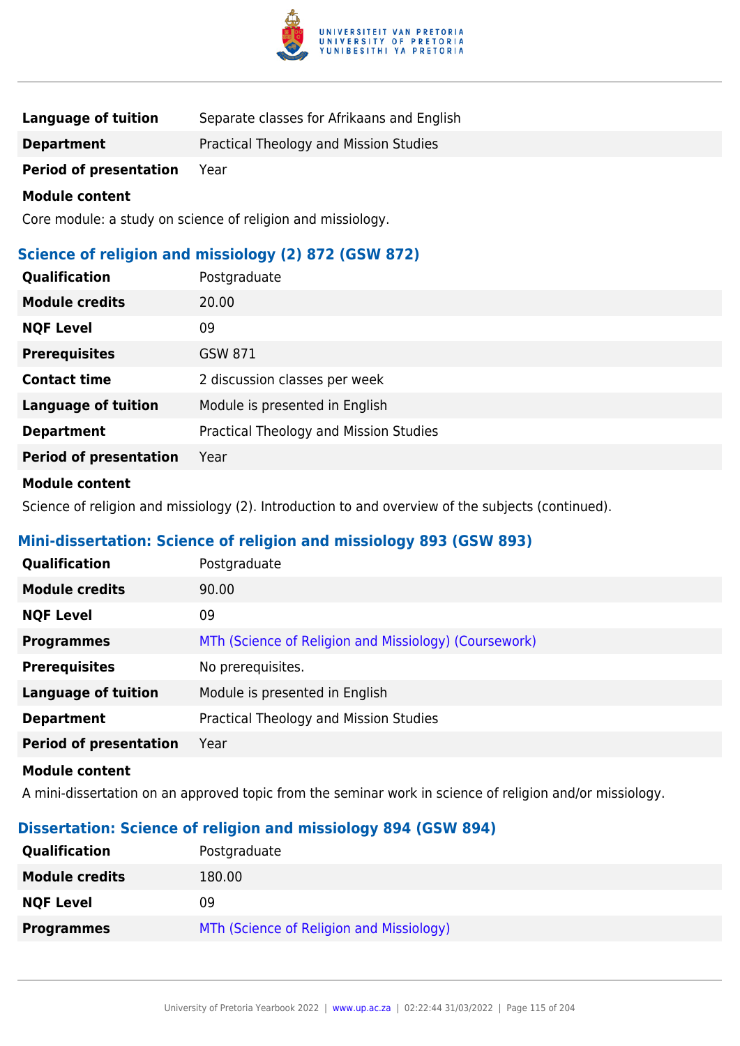| | |
|---|---|
| **Language of tuition** | Separate classes for Afrikaans and English |
| **Department** | Practical Theology and Mission Studies |
| **Period of presentation** | Year |

**Module content**

Core module: a study on science of religion and missiology.

### Science of religion and missiology (2) 872 (GSW 872)

| | |
|---|---|
| **Qualification** | Postgraduate |
| **Module credits** | 20.00 |
| **NQF Level** | 09 |
| **Prerequisites** | GSW 871 |
| **Contact time** | 2 discussion classes per week |
| **Language of tuition** | Module is presented in English |
| **Department** | Practical Theology and Mission Studies |
| **Period of presentation** | Year |

**Module content**

Science of religion and missiology (2). Introduction to and overview of the subjects (continued).

### Mini-dissertation: Science of religion and missiology 893 (GSW 893)

| | |
|---|---|
| **Qualification** | Postgraduate |
| **Module credits** | 90.00 |
| **NQF Level** | 09 |
| **Programmes** | MTh (Science of Religion and Missiology) (Coursework) |
| **Prerequisites** | No prerequisites. |
| **Language of tuition** | Module is presented in English |
| **Department** | Practical Theology and Mission Studies |
| **Period of presentation** | Year |

**Module content**

A mini-dissertation on an approved topic from the seminar work in science of religion and/or missiology.

### Dissertation: Science of religion and missiology 894 (GSW 894)

| | |
|---|---|
| **Qualification** | Postgraduate |
| **Module credits** | 180.00 |
| **NQF Level** | 09 |
| **Programmes** | MTh (Science of Religion and Missiology) |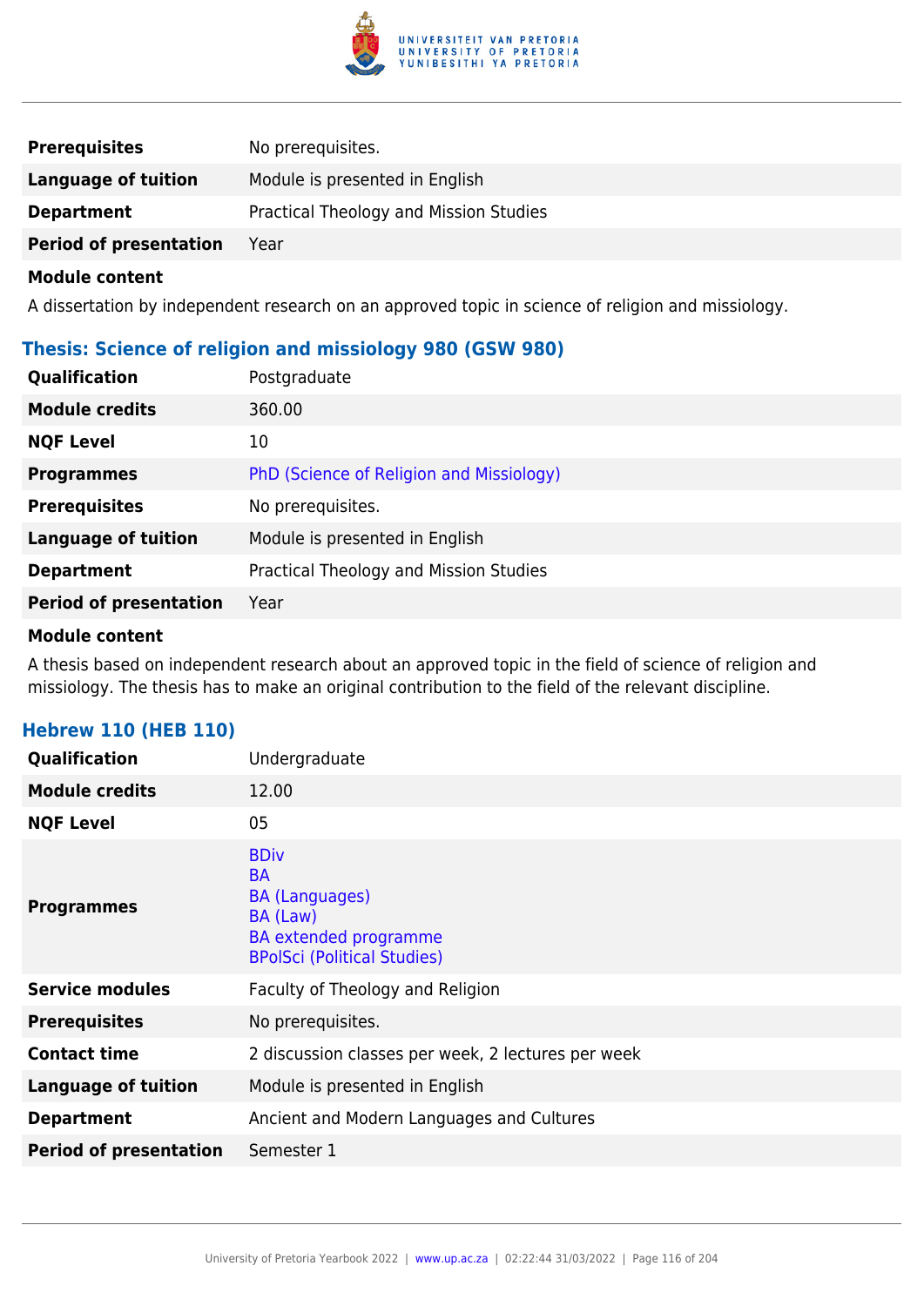| | |
|---|---|
| **Prerequisites** | No prerequisites. |
| **Language of tuition** | Module is presented in English |
| **Department** | Practical Theology and Mission Studies |
| **Period of presentation** | Year |

**Module content**

A dissertation by independent research on an approved topic in science of religion and missiology.

### Thesis: Science of religion and missiology 980 (GSW 980)

| | |
|---|---|
| **Qualification** | Postgraduate |
| **Module credits** | 360.00 |
| **NQF Level** | 10 |
| **Programmes** | PhD (Science of Religion and Missiology) |
| **Prerequisites** | No prerequisites. |
| **Language of tuition** | Module is presented in English |
| **Department** | Practical Theology and Mission Studies |
| **Period of presentation** | Year |

**Module content**

A thesis based on independent research about an approved topic in the field of science of religion and missiology. The thesis has to make an original contribution to the field of the relevant discipline.

### Hebrew 110 (HEB 110)

| | |
|---|---|
| **Qualification** | Undergraduate |
| **Module credits** | 12.00 |
| **NQF Level** | 05 |
| **Programmes** | BDiv<br>BA<br>BA (Languages)<br>BA (Law)<br>BA extended programme<br>BPolSci (Political Studies) |
| **Service modules** | Faculty of Theology and Religion |
| **Prerequisites** | No prerequisites. |
| **Contact time** | 2 discussion classes per week, 2 lectures per week |
| **Language of tuition** | Module is presented in English |
| **Department** | Ancient and Modern Languages and Cultures |
| **Period of presentation** | Semester 1 |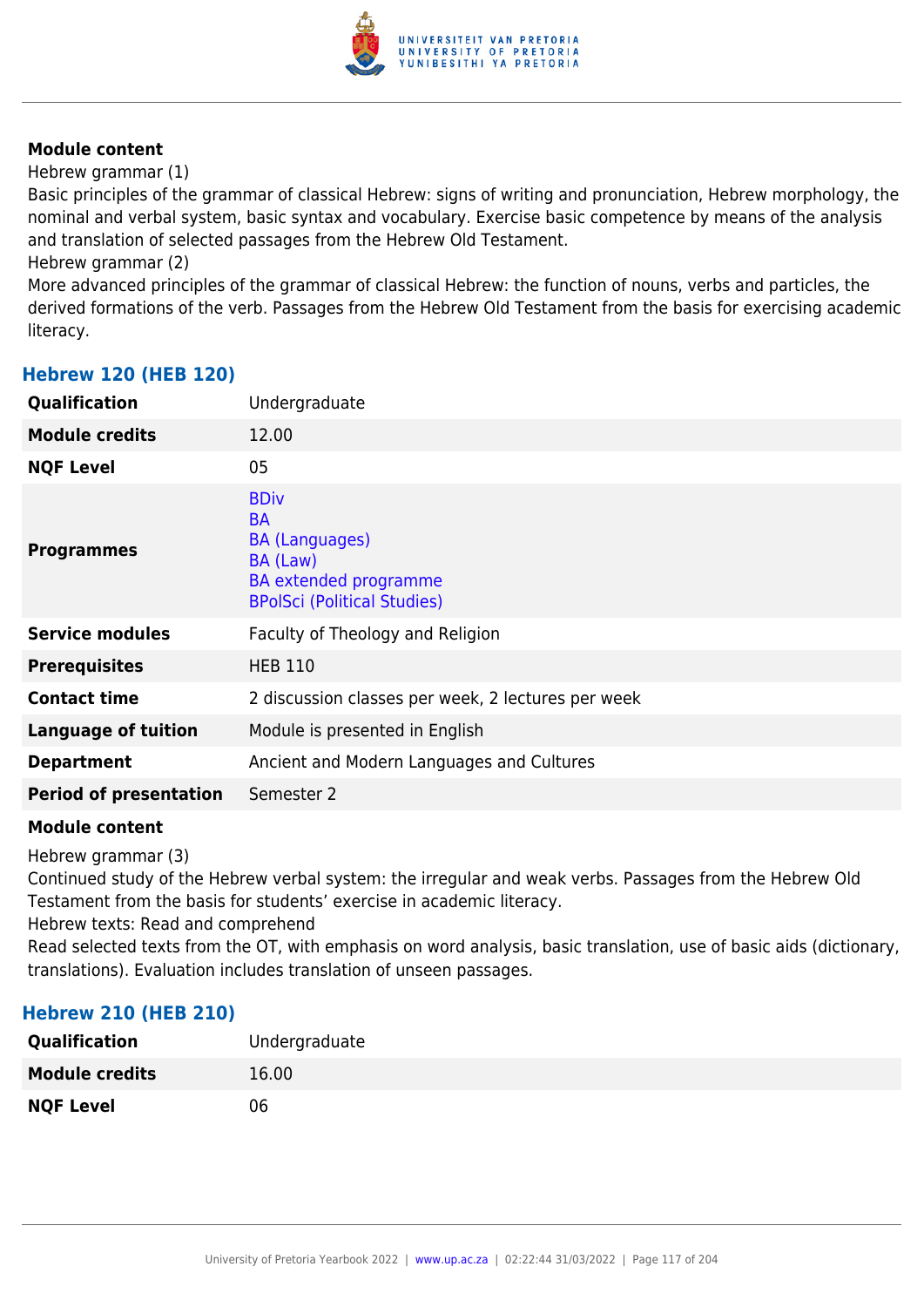**Module content**

Hebrew grammar (1)

Basic principles of the grammar of classical Hebrew: signs of writing and pronunciation, Hebrew morphology, the nominal and verbal system, basic syntax and vocabulary. Exercise basic competence by means of the analysis and translation of selected passages from the Hebrew Old Testament.

Hebrew grammar (2)

More advanced principles of the grammar of classical Hebrew: the function of nouns, verbs and particles, the derived formations of the verb. Passages from the Hebrew Old Testament from the basis for exercising academic literacy.

### Hebrew 120 (HEB 120)

| | |
|---|---|
| **Qualification** | Undergraduate |
| **Module credits** | 12.00 |
| **NQF Level** | 05 |
| **Programmes** | BDiv<br>BA<br>BA (Languages)<br>BA (Law)<br>BA extended programme<br>BPolSci (Political Studies) |
| **Service modules** | Faculty of Theology and Religion |
| **Prerequisites** | HEB 110 |
| **Contact time** | 2 discussion classes per week, 2 lectures per week |
| **Language of tuition** | Module is presented in English |
| **Department** | Ancient and Modern Languages and Cultures |
| **Period of presentation** | Semester 2 |

**Module content**

Hebrew grammar (3)

Continued study of the Hebrew verbal system: the irregular and weak verbs. Passages from the Hebrew Old Testament from the basis for students' exercise in academic literacy.

Hebrew texts: Read and comprehend

Read selected texts from the OT, with emphasis on word analysis, basic translation, use of basic aids (dictionary, translations). Evaluation includes translation of unseen passages.

### Hebrew 210 (HEB 210)

| | |
|---|---|
| **Qualification** | Undergraduate |
| **Module credits** | 16.00 |
| **NQF Level** | 06 |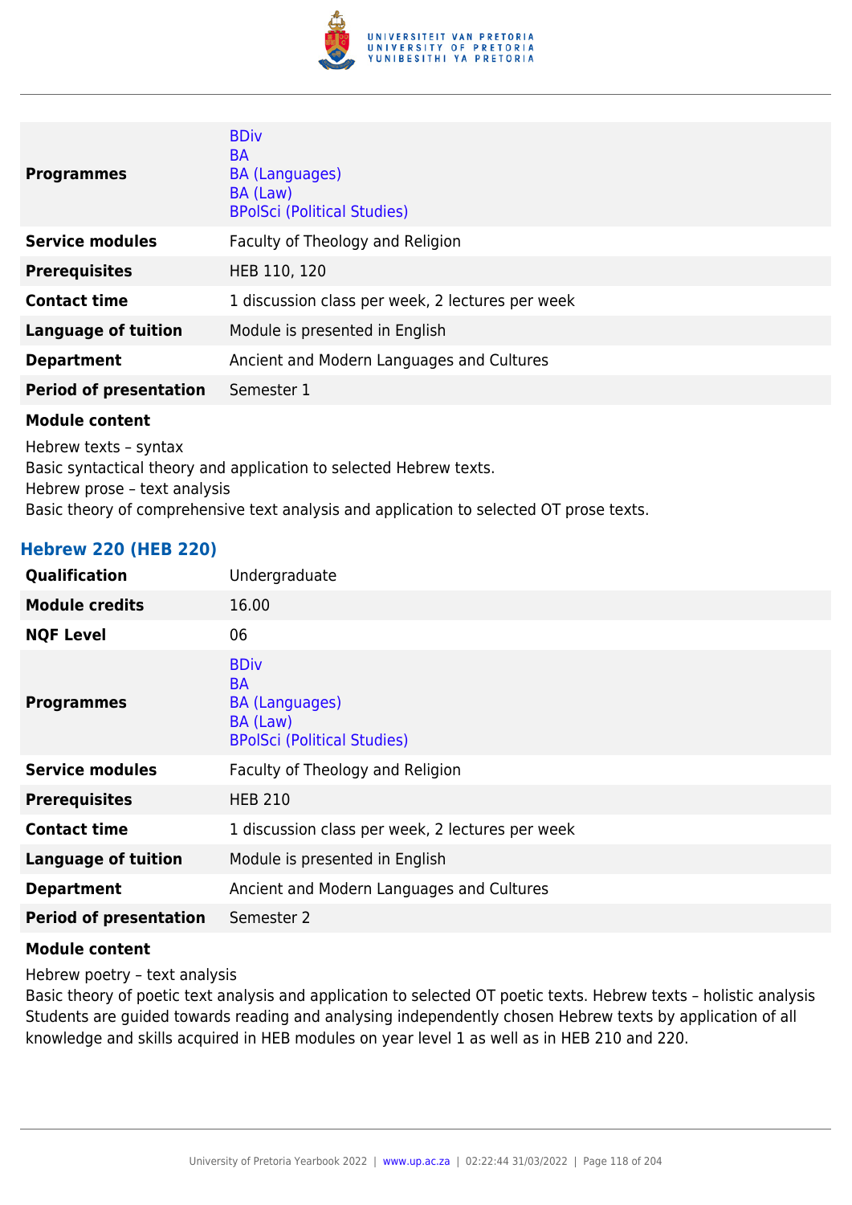| | |
|---|---|
| **Programmes** | BDiv<br>BA<br>BA (Languages)<br>BA (Law)<br>BPolSci (Political Studies) |
| **Service modules** | Faculty of Theology and Religion |
| **Prerequisites** | HEB 110, 120 |
| **Contact time** | 1 discussion class per week, 2 lectures per week |
| **Language of tuition** | Module is presented in English |
| **Department** | Ancient and Modern Languages and Cultures |
| **Period of presentation** | Semester 1 |

**Module content**

Hebrew texts – syntax
Basic syntactical theory and application to selected Hebrew texts.
Hebrew prose – text analysis
Basic theory of comprehensive text analysis and application to selected OT prose texts.

### Hebrew 220 (HEB 220)

| | |
|---|---|
| **Qualification** | Undergraduate |
| **Module credits** | 16.00 |
| **NQF Level** | 06 |
| **Programmes** | BDiv<br>BA<br>BA (Languages)<br>BA (Law)<br>BPolSci (Political Studies) |
| **Service modules** | Faculty of Theology and Religion |
| **Prerequisites** | HEB 210 |
| **Contact time** | 1 discussion class per week, 2 lectures per week |
| **Language of tuition** | Module is presented in English |
| **Department** | Ancient and Modern Languages and Cultures |
| **Period of presentation** | Semester 2 |

**Module content**

Hebrew poetry – text analysis
Basic theory of poetic text analysis and application to selected OT poetic texts. Hebrew texts – holistic analysis Students are guided towards reading and analysing independently chosen Hebrew texts by application of all knowledge and skills acquired in HEB modules on year level 1 as well as in HEB 210 and 220.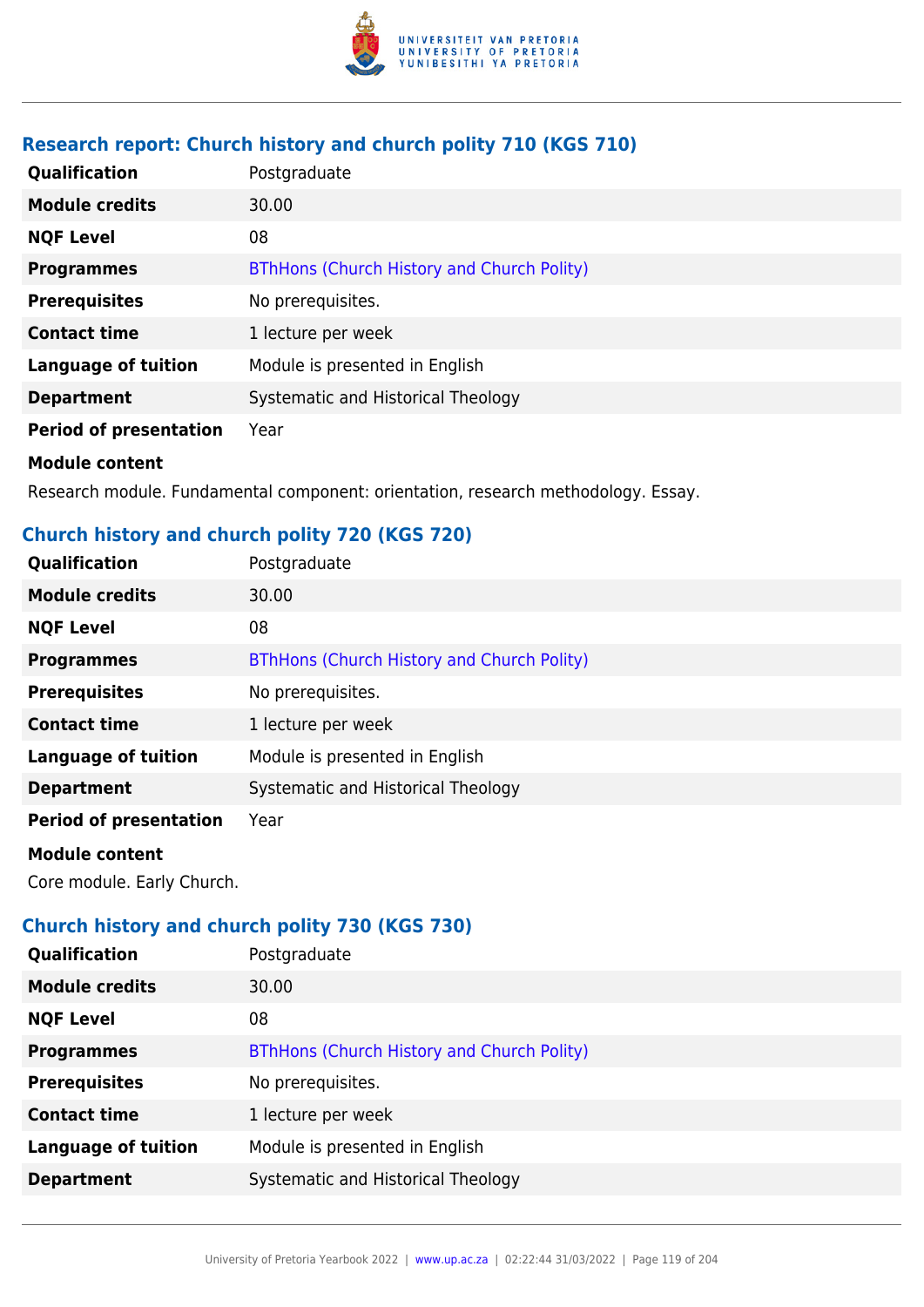### Research report: Church history and church polity 710 (KGS 710)

| | |
|---|---|
| **Qualification** | Postgraduate |
| **Module credits** | 30.00 |
| **NQF Level** | 08 |
| **Programmes** | BThHons (Church History and Church Polity) |
| **Prerequisites** | No prerequisites. |
| **Contact time** | 1 lecture per week |
| **Language of tuition** | Module is presented in English |
| **Department** | Systematic and Historical Theology |
| **Period of presentation** | Year |

**Module content**

Research module. Fundamental component: orientation, research methodology. Essay.

### Church history and church polity 720 (KGS 720)

| | |
|---|---|
| **Qualification** | Postgraduate |
| **Module credits** | 30.00 |
| **NQF Level** | 08 |
| **Programmes** | BThHons (Church History and Church Polity) |
| **Prerequisites** | No prerequisites. |
| **Contact time** | 1 lecture per week |
| **Language of tuition** | Module is presented in English |
| **Department** | Systematic and Historical Theology |
| **Period of presentation** | Year |

**Module content**

Core module. Early Church.

### Church history and church polity 730 (KGS 730)

| | |
|---|---|
| **Qualification** | Postgraduate |
| **Module credits** | 30.00 |
| **NQF Level** | 08 |
| **Programmes** | BThHons (Church History and Church Polity) |
| **Prerequisites** | No prerequisites. |
| **Contact time** | 1 lecture per week |
| **Language of tuition** | Module is presented in English |
| **Department** | Systematic and Historical Theology |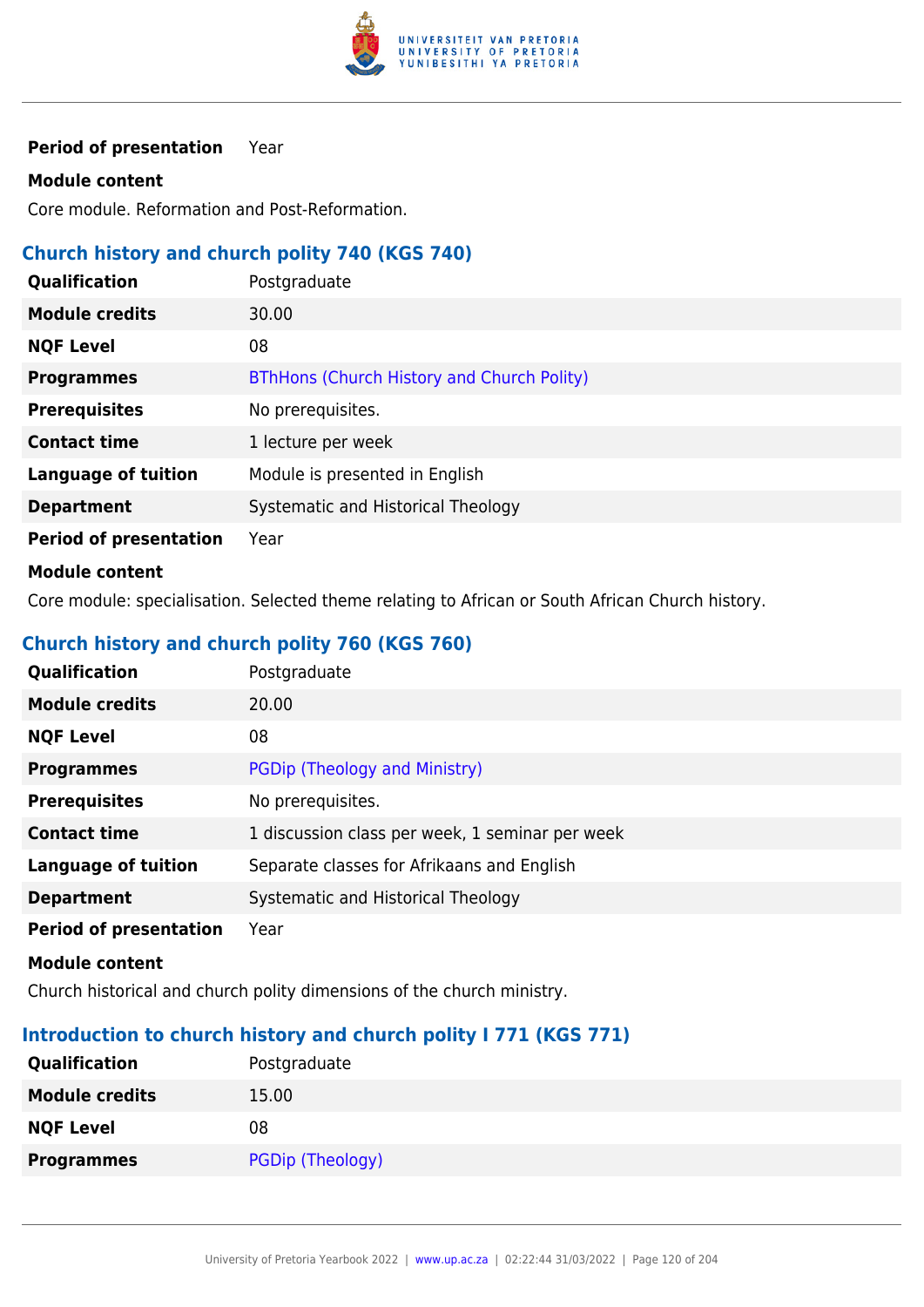| | |
|---|---|
| **Period of presentation** | Year |

**Module content**

Core module. Reformation and Post-Reformation.

### Church history and church polity 740 (KGS 740)

| | |
|---|---|
| **Qualification** | Postgraduate |
| **Module credits** | 30.00 |
| **NQF Level** | 08 |
| **Programmes** | BThHons (Church History and Church Polity) |
| **Prerequisites** | No prerequisites. |
| **Contact time** | 1 lecture per week |
| **Language of tuition** | Module is presented in English |
| **Department** | Systematic and Historical Theology |
| **Period of presentation** | Year |

**Module content**

Core module: specialisation. Selected theme relating to African or South African Church history.

### Church history and church polity 760 (KGS 760)

| | |
|---|---|
| **Qualification** | Postgraduate |
| **Module credits** | 20.00 |
| **NQF Level** | 08 |
| **Programmes** | PGDip (Theology and Ministry) |
| **Prerequisites** | No prerequisites. |
| **Contact time** | 1 discussion class per week, 1 seminar per week |
| **Language of tuition** | Separate classes for Afrikaans and English |
| **Department** | Systematic and Historical Theology |
| **Period of presentation** | Year |

**Module content**

Church historical and church polity dimensions of the church ministry.

### Introduction to church history and church polity I 771 (KGS 771)

| | |
|---|---|
| **Qualification** | Postgraduate |
| **Module credits** | 15.00 |
| **NQF Level** | 08 |
| **Programmes** | PGDip (Theology) |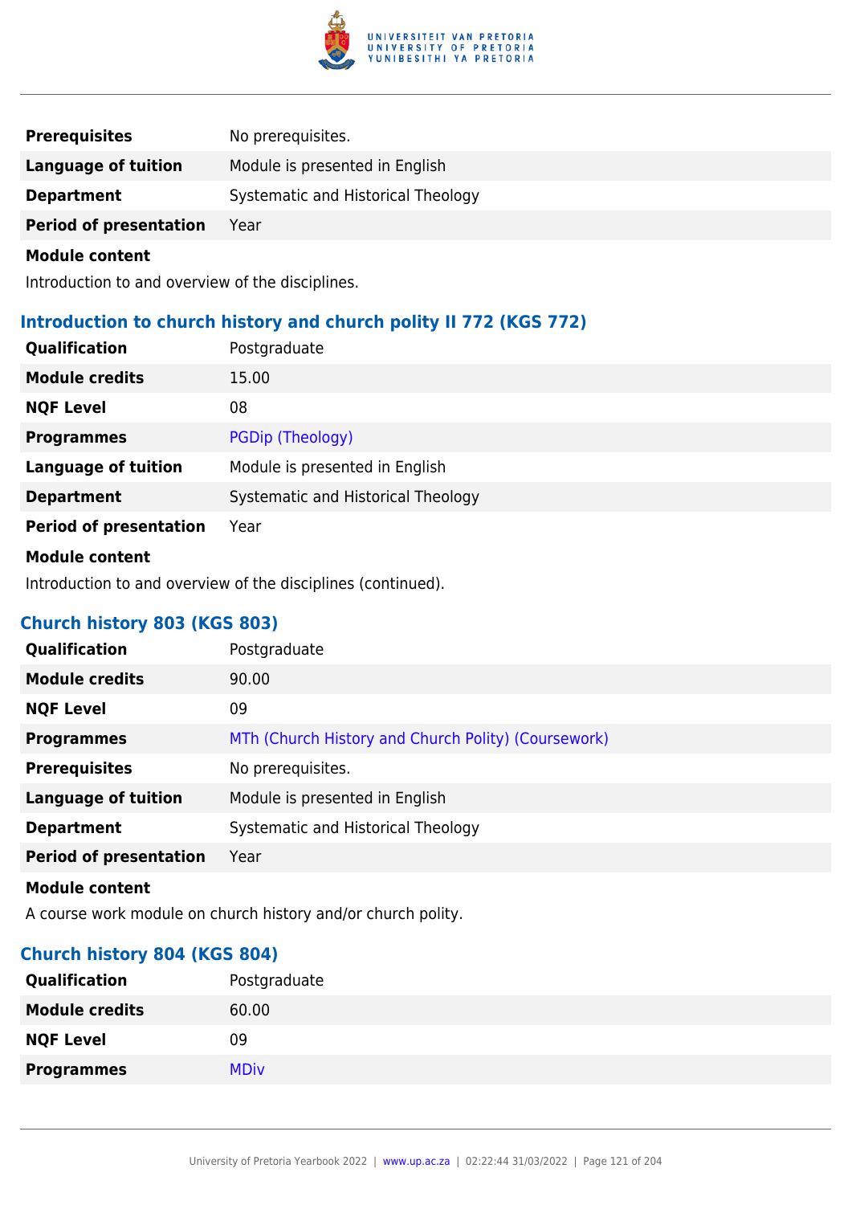| | |
|---|---|
| **Prerequisites** | No prerequisites. |
| **Language of tuition** | Module is presented in English |
| **Department** | Systematic and Historical Theology |
| **Period of presentation** | Year |

**Module content**

Introduction to and overview of the disciplines.

### Introduction to church history and church polity II 772 (KGS 772)

| | |
|---|---|
| **Qualification** | Postgraduate |
| **Module credits** | 15.00 |
| **NQF Level** | 08 |
| **Programmes** | PGDip (Theology) |
| **Language of tuition** | Module is presented in English |
| **Department** | Systematic and Historical Theology |
| **Period of presentation** | Year |

**Module content**

Introduction to and overview of the disciplines (continued).

### Church history 803 (KGS 803)

| | |
|---|---|
| **Qualification** | Postgraduate |
| **Module credits** | 90.00 |
| **NQF Level** | 09 |
| **Programmes** | MTh (Church History and Church Polity) (Coursework) |
| **Prerequisites** | No prerequisites. |
| **Language of tuition** | Module is presented in English |
| **Department** | Systematic and Historical Theology |
| **Period of presentation** | Year |

**Module content**

A course work module on church history and/or church polity.

### Church history 804 (KGS 804)

| | |
|---|---|
| **Qualification** | Postgraduate |
| **Module credits** | 60.00 |
| **NQF Level** | 09 |
| **Programmes** | MDiv |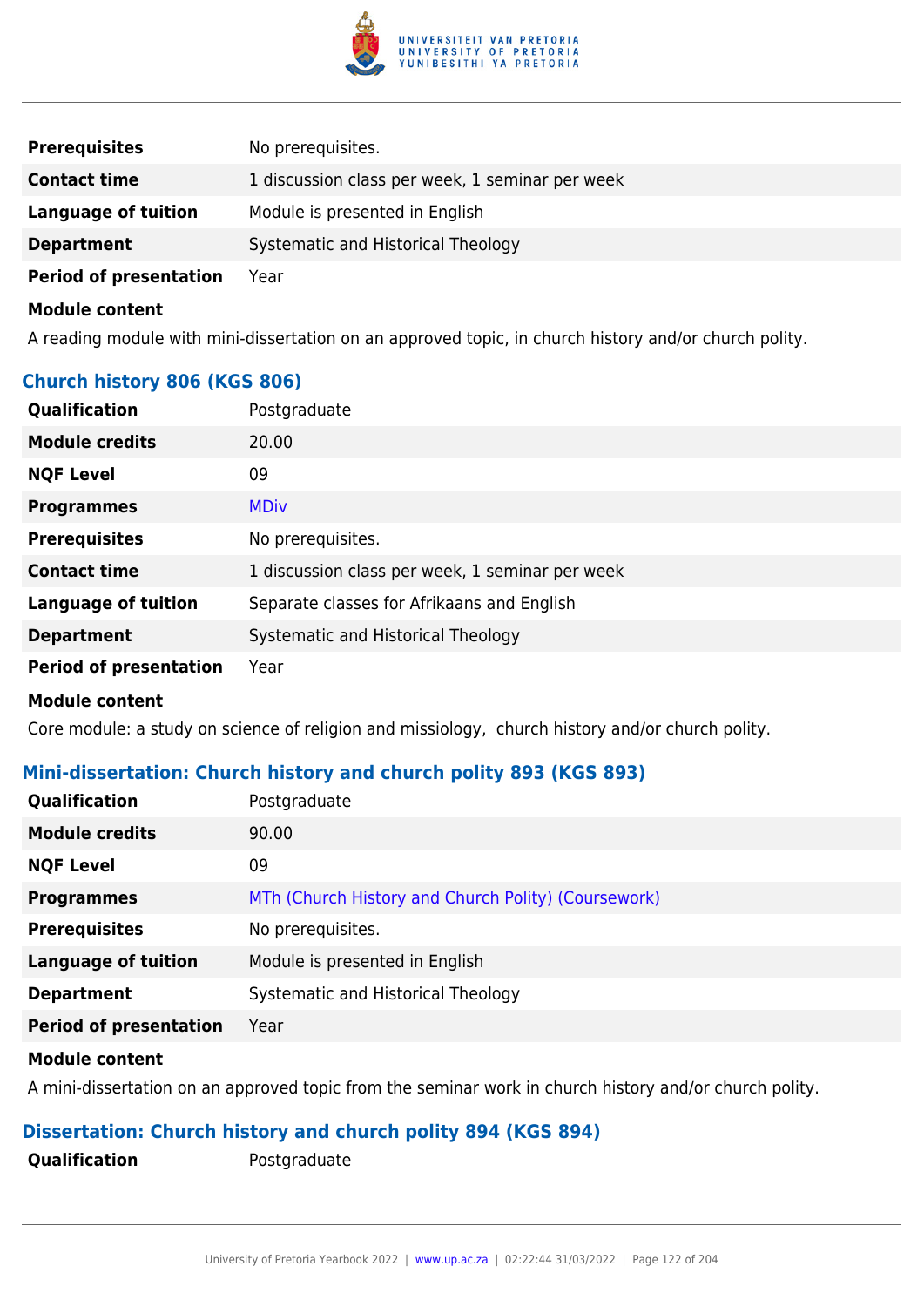| | |
|---|---|
| **Prerequisites** | No prerequisites. |
| **Contact time** | 1 discussion class per week, 1 seminar per week |
| **Language of tuition** | Module is presented in English |
| **Department** | Systematic and Historical Theology |
| **Period of presentation** | Year |

**Module content**

A reading module with mini-dissertation on an approved topic, in church history and/or church polity.

### Church history 806 (KGS 806)

| | |
|---|---|
| **Qualification** | Postgraduate |
| **Module credits** | 20.00 |
| **NQF Level** | 09 |
| **Programmes** | MDiv |
| **Prerequisites** | No prerequisites. |
| **Contact time** | 1 discussion class per week, 1 seminar per week |
| **Language of tuition** | Separate classes for Afrikaans and English |
| **Department** | Systematic and Historical Theology |
| **Period of presentation** | Year |

**Module content**

Core module: a study on science of religion and missiology, church history and/or church polity.

### Mini-dissertation: Church history and church polity 893 (KGS 893)

| | |
|---|---|
| **Qualification** | Postgraduate |
| **Module credits** | 90.00 |
| **NQF Level** | 09 |
| **Programmes** | MTh (Church History and Church Polity) (Coursework) |
| **Prerequisites** | No prerequisites. |
| **Language of tuition** | Module is presented in English |
| **Department** | Systematic and Historical Theology |
| **Period of presentation** | Year |

**Module content**

A mini-dissertation on an approved topic from the seminar work in church history and/or church polity.

### Dissertation: Church history and church polity 894 (KGS 894)

| | |
|---|---|
| **Qualification** | Postgraduate |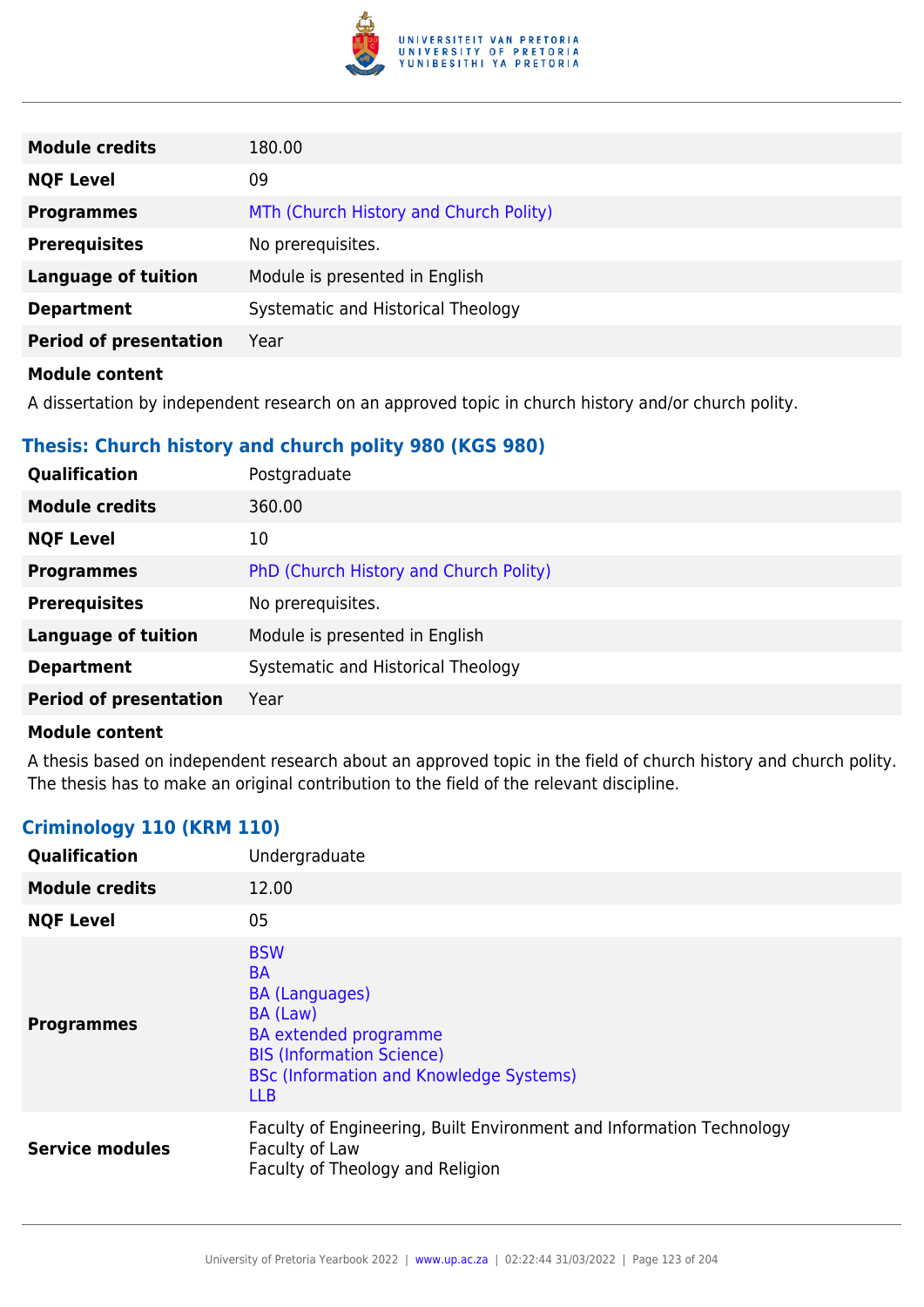| | |
|---|---|
| **Module credits** | 180.00 |
| **NQF Level** | 09 |
| **Programmes** | MTh (Church History and Church Polity) |
| **Prerequisites** | No prerequisites. |
| **Language of tuition** | Module is presented in English |
| **Department** | Systematic and Historical Theology |
| **Period of presentation** | Year |

**Module content**

A dissertation by independent research on an approved topic in church history and/or church polity.

### Thesis: Church history and church polity 980 (KGS 980)

| | |
|---|---|
| **Qualification** | Postgraduate |
| **Module credits** | 360.00 |
| **NQF Level** | 10 |
| **Programmes** | PhD (Church History and Church Polity) |
| **Prerequisites** | No prerequisites. |
| **Language of tuition** | Module is presented in English |
| **Department** | Systematic and Historical Theology |
| **Period of presentation** | Year |

**Module content**

A thesis based on independent research about an approved topic in the field of church history and church polity. The thesis has to make an original contribution to the field of the relevant discipline.

### Criminology 110 (KRM 110)

| | |
|---|---|
| **Qualification** | Undergraduate |
| **Module credits** | 12.00 |
| **NQF Level** | 05 |
| **Programmes** | BSW<br>BA<br>BA (Languages)<br>BA (Law)<br>BA extended programme<br>BIS (Information Science)<br>BSc (Information and Knowledge Systems)<br>LLB |
| **Service modules** | Faculty of Engineering, Built Environment and Information Technology<br>Faculty of Law<br>Faculty of Theology and Religion |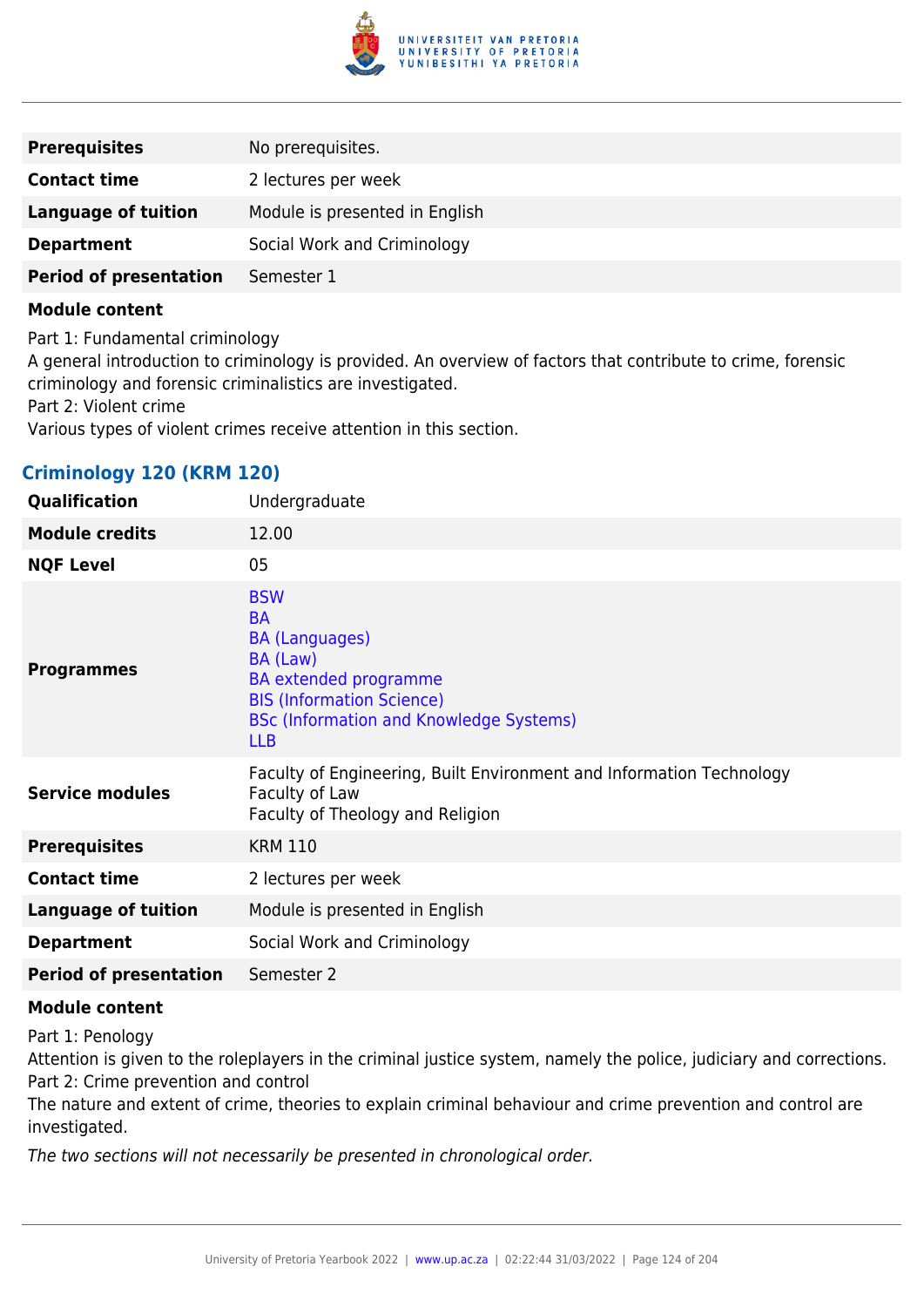| | |
|---|---|
| **Prerequisites** | No prerequisites. |
| **Contact time** | 2 lectures per week |
| **Language of tuition** | Module is presented in English |
| **Department** | Social Work and Criminology |
| **Period of presentation** | Semester 1 |

**Module content**

Part 1: Fundamental criminology
A general introduction to criminology is provided. An overview of factors that contribute to crime, forensic criminology and forensic criminalistics are investigated.
Part 2: Violent crime
Various types of violent crimes receive attention in this section.

### Criminology 120 (KRM 120)

| | |
|---|---|
| **Qualification** | Undergraduate |
| **Module credits** | 12.00 |
| **NQF Level** | 05 |
| **Programmes** | BSW<br>BA<br>BA (Languages)<br>BA (Law)<br>BA extended programme<br>BIS (Information Science)<br>BSc (Information and Knowledge Systems)<br>LLB |
| **Service modules** | Faculty of Engineering, Built Environment and Information Technology<br>Faculty of Law<br>Faculty of Theology and Religion |
| **Prerequisites** | KRM 110 |
| **Contact time** | 2 lectures per week |
| **Language of tuition** | Module is presented in English |
| **Department** | Social Work and Criminology |
| **Period of presentation** | Semester 2 |

**Module content**

Part 1: Penology
Attention is given to the roleplayers in the criminal justice system, namely the police, judiciary and corrections.
Part 2: Crime prevention and control
The nature and extent of crime, theories to explain criminal behaviour and crime prevention and control are investigated.

*The two sections will not necessarily be presented in chronological order.*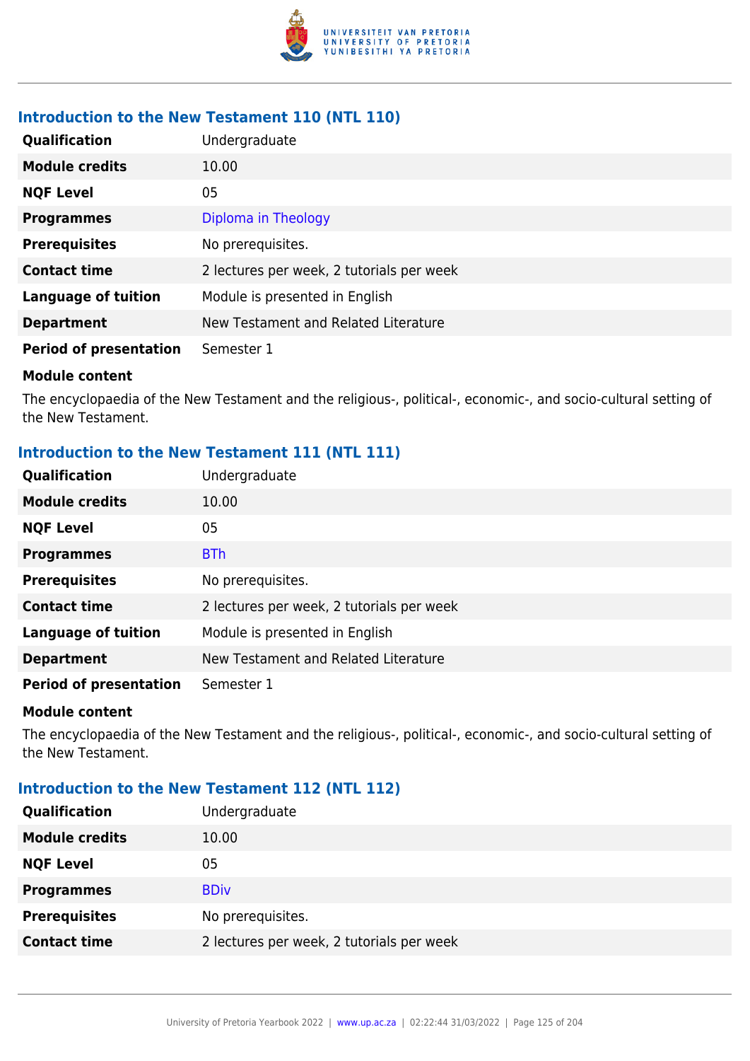### Introduction to the New Testament 110 (NTL 110)

| | |
|---|---|
| **Qualification** | Undergraduate |
| **Module credits** | 10.00 |
| **NQF Level** | 05 |
| **Programmes** | Diploma in Theology |
| **Prerequisites** | No prerequisites. |
| **Contact time** | 2 lectures per week, 2 tutorials per week |
| **Language of tuition** | Module is presented in English |
| **Department** | New Testament and Related Literature |
| **Period of presentation** | Semester 1 |

**Module content**

The encyclopaedia of the New Testament and the religious-, political-, economic-, and socio-cultural setting of the New Testament.

### Introduction to the New Testament 111 (NTL 111)

| | |
|---|---|
| **Qualification** | Undergraduate |
| **Module credits** | 10.00 |
| **NQF Level** | 05 |
| **Programmes** | BTh |
| **Prerequisites** | No prerequisites. |
| **Contact time** | 2 lectures per week, 2 tutorials per week |
| **Language of tuition** | Module is presented in English |
| **Department** | New Testament and Related Literature |
| **Period of presentation** | Semester 1 |

**Module content**

The encyclopaedia of the New Testament and the religious-, political-, economic-, and socio-cultural setting of the New Testament.

### Introduction to the New Testament 112 (NTL 112)

| | |
|---|---|
| **Qualification** | Undergraduate |
| **Module credits** | 10.00 |
| **NQF Level** | 05 |
| **Programmes** | BDiv |
| **Prerequisites** | No prerequisites. |
| **Contact time** | 2 lectures per week, 2 tutorials per week |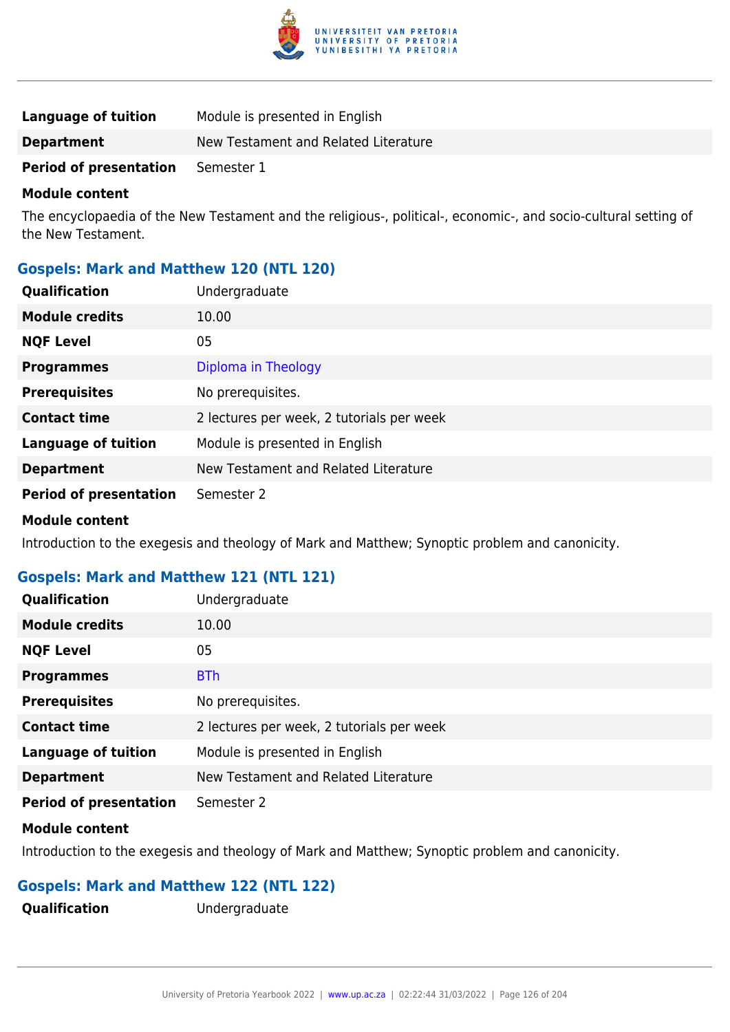| | |
|---|---|
| **Language of tuition** | Module is presented in English |
| **Department** | New Testament and Related Literature |
| **Period of presentation** | Semester 1 |

**Module content**

The encyclopaedia of the New Testament and the religious-, political-, economic-, and socio-cultural setting of the New Testament.

### Gospels: Mark and Matthew 120 (NTL 120)

| | |
|---|---|
| **Qualification** | Undergraduate |
| **Module credits** | 10.00 |
| **NQF Level** | 05 |
| **Programmes** | Diploma in Theology |
| **Prerequisites** | No prerequisites. |
| **Contact time** | 2 lectures per week, 2 tutorials per week |
| **Language of tuition** | Module is presented in English |
| **Department** | New Testament and Related Literature |
| **Period of presentation** | Semester 2 |

**Module content**

Introduction to the exegesis and theology of Mark and Matthew; Synoptic problem and canonicity.

### Gospels: Mark and Matthew 121 (NTL 121)

| | |
|---|---|
| **Qualification** | Undergraduate |
| **Module credits** | 10.00 |
| **NQF Level** | 05 |
| **Programmes** | BTh |
| **Prerequisites** | No prerequisites. |
| **Contact time** | 2 lectures per week, 2 tutorials per week |
| **Language of tuition** | Module is presented in English |
| **Department** | New Testament and Related Literature |
| **Period of presentation** | Semester 2 |

**Module content**

Introduction to the exegesis and theology of Mark and Matthew; Synoptic problem and canonicity.

### Gospels: Mark and Matthew 122 (NTL 122)

| | |
|---|---|
| **Qualification** | Undergraduate |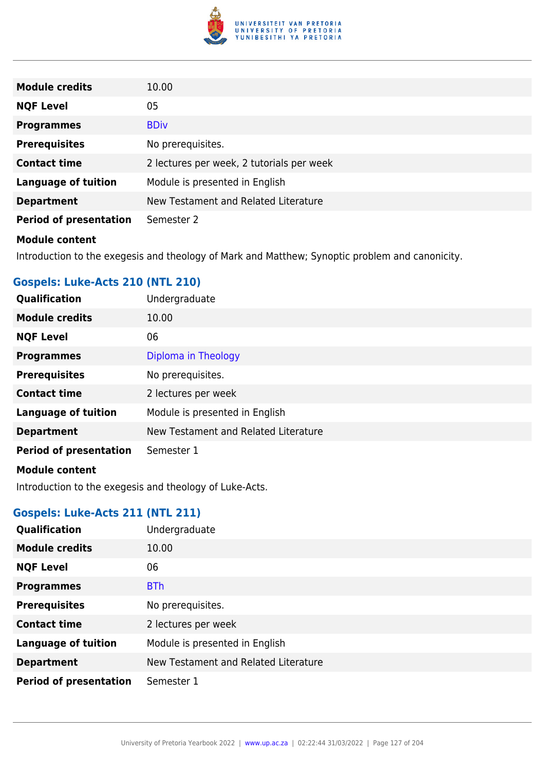| | |
|---|---|
| **Module credits** | 10.00 |
| **NQF Level** | 05 |
| **Programmes** | BDiv |
| **Prerequisites** | No prerequisites. |
| **Contact time** | 2 lectures per week, 2 tutorials per week |
| **Language of tuition** | Module is presented in English |
| **Department** | New Testament and Related Literature |
| **Period of presentation** | Semester 2 |

**Module content**

Introduction to the exegesis and theology of Mark and Matthew; Synoptic problem and canonicity.

### Gospels: Luke-Acts 210 (NTL 210)

| | |
|---|---|
| **Qualification** | Undergraduate |
| **Module credits** | 10.00 |
| **NQF Level** | 06 |
| **Programmes** | Diploma in Theology |
| **Prerequisites** | No prerequisites. |
| **Contact time** | 2 lectures per week |
| **Language of tuition** | Module is presented in English |
| **Department** | New Testament and Related Literature |
| **Period of presentation** | Semester 1 |

**Module content**

Introduction to the exegesis and theology of Luke-Acts.

### Gospels: Luke-Acts 211 (NTL 211)

| | |
|---|---|
| **Qualification** | Undergraduate |
| **Module credits** | 10.00 |
| **NQF Level** | 06 |
| **Programmes** | BTh |
| **Prerequisites** | No prerequisites. |
| **Contact time** | 2 lectures per week |
| **Language of tuition** | Module is presented in English |
| **Department** | New Testament and Related Literature |
| **Period of presentation** | Semester 1 |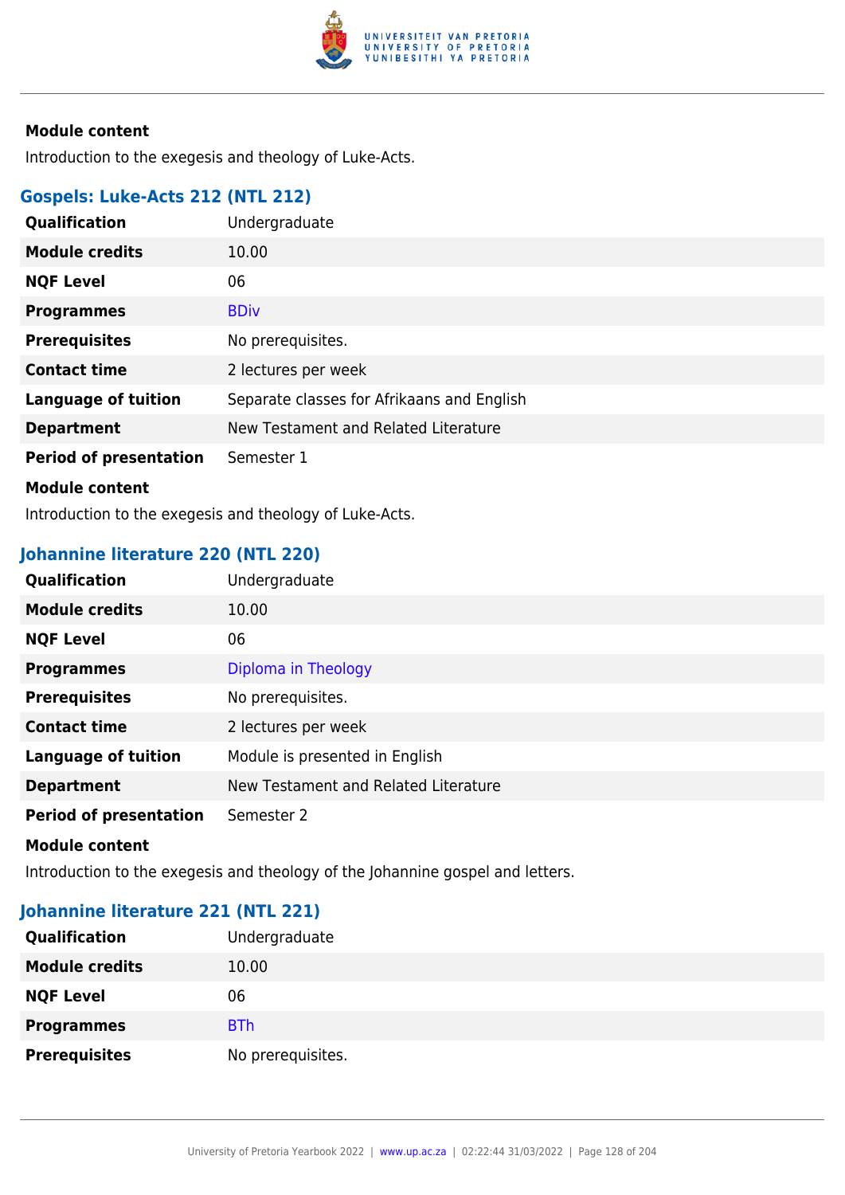**Module content**

Introduction to the exegesis and theology of Luke-Acts.

### Gospels: Luke-Acts 212 (NTL 212)

| | |
|---|---|
| **Qualification** | Undergraduate |
| **Module credits** | 10.00 |
| **NQF Level** | 06 |
| **Programmes** | BDiv |
| **Prerequisites** | No prerequisites. |
| **Contact time** | 2 lectures per week |
| **Language of tuition** | Separate classes for Afrikaans and English |
| **Department** | New Testament and Related Literature |
| **Period of presentation** | Semester 1 |

**Module content**

Introduction to the exegesis and theology of Luke-Acts.

### Johannine literature 220 (NTL 220)

| | |
|---|---|
| **Qualification** | Undergraduate |
| **Module credits** | 10.00 |
| **NQF Level** | 06 |
| **Programmes** | Diploma in Theology |
| **Prerequisites** | No prerequisites. |
| **Contact time** | 2 lectures per week |
| **Language of tuition** | Module is presented in English |
| **Department** | New Testament and Related Literature |
| **Period of presentation** | Semester 2 |

**Module content**

Introduction to the exegesis and theology of the Johannine gospel and letters.

### Johannine literature 221 (NTL 221)

| | |
|---|---|
| **Qualification** | Undergraduate |
| **Module credits** | 10.00 |
| **NQF Level** | 06 |
| **Programmes** | BTh |
| **Prerequisites** | No prerequisites. |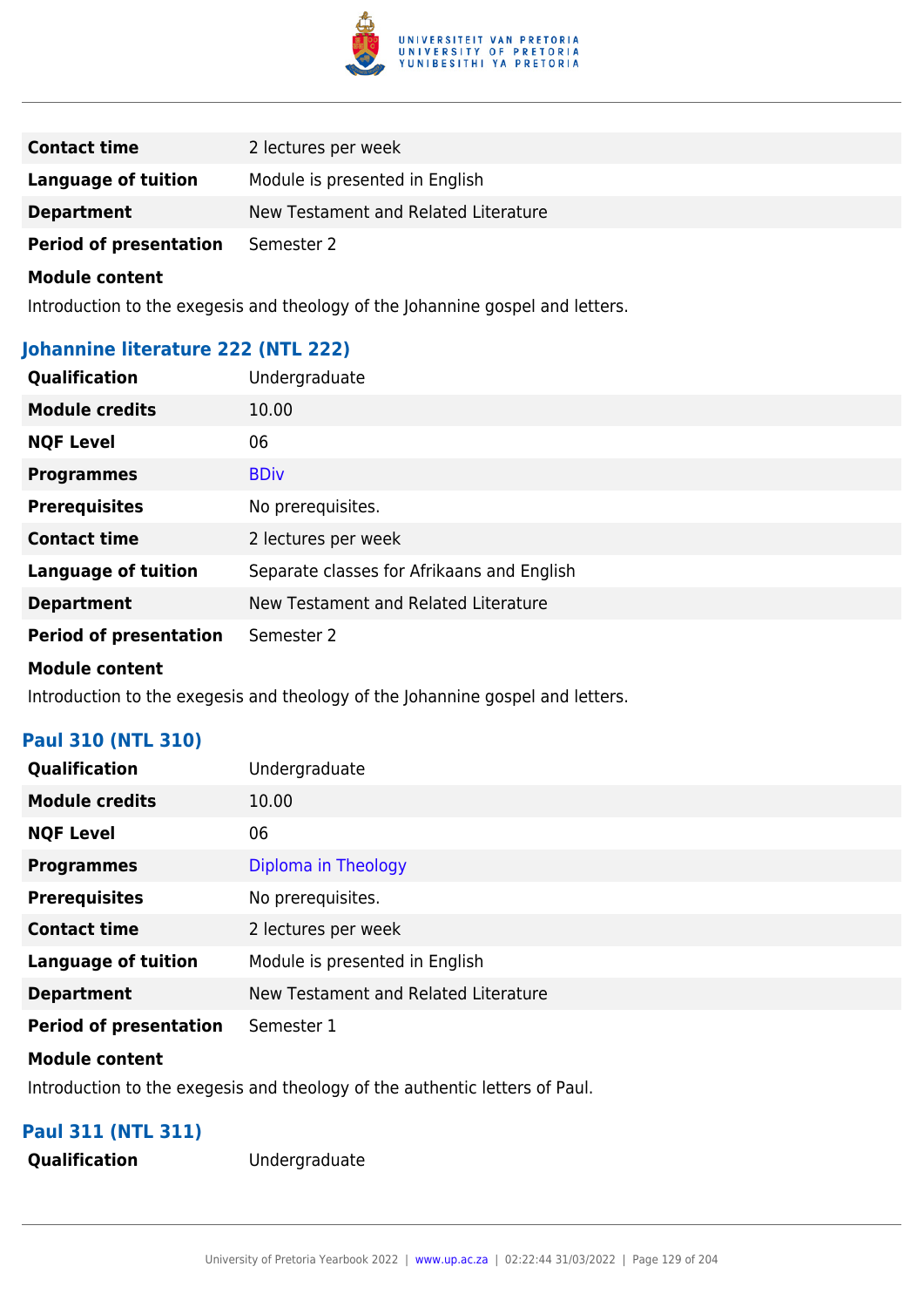| | |
|---|---|
| **Contact time** | 2 lectures per week |
| **Language of tuition** | Module is presented in English |
| **Department** | New Testament and Related Literature |
| **Period of presentation** | Semester 2 |

**Module content**

Introduction to the exegesis and theology of the Johannine gospel and letters.

### Johannine literature 222 (NTL 222)

| | |
|---|---|
| **Qualification** | Undergraduate |
| **Module credits** | 10.00 |
| **NQF Level** | 06 |
| **Programmes** | BDiv |
| **Prerequisites** | No prerequisites. |
| **Contact time** | 2 lectures per week |
| **Language of tuition** | Separate classes for Afrikaans and English |
| **Department** | New Testament and Related Literature |
| **Period of presentation** | Semester 2 |

**Module content**

Introduction to the exegesis and theology of the Johannine gospel and letters.

### Paul 310 (NTL 310)

| | |
|---|---|
| **Qualification** | Undergraduate |
| **Module credits** | 10.00 |
| **NQF Level** | 06 |
| **Programmes** | Diploma in Theology |
| **Prerequisites** | No prerequisites. |
| **Contact time** | 2 lectures per week |
| **Language of tuition** | Module is presented in English |
| **Department** | New Testament and Related Literature |
| **Period of presentation** | Semester 1 |

**Module content**

Introduction to the exegesis and theology of the authentic letters of Paul.

### Paul 311 (NTL 311)

| | |
|---|---|
| **Qualification** | Undergraduate |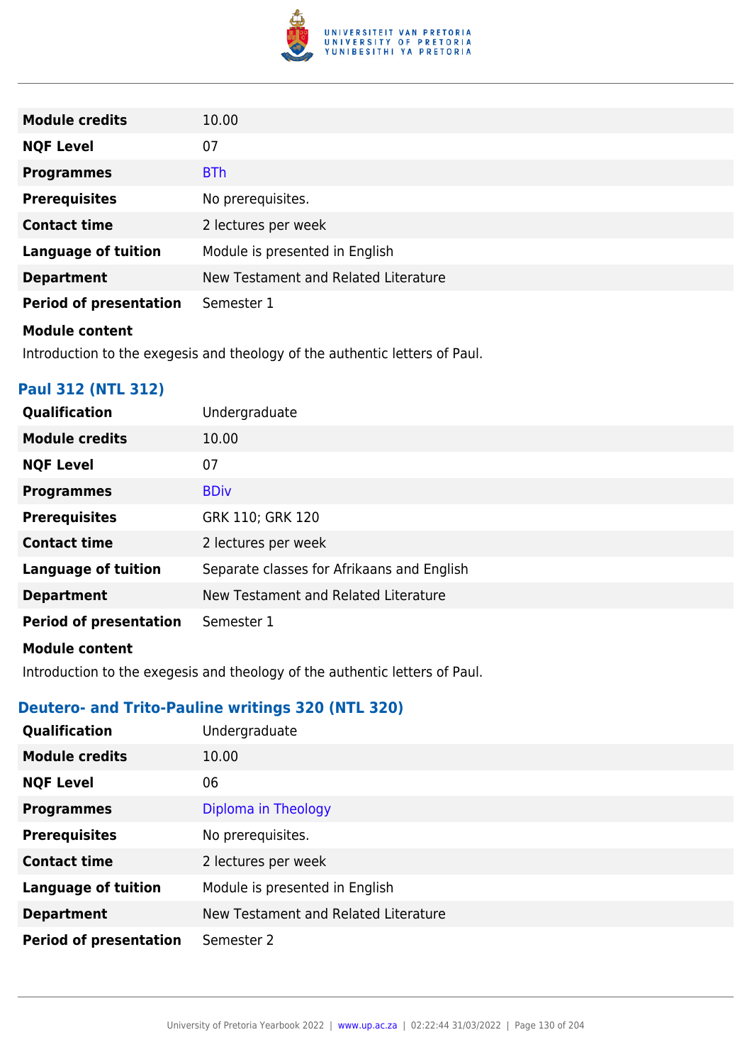| | |
|---|---|
| **Module credits** | 10.00 |
| **NQF Level** | 07 |
| **Programmes** | BTh |
| **Prerequisites** | No prerequisites. |
| **Contact time** | 2 lectures per week |
| **Language of tuition** | Module is presented in English |
| **Department** | New Testament and Related Literature |
| **Period of presentation** | Semester 1 |

**Module content**

Introduction to the exegesis and theology of the authentic letters of Paul.

### Paul 312 (NTL 312)

| | |
|---|---|
| **Qualification** | Undergraduate |
| **Module credits** | 10.00 |
| **NQF Level** | 07 |
| **Programmes** | BDiv |
| **Prerequisites** | GRK 110; GRK 120 |
| **Contact time** | 2 lectures per week |
| **Language of tuition** | Separate classes for Afrikaans and English |
| **Department** | New Testament and Related Literature |
| **Period of presentation** | Semester 1 |

**Module content**

Introduction to the exegesis and theology of the authentic letters of Paul.

### Deutero- and Trito-Pauline writings 320 (NTL 320)

| | |
|---|---|
| **Qualification** | Undergraduate |
| **Module credits** | 10.00 |
| **NQF Level** | 06 |
| **Programmes** | Diploma in Theology |
| **Prerequisites** | No prerequisites. |
| **Contact time** | 2 lectures per week |
| **Language of tuition** | Module is presented in English |
| **Department** | New Testament and Related Literature |
| **Period of presentation** | Semester 2 |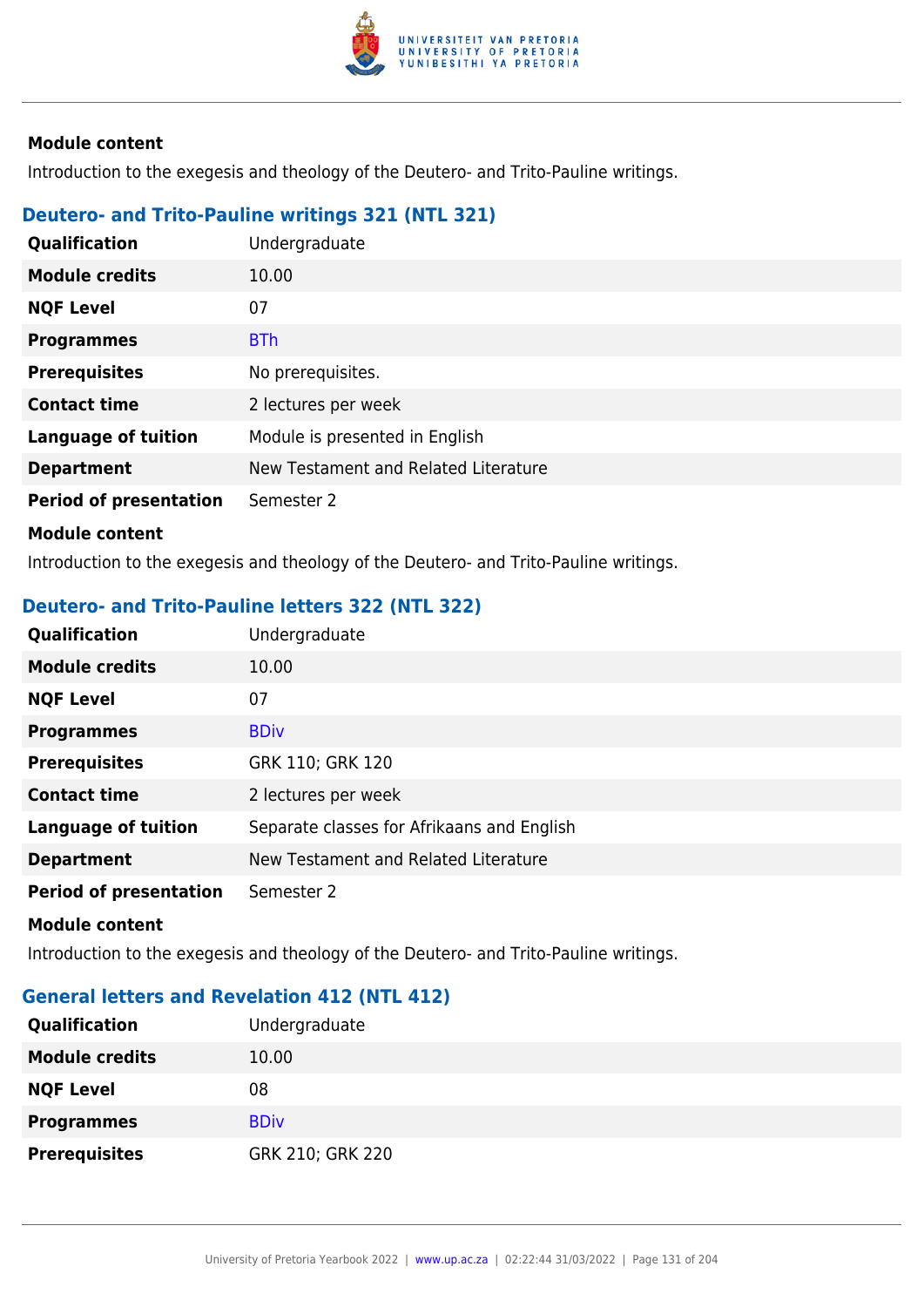#### Module content

Introduction to the exegesis and theology of the Deutero- and Trito-Pauline writings.

### Deutero- and Trito-Pauline writings 321 (NTL 321)

| | |
|---|---|
| **Qualification** | Undergraduate |
| **Module credits** | 10.00 |
| **NQF Level** | 07 |
| **Programmes** | BTh |
| **Prerequisites** | No prerequisites. |
| **Contact time** | 2 lectures per week |
| **Language of tuition** | Module is presented in English |
| **Department** | New Testament and Related Literature |
| **Period of presentation** | Semester 2 |

#### Module content

Introduction to the exegesis and theology of the Deutero- and Trito-Pauline writings.

### Deutero- and Trito-Pauline letters 322 (NTL 322)

| | |
|---|---|
| **Qualification** | Undergraduate |
| **Module credits** | 10.00 |
| **NQF Level** | 07 |
| **Programmes** | BDiv |
| **Prerequisites** | GRK 110; GRK 120 |
| **Contact time** | 2 lectures per week |
| **Language of tuition** | Separate classes for Afrikaans and English |
| **Department** | New Testament and Related Literature |
| **Period of presentation** | Semester 2 |

#### Module content

Introduction to the exegesis and theology of the Deutero- and Trito-Pauline writings.

### General letters and Revelation 412 (NTL 412)

| | |
|---|---|
| **Qualification** | Undergraduate |
| **Module credits** | 10.00 |
| **NQF Level** | 08 |
| **Programmes** | BDiv |
| **Prerequisites** | GRK 210; GRK 220 |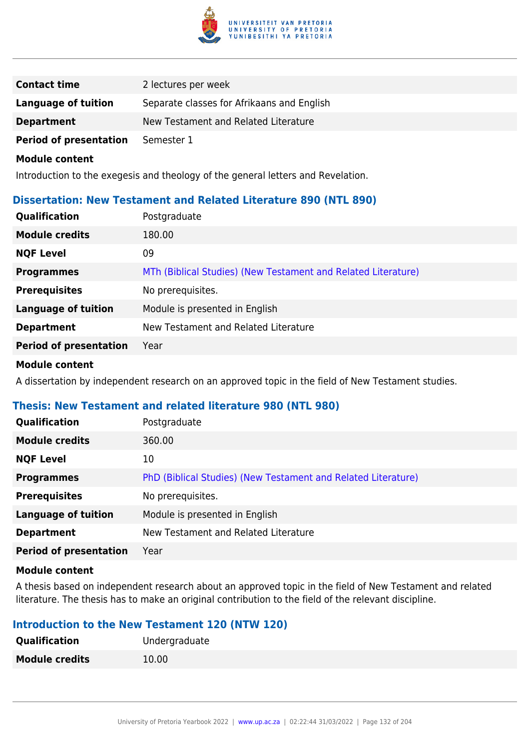| | |
|---|---|
| **Contact time** | 2 lectures per week |
| **Language of tuition** | Separate classes for Afrikaans and English |
| **Department** | New Testament and Related Literature |
| **Period of presentation** | Semester 1 |

**Module content**

Introduction to the exegesis and theology of the general letters and Revelation.

### Dissertation: New Testament and Related Literature 890 (NTL 890)

| | |
|---|---|
| **Qualification** | Postgraduate |
| **Module credits** | 180.00 |
| **NQF Level** | 09 |
| **Programmes** | MTh (Biblical Studies) (New Testament and Related Literature) |
| **Prerequisites** | No prerequisites. |
| **Language of tuition** | Module is presented in English |
| **Department** | New Testament and Related Literature |
| **Period of presentation** | Year |

**Module content**

A dissertation by independent research on an approved topic in the field of New Testament studies.

### Thesis: New Testament and related literature 980 (NTL 980)

| | |
|---|---|
| **Qualification** | Postgraduate |
| **Module credits** | 360.00 |
| **NQF Level** | 10 |
| **Programmes** | PhD (Biblical Studies) (New Testament and Related Literature) |
| **Prerequisites** | No prerequisites. |
| **Language of tuition** | Module is presented in English |
| **Department** | New Testament and Related Literature |
| **Period of presentation** | Year |

**Module content**

A thesis based on independent research about an approved topic in the field of New Testament and related literature. The thesis has to make an original contribution to the field of the relevant discipline.

### Introduction to the New Testament 120 (NTW 120)

| | |
|---|---|
| **Qualification** | Undergraduate |
| **Module credits** | 10.00 |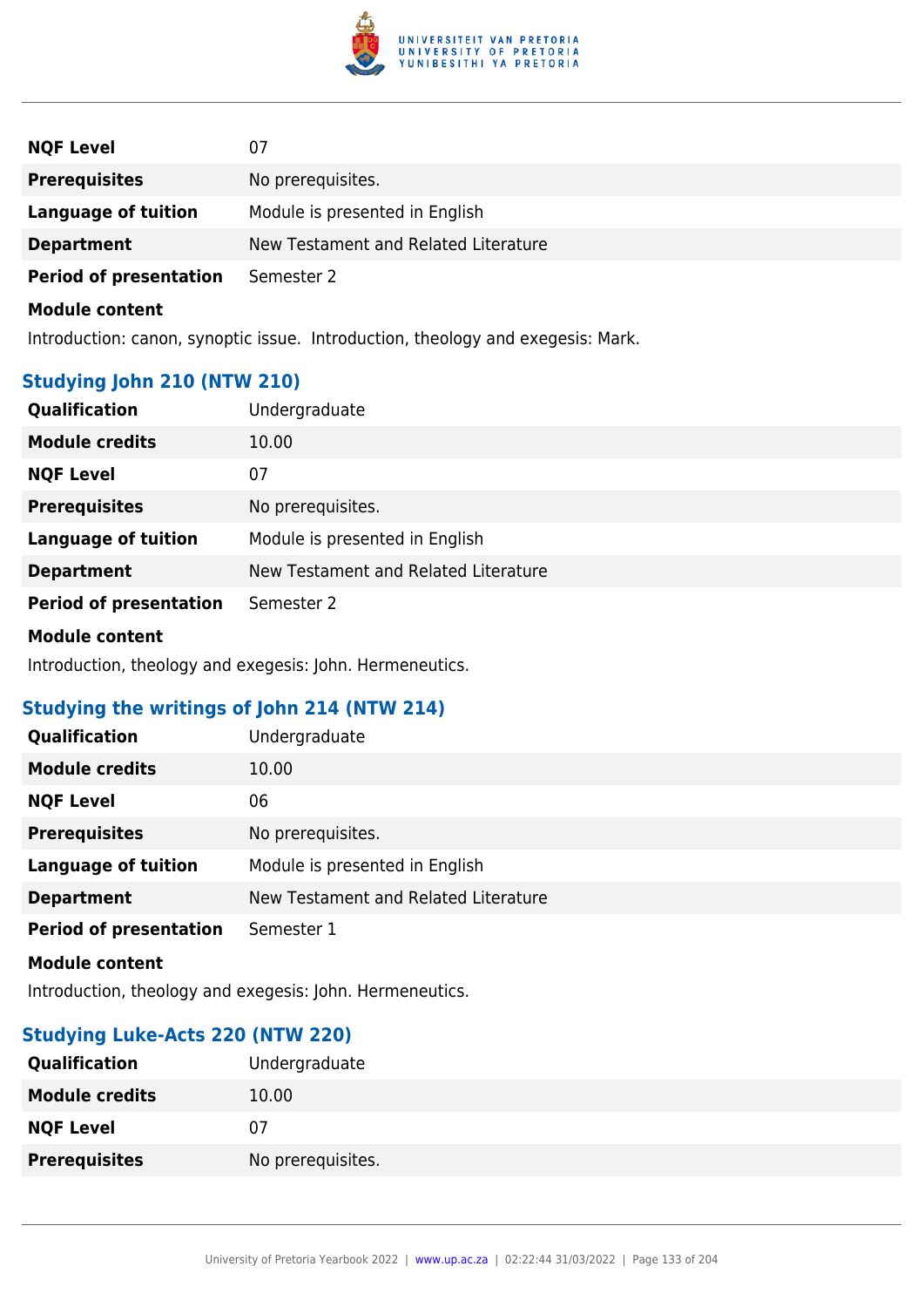| | |
|---|---|
| **NQF Level** | 07 |
| **Prerequisites** | No prerequisites. |
| **Language of tuition** | Module is presented in English |
| **Department** | New Testament and Related Literature |
| **Period of presentation** | Semester 2 |

**Module content**

Introduction: canon, synoptic issue. Introduction, theology and exegesis: Mark.

### Studying John 210 (NTW 210)

| | |
|---|---|
| **Qualification** | Undergraduate |
| **Module credits** | 10.00 |
| **NQF Level** | 07 |
| **Prerequisites** | No prerequisites. |
| **Language of tuition** | Module is presented in English |
| **Department** | New Testament and Related Literature |
| **Period of presentation** | Semester 2 |

**Module content**

Introduction, theology and exegesis: John. Hermeneutics.

### Studying the writings of John 214 (NTW 214)

| | |
|---|---|
| **Qualification** | Undergraduate |
| **Module credits** | 10.00 |
| **NQF Level** | 06 |
| **Prerequisites** | No prerequisites. |
| **Language of tuition** | Module is presented in English |
| **Department** | New Testament and Related Literature |
| **Period of presentation** | Semester 1 |

**Module content**

Introduction, theology and exegesis: John. Hermeneutics.

### Studying Luke-Acts 220 (NTW 220)

| | |
|---|---|
| **Qualification** | Undergraduate |
| **Module credits** | 10.00 |
| **NQF Level** | 07 |
| **Prerequisites** | No prerequisites. |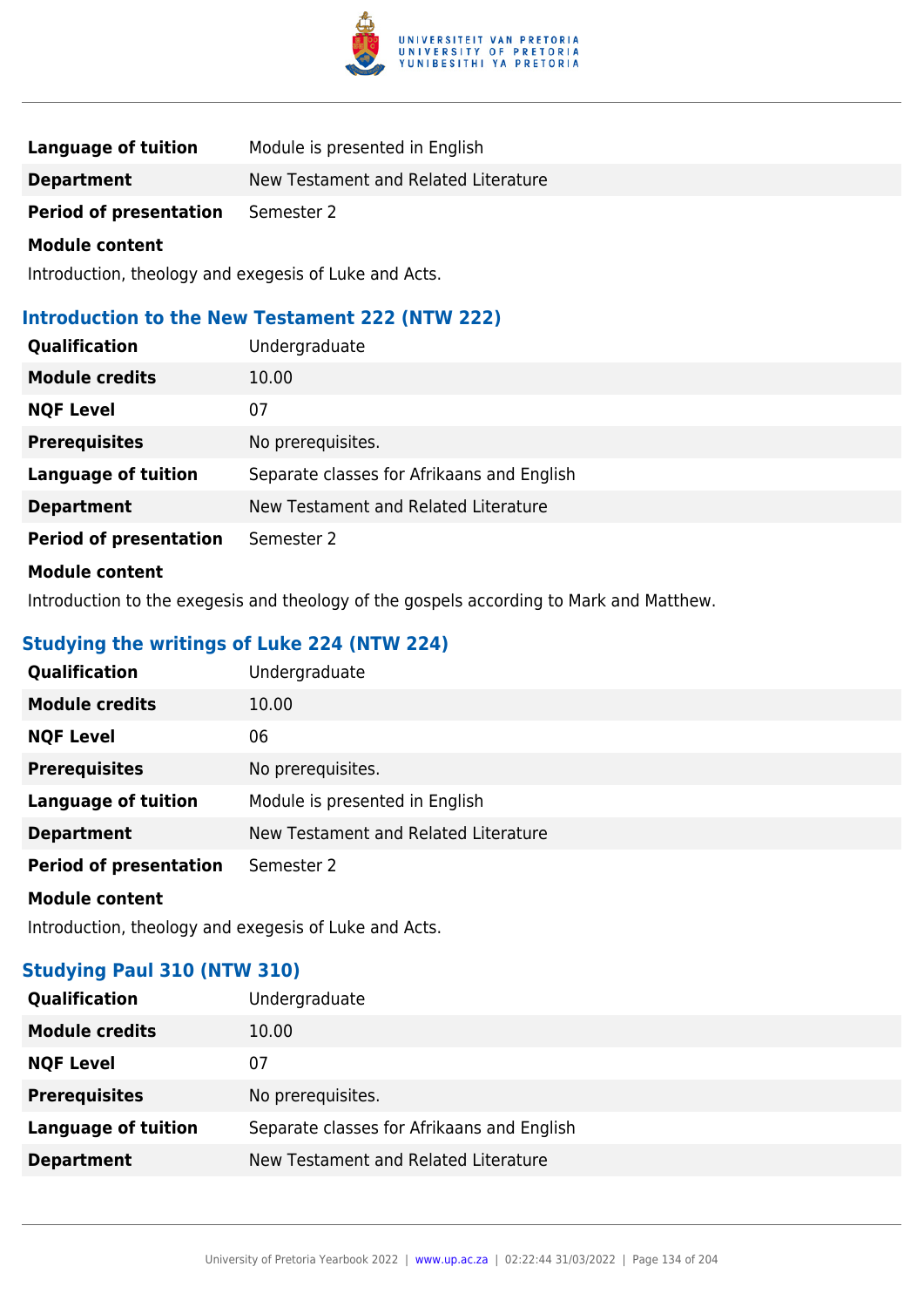| | |
|---|---|
| **Language of tuition** | Module is presented in English |
| **Department** | New Testament and Related Literature |
| **Period of presentation** | Semester 2 |

**Module content**

Introduction, theology and exegesis of Luke and Acts.

### Introduction to the New Testament 222 (NTW 222)

| | |
|---|---|
| **Qualification** | Undergraduate |
| **Module credits** | 10.00 |
| **NQF Level** | 07 |
| **Prerequisites** | No prerequisites. |
| **Language of tuition** | Separate classes for Afrikaans and English |
| **Department** | New Testament and Related Literature |
| **Period of presentation** | Semester 2 |

**Module content**

Introduction to the exegesis and theology of the gospels according to Mark and Matthew.

### Studying the writings of Luke 224 (NTW 224)

| | |
|---|---|
| **Qualification** | Undergraduate |
| **Module credits** | 10.00 |
| **NQF Level** | 06 |
| **Prerequisites** | No prerequisites. |
| **Language of tuition** | Module is presented in English |
| **Department** | New Testament and Related Literature |
| **Period of presentation** | Semester 2 |

**Module content**

Introduction, theology and exegesis of Luke and Acts.

### Studying Paul 310 (NTW 310)

| | |
|---|---|
| **Qualification** | Undergraduate |
| **Module credits** | 10.00 |
| **NQF Level** | 07 |
| **Prerequisites** | No prerequisites. |
| **Language of tuition** | Separate classes for Afrikaans and English |
| **Department** | New Testament and Related Literature |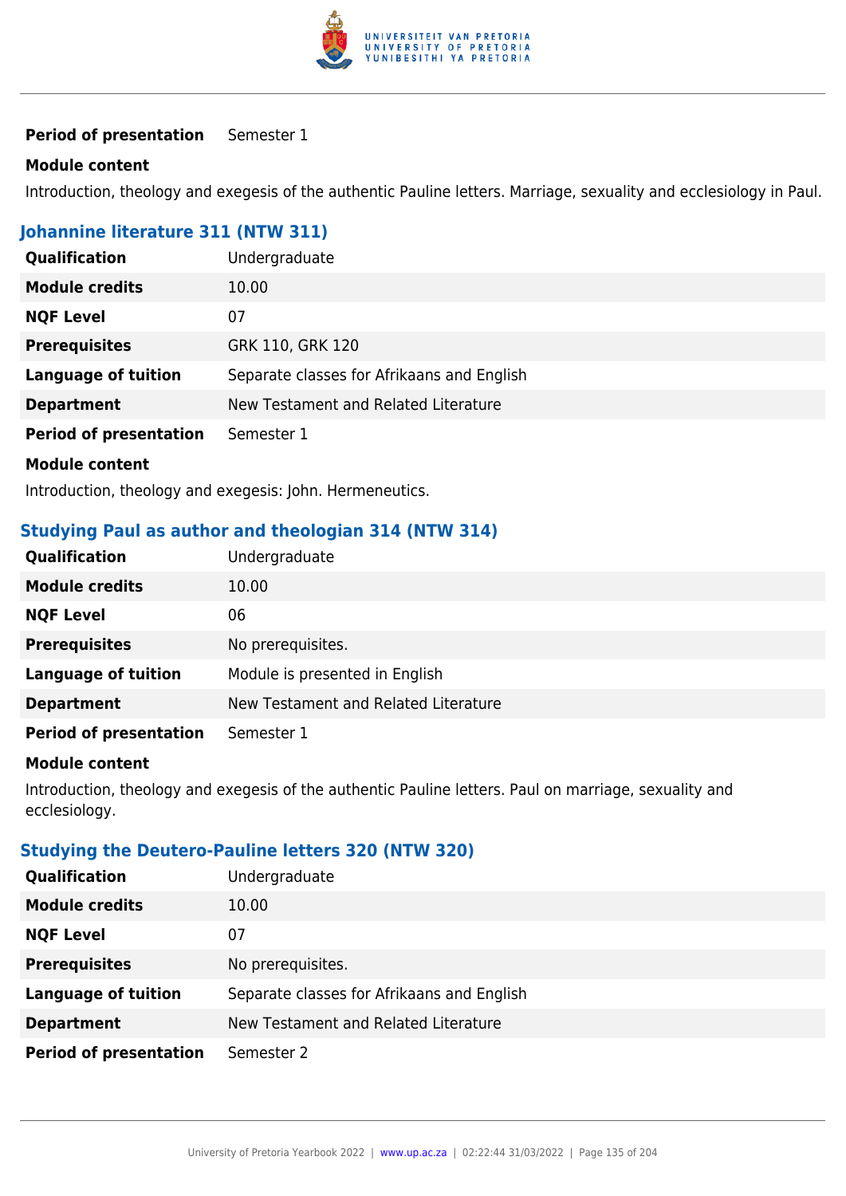| | |
|---|---|
| **Period of presentation** | Semester 1 |

**Module content**

Introduction, theology and exegesis of the authentic Pauline letters. Marriage, sexuality and ecclesiology in Paul.

### Johannine literature 311 (NTW 311)

| | |
|---|---|
| **Qualification** | Undergraduate |
| **Module credits** | 10.00 |
| **NQF Level** | 07 |
| **Prerequisites** | GRK 110, GRK 120 |
| **Language of tuition** | Separate classes for Afrikaans and English |
| **Department** | New Testament and Related Literature |
| **Period of presentation** | Semester 1 |

**Module content**

Introduction, theology and exegesis: John. Hermeneutics.

### Studying Paul as author and theologian 314 (NTW 314)

| | |
|---|---|
| **Qualification** | Undergraduate |
| **Module credits** | 10.00 |
| **NQF Level** | 06 |
| **Prerequisites** | No prerequisites. |
| **Language of tuition** | Module is presented in English |
| **Department** | New Testament and Related Literature |
| **Period of presentation** | Semester 1 |

**Module content**

Introduction, theology and exegesis of the authentic Pauline letters. Paul on marriage, sexuality and ecclesiology.

### Studying the Deutero-Pauline letters 320 (NTW 320)

| | |
|---|---|
| **Qualification** | Undergraduate |
| **Module credits** | 10.00 |
| **NQF Level** | 07 |
| **Prerequisites** | No prerequisites. |
| **Language of tuition** | Separate classes for Afrikaans and English |
| **Department** | New Testament and Related Literature |
| **Period of presentation** | Semester 2 |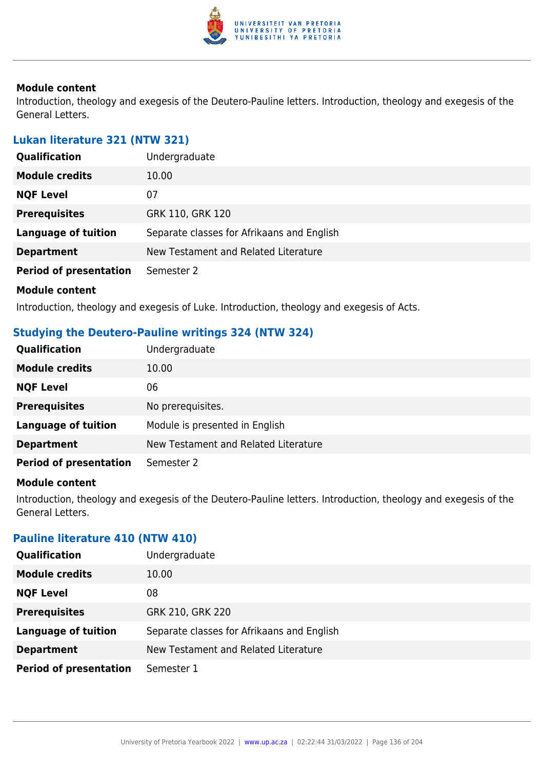**Module content**

Introduction, theology and exegesis of the Deutero-Pauline letters. Introduction, theology and exegesis of the General Letters.

### Lukan literature 321 (NTW 321)

| | |
|---|---|
| **Qualification** | Undergraduate |
| **Module credits** | 10.00 |
| **NQF Level** | 07 |
| **Prerequisites** | GRK 110, GRK 120 |
| **Language of tuition** | Separate classes for Afrikaans and English |
| **Department** | New Testament and Related Literature |
| **Period of presentation** | Semester 2 |

**Module content**

Introduction, theology and exegesis of Luke. Introduction, theology and exegesis of Acts.

### Studying the Deutero-Pauline writings 324 (NTW 324)

| | |
|---|---|
| **Qualification** | Undergraduate |
| **Module credits** | 10.00 |
| **NQF Level** | 06 |
| **Prerequisites** | No prerequisites. |
| **Language of tuition** | Module is presented in English |
| **Department** | New Testament and Related Literature |
| **Period of presentation** | Semester 2 |

**Module content**

Introduction, theology and exegesis of the Deutero-Pauline letters. Introduction, theology and exegesis of the General Letters.

### Pauline literature 410 (NTW 410)

| | |
|---|---|
| **Qualification** | Undergraduate |
| **Module credits** | 10.00 |
| **NQF Level** | 08 |
| **Prerequisites** | GRK 210, GRK 220 |
| **Language of tuition** | Separate classes for Afrikaans and English |
| **Department** | New Testament and Related Literature |
| **Period of presentation** | Semester 1 |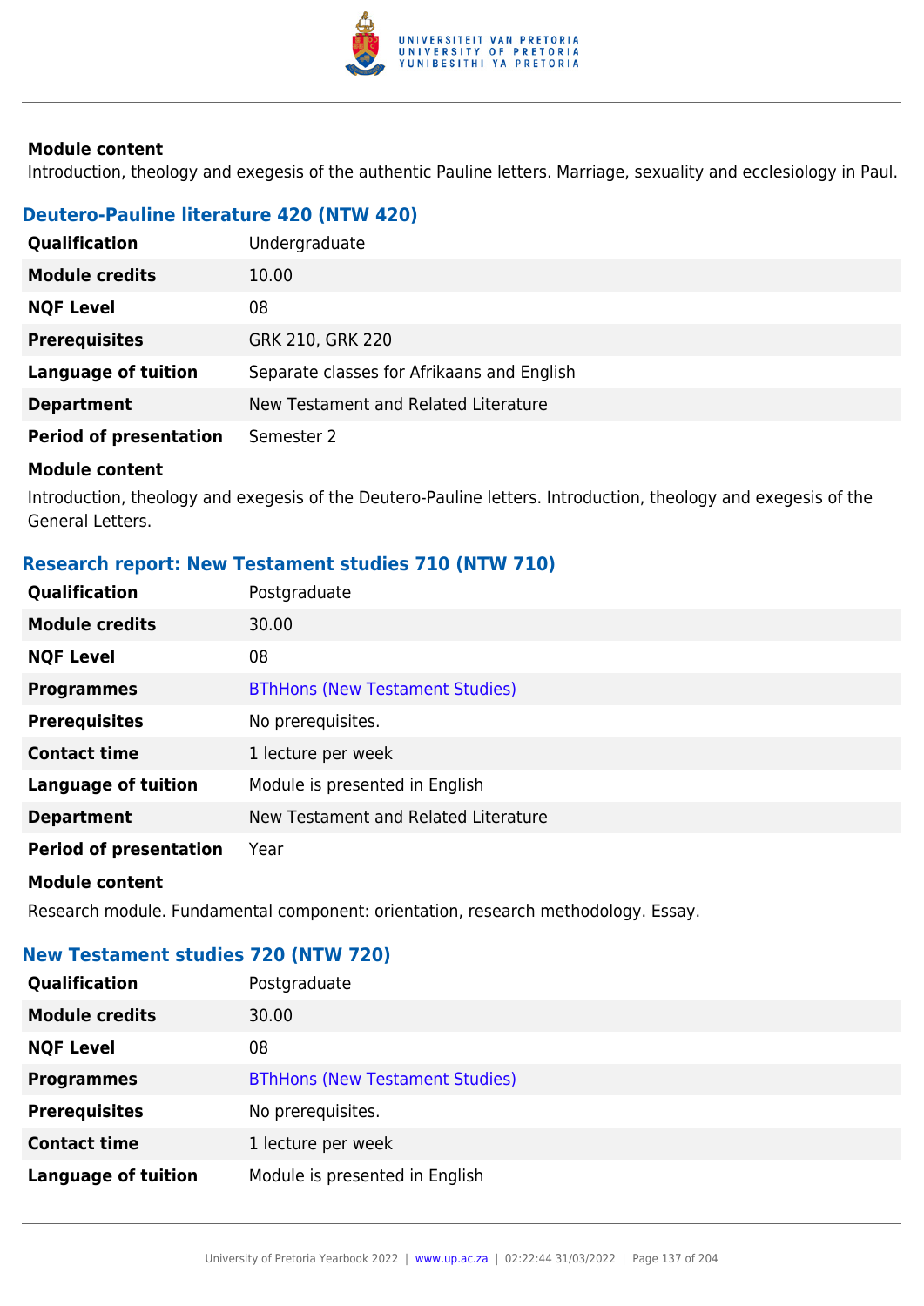**Module content**

Introduction, theology and exegesis of the authentic Pauline letters. Marriage, sexuality and ecclesiology in Paul.

### Deutero-Pauline literature 420 (NTW 420)

| | |
|---|---|
| **Qualification** | Undergraduate |
| **Module credits** | 10.00 |
| **NQF Level** | 08 |
| **Prerequisites** | GRK 210, GRK 220 |
| **Language of tuition** | Separate classes for Afrikaans and English |
| **Department** | New Testament and Related Literature |
| **Period of presentation** | Semester 2 |

**Module content**

Introduction, theology and exegesis of the Deutero-Pauline letters. Introduction, theology and exegesis of the General Letters.

### Research report: New Testament studies 710 (NTW 710)

| | |
|---|---|
| **Qualification** | Postgraduate |
| **Module credits** | 30.00 |
| **NQF Level** | 08 |
| **Programmes** | BThHons (New Testament Studies) |
| **Prerequisites** | No prerequisites. |
| **Contact time** | 1 lecture per week |
| **Language of tuition** | Module is presented in English |
| **Department** | New Testament and Related Literature |
| **Period of presentation** | Year |

**Module content**

Research module. Fundamental component: orientation, research methodology. Essay.

### New Testament studies 720 (NTW 720)

| | |
|---|---|
| **Qualification** | Postgraduate |
| **Module credits** | 30.00 |
| **NQF Level** | 08 |
| **Programmes** | BThHons (New Testament Studies) |
| **Prerequisites** | No prerequisites. |
| **Contact time** | 1 lecture per week |
| **Language of tuition** | Module is presented in English |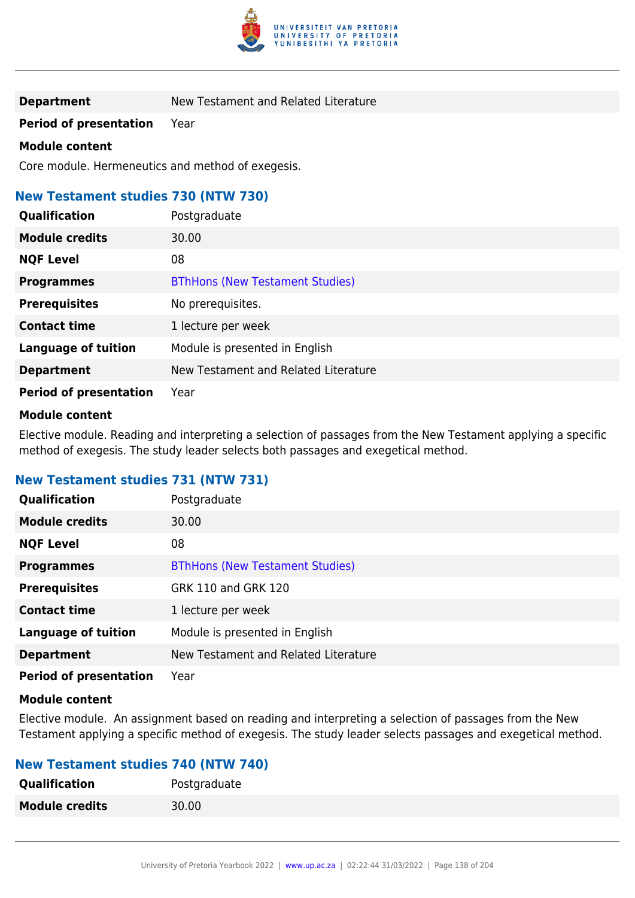| | |
|---|---|
| **Department** | New Testament and Related Literature |
| **Period of presentation** | Year |

**Module content**

Core module. Hermeneutics and method of exegesis.

### New Testament studies 730 (NTW 730)

| | |
|---|---|
| **Qualification** | Postgraduate |
| **Module credits** | 30.00 |
| **NQF Level** | 08 |
| **Programmes** | BThHons (New Testament Studies) |
| **Prerequisites** | No prerequisites. |
| **Contact time** | 1 lecture per week |
| **Language of tuition** | Module is presented in English |
| **Department** | New Testament and Related Literature |
| **Period of presentation** | Year |

**Module content**

Elective module. Reading and interpreting a selection of passages from the New Testament applying a specific method of exegesis. The study leader selects both passages and exegetical method.

### New Testament studies 731 (NTW 731)

| | |
|---|---|
| **Qualification** | Postgraduate |
| **Module credits** | 30.00 |
| **NQF Level** | 08 |
| **Programmes** | BThHons (New Testament Studies) |
| **Prerequisites** | GRK 110 and GRK 120 |
| **Contact time** | 1 lecture per week |
| **Language of tuition** | Module is presented in English |
| **Department** | New Testament and Related Literature |
| **Period of presentation** | Year |

**Module content**

Elective module. An assignment based on reading and interpreting a selection of passages from the New Testament applying a specific method of exegesis. The study leader selects passages and exegetical method.

### New Testament studies 740 (NTW 740)

| | |
|---|---|
| **Qualification** | Postgraduate |
| **Module credits** | 30.00 |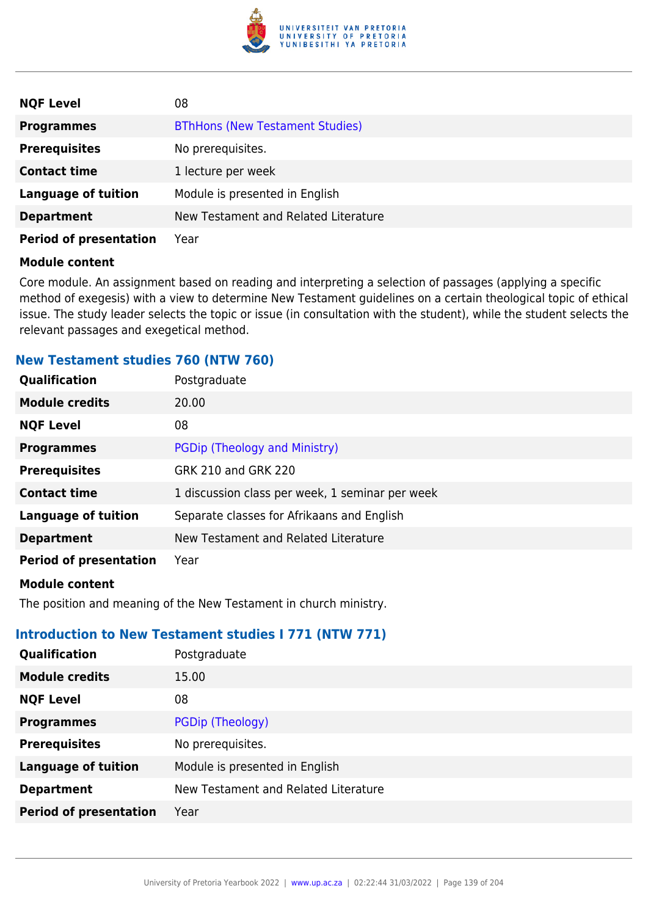| | |
|---|---|
| **NQF Level** | 08 |
| **Programmes** | BThHons (New Testament Studies) |
| **Prerequisites** | No prerequisites. |
| **Contact time** | 1 lecture per week |
| **Language of tuition** | Module is presented in English |
| **Department** | New Testament and Related Literature |
| **Period of presentation** | Year |

**Module content**

Core module. An assignment based on reading and interpreting a selection of passages (applying a specific method of exegesis) with a view to determine New Testament guidelines on a certain theological topic of ethical issue. The study leader selects the topic or issue (in consultation with the student), while the student selects the relevant passages and exegetical method.

### New Testament studies 760 (NTW 760)

| | |
|---|---|
| **Qualification** | Postgraduate |
| **Module credits** | 20.00 |
| **NQF Level** | 08 |
| **Programmes** | PGDip (Theology and Ministry) |
| **Prerequisites** | GRK 210 and GRK 220 |
| **Contact time** | 1 discussion class per week, 1 seminar per week |
| **Language of tuition** | Separate classes for Afrikaans and English |
| **Department** | New Testament and Related Literature |
| **Period of presentation** | Year |

**Module content**

The position and meaning of the New Testament in church ministry.

### Introduction to New Testament studies I 771 (NTW 771)

| | |
|---|---|
| **Qualification** | Postgraduate |
| **Module credits** | 15.00 |
| **NQF Level** | 08 |
| **Programmes** | PGDip (Theology) |
| **Prerequisites** | No prerequisites. |
| **Language of tuition** | Module is presented in English |
| **Department** | New Testament and Related Literature |
| **Period of presentation** | Year |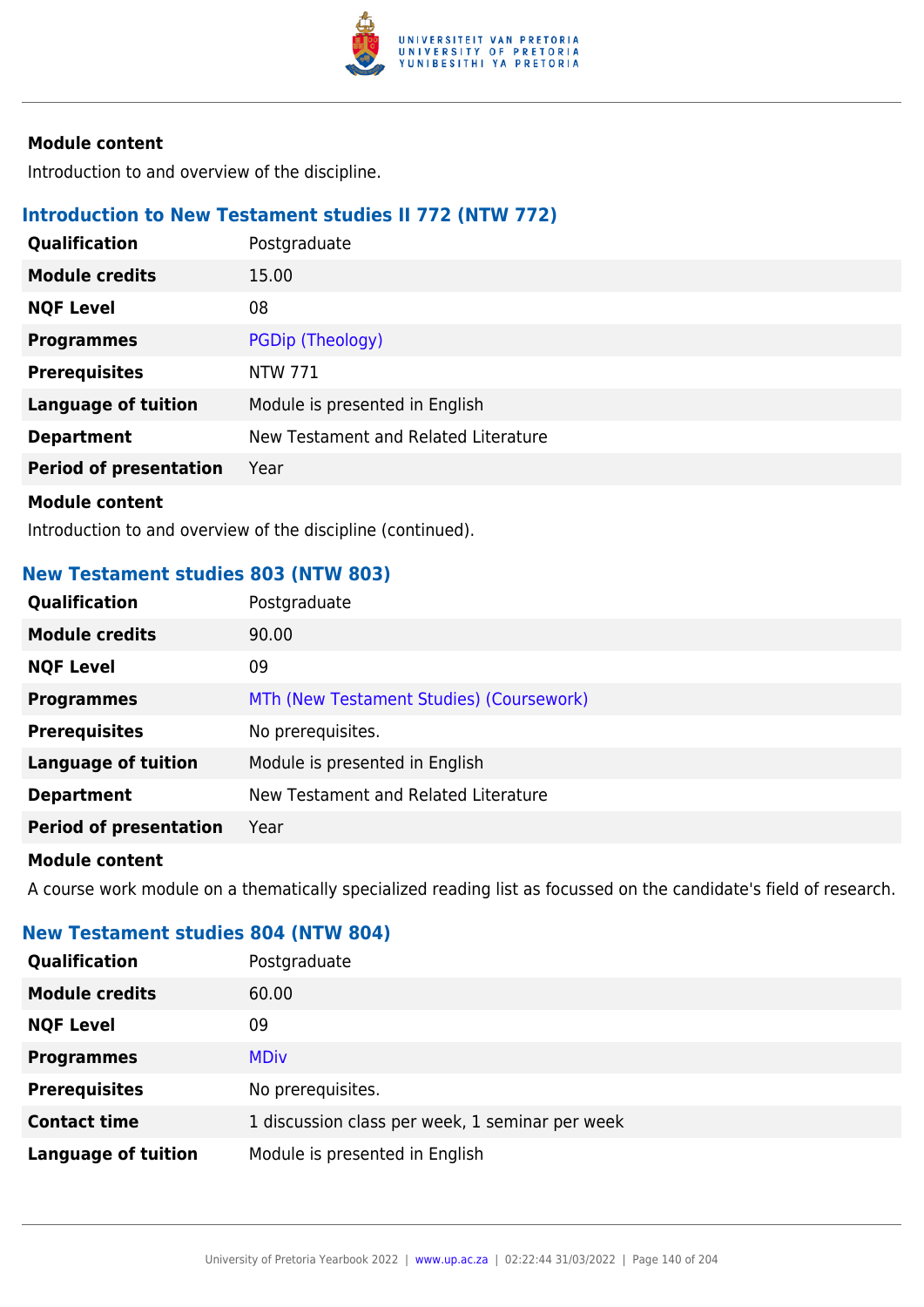**Module content**

Introduction to and overview of the discipline.

### Introduction to New Testament studies II 772 (NTW 772)

| | |
|---|---|
| **Qualification** | Postgraduate |
| **Module credits** | 15.00 |
| **NQF Level** | 08 |
| **Programmes** | PGDip (Theology) |
| **Prerequisites** | NTW 771 |
| **Language of tuition** | Module is presented in English |
| **Department** | New Testament and Related Literature |
| **Period of presentation** | Year |

**Module content**

Introduction to and overview of the discipline (continued).

### New Testament studies 803 (NTW 803)

| | |
|---|---|
| **Qualification** | Postgraduate |
| **Module credits** | 90.00 |
| **NQF Level** | 09 |
| **Programmes** | MTh (New Testament Studies) (Coursework) |
| **Prerequisites** | No prerequisites. |
| **Language of tuition** | Module is presented in English |
| **Department** | New Testament and Related Literature |
| **Period of presentation** | Year |

**Module content**

A course work module on a thematically specialized reading list as focussed on the candidate's field of research.

### New Testament studies 804 (NTW 804)

| | |
|---|---|
| **Qualification** | Postgraduate |
| **Module credits** | 60.00 |
| **NQF Level** | 09 |
| **Programmes** | MDiv |
| **Prerequisites** | No prerequisites. |
| **Contact time** | 1 discussion class per week, 1 seminar per week |
| **Language of tuition** | Module is presented in English |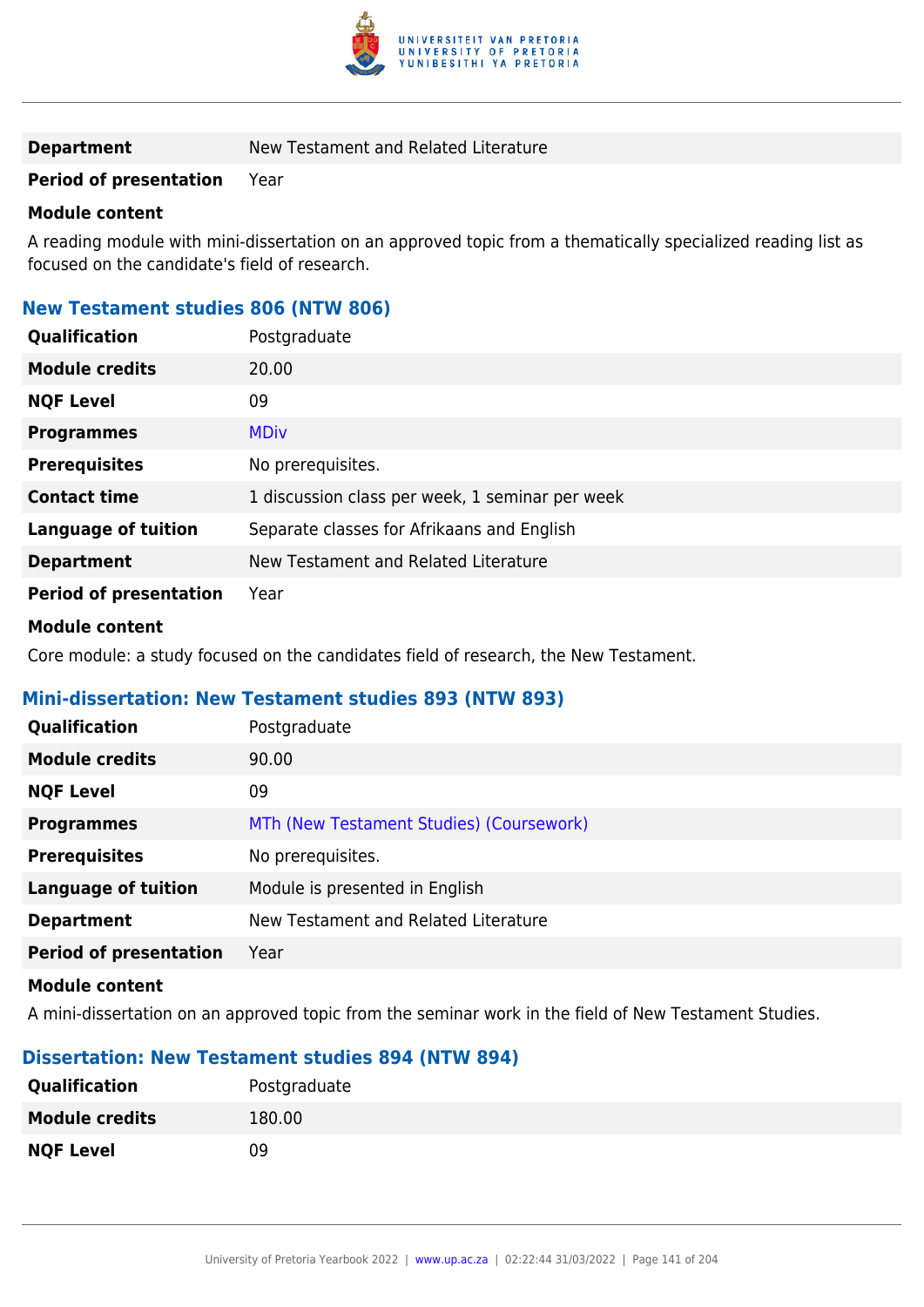| | |
|---|---|
| **Department** | New Testament and Related Literature |
| **Period of presentation** | Year |

**Module content**

A reading module with mini-dissertation on an approved topic from a thematically specialized reading list as focused on the candidate's field of research.

### New Testament studies 806 (NTW 806)

| | |
|---|---|
| **Qualification** | Postgraduate |
| **Module credits** | 20.00 |
| **NQF Level** | 09 |
| **Programmes** | MDiv |
| **Prerequisites** | No prerequisites. |
| **Contact time** | 1 discussion class per week, 1 seminar per week |
| **Language of tuition** | Separate classes for Afrikaans and English |
| **Department** | New Testament and Related Literature |
| **Period of presentation** | Year |

**Module content**

Core module: a study focused on the candidates field of research, the New Testament.

### Mini-dissertation: New Testament studies 893 (NTW 893)

| | |
|---|---|
| **Qualification** | Postgraduate |
| **Module credits** | 90.00 |
| **NQF Level** | 09 |
| **Programmes** | MTh (New Testament Studies) (Coursework) |
| **Prerequisites** | No prerequisites. |
| **Language of tuition** | Module is presented in English |
| **Department** | New Testament and Related Literature |
| **Period of presentation** | Year |

**Module content**

A mini-dissertation on an approved topic from the seminar work in the field of New Testament Studies.

### Dissertation: New Testament studies 894 (NTW 894)

| | |
|---|---|
| **Qualification** | Postgraduate |
| **Module credits** | 180.00 |
| **NQF Level** | 09 |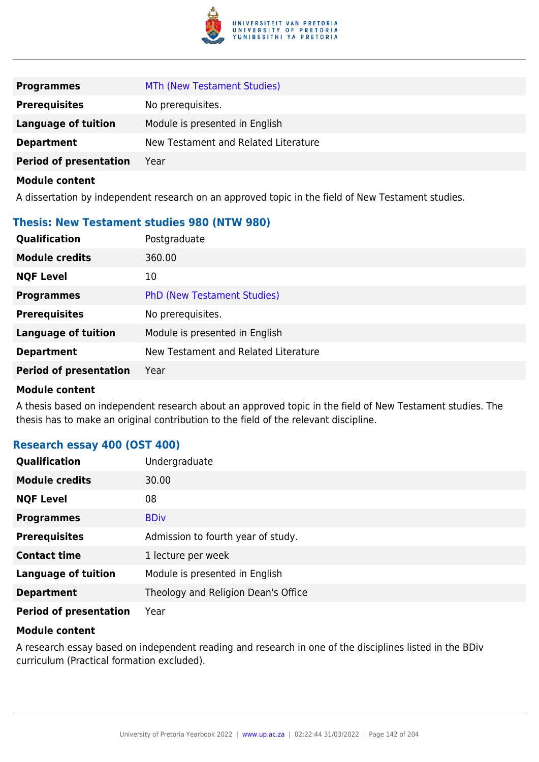| | |
|---|---|
| **Programmes** | MTh (New Testament Studies) |
| **Prerequisites** | No prerequisites. |
| **Language of tuition** | Module is presented in English |
| **Department** | New Testament and Related Literature |
| **Period of presentation** | Year |

**Module content**

A dissertation by independent research on an approved topic in the field of New Testament studies.

### Thesis: New Testament studies 980 (NTW 980)

| | |
|---|---|
| **Qualification** | Postgraduate |
| **Module credits** | 360.00 |
| **NQF Level** | 10 |
| **Programmes** | PhD (New Testament Studies) |
| **Prerequisites** | No prerequisites. |
| **Language of tuition** | Module is presented in English |
| **Department** | New Testament and Related Literature |
| **Period of presentation** | Year |

**Module content**

A thesis based on independent research about an approved topic in the field of New Testament studies. The thesis has to make an original contribution to the field of the relevant discipline.

### Research essay 400 (OST 400)

| | |
|---|---|
| **Qualification** | Undergraduate |
| **Module credits** | 30.00 |
| **NQF Level** | 08 |
| **Programmes** | BDiv |
| **Prerequisites** | Admission to fourth year of study. |
| **Contact time** | 1 lecture per week |
| **Language of tuition** | Module is presented in English |
| **Department** | Theology and Religion Dean's Office |
| **Period of presentation** | Year |

**Module content**

A research essay based on independent reading and research in one of the disciplines listed in the BDiv curriculum (Practical formation excluded).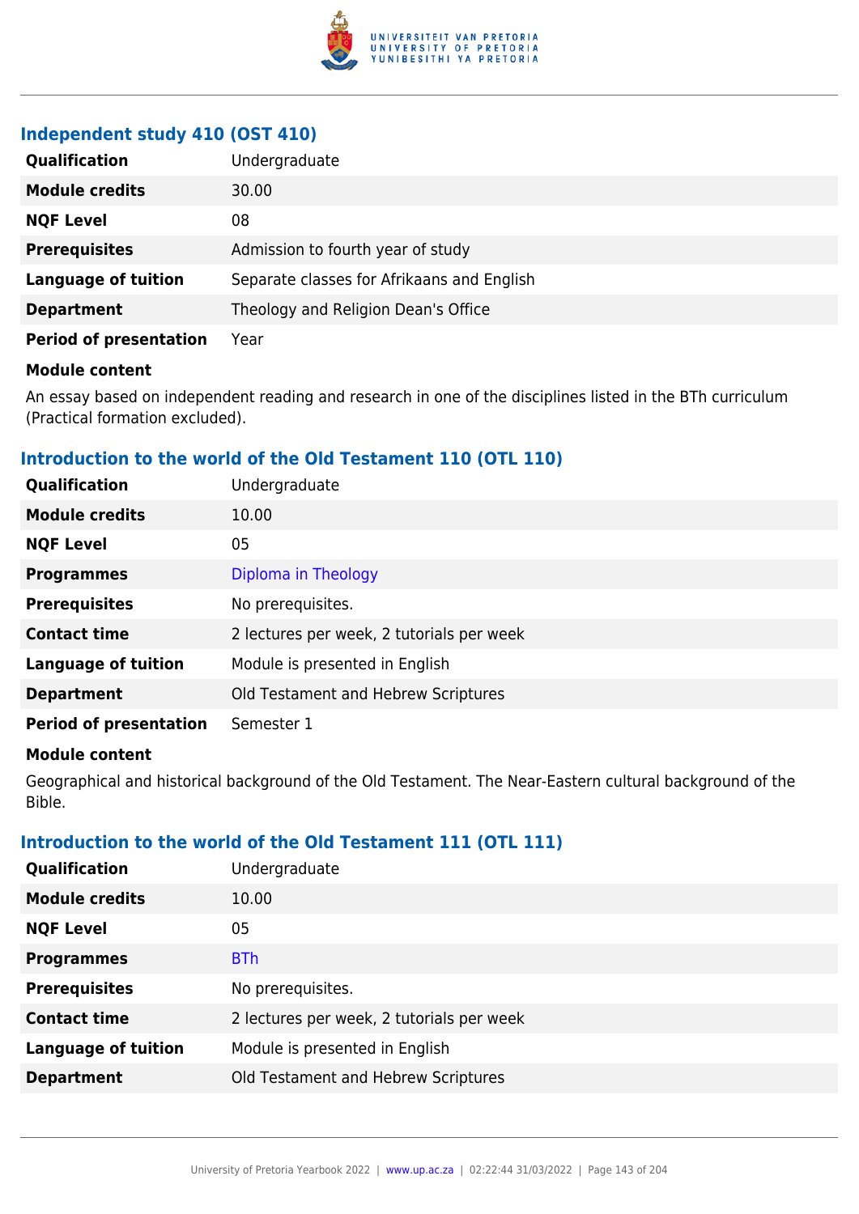### Independent study 410 (OST 410)

| | |
|---|---|
| **Qualification** | Undergraduate |
| **Module credits** | 30.00 |
| **NQF Level** | 08 |
| **Prerequisites** | Admission to fourth year of study |
| **Language of tuition** | Separate classes for Afrikaans and English |
| **Department** | Theology and Religion Dean's Office |
| **Period of presentation** | Year |

**Module content**

An essay based on independent reading and research in one of the disciplines listed in the BTh curriculum (Practical formation excluded).

### Introduction to the world of the Old Testament 110 (OTL 110)

| | |
|---|---|
| **Qualification** | Undergraduate |
| **Module credits** | 10.00 |
| **NQF Level** | 05 |
| **Programmes** | Diploma in Theology |
| **Prerequisites** | No prerequisites. |
| **Contact time** | 2 lectures per week, 2 tutorials per week |
| **Language of tuition** | Module is presented in English |
| **Department** | Old Testament and Hebrew Scriptures |
| **Period of presentation** | Semester 1 |

**Module content**

Geographical and historical background of the Old Testament. The Near-Eastern cultural background of the Bible.

### Introduction to the world of the Old Testament 111 (OTL 111)

| | |
|---|---|
| **Qualification** | Undergraduate |
| **Module credits** | 10.00 |
| **NQF Level** | 05 |
| **Programmes** | BTh |
| **Prerequisites** | No prerequisites. |
| **Contact time** | 2 lectures per week, 2 tutorials per week |
| **Language of tuition** | Module is presented in English |
| **Department** | Old Testament and Hebrew Scriptures |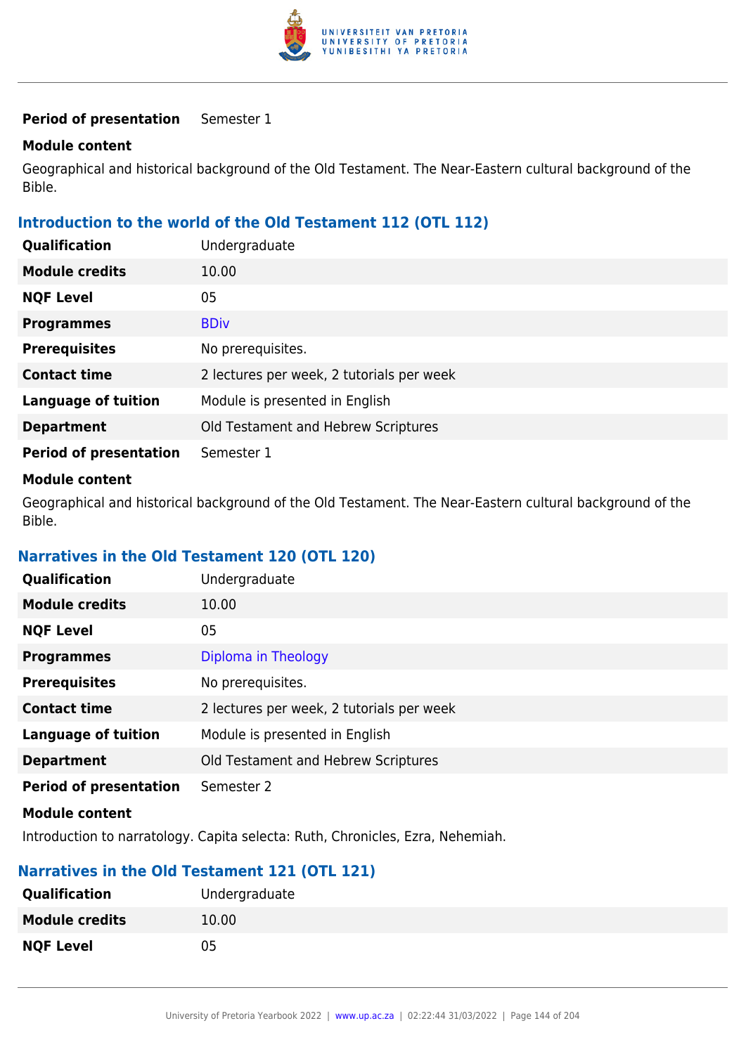| | |
|---|---|
| **Period of presentation** | Semester 1 |

**Module content**

Geographical and historical background of the Old Testament. The Near-Eastern cultural background of the Bible.

### Introduction to the world of the Old Testament 112 (OTL 112)

| | |
|---|---|
| **Qualification** | Undergraduate |
| **Module credits** | 10.00 |
| **NQF Level** | 05 |
| **Programmes** | BDiv |
| **Prerequisites** | No prerequisites. |
| **Contact time** | 2 lectures per week, 2 tutorials per week |
| **Language of tuition** | Module is presented in English |
| **Department** | Old Testament and Hebrew Scriptures |
| **Period of presentation** | Semester 1 |

**Module content**

Geographical and historical background of the Old Testament. The Near-Eastern cultural background of the Bible.

### Narratives in the Old Testament 120 (OTL 120)

| | |
|---|---|
| **Qualification** | Undergraduate |
| **Module credits** | 10.00 |
| **NQF Level** | 05 |
| **Programmes** | Diploma in Theology |
| **Prerequisites** | No prerequisites. |
| **Contact time** | 2 lectures per week, 2 tutorials per week |
| **Language of tuition** | Module is presented in English |
| **Department** | Old Testament and Hebrew Scriptures |
| **Period of presentation** | Semester 2 |

**Module content**

Introduction to narratology. Capita selecta: Ruth, Chronicles, Ezra, Nehemiah.

### Narratives in the Old Testament 121 (OTL 121)

| | |
|---|---|
| **Qualification** | Undergraduate |
| **Module credits** | 10.00 |
| **NQF Level** | 05 |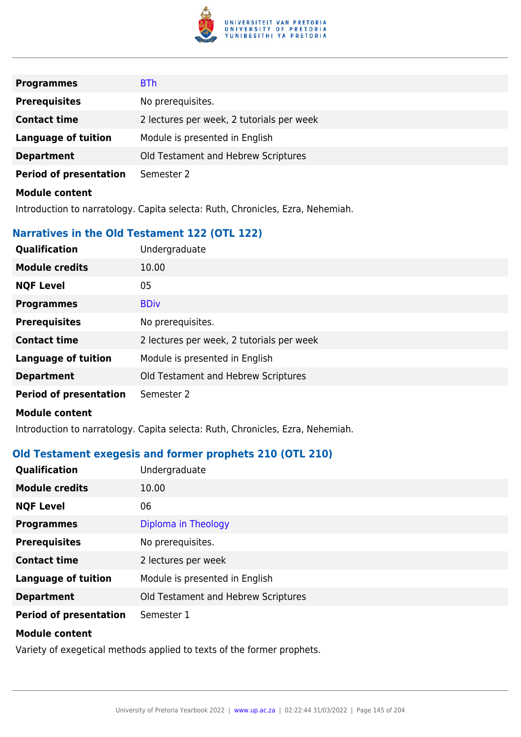| | |
|---|---|
| **Programmes** | BTh |
| **Prerequisites** | No prerequisites. |
| **Contact time** | 2 lectures per week, 2 tutorials per week |
| **Language of tuition** | Module is presented in English |
| **Department** | Old Testament and Hebrew Scriptures |
| **Period of presentation** | Semester 2 |

**Module content**

Introduction to narratology. Capita selecta: Ruth, Chronicles, Ezra, Nehemiah.

## Narratives in the Old Testament 122 (OTL 122)

| | |
|---|---|
| **Qualification** | Undergraduate |
| **Module credits** | 10.00 |
| **NQF Level** | 05 |
| **Programmes** | BDiv |
| **Prerequisites** | No prerequisites. |
| **Contact time** | 2 lectures per week, 2 tutorials per week |
| **Language of tuition** | Module is presented in English |
| **Department** | Old Testament and Hebrew Scriptures |
| **Period of presentation** | Semester 2 |

**Module content**

Introduction to narratology. Capita selecta: Ruth, Chronicles, Ezra, Nehemiah.

## Old Testament exegesis and former prophets 210 (OTL 210)

| | |
|---|---|
| **Qualification** | Undergraduate |
| **Module credits** | 10.00 |
| **NQF Level** | 06 |
| **Programmes** | Diploma in Theology |
| **Prerequisites** | No prerequisites. |
| **Contact time** | 2 lectures per week |
| **Language of tuition** | Module is presented in English |
| **Department** | Old Testament and Hebrew Scriptures |
| **Period of presentation** | Semester 1 |

**Module content**

Variety of exegetical methods applied to texts of the former prophets.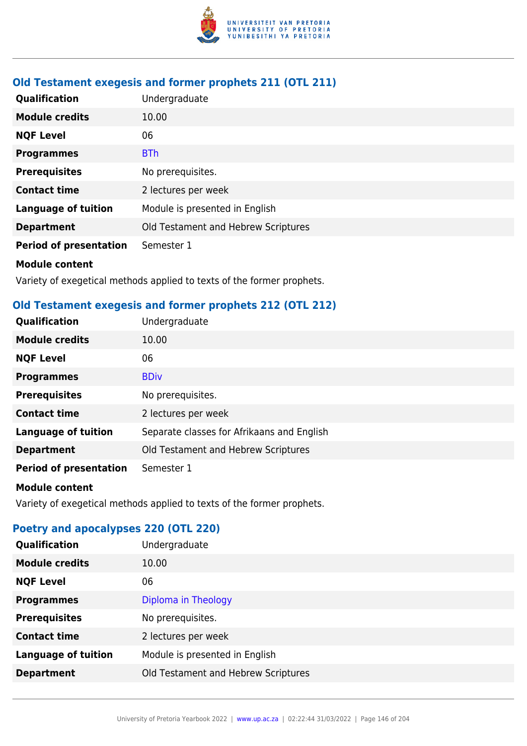### Old Testament exegesis and former prophets 211 (OTL 211)

| | |
|---|---|
| **Qualification** | Undergraduate |
| **Module credits** | 10.00 |
| **NQF Level** | 06 |
| **Programmes** | BTh |
| **Prerequisites** | No prerequisites. |
| **Contact time** | 2 lectures per week |
| **Language of tuition** | Module is presented in English |
| **Department** | Old Testament and Hebrew Scriptures |
| **Period of presentation** | Semester 1 |

**Module content**

Variety of exegetical methods applied to texts of the former prophets.

### Old Testament exegesis and former prophets 212 (OTL 212)

| | |
|---|---|
| **Qualification** | Undergraduate |
| **Module credits** | 10.00 |
| **NQF Level** | 06 |
| **Programmes** | BDiv |
| **Prerequisites** | No prerequisites. |
| **Contact time** | 2 lectures per week |
| **Language of tuition** | Separate classes for Afrikaans and English |
| **Department** | Old Testament and Hebrew Scriptures |
| **Period of presentation** | Semester 1 |

**Module content**

Variety of exegetical methods applied to texts of the former prophets.

### Poetry and apocalypses 220 (OTL 220)

| | |
|---|---|
| **Qualification** | Undergraduate |
| **Module credits** | 10.00 |
| **NQF Level** | 06 |
| **Programmes** | Diploma in Theology |
| **Prerequisites** | No prerequisites. |
| **Contact time** | 2 lectures per week |
| **Language of tuition** | Module is presented in English |
| **Department** | Old Testament and Hebrew Scriptures |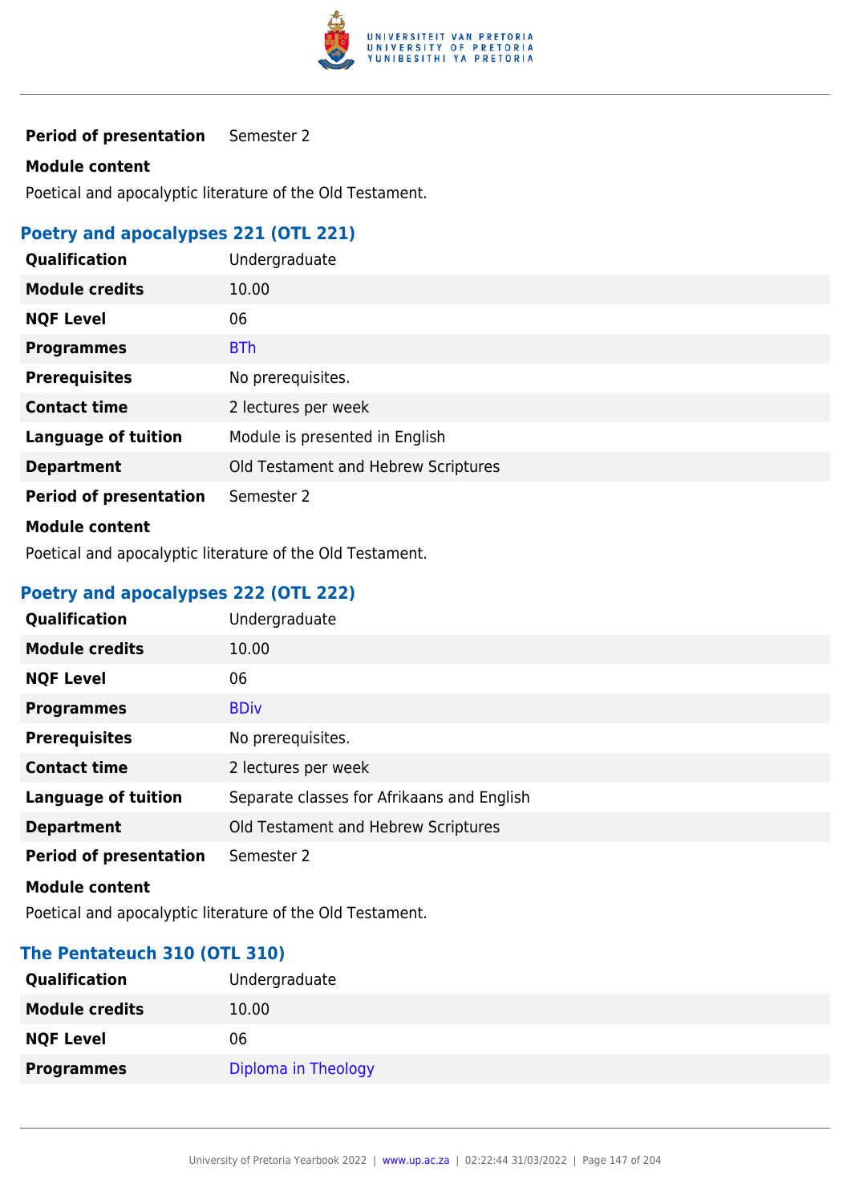| | |
|---|---|
| **Period of presentation** | Semester 2 |

**Module content**

Poetical and apocalyptic literature of the Old Testament.

### Poetry and apocalypses 221 (OTL 221)

| | |
|---|---|
| **Qualification** | Undergraduate |
| **Module credits** | 10.00 |
| **NQF Level** | 06 |
| **Programmes** | BTh |
| **Prerequisites** | No prerequisites. |
| **Contact time** | 2 lectures per week |
| **Language of tuition** | Module is presented in English |
| **Department** | Old Testament and Hebrew Scriptures |
| **Period of presentation** | Semester 2 |

**Module content**

Poetical and apocalyptic literature of the Old Testament.

### Poetry and apocalypses 222 (OTL 222)

| | |
|---|---|
| **Qualification** | Undergraduate |
| **Module credits** | 10.00 |
| **NQF Level** | 06 |
| **Programmes** | BDiv |
| **Prerequisites** | No prerequisites. |
| **Contact time** | 2 lectures per week |
| **Language of tuition** | Separate classes for Afrikaans and English |
| **Department** | Old Testament and Hebrew Scriptures |
| **Period of presentation** | Semester 2 |

**Module content**

Poetical and apocalyptic literature of the Old Testament.

### The Pentateuch 310 (OTL 310)

| | |
|---|---|
| **Qualification** | Undergraduate |
| **Module credits** | 10.00 |
| **NQF Level** | 06 |
| **Programmes** | Diploma in Theology |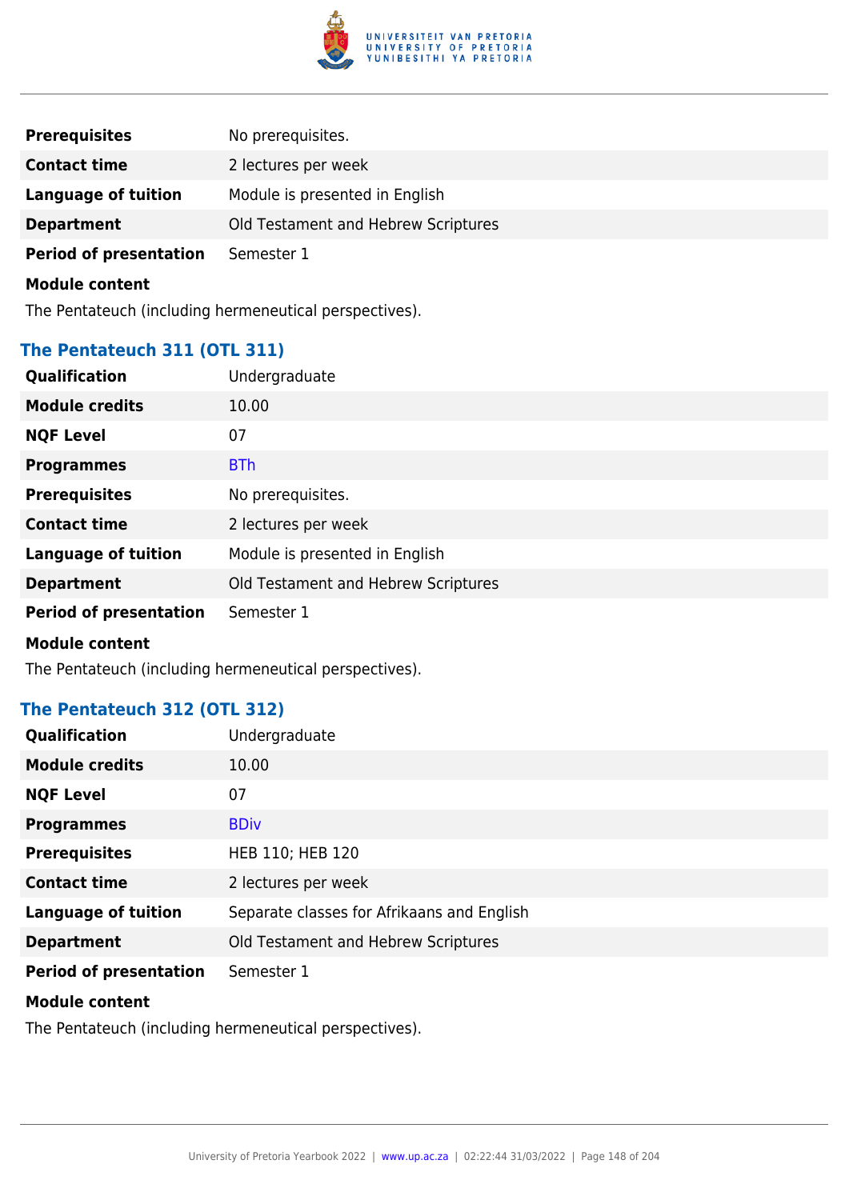| | |
|---|---|
| **Prerequisites** | No prerequisites. |
| **Contact time** | 2 lectures per week |
| **Language of tuition** | Module is presented in English |
| **Department** | Old Testament and Hebrew Scriptures |
| **Period of presentation** | Semester 1 |

**Module content**

The Pentateuch (including hermeneutical perspectives).

### The Pentateuch 311 (OTL 311)

| | |
|---|---|
| **Qualification** | Undergraduate |
| **Module credits** | 10.00 |
| **NQF Level** | 07 |
| **Programmes** | BTh |
| **Prerequisites** | No prerequisites. |
| **Contact time** | 2 lectures per week |
| **Language of tuition** | Module is presented in English |
| **Department** | Old Testament and Hebrew Scriptures |
| **Period of presentation** | Semester 1 |

**Module content**

The Pentateuch (including hermeneutical perspectives).

### The Pentateuch 312 (OTL 312)

| | |
|---|---|
| **Qualification** | Undergraduate |
| **Module credits** | 10.00 |
| **NQF Level** | 07 |
| **Programmes** | BDiv |
| **Prerequisites** | HEB 110; HEB 120 |
| **Contact time** | 2 lectures per week |
| **Language of tuition** | Separate classes for Afrikaans and English |
| **Department** | Old Testament and Hebrew Scriptures |
| **Period of presentation** | Semester 1 |

**Module content**

The Pentateuch (including hermeneutical perspectives).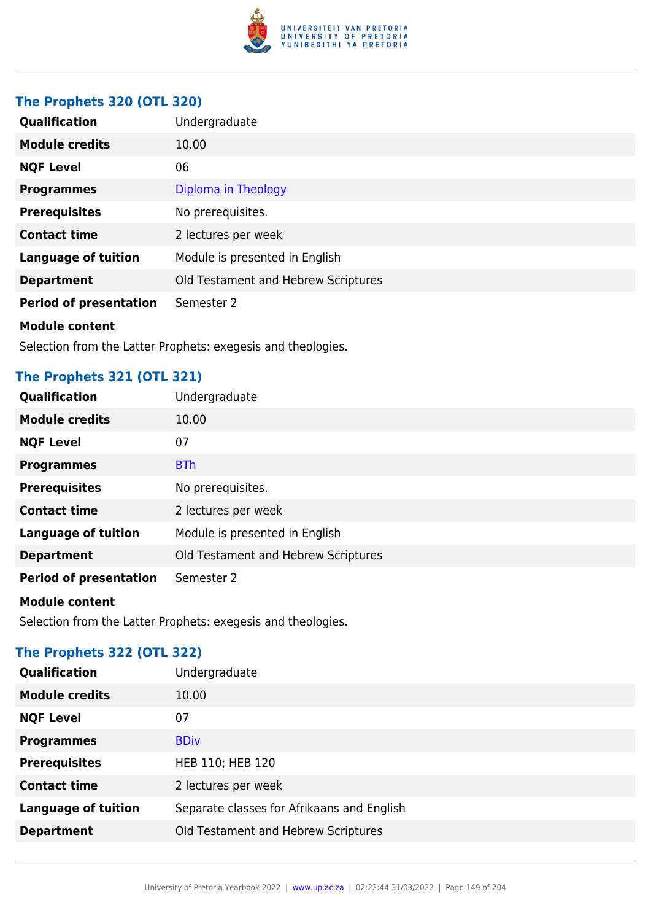### The Prophets 320 (OTL 320)

| | |
|---|---|
| **Qualification** | Undergraduate |
| **Module credits** | 10.00 |
| **NQF Level** | 06 |
| **Programmes** | Diploma in Theology |
| **Prerequisites** | No prerequisites. |
| **Contact time** | 2 lectures per week |
| **Language of tuition** | Module is presented in English |
| **Department** | Old Testament and Hebrew Scriptures |
| **Period of presentation** | Semester 2 |

**Module content**

Selection from the Latter Prophets: exegesis and theologies.

### The Prophets 321 (OTL 321)

| | |
|---|---|
| **Qualification** | Undergraduate |
| **Module credits** | 10.00 |
| **NQF Level** | 07 |
| **Programmes** | BTh |
| **Prerequisites** | No prerequisites. |
| **Contact time** | 2 lectures per week |
| **Language of tuition** | Module is presented in English |
| **Department** | Old Testament and Hebrew Scriptures |
| **Period of presentation** | Semester 2 |

**Module content**

Selection from the Latter Prophets: exegesis and theologies.

### The Prophets 322 (OTL 322)

| | |
|---|---|
| **Qualification** | Undergraduate |
| **Module credits** | 10.00 |
| **NQF Level** | 07 |
| **Programmes** | BDiv |
| **Prerequisites** | HEB 110; HEB 120 |
| **Contact time** | 2 lectures per week |
| **Language of tuition** | Separate classes for Afrikaans and English |
| **Department** | Old Testament and Hebrew Scriptures |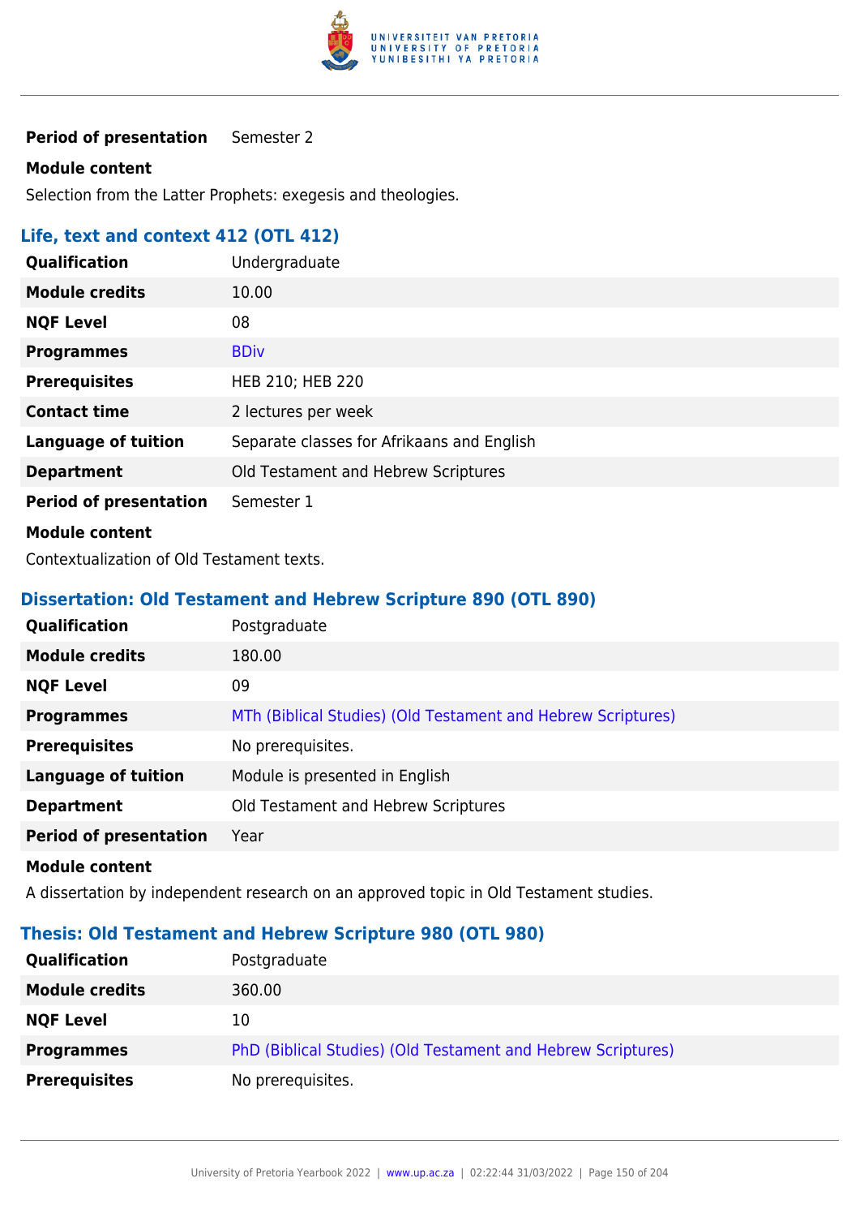| | |
|---|---|
| **Period of presentation** | Semester 2 |

**Module content**

Selection from the Latter Prophets: exegesis and theologies.

### Life, text and context 412 (OTL 412)

| | |
|---|---|
| **Qualification** | Undergraduate |
| **Module credits** | 10.00 |
| **NQF Level** | 08 |
| **Programmes** | BDiv |
| **Prerequisites** | HEB 210; HEB 220 |
| **Contact time** | 2 lectures per week |
| **Language of tuition** | Separate classes for Afrikaans and English |
| **Department** | Old Testament and Hebrew Scriptures |
| **Period of presentation** | Semester 1 |

**Module content**

Contextualization of Old Testament texts.

### Dissertation: Old Testament and Hebrew Scripture 890 (OTL 890)

| | |
|---|---|
| **Qualification** | Postgraduate |
| **Module credits** | 180.00 |
| **NQF Level** | 09 |
| **Programmes** | MTh (Biblical Studies) (Old Testament and Hebrew Scriptures) |
| **Prerequisites** | No prerequisites. |
| **Language of tuition** | Module is presented in English |
| **Department** | Old Testament and Hebrew Scriptures |
| **Period of presentation** | Year |

**Module content**

A dissertation by independent research on an approved topic in Old Testament studies.

### Thesis: Old Testament and Hebrew Scripture 980 (OTL 980)

| | |
|---|---|
| **Qualification** | Postgraduate |
| **Module credits** | 360.00 |
| **NQF Level** | 10 |
| **Programmes** | PhD (Biblical Studies) (Old Testament and Hebrew Scriptures) |
| **Prerequisites** | No prerequisites. |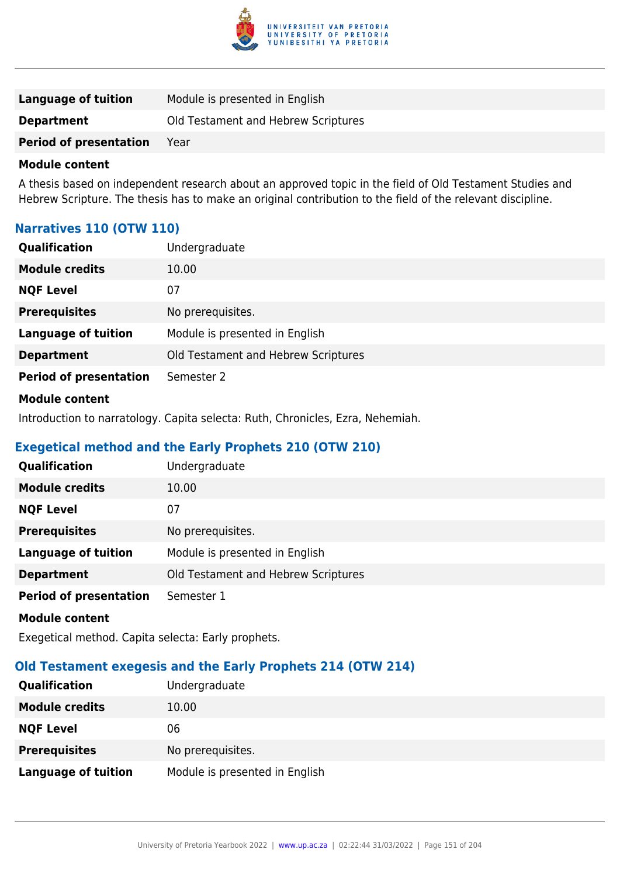| | |
|---|---|
| **Language of tuition** | Module is presented in English |
| **Department** | Old Testament and Hebrew Scriptures |
| **Period of presentation** | Year |

**Module content**

A thesis based on independent research about an approved topic in the field of Old Testament Studies and Hebrew Scripture. The thesis has to make an original contribution to the field of the relevant discipline.

### Narratives 110 (OTW 110)

| | |
|---|---|
| **Qualification** | Undergraduate |
| **Module credits** | 10.00 |
| **NQF Level** | 07 |
| **Prerequisites** | No prerequisites. |
| **Language of tuition** | Module is presented in English |
| **Department** | Old Testament and Hebrew Scriptures |
| **Period of presentation** | Semester 2 |

**Module content**

Introduction to narratology. Capita selecta: Ruth, Chronicles, Ezra, Nehemiah.

### Exegetical method and the Early Prophets 210 (OTW 210)

| | |
|---|---|
| **Qualification** | Undergraduate |
| **Module credits** | 10.00 |
| **NQF Level** | 07 |
| **Prerequisites** | No prerequisites. |
| **Language of tuition** | Module is presented in English |
| **Department** | Old Testament and Hebrew Scriptures |
| **Period of presentation** | Semester 1 |

**Module content**

Exegetical method. Capita selecta: Early prophets.

### Old Testament exegesis and the Early Prophets 214 (OTW 214)

| | |
|---|---|
| **Qualification** | Undergraduate |
| **Module credits** | 10.00 |
| **NQF Level** | 06 |
| **Prerequisites** | No prerequisites. |
| **Language of tuition** | Module is presented in English |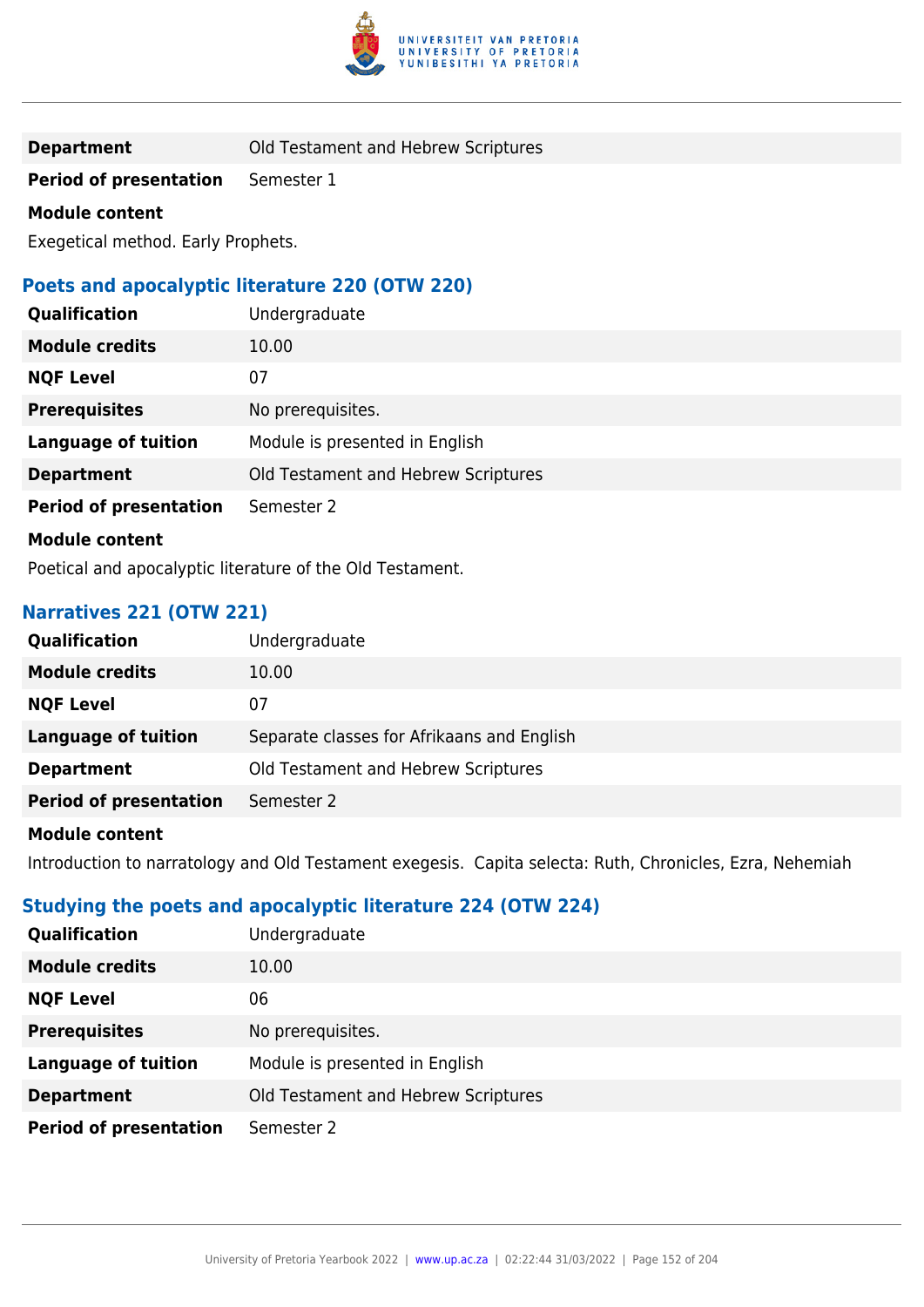| | |
|---|---|
| **Department** | Old Testament and Hebrew Scriptures |
| **Period of presentation** | Semester 1 |

**Module content**

Exegetical method. Early Prophets.

### Poets and apocalyptic literature 220 (OTW 220)

| | |
|---|---|
| **Qualification** | Undergraduate |
| **Module credits** | 10.00 |
| **NQF Level** | 07 |
| **Prerequisites** | No prerequisites. |
| **Language of tuition** | Module is presented in English |
| **Department** | Old Testament and Hebrew Scriptures |
| **Period of presentation** | Semester 2 |

**Module content**

Poetical and apocalyptic literature of the Old Testament.

### Narratives 221 (OTW 221)

| | |
|---|---|
| **Qualification** | Undergraduate |
| **Module credits** | 10.00 |
| **NQF Level** | 07 |
| **Language of tuition** | Separate classes for Afrikaans and English |
| **Department** | Old Testament and Hebrew Scriptures |
| **Period of presentation** | Semester 2 |

**Module content**

Introduction to narratology and Old Testament exegesis. Capita selecta: Ruth, Chronicles, Ezra, Nehemiah

### Studying the poets and apocalyptic literature 224 (OTW 224)

| | |
|---|---|
| **Qualification** | Undergraduate |
| **Module credits** | 10.00 |
| **NQF Level** | 06 |
| **Prerequisites** | No prerequisites. |
| **Language of tuition** | Module is presented in English |
| **Department** | Old Testament and Hebrew Scriptures |
| **Period of presentation** | Semester 2 |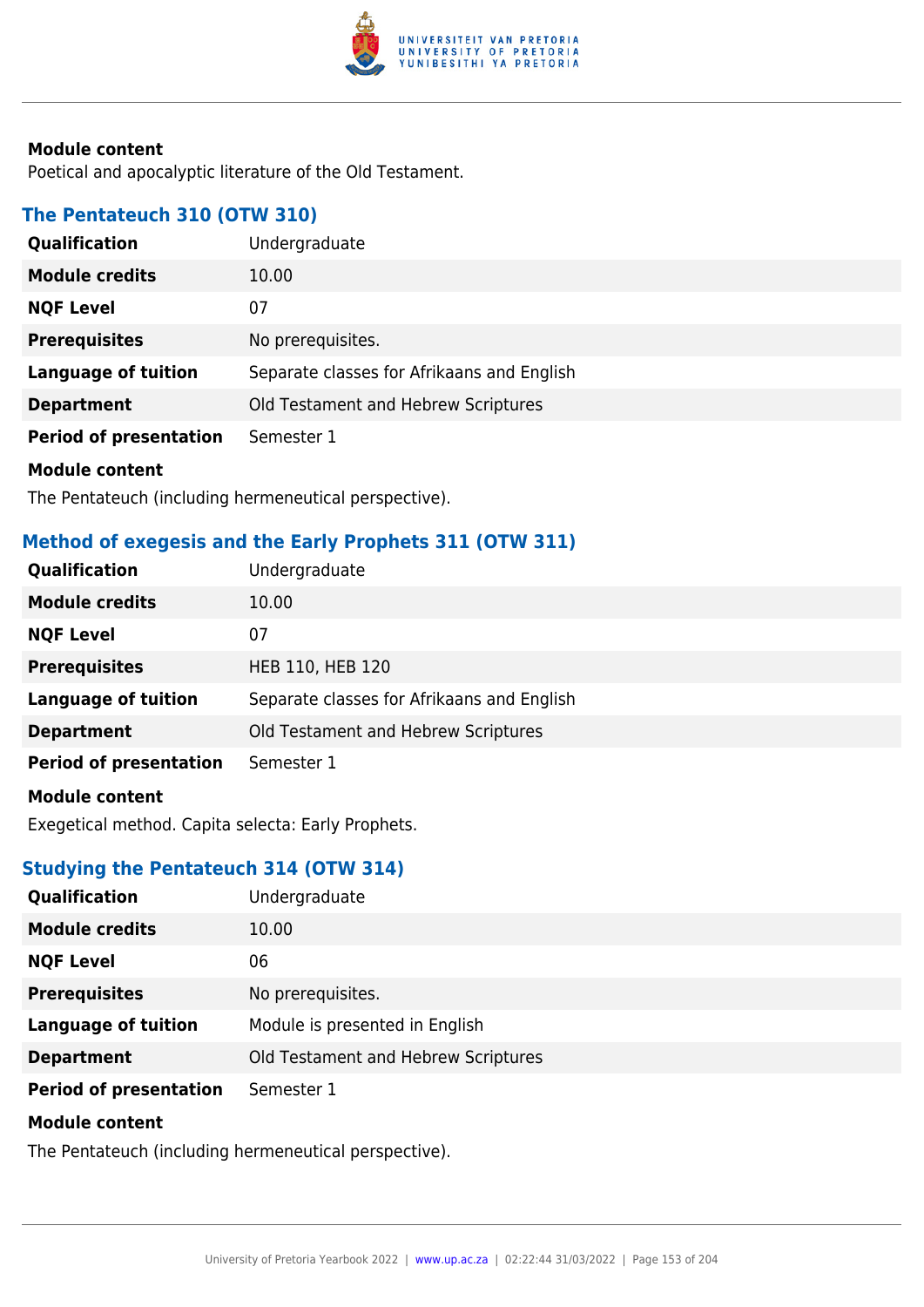#### Module content

Poetical and apocalyptic literature of the Old Testament.

### The Pentateuch 310 (OTW 310)

| | |
|---|---|
| **Qualification** | Undergraduate |
| **Module credits** | 10.00 |
| **NQF Level** | 07 |
| **Prerequisites** | No prerequisites. |
| **Language of tuition** | Separate classes for Afrikaans and English |
| **Department** | Old Testament and Hebrew Scriptures |
| **Period of presentation** | Semester 1 |

#### Module content

The Pentateuch (including hermeneutical perspective).

### Method of exegesis and the Early Prophets 311 (OTW 311)

| | |
|---|---|
| **Qualification** | Undergraduate |
| **Module credits** | 10.00 |
| **NQF Level** | 07 |
| **Prerequisites** | HEB 110, HEB 120 |
| **Language of tuition** | Separate classes for Afrikaans and English |
| **Department** | Old Testament and Hebrew Scriptures |
| **Period of presentation** | Semester 1 |

#### Module content

Exegetical method. Capita selecta: Early Prophets.

### Studying the Pentateuch 314 (OTW 314)

| | |
|---|---|
| **Qualification** | Undergraduate |
| **Module credits** | 10.00 |
| **NQF Level** | 06 |
| **Prerequisites** | No prerequisites. |
| **Language of tuition** | Module is presented in English |
| **Department** | Old Testament and Hebrew Scriptures |
| **Period of presentation** | Semester 1 |

#### Module content

The Pentateuch (including hermeneutical perspective).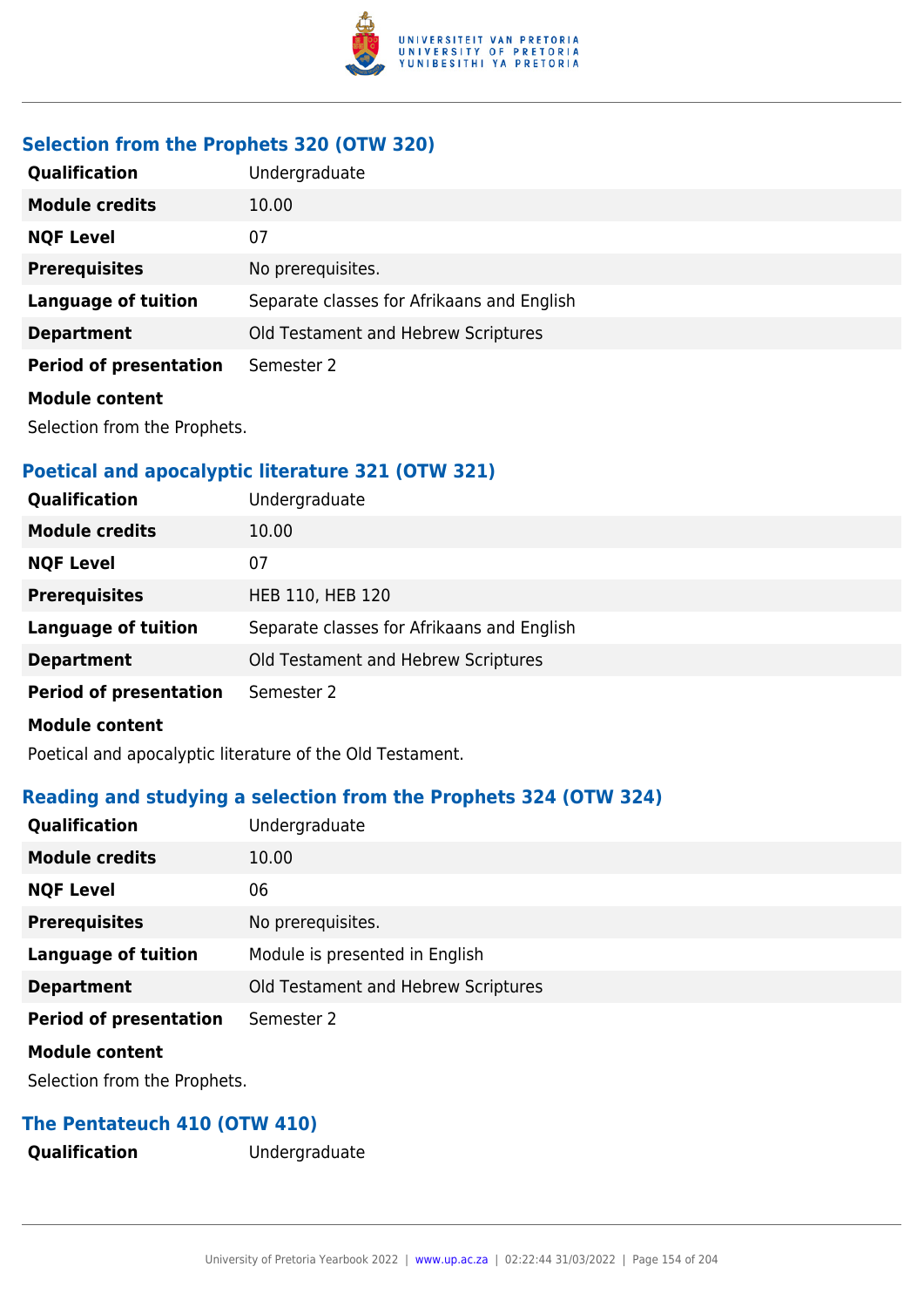### Selection from the Prophets 320 (OTW 320)

| | |
|---|---|
| **Qualification** | Undergraduate |
| **Module credits** | 10.00 |
| **NQF Level** | 07 |
| **Prerequisites** | No prerequisites. |
| **Language of tuition** | Separate classes for Afrikaans and English |
| **Department** | Old Testament and Hebrew Scriptures |
| **Period of presentation** | Semester 2 |

**Module content**

Selection from the Prophets.

### Poetical and apocalyptic literature 321 (OTW 321)

| | |
|---|---|
| **Qualification** | Undergraduate |
| **Module credits** | 10.00 |
| **NQF Level** | 07 |
| **Prerequisites** | HEB 110, HEB 120 |
| **Language of tuition** | Separate classes for Afrikaans and English |
| **Department** | Old Testament and Hebrew Scriptures |
| **Period of presentation** | Semester 2 |

**Module content**

Poetical and apocalyptic literature of the Old Testament.

### Reading and studying a selection from the Prophets 324 (OTW 324)

| | |
|---|---|
| **Qualification** | Undergraduate |
| **Module credits** | 10.00 |
| **NQF Level** | 06 |
| **Prerequisites** | No prerequisites. |
| **Language of tuition** | Module is presented in English |
| **Department** | Old Testament and Hebrew Scriptures |
| **Period of presentation** | Semester 2 |

**Module content**

Selection from the Prophets.

### The Pentateuch 410 (OTW 410)

| | |
|---|---|
| **Qualification** | Undergraduate |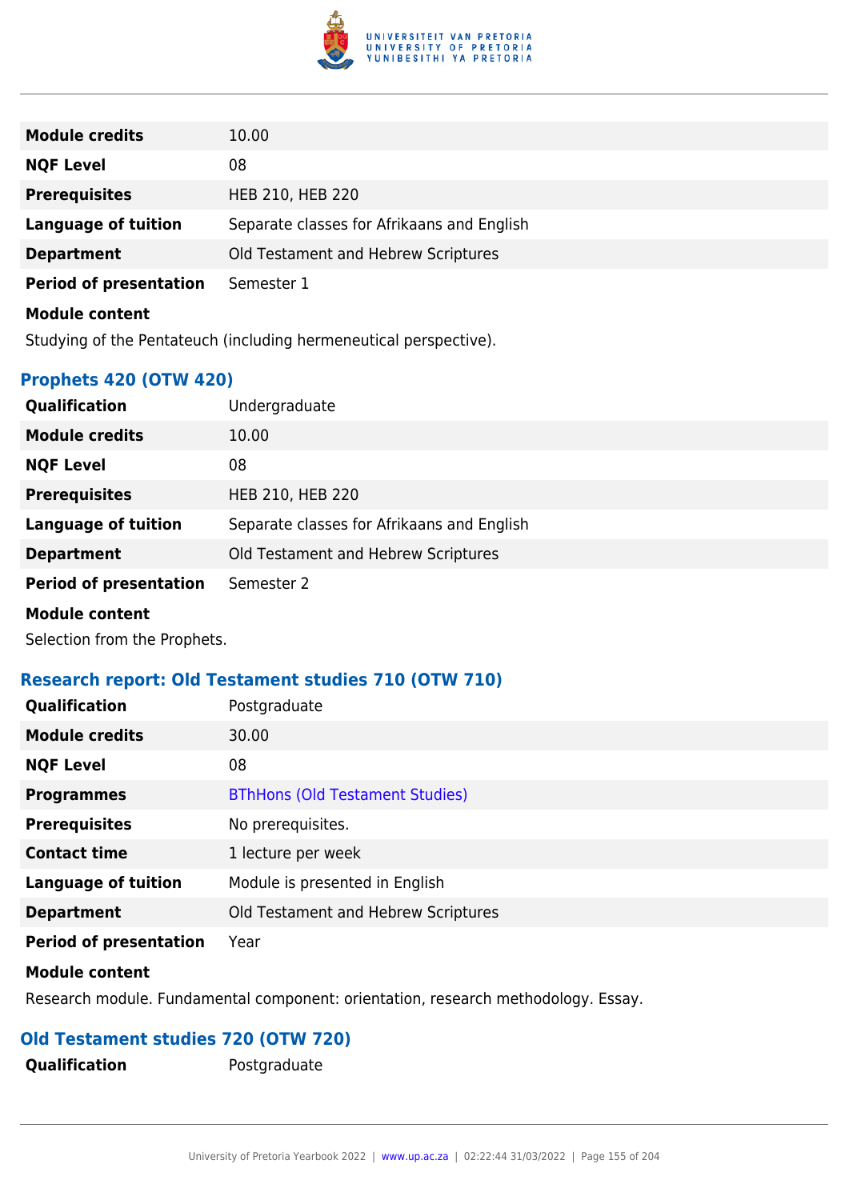| | |
|---|---|
| **Module credits** | 10.00 |
| **NQF Level** | 08 |
| **Prerequisites** | HEB 210, HEB 220 |
| **Language of tuition** | Separate classes for Afrikaans and English |
| **Department** | Old Testament and Hebrew Scriptures |
| **Period of presentation** | Semester 1 |

**Module content**

Studying of the Pentateuch (including hermeneutical perspective).

### Prophets 420 (OTW 420)

| | |
|---|---|
| **Qualification** | Undergraduate |
| **Module credits** | 10.00 |
| **NQF Level** | 08 |
| **Prerequisites** | HEB 210, HEB 220 |
| **Language of tuition** | Separate classes for Afrikaans and English |
| **Department** | Old Testament and Hebrew Scriptures |
| **Period of presentation** | Semester 2 |

**Module content**

Selection from the Prophets.

### Research report: Old Testament studies 710 (OTW 710)

| | |
|---|---|
| **Qualification** | Postgraduate |
| **Module credits** | 30.00 |
| **NQF Level** | 08 |
| **Programmes** | BThHons (Old Testament Studies) |
| **Prerequisites** | No prerequisites. |
| **Contact time** | 1 lecture per week |
| **Language of tuition** | Module is presented in English |
| **Department** | Old Testament and Hebrew Scriptures |
| **Period of presentation** | Year |

**Module content**

Research module. Fundamental component: orientation, research methodology. Essay.

### Old Testament studies 720 (OTW 720)

| | |
|---|---|
| **Qualification** | Postgraduate |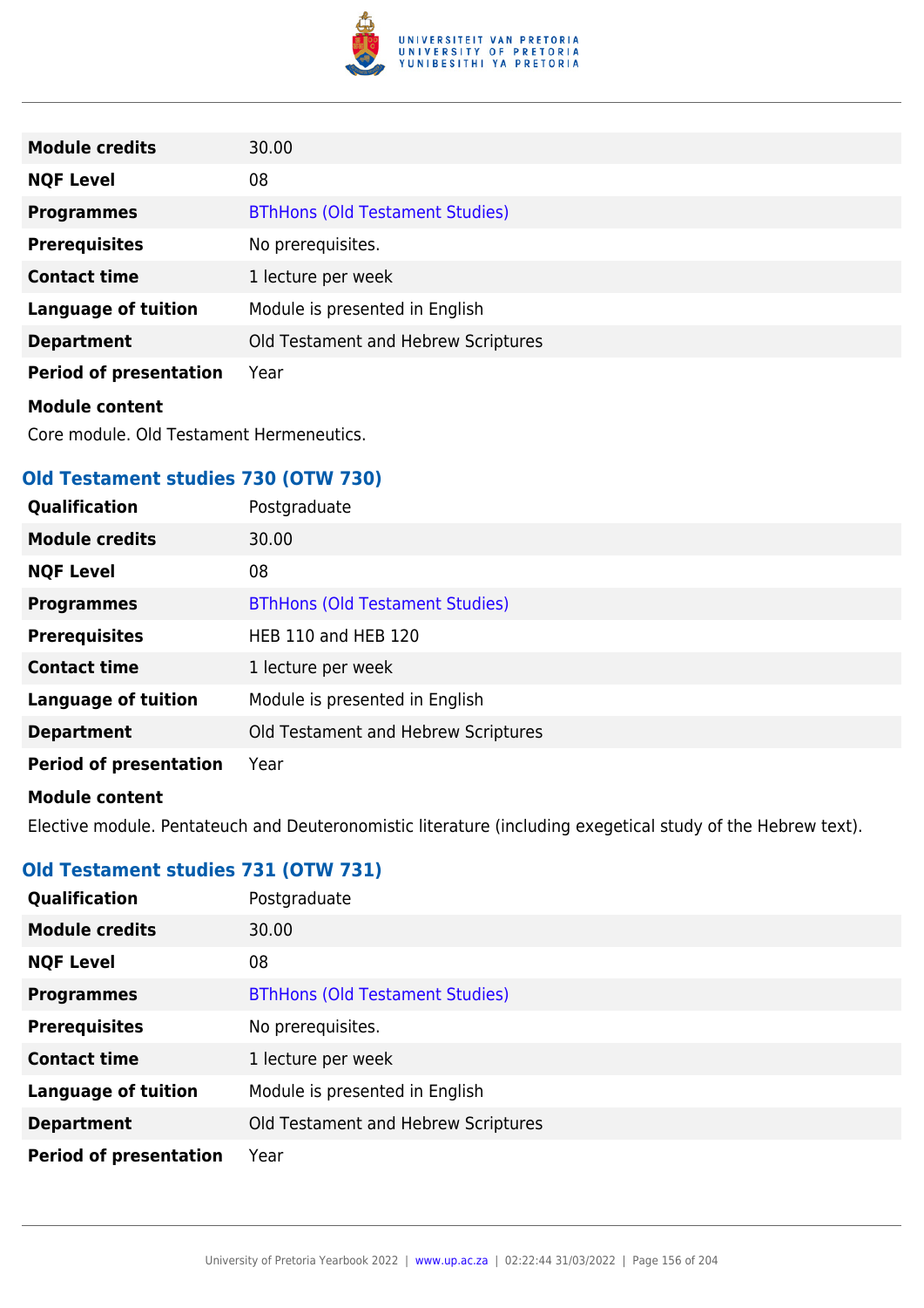| | |
|---|---|
| **Module credits** | 30.00 |
| **NQF Level** | 08 |
| **Programmes** | BThHons (Old Testament Studies) |
| **Prerequisites** | No prerequisites. |
| **Contact time** | 1 lecture per week |
| **Language of tuition** | Module is presented in English |
| **Department** | Old Testament and Hebrew Scriptures |
| **Period of presentation** | Year |

**Module content**

Core module. Old Testament Hermeneutics.

### Old Testament studies 730 (OTW 730)

| | |
|---|---|
| **Qualification** | Postgraduate |
| **Module credits** | 30.00 |
| **NQF Level** | 08 |
| **Programmes** | BThHons (Old Testament Studies) |
| **Prerequisites** | HEB 110 and HEB 120 |
| **Contact time** | 1 lecture per week |
| **Language of tuition** | Module is presented in English |
| **Department** | Old Testament and Hebrew Scriptures |
| **Period of presentation** | Year |

**Module content**

Elective module. Pentateuch and Deuteronomistic literature (including exegetical study of the Hebrew text).

### Old Testament studies 731 (OTW 731)

| | |
|---|---|
| **Qualification** | Postgraduate |
| **Module credits** | 30.00 |
| **NQF Level** | 08 |
| **Programmes** | BThHons (Old Testament Studies) |
| **Prerequisites** | No prerequisites. |
| **Contact time** | 1 lecture per week |
| **Language of tuition** | Module is presented in English |
| **Department** | Old Testament and Hebrew Scriptures |
| **Period of presentation** | Year |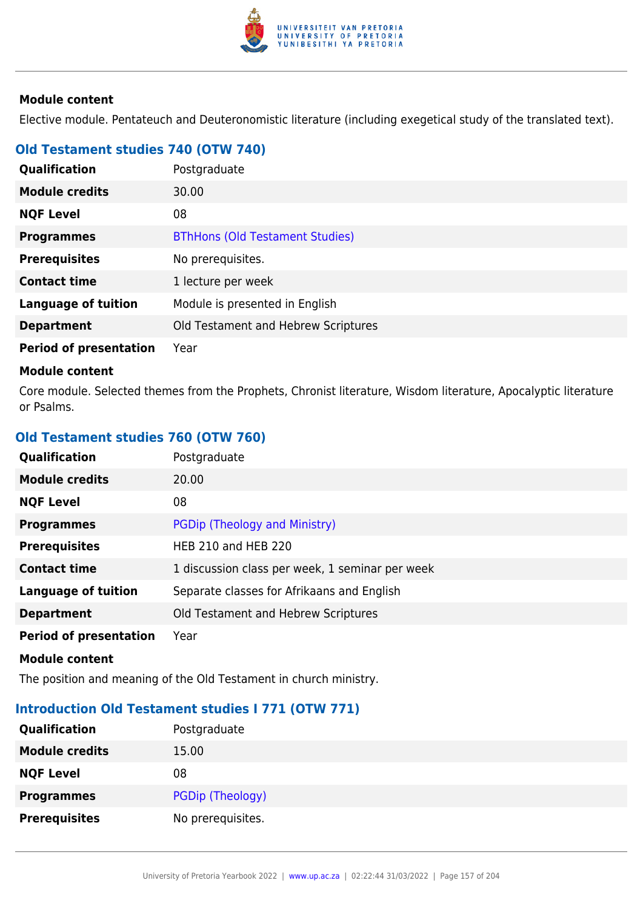#### Module content

Elective module. Pentateuch and Deuteronomistic literature (including exegetical study of the translated text).

### Old Testament studies 740 (OTW 740)

| | |
|---|---|
| **Qualification** | Postgraduate |
| **Module credits** | 30.00 |
| **NQF Level** | 08 |
| **Programmes** | BThHons (Old Testament Studies) |
| **Prerequisites** | No prerequisites. |
| **Contact time** | 1 lecture per week |
| **Language of tuition** | Module is presented in English |
| **Department** | Old Testament and Hebrew Scriptures |
| **Period of presentation** | Year |

#### Module content

Core module. Selected themes from the Prophets, Chronist literature, Wisdom literature, Apocalyptic literature or Psalms.

### Old Testament studies 760 (OTW 760)

| | |
|---|---|
| **Qualification** | Postgraduate |
| **Module credits** | 20.00 |
| **NQF Level** | 08 |
| **Programmes** | PGDip (Theology and Ministry) |
| **Prerequisites** | HEB 210 and HEB 220 |
| **Contact time** | 1 discussion class per week, 1 seminar per week |
| **Language of tuition** | Separate classes for Afrikaans and English |
| **Department** | Old Testament and Hebrew Scriptures |
| **Period of presentation** | Year |

#### Module content

The position and meaning of the Old Testament in church ministry.

### Introduction Old Testament studies I 771 (OTW 771)

| | |
|---|---|
| **Qualification** | Postgraduate |
| **Module credits** | 15.00 |
| **NQF Level** | 08 |
| **Programmes** | PGDip (Theology) |
| **Prerequisites** | No prerequisites. |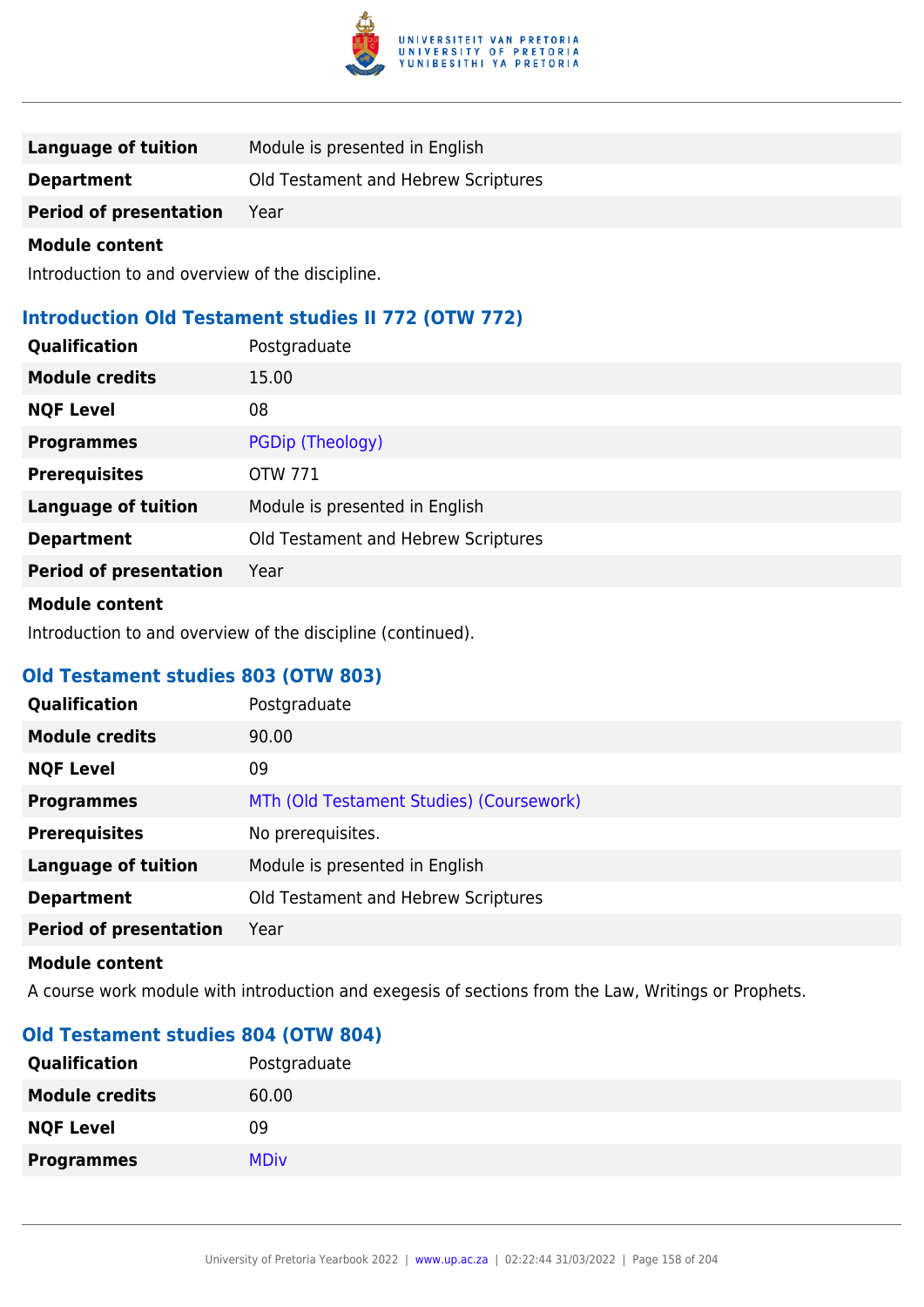| | |
|---|---|
| **Language of tuition** | Module is presented in English |
| **Department** | Old Testament and Hebrew Scriptures |
| **Period of presentation** | Year |

**Module content**

Introduction to and overview of the discipline.

### Introduction Old Testament studies II 772 (OTW 772)

| | |
|---|---|
| **Qualification** | Postgraduate |
| **Module credits** | 15.00 |
| **NQF Level** | 08 |
| **Programmes** | PGDip (Theology) |
| **Prerequisites** | OTW 771 |
| **Language of tuition** | Module is presented in English |
| **Department** | Old Testament and Hebrew Scriptures |
| **Period of presentation** | Year |

**Module content**

Introduction to and overview of the discipline (continued).

### Old Testament studies 803 (OTW 803)

| | |
|---|---|
| **Qualification** | Postgraduate |
| **Module credits** | 90.00 |
| **NQF Level** | 09 |
| **Programmes** | MTh (Old Testament Studies) (Coursework) |
| **Prerequisites** | No prerequisites. |
| **Language of tuition** | Module is presented in English |
| **Department** | Old Testament and Hebrew Scriptures |
| **Period of presentation** | Year |

**Module content**

A course work module with introduction and exegesis of sections from the Law, Writings or Prophets.

### Old Testament studies 804 (OTW 804)

| | |
|---|---|
| **Qualification** | Postgraduate |
| **Module credits** | 60.00 |
| **NQF Level** | 09 |
| **Programmes** | MDiv |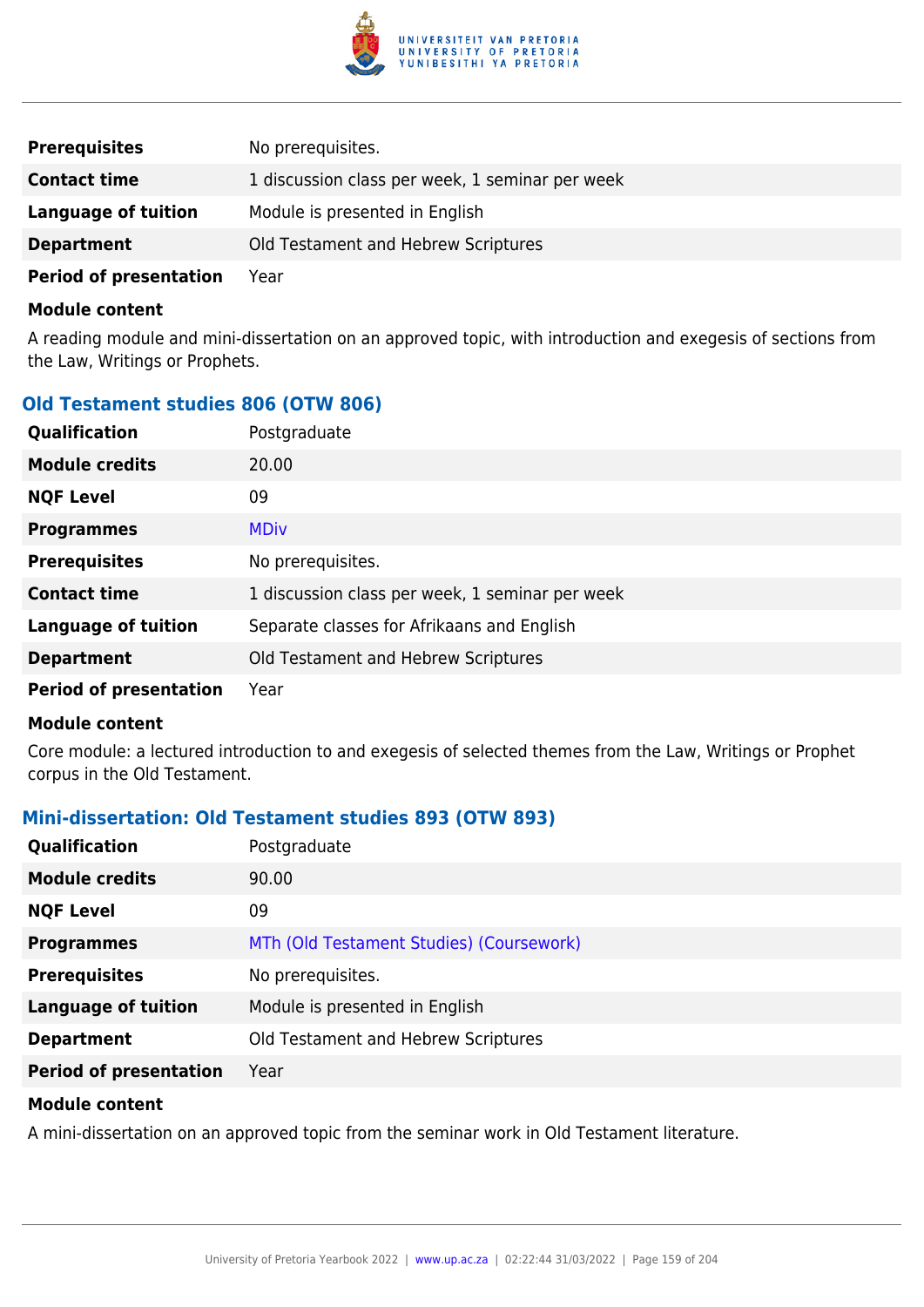| | |
|---|---|
| **Prerequisites** | No prerequisites. |
| **Contact time** | 1 discussion class per week, 1 seminar per week |
| **Language of tuition** | Module is presented in English |
| **Department** | Old Testament and Hebrew Scriptures |
| **Period of presentation** | Year |

**Module content**

A reading module and mini-dissertation on an approved topic, with introduction and exegesis of sections from the Law, Writings or Prophets.

### Old Testament studies 806 (OTW 806)

| | |
|---|---|
| **Qualification** | Postgraduate |
| **Module credits** | 20.00 |
| **NQF Level** | 09 |
| **Programmes** | MDiv |
| **Prerequisites** | No prerequisites. |
| **Contact time** | 1 discussion class per week, 1 seminar per week |
| **Language of tuition** | Separate classes for Afrikaans and English |
| **Department** | Old Testament and Hebrew Scriptures |
| **Period of presentation** | Year |

**Module content**

Core module: a lectured introduction to and exegesis of selected themes from the Law, Writings or Prophet corpus in the Old Testament.

### Mini-dissertation: Old Testament studies 893 (OTW 893)

| | |
|---|---|
| **Qualification** | Postgraduate |
| **Module credits** | 90.00 |
| **NQF Level** | 09 |
| **Programmes** | MTh (Old Testament Studies) (Coursework) |
| **Prerequisites** | No prerequisites. |
| **Language of tuition** | Module is presented in English |
| **Department** | Old Testament and Hebrew Scriptures |
| **Period of presentation** | Year |

**Module content**

A mini-dissertation on an approved topic from the seminar work in Old Testament literature.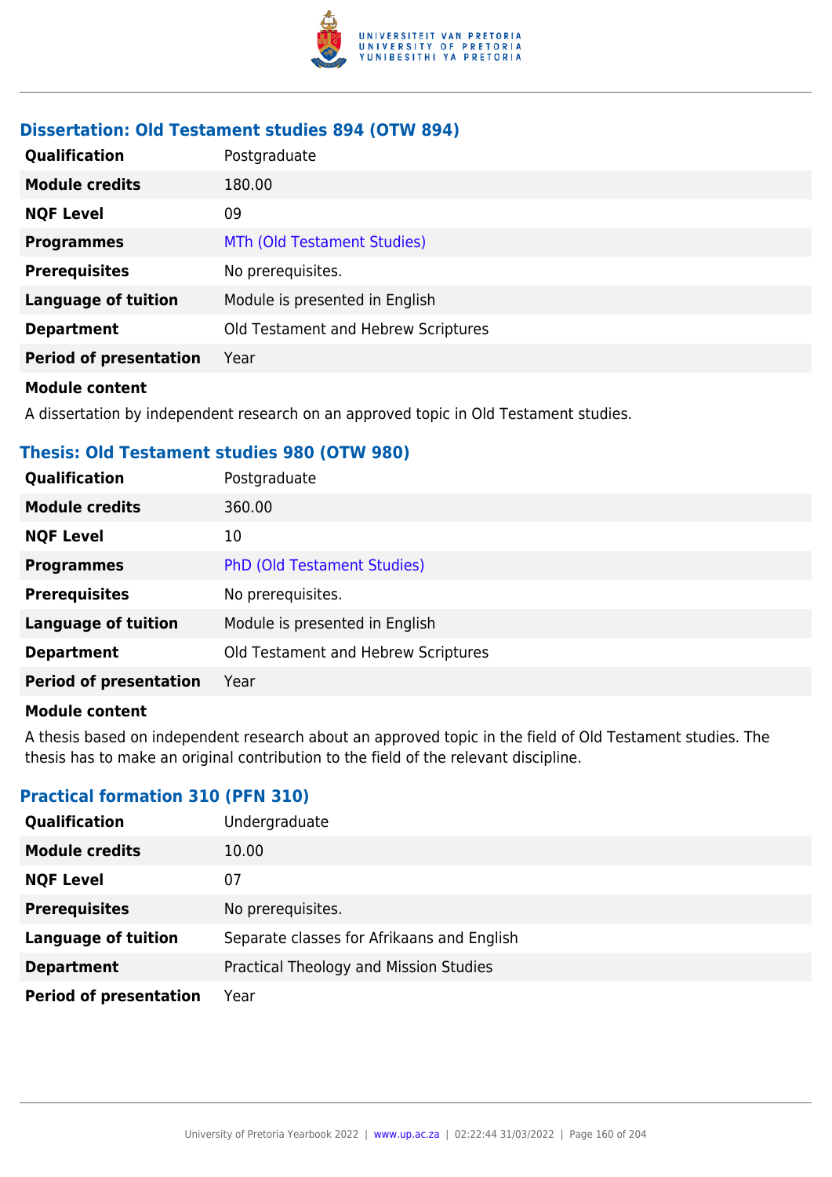### Dissertation: Old Testament studies 894 (OTW 894)

| | |
|---|---|
| **Qualification** | Postgraduate |
| **Module credits** | 180.00 |
| **NQF Level** | 09 |
| **Programmes** | MTh (Old Testament Studies) |
| **Prerequisites** | No prerequisites. |
| **Language of tuition** | Module is presented in English |
| **Department** | Old Testament and Hebrew Scriptures |
| **Period of presentation** | Year |

**Module content**

A dissertation by independent research on an approved topic in Old Testament studies.

### Thesis: Old Testament studies 980 (OTW 980)

| | |
|---|---|
| **Qualification** | Postgraduate |
| **Module credits** | 360.00 |
| **NQF Level** | 10 |
| **Programmes** | PhD (Old Testament Studies) |
| **Prerequisites** | No prerequisites. |
| **Language of tuition** | Module is presented in English |
| **Department** | Old Testament and Hebrew Scriptures |
| **Period of presentation** | Year |

**Module content**

A thesis based on independent research about an approved topic in the field of Old Testament studies. The thesis has to make an original contribution to the field of the relevant discipline.

### Practical formation 310 (PFN 310)

| | |
|---|---|
| **Qualification** | Undergraduate |
| **Module credits** | 10.00 |
| **NQF Level** | 07 |
| **Prerequisites** | No prerequisites. |
| **Language of tuition** | Separate classes for Afrikaans and English |
| **Department** | Practical Theology and Mission Studies |
| **Period of presentation** | Year |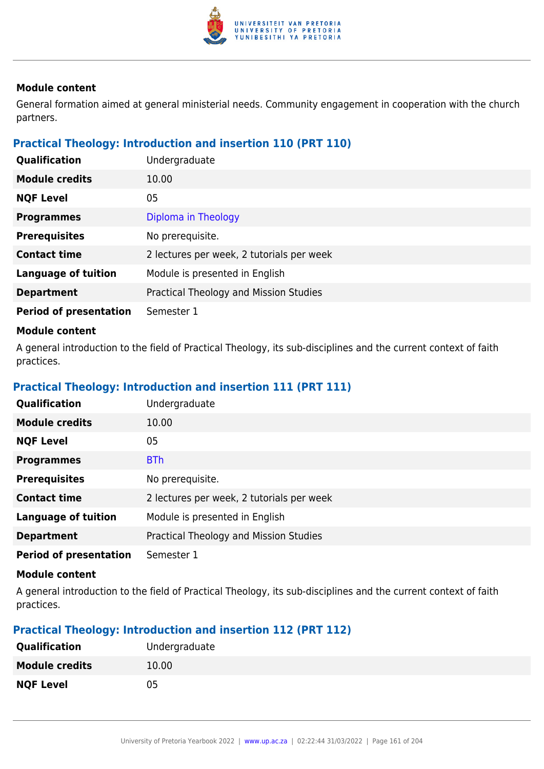**Module content**

General formation aimed at general ministerial needs. Community engagement in cooperation with the church partners.

### Practical Theology: Introduction and insertion 110 (PRT 110)

| | |
|---|---|
| **Qualification** | Undergraduate |
| **Module credits** | 10.00 |
| **NQF Level** | 05 |
| **Programmes** | Diploma in Theology |
| **Prerequisites** | No prerequisite. |
| **Contact time** | 2 lectures per week, 2 tutorials per week |
| **Language of tuition** | Module is presented in English |
| **Department** | Practical Theology and Mission Studies |
| **Period of presentation** | Semester 1 |

**Module content**

A general introduction to the field of Practical Theology, its sub-disciplines and the current context of faith practices.

### Practical Theology: Introduction and insertion 111 (PRT 111)

| | |
|---|---|
| **Qualification** | Undergraduate |
| **Module credits** | 10.00 |
| **NQF Level** | 05 |
| **Programmes** | BTh |
| **Prerequisites** | No prerequisite. |
| **Contact time** | 2 lectures per week, 2 tutorials per week |
| **Language of tuition** | Module is presented in English |
| **Department** | Practical Theology and Mission Studies |
| **Period of presentation** | Semester 1 |

**Module content**

A general introduction to the field of Practical Theology, its sub-disciplines and the current context of faith practices.

### Practical Theology: Introduction and insertion 112 (PRT 112)

| | |
|---|---|
| **Qualification** | Undergraduate |
| **Module credits** | 10.00 |
| **NQF Level** | 05 |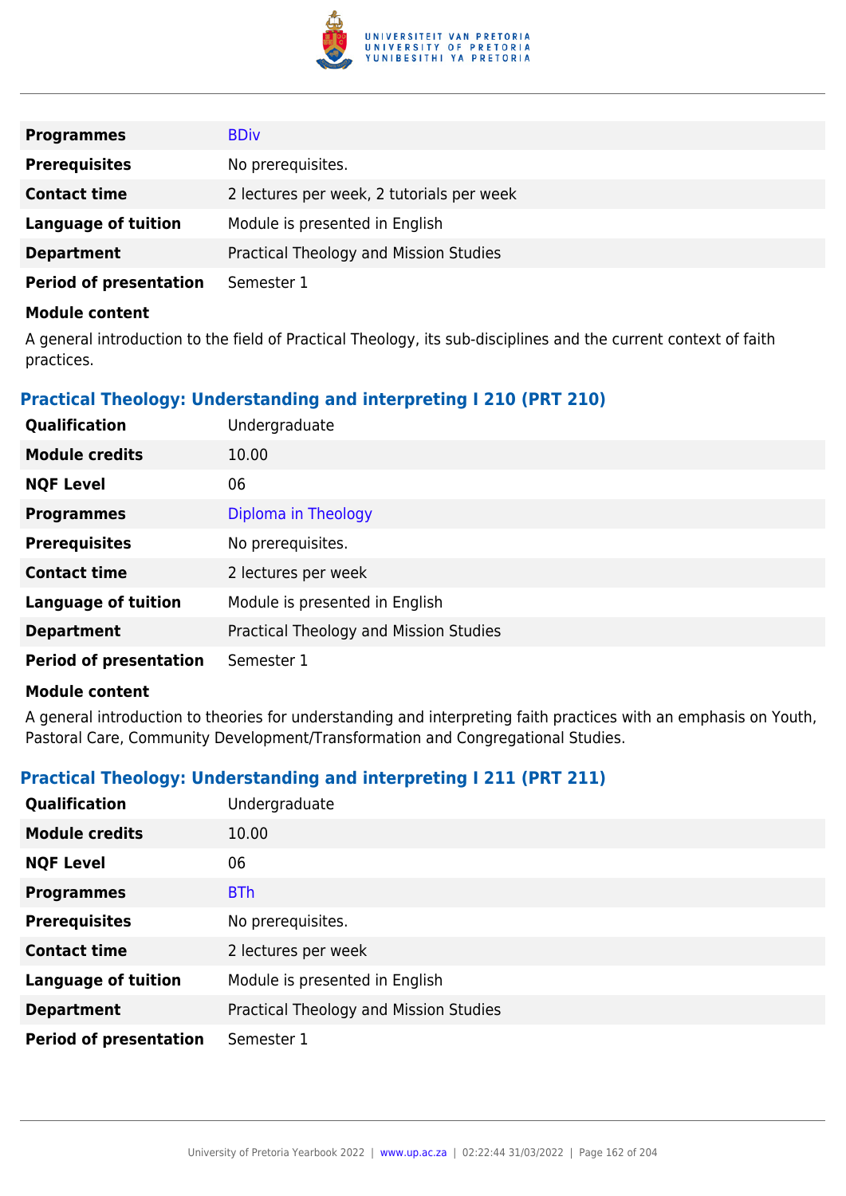| | |
|---|---|
| **Programmes** | BDiv |
| **Prerequisites** | No prerequisites. |
| **Contact time** | 2 lectures per week, 2 tutorials per week |
| **Language of tuition** | Module is presented in English |
| **Department** | Practical Theology and Mission Studies |
| **Period of presentation** | Semester 1 |

**Module content**

A general introduction to the field of Practical Theology, its sub-disciplines and the current context of faith practices.

### Practical Theology: Understanding and interpreting I 210 (PRT 210)

| | |
|---|---|
| **Qualification** | Undergraduate |
| **Module credits** | 10.00 |
| **NQF Level** | 06 |
| **Programmes** | Diploma in Theology |
| **Prerequisites** | No prerequisites. |
| **Contact time** | 2 lectures per week |
| **Language of tuition** | Module is presented in English |
| **Department** | Practical Theology and Mission Studies |
| **Period of presentation** | Semester 1 |

**Module content**

A general introduction to theories for understanding and interpreting faith practices with an emphasis on Youth, Pastoral Care, Community Development/Transformation and Congregational Studies.

### Practical Theology: Understanding and interpreting I 211 (PRT 211)

| | |
|---|---|
| **Qualification** | Undergraduate |
| **Module credits** | 10.00 |
| **NQF Level** | 06 |
| **Programmes** | BTh |
| **Prerequisites** | No prerequisites. |
| **Contact time** | 2 lectures per week |
| **Language of tuition** | Module is presented in English |
| **Department** | Practical Theology and Mission Studies |
| **Period of presentation** | Semester 1 |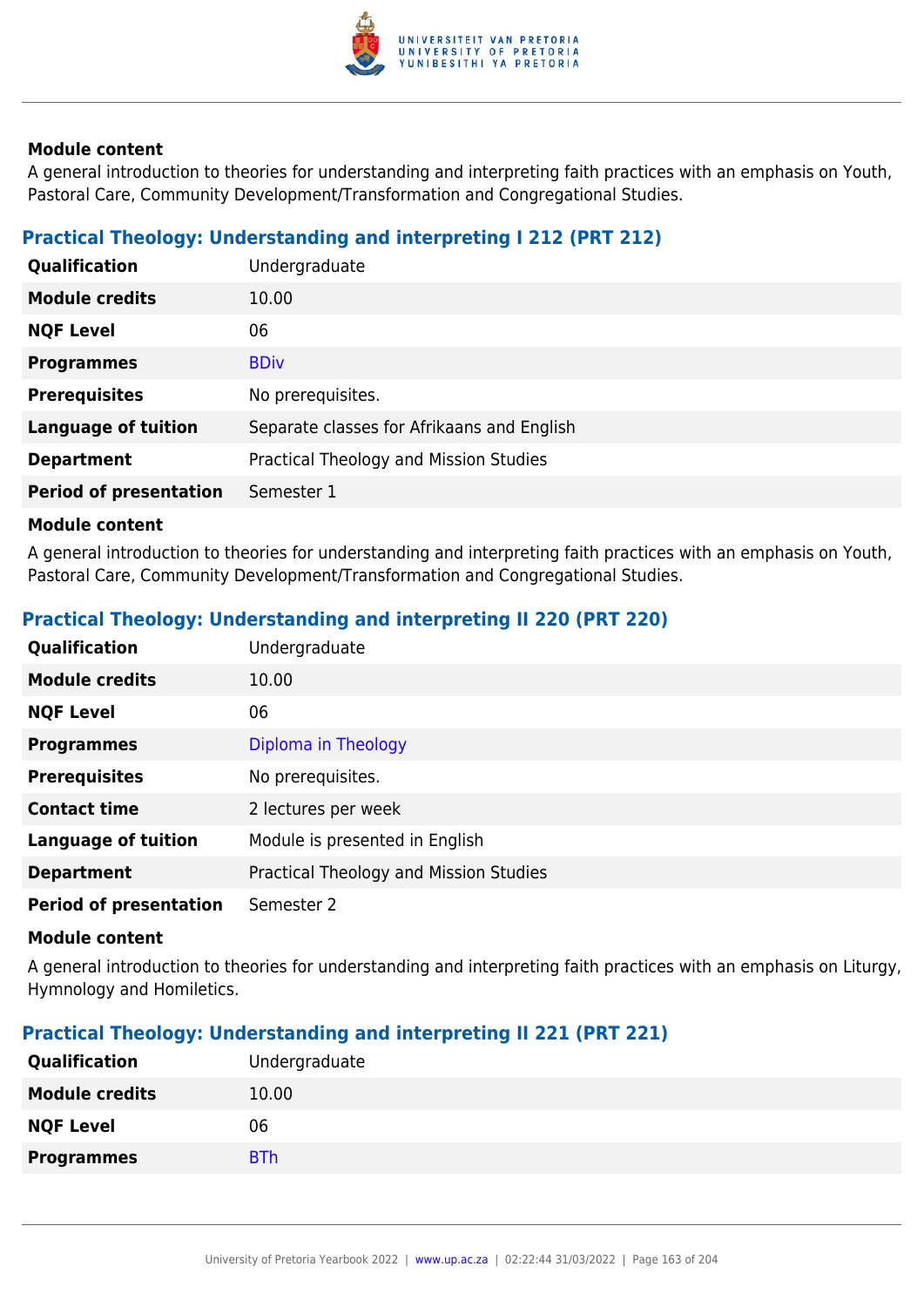**Module content**

A general introduction to theories for understanding and interpreting faith practices with an emphasis on Youth, Pastoral Care, Community Development/Transformation and Congregational Studies.

### Practical Theology: Understanding and interpreting I 212 (PRT 212)

| | |
|---|---|
| **Qualification** | Undergraduate |
| **Module credits** | 10.00 |
| **NQF Level** | 06 |
| **Programmes** | BDiv |
| **Prerequisites** | No prerequisites. |
| **Language of tuition** | Separate classes for Afrikaans and English |
| **Department** | Practical Theology and Mission Studies |
| **Period of presentation** | Semester 1 |

**Module content**

A general introduction to theories for understanding and interpreting faith practices with an emphasis on Youth, Pastoral Care, Community Development/Transformation and Congregational Studies.

### Practical Theology: Understanding and interpreting II 220 (PRT 220)

| | |
|---|---|
| **Qualification** | Undergraduate |
| **Module credits** | 10.00 |
| **NQF Level** | 06 |
| **Programmes** | Diploma in Theology |
| **Prerequisites** | No prerequisites. |
| **Contact time** | 2 lectures per week |
| **Language of tuition** | Module is presented in English |
| **Department** | Practical Theology and Mission Studies |
| **Period of presentation** | Semester 2 |

**Module content**

A general introduction to theories for understanding and interpreting faith practices with an emphasis on Liturgy, Hymnology and Homiletics.

### Practical Theology: Understanding and interpreting II 221 (PRT 221)

| | |
|---|---|
| **Qualification** | Undergraduate |
| **Module credits** | 10.00 |
| **NQF Level** | 06 |
| **Programmes** | BTh |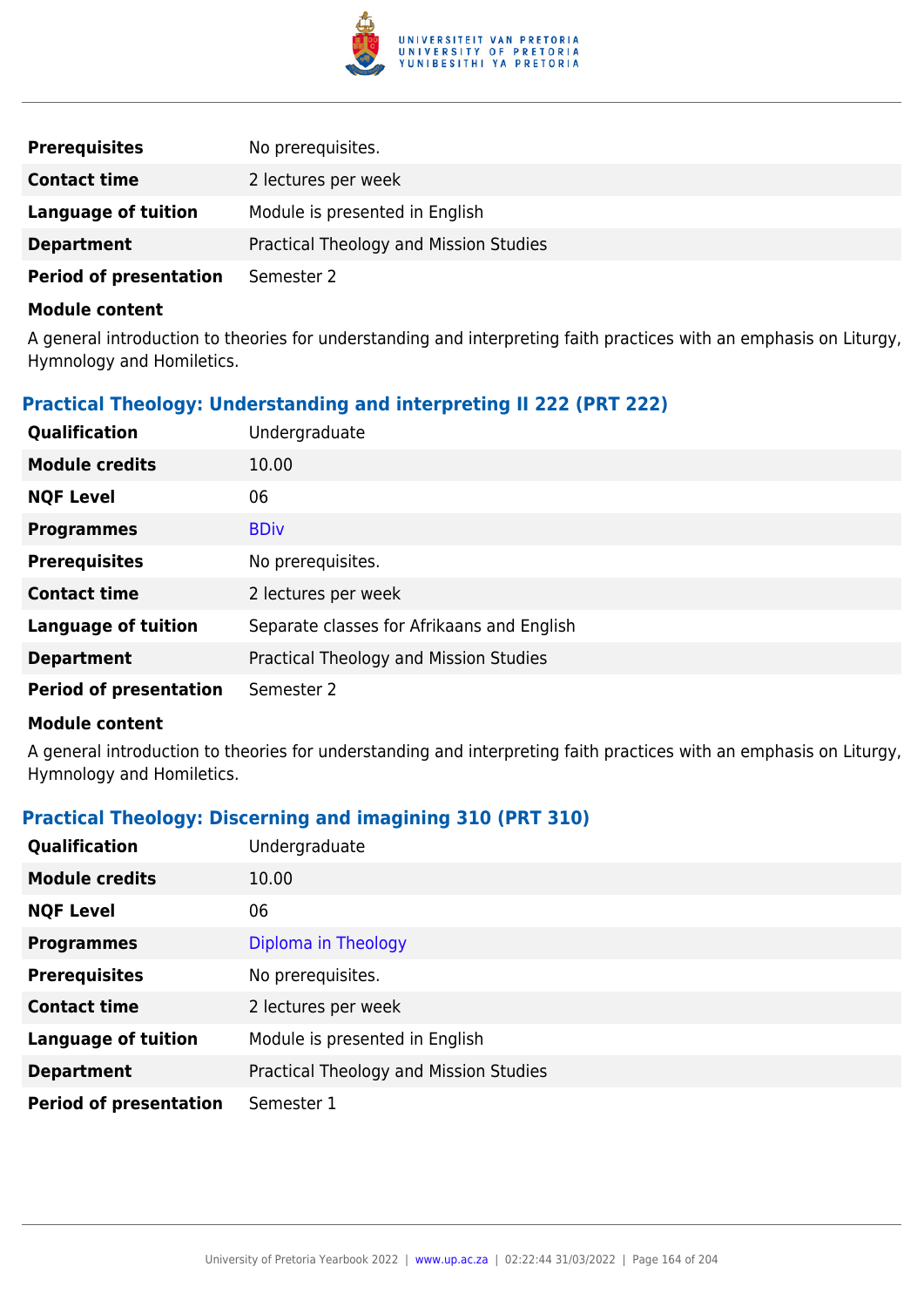| | |
|---|---|
| **Prerequisites** | No prerequisites. |
| **Contact time** | 2 lectures per week |
| **Language of tuition** | Module is presented in English |
| **Department** | Practical Theology and Mission Studies |
| **Period of presentation** | Semester 2 |

**Module content**

A general introduction to theories for understanding and interpreting faith practices with an emphasis on Liturgy, Hymnology and Homiletics.

### Practical Theology: Understanding and interpreting II 222 (PRT 222)

| | |
|---|---|
| **Qualification** | Undergraduate |
| **Module credits** | 10.00 |
| **NQF Level** | 06 |
| **Programmes** | BDiv |
| **Prerequisites** | No prerequisites. |
| **Contact time** | 2 lectures per week |
| **Language of tuition** | Separate classes for Afrikaans and English |
| **Department** | Practical Theology and Mission Studies |
| **Period of presentation** | Semester 2 |

**Module content**

A general introduction to theories for understanding and interpreting faith practices with an emphasis on Liturgy, Hymnology and Homiletics.

### Practical Theology: Discerning and imagining 310 (PRT 310)

| | |
|---|---|
| **Qualification** | Undergraduate |
| **Module credits** | 10.00 |
| **NQF Level** | 06 |
| **Programmes** | Diploma in Theology |
| **Prerequisites** | No prerequisites. |
| **Contact time** | 2 lectures per week |
| **Language of tuition** | Module is presented in English |
| **Department** | Practical Theology and Mission Studies |
| **Period of presentation** | Semester 1 |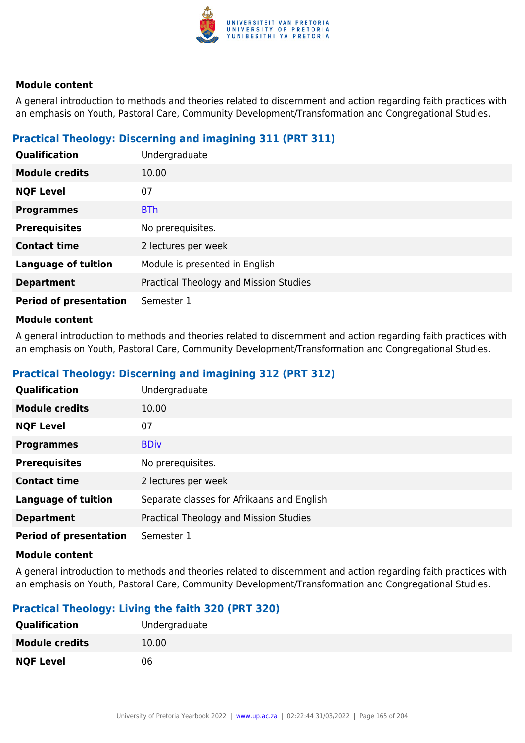**Module content**

A general introduction to methods and theories related to discernment and action regarding faith practices with an emphasis on Youth, Pastoral Care, Community Development/Transformation and Congregational Studies.

### Practical Theology: Discerning and imagining 311 (PRT 311)

| | |
|---|---|
| **Qualification** | Undergraduate |
| **Module credits** | 10.00 |
| **NQF Level** | 07 |
| **Programmes** | BTh |
| **Prerequisites** | No prerequisites. |
| **Contact time** | 2 lectures per week |
| **Language of tuition** | Module is presented in English |
| **Department** | Practical Theology and Mission Studies |
| **Period of presentation** | Semester 1 |

**Module content**

A general introduction to methods and theories related to discernment and action regarding faith practices with an emphasis on Youth, Pastoral Care, Community Development/Transformation and Congregational Studies.

### Practical Theology: Discerning and imagining 312 (PRT 312)

| | |
|---|---|
| **Qualification** | Undergraduate |
| **Module credits** | 10.00 |
| **NQF Level** | 07 |
| **Programmes** | BDiv |
| **Prerequisites** | No prerequisites. |
| **Contact time** | 2 lectures per week |
| **Language of tuition** | Separate classes for Afrikaans and English |
| **Department** | Practical Theology and Mission Studies |
| **Period of presentation** | Semester 1 |

**Module content**

A general introduction to methods and theories related to discernment and action regarding faith practices with an emphasis on Youth, Pastoral Care, Community Development/Transformation and Congregational Studies.

### Practical Theology: Living the faith 320 (PRT 320)

| | |
|---|---|
| **Qualification** | Undergraduate |
| **Module credits** | 10.00 |
| **NQF Level** | 06 |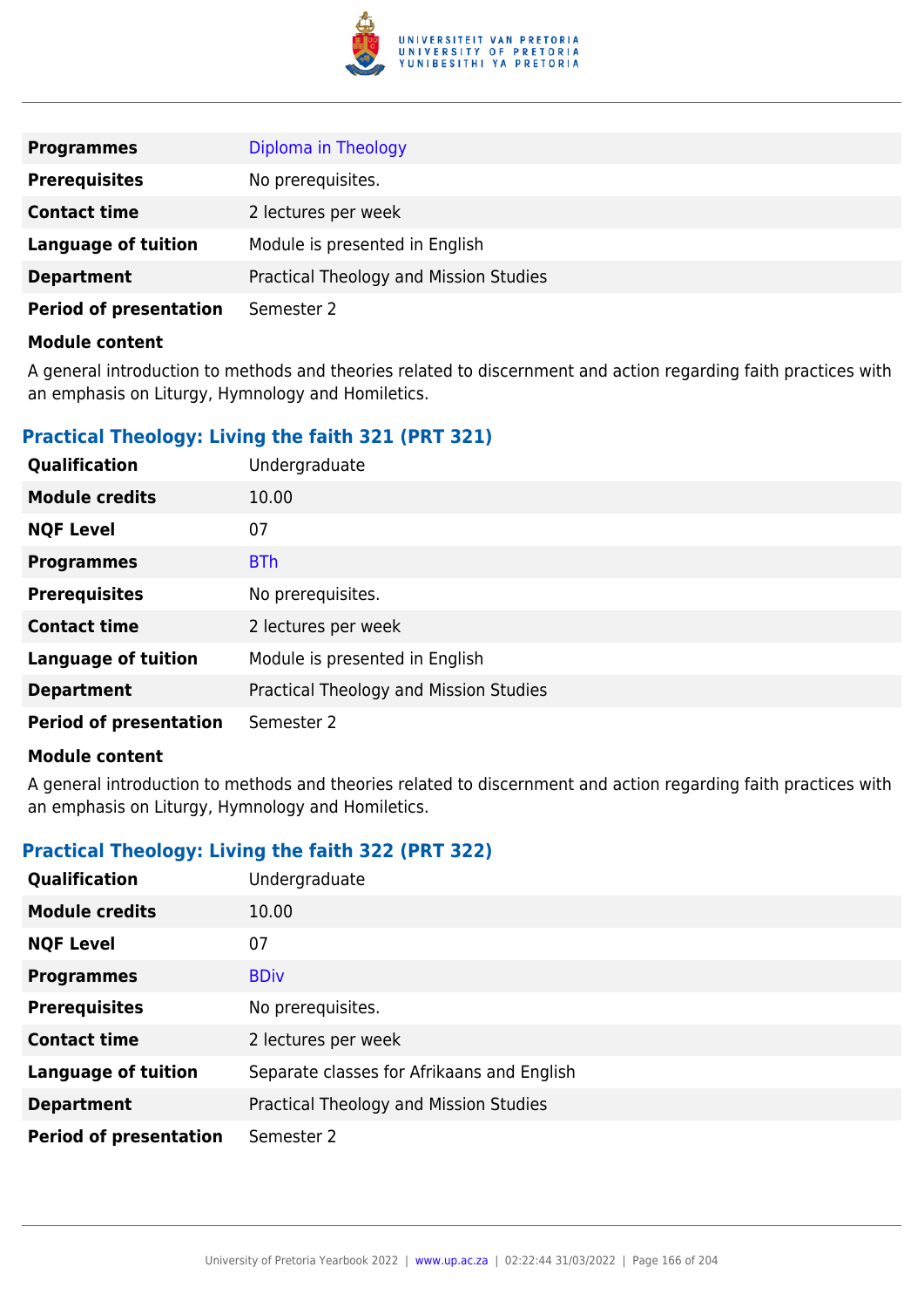| | |
|---|---|
| **Programmes** | Diploma in Theology |
| **Prerequisites** | No prerequisites. |
| **Contact time** | 2 lectures per week |
| **Language of tuition** | Module is presented in English |
| **Department** | Practical Theology and Mission Studies |
| **Period of presentation** | Semester 2 |

**Module content**

A general introduction to methods and theories related to discernment and action regarding faith practices with an emphasis on Liturgy, Hymnology and Homiletics.

### Practical Theology: Living the faith 321 (PRT 321)

| | |
|---|---|
| **Qualification** | Undergraduate |
| **Module credits** | 10.00 |
| **NQF Level** | 07 |
| **Programmes** | BTh |
| **Prerequisites** | No prerequisites. |
| **Contact time** | 2 lectures per week |
| **Language of tuition** | Module is presented in English |
| **Department** | Practical Theology and Mission Studies |
| **Period of presentation** | Semester 2 |

**Module content**

A general introduction to methods and theories related to discernment and action regarding faith practices with an emphasis on Liturgy, Hymnology and Homiletics.

### Practical Theology: Living the faith 322 (PRT 322)

| | |
|---|---|
| **Qualification** | Undergraduate |
| **Module credits** | 10.00 |
| **NQF Level** | 07 |
| **Programmes** | BDiv |
| **Prerequisites** | No prerequisites. |
| **Contact time** | 2 lectures per week |
| **Language of tuition** | Separate classes for Afrikaans and English |
| **Department** | Practical Theology and Mission Studies |
| **Period of presentation** | Semester 2 |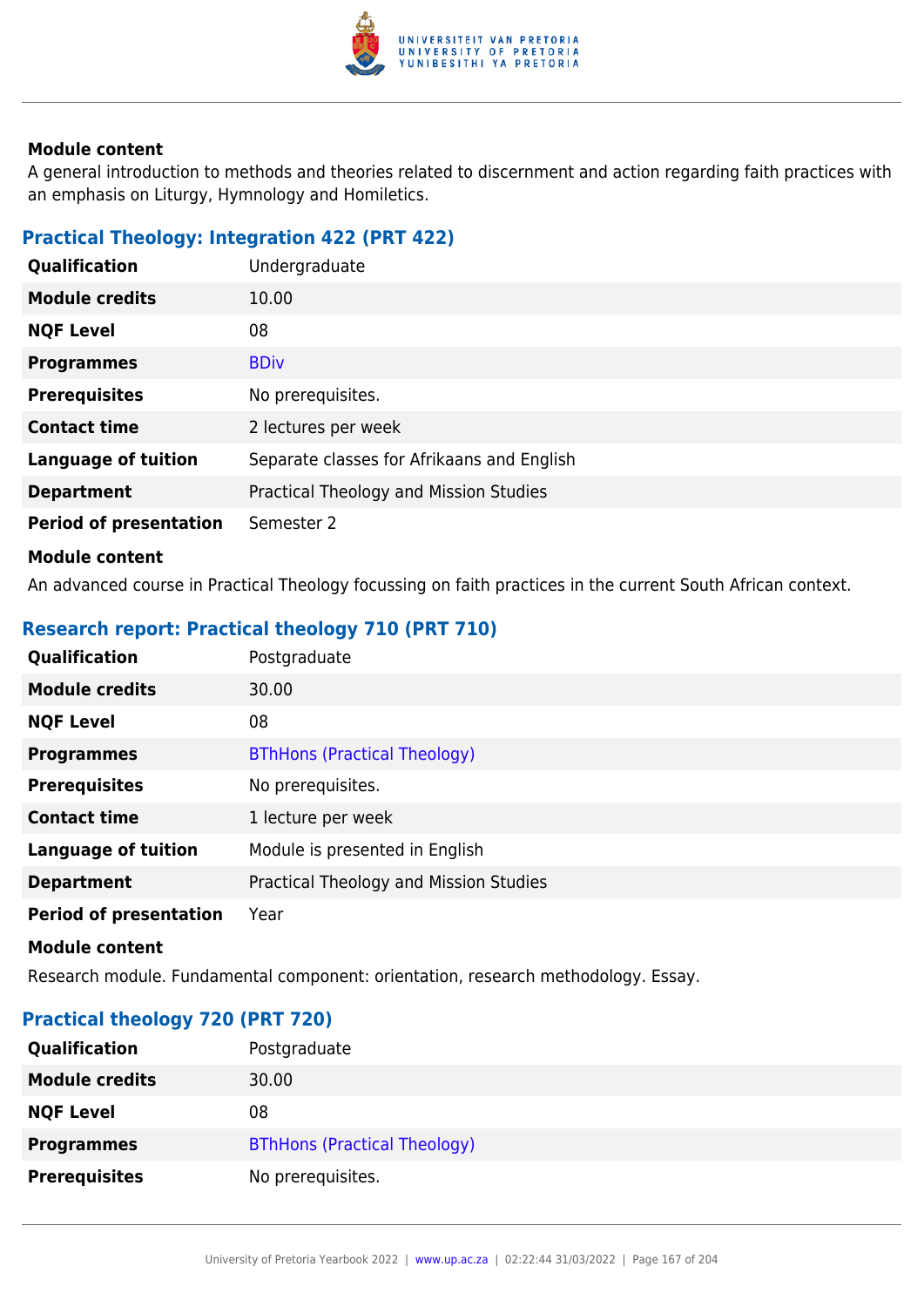**Module content**

A general introduction to methods and theories related to discernment and action regarding faith practices with an emphasis on Liturgy, Hymnology and Homiletics.

### Practical Theology: Integration 422 (PRT 422)

| | |
|---|---|
| **Qualification** | Undergraduate |
| **Module credits** | 10.00 |
| **NQF Level** | 08 |
| **Programmes** | BDiv |
| **Prerequisites** | No prerequisites. |
| **Contact time** | 2 lectures per week |
| **Language of tuition** | Separate classes for Afrikaans and English |
| **Department** | Practical Theology and Mission Studies |
| **Period of presentation** | Semester 2 |

**Module content**

An advanced course in Practical Theology focussing on faith practices in the current South African context.

### Research report: Practical theology 710 (PRT 710)

| | |
|---|---|
| **Qualification** | Postgraduate |
| **Module credits** | 30.00 |
| **NQF Level** | 08 |
| **Programmes** | BThHons (Practical Theology) |
| **Prerequisites** | No prerequisites. |
| **Contact time** | 1 lecture per week |
| **Language of tuition** | Module is presented in English |
| **Department** | Practical Theology and Mission Studies |
| **Period of presentation** | Year |

**Module content**

Research module. Fundamental component: orientation, research methodology. Essay.

### Practical theology 720 (PRT 720)

| | |
|---|---|
| **Qualification** | Postgraduate |
| **Module credits** | 30.00 |
| **NQF Level** | 08 |
| **Programmes** | BThHons (Practical Theology) |
| **Prerequisites** | No prerequisites. |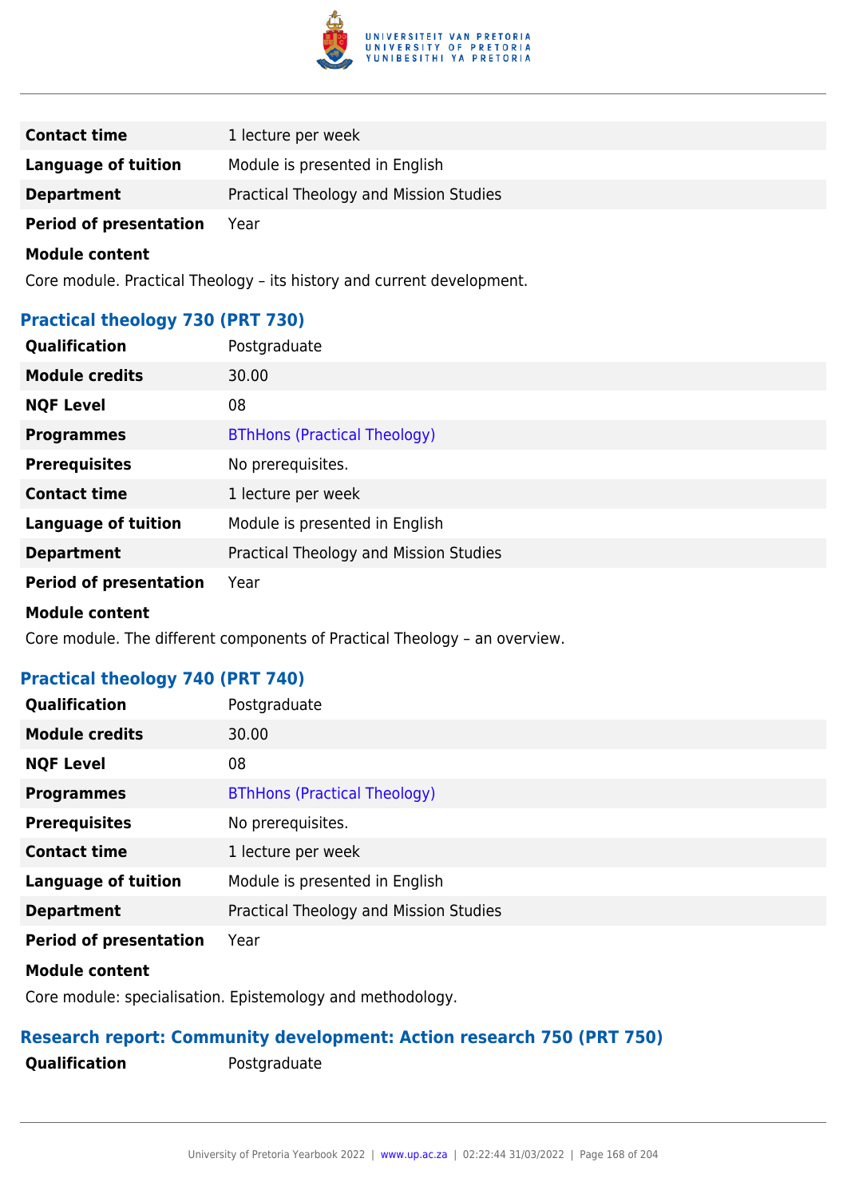| | |
|---|---|
| **Contact time** | 1 lecture per week |
| **Language of tuition** | Module is presented in English |
| **Department** | Practical Theology and Mission Studies |
| **Period of presentation** | Year |

**Module content**

Core module. Practical Theology – its history and current development.

### Practical theology 730 (PRT 730)

| | |
|---|---|
| **Qualification** | Postgraduate |
| **Module credits** | 30.00 |
| **NQF Level** | 08 |
| **Programmes** | BThHons (Practical Theology) |
| **Prerequisites** | No prerequisites. |
| **Contact time** | 1 lecture per week |
| **Language of tuition** | Module is presented in English |
| **Department** | Practical Theology and Mission Studies |
| **Period of presentation** | Year |

**Module content**

Core module. The different components of Practical Theology – an overview.

### Practical theology 740 (PRT 740)

| | |
|---|---|
| **Qualification** | Postgraduate |
| **Module credits** | 30.00 |
| **NQF Level** | 08 |
| **Programmes** | BThHons (Practical Theology) |
| **Prerequisites** | No prerequisites. |
| **Contact time** | 1 lecture per week |
| **Language of tuition** | Module is presented in English |
| **Department** | Practical Theology and Mission Studies |
| **Period of presentation** | Year |

**Module content**

Core module: specialisation. Epistemology and methodology.

### Research report: Community development: Action research 750 (PRT 750)

| | |
|---|---|
| **Qualification** | Postgraduate |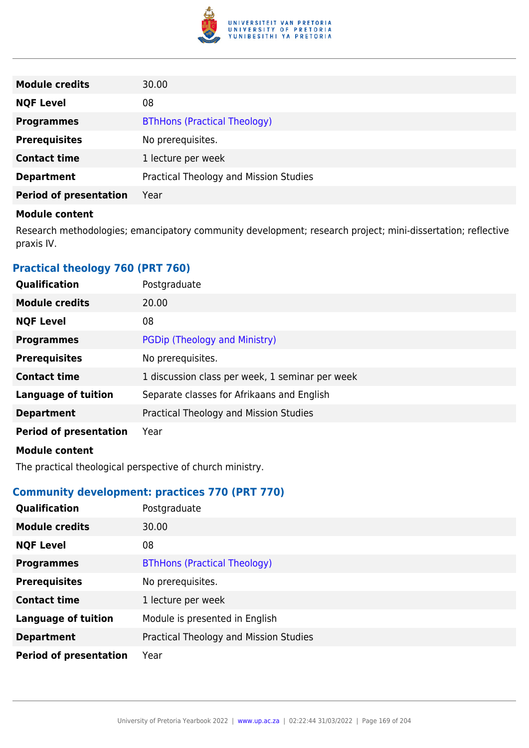| | |
|---|---|
| **Module credits** | 30.00 |
| **NQF Level** | 08 |
| **Programmes** | BThHons (Practical Theology) |
| **Prerequisites** | No prerequisites. |
| **Contact time** | 1 lecture per week |
| **Department** | Practical Theology and Mission Studies |
| **Period of presentation** | Year |

**Module content**

Research methodologies; emancipatory community development; research project; mini-dissertation; reflective praxis IV.

### Practical theology 760 (PRT 760)

| | |
|---|---|
| **Qualification** | Postgraduate |
| **Module credits** | 20.00 |
| **NQF Level** | 08 |
| **Programmes** | PGDip (Theology and Ministry) |
| **Prerequisites** | No prerequisites. |
| **Contact time** | 1 discussion class per week, 1 seminar per week |
| **Language of tuition** | Separate classes for Afrikaans and English |
| **Department** | Practical Theology and Mission Studies |
| **Period of presentation** | Year |

**Module content**

The practical theological perspective of church ministry.

### Community development: practices 770 (PRT 770)

| | |
|---|---|
| **Qualification** | Postgraduate |
| **Module credits** | 30.00 |
| **NQF Level** | 08 |
| **Programmes** | BThHons (Practical Theology) |
| **Prerequisites** | No prerequisites. |
| **Contact time** | 1 lecture per week |
| **Language of tuition** | Module is presented in English |
| **Department** | Practical Theology and Mission Studies |
| **Period of presentation** | Year |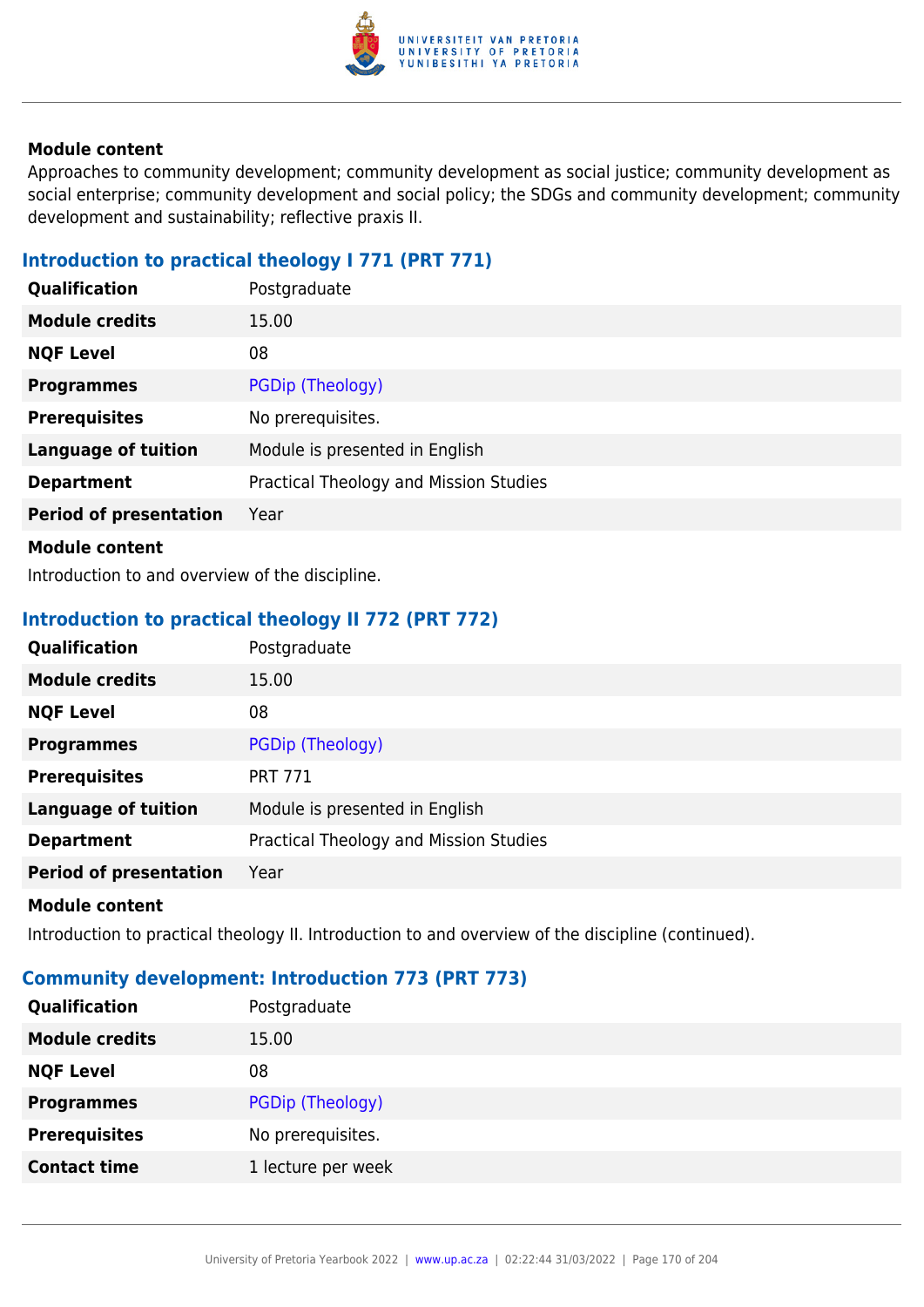### Module content

Approaches to community development; community development as social justice; community development as social enterprise; community development and social policy; the SDGs and community development; community development and sustainability; reflective praxis II.

## Introduction to practical theology I 771 (PRT 771)

| | |
|---|---|
| **Qualification** | Postgraduate |
| **Module credits** | 15.00 |
| **NQF Level** | 08 |
| **Programmes** | PGDip (Theology) |
| **Prerequisites** | No prerequisites. |
| **Language of tuition** | Module is presented in English |
| **Department** | Practical Theology and Mission Studies |
| **Period of presentation** | Year |

### Module content

Introduction to and overview of the discipline.

## Introduction to practical theology II 772 (PRT 772)

| | |
|---|---|
| **Qualification** | Postgraduate |
| **Module credits** | 15.00 |
| **NQF Level** | 08 |
| **Programmes** | PGDip (Theology) |
| **Prerequisites** | PRT 771 |
| **Language of tuition** | Module is presented in English |
| **Department** | Practical Theology and Mission Studies |
| **Period of presentation** | Year |

### Module content

Introduction to practical theology II. Introduction to and overview of the discipline (continued).

## Community development: Introduction 773 (PRT 773)

| | |
|---|---|
| **Qualification** | Postgraduate |
| **Module credits** | 15.00 |
| **NQF Level** | 08 |
| **Programmes** | PGDip (Theology) |
| **Prerequisites** | No prerequisites. |
| **Contact time** | 1 lecture per week |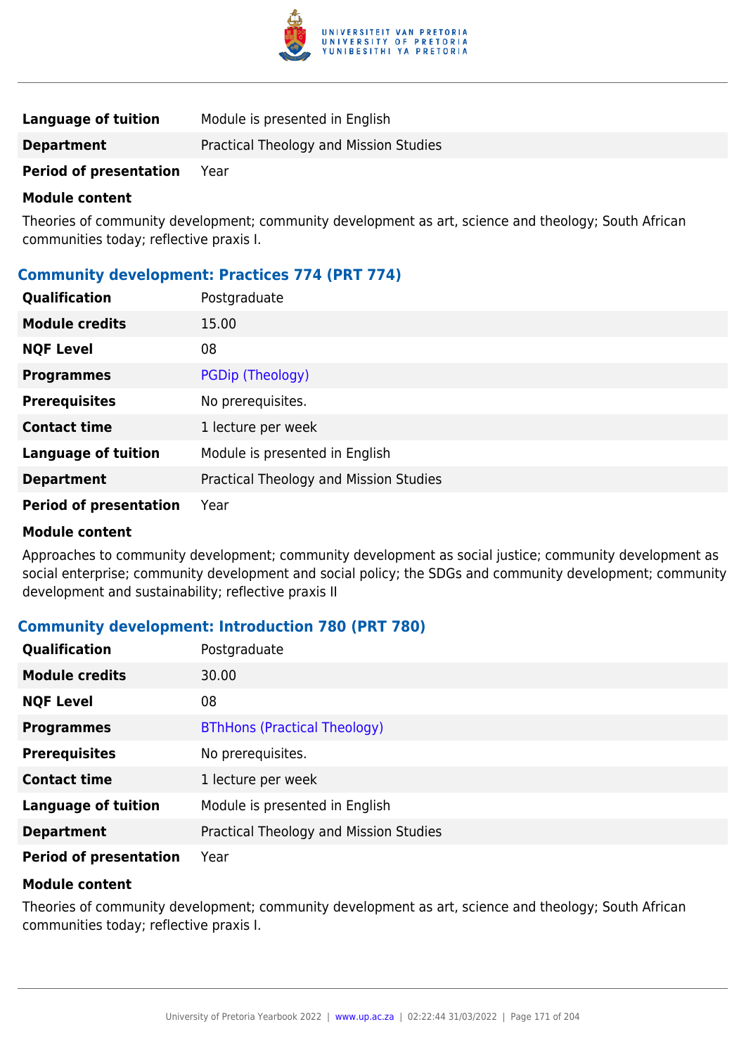| | |
|---|---|
| **Language of tuition** | Module is presented in English |
| **Department** | Practical Theology and Mission Studies |
| **Period of presentation** | Year |

**Module content**

Theories of community development; community development as art, science and theology; South African communities today; reflective praxis I.

### Community development: Practices 774 (PRT 774)

| | |
|---|---|
| **Qualification** | Postgraduate |
| **Module credits** | 15.00 |
| **NQF Level** | 08 |
| **Programmes** | PGDip (Theology) |
| **Prerequisites** | No prerequisites. |
| **Contact time** | 1 lecture per week |
| **Language of tuition** | Module is presented in English |
| **Department** | Practical Theology and Mission Studies |
| **Period of presentation** | Year |

**Module content**

Approaches to community development; community development as social justice; community development as social enterprise; community development and social policy; the SDGs and community development; community development and sustainability; reflective praxis II

### Community development: Introduction 780 (PRT 780)

| | |
|---|---|
| **Qualification** | Postgraduate |
| **Module credits** | 30.00 |
| **NQF Level** | 08 |
| **Programmes** | BThHons (Practical Theology) |
| **Prerequisites** | No prerequisites. |
| **Contact time** | 1 lecture per week |
| **Language of tuition** | Module is presented in English |
| **Department** | Practical Theology and Mission Studies |
| **Period of presentation** | Year |

**Module content**

Theories of community development; community development as art, science and theology; South African communities today; reflective praxis I.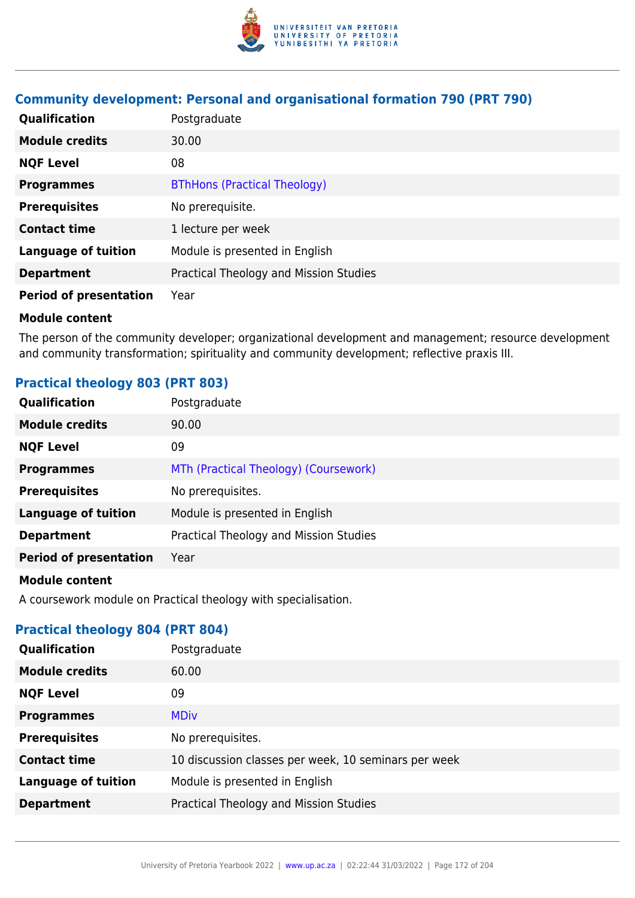### Community development: Personal and organisational formation 790 (PRT 790)

| | |
|---|---|
| **Qualification** | Postgraduate |
| **Module credits** | 30.00 |
| **NQF Level** | 08 |
| **Programmes** | BThHons (Practical Theology) |
| **Prerequisites** | No prerequisite. |
| **Contact time** | 1 lecture per week |
| **Language of tuition** | Module is presented in English |
| **Department** | Practical Theology and Mission Studies |
| **Period of presentation** | Year |

**Module content**

The person of the community developer; organizational development and management; resource development and community transformation; spirituality and community development; reflective praxis III.

### Practical theology 803 (PRT 803)

| | |
|---|---|
| **Qualification** | Postgraduate |
| **Module credits** | 90.00 |
| **NQF Level** | 09 |
| **Programmes** | MTh (Practical Theology) (Coursework) |
| **Prerequisites** | No prerequisites. |
| **Language of tuition** | Module is presented in English |
| **Department** | Practical Theology and Mission Studies |
| **Period of presentation** | Year |

**Module content**

A coursework module on Practical theology with specialisation.

### Practical theology 804 (PRT 804)

| | |
|---|---|
| **Qualification** | Postgraduate |
| **Module credits** | 60.00 |
| **NQF Level** | 09 |
| **Programmes** | MDiv |
| **Prerequisites** | No prerequisites. |
| **Contact time** | 10 discussion classes per week, 10 seminars per week |
| **Language of tuition** | Module is presented in English |
| **Department** | Practical Theology and Mission Studies |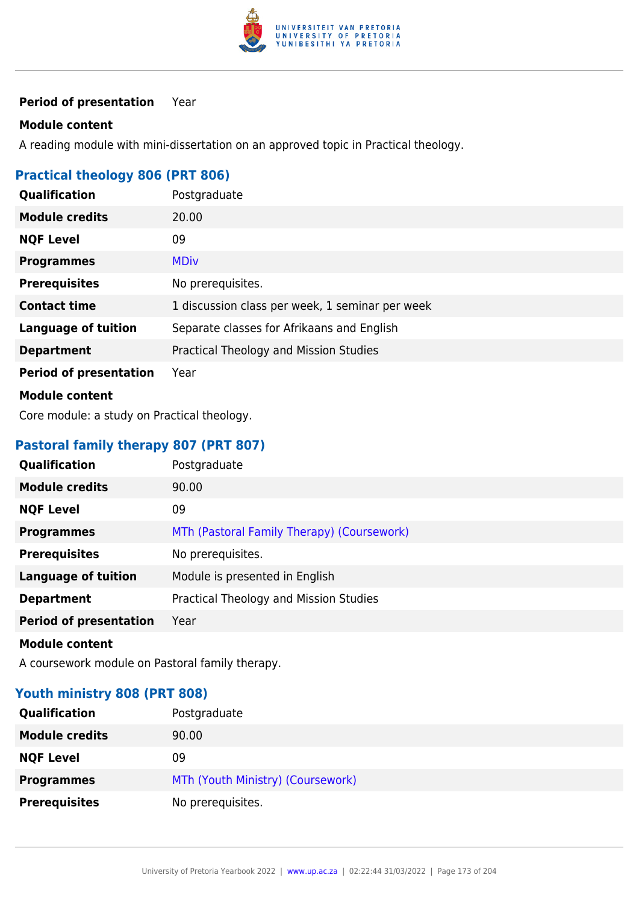| | |
|---|---|
| **Period of presentation** | Year |

**Module content**

A reading module with mini-dissertation on an approved topic in Practical theology.

### Practical theology 806 (PRT 806)

| | |
|---|---|
| **Qualification** | Postgraduate |
| **Module credits** | 20.00 |
| **NQF Level** | 09 |
| **Programmes** | MDiv |
| **Prerequisites** | No prerequisites. |
| **Contact time** | 1 discussion class per week, 1 seminar per week |
| **Language of tuition** | Separate classes for Afrikaans and English |
| **Department** | Practical Theology and Mission Studies |
| **Period of presentation** | Year |

**Module content**

Core module: a study on Practical theology.

### Pastoral family therapy 807 (PRT 807)

| | |
|---|---|
| **Qualification** | Postgraduate |
| **Module credits** | 90.00 |
| **NQF Level** | 09 |
| **Programmes** | MTh (Pastoral Family Therapy) (Coursework) |
| **Prerequisites** | No prerequisites. |
| **Language of tuition** | Module is presented in English |
| **Department** | Practical Theology and Mission Studies |
| **Period of presentation** | Year |

**Module content**

A coursework module on Pastoral family therapy.

### Youth ministry 808 (PRT 808)

| | |
|---|---|
| **Qualification** | Postgraduate |
| **Module credits** | 90.00 |
| **NQF Level** | 09 |
| **Programmes** | MTh (Youth Ministry) (Coursework) |
| **Prerequisites** | No prerequisites. |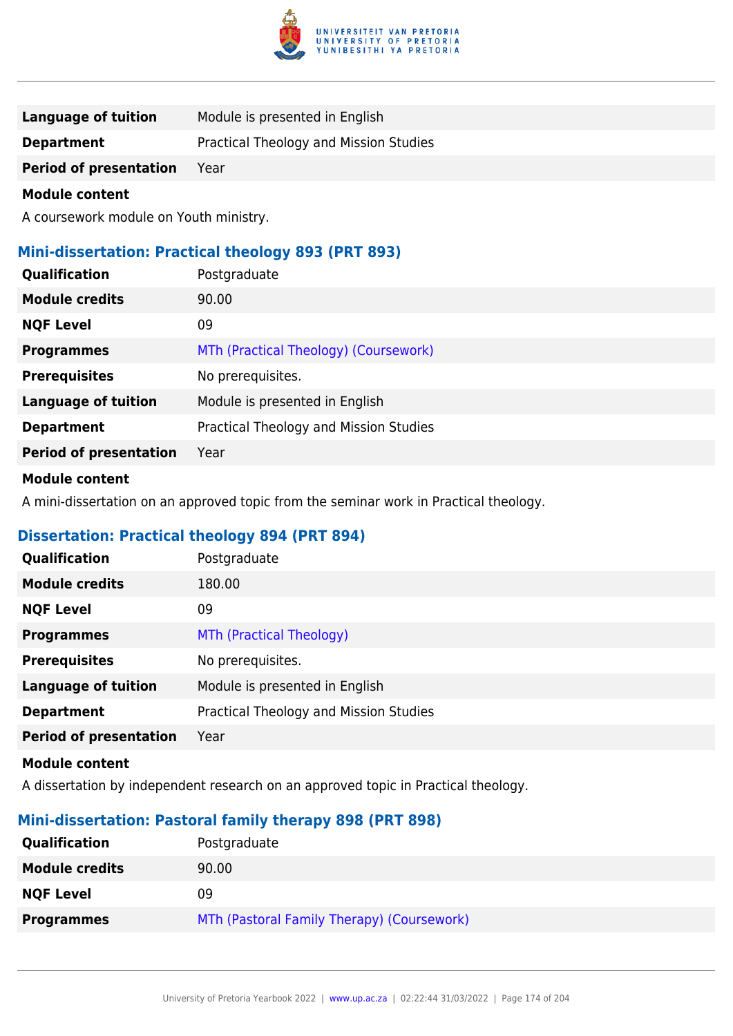| | |
|---|---|
| **Language of tuition** | Module is presented in English |
| **Department** | Practical Theology and Mission Studies |
| **Period of presentation** | Year |

**Module content**

A coursework module on Youth ministry.

### Mini-dissertation: Practical theology 893 (PRT 893)

| | |
|---|---|
| **Qualification** | Postgraduate |
| **Module credits** | 90.00 |
| **NQF Level** | 09 |
| **Programmes** | MTh (Practical Theology) (Coursework) |
| **Prerequisites** | No prerequisites. |
| **Language of tuition** | Module is presented in English |
| **Department** | Practical Theology and Mission Studies |
| **Period of presentation** | Year |

**Module content**

A mini-dissertation on an approved topic from the seminar work in Practical theology.

### Dissertation: Practical theology 894 (PRT 894)

| | |
|---|---|
| **Qualification** | Postgraduate |
| **Module credits** | 180.00 |
| **NQF Level** | 09 |
| **Programmes** | MTh (Practical Theology) |
| **Prerequisites** | No prerequisites. |
| **Language of tuition** | Module is presented in English |
| **Department** | Practical Theology and Mission Studies |
| **Period of presentation** | Year |

**Module content**

A dissertation by independent research on an approved topic in Practical theology.

### Mini-dissertation: Pastoral family therapy 898 (PRT 898)

| | |
|---|---|
| **Qualification** | Postgraduate |
| **Module credits** | 90.00 |
| **NQF Level** | 09 |
| **Programmes** | MTh (Pastoral Family Therapy) (Coursework) |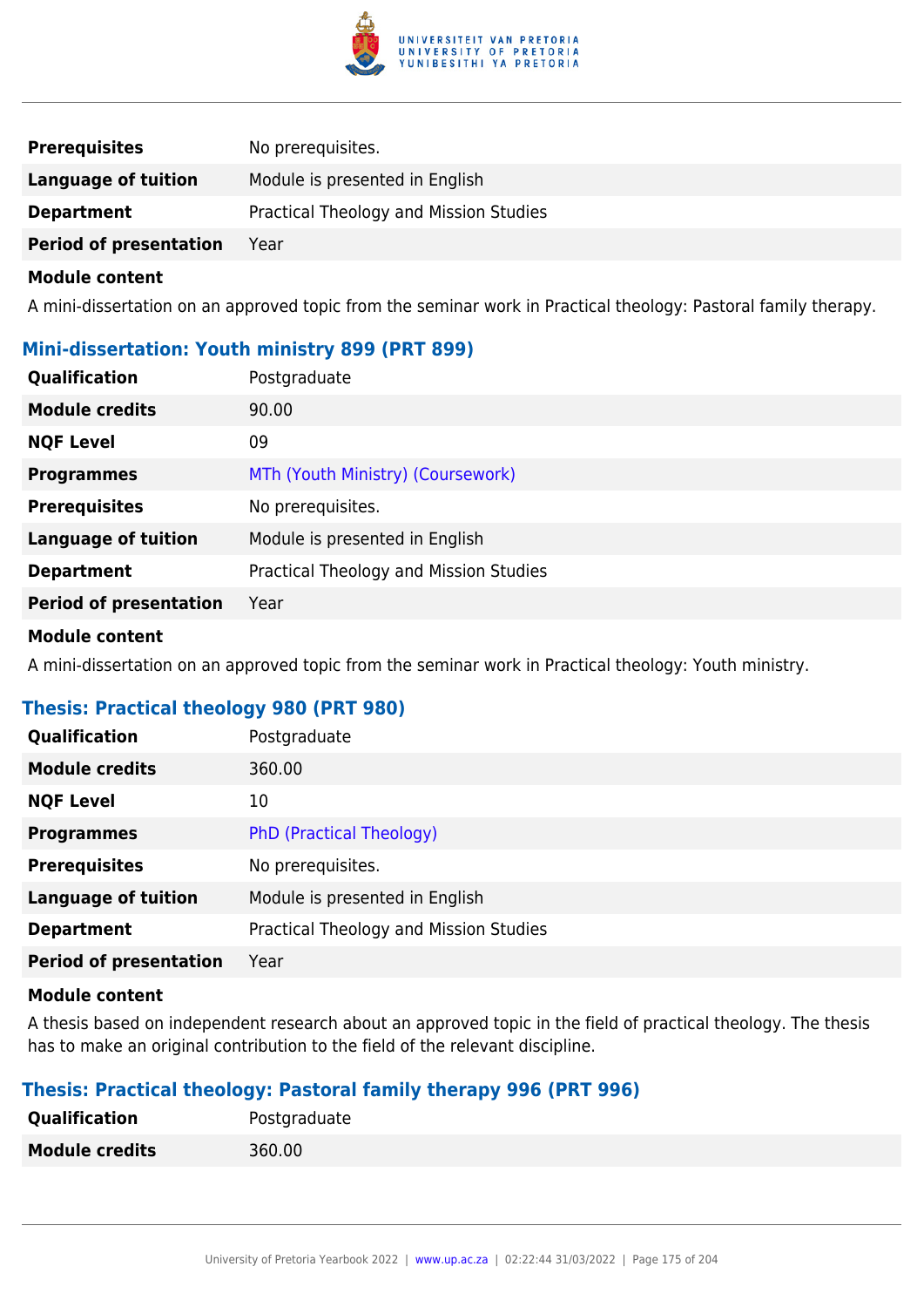| | |
|---|---|
| **Prerequisites** | No prerequisites. |
| **Language of tuition** | Module is presented in English |
| **Department** | Practical Theology and Mission Studies |
| **Period of presentation** | Year |

**Module content**

A mini-dissertation on an approved topic from the seminar work in Practical theology: Pastoral family therapy.

### Mini-dissertation: Youth ministry 899 (PRT 899)

| | |
|---|---|
| **Qualification** | Postgraduate |
| **Module credits** | 90.00 |
| **NQF Level** | 09 |
| **Programmes** | MTh (Youth Ministry) (Coursework) |
| **Prerequisites** | No prerequisites. |
| **Language of tuition** | Module is presented in English |
| **Department** | Practical Theology and Mission Studies |
| **Period of presentation** | Year |

**Module content**

A mini-dissertation on an approved topic from the seminar work in Practical theology: Youth ministry.

### Thesis: Practical theology 980 (PRT 980)

| | |
|---|---|
| **Qualification** | Postgraduate |
| **Module credits** | 360.00 |
| **NQF Level** | 10 |
| **Programmes** | PhD (Practical Theology) |
| **Prerequisites** | No prerequisites. |
| **Language of tuition** | Module is presented in English |
| **Department** | Practical Theology and Mission Studies |
| **Period of presentation** | Year |

**Module content**

A thesis based on independent research about an approved topic in the field of practical theology. The thesis has to make an original contribution to the field of the relevant discipline.

### Thesis: Practical theology: Pastoral family therapy 996 (PRT 996)

| | |
|---|---|
| **Qualification** | Postgraduate |
| **Module credits** | 360.00 |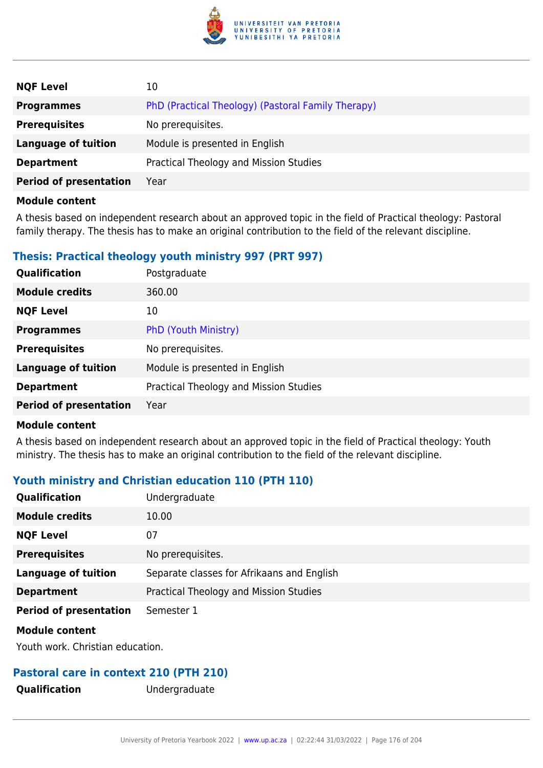| | |
|---|---|
| **NQF Level** | 10 |
| **Programmes** | PhD (Practical Theology) (Pastoral Family Therapy) |
| **Prerequisites** | No prerequisites. |
| **Language of tuition** | Module is presented in English |
| **Department** | Practical Theology and Mission Studies |
| **Period of presentation** | Year |

**Module content**

A thesis based on independent research about an approved topic in the field of Practical theology: Pastoral family therapy. The thesis has to make an original contribution to the field of the relevant discipline.

### Thesis: Practical theology youth ministry 997 (PRT 997)

| | |
|---|---|
| **Qualification** | Postgraduate |
| **Module credits** | 360.00 |
| **NQF Level** | 10 |
| **Programmes** | PhD (Youth Ministry) |
| **Prerequisites** | No prerequisites. |
| **Language of tuition** | Module is presented in English |
| **Department** | Practical Theology and Mission Studies |
| **Period of presentation** | Year |

**Module content**

A thesis based on independent research about an approved topic in the field of Practical theology: Youth ministry. The thesis has to make an original contribution to the field of the relevant discipline.

### Youth ministry and Christian education 110 (PTH 110)

| | |
|---|---|
| **Qualification** | Undergraduate |
| **Module credits** | 10.00 |
| **NQF Level** | 07 |
| **Prerequisites** | No prerequisites. |
| **Language of tuition** | Separate classes for Afrikaans and English |
| **Department** | Practical Theology and Mission Studies |
| **Period of presentation** | Semester 1 |

**Module content**

Youth work. Christian education.

### Pastoral care in context 210 (PTH 210)

| | |
|---|---|
| **Qualification** | Undergraduate |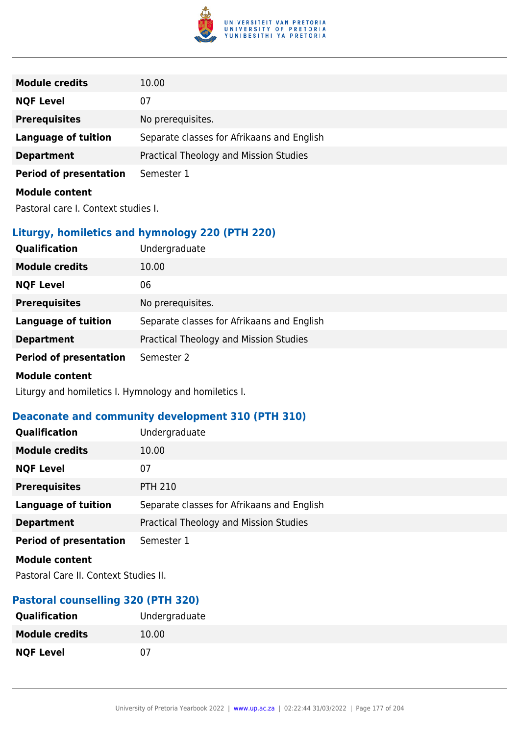| | |
|---|---|
| **Module credits** | 10.00 |
| **NQF Level** | 07 |
| **Prerequisites** | No prerequisites. |
| **Language of tuition** | Separate classes for Afrikaans and English |
| **Department** | Practical Theology and Mission Studies |
| **Period of presentation** | Semester 1 |

**Module content**

Pastoral care I. Context studies I.

### Liturgy, homiletics and hymnology 220 (PTH 220)

| | |
|---|---|
| **Qualification** | Undergraduate |
| **Module credits** | 10.00 |
| **NQF Level** | 06 |
| **Prerequisites** | No prerequisites. |
| **Language of tuition** | Separate classes for Afrikaans and English |
| **Department** | Practical Theology and Mission Studies |
| **Period of presentation** | Semester 2 |

**Module content**

Liturgy and homiletics I. Hymnology and homiletics I.

### Deaconate and community development 310 (PTH 310)

| | |
|---|---|
| **Qualification** | Undergraduate |
| **Module credits** | 10.00 |
| **NQF Level** | 07 |
| **Prerequisites** | PTH 210 |
| **Language of tuition** | Separate classes for Afrikaans and English |
| **Department** | Practical Theology and Mission Studies |
| **Period of presentation** | Semester 1 |

**Module content**

Pastoral Care II. Context Studies II.

### Pastoral counselling 320 (PTH 320)

| | |
|---|---|
| **Qualification** | Undergraduate |
| **Module credits** | 10.00 |
| **NQF Level** | 07 |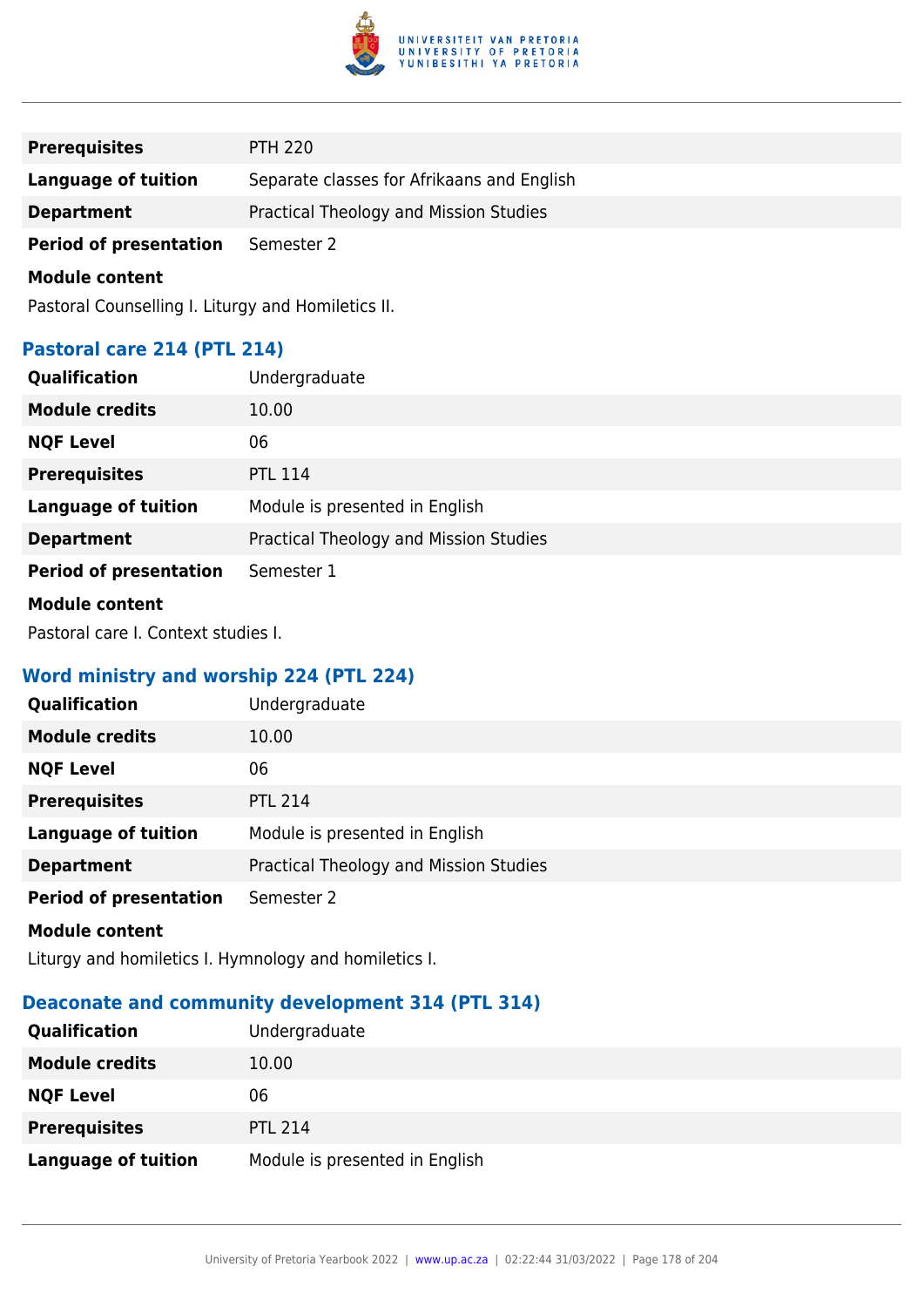| | |
|---|---|
| **Prerequisites** | PTH 220 |
| **Language of tuition** | Separate classes for Afrikaans and English |
| **Department** | Practical Theology and Mission Studies |
| **Period of presentation** | Semester 2 |

**Module content**

Pastoral Counselling I. Liturgy and Homiletics II.

## Pastoral care 214 (PTL 214)

| | |
|---|---|
| **Qualification** | Undergraduate |
| **Module credits** | 10.00 |
| **NQF Level** | 06 |
| **Prerequisites** | PTL 114 |
| **Language of tuition** | Module is presented in English |
| **Department** | Practical Theology and Mission Studies |
| **Period of presentation** | Semester 1 |

**Module content**

Pastoral care I. Context studies I.

## Word ministry and worship 224 (PTL 224)

| | |
|---|---|
| **Qualification** | Undergraduate |
| **Module credits** | 10.00 |
| **NQF Level** | 06 |
| **Prerequisites** | PTL 214 |
| **Language of tuition** | Module is presented in English |
| **Department** | Practical Theology and Mission Studies |
| **Period of presentation** | Semester 2 |

**Module content**

Liturgy and homiletics I. Hymnology and homiletics I.

## Deaconate and community development 314 (PTL 314)

| | |
|---|---|
| **Qualification** | Undergraduate |
| **Module credits** | 10.00 |
| **NQF Level** | 06 |
| **Prerequisites** | PTL 214 |
| **Language of tuition** | Module is presented in English |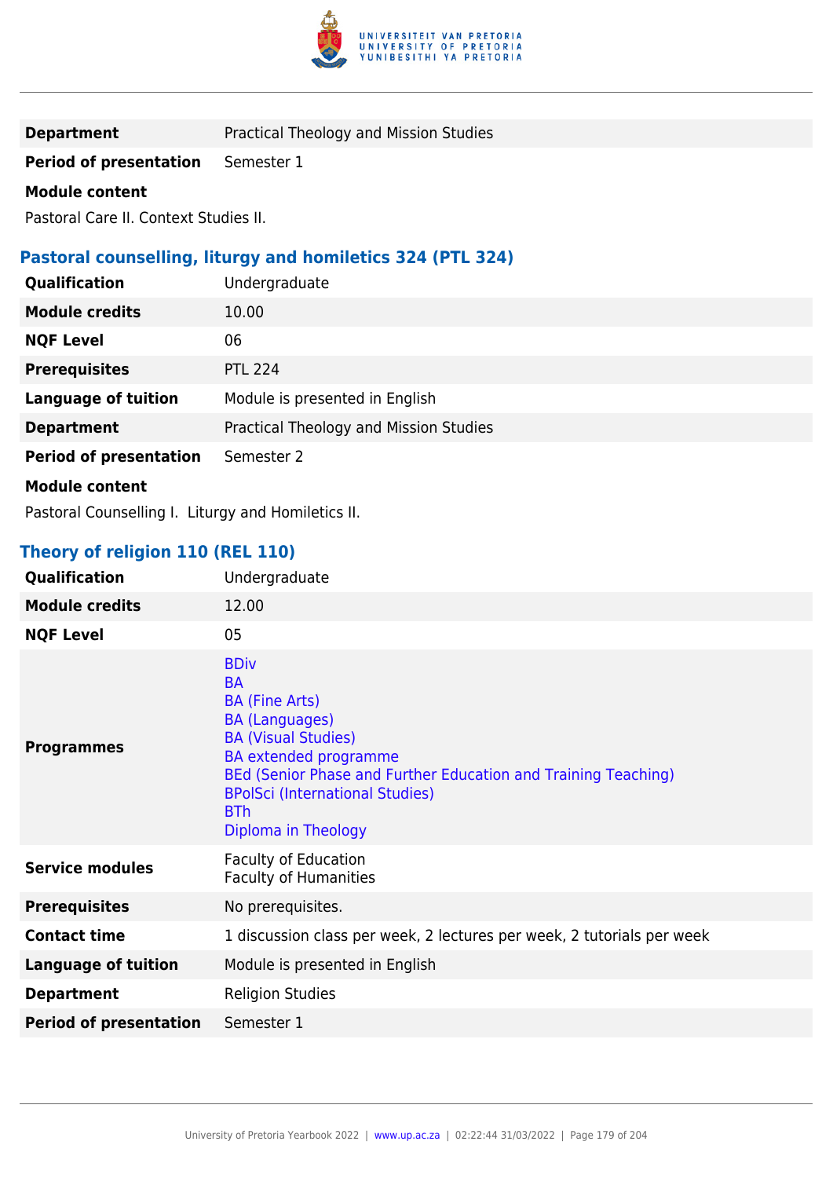| | |
|---|---|
| **Department** | Practical Theology and Mission Studies |
| **Period of presentation** | Semester 1 |

**Module content**

Pastoral Care II. Context Studies II.

### Pastoral counselling, liturgy and homiletics 324 (PTL 324)

| | |
|---|---|
| **Qualification** | Undergraduate |
| **Module credits** | 10.00 |
| **NQF Level** | 06 |
| **Prerequisites** | PTL 224 |
| **Language of tuition** | Module is presented in English |
| **Department** | Practical Theology and Mission Studies |
| **Period of presentation** | Semester 2 |

**Module content**

Pastoral Counselling I. Liturgy and Homiletics II.

### Theory of religion 110 (REL 110)

| | |
|---|---|
| **Qualification** | Undergraduate |
| **Module credits** | 12.00 |
| **NQF Level** | 05 |
| **Programmes** | BDiv<br>BA<br>BA (Fine Arts)<br>BA (Languages)<br>BA (Visual Studies)<br>BA extended programme<br>BEd (Senior Phase and Further Education and Training Teaching)<br>BPolSci (International Studies)<br>BTh<br>Diploma in Theology |
| **Service modules** | Faculty of Education<br>Faculty of Humanities |
| **Prerequisites** | No prerequisites. |
| **Contact time** | 1 discussion class per week, 2 lectures per week, 2 tutorials per week |
| **Language of tuition** | Module is presented in English |
| **Department** | Religion Studies |
| **Period of presentation** | Semester 1 |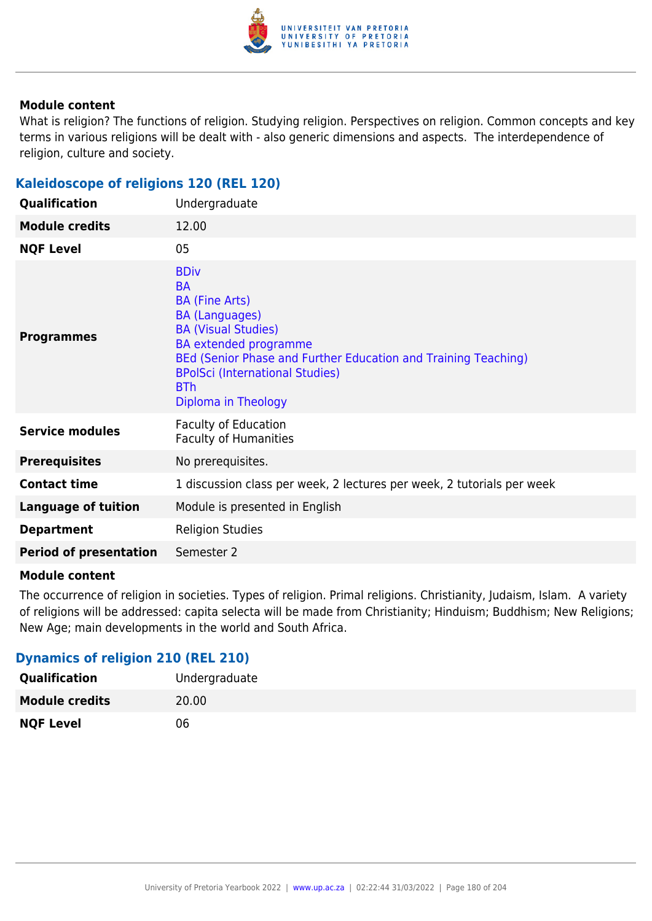**Module content**

What is religion? The functions of religion. Studying religion. Perspectives on religion. Common concepts and key terms in various religions will be dealt with - also generic dimensions and aspects. The interdependence of religion, culture and society.

### Kaleidoscope of religions 120 (REL 120)

| | |
|---|---|
| **Qualification** | Undergraduate |
| **Module credits** | 12.00 |
| **NQF Level** | 05 |
| **Programmes** | BDiv<br>BA<br>BA (Fine Arts)<br>BA (Languages)<br>BA (Visual Studies)<br>BA extended programme<br>BEd (Senior Phase and Further Education and Training Teaching)<br>BPolSci (International Studies)<br>BTh<br>Diploma in Theology |
| **Service modules** | Faculty of Education<br>Faculty of Humanities |
| **Prerequisites** | No prerequisites. |
| **Contact time** | 1 discussion class per week, 2 lectures per week, 2 tutorials per week |
| **Language of tuition** | Module is presented in English |
| **Department** | Religion Studies |
| **Period of presentation** | Semester 2 |

**Module content**

The occurrence of religion in societies. Types of religion. Primal religions. Christianity, Judaism, Islam. A variety of religions will be addressed: capita selecta will be made from Christianity; Hinduism; Buddhism; New Religions; New Age; main developments in the world and South Africa.

### Dynamics of religion 210 (REL 210)

| | |
|---|---|
| **Qualification** | Undergraduate |
| **Module credits** | 20.00 |
| **NQF Level** | 06 |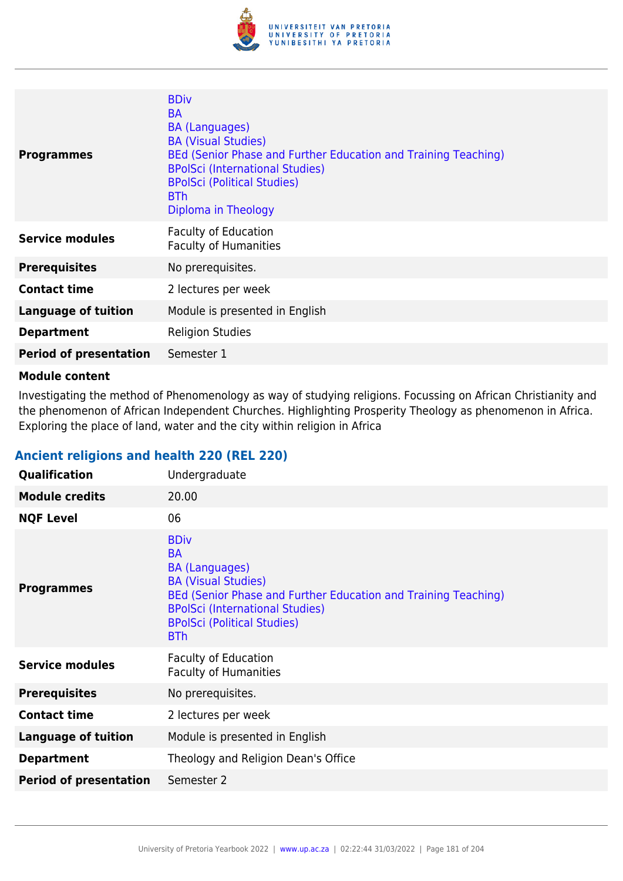| | |
|---|---|
| **Programmes** | BDiv<br>BA<br>BA (Languages)<br>BA (Visual Studies)<br>BEd (Senior Phase and Further Education and Training Teaching)<br>BPolSci (International Studies)<br>BPolSci (Political Studies)<br>BTh<br>Diploma in Theology |
| **Service modules** | Faculty of Education<br>Faculty of Humanities |
| **Prerequisites** | No prerequisites. |
| **Contact time** | 2 lectures per week |
| **Language of tuition** | Module is presented in English |
| **Department** | Religion Studies |
| **Period of presentation** | Semester 1 |

**Module content**

Investigating the method of Phenomenology as way of studying religions. Focussing on African Christianity and the phenomenon of African Independent Churches. Highlighting Prosperity Theology as phenomenon in Africa. Exploring the place of land, water and the city within religion in Africa

### Ancient religions and health 220 (REL 220)

| | |
|---|---|
| **Qualification** | Undergraduate |
| **Module credits** | 20.00 |
| **NQF Level** | 06 |
| **Programmes** | BDiv<br>BA<br>BA (Languages)<br>BA (Visual Studies)<br>BEd (Senior Phase and Further Education and Training Teaching)<br>BPolSci (International Studies)<br>BPolSci (Political Studies)<br>BTh |
| **Service modules** | Faculty of Education<br>Faculty of Humanities |
| **Prerequisites** | No prerequisites. |
| **Contact time** | 2 lectures per week |
| **Language of tuition** | Module is presented in English |
| **Department** | Theology and Religion Dean's Office |
| **Period of presentation** | Semester 2 |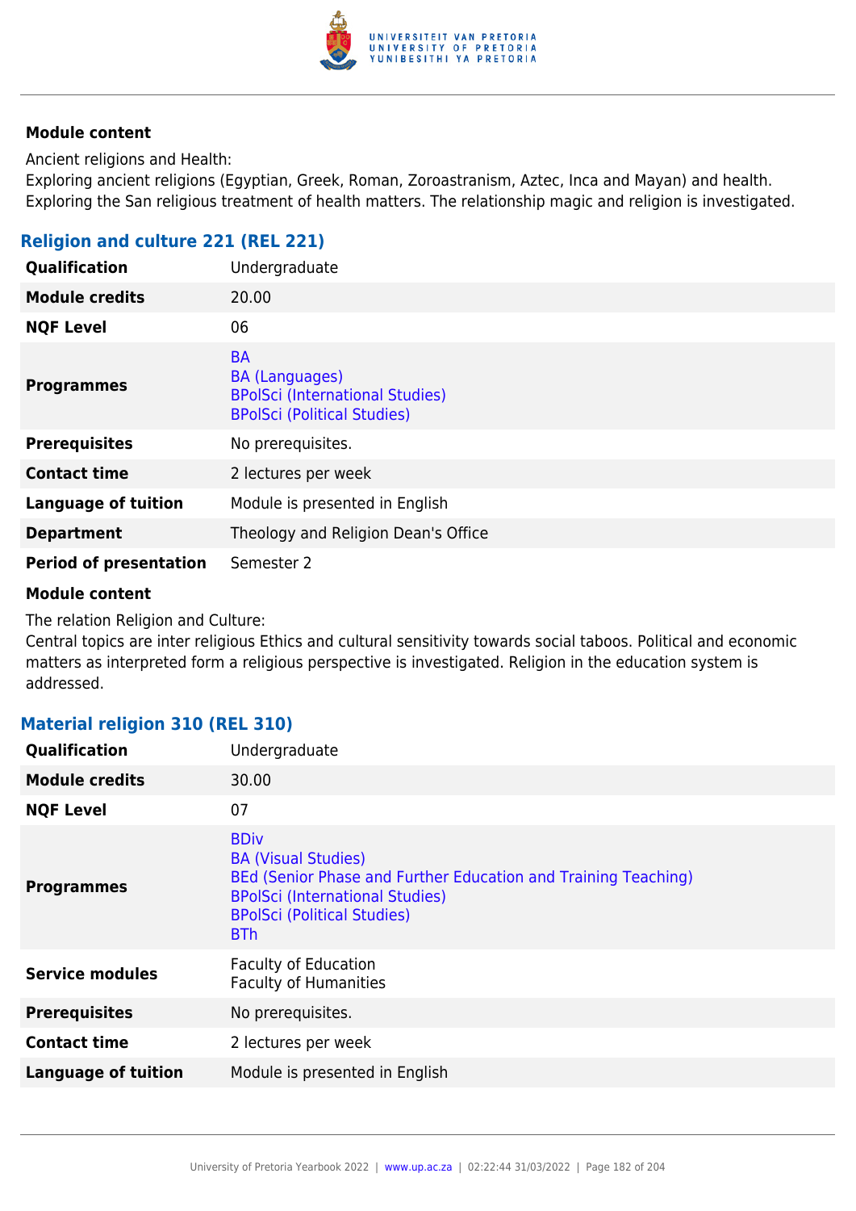**Module content**

Ancient religions and Health:
Exploring ancient religions (Egyptian, Greek, Roman, Zoroastranism, Aztec, Inca and Mayan) and health. Exploring the San religious treatment of health matters. The relationship magic and religion is investigated.

### Religion and culture 221 (REL 221)

| | |
|---|---|
| **Qualification** | Undergraduate |
| **Module credits** | 20.00 |
| **NQF Level** | 06 |
| **Programmes** | BA<br>BA (Languages)<br>BPolSci (International Studies)<br>BPolSci (Political Studies) |
| **Prerequisites** | No prerequisites. |
| **Contact time** | 2 lectures per week |
| **Language of tuition** | Module is presented in English |
| **Department** | Theology and Religion Dean's Office |
| **Period of presentation** | Semester 2 |

**Module content**

The relation Religion and Culture:
Central topics are inter religious Ethics and cultural sensitivity towards social taboos. Political and economic matters as interpreted form a religious perspective is investigated. Religion in the education system is addressed.

### Material religion 310 (REL 310)

| | |
|---|---|
| **Qualification** | Undergraduate |
| **Module credits** | 30.00 |
| **NQF Level** | 07 |
| **Programmes** | BDiv<br>BA (Visual Studies)<br>BEd (Senior Phase and Further Education and Training Teaching)<br>BPolSci (International Studies)<br>BPolSci (Political Studies)<br>BTh |
| **Service modules** | Faculty of Education<br>Faculty of Humanities |
| **Prerequisites** | No prerequisites. |
| **Contact time** | 2 lectures per week |
| **Language of tuition** | Module is presented in English |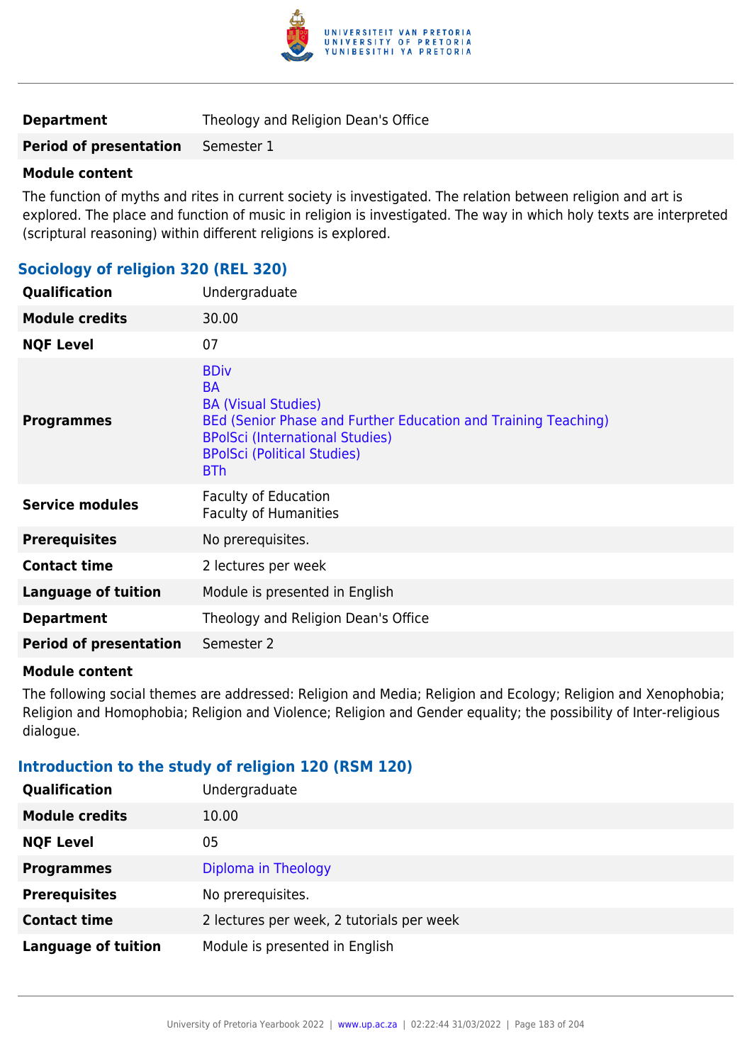| | |
|---|---|
| **Department** | Theology and Religion Dean's Office |
| **Period of presentation** | Semester 1 |

**Module content**

The function of myths and rites in current society is investigated. The relation between religion and art is explored. The place and function of music in religion is investigated. The way in which holy texts are interpreted (scriptural reasoning) within different religions is explored.

### Sociology of religion 320 (REL 320)

| | |
|---|---|
| **Qualification** | Undergraduate |
| **Module credits** | 30.00 |
| **NQF Level** | 07 |
| **Programmes** | BDiv<br>BA<br>BA (Visual Studies)<br>BEd (Senior Phase and Further Education and Training Teaching)<br>BPolSci (International Studies)<br>BPolSci (Political Studies)<br>BTh |
| **Service modules** | Faculty of Education<br>Faculty of Humanities |
| **Prerequisites** | No prerequisites. |
| **Contact time** | 2 lectures per week |
| **Language of tuition** | Module is presented in English |
| **Department** | Theology and Religion Dean's Office |
| **Period of presentation** | Semester 2 |

**Module content**

The following social themes are addressed: Religion and Media; Religion and Ecology; Religion and Xenophobia; Religion and Homophobia; Religion and Violence; Religion and Gender equality; the possibility of Inter-religious dialogue.

### Introduction to the study of religion 120 (RSM 120)

| | |
|---|---|
| **Qualification** | Undergraduate |
| **Module credits** | 10.00 |
| **NQF Level** | 05 |
| **Programmes** | Diploma in Theology |
| **Prerequisites** | No prerequisites. |
| **Contact time** | 2 lectures per week, 2 tutorials per week |
| **Language of tuition** | Module is presented in English |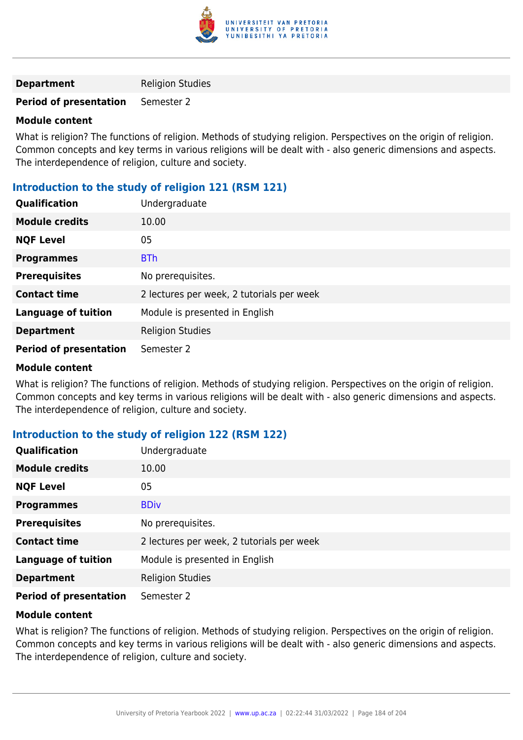| | |
|---|---|
| **Department** | Religion Studies |
| **Period of presentation** | Semester 2 |

**Module content**

What is religion? The functions of religion. Methods of studying religion. Perspectives on the origin of religion. Common concepts and key terms in various religions will be dealt with - also generic dimensions and aspects. The interdependence of religion, culture and society.

### Introduction to the study of religion 121 (RSM 121)

| | |
|---|---|
| **Qualification** | Undergraduate |
| **Module credits** | 10.00 |
| **NQF Level** | 05 |
| **Programmes** | BTh |
| **Prerequisites** | No prerequisites. |
| **Contact time** | 2 lectures per week, 2 tutorials per week |
| **Language of tuition** | Module is presented in English |
| **Department** | Religion Studies |
| **Period of presentation** | Semester 2 |

**Module content**

What is religion? The functions of religion. Methods of studying religion. Perspectives on the origin of religion. Common concepts and key terms in various religions will be dealt with - also generic dimensions and aspects. The interdependence of religion, culture and society.

### Introduction to the study of religion 122 (RSM 122)

| | |
|---|---|
| **Qualification** | Undergraduate |
| **Module credits** | 10.00 |
| **NQF Level** | 05 |
| **Programmes** | BDiv |
| **Prerequisites** | No prerequisites. |
| **Contact time** | 2 lectures per week, 2 tutorials per week |
| **Language of tuition** | Module is presented in English |
| **Department** | Religion Studies |
| **Period of presentation** | Semester 2 |

**Module content**

What is religion? The functions of religion. Methods of studying religion. Perspectives on the origin of religion. Common concepts and key terms in various religions will be dealt with - also generic dimensions and aspects. The interdependence of religion, culture and society.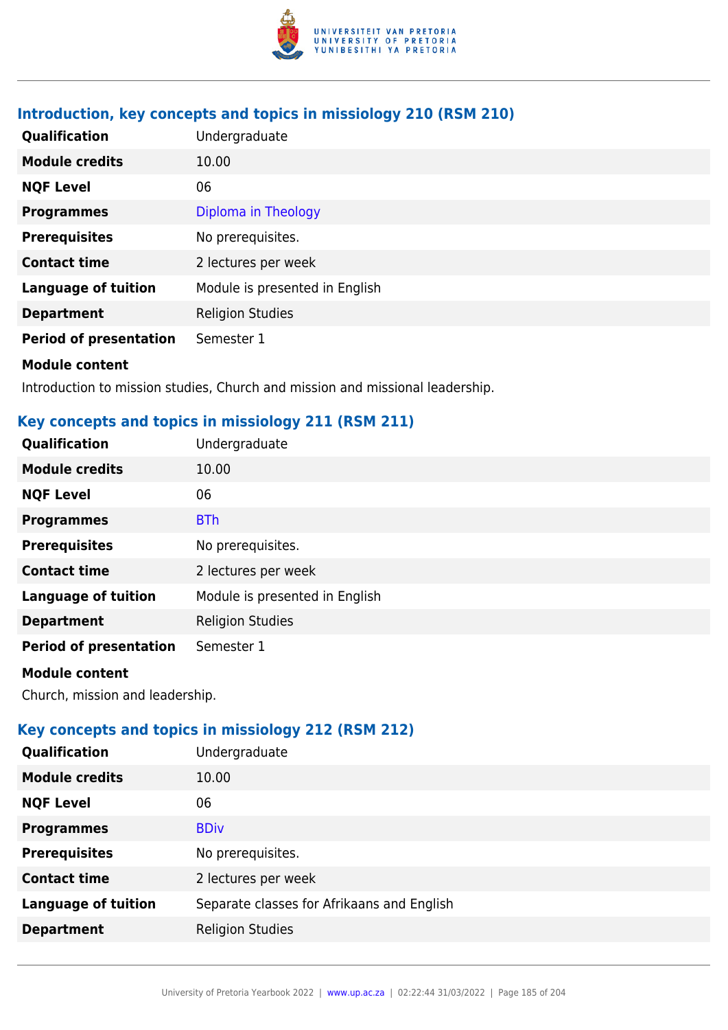### Introduction, key concepts and topics in missiology 210 (RSM 210)

| | |
|---|---|
| **Qualification** | Undergraduate |
| **Module credits** | 10.00 |
| **NQF Level** | 06 |
| **Programmes** | Diploma in Theology |
| **Prerequisites** | No prerequisites. |
| **Contact time** | 2 lectures per week |
| **Language of tuition** | Module is presented in English |
| **Department** | Religion Studies |
| **Period of presentation** | Semester 1 |

**Module content**

Introduction to mission studies, Church and mission and missional leadership.

### Key concepts and topics in missiology 211 (RSM 211)

| | |
|---|---|
| **Qualification** | Undergraduate |
| **Module credits** | 10.00 |
| **NQF Level** | 06 |
| **Programmes** | BTh |
| **Prerequisites** | No prerequisites. |
| **Contact time** | 2 lectures per week |
| **Language of tuition** | Module is presented in English |
| **Department** | Religion Studies |
| **Period of presentation** | Semester 1 |

**Module content**

Church, mission and leadership.

### Key concepts and topics in missiology 212 (RSM 212)

| | |
|---|---|
| **Qualification** | Undergraduate |
| **Module credits** | 10.00 |
| **NQF Level** | 06 |
| **Programmes** | BDiv |
| **Prerequisites** | No prerequisites. |
| **Contact time** | 2 lectures per week |
| **Language of tuition** | Separate classes for Afrikaans and English |
| **Department** | Religion Studies |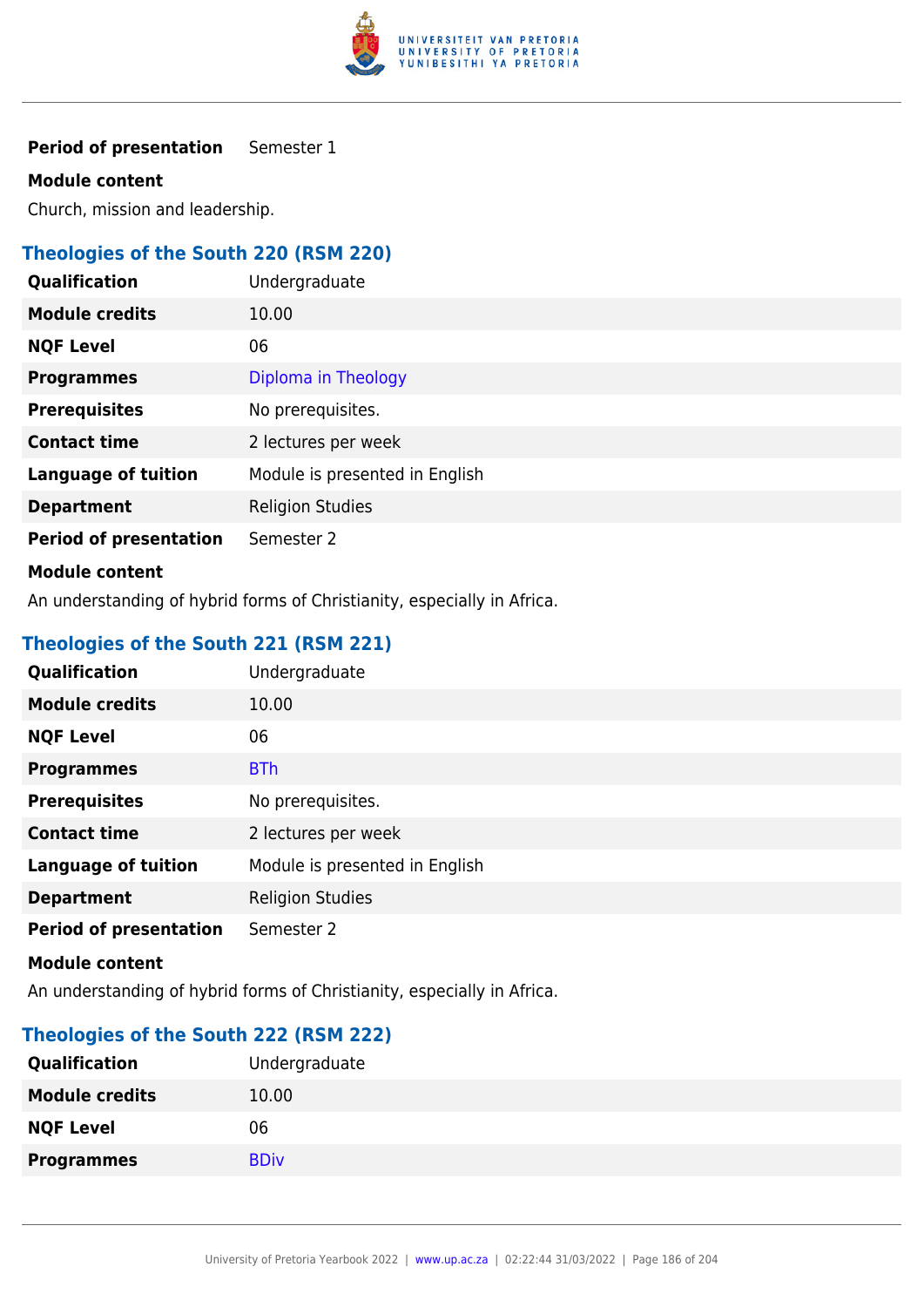| | |
|---|---|
| **Period of presentation** | Semester 1 |

**Module content**

Church, mission and leadership.

### Theologies of the South 220 (RSM 220)

| | |
|---|---|
| **Qualification** | Undergraduate |
| **Module credits** | 10.00 |
| **NQF Level** | 06 |
| **Programmes** | Diploma in Theology |
| **Prerequisites** | No prerequisites. |
| **Contact time** | 2 lectures per week |
| **Language of tuition** | Module is presented in English |
| **Department** | Religion Studies |
| **Period of presentation** | Semester 2 |

**Module content**

An understanding of hybrid forms of Christianity, especially in Africa.

### Theologies of the South 221 (RSM 221)

| | |
|---|---|
| **Qualification** | Undergraduate |
| **Module credits** | 10.00 |
| **NQF Level** | 06 |
| **Programmes** | BTh |
| **Prerequisites** | No prerequisites. |
| **Contact time** | 2 lectures per week |
| **Language of tuition** | Module is presented in English |
| **Department** | Religion Studies |
| **Period of presentation** | Semester 2 |

**Module content**

An understanding of hybrid forms of Christianity, especially in Africa.

### Theologies of the South 222 (RSM 222)

| | |
|---|---|
| **Qualification** | Undergraduate |
| **Module credits** | 10.00 |
| **NQF Level** | 06 |
| **Programmes** | BDiv |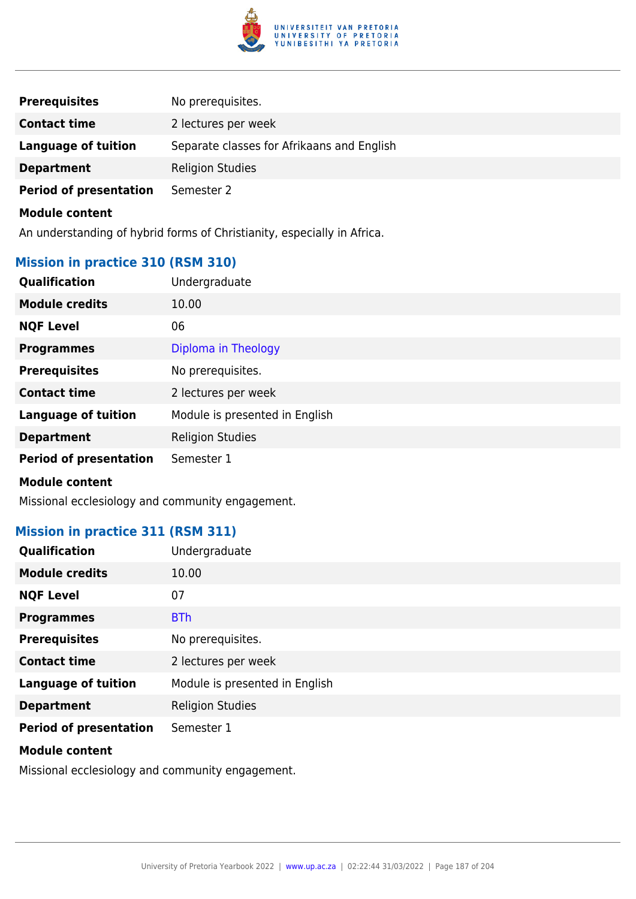| | |
|---|---|
| **Prerequisites** | No prerequisites. |
| **Contact time** | 2 lectures per week |
| **Language of tuition** | Separate classes for Afrikaans and English |
| **Department** | Religion Studies |
| **Period of presentation** | Semester 2 |

**Module content**

An understanding of hybrid forms of Christianity, especially in Africa.

### Mission in practice 310 (RSM 310)

| | |
|---|---|
| **Qualification** | Undergraduate |
| **Module credits** | 10.00 |
| **NQF Level** | 06 |
| **Programmes** | Diploma in Theology |
| **Prerequisites** | No prerequisites. |
| **Contact time** | 2 lectures per week |
| **Language of tuition** | Module is presented in English |
| **Department** | Religion Studies |
| **Period of presentation** | Semester 1 |

**Module content**

Missional ecclesiology and community engagement.

### Mission in practice 311 (RSM 311)

| | |
|---|---|
| **Qualification** | Undergraduate |
| **Module credits** | 10.00 |
| **NQF Level** | 07 |
| **Programmes** | BTh |
| **Prerequisites** | No prerequisites. |
| **Contact time** | 2 lectures per week |
| **Language of tuition** | Module is presented in English |
| **Department** | Religion Studies |
| **Period of presentation** | Semester 1 |

**Module content**

Missional ecclesiology and community engagement.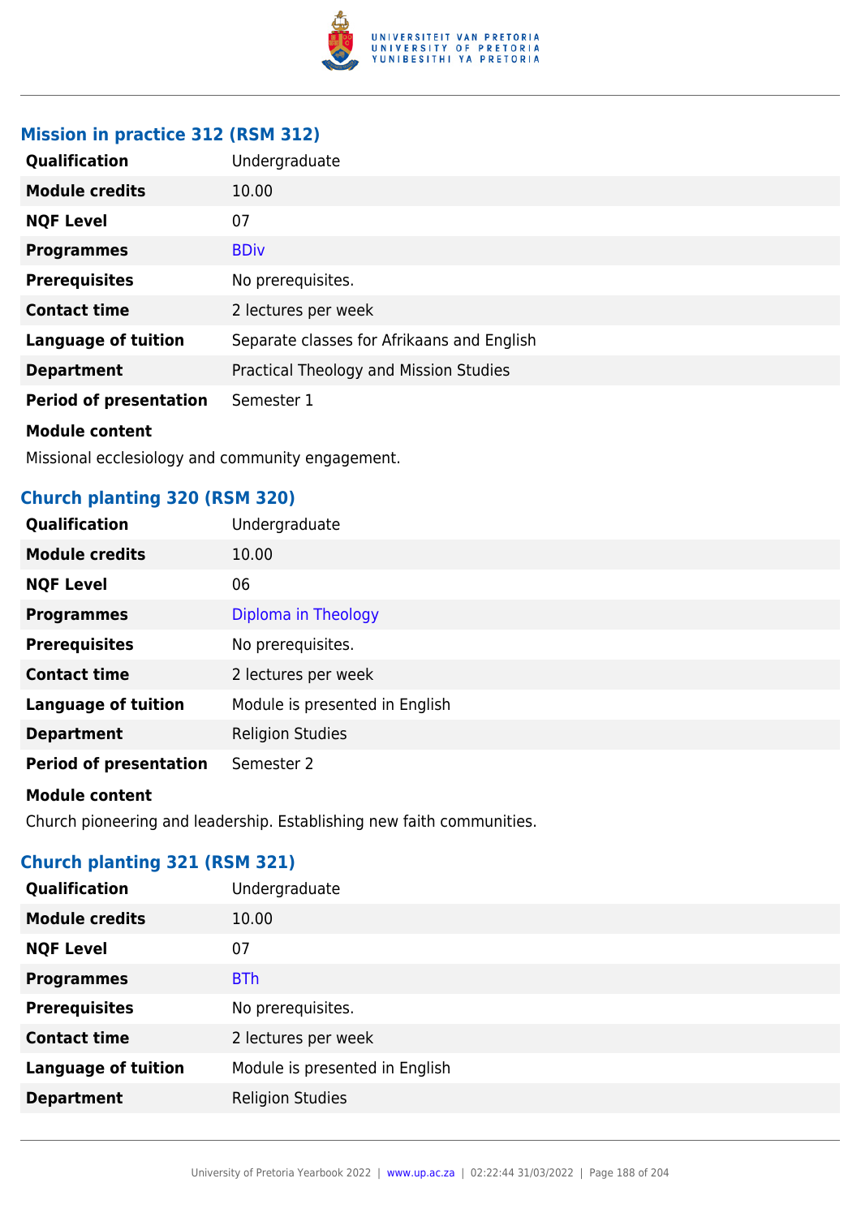### Mission in practice 312 (RSM 312)

| | |
|---|---|
| **Qualification** | Undergraduate |
| **Module credits** | 10.00 |
| **NQF Level** | 07 |
| **Programmes** | BDiv |
| **Prerequisites** | No prerequisites. |
| **Contact time** | 2 lectures per week |
| **Language of tuition** | Separate classes for Afrikaans and English |
| **Department** | Practical Theology and Mission Studies |
| **Period of presentation** | Semester 1 |

**Module content**

Missional ecclesiology and community engagement.

### Church planting 320 (RSM 320)

| | |
|---|---|
| **Qualification** | Undergraduate |
| **Module credits** | 10.00 |
| **NQF Level** | 06 |
| **Programmes** | Diploma in Theology |
| **Prerequisites** | No prerequisites. |
| **Contact time** | 2 lectures per week |
| **Language of tuition** | Module is presented in English |
| **Department** | Religion Studies |
| **Period of presentation** | Semester 2 |

**Module content**

Church pioneering and leadership. Establishing new faith communities.

### Church planting 321 (RSM 321)

| | |
|---|---|
| **Qualification** | Undergraduate |
| **Module credits** | 10.00 |
| **NQF Level** | 07 |
| **Programmes** | BTh |
| **Prerequisites** | No prerequisites. |
| **Contact time** | 2 lectures per week |
| **Language of tuition** | Module is presented in English |
| **Department** | Religion Studies |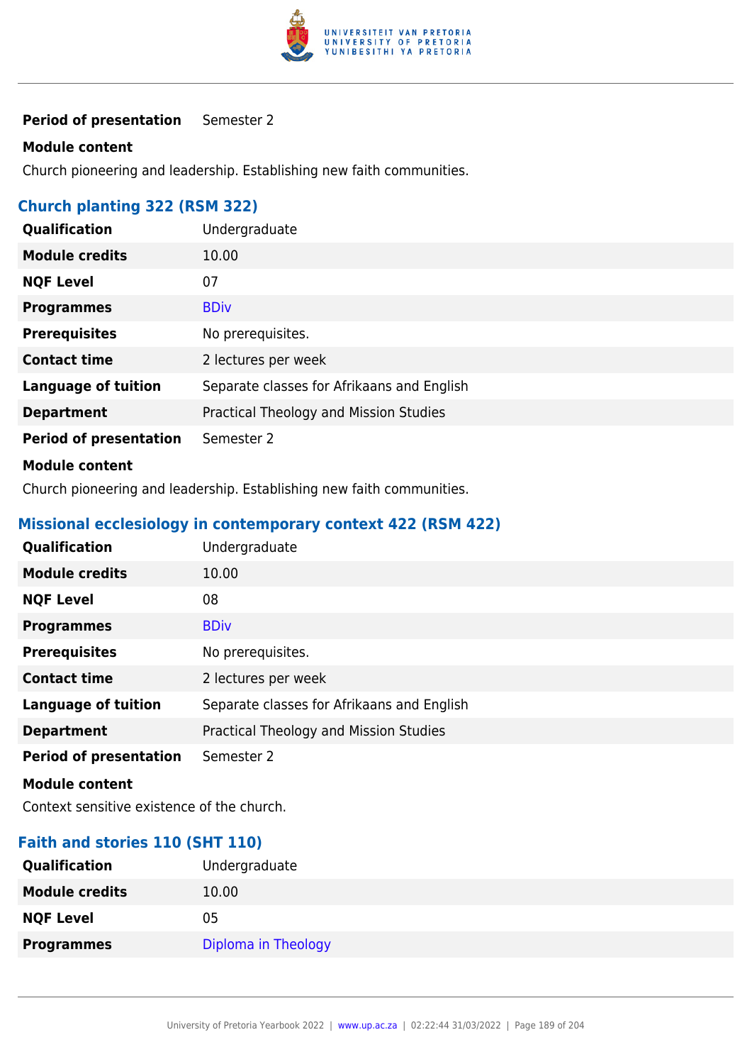| | |
|---|---|
| **Period of presentation** | Semester 2 |

**Module content**

Church pioneering and leadership. Establishing new faith communities.

### Church planting 322 (RSM 322)

| | |
|---|---|
| **Qualification** | Undergraduate |
| **Module credits** | 10.00 |
| **NQF Level** | 07 |
| **Programmes** | BDiv |
| **Prerequisites** | No prerequisites. |
| **Contact time** | 2 lectures per week |
| **Language of tuition** | Separate classes for Afrikaans and English |
| **Department** | Practical Theology and Mission Studies |
| **Period of presentation** | Semester 2 |

**Module content**

Church pioneering and leadership. Establishing new faith communities.

### Missional ecclesiology in contemporary context 422 (RSM 422)

| | |
|---|---|
| **Qualification** | Undergraduate |
| **Module credits** | 10.00 |
| **NQF Level** | 08 |
| **Programmes** | BDiv |
| **Prerequisites** | No prerequisites. |
| **Contact time** | 2 lectures per week |
| **Language of tuition** | Separate classes for Afrikaans and English |
| **Department** | Practical Theology and Mission Studies |
| **Period of presentation** | Semester 2 |

**Module content**

Context sensitive existence of the church.

### Faith and stories 110 (SHT 110)

| | |
|---|---|
| **Qualification** | Undergraduate |
| **Module credits** | 10.00 |
| **NQF Level** | 05 |
| **Programmes** | Diploma in Theology |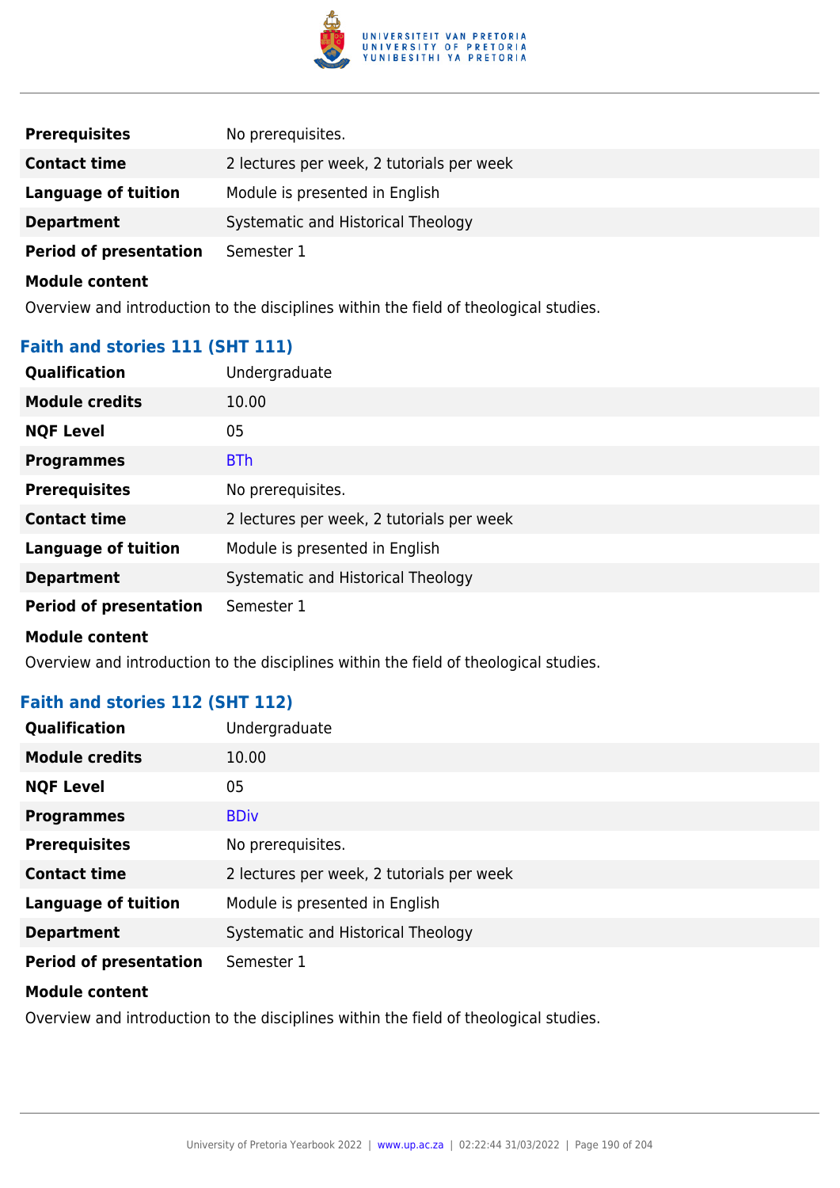| | |
|---|---|
| **Prerequisites** | No prerequisites. |
| **Contact time** | 2 lectures per week, 2 tutorials per week |
| **Language of tuition** | Module is presented in English |
| **Department** | Systematic and Historical Theology |
| **Period of presentation** | Semester 1 |

**Module content**

Overview and introduction to the disciplines within the field of theological studies.

### Faith and stories 111 (SHT 111)

| | |
|---|---|
| **Qualification** | Undergraduate |
| **Module credits** | 10.00 |
| **NQF Level** | 05 |
| **Programmes** | BTh |
| **Prerequisites** | No prerequisites. |
| **Contact time** | 2 lectures per week, 2 tutorials per week |
| **Language of tuition** | Module is presented in English |
| **Department** | Systematic and Historical Theology |
| **Period of presentation** | Semester 1 |

**Module content**

Overview and introduction to the disciplines within the field of theological studies.

### Faith and stories 112 (SHT 112)

| | |
|---|---|
| **Qualification** | Undergraduate |
| **Module credits** | 10.00 |
| **NQF Level** | 05 |
| **Programmes** | BDiv |
| **Prerequisites** | No prerequisites. |
| **Contact time** | 2 lectures per week, 2 tutorials per week |
| **Language of tuition** | Module is presented in English |
| **Department** | Systematic and Historical Theology |
| **Period of presentation** | Semester 1 |

**Module content**

Overview and introduction to the disciplines within the field of theological studies.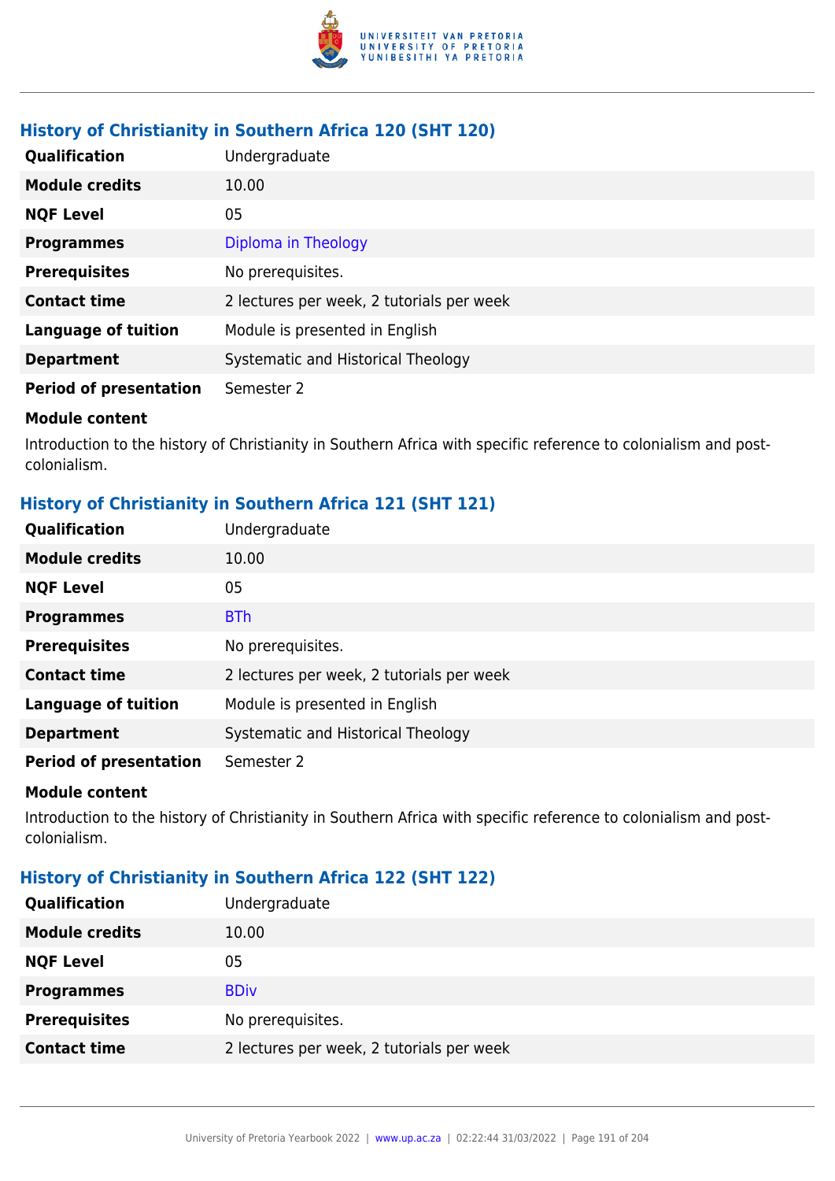### History of Christianity in Southern Africa 120 (SHT 120)

| | |
|---|---|
| **Qualification** | Undergraduate |
| **Module credits** | 10.00 |
| **NQF Level** | 05 |
| **Programmes** | Diploma in Theology |
| **Prerequisites** | No prerequisites. |
| **Contact time** | 2 lectures per week, 2 tutorials per week |
| **Language of tuition** | Module is presented in English |
| **Department** | Systematic and Historical Theology |
| **Period of presentation** | Semester 2 |

**Module content**

Introduction to the history of Christianity in Southern Africa with specific reference to colonialism and post-colonialism.

### History of Christianity in Southern Africa 121 (SHT 121)

| | |
|---|---|
| **Qualification** | Undergraduate |
| **Module credits** | 10.00 |
| **NQF Level** | 05 |
| **Programmes** | BTh |
| **Prerequisites** | No prerequisites. |
| **Contact time** | 2 lectures per week, 2 tutorials per week |
| **Language of tuition** | Module is presented in English |
| **Department** | Systematic and Historical Theology |
| **Period of presentation** | Semester 2 |

**Module content**

Introduction to the history of Christianity in Southern Africa with specific reference to colonialism and post-colonialism.

### History of Christianity in Southern Africa 122 (SHT 122)

| | |
|---|---|
| **Qualification** | Undergraduate |
| **Module credits** | 10.00 |
| **NQF Level** | 05 |
| **Programmes** | BDiv |
| **Prerequisites** | No prerequisites. |
| **Contact time** | 2 lectures per week, 2 tutorials per week |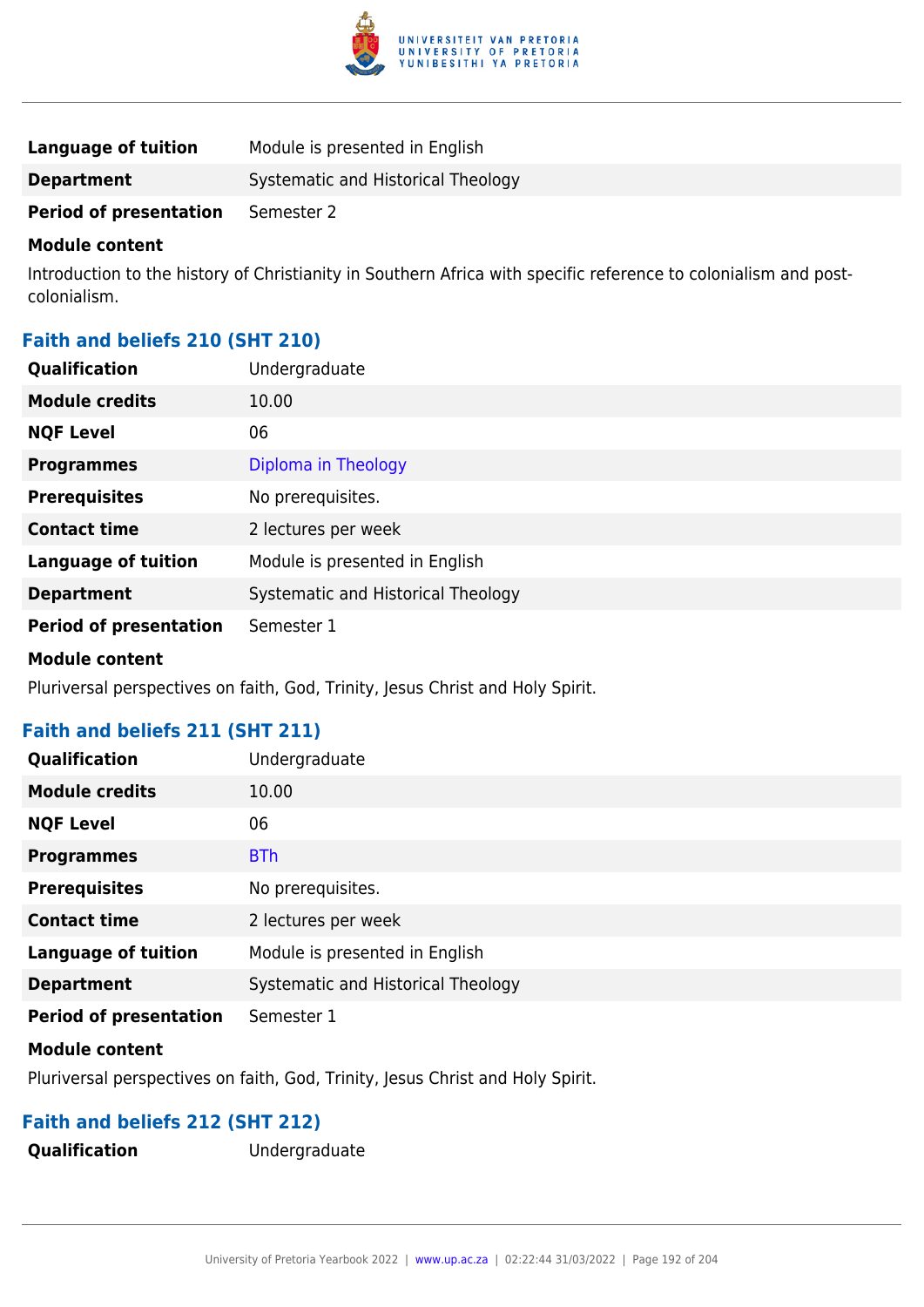| | |
|---|---|
| **Language of tuition** | Module is presented in English |
| **Department** | Systematic and Historical Theology |
| **Period of presentation** | Semester 2 |

**Module content**

Introduction to the history of Christianity in Southern Africa with specific reference to colonialism and post-colonialism.

### Faith and beliefs 210 (SHT 210)

| | |
|---|---|
| **Qualification** | Undergraduate |
| **Module credits** | 10.00 |
| **NQF Level** | 06 |
| **Programmes** | Diploma in Theology |
| **Prerequisites** | No prerequisites. |
| **Contact time** | 2 lectures per week |
| **Language of tuition** | Module is presented in English |
| **Department** | Systematic and Historical Theology |
| **Period of presentation** | Semester 1 |

**Module content**

Pluriversal perspectives on faith, God, Trinity, Jesus Christ and Holy Spirit.

### Faith and beliefs 211 (SHT 211)

| | |
|---|---|
| **Qualification** | Undergraduate |
| **Module credits** | 10.00 |
| **NQF Level** | 06 |
| **Programmes** | BTh |
| **Prerequisites** | No prerequisites. |
| **Contact time** | 2 lectures per week |
| **Language of tuition** | Module is presented in English |
| **Department** | Systematic and Historical Theology |
| **Period of presentation** | Semester 1 |

**Module content**

Pluriversal perspectives on faith, God, Trinity, Jesus Christ and Holy Spirit.

### Faith and beliefs 212 (SHT 212)

| | |
|---|---|
| **Qualification** | Undergraduate |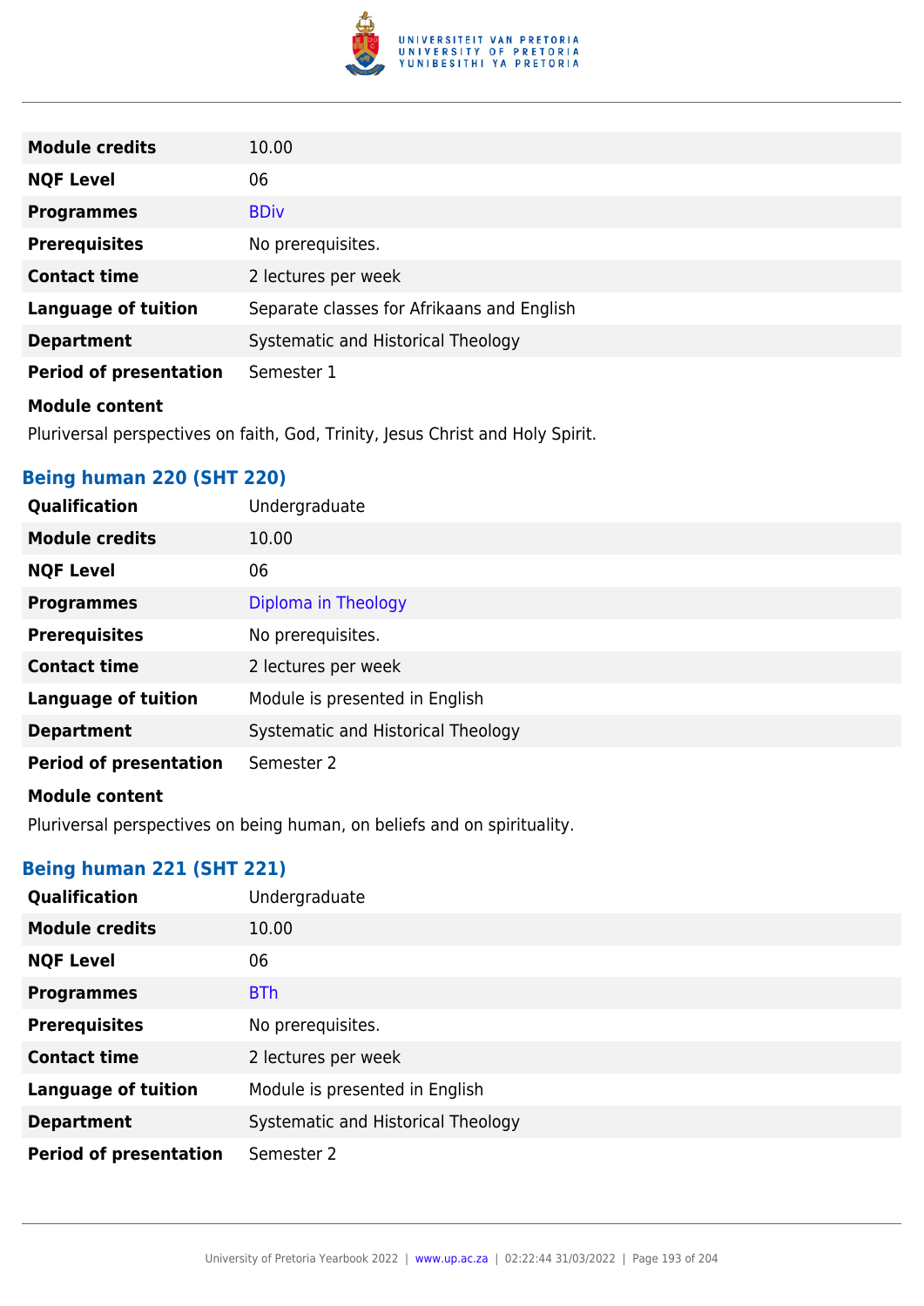| | |
|---|---|
| **Module credits** | 10.00 |
| **NQF Level** | 06 |
| **Programmes** | BDiv |
| **Prerequisites** | No prerequisites. |
| **Contact time** | 2 lectures per week |
| **Language of tuition** | Separate classes for Afrikaans and English |
| **Department** | Systematic and Historical Theology |
| **Period of presentation** | Semester 1 |

**Module content**

Pluriversal perspectives on faith, God, Trinity, Jesus Christ and Holy Spirit.

### Being human 220 (SHT 220)

| | |
|---|---|
| **Qualification** | Undergraduate |
| **Module credits** | 10.00 |
| **NQF Level** | 06 |
| **Programmes** | Diploma in Theology |
| **Prerequisites** | No prerequisites. |
| **Contact time** | 2 lectures per week |
| **Language of tuition** | Module is presented in English |
| **Department** | Systematic and Historical Theology |
| **Period of presentation** | Semester 2 |

**Module content**

Pluriversal perspectives on being human, on beliefs and on spirituality.

### Being human 221 (SHT 221)

| | |
|---|---|
| **Qualification** | Undergraduate |
| **Module credits** | 10.00 |
| **NQF Level** | 06 |
| **Programmes** | BTh |
| **Prerequisites** | No prerequisites. |
| **Contact time** | 2 lectures per week |
| **Language of tuition** | Module is presented in English |
| **Department** | Systematic and Historical Theology |
| **Period of presentation** | Semester 2 |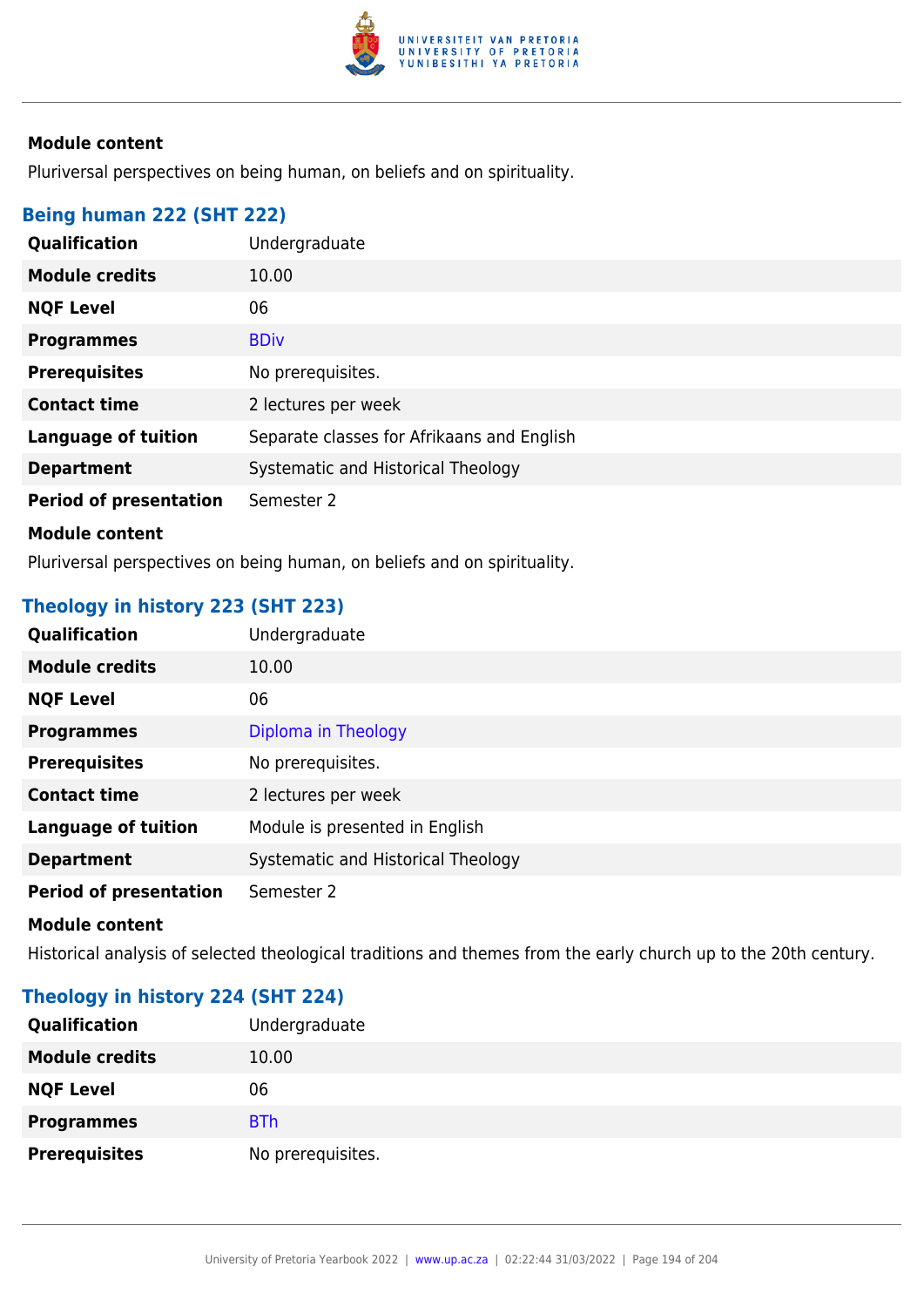**Module content**

Pluriversal perspectives on being human, on beliefs and on spirituality.

### Being human 222 (SHT 222)

| | |
|---|---|
| **Qualification** | Undergraduate |
| **Module credits** | 10.00 |
| **NQF Level** | 06 |
| **Programmes** | BDiv |
| **Prerequisites** | No prerequisites. |
| **Contact time** | 2 lectures per week |
| **Language of tuition** | Separate classes for Afrikaans and English |
| **Department** | Systematic and Historical Theology |
| **Period of presentation** | Semester 2 |

**Module content**

Pluriversal perspectives on being human, on beliefs and on spirituality.

### Theology in history 223 (SHT 223)

| | |
|---|---|
| **Qualification** | Undergraduate |
| **Module credits** | 10.00 |
| **NQF Level** | 06 |
| **Programmes** | Diploma in Theology |
| **Prerequisites** | No prerequisites. |
| **Contact time** | 2 lectures per week |
| **Language of tuition** | Module is presented in English |
| **Department** | Systematic and Historical Theology |
| **Period of presentation** | Semester 2 |

**Module content**

Historical analysis of selected theological traditions and themes from the early church up to the 20th century.

### Theology in history 224 (SHT 224)

| | |
|---|---|
| **Qualification** | Undergraduate |
| **Module credits** | 10.00 |
| **NQF Level** | 06 |
| **Programmes** | BTh |
| **Prerequisites** | No prerequisites. |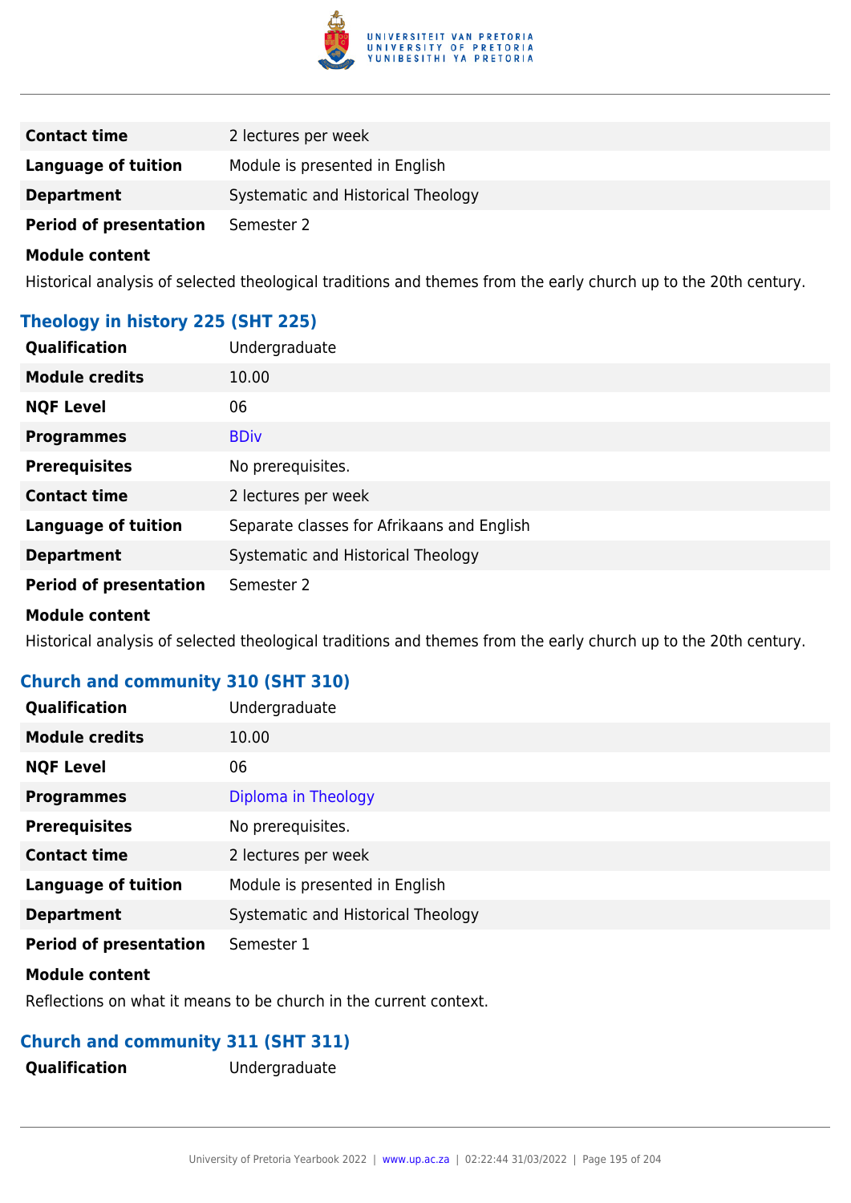| | |
|---|---|
| **Contact time** | 2 lectures per week |
| **Language of tuition** | Module is presented in English |
| **Department** | Systematic and Historical Theology |
| **Period of presentation** | Semester 2 |

**Module content**

Historical analysis of selected theological traditions and themes from the early church up to the 20th century.

### Theology in history 225 (SHT 225)

| | |
|---|---|
| **Qualification** | Undergraduate |
| **Module credits** | 10.00 |
| **NQF Level** | 06 |
| **Programmes** | BDiv |
| **Prerequisites** | No prerequisites. |
| **Contact time** | 2 lectures per week |
| **Language of tuition** | Separate classes for Afrikaans and English |
| **Department** | Systematic and Historical Theology |
| **Period of presentation** | Semester 2 |

**Module content**

Historical analysis of selected theological traditions and themes from the early church up to the 20th century.

### Church and community 310 (SHT 310)

| | |
|---|---|
| **Qualification** | Undergraduate |
| **Module credits** | 10.00 |
| **NQF Level** | 06 |
| **Programmes** | Diploma in Theology |
| **Prerequisites** | No prerequisites. |
| **Contact time** | 2 lectures per week |
| **Language of tuition** | Module is presented in English |
| **Department** | Systematic and Historical Theology |
| **Period of presentation** | Semester 1 |

**Module content**

Reflections on what it means to be church in the current context.

### Church and community 311 (SHT 311)

| | |
|---|---|
| **Qualification** | Undergraduate |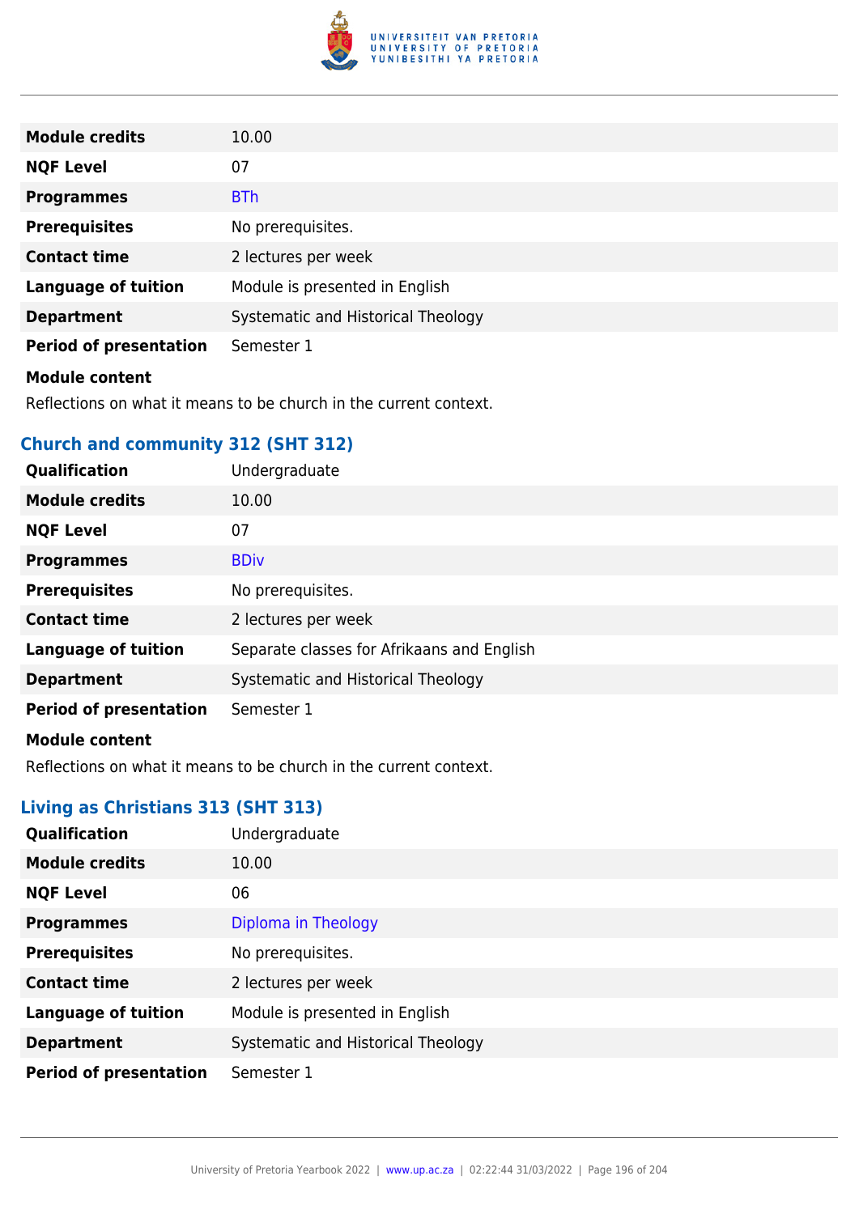| | |
|---|---|
| **Module credits** | 10.00 |
| **NQF Level** | 07 |
| **Programmes** | BTh |
| **Prerequisites** | No prerequisites. |
| **Contact time** | 2 lectures per week |
| **Language of tuition** | Module is presented in English |
| **Department** | Systematic and Historical Theology |
| **Period of presentation** | Semester 1 |

**Module content**

Reflections on what it means to be church in the current context.

### Church and community 312 (SHT 312)

| | |
|---|---|
| **Qualification** | Undergraduate |
| **Module credits** | 10.00 |
| **NQF Level** | 07 |
| **Programmes** | BDiv |
| **Prerequisites** | No prerequisites. |
| **Contact time** | 2 lectures per week |
| **Language of tuition** | Separate classes for Afrikaans and English |
| **Department** | Systematic and Historical Theology |
| **Period of presentation** | Semester 1 |

**Module content**

Reflections on what it means to be church in the current context.

### Living as Christians 313 (SHT 313)

| | |
|---|---|
| **Qualification** | Undergraduate |
| **Module credits** | 10.00 |
| **NQF Level** | 06 |
| **Programmes** | Diploma in Theology |
| **Prerequisites** | No prerequisites. |
| **Contact time** | 2 lectures per week |
| **Language of tuition** | Module is presented in English |
| **Department** | Systematic and Historical Theology |
| **Period of presentation** | Semester 1 |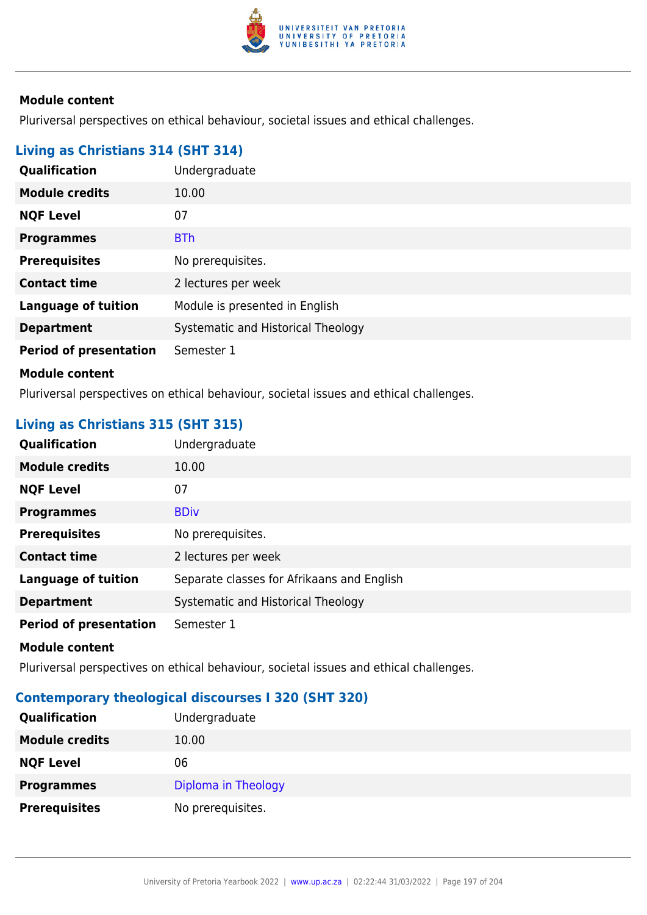**Module content**

Pluriversal perspectives on ethical behaviour, societal issues and ethical challenges.

### Living as Christians 314 (SHT 314)

| | |
|---|---|
| **Qualification** | Undergraduate |
| **Module credits** | 10.00 |
| **NQF Level** | 07 |
| **Programmes** | BTh |
| **Prerequisites** | No prerequisites. |
| **Contact time** | 2 lectures per week |
| **Language of tuition** | Module is presented in English |
| **Department** | Systematic and Historical Theology |
| **Period of presentation** | Semester 1 |

**Module content**

Pluriversal perspectives on ethical behaviour, societal issues and ethical challenges.

### Living as Christians 315 (SHT 315)

| | |
|---|---|
| **Qualification** | Undergraduate |
| **Module credits** | 10.00 |
| **NQF Level** | 07 |
| **Programmes** | BDiv |
| **Prerequisites** | No prerequisites. |
| **Contact time** | 2 lectures per week |
| **Language of tuition** | Separate classes for Afrikaans and English |
| **Department** | Systematic and Historical Theology |
| **Period of presentation** | Semester 1 |

**Module content**

Pluriversal perspectives on ethical behaviour, societal issues and ethical challenges.

### Contemporary theological discourses I 320 (SHT 320)

| | |
|---|---|
| **Qualification** | Undergraduate |
| **Module credits** | 10.00 |
| **NQF Level** | 06 |
| **Programmes** | Diploma in Theology |
| **Prerequisites** | No prerequisites. |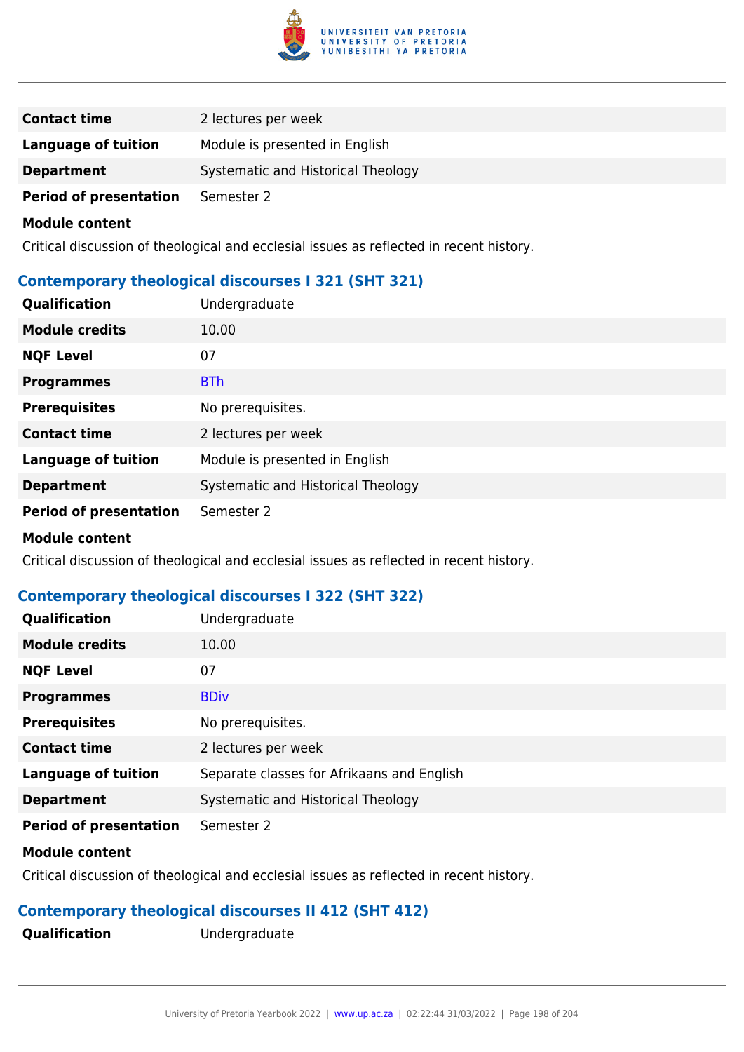| | |
|---|---|
| **Contact time** | 2 lectures per week |
| **Language of tuition** | Module is presented in English |
| **Department** | Systematic and Historical Theology |
| **Period of presentation** | Semester 2 |

**Module content**

Critical discussion of theological and ecclesial issues as reflected in recent history.

### Contemporary theological discourses I 321 (SHT 321)

| | |
|---|---|
| **Qualification** | Undergraduate |
| **Module credits** | 10.00 |
| **NQF Level** | 07 |
| **Programmes** | BTh |
| **Prerequisites** | No prerequisites. |
| **Contact time** | 2 lectures per week |
| **Language of tuition** | Module is presented in English |
| **Department** | Systematic and Historical Theology |
| **Period of presentation** | Semester 2 |

**Module content**

Critical discussion of theological and ecclesial issues as reflected in recent history.

### Contemporary theological discourses I 322 (SHT 322)

| | |
|---|---|
| **Qualification** | Undergraduate |
| **Module credits** | 10.00 |
| **NQF Level** | 07 |
| **Programmes** | BDiv |
| **Prerequisites** | No prerequisites. |
| **Contact time** | 2 lectures per week |
| **Language of tuition** | Separate classes for Afrikaans and English |
| **Department** | Systematic and Historical Theology |
| **Period of presentation** | Semester 2 |

**Module content**

Critical discussion of theological and ecclesial issues as reflected in recent history.

### Contemporary theological discourses II 412 (SHT 412)

| | |
|---|---|
| **Qualification** | Undergraduate |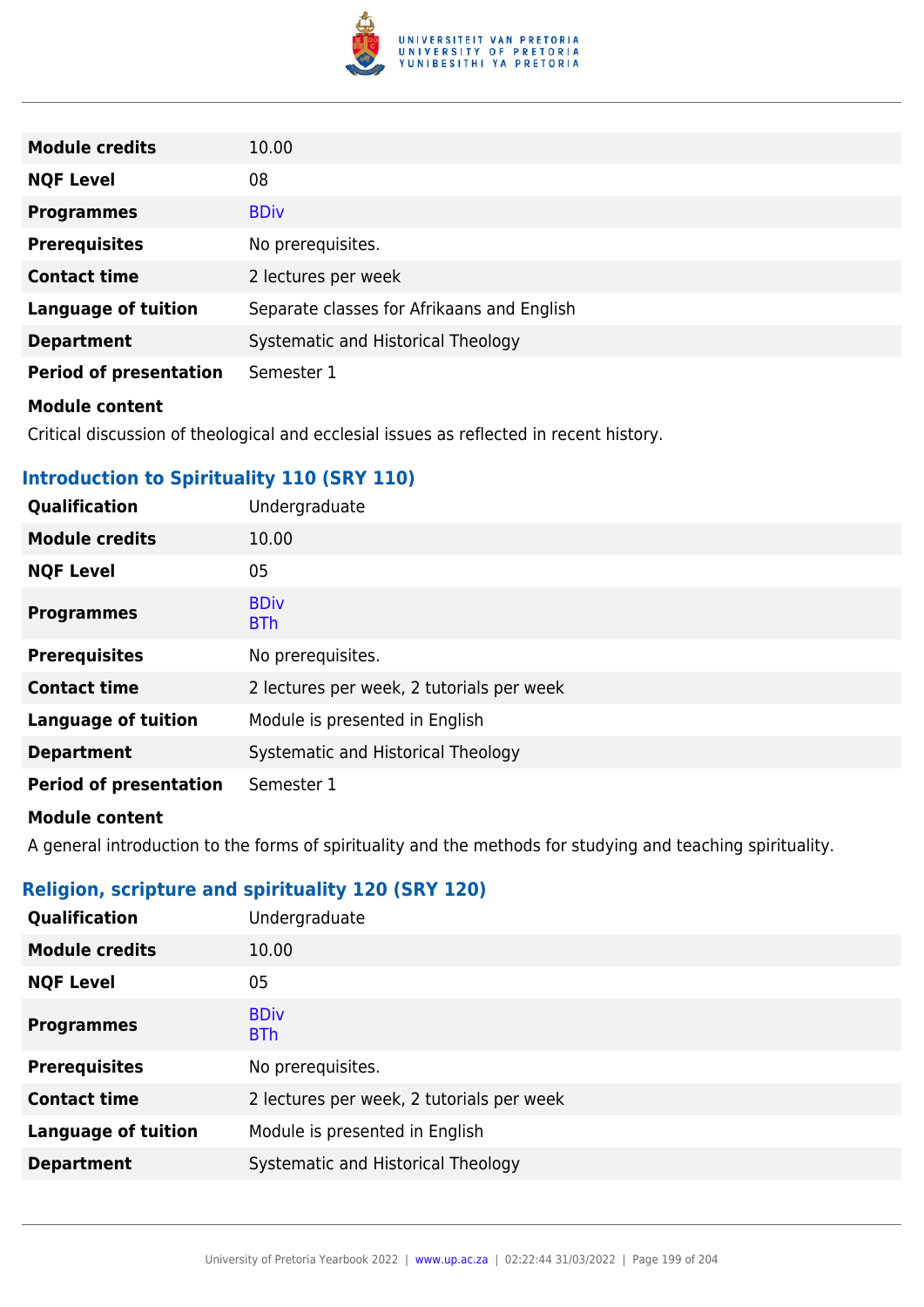| | |
|---|---|
| **Module credits** | 10.00 |
| **NQF Level** | 08 |
| **Programmes** | BDiv |
| **Prerequisites** | No prerequisites. |
| **Contact time** | 2 lectures per week |
| **Language of tuition** | Separate classes for Afrikaans and English |
| **Department** | Systematic and Historical Theology |
| **Period of presentation** | Semester 1 |

**Module content**

Critical discussion of theological and ecclesial issues as reflected in recent history.

### Introduction to Spirituality 110 (SRY 110)

| | |
|---|---|
| **Qualification** | Undergraduate |
| **Module credits** | 10.00 |
| **NQF Level** | 05 |
| **Programmes** | BDiv<br>BTh |
| **Prerequisites** | No prerequisites. |
| **Contact time** | 2 lectures per week, 2 tutorials per week |
| **Language of tuition** | Module is presented in English |
| **Department** | Systematic and Historical Theology |
| **Period of presentation** | Semester 1 |

**Module content**

A general introduction to the forms of spirituality and the methods for studying and teaching spirituality.

### Religion, scripture and spirituality 120 (SRY 120)

| | |
|---|---|
| **Qualification** | Undergraduate |
| **Module credits** | 10.00 |
| **NQF Level** | 05 |
| **Programmes** | BDiv<br>BTh |
| **Prerequisites** | No prerequisites. |
| **Contact time** | 2 lectures per week, 2 tutorials per week |
| **Language of tuition** | Module is presented in English |
| **Department** | Systematic and Historical Theology |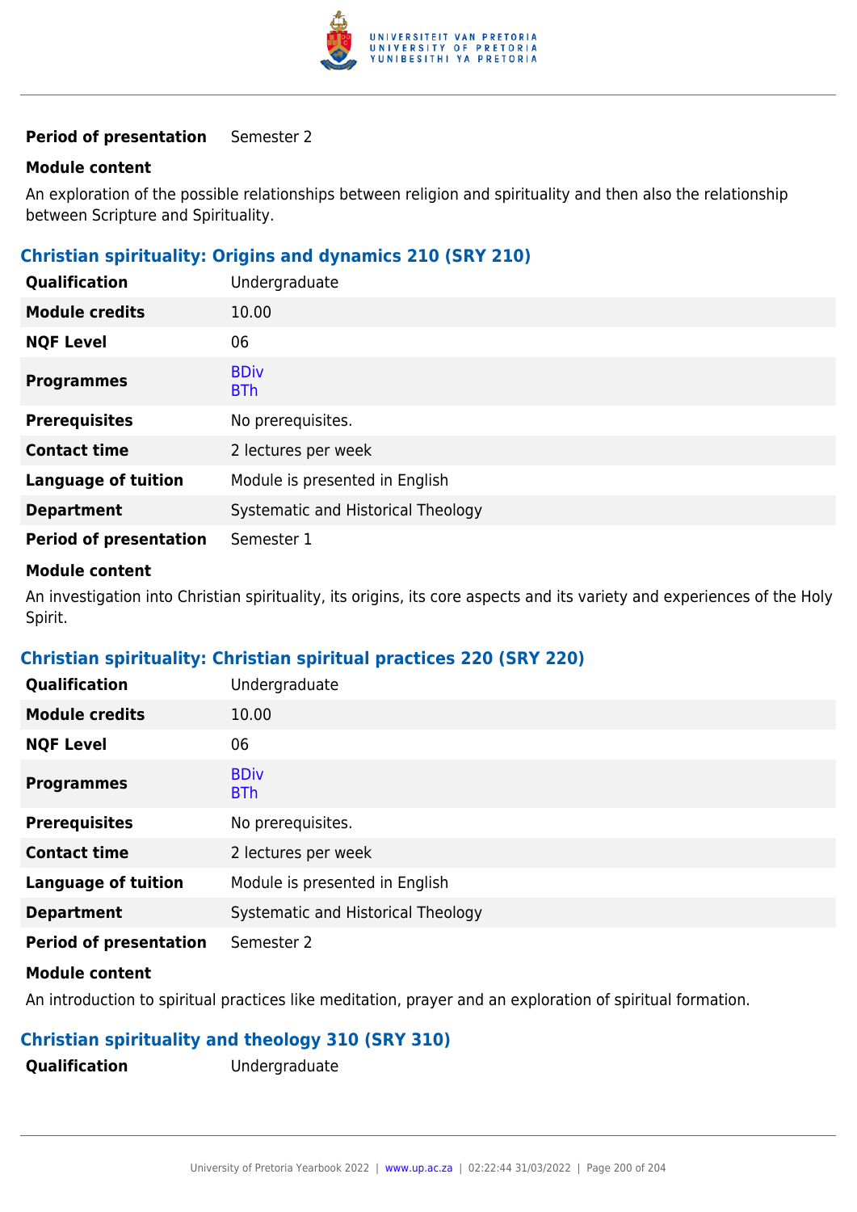| | |
|---|---|
| **Period of presentation** | Semester 2 |

**Module content**

An exploration of the possible relationships between religion and spirituality and then also the relationship between Scripture and Spirituality.

### Christian spirituality: Origins and dynamics 210 (SRY 210)

| | |
|---|---|
| **Qualification** | Undergraduate |
| **Module credits** | 10.00 |
| **NQF Level** | 06 |
| **Programmes** | BDiv<br>BTh |
| **Prerequisites** | No prerequisites. |
| **Contact time** | 2 lectures per week |
| **Language of tuition** | Module is presented in English |
| **Department** | Systematic and Historical Theology |
| **Period of presentation** | Semester 1 |

**Module content**

An investigation into Christian spirituality, its origins, its core aspects and its variety and experiences of the Holy Spirit.

### Christian spirituality: Christian spiritual practices 220 (SRY 220)

| | |
|---|---|
| **Qualification** | Undergraduate |
| **Module credits** | 10.00 |
| **NQF Level** | 06 |
| **Programmes** | BDiv<br>BTh |
| **Prerequisites** | No prerequisites. |
| **Contact time** | 2 lectures per week |
| **Language of tuition** | Module is presented in English |
| **Department** | Systematic and Historical Theology |
| **Period of presentation** | Semester 2 |

**Module content**

An introduction to spiritual practices like meditation, prayer and an exploration of spiritual formation.

### Christian spirituality and theology 310 (SRY 310)

| | |
|---|---|
| **Qualification** | Undergraduate |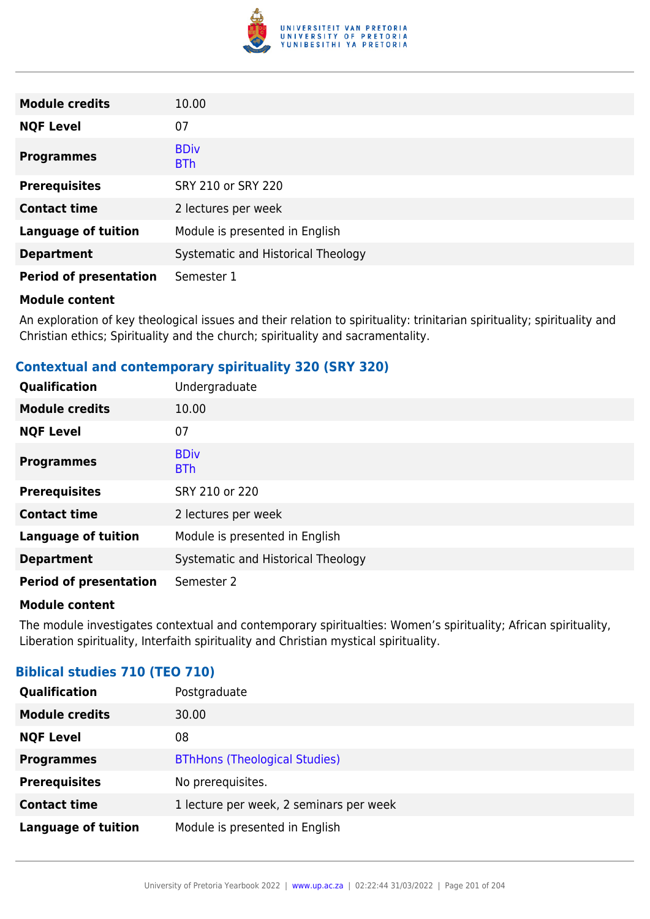| | |
|---|---|
| **Module credits** | 10.00 |
| **NQF Level** | 07 |
| **Programmes** | BDiv<br>BTh |
| **Prerequisites** | SRY 210 or SRY 220 |
| **Contact time** | 2 lectures per week |
| **Language of tuition** | Module is presented in English |
| **Department** | Systematic and Historical Theology |
| **Period of presentation** | Semester 1 |

**Module content**

An exploration of key theological issues and their relation to spirituality: trinitarian spirituality; spirituality and Christian ethics; Spirituality and the church; spirituality and sacramentality.

### Contextual and contemporary spirituality 320 (SRY 320)

| | |
|---|---|
| **Qualification** | Undergraduate |
| **Module credits** | 10.00 |
| **NQF Level** | 07 |
| **Programmes** | BDiv<br>BTh |
| **Prerequisites** | SRY 210 or 220 |
| **Contact time** | 2 lectures per week |
| **Language of tuition** | Module is presented in English |
| **Department** | Systematic and Historical Theology |
| **Period of presentation** | Semester 2 |

**Module content**

The module investigates contextual and contemporary spiritualties: Women's spirituality; African spirituality, Liberation spirituality, Interfaith spirituality and Christian mystical spirituality.

### Biblical studies 710 (TEO 710)

| | |
|---|---|
| **Qualification** | Postgraduate |
| **Module credits** | 30.00 |
| **NQF Level** | 08 |
| **Programmes** | BThHons (Theological Studies) |
| **Prerequisites** | No prerequisites. |
| **Contact time** | 1 lecture per week, 2 seminars per week |
| **Language of tuition** | Module is presented in English |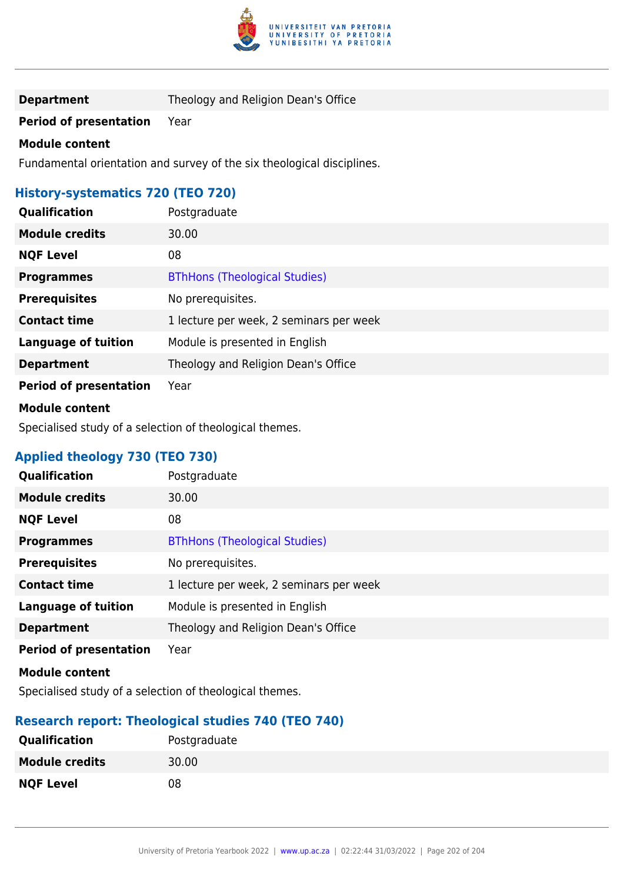| | |
|---|---|
| **Department** | Theology and Religion Dean's Office |
| **Period of presentation** | Year |

**Module content**

Fundamental orientation and survey of the six theological disciplines.

### History-systematics 720 (TEO 720)

| | |
|---|---|
| **Qualification** | Postgraduate |
| **Module credits** | 30.00 |
| **NQF Level** | 08 |
| **Programmes** | BThHons (Theological Studies) |
| **Prerequisites** | No prerequisites. |
| **Contact time** | 1 lecture per week, 2 seminars per week |
| **Language of tuition** | Module is presented in English |
| **Department** | Theology and Religion Dean's Office |
| **Period of presentation** | Year |

**Module content**

Specialised study of a selection of theological themes.

### Applied theology 730 (TEO 730)

| | |
|---|---|
| **Qualification** | Postgraduate |
| **Module credits** | 30.00 |
| **NQF Level** | 08 |
| **Programmes** | BThHons (Theological Studies) |
| **Prerequisites** | No prerequisites. |
| **Contact time** | 1 lecture per week, 2 seminars per week |
| **Language of tuition** | Module is presented in English |
| **Department** | Theology and Religion Dean's Office |
| **Period of presentation** | Year |

**Module content**

Specialised study of a selection of theological themes.

### Research report: Theological studies 740 (TEO 740)

| | |
|---|---|
| **Qualification** | Postgraduate |
| **Module credits** | 30.00 |
| **NQF Level** | 08 |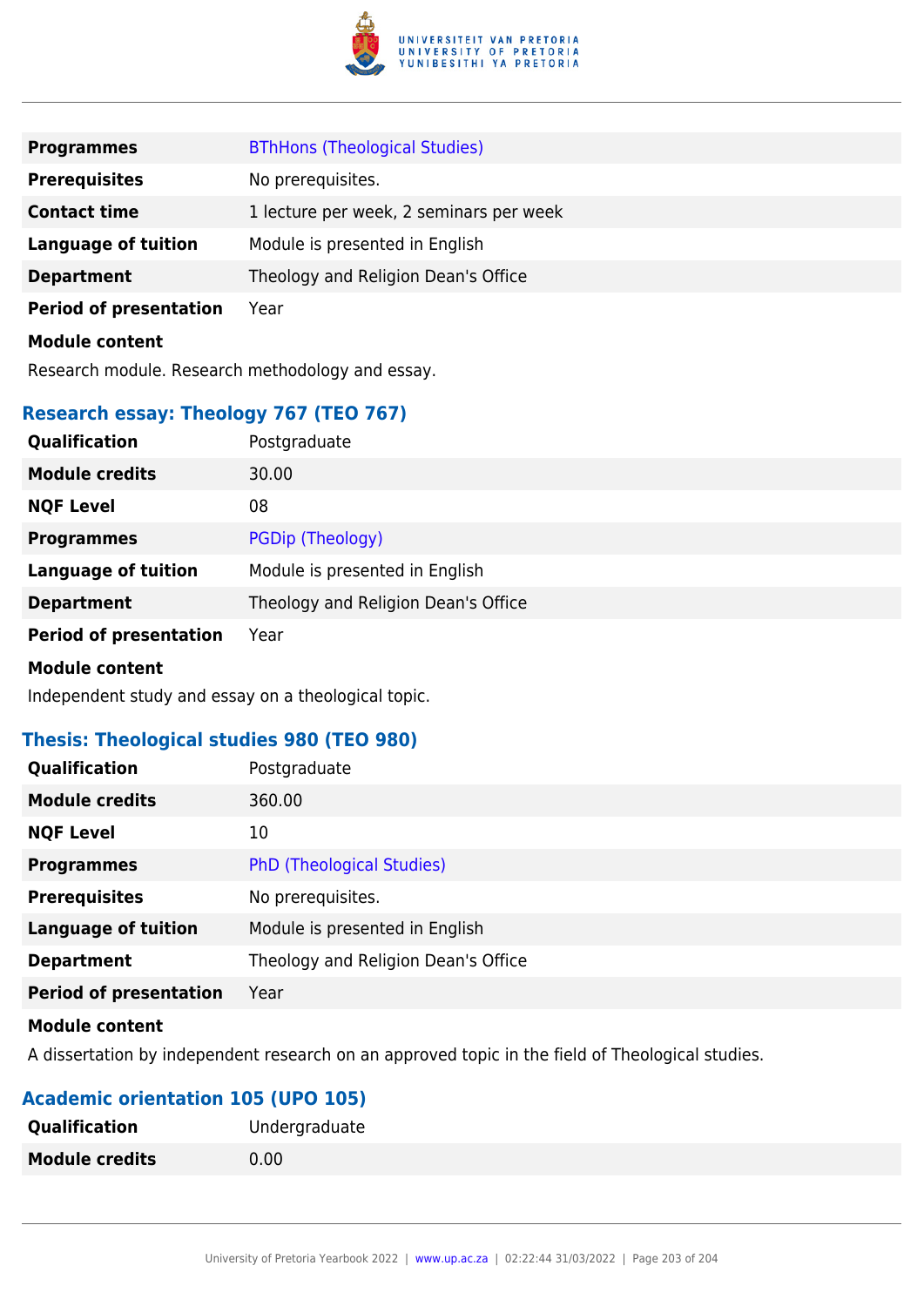| | |
|---|---|
| **Programmes** | BThHons (Theological Studies) |
| **Prerequisites** | No prerequisites. |
| **Contact time** | 1 lecture per week, 2 seminars per week |
| **Language of tuition** | Module is presented in English |
| **Department** | Theology and Religion Dean's Office |
| **Period of presentation** | Year |

**Module content**

Research module. Research methodology and essay.

### Research essay: Theology 767 (TEO 767)

| | |
|---|---|
| **Qualification** | Postgraduate |
| **Module credits** | 30.00 |
| **NQF Level** | 08 |
| **Programmes** | PGDip (Theology) |
| **Language of tuition** | Module is presented in English |
| **Department** | Theology and Religion Dean's Office |
| **Period of presentation** | Year |

**Module content**

Independent study and essay on a theological topic.

### Thesis: Theological studies 980 (TEO 980)

| | |
|---|---|
| **Qualification** | Postgraduate |
| **Module credits** | 360.00 |
| **NQF Level** | 10 |
| **Programmes** | PhD (Theological Studies) |
| **Prerequisites** | No prerequisites. |
| **Language of tuition** | Module is presented in English |
| **Department** | Theology and Religion Dean's Office |
| **Period of presentation** | Year |

**Module content**

A dissertation by independent research on an approved topic in the field of Theological studies.

### Academic orientation 105 (UPO 105)

| | |
|---|---|
| **Qualification** | Undergraduate |
| **Module credits** | 0.00 |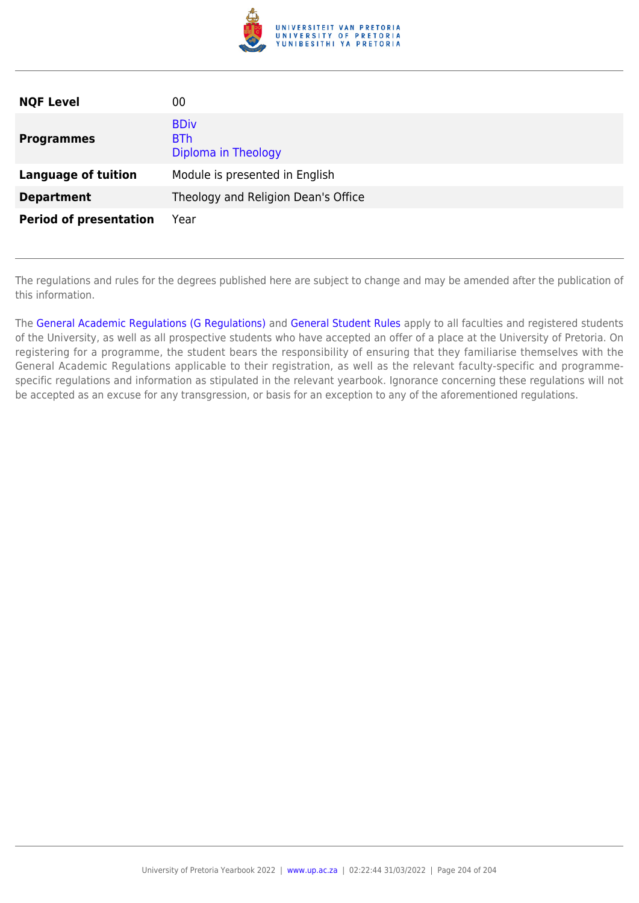| | |
|---|---|
| **NQF Level** | 00 |
| **Programmes** | BDiv<br>BTh<br>Diploma in Theology |
| **Language of tuition** | Module is presented in English |
| **Department** | Theology and Religion Dean's Office |
| **Period of presentation** | Year |

The regulations and rules for the degrees published here are subject to change and may be amended after the publication of this information.

The General Academic Regulations (G Regulations) and General Student Rules apply to all faculties and registered students of the University, as well as all prospective students who have accepted an offer of a place at the University of Pretoria. On registering for a programme, the student bears the responsibility of ensuring that they familiarise themselves with the General Academic Regulations applicable to their registration, as well as the relevant faculty-specific and programme-specific regulations and information as stipulated in the relevant yearbook. Ignorance concerning these regulations will not be accepted as an excuse for any transgression, or basis for an exception to any of the aforementioned regulations.